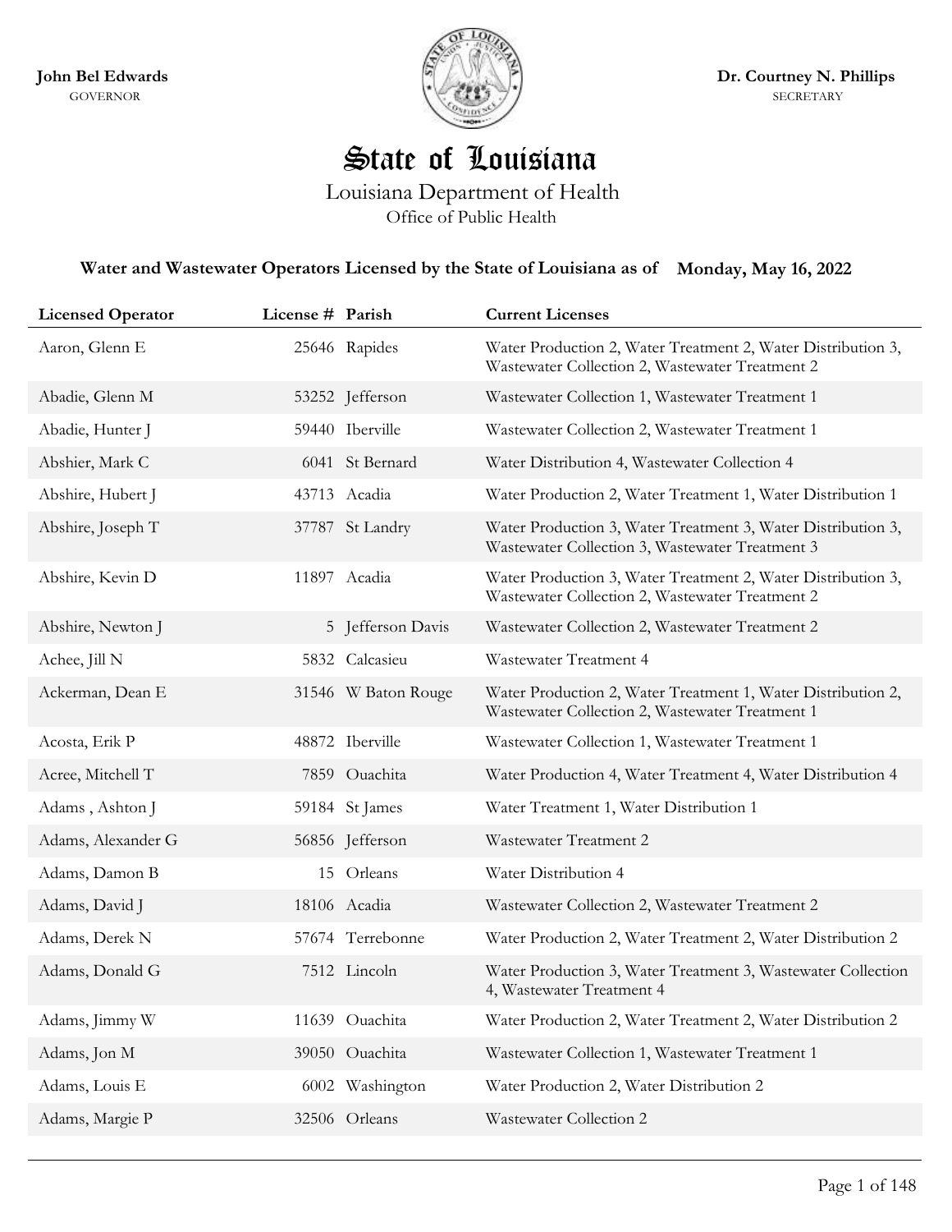**John Bel Edwards**
GOVERNOR

**Dr. Courtney N. Phillips**
SECRETARY

# State of Louisiana

Louisiana Department of Health
Office of Public Health

**Water and Wastewater Operators Licensed by the State of Louisiana as of Monday, May 16, 2022**

| Licensed Operator | License # | Parish | Current Licenses |
|---|---|---|---|
| Aaron, Glenn E | 25646 | Rapides | Water Production 2, Water Treatment 2, Water Distribution 3, Wastewater Collection 2, Wastewater Treatment 2 |
| Abadie, Glenn M | 53252 | Jefferson | Wastewater Collection 1, Wastewater Treatment 1 |
| Abadie, Hunter J | 59440 | Iberville | Wastewater Collection 2, Wastewater Treatment 1 |
| Abshier, Mark C | 6041 | St Bernard | Water Distribution 4, Wastewater Collection 4 |
| Abshire, Hubert J | 43713 | Acadia | Water Production 2, Water Treatment 1, Water Distribution 1 |
| Abshire, Joseph T | 37787 | St Landry | Water Production 3, Water Treatment 3, Water Distribution 3, Wastewater Collection 3, Wastewater Treatment 3 |
| Abshire, Kevin D | 11897 | Acadia | Water Production 3, Water Treatment 2, Water Distribution 3, Wastewater Collection 2, Wastewater Treatment 2 |
| Abshire, Newton J | 5 | Jefferson Davis | Wastewater Collection 2, Wastewater Treatment 2 |
| Achee, Jill N | 5832 | Calcasieu | Wastewater Treatment 4 |
| Ackerman, Dean E | 31546 | W Baton Rouge | Water Production 2, Water Treatment 1, Water Distribution 2, Wastewater Collection 2, Wastewater Treatment 1 |
| Acosta, Erik P | 48872 | Iberville | Wastewater Collection 1, Wastewater Treatment 1 |
| Acree, Mitchell T | 7859 | Ouachita | Water Production 4, Water Treatment 4, Water Distribution 4 |
| Adams , Ashton J | 59184 | St James | Water Treatment 1, Water Distribution 1 |
| Adams, Alexander G | 56856 | Jefferson | Wastewater Treatment 2 |
| Adams, Damon B | 15 | Orleans | Water Distribution 4 |
| Adams, David J | 18106 | Acadia | Wastewater Collection 2, Wastewater Treatment 2 |
| Adams, Derek N | 57674 | Terrebonne | Water Production 2, Water Treatment 2, Water Distribution 2 |
| Adams, Donald G | 7512 | Lincoln | Water Production 3, Water Treatment 3, Wastewater Collection 4, Wastewater Treatment 4 |
| Adams, Jimmy W | 11639 | Ouachita | Water Production 2, Water Treatment 2, Water Distribution 2 |
| Adams, Jon M | 39050 | Ouachita | Wastewater Collection 1, Wastewater Treatment 1 |
| Adams, Louis E | 6002 | Washington | Water Production 2, Water Distribution 2 |
| Adams, Margie P | 32506 | Orleans | Wastewater Collection 2 |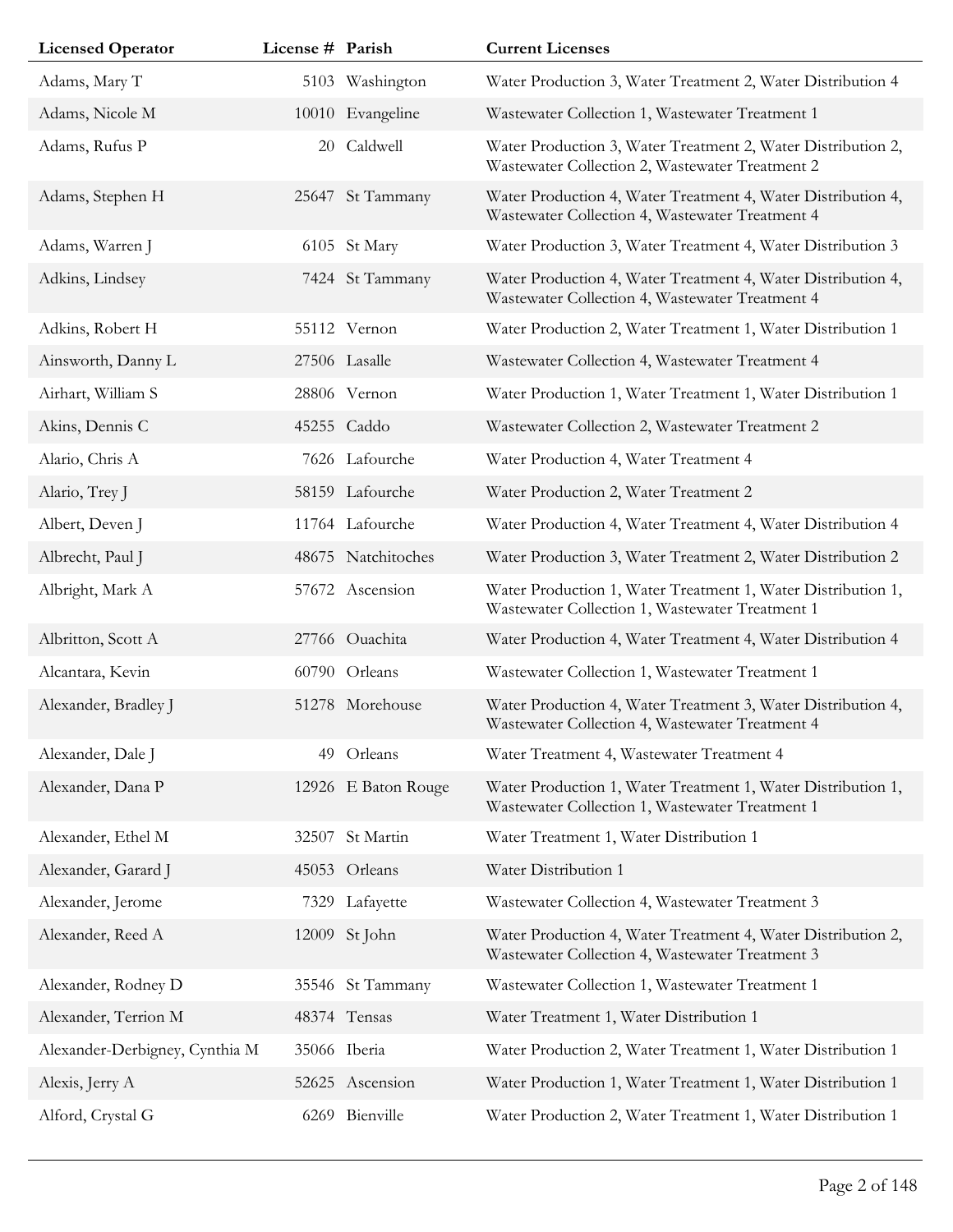| Licensed Operator | License # | Parish | Current Licenses |
|---|---|---|---|
| Adams, Mary T | 5103 | Washington | Water Production 3, Water Treatment 2, Water Distribution 4 |
| Adams, Nicole M | 10010 | Evangeline | Wastewater Collection 1, Wastewater Treatment 1 |
| Adams, Rufus P | 20 | Caldwell | Water Production 3, Water Treatment 2, Water Distribution 2, Wastewater Collection 2, Wastewater Treatment 2 |
| Adams, Stephen H | 25647 | St Tammany | Water Production 4, Water Treatment 4, Water Distribution 4, Wastewater Collection 4, Wastewater Treatment 4 |
| Adams, Warren J | 6105 | St Mary | Water Production 3, Water Treatment 4, Water Distribution 3 |
| Adkins, Lindsey | 7424 | St Tammany | Water Production 4, Water Treatment 4, Water Distribution 4, Wastewater Collection 4, Wastewater Treatment 4 |
| Adkins, Robert H | 55112 | Vernon | Water Production 2, Water Treatment 1, Water Distribution 1 |
| Ainsworth, Danny L | 27506 | Lasalle | Wastewater Collection 4, Wastewater Treatment 4 |
| Airhart, William S | 28806 | Vernon | Water Production 1, Water Treatment 1, Water Distribution 1 |
| Akins, Dennis C | 45255 | Caddo | Wastewater Collection 2, Wastewater Treatment 2 |
| Alario, Chris A | 7626 | Lafourche | Water Production 4, Water Treatment 4 |
| Alario, Trey J | 58159 | Lafourche | Water Production 2, Water Treatment 2 |
| Albert, Deven J | 11764 | Lafourche | Water Production 4, Water Treatment 4, Water Distribution 4 |
| Albrecht, Paul J | 48675 | Natchitoches | Water Production 3, Water Treatment 2, Water Distribution 2 |
| Albright, Mark A | 57672 | Ascension | Water Production 1, Water Treatment 1, Water Distribution 1, Wastewater Collection 1, Wastewater Treatment 1 |
| Albritton, Scott A | 27766 | Ouachita | Water Production 4, Water Treatment 4, Water Distribution 4 |
| Alcantara, Kevin | 60790 | Orleans | Wastewater Collection 1, Wastewater Treatment 1 |
| Alexander, Bradley J | 51278 | Morehouse | Water Production 4, Water Treatment 3, Water Distribution 4, Wastewater Collection 4, Wastewater Treatment 4 |
| Alexander, Dale J | 49 | Orleans | Water Treatment 4, Wastewater Treatment 4 |
| Alexander, Dana P | 12926 | E Baton Rouge | Water Production 1, Water Treatment 1, Water Distribution 1, Wastewater Collection 1, Wastewater Treatment 1 |
| Alexander, Ethel M | 32507 | St Martin | Water Treatment 1, Water Distribution 1 |
| Alexander, Garard J | 45053 | Orleans | Water Distribution 1 |
| Alexander, Jerome | 7329 | Lafayette | Wastewater Collection 4, Wastewater Treatment 3 |
| Alexander, Reed A | 12009 | St John | Water Production 4, Water Treatment 4, Water Distribution 2, Wastewater Collection 4, Wastewater Treatment 3 |
| Alexander, Rodney D | 35546 | St Tammany | Wastewater Collection 1, Wastewater Treatment 1 |
| Alexander, Terrion M | 48374 | Tensas | Water Treatment 1, Water Distribution 1 |
| Alexander-Derbigney, Cynthia M | 35066 | Iberia | Water Production 2, Water Treatment 1, Water Distribution 1 |
| Alexis, Jerry A | 52625 | Ascension | Water Production 1, Water Treatment 1, Water Distribution 1 |
| Alford, Crystal G | 6269 | Bienville | Water Production 2, Water Treatment 1, Water Distribution 1 |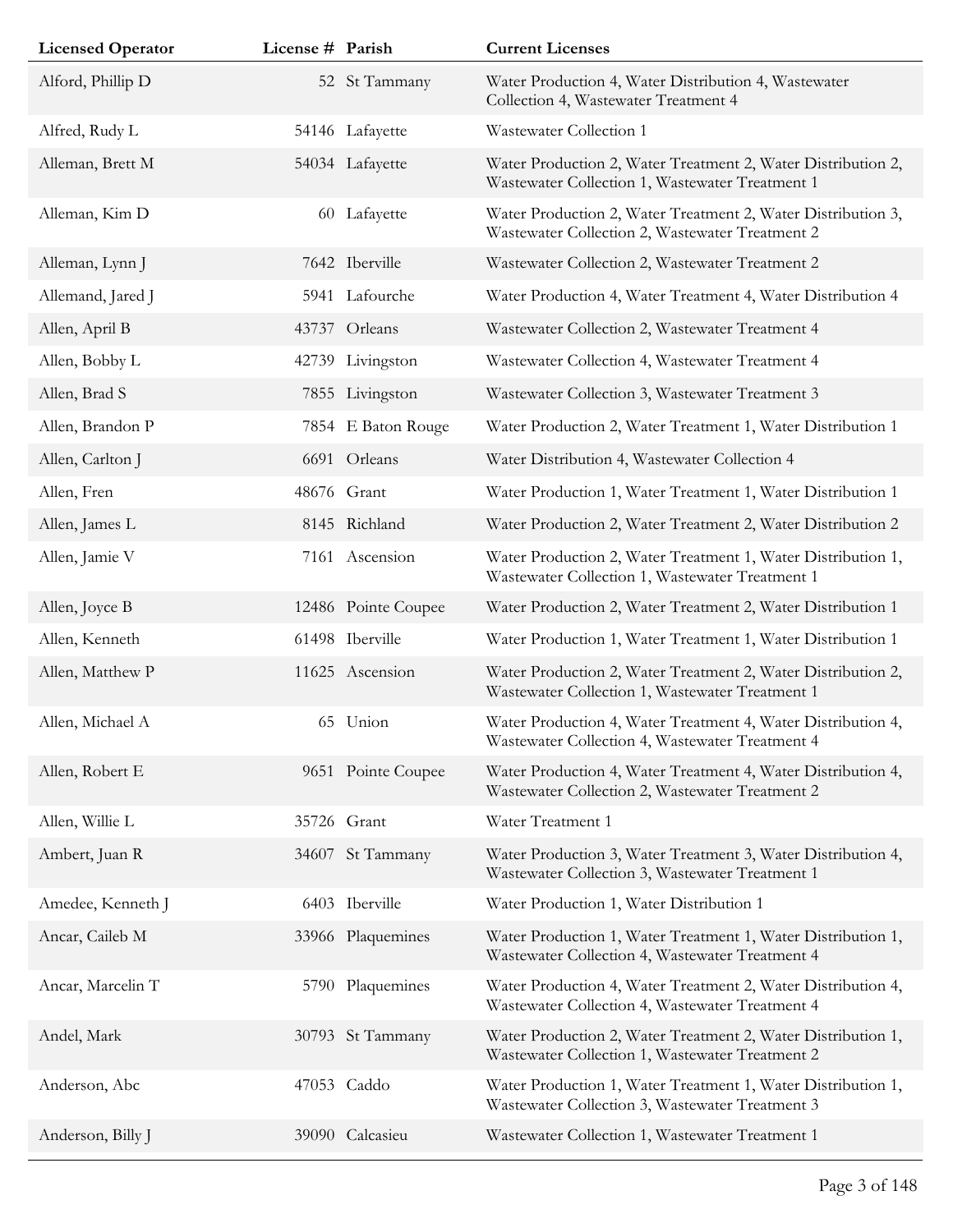| Licensed Operator | License # | Parish | Current Licenses |
|---|---|---|---|
| Alford, Phillip D | 52 | St Tammany | Water Production 4, Water Distribution 4, Wastewater Collection 4, Wastewater Treatment 4 |
| Alfred, Rudy L | 54146 | Lafayette | Wastewater Collection 1 |
| Alleman, Brett M | 54034 | Lafayette | Water Production 2, Water Treatment 2, Water Distribution 2, Wastewater Collection 1, Wastewater Treatment 1 |
| Alleman, Kim D | 60 | Lafayette | Water Production 2, Water Treatment 2, Water Distribution 3, Wastewater Collection 2, Wastewater Treatment 2 |
| Alleman, Lynn J | 7642 | Iberville | Wastewater Collection 2, Wastewater Treatment 2 |
| Allemand, Jared J | 5941 | Lafourche | Water Production 4, Water Treatment 4, Water Distribution 4 |
| Allen, April B | 43737 | Orleans | Wastewater Collection 2, Wastewater Treatment 4 |
| Allen, Bobby L | 42739 | Livingston | Wastewater Collection 4, Wastewater Treatment 4 |
| Allen, Brad S | 7855 | Livingston | Wastewater Collection 3, Wastewater Treatment 3 |
| Allen, Brandon P | 7854 | E Baton Rouge | Water Production 2, Water Treatment 1, Water Distribution 1 |
| Allen, Carlton J | 6691 | Orleans | Water Distribution 4, Wastewater Collection 4 |
| Allen, Fren | 48676 | Grant | Water Production 1, Water Treatment 1, Water Distribution 1 |
| Allen, James L | 8145 | Richland | Water Production 2, Water Treatment 2, Water Distribution 2 |
| Allen, Jamie V | 7161 | Ascension | Water Production 2, Water Treatment 1, Water Distribution 1, Wastewater Collection 1, Wastewater Treatment 1 |
| Allen, Joyce B | 12486 | Pointe Coupee | Water Production 2, Water Treatment 2, Water Distribution 1 |
| Allen, Kenneth | 61498 | Iberville | Water Production 1, Water Treatment 1, Water Distribution 1 |
| Allen, Matthew P | 11625 | Ascension | Water Production 2, Water Treatment 2, Water Distribution 2, Wastewater Collection 1, Wastewater Treatment 1 |
| Allen, Michael A | 65 | Union | Water Production 4, Water Treatment 4, Water Distribution 4, Wastewater Collection 4, Wastewater Treatment 4 |
| Allen, Robert E | 9651 | Pointe Coupee | Water Production 4, Water Treatment 4, Water Distribution 4, Wastewater Collection 2, Wastewater Treatment 2 |
| Allen, Willie L | 35726 | Grant | Water Treatment 1 |
| Ambert, Juan R | 34607 | St Tammany | Water Production 3, Water Treatment 3, Water Distribution 4, Wastewater Collection 3, Wastewater Treatment 1 |
| Amedee, Kenneth J | 6403 | Iberville | Water Production 1, Water Distribution 1 |
| Ancar, Caileb M | 33966 | Plaquemines | Water Production 1, Water Treatment 1, Water Distribution 1, Wastewater Collection 4, Wastewater Treatment 4 |
| Ancar, Marcelin T | 5790 | Plaquemines | Water Production 4, Water Treatment 2, Water Distribution 4, Wastewater Collection 4, Wastewater Treatment 4 |
| Andel, Mark | 30793 | St Tammany | Water Production 2, Water Treatment 2, Water Distribution 1, Wastewater Collection 1, Wastewater Treatment 2 |
| Anderson, Abc | 47053 | Caddo | Water Production 1, Water Treatment 1, Water Distribution 1, Wastewater Collection 3, Wastewater Treatment 3 |
| Anderson, Billy J | 39090 | Calcasieu | Wastewater Collection 1, Wastewater Treatment 1 |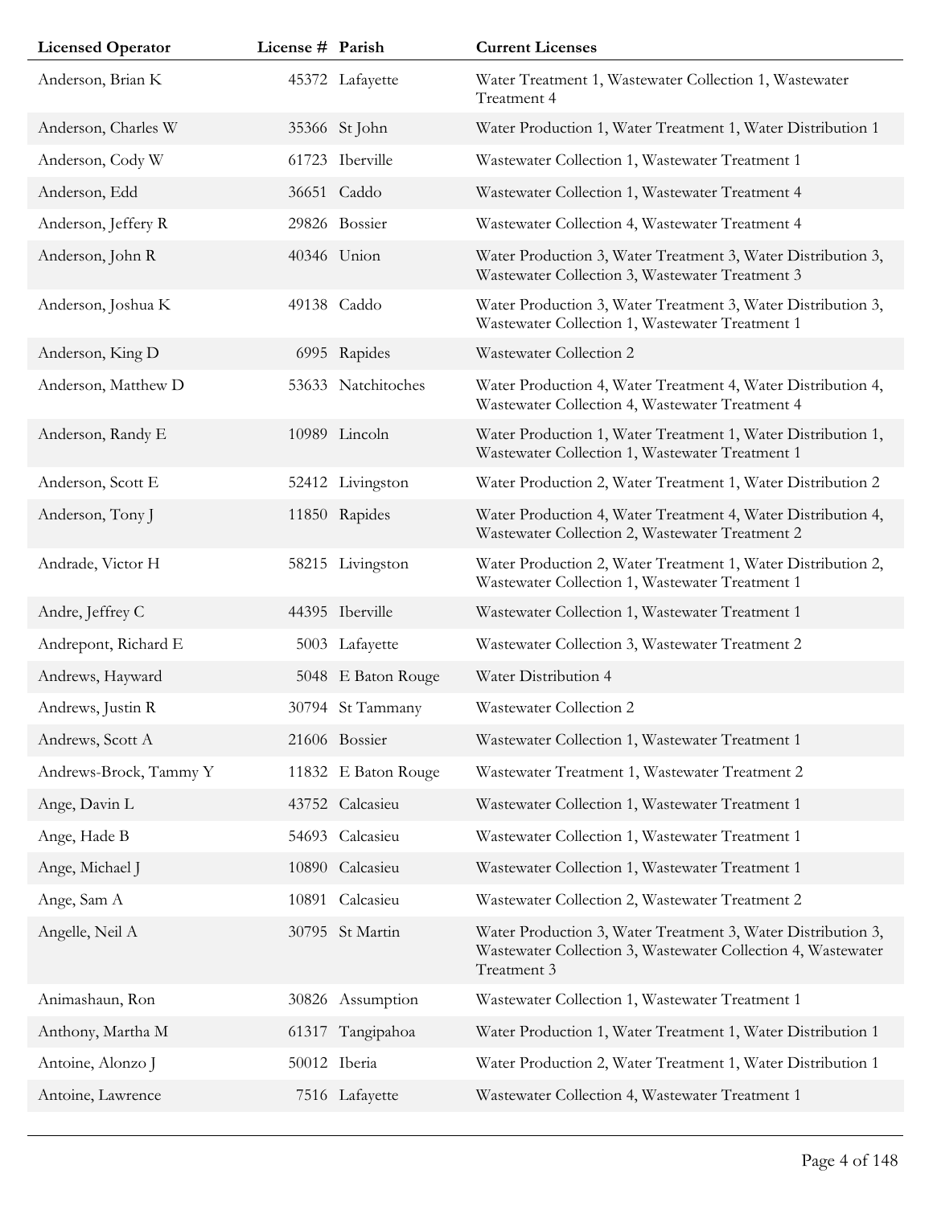| Licensed Operator | License # | Parish | Current Licenses |
|---|---|---|---|
| Anderson, Brian K | 45372 | Lafayette | Water Treatment 1, Wastewater Collection 1, Wastewater Treatment 4 |
| Anderson, Charles W | 35366 | St John | Water Production 1, Water Treatment 1, Water Distribution 1 |
| Anderson, Cody W | 61723 | Iberville | Wastewater Collection 1, Wastewater Treatment 1 |
| Anderson, Edd | 36651 | Caddo | Wastewater Collection 1, Wastewater Treatment 4 |
| Anderson, Jeffery R | 29826 | Bossier | Wastewater Collection 4, Wastewater Treatment 4 |
| Anderson, John R | 40346 | Union | Water Production 3, Water Treatment 3, Water Distribution 3, Wastewater Collection 3, Wastewater Treatment 3 |
| Anderson, Joshua K | 49138 | Caddo | Water Production 3, Water Treatment 3, Water Distribution 3, Wastewater Collection 1, Wastewater Treatment 1 |
| Anderson, King D | 6995 | Rapides | Wastewater Collection 2 |
| Anderson, Matthew D | 53633 | Natchitoches | Water Production 4, Water Treatment 4, Water Distribution 4, Wastewater Collection 4, Wastewater Treatment 4 |
| Anderson, Randy E | 10989 | Lincoln | Water Production 1, Water Treatment 1, Water Distribution 1, Wastewater Collection 1, Wastewater Treatment 1 |
| Anderson, Scott E | 52412 | Livingston | Water Production 2, Water Treatment 1, Water Distribution 2 |
| Anderson, Tony J | 11850 | Rapides | Water Production 4, Water Treatment 4, Water Distribution 4, Wastewater Collection 2, Wastewater Treatment 2 |
| Andrade, Victor H | 58215 | Livingston | Water Production 2, Water Treatment 1, Water Distribution 2, Wastewater Collection 1, Wastewater Treatment 1 |
| Andre, Jeffrey C | 44395 | Iberville | Wastewater Collection 1, Wastewater Treatment 1 |
| Andrepont, Richard E | 5003 | Lafayette | Wastewater Collection 3, Wastewater Treatment 2 |
| Andrews, Hayward | 5048 | E Baton Rouge | Water Distribution 4 |
| Andrews, Justin R | 30794 | St Tammany | Wastewater Collection 2 |
| Andrews, Scott A | 21606 | Bossier | Wastewater Collection 1, Wastewater Treatment 1 |
| Andrews-Brock, Tammy Y | 11832 | E Baton Rouge | Wastewater Treatment 1, Wastewater Treatment 2 |
| Ange, Davin L | 43752 | Calcasieu | Wastewater Collection 1, Wastewater Treatment 1 |
| Ange, Hade B | 54693 | Calcasieu | Wastewater Collection 1, Wastewater Treatment 1 |
| Ange, Michael J | 10890 | Calcasieu | Wastewater Collection 1, Wastewater Treatment 1 |
| Ange, Sam A | 10891 | Calcasieu | Wastewater Collection 2, Wastewater Treatment 2 |
| Angelle, Neil A | 30795 | St Martin | Water Production 3, Water Treatment 3, Water Distribution 3, Wastewater Collection 3, Wastewater Collection 4, Wastewater Treatment 3 |
| Animashaun, Ron | 30826 | Assumption | Wastewater Collection 1, Wastewater Treatment 1 |
| Anthony, Martha M | 61317 | Tangipahoa | Water Production 1, Water Treatment 1, Water Distribution 1 |
| Antoine, Alonzo J | 50012 | Iberia | Water Production 2, Water Treatment 1, Water Distribution 1 |
| Antoine, Lawrence | 7516 | Lafayette | Wastewater Collection 4, Wastewater Treatment 1 |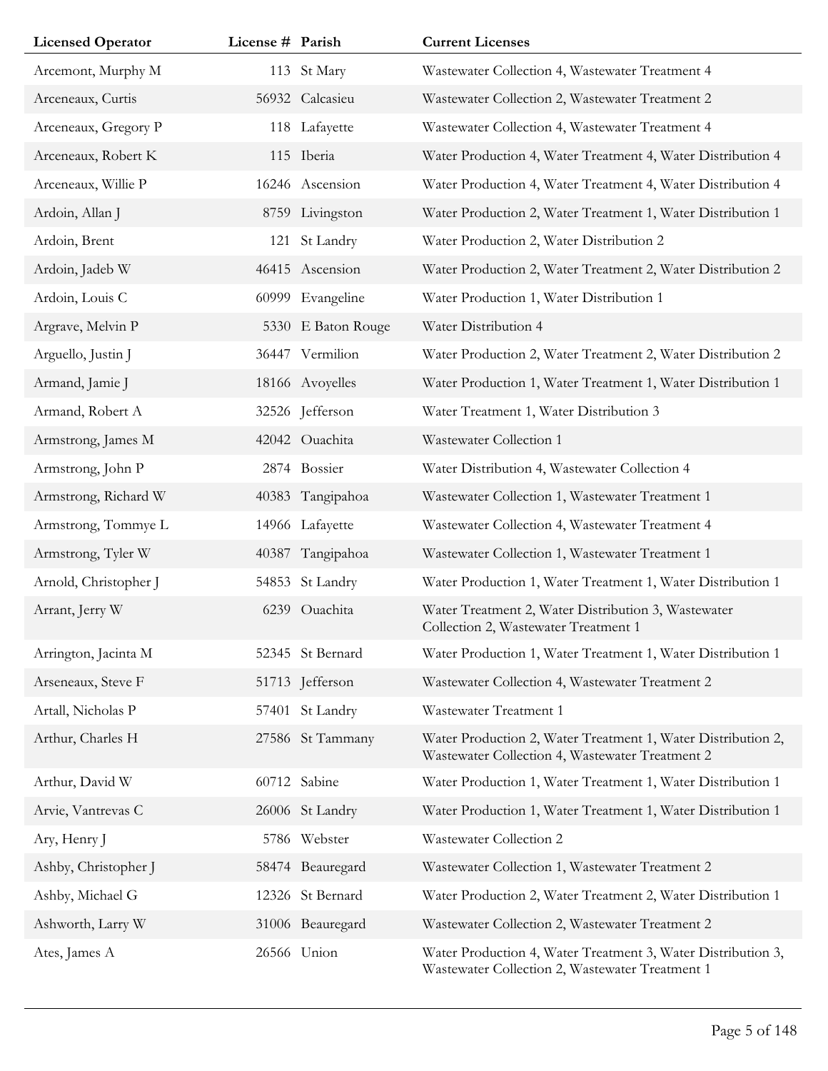| Licensed Operator | License # | Parish | Current Licenses |
| --- | --- | --- | --- |
| Arcemont, Murphy M | 113 | St Mary | Wastewater Collection 4, Wastewater Treatment 4 |
| Arceneaux, Curtis | 56932 | Calcasieu | Wastewater Collection 2, Wastewater Treatment 2 |
| Arceneaux, Gregory P | 118 | Lafayette | Wastewater Collection 4, Wastewater Treatment 4 |
| Arceneaux, Robert K | 115 | Iberia | Water Production 4, Water Treatment 4, Water Distribution 4 |
| Arceneaux, Willie P | 16246 | Ascension | Water Production 4, Water Treatment 4, Water Distribution 4 |
| Ardoin, Allan J | 8759 | Livingston | Water Production 2, Water Treatment 1, Water Distribution 1 |
| Ardoin, Brent | 121 | St Landry | Water Production 2, Water Distribution 2 |
| Ardoin, Jadeb W | 46415 | Ascension | Water Production 2, Water Treatment 2, Water Distribution 2 |
| Ardoin, Louis C | 60999 | Evangeline | Water Production 1, Water Distribution 1 |
| Argrave, Melvin P | 5330 | E Baton Rouge | Water Distribution 4 |
| Arguello, Justin J | 36447 | Vermilion | Water Production 2, Water Treatment 2, Water Distribution 2 |
| Armand, Jamie J | 18166 | Avoyelles | Water Production 1, Water Treatment 1, Water Distribution 1 |
| Armand, Robert A | 32526 | Jefferson | Water Treatment 1, Water Distribution 3 |
| Armstrong, James M | 42042 | Ouachita | Wastewater Collection 1 |
| Armstrong, John P | 2874 | Bossier | Water Distribution 4, Wastewater Collection 4 |
| Armstrong, Richard W | 40383 | Tangipahoa | Wastewater Collection 1, Wastewater Treatment 1 |
| Armstrong, Tommye L | 14966 | Lafayette | Wastewater Collection 4, Wastewater Treatment 4 |
| Armstrong, Tyler W | 40387 | Tangipahoa | Wastewater Collection 1, Wastewater Treatment 1 |
| Arnold, Christopher J | 54853 | St Landry | Water Production 1, Water Treatment 1, Water Distribution 1 |
| Arrant, Jerry W | 6239 | Ouachita | Water Treatment 2, Water Distribution 3, Wastewater Collection 2, Wastewater Treatment 1 |
| Arrington, Jacinta M | 52345 | St Bernard | Water Production 1, Water Treatment 1, Water Distribution 1 |
| Arseneaux, Steve F | 51713 | Jefferson | Wastewater Collection 4, Wastewater Treatment 2 |
| Artall, Nicholas P | 57401 | St Landry | Wastewater Treatment 1 |
| Arthur, Charles H | 27586 | St Tammany | Water Production 2, Water Treatment 1, Water Distribution 2, Wastewater Collection 4, Wastewater Treatment 2 |
| Arthur, David W | 60712 | Sabine | Water Production 1, Water Treatment 1, Water Distribution 1 |
| Arvie, Vantrevas C | 26006 | St Landry | Water Production 1, Water Treatment 1, Water Distribution 1 |
| Ary, Henry J | 5786 | Webster | Wastewater Collection 2 |
| Ashby, Christopher J | 58474 | Beauregard | Wastewater Collection 1, Wastewater Treatment 2 |
| Ashby, Michael G | 12326 | St Bernard | Water Production 2, Water Treatment 2, Water Distribution 1 |
| Ashworth, Larry W | 31006 | Beauregard | Wastewater Collection 2, Wastewater Treatment 2 |
| Ates, James A | 26566 | Union | Water Production 4, Water Treatment 3, Water Distribution 3, Wastewater Collection 2, Wastewater Treatment 1 |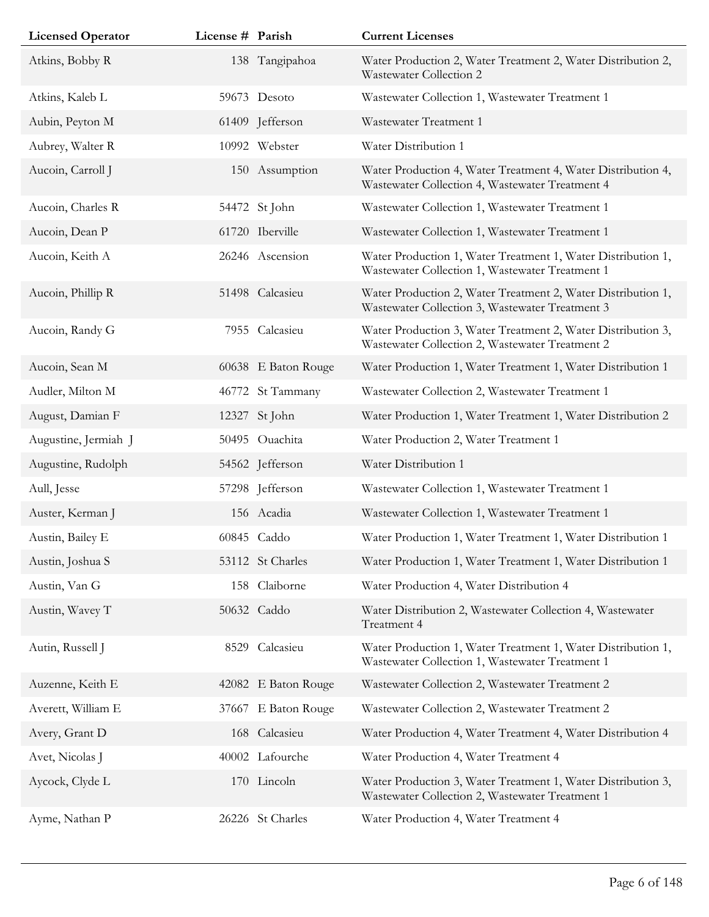| Licensed Operator | License # | Parish | Current Licenses |
|---|---|---|---|
| Atkins, Bobby R | 138 | Tangipahoa | Water Production 2, Water Treatment 2, Water Distribution 2, Wastewater Collection 2 |
| Atkins, Kaleb L | 59673 | Desoto | Wastewater Collection 1, Wastewater Treatment 1 |
| Aubin, Peyton M | 61409 | Jefferson | Wastewater Treatment 1 |
| Aubrey, Walter R | 10992 | Webster | Water Distribution 1 |
| Aucoin, Carroll J | 150 | Assumption | Water Production 4, Water Treatment 4, Water Distribution 4, Wastewater Collection 4, Wastewater Treatment 4 |
| Aucoin, Charles R | 54472 | St John | Wastewater Collection 1, Wastewater Treatment 1 |
| Aucoin, Dean P | 61720 | Iberville | Wastewater Collection 1, Wastewater Treatment 1 |
| Aucoin, Keith A | 26246 | Ascension | Water Production 1, Water Treatment 1, Water Distribution 1, Wastewater Collection 1, Wastewater Treatment 1 |
| Aucoin, Phillip R | 51498 | Calcasieu | Water Production 2, Water Treatment 2, Water Distribution 1, Wastewater Collection 3, Wastewater Treatment 3 |
| Aucoin, Randy G | 7955 | Calcasieu | Water Production 3, Water Treatment 2, Water Distribution 3, Wastewater Collection 2, Wastewater Treatment 2 |
| Aucoin, Sean M | 60638 | E Baton Rouge | Water Production 1, Water Treatment 1, Water Distribution 1 |
| Audler, Milton M | 46772 | St Tammany | Wastewater Collection 2, Wastewater Treatment 1 |
| August, Damian F | 12327 | St John | Water Production 1, Water Treatment 1, Water Distribution 2 |
| Augustine, Jermiah J | 50495 | Ouachita | Water Production 2, Water Treatment 1 |
| Augustine, Rudolph | 54562 | Jefferson | Water Distribution 1 |
| Aull, Jesse | 57298 | Jefferson | Wastewater Collection 1, Wastewater Treatment 1 |
| Auster, Kerman J | 156 | Acadia | Wastewater Collection 1, Wastewater Treatment 1 |
| Austin, Bailey E | 60845 | Caddo | Water Production 1, Water Treatment 1, Water Distribution 1 |
| Austin, Joshua S | 53112 | St Charles | Water Production 1, Water Treatment 1, Water Distribution 1 |
| Austin, Van G | 158 | Claiborne | Water Production 4, Water Distribution 4 |
| Austin, Wavey T | 50632 | Caddo | Water Distribution 2, Wastewater Collection 4, Wastewater Treatment 4 |
| Autin, Russell J | 8529 | Calcasieu | Water Production 1, Water Treatment 1, Water Distribution 1, Wastewater Collection 1, Wastewater Treatment 1 |
| Auzenne, Keith E | 42082 | E Baton Rouge | Wastewater Collection 2, Wastewater Treatment 2 |
| Averett, William E | 37667 | E Baton Rouge | Wastewater Collection 2, Wastewater Treatment 2 |
| Avery, Grant D | 168 | Calcasieu | Water Production 4, Water Treatment 4, Water Distribution 4 |
| Avet, Nicolas J | 40002 | Lafourche | Water Production 4, Water Treatment 4 |
| Aycock, Clyde L | 170 | Lincoln | Water Production 3, Water Treatment 1, Water Distribution 3, Wastewater Collection 2, Wastewater Treatment 1 |
| Ayme, Nathan P | 26226 | St Charles | Water Production 4, Water Treatment 4 |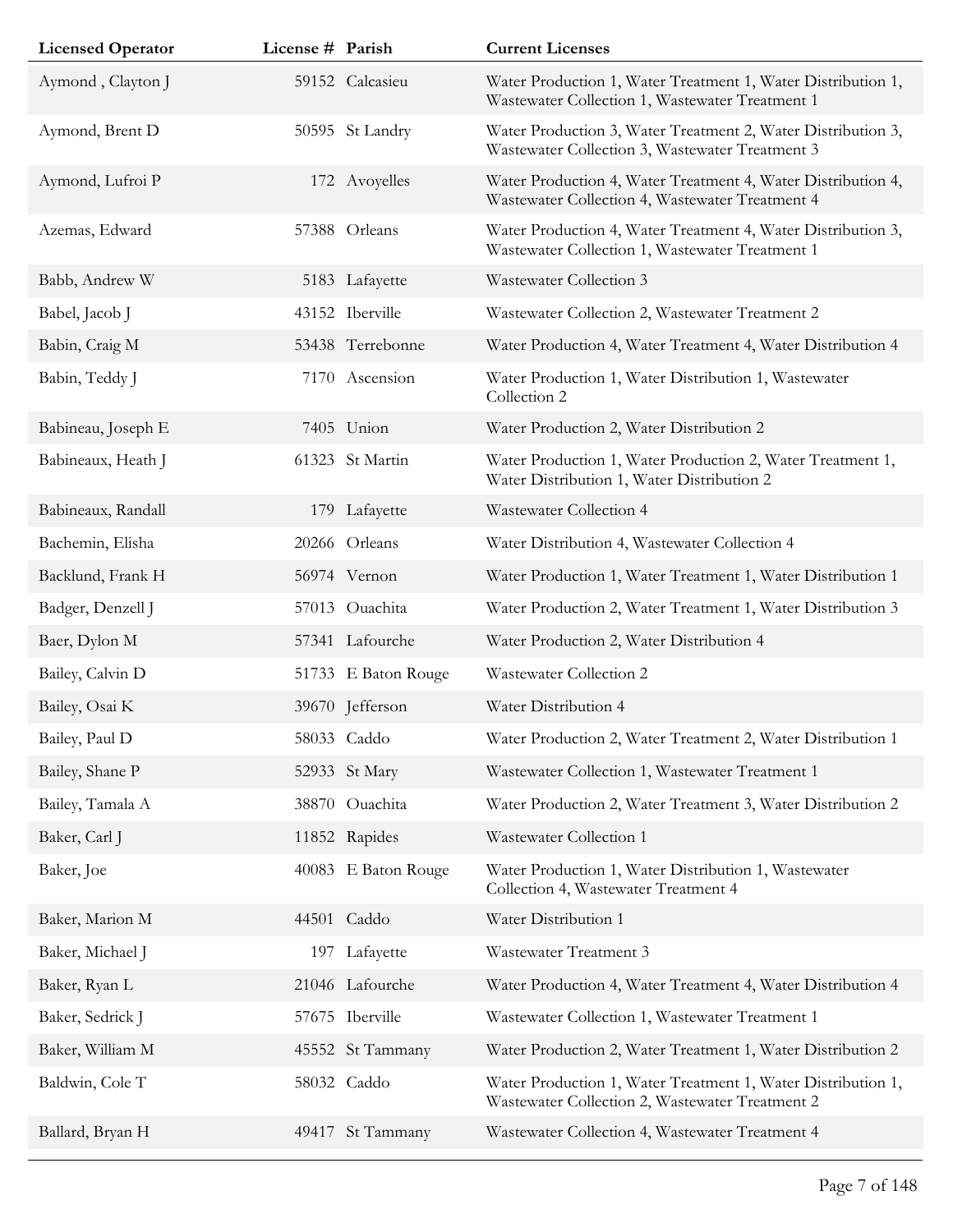| Licensed Operator | License # | Parish | Current Licenses |
|---|---|---|---|
| Aymond , Clayton J | 59152 | Calcasieu | Water Production 1, Water Treatment 1, Water Distribution 1, Wastewater Collection 1, Wastewater Treatment 1 |
| Aymond, Brent D | 50595 | St Landry | Water Production 3, Water Treatment 2, Water Distribution 3, Wastewater Collection 3, Wastewater Treatment 3 |
| Aymond, Lufroi P | 172 | Avoyelles | Water Production 4, Water Treatment 4, Water Distribution 4, Wastewater Collection 4, Wastewater Treatment 4 |
| Azemas, Edward | 57388 | Orleans | Water Production 4, Water Treatment 4, Water Distribution 3, Wastewater Collection 1, Wastewater Treatment 1 |
| Babb, Andrew W | 5183 | Lafayette | Wastewater Collection 3 |
| Babel, Jacob J | 43152 | Iberville | Wastewater Collection 2, Wastewater Treatment 2 |
| Babin, Craig M | 53438 | Terrebonne | Water Production 4, Water Treatment 4, Water Distribution 4 |
| Babin, Teddy J | 7170 | Ascension | Water Production 1, Water Distribution 1, Wastewater Collection 2 |
| Babineau, Joseph E | 7405 | Union | Water Production 2, Water Distribution 2 |
| Babineaux, Heath J | 61323 | St Martin | Water Production 1, Water Production 2, Water Treatment 1, Water Distribution 1, Water Distribution 2 |
| Babineaux, Randall | 179 | Lafayette | Wastewater Collection 4 |
| Bachemin, Elisha | 20266 | Orleans | Water Distribution 4, Wastewater Collection 4 |
| Backlund, Frank H | 56974 | Vernon | Water Production 1, Water Treatment 1, Water Distribution 1 |
| Badger, Denzell J | 57013 | Ouachita | Water Production 2, Water Treatment 1, Water Distribution 3 |
| Baer, Dylon M | 57341 | Lafourche | Water Production 2, Water Distribution 4 |
| Bailey, Calvin D | 51733 | E Baton Rouge | Wastewater Collection 2 |
| Bailey, Osai K | 39670 | Jefferson | Water Distribution 4 |
| Bailey, Paul D | 58033 | Caddo | Water Production 2, Water Treatment 2, Water Distribution 1 |
| Bailey, Shane P | 52933 | St Mary | Wastewater Collection 1, Wastewater Treatment 1 |
| Bailey, Tamala A | 38870 | Ouachita | Water Production 2, Water Treatment 3, Water Distribution 2 |
| Baker, Carl J | 11852 | Rapides | Wastewater Collection 1 |
| Baker, Joe | 40083 | E Baton Rouge | Water Production 1, Water Distribution 1, Wastewater Collection 4, Wastewater Treatment 4 |
| Baker, Marion M | 44501 | Caddo | Water Distribution 1 |
| Baker, Michael J | 197 | Lafayette | Wastewater Treatment 3 |
| Baker, Ryan L | 21046 | Lafourche | Water Production 4, Water Treatment 4, Water Distribution 4 |
| Baker, Sedrick J | 57675 | Iberville | Wastewater Collection 1, Wastewater Treatment 1 |
| Baker, William M | 45552 | St Tammany | Water Production 2, Water Treatment 1, Water Distribution 2 |
| Baldwin, Cole T | 58032 | Caddo | Water Production 1, Water Treatment 1, Water Distribution 1, Wastewater Collection 2, Wastewater Treatment 2 |
| Ballard, Bryan H | 49417 | St Tammany | Wastewater Collection 4, Wastewater Treatment 4 |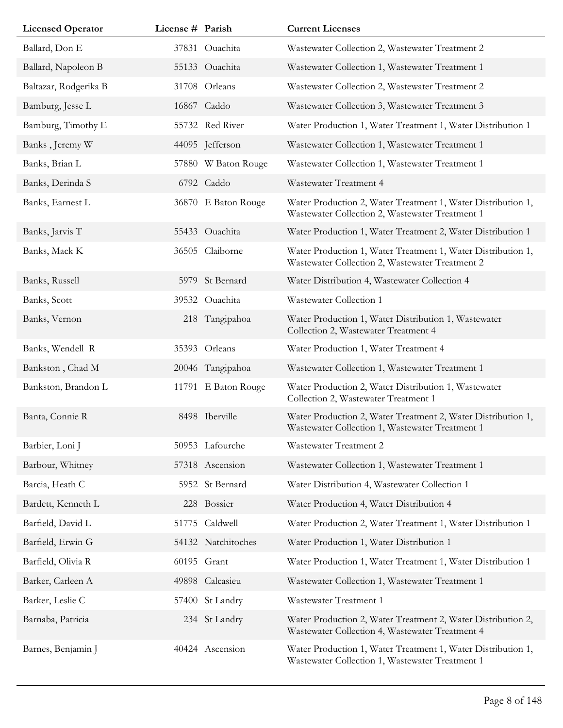| Licensed Operator | License # | Parish | Current Licenses |
| --- | --- | --- | --- |
| Ballard, Don E | 37831 | Ouachita | Wastewater Collection 2, Wastewater Treatment 2 |
| Ballard, Napoleon B | 55133 | Ouachita | Wastewater Collection 1, Wastewater Treatment 1 |
| Baltazar, Rodgerika B | 31708 | Orleans | Wastewater Collection 2, Wastewater Treatment 2 |
| Bamburg, Jesse L | 16867 | Caddo | Wastewater Collection 3, Wastewater Treatment 3 |
| Bamburg, Timothy E | 55732 | Red River | Water Production 1, Water Treatment 1, Water Distribution 1 |
| Banks , Jeremy W | 44095 | Jefferson | Wastewater Collection 1, Wastewater Treatment 1 |
| Banks, Brian L | 57880 | W Baton Rouge | Wastewater Collection 1, Wastewater Treatment 1 |
| Banks, Derinda S | 6792 | Caddo | Wastewater Treatment 4 |
| Banks, Earnest L | 36870 | E Baton Rouge | Water Production 2, Water Treatment 1, Water Distribution 1, Wastewater Collection 2, Wastewater Treatment 1 |
| Banks, Jarvis T | 55433 | Ouachita | Water Production 1, Water Treatment 2, Water Distribution 1 |
| Banks, Mack K | 36505 | Claiborne | Water Production 1, Water Treatment 1, Water Distribution 1, Wastewater Collection 2, Wastewater Treatment 2 |
| Banks, Russell | 5979 | St Bernard | Water Distribution 4, Wastewater Collection 4 |
| Banks, Scott | 39532 | Ouachita | Wastewater Collection 1 |
| Banks, Vernon | 218 | Tangipahoa | Water Production 1, Water Distribution 1, Wastewater Collection 2, Wastewater Treatment 4 |
| Banks, Wendell R | 35393 | Orleans | Water Production 1, Water Treatment 4 |
| Bankston , Chad M | 20046 | Tangipahoa | Wastewater Collection 1, Wastewater Treatment 1 |
| Bankston, Brandon L | 11791 | E Baton Rouge | Water Production 2, Water Distribution 1, Wastewater Collection 2, Wastewater Treatment 1 |
| Banta, Connie R | 8498 | Iberville | Water Production 2, Water Treatment 2, Water Distribution 1, Wastewater Collection 1, Wastewater Treatment 1 |
| Barbier, Loni J | 50953 | Lafourche | Wastewater Treatment 2 |
| Barbour, Whitney | 57318 | Ascension | Wastewater Collection 1, Wastewater Treatment 1 |
| Barcia, Heath C | 5952 | St Bernard | Water Distribution 4, Wastewater Collection 1 |
| Bardett, Kenneth L | 228 | Bossier | Water Production 4, Water Distribution 4 |
| Barfield, David L | 51775 | Caldwell | Water Production 2, Water Treatment 1, Water Distribution 1 |
| Barfield, Erwin G | 54132 | Natchitoches | Water Production 1, Water Distribution 1 |
| Barfield, Olivia R | 60195 | Grant | Water Production 1, Water Treatment 1, Water Distribution 1 |
| Barker, Carleen A | 49898 | Calcasieu | Wastewater Collection 1, Wastewater Treatment 1 |
| Barker, Leslie C | 57400 | St Landry | Wastewater Treatment 1 |
| Barnaba, Patricia | 234 | St Landry | Water Production 2, Water Treatment 2, Water Distribution 2, Wastewater Collection 4, Wastewater Treatment 4 |
| Barnes, Benjamin J | 40424 | Ascension | Water Production 1, Water Treatment 1, Water Distribution 1, Wastewater Collection 1, Wastewater Treatment 1 |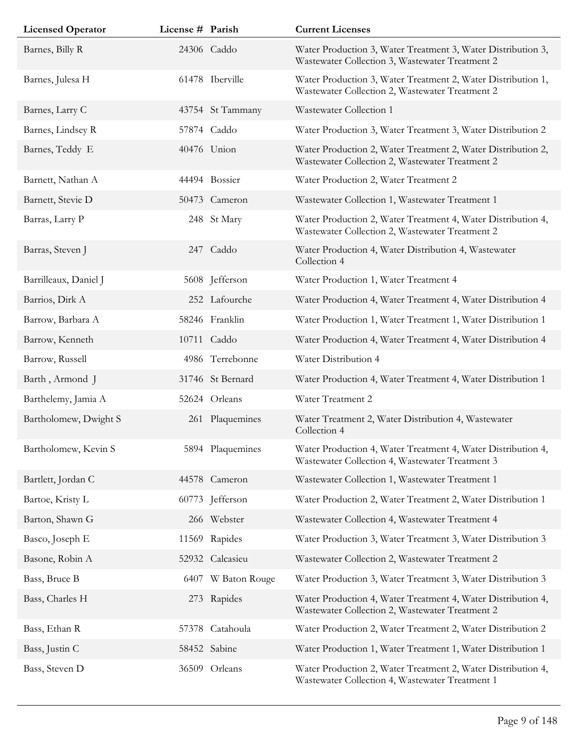| Licensed Operator | License # | Parish | Current Licenses |
|---|---|---|---|
| Barnes, Billy R | 24306 | Caddo | Water Production 3, Water Treatment 3, Water Distribution 3, Wastewater Collection 3, Wastewater Treatment 2 |
| Barnes, Julesa H | 61478 | Iberville | Water Production 3, Water Treatment 2, Water Distribution 1, Wastewater Collection 2, Wastewater Treatment 2 |
| Barnes, Larry C | 43754 | St Tammany | Wastewater Collection 1 |
| Barnes, Lindsey R | 57874 | Caddo | Water Production 3, Water Treatment 3, Water Distribution 2 |
| Barnes, Teddy E | 40476 | Union | Water Production 2, Water Treatment 2, Water Distribution 2, Wastewater Collection 2, Wastewater Treatment 2 |
| Barnett, Nathan A | 44494 | Bossier | Water Production 2, Water Treatment 2 |
| Barnett, Stevie D | 50473 | Cameron | Wastewater Collection 1, Wastewater Treatment 1 |
| Barras, Larry P | 248 | St Mary | Water Production 2, Water Treatment 4, Water Distribution 4, Wastewater Collection 2, Wastewater Treatment 2 |
| Barras, Steven J | 247 | Caddo | Water Production 4, Water Distribution 4, Wastewater Collection 4 |
| Barrilleaux, Daniel J | 5608 | Jefferson | Water Production 1, Water Treatment 4 |
| Barrios, Dirk A | 252 | Lafourche | Water Production 4, Water Treatment 4, Water Distribution 4 |
| Barrow, Barbara A | 58246 | Franklin | Water Production 1, Water Treatment 1, Water Distribution 1 |
| Barrow, Kenneth | 10711 | Caddo | Water Production 4, Water Treatment 4, Water Distribution 4 |
| Barrow, Russell | 4986 | Terrebonne | Water Distribution 4 |
| Barth , Armond J | 31746 | St Bernard | Water Production 4, Water Treatment 4, Water Distribution 1 |
| Barthelemy, Jamia A | 52624 | Orleans | Water Treatment 2 |
| Bartholomew, Dwight S | 261 | Plaquemines | Water Treatment 2, Water Distribution 4, Wastewater Collection 4 |
| Bartholomew, Kevin S | 5894 | Plaquemines | Water Production 4, Water Treatment 4, Water Distribution 4, Wastewater Collection 4, Wastewater Treatment 3 |
| Bartlett, Jordan C | 44578 | Cameron | Wastewater Collection 1, Wastewater Treatment 1 |
| Bartoe, Kristy L | 60773 | Jefferson | Water Production 2, Water Treatment 2, Water Distribution 1 |
| Barton, Shawn G | 266 | Webster | Wastewater Collection 4, Wastewater Treatment 4 |
| Basco, Joseph E | 11569 | Rapides | Water Production 3, Water Treatment 3, Water Distribution 3 |
| Basone, Robin A | 52932 | Calcasieu | Wastewater Collection 2, Wastewater Treatment 2 |
| Bass, Bruce B | 6407 | W Baton Rouge | Water Production 3, Water Treatment 3, Water Distribution 3 |
| Bass, Charles H | 273 | Rapides | Water Production 4, Water Treatment 4, Water Distribution 4, Wastewater Collection 2, Wastewater Treatment 2 |
| Bass, Ethan R | 57378 | Catahoula | Water Production 2, Water Treatment 2, Water Distribution 2 |
| Bass, Justin C | 58452 | Sabine | Water Production 1, Water Treatment 1, Water Distribution 1 |
| Bass, Steven D | 36509 | Orleans | Water Production 2, Water Treatment 2, Water Distribution 4, Wastewater Collection 4, Wastewater Treatment 1 |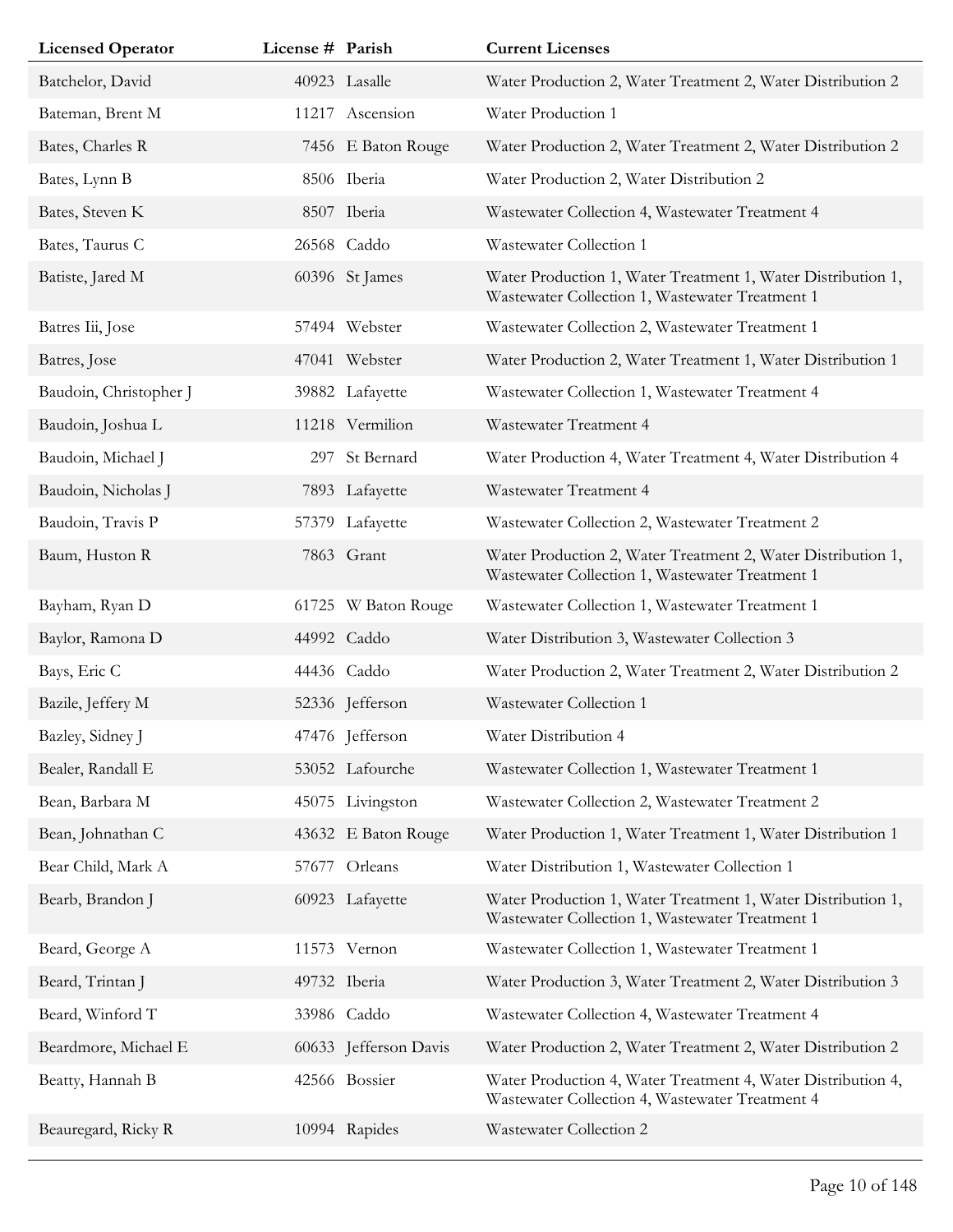| Licensed Operator | License # | Parish | Current Licenses |
|---|---|---|---|
| Batchelor, David | 40923 | Lasalle | Water Production 2, Water Treatment 2, Water Distribution 2 |
| Bateman, Brent M | 11217 | Ascension | Water Production 1 |
| Bates, Charles R | 7456 | E Baton Rouge | Water Production 2, Water Treatment 2, Water Distribution 2 |
| Bates, Lynn B | 8506 | Iberia | Water Production 2, Water Distribution 2 |
| Bates, Steven K | 8507 | Iberia | Wastewater Collection 4, Wastewater Treatment 4 |
| Bates, Taurus C | 26568 | Caddo | Wastewater Collection 1 |
| Batiste, Jared M | 60396 | St James | Water Production 1, Water Treatment 1, Water Distribution 1, Wastewater Collection 1, Wastewater Treatment 1 |
| Batres Iii, Jose | 57494 | Webster | Wastewater Collection 2, Wastewater Treatment 1 |
| Batres, Jose | 47041 | Webster | Water Production 2, Water Treatment 1, Water Distribution 1 |
| Baudoin, Christopher J | 39882 | Lafayette | Wastewater Collection 1, Wastewater Treatment 4 |
| Baudoin, Joshua L | 11218 | Vermilion | Wastewater Treatment 4 |
| Baudoin, Michael J | 297 | St Bernard | Water Production 4, Water Treatment 4, Water Distribution 4 |
| Baudoin, Nicholas J | 7893 | Lafayette | Wastewater Treatment 4 |
| Baudoin, Travis P | 57379 | Lafayette | Wastewater Collection 2, Wastewater Treatment 2 |
| Baum, Huston R | 7863 | Grant | Water Production 2, Water Treatment 2, Water Distribution 1, Wastewater Collection 1, Wastewater Treatment 1 |
| Bayham, Ryan D | 61725 | W Baton Rouge | Wastewater Collection 1, Wastewater Treatment 1 |
| Baylor, Ramona D | 44992 | Caddo | Water Distribution 3, Wastewater Collection 3 |
| Bays, Eric C | 44436 | Caddo | Water Production 2, Water Treatment 2, Water Distribution 2 |
| Bazile, Jeffery M | 52336 | Jefferson | Wastewater Collection 1 |
| Bazley, Sidney J | 47476 | Jefferson | Water Distribution 4 |
| Bealer, Randall E | 53052 | Lafourche | Wastewater Collection 1, Wastewater Treatment 1 |
| Bean, Barbara M | 45075 | Livingston | Wastewater Collection 2, Wastewater Treatment 2 |
| Bean, Johnathan C | 43632 | E Baton Rouge | Water Production 1, Water Treatment 1, Water Distribution 1 |
| Bear Child, Mark A | 57677 | Orleans | Water Distribution 1, Wastewater Collection 1 |
| Bearb, Brandon J | 60923 | Lafayette | Water Production 1, Water Treatment 1, Water Distribution 1, Wastewater Collection 1, Wastewater Treatment 1 |
| Beard, George A | 11573 | Vernon | Wastewater Collection 1, Wastewater Treatment 1 |
| Beard, Trintan J | 49732 | Iberia | Water Production 3, Water Treatment 2, Water Distribution 3 |
| Beard, Winford T | 33986 | Caddo | Wastewater Collection 4, Wastewater Treatment 4 |
| Beardmore, Michael E | 60633 | Jefferson Davis | Water Production 2, Water Treatment 2, Water Distribution 2 |
| Beatty, Hannah B | 42566 | Bossier | Water Production 4, Water Treatment 4, Water Distribution 4, Wastewater Collection 4, Wastewater Treatment 4 |
| Beauregard, Ricky R | 10994 | Rapides | Wastewater Collection 2 |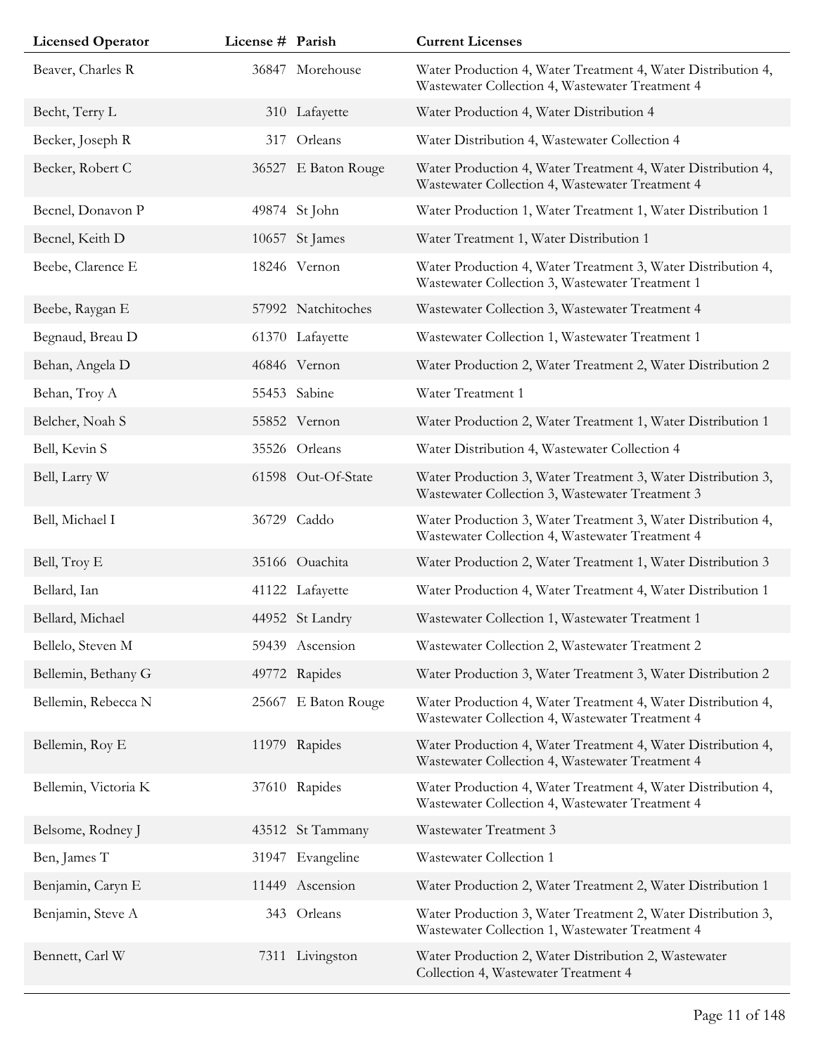| Licensed Operator | License # | Parish | Current Licenses |
|---|---|---|---|
| Beaver, Charles R | 36847 | Morehouse | Water Production 4, Water Treatment 4, Water Distribution 4, Wastewater Collection 4, Wastewater Treatment 4 |
| Becht, Terry L | 310 | Lafayette | Water Production 4, Water Distribution 4 |
| Becker, Joseph R | 317 | Orleans | Water Distribution 4, Wastewater Collection 4 |
| Becker, Robert C | 36527 | E Baton Rouge | Water Production 4, Water Treatment 4, Water Distribution 4, Wastewater Collection 4, Wastewater Treatment 4 |
| Becnel, Donavon P | 49874 | St John | Water Production 1, Water Treatment 1, Water Distribution 1 |
| Becnel, Keith D | 10657 | St James | Water Treatment 1, Water Distribution 1 |
| Beebe, Clarence E | 18246 | Vernon | Water Production 4, Water Treatment 3, Water Distribution 4, Wastewater Collection 3, Wastewater Treatment 1 |
| Beebe, Raygan E | 57992 | Natchitoches | Wastewater Collection 3, Wastewater Treatment 4 |
| Begnaud, Breau D | 61370 | Lafayette | Wastewater Collection 1, Wastewater Treatment 1 |
| Behan, Angela D | 46846 | Vernon | Water Production 2, Water Treatment 2, Water Distribution 2 |
| Behan, Troy A | 55453 | Sabine | Water Treatment 1 |
| Belcher, Noah S | 55852 | Vernon | Water Production 2, Water Treatment 1, Water Distribution 1 |
| Bell, Kevin S | 35526 | Orleans | Water Distribution 4, Wastewater Collection 4 |
| Bell, Larry W | 61598 | Out-Of-State | Water Production 3, Water Treatment 3, Water Distribution 3, Wastewater Collection 3, Wastewater Treatment 3 |
| Bell, Michael I | 36729 | Caddo | Water Production 3, Water Treatment 3, Water Distribution 4, Wastewater Collection 4, Wastewater Treatment 4 |
| Bell, Troy E | 35166 | Ouachita | Water Production 2, Water Treatment 1, Water Distribution 3 |
| Bellard, Ian | 41122 | Lafayette | Water Production 4, Water Treatment 4, Water Distribution 1 |
| Bellard, Michael | 44952 | St Landry | Wastewater Collection 1, Wastewater Treatment 1 |
| Bellelo, Steven M | 59439 | Ascension | Wastewater Collection 2, Wastewater Treatment 2 |
| Bellemin, Bethany G | 49772 | Rapides | Water Production 3, Water Treatment 3, Water Distribution 2 |
| Bellemin, Rebecca N | 25667 | E Baton Rouge | Water Production 4, Water Treatment 4, Water Distribution 4, Wastewater Collection 4, Wastewater Treatment 4 |
| Bellemin, Roy E | 11979 | Rapides | Water Production 4, Water Treatment 4, Water Distribution 4, Wastewater Collection 4, Wastewater Treatment 4 |
| Bellemin, Victoria K | 37610 | Rapides | Water Production 4, Water Treatment 4, Water Distribution 4, Wastewater Collection 4, Wastewater Treatment 4 |
| Belsome, Rodney J | 43512 | St Tammany | Wastewater Treatment 3 |
| Ben, James T | 31947 | Evangeline | Wastewater Collection 1 |
| Benjamin, Caryn E | 11449 | Ascension | Water Production 2, Water Treatment 2, Water Distribution 1 |
| Benjamin, Steve A | 343 | Orleans | Water Production 3, Water Treatment 2, Water Distribution 3, Wastewater Collection 1, Wastewater Treatment 4 |
| Bennett, Carl W | 7311 | Livingston | Water Production 2, Water Distribution 2, Wastewater Collection 4, Wastewater Treatment 4 |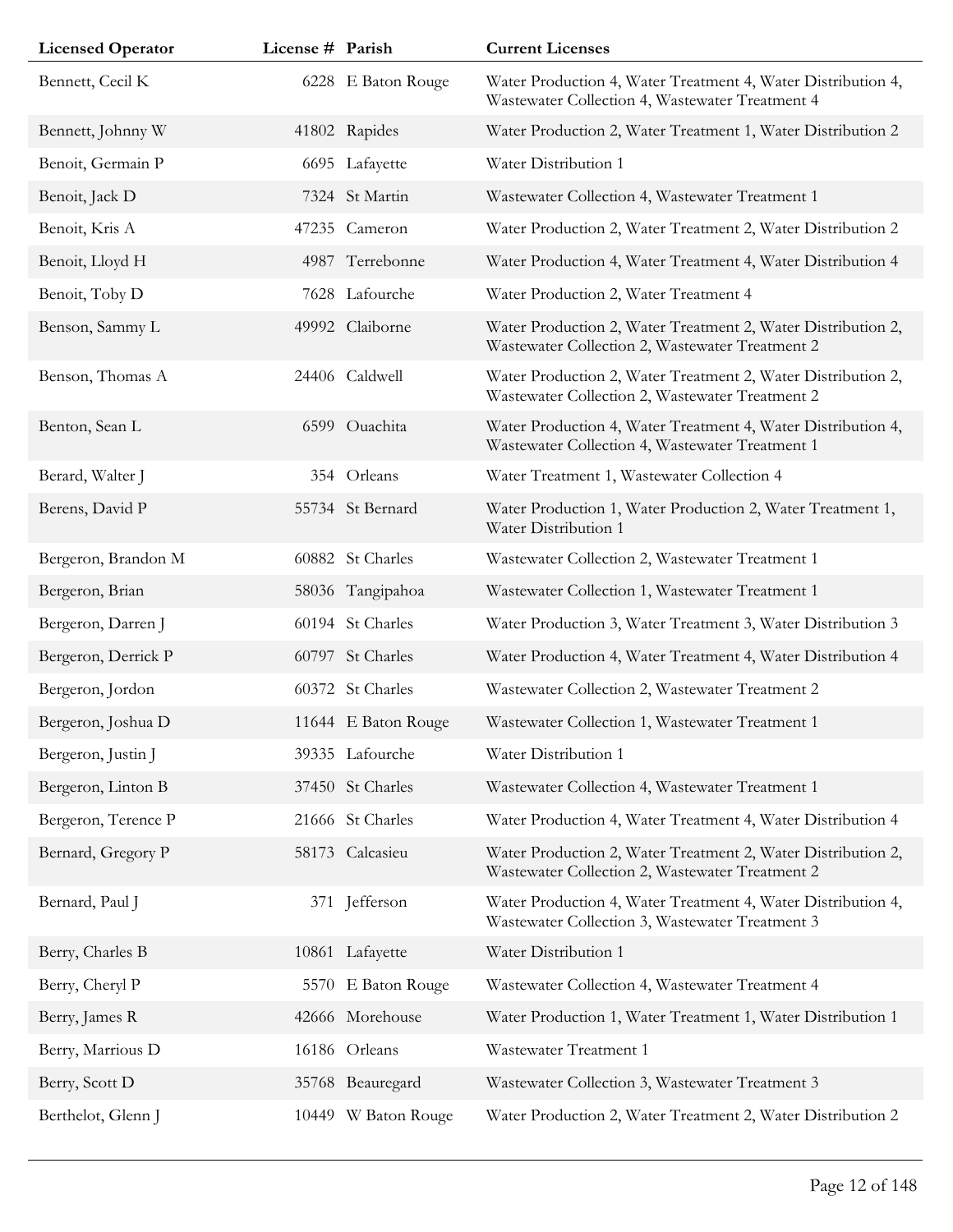| Licensed Operator | License # | Parish | Current Licenses |
|---|---|---|---|
| Bennett, Cecil K | 6228 | E Baton Rouge | Water Production 4, Water Treatment 4, Water Distribution 4, Wastewater Collection 4, Wastewater Treatment 4 |
| Bennett, Johnny W | 41802 | Rapides | Water Production 2, Water Treatment 1, Water Distribution 2 |
| Benoit, Germain P | 6695 | Lafayette | Water Distribution 1 |
| Benoit, Jack D | 7324 | St Martin | Wastewater Collection 4, Wastewater Treatment 1 |
| Benoit, Kris A | 47235 | Cameron | Water Production 2, Water Treatment 2, Water Distribution 2 |
| Benoit, Lloyd H | 4987 | Terrebonne | Water Production 4, Water Treatment 4, Water Distribution 4 |
| Benoit, Toby D | 7628 | Lafourche | Water Production 2, Water Treatment 4 |
| Benson, Sammy L | 49992 | Claiborne | Water Production 2, Water Treatment 2, Water Distribution 2, Wastewater Collection 2, Wastewater Treatment 2 |
| Benson, Thomas A | 24406 | Caldwell | Water Production 2, Water Treatment 2, Water Distribution 2, Wastewater Collection 2, Wastewater Treatment 2 |
| Benton, Sean L | 6599 | Ouachita | Water Production 4, Water Treatment 4, Water Distribution 4, Wastewater Collection 4, Wastewater Treatment 1 |
| Berard, Walter J | 354 | Orleans | Water Treatment 1, Wastewater Collection 4 |
| Berens, David P | 55734 | St Bernard | Water Production 1, Water Production 2, Water Treatment 1, Water Distribution 1 |
| Bergeron, Brandon M | 60882 | St Charles | Wastewater Collection 2, Wastewater Treatment 1 |
| Bergeron, Brian | 58036 | Tangipahoa | Wastewater Collection 1, Wastewater Treatment 1 |
| Bergeron, Darren J | 60194 | St Charles | Water Production 3, Water Treatment 3, Water Distribution 3 |
| Bergeron, Derrick P | 60797 | St Charles | Water Production 4, Water Treatment 4, Water Distribution 4 |
| Bergeron, Jordon | 60372 | St Charles | Wastewater Collection 2, Wastewater Treatment 2 |
| Bergeron, Joshua D | 11644 | E Baton Rouge | Wastewater Collection 1, Wastewater Treatment 1 |
| Bergeron, Justin J | 39335 | Lafourche | Water Distribution 1 |
| Bergeron, Linton B | 37450 | St Charles | Wastewater Collection 4, Wastewater Treatment 1 |
| Bergeron, Terence P | 21666 | St Charles | Water Production 4, Water Treatment 4, Water Distribution 4 |
| Bernard, Gregory P | 58173 | Calcasieu | Water Production 2, Water Treatment 2, Water Distribution 2, Wastewater Collection 2, Wastewater Treatment 2 |
| Bernard, Paul J | 371 | Jefferson | Water Production 4, Water Treatment 4, Water Distribution 4, Wastewater Collection 3, Wastewater Treatment 3 |
| Berry, Charles B | 10861 | Lafayette | Water Distribution 1 |
| Berry, Cheryl P | 5570 | E Baton Rouge | Wastewater Collection 4, Wastewater Treatment 4 |
| Berry, James R | 42666 | Morehouse | Water Production 1, Water Treatment 1, Water Distribution 1 |
| Berry, Marrious D | 16186 | Orleans | Wastewater Treatment 1 |
| Berry, Scott D | 35768 | Beauregard | Wastewater Collection 3, Wastewater Treatment 3 |
| Berthelot, Glenn J | 10449 | W Baton Rouge | Water Production 2, Water Treatment 2, Water Distribution 2 |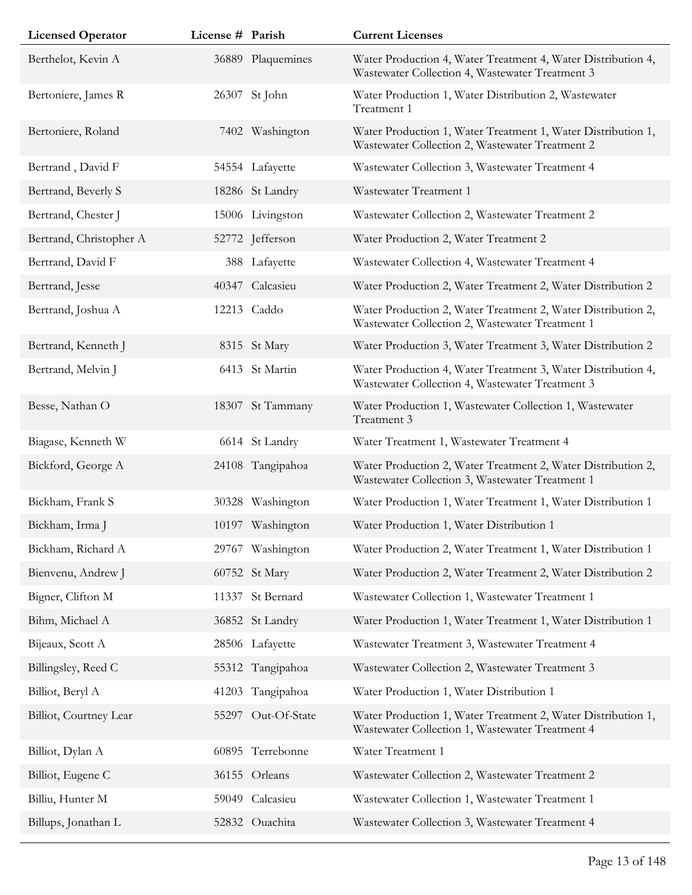| Licensed Operator | License # | Parish | Current Licenses |
|---|---|---|---|
| Berthelot, Kevin A | 36889 | Plaquemines | Water Production 4, Water Treatment 4, Water Distribution 4, Wastewater Collection 4, Wastewater Treatment 3 |
| Bertoniere, James R | 26307 | St John | Water Production 1, Water Distribution 2, Wastewater Treatment 1 |
| Bertoniere, Roland | 7402 | Washington | Water Production 1, Water Treatment 1, Water Distribution 1, Wastewater Collection 2, Wastewater Treatment 2 |
| Bertrand , David F | 54554 | Lafayette | Wastewater Collection 3, Wastewater Treatment 4 |
| Bertrand, Beverly S | 18286 | St Landry | Wastewater Treatment 1 |
| Bertrand, Chester J | 15006 | Livingston | Wastewater Collection 2, Wastewater Treatment 2 |
| Bertrand, Christopher A | 52772 | Jefferson | Water Production 2, Water Treatment 2 |
| Bertrand, David F | 388 | Lafayette | Wastewater Collection 4, Wastewater Treatment 4 |
| Bertrand, Jesse | 40347 | Calcasieu | Water Production 2, Water Treatment 2, Water Distribution 2 |
| Bertrand, Joshua A | 12213 | Caddo | Water Production 2, Water Treatment 2, Water Distribution 2, Wastewater Collection 2, Wastewater Treatment 1 |
| Bertrand, Kenneth J | 8315 | St Mary | Water Production 3, Water Treatment 3, Water Distribution 2 |
| Bertrand, Melvin J | 6413 | St Martin | Water Production 4, Water Treatment 3, Water Distribution 4, Wastewater Collection 4, Wastewater Treatment 3 |
| Besse, Nathan O | 18307 | St Tammany | Water Production 1, Wastewater Collection 1, Wastewater Treatment 3 |
| Biagase, Kenneth W | 6614 | St Landry | Water Treatment 1, Wastewater Treatment 4 |
| Bickford, George A | 24108 | Tangipahoa | Water Production 2, Water Treatment 2, Water Distribution 2, Wastewater Collection 3, Wastewater Treatment 1 |
| Bickham, Frank S | 30328 | Washington | Water Production 1, Water Treatment 1, Water Distribution 1 |
| Bickham, Irma J | 10197 | Washington | Water Production 1, Water Distribution 1 |
| Bickham, Richard A | 29767 | Washington | Water Production 2, Water Treatment 1, Water Distribution 1 |
| Bienvenu, Andrew J | 60752 | St Mary | Water Production 2, Water Treatment 2, Water Distribution 2 |
| Bigner, Clifton M | 11337 | St Bernard | Wastewater Collection 1, Wastewater Treatment 1 |
| Bihm, Michael A | 36852 | St Landry | Water Production 1, Water Treatment 1, Water Distribution 1 |
| Bijeaux, Scott A | 28506 | Lafayette | Wastewater Treatment 3, Wastewater Treatment 4 |
| Billingsley, Reed C | 55312 | Tangipahoa | Wastewater Collection 2, Wastewater Treatment 3 |
| Billiot, Beryl A | 41203 | Tangipahoa | Water Production 1, Water Distribution 1 |
| Billiot, Courtney Lear | 55297 | Out-Of-State | Water Production 1, Water Treatment 2, Water Distribution 1, Wastewater Collection 1, Wastewater Treatment 4 |
| Billiot, Dylan A | 60895 | Terrebonne | Water Treatment 1 |
| Billiot, Eugene C | 36155 | Orleans | Wastewater Collection 2, Wastewater Treatment 2 |
| Billiu, Hunter M | 59049 | Calcasieu | Wastewater Collection 1, Wastewater Treatment 1 |
| Billups, Jonathan L | 52832 | Ouachita | Wastewater Collection 3, Wastewater Treatment 4 |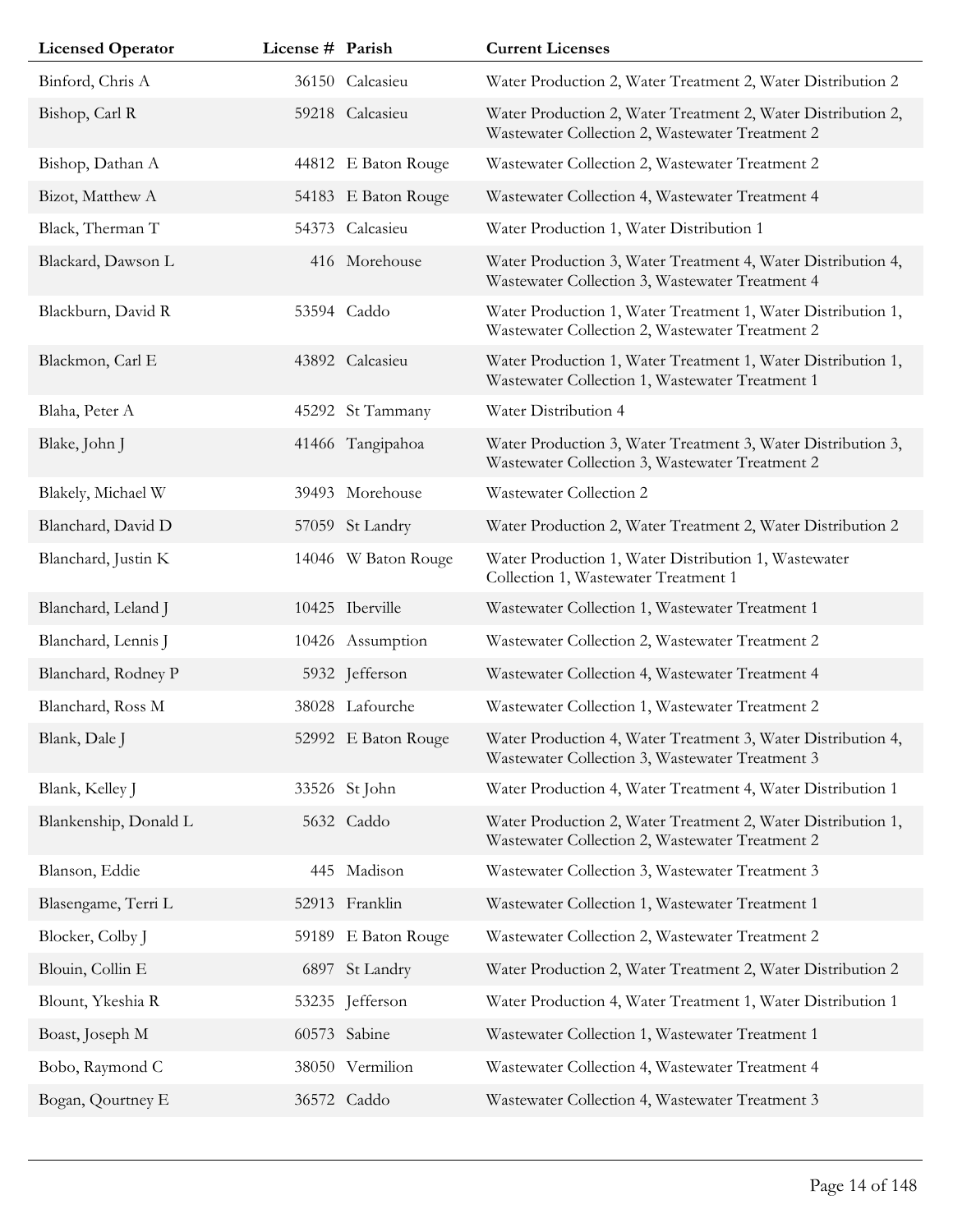| Licensed Operator | License # | Parish | Current Licenses |
|---|---|---|---|
| Binford, Chris A | 36150 | Calcasieu | Water Production 2, Water Treatment 2, Water Distribution 2 |
| Bishop, Carl R | 59218 | Calcasieu | Water Production 2, Water Treatment 2, Water Distribution 2, Wastewater Collection 2, Wastewater Treatment 2 |
| Bishop, Dathan A | 44812 | E Baton Rouge | Wastewater Collection 2, Wastewater Treatment 2 |
| Bizot, Matthew A | 54183 | E Baton Rouge | Wastewater Collection 4, Wastewater Treatment 4 |
| Black, Therman T | 54373 | Calcasieu | Water Production 1, Water Distribution 1 |
| Blackard, Dawson L | 416 | Morehouse | Water Production 3, Water Treatment 4, Water Distribution 4, Wastewater Collection 3, Wastewater Treatment 4 |
| Blackburn, David R | 53594 | Caddo | Water Production 1, Water Treatment 1, Water Distribution 1, Wastewater Collection 2, Wastewater Treatment 2 |
| Blackmon, Carl E | 43892 | Calcasieu | Water Production 1, Water Treatment 1, Water Distribution 1, Wastewater Collection 1, Wastewater Treatment 1 |
| Blaha, Peter A | 45292 | St Tammany | Water Distribution 4 |
| Blake, John J | 41466 | Tangipahoa | Water Production 3, Water Treatment 3, Water Distribution 3, Wastewater Collection 3, Wastewater Treatment 2 |
| Blakely, Michael W | 39493 | Morehouse | Wastewater Collection 2 |
| Blanchard, David D | 57059 | St Landry | Water Production 2, Water Treatment 2, Water Distribution 2 |
| Blanchard, Justin K | 14046 | W Baton Rouge | Water Production 1, Water Distribution 1, Wastewater Collection 1, Wastewater Treatment 1 |
| Blanchard, Leland J | 10425 | Iberville | Wastewater Collection 1, Wastewater Treatment 1 |
| Blanchard, Lennis J | 10426 | Assumption | Wastewater Collection 2, Wastewater Treatment 2 |
| Blanchard, Rodney P | 5932 | Jefferson | Wastewater Collection 4, Wastewater Treatment 4 |
| Blanchard, Ross M | 38028 | Lafourche | Wastewater Collection 1, Wastewater Treatment 2 |
| Blank, Dale J | 52992 | E Baton Rouge | Water Production 4, Water Treatment 3, Water Distribution 4, Wastewater Collection 3, Wastewater Treatment 3 |
| Blank, Kelley J | 33526 | St John | Water Production 4, Water Treatment 4, Water Distribution 1 |
| Blankenship, Donald L | 5632 | Caddo | Water Production 2, Water Treatment 2, Water Distribution 1, Wastewater Collection 2, Wastewater Treatment 2 |
| Blanson, Eddie | 445 | Madison | Wastewater Collection 3, Wastewater Treatment 3 |
| Blasengame, Terri L | 52913 | Franklin | Wastewater Collection 1, Wastewater Treatment 1 |
| Blocker, Colby J | 59189 | E Baton Rouge | Wastewater Collection 2, Wastewater Treatment 2 |
| Blouin, Collin E | 6897 | St Landry | Water Production 2, Water Treatment 2, Water Distribution 2 |
| Blount, Ykeshia R | 53235 | Jefferson | Water Production 4, Water Treatment 1, Water Distribution 1 |
| Boast, Joseph M | 60573 | Sabine | Wastewater Collection 1, Wastewater Treatment 1 |
| Bobo, Raymond C | 38050 | Vermilion | Wastewater Collection 4, Wastewater Treatment 4 |
| Bogan, Qourtney E | 36572 | Caddo | Wastewater Collection 4, Wastewater Treatment 3 |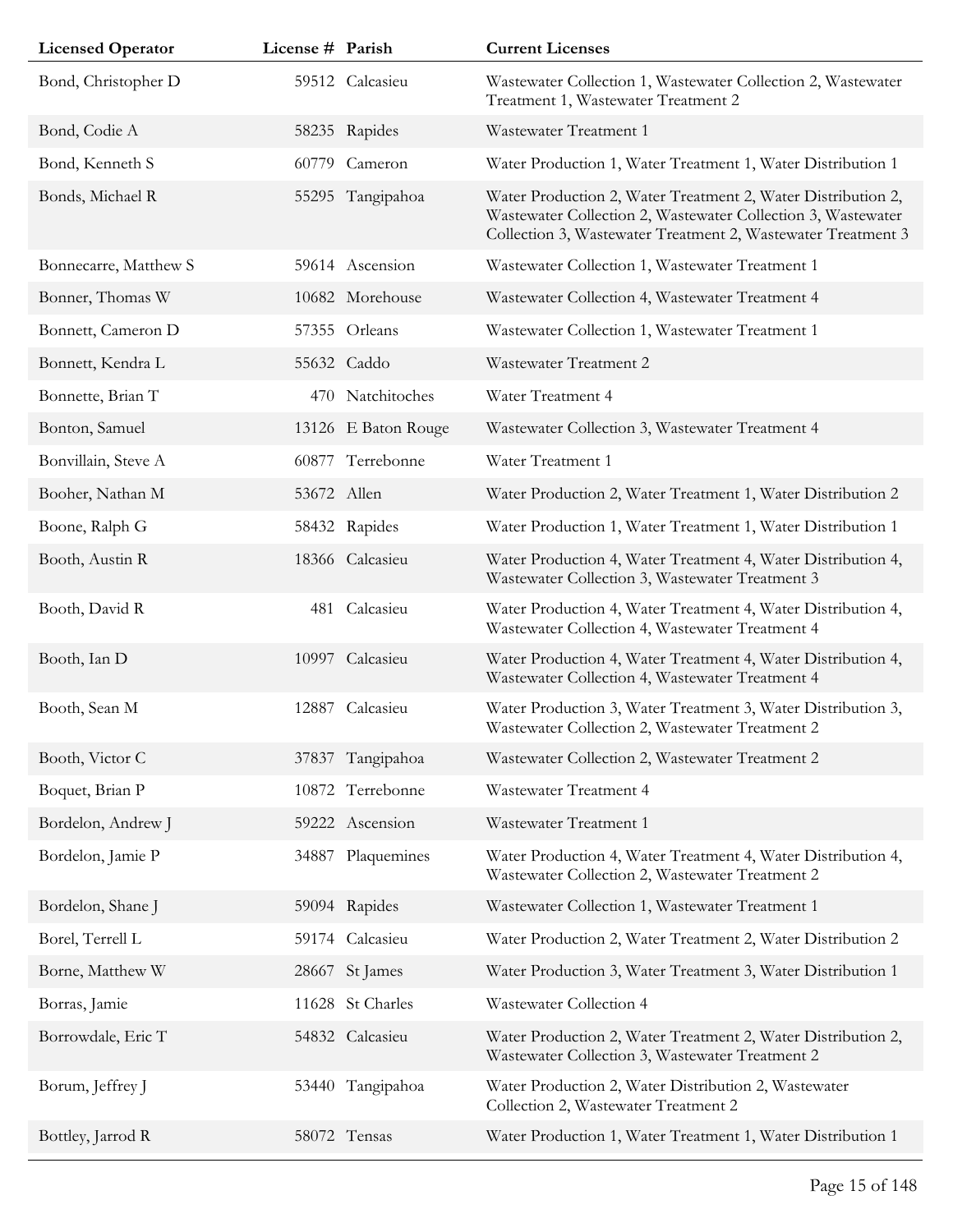| Licensed Operator | License # | Parish | Current Licenses |
| --- | --- | --- | --- |
| Bond, Christopher D | 59512 | Calcasieu | Wastewater Collection 1, Wastewater Collection 2, Wastewater Treatment 1, Wastewater Treatment 2 |
| Bond, Codie A | 58235 | Rapides | Wastewater Treatment 1 |
| Bond, Kenneth S | 60779 | Cameron | Water Production 1, Water Treatment 1, Water Distribution 1 |
| Bonds, Michael R | 55295 | Tangipahoa | Water Production 2, Water Treatment 2, Water Distribution 2, Wastewater Collection 2, Wastewater Collection 3, Wastewater Collection 3, Wastewater Treatment 2, Wastewater Treatment 3 |
| Bonnecarre, Matthew S | 59614 | Ascension | Wastewater Collection 1, Wastewater Treatment 1 |
| Bonner, Thomas W | 10682 | Morehouse | Wastewater Collection 4, Wastewater Treatment 4 |
| Bonnett, Cameron D | 57355 | Orleans | Wastewater Collection 1, Wastewater Treatment 1 |
| Bonnett, Kendra L | 55632 | Caddo | Wastewater Treatment 2 |
| Bonnette, Brian T | 470 | Natchitoches | Water Treatment 4 |
| Bonton, Samuel | 13126 | E Baton Rouge | Wastewater Collection 3, Wastewater Treatment 4 |
| Bonvillain, Steve A | 60877 | Terrebonne | Water Treatment 1 |
| Booher, Nathan M | 53672 | Allen | Water Production 2, Water Treatment 1, Water Distribution 2 |
| Boone, Ralph G | 58432 | Rapides | Water Production 1, Water Treatment 1, Water Distribution 1 |
| Booth, Austin R | 18366 | Calcasieu | Water Production 4, Water Treatment 4, Water Distribution 4, Wastewater Collection 3, Wastewater Treatment 3 |
| Booth, David R | 481 | Calcasieu | Water Production 4, Water Treatment 4, Water Distribution 4, Wastewater Collection 4, Wastewater Treatment 4 |
| Booth, Ian D | 10997 | Calcasieu | Water Production 4, Water Treatment 4, Water Distribution 4, Wastewater Collection 4, Wastewater Treatment 4 |
| Booth, Sean M | 12887 | Calcasieu | Water Production 3, Water Treatment 3, Water Distribution 3, Wastewater Collection 2, Wastewater Treatment 2 |
| Booth, Victor C | 37837 | Tangipahoa | Wastewater Collection 2, Wastewater Treatment 2 |
| Boquet, Brian P | 10872 | Terrebonne | Wastewater Treatment 4 |
| Bordelon, Andrew J | 59222 | Ascension | Wastewater Treatment 1 |
| Bordelon, Jamie P | 34887 | Plaquemines | Water Production 4, Water Treatment 4, Water Distribution 4, Wastewater Collection 2, Wastewater Treatment 2 |
| Bordelon, Shane J | 59094 | Rapides | Wastewater Collection 1, Wastewater Treatment 1 |
| Borel, Terrell L | 59174 | Calcasieu | Water Production 2, Water Treatment 2, Water Distribution 2 |
| Borne, Matthew W | 28667 | St James | Water Production 3, Water Treatment 3, Water Distribution 1 |
| Borras, Jamie | 11628 | St Charles | Wastewater Collection 4 |
| Borrowdale, Eric T | 54832 | Calcasieu | Water Production 2, Water Treatment 2, Water Distribution 2, Wastewater Collection 3, Wastewater Treatment 2 |
| Borum, Jeffrey J | 53440 | Tangipahoa | Water Production 2, Water Distribution 2, Wastewater Collection 2, Wastewater Treatment 2 |
| Bottley, Jarrod R | 58072 | Tensas | Water Production 1, Water Treatment 1, Water Distribution 1 |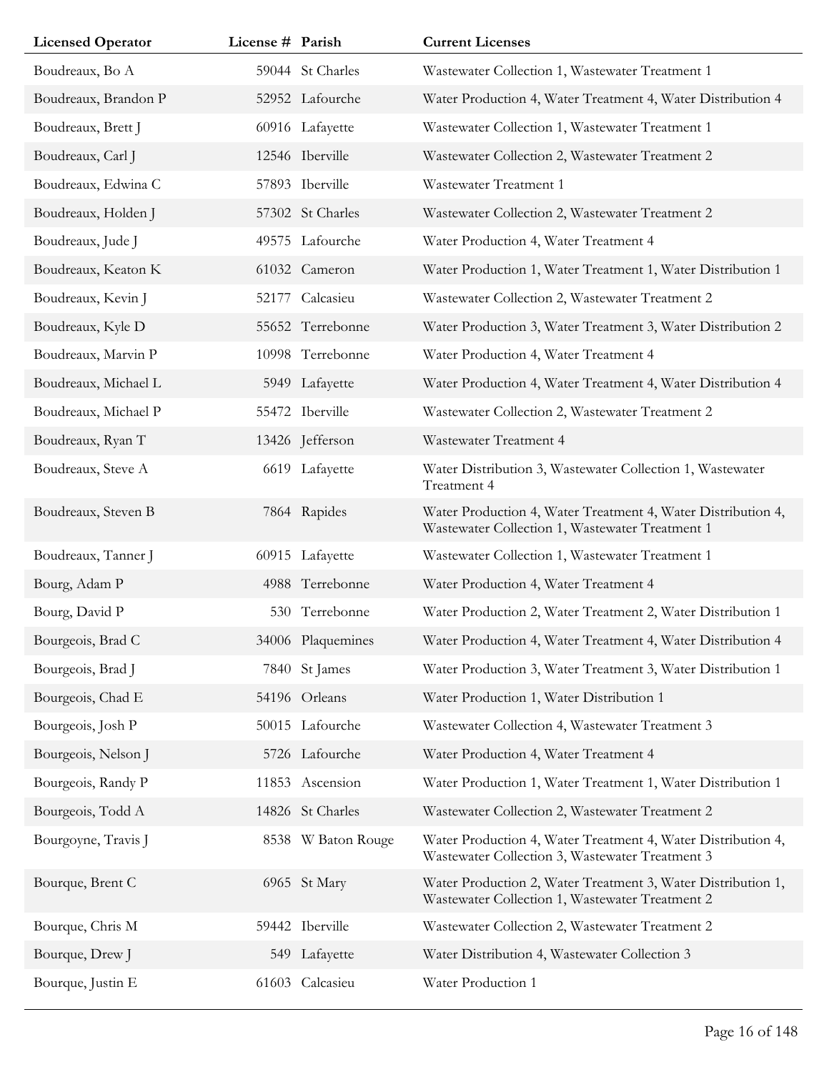| Licensed Operator | License # | Parish | Current Licenses |
|---|---|---|---|
| Boudreaux, Bo A | 59044 | St Charles | Wastewater Collection 1, Wastewater Treatment 1 |
| Boudreaux, Brandon P | 52952 | Lafourche | Water Production 4, Water Treatment 4, Water Distribution 4 |
| Boudreaux, Brett J | 60916 | Lafayette | Wastewater Collection 1, Wastewater Treatment 1 |
| Boudreaux, Carl J | 12546 | Iberville | Wastewater Collection 2, Wastewater Treatment 2 |
| Boudreaux, Edwina C | 57893 | Iberville | Wastewater Treatment 1 |
| Boudreaux, Holden J | 57302 | St Charles | Wastewater Collection 2, Wastewater Treatment 2 |
| Boudreaux, Jude J | 49575 | Lafourche | Water Production 4, Water Treatment 4 |
| Boudreaux, Keaton K | 61032 | Cameron | Water Production 1, Water Treatment 1, Water Distribution 1 |
| Boudreaux, Kevin J | 52177 | Calcasieu | Wastewater Collection 2, Wastewater Treatment 2 |
| Boudreaux, Kyle D | 55652 | Terrebonne | Water Production 3, Water Treatment 3, Water Distribution 2 |
| Boudreaux, Marvin P | 10998 | Terrebonne | Water Production 4, Water Treatment 4 |
| Boudreaux, Michael L | 5949 | Lafayette | Water Production 4, Water Treatment 4, Water Distribution 4 |
| Boudreaux, Michael P | 55472 | Iberville | Wastewater Collection 2, Wastewater Treatment 2 |
| Boudreaux, Ryan T | 13426 | Jefferson | Wastewater Treatment 4 |
| Boudreaux, Steve A | 6619 | Lafayette | Water Distribution 3, Wastewater Collection 1, Wastewater Treatment 4 |
| Boudreaux, Steven B | 7864 | Rapides | Water Production 4, Water Treatment 4, Water Distribution 4, Wastewater Collection 1, Wastewater Treatment 1 |
| Boudreaux, Tanner J | 60915 | Lafayette | Wastewater Collection 1, Wastewater Treatment 1 |
| Bourg, Adam P | 4988 | Terrebonne | Water Production 4, Water Treatment 4 |
| Bourg, David P | 530 | Terrebonne | Water Production 2, Water Treatment 2, Water Distribution 1 |
| Bourgeois, Brad C | 34006 | Plaquemines | Water Production 4, Water Treatment 4, Water Distribution 4 |
| Bourgeois, Brad J | 7840 | St James | Water Production 3, Water Treatment 3, Water Distribution 1 |
| Bourgeois, Chad E | 54196 | Orleans | Water Production 1, Water Distribution 1 |
| Bourgeois, Josh P | 50015 | Lafourche | Wastewater Collection 4, Wastewater Treatment 3 |
| Bourgeois, Nelson J | 5726 | Lafourche | Water Production 4, Water Treatment 4 |
| Bourgeois, Randy P | 11853 | Ascension | Water Production 1, Water Treatment 1, Water Distribution 1 |
| Bourgeois, Todd A | 14826 | St Charles | Wastewater Collection 2, Wastewater Treatment 2 |
| Bourgoyne, Travis J | 8538 | W Baton Rouge | Water Production 4, Water Treatment 4, Water Distribution 4, Wastewater Collection 3, Wastewater Treatment 3 |
| Bourque, Brent C | 6965 | St Mary | Water Production 2, Water Treatment 3, Water Distribution 1, Wastewater Collection 1, Wastewater Treatment 2 |
| Bourque, Chris M | 59442 | Iberville | Wastewater Collection 2, Wastewater Treatment 2 |
| Bourque, Drew J | 549 | Lafayette | Water Distribution 4, Wastewater Collection 3 |
| Bourque, Justin E | 61603 | Calcasieu | Water Production 1 |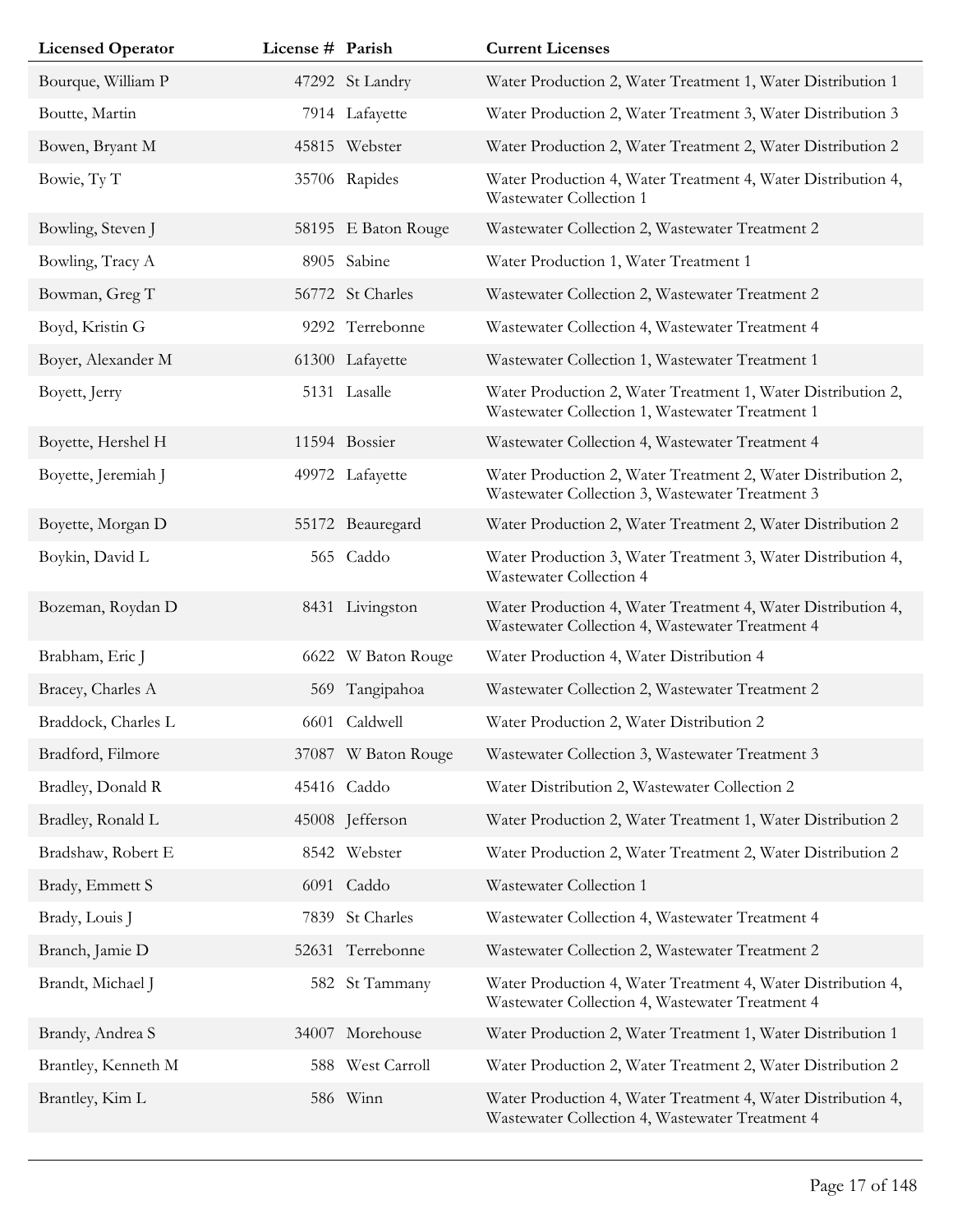| Licensed Operator | License # | Parish | Current Licenses |
|---|---|---|---|
| Bourque, William P | 47292 | St Landry | Water Production 2, Water Treatment 1, Water Distribution 1 |
| Boutte, Martin | 7914 | Lafayette | Water Production 2, Water Treatment 3, Water Distribution 3 |
| Bowen, Bryant M | 45815 | Webster | Water Production 2, Water Treatment 2, Water Distribution 2 |
| Bowie, Ty T | 35706 | Rapides | Water Production 4, Water Treatment 4, Water Distribution 4, Wastewater Collection 1 |
| Bowling, Steven J | 58195 | E Baton Rouge | Wastewater Collection 2, Wastewater Treatment 2 |
| Bowling, Tracy A | 8905 | Sabine | Water Production 1, Water Treatment 1 |
| Bowman, Greg T | 56772 | St Charles | Wastewater Collection 2, Wastewater Treatment 2 |
| Boyd, Kristin G | 9292 | Terrebonne | Wastewater Collection 4, Wastewater Treatment 4 |
| Boyer, Alexander M | 61300 | Lafayette | Wastewater Collection 1, Wastewater Treatment 1 |
| Boyett, Jerry | 5131 | Lasalle | Water Production 2, Water Treatment 1, Water Distribution 2, Wastewater Collection 1, Wastewater Treatment 1 |
| Boyette, Hershel H | 11594 | Bossier | Wastewater Collection 4, Wastewater Treatment 4 |
| Boyette, Jeremiah J | 49972 | Lafayette | Water Production 2, Water Treatment 2, Water Distribution 2, Wastewater Collection 3, Wastewater Treatment 3 |
| Boyette, Morgan D | 55172 | Beauregard | Water Production 2, Water Treatment 2, Water Distribution 2 |
| Boykin, David L | 565 | Caddo | Water Production 3, Water Treatment 3, Water Distribution 4, Wastewater Collection 4 |
| Bozeman, Roydan D | 8431 | Livingston | Water Production 4, Water Treatment 4, Water Distribution 4, Wastewater Collection 4, Wastewater Treatment 4 |
| Brabham, Eric J | 6622 | W Baton Rouge | Water Production 4, Water Distribution 4 |
| Bracey, Charles A | 569 | Tangipahoa | Wastewater Collection 2, Wastewater Treatment 2 |
| Braddock, Charles L | 6601 | Caldwell | Water Production 2, Water Distribution 2 |
| Bradford, Filmore | 37087 | W Baton Rouge | Wastewater Collection 3, Wastewater Treatment 3 |
| Bradley, Donald R | 45416 | Caddo | Water Distribution 2, Wastewater Collection 2 |
| Bradley, Ronald L | 45008 | Jefferson | Water Production 2, Water Treatment 1, Water Distribution 2 |
| Bradshaw, Robert E | 8542 | Webster | Water Production 2, Water Treatment 2, Water Distribution 2 |
| Brady, Emmett S | 6091 | Caddo | Wastewater Collection 1 |
| Brady, Louis J | 7839 | St Charles | Wastewater Collection 4, Wastewater Treatment 4 |
| Branch, Jamie D | 52631 | Terrebonne | Wastewater Collection 2, Wastewater Treatment 2 |
| Brandt, Michael J | 582 | St Tammany | Water Production 4, Water Treatment 4, Water Distribution 4, Wastewater Collection 4, Wastewater Treatment 4 |
| Brandy, Andrea S | 34007 | Morehouse | Water Production 2, Water Treatment 1, Water Distribution 1 |
| Brantley, Kenneth M | 588 | West Carroll | Water Production 2, Water Treatment 2, Water Distribution 2 |
| Brantley, Kim L | 586 | Winn | Water Production 4, Water Treatment 4, Water Distribution 4, Wastewater Collection 4, Wastewater Treatment 4 |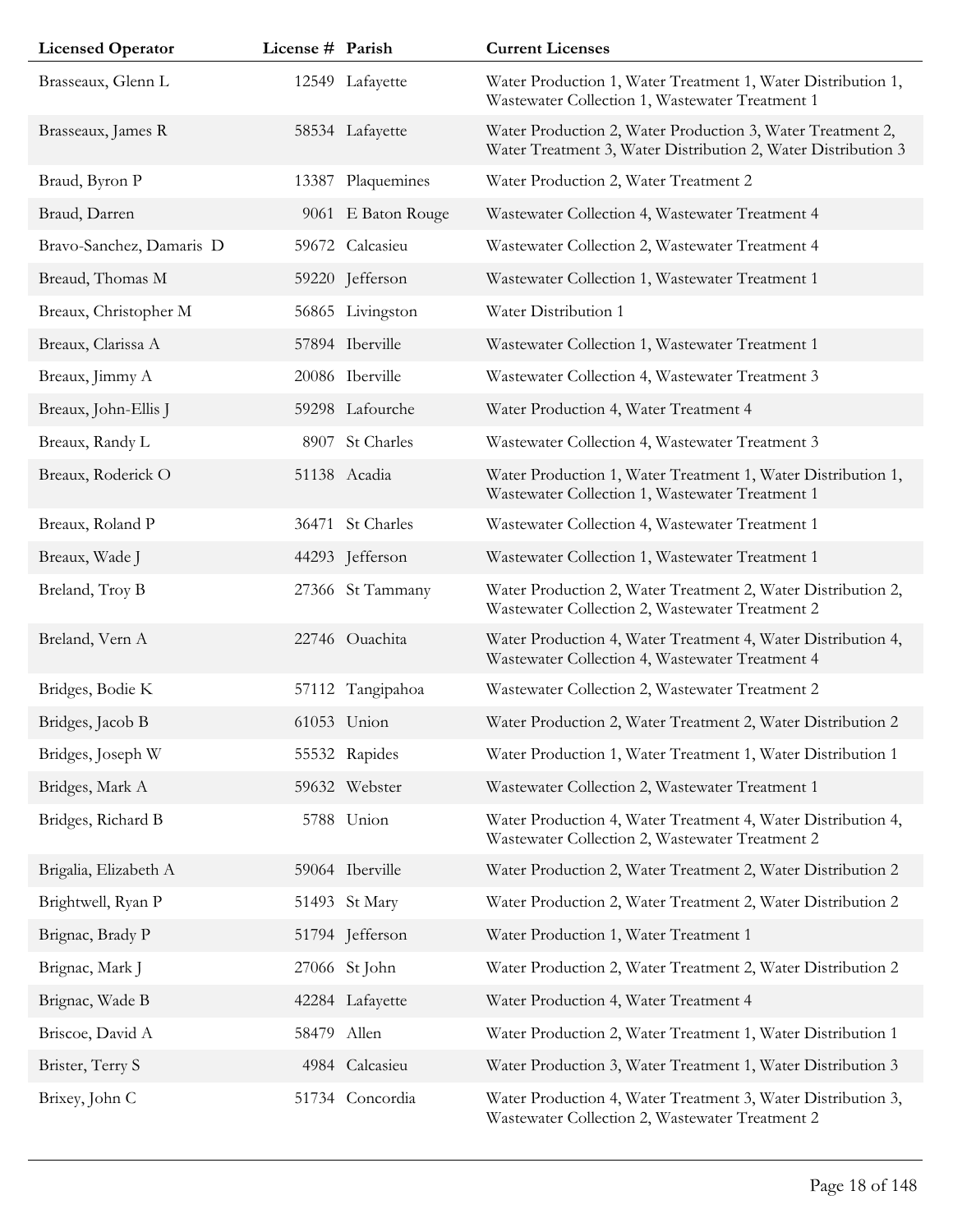| Licensed Operator | License # | Parish | Current Licenses |
|---|---|---|---|
| Brasseaux, Glenn L | 12549 | Lafayette | Water Production 1, Water Treatment 1, Water Distribution 1, Wastewater Collection 1, Wastewater Treatment 1 |
| Brasseaux, James R | 58534 | Lafayette | Water Production 2, Water Production 3, Water Treatment 2, Water Treatment 3, Water Distribution 2, Water Distribution 3 |
| Braud, Byron P | 13387 | Plaquemines | Water Production 2, Water Treatment 2 |
| Braud, Darren | 9061 | E Baton Rouge | Wastewater Collection 4, Wastewater Treatment 4 |
| Bravo-Sanchez, Damaris D | 59672 | Calcasieu | Wastewater Collection 2, Wastewater Treatment 4 |
| Breaud, Thomas M | 59220 | Jefferson | Wastewater Collection 1, Wastewater Treatment 1 |
| Breaux, Christopher M | 56865 | Livingston | Water Distribution 1 |
| Breaux, Clarissa A | 57894 | Iberville | Wastewater Collection 1, Wastewater Treatment 1 |
| Breaux, Jimmy A | 20086 | Iberville | Wastewater Collection 4, Wastewater Treatment 3 |
| Breaux, John-Ellis J | 59298 | Lafourche | Water Production 4, Water Treatment 4 |
| Breaux, Randy L | 8907 | St Charles | Wastewater Collection 4, Wastewater Treatment 3 |
| Breaux, Roderick O | 51138 | Acadia | Water Production 1, Water Treatment 1, Water Distribution 1, Wastewater Collection 1, Wastewater Treatment 1 |
| Breaux, Roland P | 36471 | St Charles | Wastewater Collection 4, Wastewater Treatment 1 |
| Breaux, Wade J | 44293 | Jefferson | Wastewater Collection 1, Wastewater Treatment 1 |
| Breland, Troy B | 27366 | St Tammany | Water Production 2, Water Treatment 2, Water Distribution 2, Wastewater Collection 2, Wastewater Treatment 2 |
| Breland, Vern A | 22746 | Ouachita | Water Production 4, Water Treatment 4, Water Distribution 4, Wastewater Collection 4, Wastewater Treatment 4 |
| Bridges, Bodie K | 57112 | Tangipahoa | Wastewater Collection 2, Wastewater Treatment 2 |
| Bridges, Jacob B | 61053 | Union | Water Production 2, Water Treatment 2, Water Distribution 2 |
| Bridges, Joseph W | 55532 | Rapides | Water Production 1, Water Treatment 1, Water Distribution 1 |
| Bridges, Mark A | 59632 | Webster | Wastewater Collection 2, Wastewater Treatment 1 |
| Bridges, Richard B | 5788 | Union | Water Production 4, Water Treatment 4, Water Distribution 4, Wastewater Collection 2, Wastewater Treatment 2 |
| Brigalia, Elizabeth A | 59064 | Iberville | Water Production 2, Water Treatment 2, Water Distribution 2 |
| Brightwell, Ryan P | 51493 | St Mary | Water Production 2, Water Treatment 2, Water Distribution 2 |
| Brignac, Brady P | 51794 | Jefferson | Water Production 1, Water Treatment 1 |
| Brignac, Mark J | 27066 | St John | Water Production 2, Water Treatment 2, Water Distribution 2 |
| Brignac, Wade B | 42284 | Lafayette | Water Production 4, Water Treatment 4 |
| Briscoe, David A | 58479 | Allen | Water Production 2, Water Treatment 1, Water Distribution 1 |
| Brister, Terry S | 4984 | Calcasieu | Water Production 3, Water Treatment 1, Water Distribution 3 |
| Brixey, John C | 51734 | Concordia | Water Production 4, Water Treatment 3, Water Distribution 3, Wastewater Collection 2, Wastewater Treatment 2 |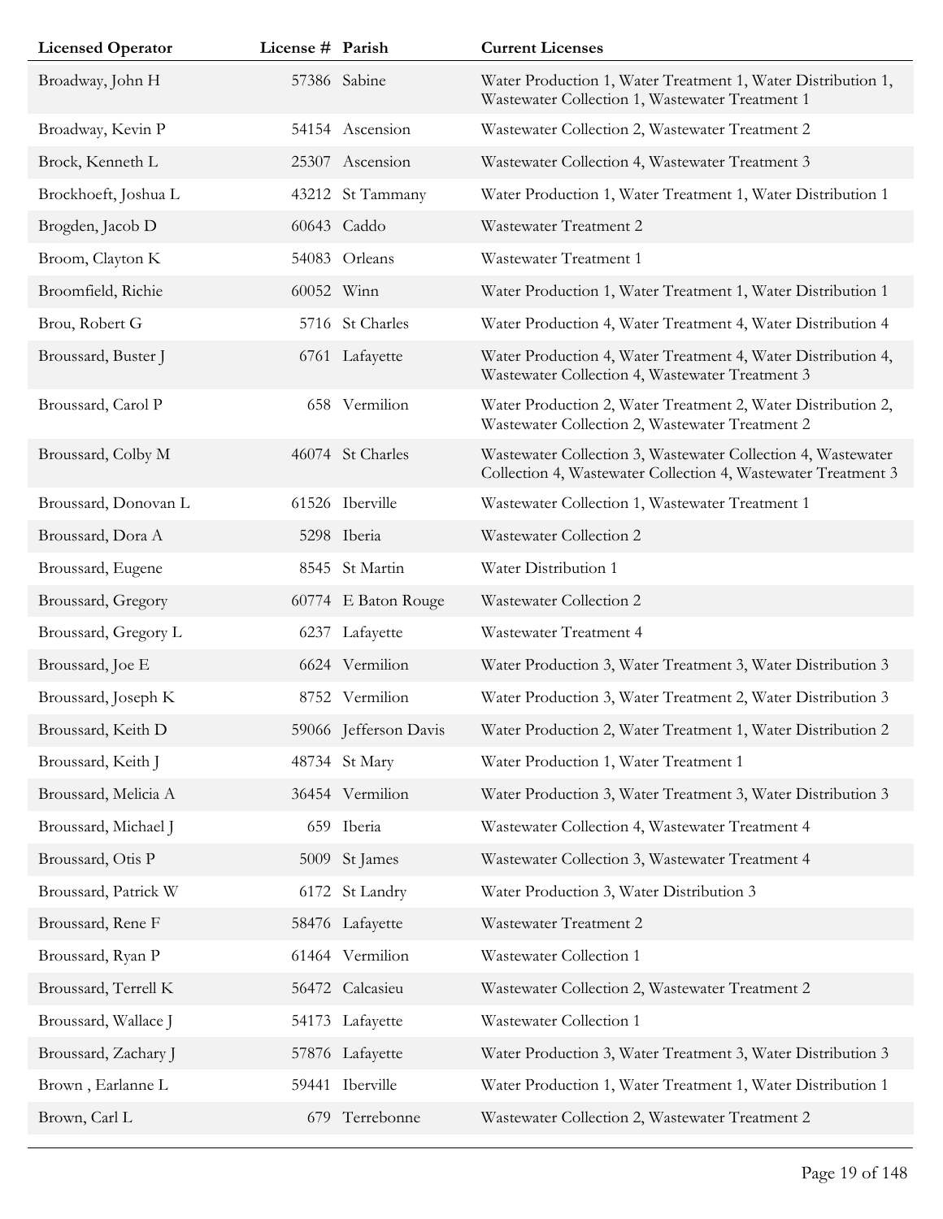| Licensed Operator | License # | Parish | Current Licenses |
|---|---|---|---|
| Broadway, John H | 57386 | Sabine | Water Production 1, Water Treatment 1, Water Distribution 1, Wastewater Collection 1, Wastewater Treatment 1 |
| Broadway, Kevin P | 54154 | Ascension | Wastewater Collection 2, Wastewater Treatment 2 |
| Brock, Kenneth L | 25307 | Ascension | Wastewater Collection 4, Wastewater Treatment 3 |
| Brockhoeft, Joshua L | 43212 | St Tammany | Water Production 1, Water Treatment 1, Water Distribution 1 |
| Brogden, Jacob D | 60643 | Caddo | Wastewater Treatment 2 |
| Broom, Clayton K | 54083 | Orleans | Wastewater Treatment 1 |
| Broomfield, Richie | 60052 | Winn | Water Production 1, Water Treatment 1, Water Distribution 1 |
| Brou, Robert G | 5716 | St Charles | Water Production 4, Water Treatment 4, Water Distribution 4 |
| Broussard, Buster J | 6761 | Lafayette | Water Production 4, Water Treatment 4, Water Distribution 4, Wastewater Collection 4, Wastewater Treatment 3 |
| Broussard, Carol P | 658 | Vermilion | Water Production 2, Water Treatment 2, Water Distribution 2, Wastewater Collection 2, Wastewater Treatment 2 |
| Broussard, Colby M | 46074 | St Charles | Wastewater Collection 3, Wastewater Collection 4, Wastewater Collection 4, Wastewater Collection 4, Wastewater Treatment 3 |
| Broussard, Donovan L | 61526 | Iberville | Wastewater Collection 1, Wastewater Treatment 1 |
| Broussard, Dora A | 5298 | Iberia | Wastewater Collection 2 |
| Broussard, Eugene | 8545 | St Martin | Water Distribution 1 |
| Broussard, Gregory | 60774 | E Baton Rouge | Wastewater Collection 2 |
| Broussard, Gregory L | 6237 | Lafayette | Wastewater Treatment 4 |
| Broussard, Joe E | 6624 | Vermilion | Water Production 3, Water Treatment 3, Water Distribution 3 |
| Broussard, Joseph K | 8752 | Vermilion | Water Production 3, Water Treatment 2, Water Distribution 3 |
| Broussard, Keith D | 59066 | Jefferson Davis | Water Production 2, Water Treatment 1, Water Distribution 2 |
| Broussard, Keith J | 48734 | St Mary | Water Production 1, Water Treatment 1 |
| Broussard, Melicia A | 36454 | Vermilion | Water Production 3, Water Treatment 3, Water Distribution 3 |
| Broussard, Michael J | 659 | Iberia | Wastewater Collection 4, Wastewater Treatment 4 |
| Broussard, Otis P | 5009 | St James | Wastewater Collection 3, Wastewater Treatment 4 |
| Broussard, Patrick W | 6172 | St Landry | Water Production 3, Water Distribution 3 |
| Broussard, Rene F | 58476 | Lafayette | Wastewater Treatment 2 |
| Broussard, Ryan P | 61464 | Vermilion | Wastewater Collection 1 |
| Broussard, Terrell K | 56472 | Calcasieu | Wastewater Collection 2, Wastewater Treatment 2 |
| Broussard, Wallace J | 54173 | Lafayette | Wastewater Collection 1 |
| Broussard, Zachary J | 57876 | Lafayette | Water Production 3, Water Treatment 3, Water Distribution 3 |
| Brown , Earlanne L | 59441 | Iberville | Water Production 1, Water Treatment 1, Water Distribution 1 |
| Brown, Carl L | 679 | Terrebonne | Wastewater Collection 2, Wastewater Treatment 2 |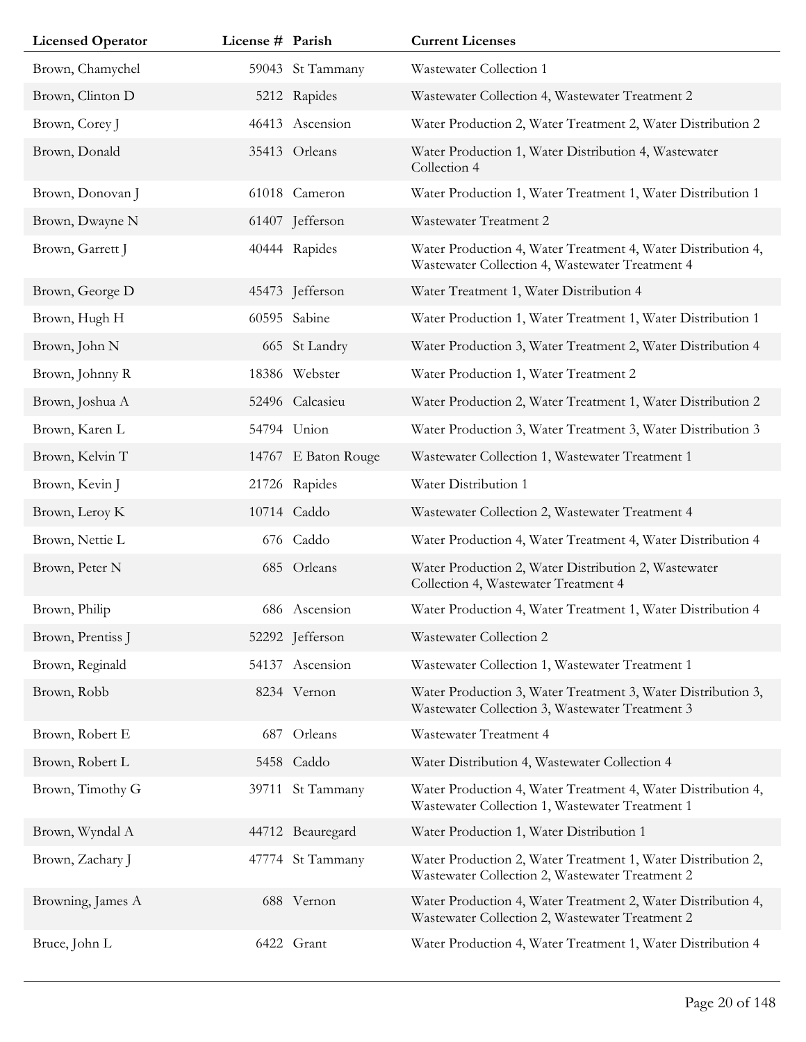| Licensed Operator | License # | Parish | Current Licenses |
|---|---|---|---|
| Brown, Chamychel | 59043 | St Tammany | Wastewater Collection 1 |
| Brown, Clinton D | 5212 | Rapides | Wastewater Collection 4, Wastewater Treatment 2 |
| Brown, Corey J | 46413 | Ascension | Water Production 2, Water Treatment 2, Water Distribution 2 |
| Brown, Donald | 35413 | Orleans | Water Production 1, Water Distribution 4, Wastewater Collection 4 |
| Brown, Donovan J | 61018 | Cameron | Water Production 1, Water Treatment 1, Water Distribution 1 |
| Brown, Dwayne N | 61407 | Jefferson | Wastewater Treatment 2 |
| Brown, Garrett J | 40444 | Rapides | Water Production 4, Water Treatment 4, Water Distribution 4, Wastewater Collection 4, Wastewater Treatment 4 |
| Brown, George D | 45473 | Jefferson | Water Treatment 1, Water Distribution 4 |
| Brown, Hugh H | 60595 | Sabine | Water Production 1, Water Treatment 1, Water Distribution 1 |
| Brown, John N | 665 | St Landry | Water Production 3, Water Treatment 2, Water Distribution 4 |
| Brown, Johnny R | 18386 | Webster | Water Production 1, Water Treatment 2 |
| Brown, Joshua A | 52496 | Calcasieu | Water Production 2, Water Treatment 1, Water Distribution 2 |
| Brown, Karen L | 54794 | Union | Water Production 3, Water Treatment 3, Water Distribution 3 |
| Brown, Kelvin T | 14767 | E Baton Rouge | Wastewater Collection 1, Wastewater Treatment 1 |
| Brown, Kevin J | 21726 | Rapides | Water Distribution 1 |
| Brown, Leroy K | 10714 | Caddo | Wastewater Collection 2, Wastewater Treatment 4 |
| Brown, Nettie L | 676 | Caddo | Water Production 4, Water Treatment 4, Water Distribution 4 |
| Brown, Peter N | 685 | Orleans | Water Production 2, Water Distribution 2, Wastewater Collection 4, Wastewater Treatment 4 |
| Brown, Philip | 686 | Ascension | Water Production 4, Water Treatment 1, Water Distribution 4 |
| Brown, Prentiss J | 52292 | Jefferson | Wastewater Collection 2 |
| Brown, Reginald | 54137 | Ascension | Wastewater Collection 1, Wastewater Treatment 1 |
| Brown, Robb | 8234 | Vernon | Water Production 3, Water Treatment 3, Water Distribution 3, Wastewater Collection 3, Wastewater Treatment 3 |
| Brown, Robert E | 687 | Orleans | Wastewater Treatment 4 |
| Brown, Robert L | 5458 | Caddo | Water Distribution 4, Wastewater Collection 4 |
| Brown, Timothy G | 39711 | St Tammany | Water Production 4, Water Treatment 4, Water Distribution 4, Wastewater Collection 1, Wastewater Treatment 1 |
| Brown, Wyndal A | 44712 | Beauregard | Water Production 1, Water Distribution 1 |
| Brown, Zachary J | 47774 | St Tammany | Water Production 2, Water Treatment 1, Water Distribution 2, Wastewater Collection 2, Wastewater Treatment 2 |
| Browning, James A | 688 | Vernon | Water Production 4, Water Treatment 2, Water Distribution 4, Wastewater Collection 2, Wastewater Treatment 2 |
| Bruce, John L | 6422 | Grant | Water Production 4, Water Treatment 1, Water Distribution 4 |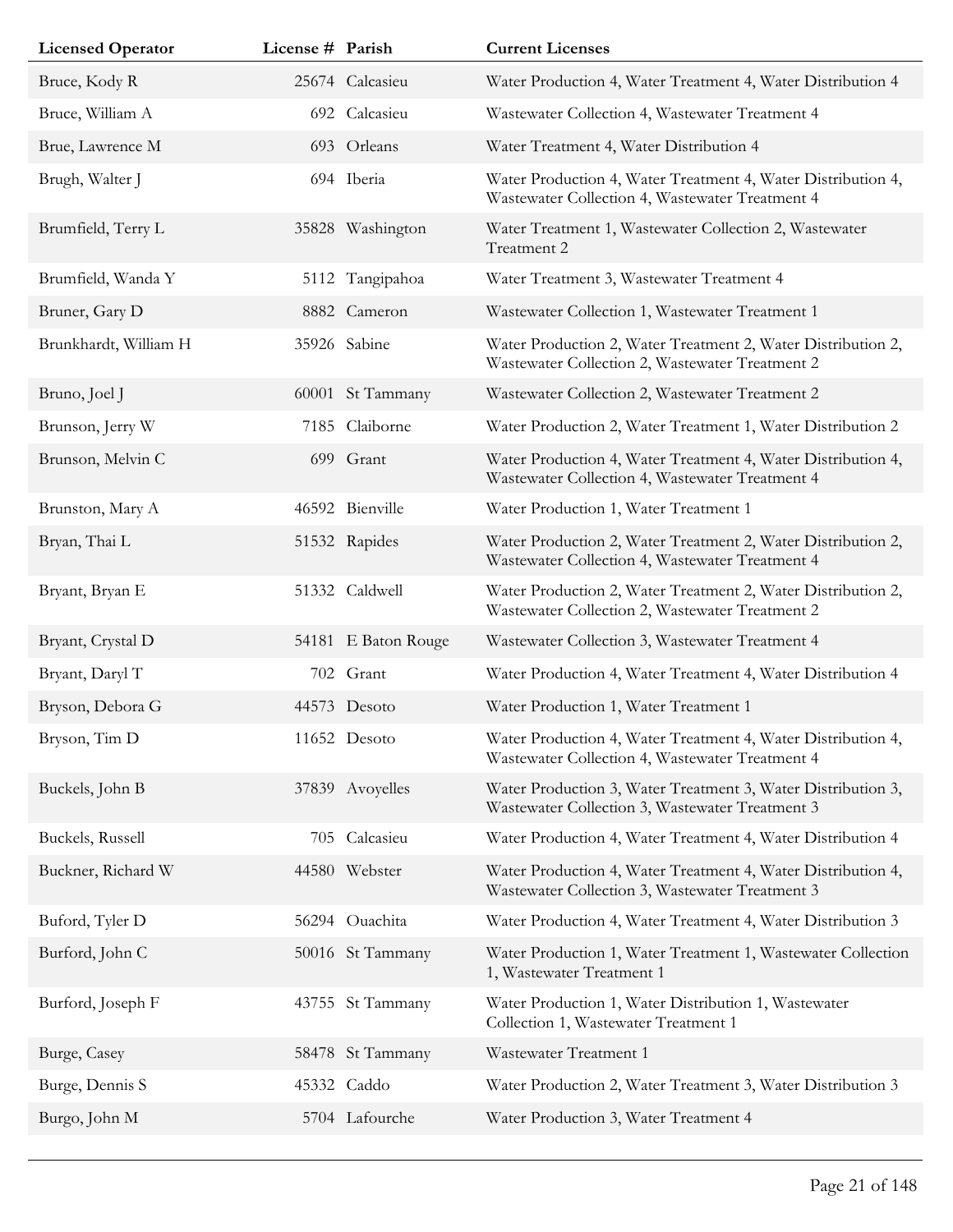| Licensed Operator | License # | Parish | Current Licenses |
|---|---|---|---|
| Bruce, Kody R | 25674 | Calcasieu | Water Production 4, Water Treatment 4, Water Distribution 4 |
| Bruce, William A | 692 | Calcasieu | Wastewater Collection 4, Wastewater Treatment 4 |
| Brue, Lawrence M | 693 | Orleans | Water Treatment 4, Water Distribution 4 |
| Brugh, Walter J | 694 | Iberia | Water Production 4, Water Treatment 4, Water Distribution 4, Wastewater Collection 4, Wastewater Treatment 4 |
| Brumfield, Terry L | 35828 | Washington | Water Treatment 1, Wastewater Collection 2, Wastewater Treatment 2 |
| Brumfield, Wanda Y | 5112 | Tangipahoa | Water Treatment 3, Wastewater Treatment 4 |
| Bruner, Gary D | 8882 | Cameron | Wastewater Collection 1, Wastewater Treatment 1 |
| Brunkhardt, William H | 35926 | Sabine | Water Production 2, Water Treatment 2, Water Distribution 2, Wastewater Collection 2, Wastewater Treatment 2 |
| Bruno, Joel J | 60001 | St Tammany | Wastewater Collection 2, Wastewater Treatment 2 |
| Brunson, Jerry W | 7185 | Claiborne | Water Production 2, Water Treatment 1, Water Distribution 2 |
| Brunson, Melvin C | 699 | Grant | Water Production 4, Water Treatment 4, Water Distribution 4, Wastewater Collection 4, Wastewater Treatment 4 |
| Brunston, Mary A | 46592 | Bienville | Water Production 1, Water Treatment 1 |
| Bryan, Thai L | 51532 | Rapides | Water Production 2, Water Treatment 2, Water Distribution 2, Wastewater Collection 4, Wastewater Treatment 4 |
| Bryant, Bryan E | 51332 | Caldwell | Water Production 2, Water Treatment 2, Water Distribution 2, Wastewater Collection 2, Wastewater Treatment 2 |
| Bryant, Crystal D | 54181 | E Baton Rouge | Wastewater Collection 3, Wastewater Treatment 4 |
| Bryant, Daryl T | 702 | Grant | Water Production 4, Water Treatment 4, Water Distribution 4 |
| Bryson, Debora G | 44573 | Desoto | Water Production 1, Water Treatment 1 |
| Bryson, Tim D | 11652 | Desoto | Water Production 4, Water Treatment 4, Water Distribution 4, Wastewater Collection 4, Wastewater Treatment 4 |
| Buckels, John B | 37839 | Avoyelles | Water Production 3, Water Treatment 3, Water Distribution 3, Wastewater Collection 3, Wastewater Treatment 3 |
| Buckels, Russell | 705 | Calcasieu | Water Production 4, Water Treatment 4, Water Distribution 4 |
| Buckner, Richard W | 44580 | Webster | Water Production 4, Water Treatment 4, Water Distribution 4, Wastewater Collection 3, Wastewater Treatment 3 |
| Buford, Tyler D | 56294 | Ouachita | Water Production 4, Water Treatment 4, Water Distribution 3 |
| Burford, John C | 50016 | St Tammany | Water Production 1, Water Treatment 1, Wastewater Collection 1, Wastewater Treatment 1 |
| Burford, Joseph F | 43755 | St Tammany | Water Production 1, Water Distribution 1, Wastewater Collection 1, Wastewater Treatment 1 |
| Burge, Casey | 58478 | St Tammany | Wastewater Treatment 1 |
| Burge, Dennis S | 45332 | Caddo | Water Production 2, Water Treatment 3, Water Distribution 3 |
| Burgo, John M | 5704 | Lafourche | Water Production 3, Water Treatment 4 |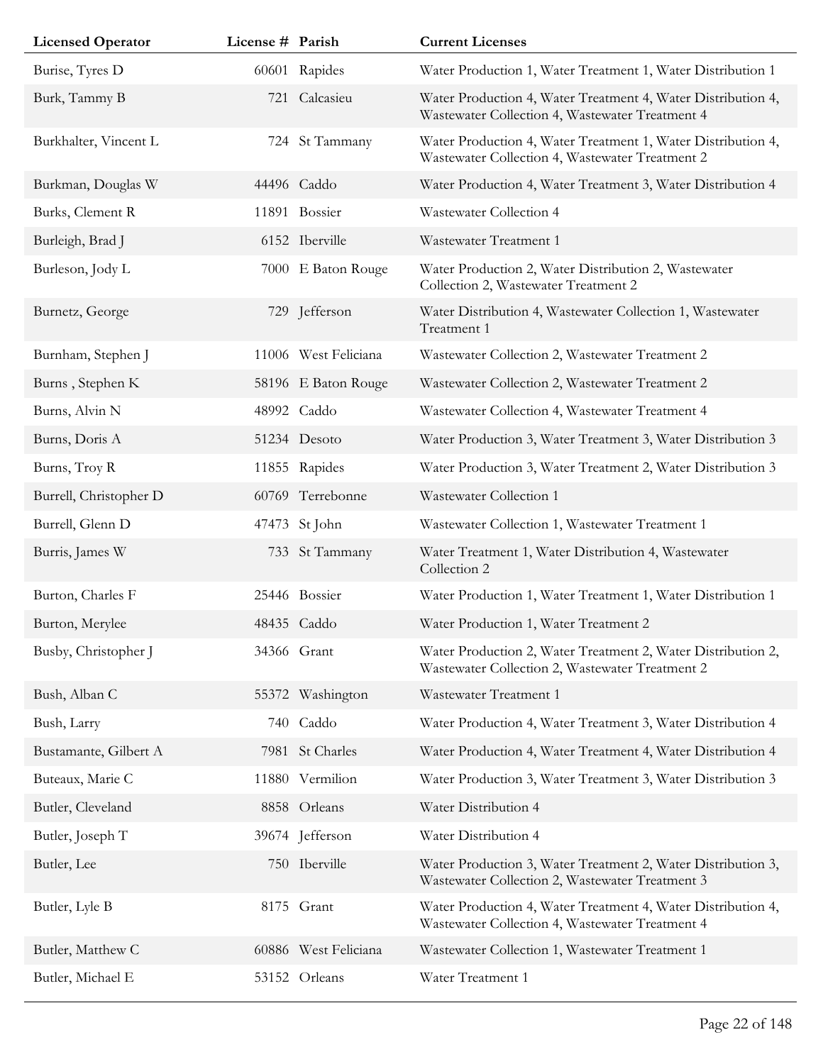| Licensed Operator | License # | Parish | Current Licenses |
|---|---|---|---|
| Burise, Tyres D | 60601 | Rapides | Water Production 1, Water Treatment 1, Water Distribution 1 |
| Burk, Tammy B | 721 | Calcasieu | Water Production 4, Water Treatment 4, Water Distribution 4, Wastewater Collection 4, Wastewater Treatment 4 |
| Burkhalter, Vincent L | 724 | St Tammany | Water Production 4, Water Treatment 1, Water Distribution 4, Wastewater Collection 4, Wastewater Treatment 2 |
| Burkman, Douglas W | 44496 | Caddo | Water Production 4, Water Treatment 3, Water Distribution 4 |
| Burks, Clement R | 11891 | Bossier | Wastewater Collection 4 |
| Burleigh, Brad J | 6152 | Iberville | Wastewater Treatment 1 |
| Burleson, Jody L | 7000 | E Baton Rouge | Water Production 2, Water Distribution 2, Wastewater Collection 2, Wastewater Treatment 2 |
| Burnetz, George | 729 | Jefferson | Water Distribution 4, Wastewater Collection 1, Wastewater Treatment 1 |
| Burnham, Stephen J | 11006 | West Feliciana | Wastewater Collection 2, Wastewater Treatment 2 |
| Burns , Stephen K | 58196 | E Baton Rouge | Wastewater Collection 2, Wastewater Treatment 2 |
| Burns, Alvin N | 48992 | Caddo | Wastewater Collection 4, Wastewater Treatment 4 |
| Burns, Doris A | 51234 | Desoto | Water Production 3, Water Treatment 3, Water Distribution 3 |
| Burns, Troy R | 11855 | Rapides | Water Production 3, Water Treatment 2, Water Distribution 3 |
| Burrell, Christopher D | 60769 | Terrebonne | Wastewater Collection 1 |
| Burrell, Glenn D | 47473 | St John | Wastewater Collection 1, Wastewater Treatment 1 |
| Burris, James W | 733 | St Tammany | Water Treatment 1, Water Distribution 4, Wastewater Collection 2 |
| Burton, Charles F | 25446 | Bossier | Water Production 1, Water Treatment 1, Water Distribution 1 |
| Burton, Merylee | 48435 | Caddo | Water Production 1, Water Treatment 2 |
| Busby, Christopher J | 34366 | Grant | Water Production 2, Water Treatment 2, Water Distribution 2, Wastewater Collection 2, Wastewater Treatment 2 |
| Bush, Alban C | 55372 | Washington | Wastewater Treatment 1 |
| Bush, Larry | 740 | Caddo | Water Production 4, Water Treatment 3, Water Distribution 4 |
| Bustamante, Gilbert A | 7981 | St Charles | Water Production 4, Water Treatment 4, Water Distribution 4 |
| Buteaux, Marie C | 11880 | Vermilion | Water Production 3, Water Treatment 3, Water Distribution 3 |
| Butler, Cleveland | 8858 | Orleans | Water Distribution 4 |
| Butler, Joseph T | 39674 | Jefferson | Water Distribution 4 |
| Butler, Lee | 750 | Iberville | Water Production 3, Water Treatment 2, Water Distribution 3, Wastewater Collection 2, Wastewater Treatment 3 |
| Butler, Lyle B | 8175 | Grant | Water Production 4, Water Treatment 4, Water Distribution 4, Wastewater Collection 4, Wastewater Treatment 4 |
| Butler, Matthew C | 60886 | West Feliciana | Wastewater Collection 1, Wastewater Treatment 1 |
| Butler, Michael E | 53152 | Orleans | Water Treatment 1 |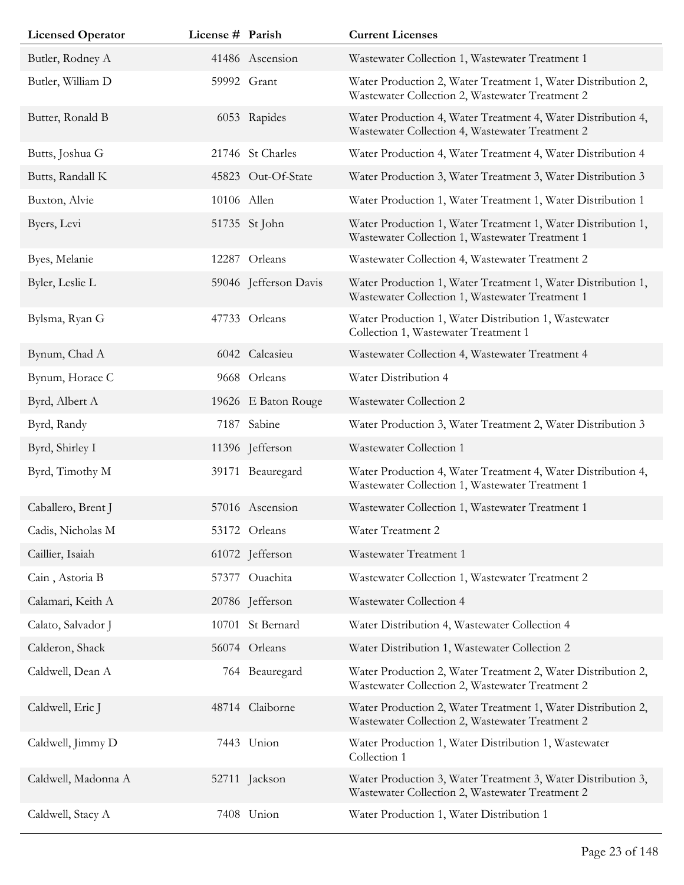| Licensed Operator | License # | Parish | Current Licenses |
| --- | --- | --- | --- |
| Butler, Rodney A | 41486 | Ascension | Wastewater Collection 1, Wastewater Treatment 1 |
| Butler, William D | 59992 | Grant | Water Production 2, Water Treatment 1, Water Distribution 2, Wastewater Collection 2, Wastewater Treatment 2 |
| Butter, Ronald B | 6053 | Rapides | Water Production 4, Water Treatment 4, Water Distribution 4, Wastewater Collection 4, Wastewater Treatment 2 |
| Butts, Joshua G | 21746 | St Charles | Water Production 4, Water Treatment 4, Water Distribution 4 |
| Butts, Randall K | 45823 | Out-Of-State | Water Production 3, Water Treatment 3, Water Distribution 3 |
| Buxton, Alvie | 10106 | Allen | Water Production 1, Water Treatment 1, Water Distribution 1 |
| Byers, Levi | 51735 | St John | Water Production 1, Water Treatment 1, Water Distribution 1, Wastewater Collection 1, Wastewater Treatment 1 |
| Byes, Melanie | 12287 | Orleans | Wastewater Collection 4, Wastewater Treatment 2 |
| Byler, Leslie L | 59046 | Jefferson Davis | Water Production 1, Water Treatment 1, Water Distribution 1, Wastewater Collection 1, Wastewater Treatment 1 |
| Bylsma, Ryan G | 47733 | Orleans | Water Production 1, Water Distribution 1, Wastewater Collection 1, Wastewater Treatment 1 |
| Bynum, Chad A | 6042 | Calcasieu | Wastewater Collection 4, Wastewater Treatment 4 |
| Bynum, Horace C | 9668 | Orleans | Water Distribution 4 |
| Byrd, Albert A | 19626 | E Baton Rouge | Wastewater Collection 2 |
| Byrd, Randy | 7187 | Sabine | Water Production 3, Water Treatment 2, Water Distribution 3 |
| Byrd, Shirley I | 11396 | Jefferson | Wastewater Collection 1 |
| Byrd, Timothy M | 39171 | Beauregard | Water Production 4, Water Treatment 4, Water Distribution 4, Wastewater Collection 1, Wastewater Treatment 1 |
| Caballero, Brent J | 57016 | Ascension | Wastewater Collection 1, Wastewater Treatment 1 |
| Cadis, Nicholas M | 53172 | Orleans | Water Treatment 2 |
| Caillier, Isaiah | 61072 | Jefferson | Wastewater Treatment 1 |
| Cain , Astoria B | 57377 | Ouachita | Wastewater Collection 1, Wastewater Treatment 2 |
| Calamari, Keith A | 20786 | Jefferson | Wastewater Collection 4 |
| Calato, Salvador J | 10701 | St Bernard | Water Distribution 4, Wastewater Collection 4 |
| Calderon, Shack | 56074 | Orleans | Water Distribution 1, Wastewater Collection 2 |
| Caldwell, Dean A | 764 | Beauregard | Water Production 2, Water Treatment 2, Water Distribution 2, Wastewater Collection 2, Wastewater Treatment 2 |
| Caldwell, Eric J | 48714 | Claiborne | Water Production 2, Water Treatment 1, Water Distribution 2, Wastewater Collection 2, Wastewater Treatment 2 |
| Caldwell, Jimmy D | 7443 | Union | Water Production 1, Water Distribution 1, Wastewater Collection 1 |
| Caldwell, Madonna A | 52711 | Jackson | Water Production 3, Water Treatment 3, Water Distribution 3, Wastewater Collection 2, Wastewater Treatment 2 |
| Caldwell, Stacy A | 7408 | Union | Water Production 1, Water Distribution 1 |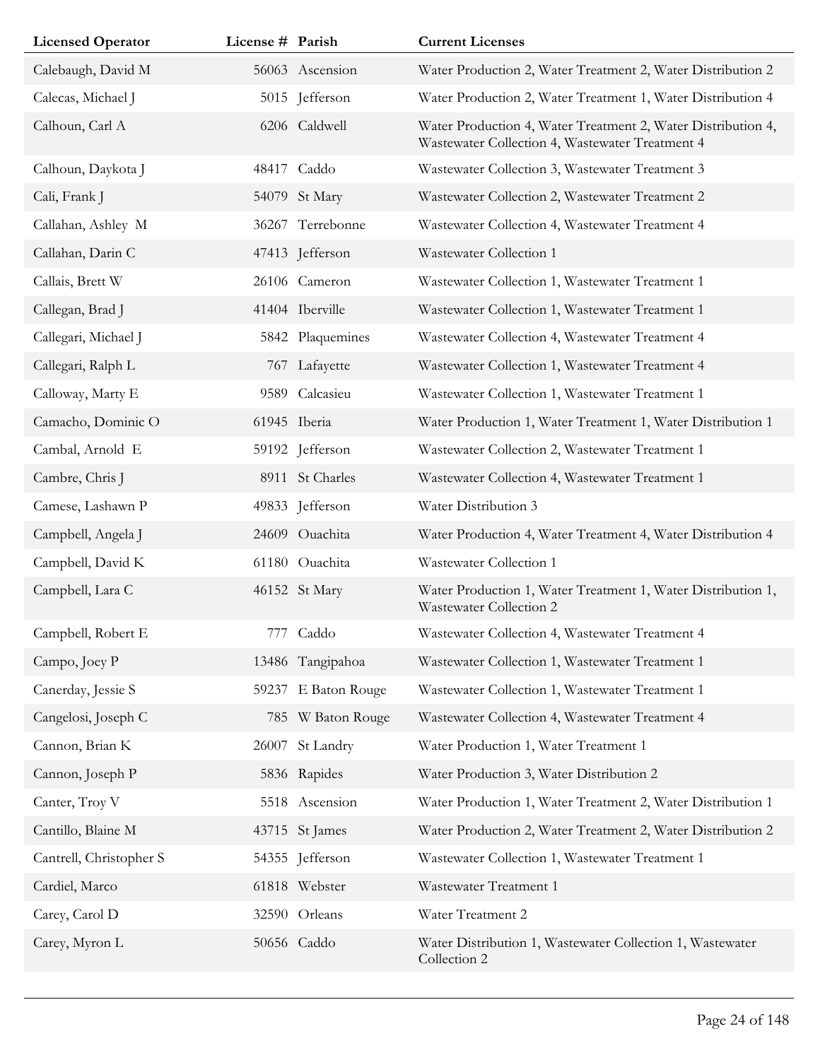| Licensed Operator | License # | Parish | Current Licenses |
|---|---|---|---|
| Calebaugh, David M | 56063 | Ascension | Water Production 2, Water Treatment 2, Water Distribution 2 |
| Calecas, Michael J | 5015 | Jefferson | Water Production 2, Water Treatment 1, Water Distribution 4 |
| Calhoun, Carl A | 6206 | Caldwell | Water Production 4, Water Treatment 2, Water Distribution 4, Wastewater Collection 4, Wastewater Treatment 4 |
| Calhoun, Daykota J | 48417 | Caddo | Wastewater Collection 3, Wastewater Treatment 3 |
| Cali, Frank J | 54079 | St Mary | Wastewater Collection 2, Wastewater Treatment 2 |
| Callahan, Ashley M | 36267 | Terrebonne | Wastewater Collection 4, Wastewater Treatment 4 |
| Callahan, Darin C | 47413 | Jefferson | Wastewater Collection 1 |
| Callais, Brett W | 26106 | Cameron | Wastewater Collection 1, Wastewater Treatment 1 |
| Callegan, Brad J | 41404 | Iberville | Wastewater Collection 1, Wastewater Treatment 1 |
| Callegari, Michael J | 5842 | Plaquemines | Wastewater Collection 4, Wastewater Treatment 4 |
| Callegari, Ralph L | 767 | Lafayette | Wastewater Collection 1, Wastewater Treatment 4 |
| Calloway, Marty E | 9589 | Calcasieu | Wastewater Collection 1, Wastewater Treatment 1 |
| Camacho, Dominic O | 61945 | Iberia | Water Production 1, Water Treatment 1, Water Distribution 1 |
| Cambal, Arnold E | 59192 | Jefferson | Wastewater Collection 2, Wastewater Treatment 1 |
| Cambre, Chris J | 8911 | St Charles | Wastewater Collection 4, Wastewater Treatment 1 |
| Camese, Lashawn P | 49833 | Jefferson | Water Distribution 3 |
| Campbell, Angela J | 24609 | Ouachita | Water Production 4, Water Treatment 4, Water Distribution 4 |
| Campbell, David K | 61180 | Ouachita | Wastewater Collection 1 |
| Campbell, Lara C | 46152 | St Mary | Water Production 1, Water Treatment 1, Water Distribution 1, Wastewater Collection 2 |
| Campbell, Robert E | 777 | Caddo | Wastewater Collection 4, Wastewater Treatment 4 |
| Campo, Joey P | 13486 | Tangipahoa | Wastewater Collection 1, Wastewater Treatment 1 |
| Canerday, Jessie S | 59237 | E Baton Rouge | Wastewater Collection 1, Wastewater Treatment 1 |
| Cangelosi, Joseph C | 785 | W Baton Rouge | Wastewater Collection 4, Wastewater Treatment 4 |
| Cannon, Brian K | 26007 | St Landry | Water Production 1, Water Treatment 1 |
| Cannon, Joseph P | 5836 | Rapides | Water Production 3, Water Distribution 2 |
| Canter, Troy V | 5518 | Ascension | Water Production 1, Water Treatment 2, Water Distribution 1 |
| Cantillo, Blaine M | 43715 | St James | Water Production 2, Water Treatment 2, Water Distribution 2 |
| Cantrell, Christopher S | 54355 | Jefferson | Wastewater Collection 1, Wastewater Treatment 1 |
| Cardiel, Marco | 61818 | Webster | Wastewater Treatment 1 |
| Carey, Carol D | 32590 | Orleans | Water Treatment 2 |
| Carey, Myron L | 50656 | Caddo | Water Distribution 1, Wastewater Collection 1, Wastewater Collection 2 |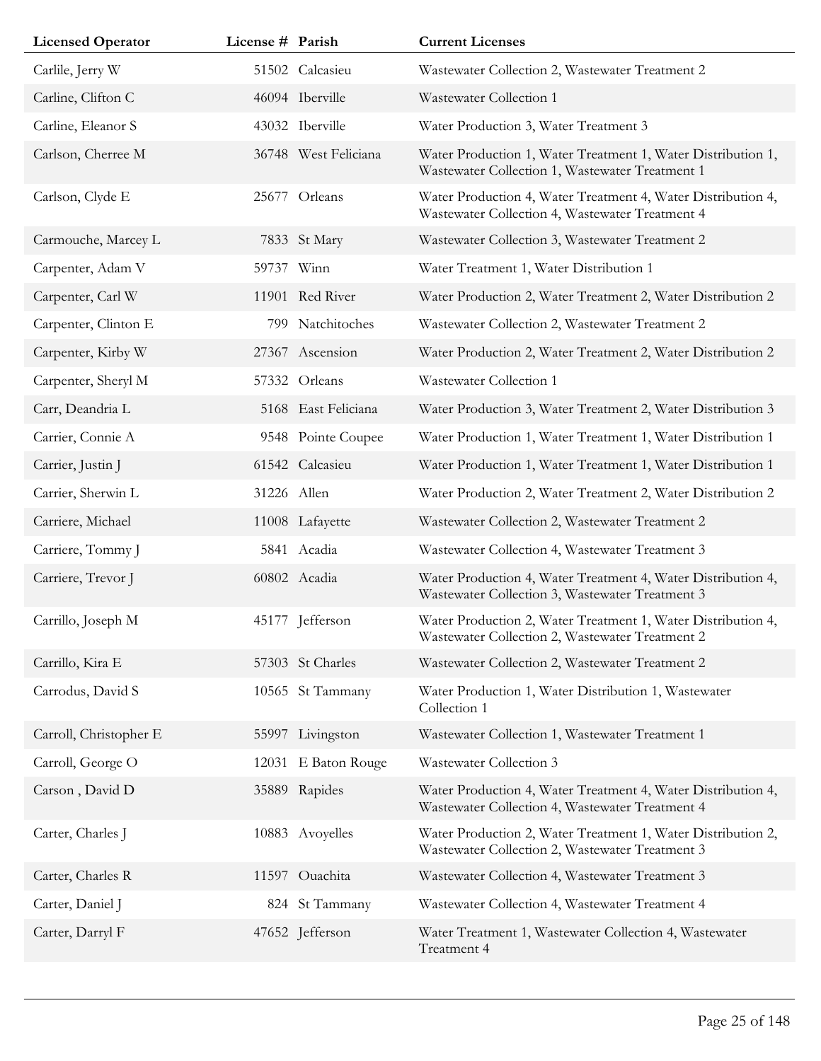| Licensed Operator | License # | Parish | Current Licenses |
| --- | --- | --- | --- |
| Carlile, Jerry W | 51502 | Calcasieu | Wastewater Collection 2, Wastewater Treatment 2 |
| Carline, Clifton C | 46094 | Iberville | Wastewater Collection 1 |
| Carline, Eleanor S | 43032 | Iberville | Water Production 3, Water Treatment 3 |
| Carlson, Cherree M | 36748 | West Feliciana | Water Production 1, Water Treatment 1, Water Distribution 1, Wastewater Collection 1, Wastewater Treatment 1 |
| Carlson, Clyde E | 25677 | Orleans | Water Production 4, Water Treatment 4, Water Distribution 4, Wastewater Collection 4, Wastewater Treatment 4 |
| Carmouche, Marcey L | 7833 | St Mary | Wastewater Collection 3, Wastewater Treatment 2 |
| Carpenter, Adam V | 59737 | Winn | Water Treatment 1, Water Distribution 1 |
| Carpenter, Carl W | 11901 | Red River | Water Production 2, Water Treatment 2, Water Distribution 2 |
| Carpenter, Clinton E | 799 | Natchitoches | Wastewater Collection 2, Wastewater Treatment 2 |
| Carpenter, Kirby W | 27367 | Ascension | Water Production 2, Water Treatment 2, Water Distribution 2 |
| Carpenter, Sheryl M | 57332 | Orleans | Wastewater Collection 1 |
| Carr, Deandria L | 5168 | East Feliciana | Water Production 3, Water Treatment 2, Water Distribution 3 |
| Carrier, Connie A | 9548 | Pointe Coupee | Water Production 1, Water Treatment 1, Water Distribution 1 |
| Carrier, Justin J | 61542 | Calcasieu | Water Production 1, Water Treatment 1, Water Distribution 1 |
| Carrier, Sherwin L | 31226 | Allen | Water Production 2, Water Treatment 2, Water Distribution 2 |
| Carriere, Michael | 11008 | Lafayette | Wastewater Collection 2, Wastewater Treatment 2 |
| Carriere, Tommy J | 5841 | Acadia | Wastewater Collection 4, Wastewater Treatment 3 |
| Carriere, Trevor J | 60802 | Acadia | Water Production 4, Water Treatment 4, Water Distribution 4, Wastewater Collection 3, Wastewater Treatment 3 |
| Carrillo, Joseph M | 45177 | Jefferson | Water Production 2, Water Treatment 1, Water Distribution 4, Wastewater Collection 2, Wastewater Treatment 2 |
| Carrillo, Kira E | 57303 | St Charles | Wastewater Collection 2, Wastewater Treatment 2 |
| Carrodus, David S | 10565 | St Tammany | Water Production 1, Water Distribution 1, Wastewater Collection 1 |
| Carroll, Christopher E | 55997 | Livingston | Wastewater Collection 1, Wastewater Treatment 1 |
| Carroll, George O | 12031 | E Baton Rouge | Wastewater Collection 3 |
| Carson , David D | 35889 | Rapides | Water Production 4, Water Treatment 4, Water Distribution 4, Wastewater Collection 4, Wastewater Treatment 4 |
| Carter, Charles J | 10883 | Avoyelles | Water Production 2, Water Treatment 1, Water Distribution 2, Wastewater Collection 2, Wastewater Treatment 3 |
| Carter, Charles R | 11597 | Ouachita | Wastewater Collection 4, Wastewater Treatment 3 |
| Carter, Daniel J | 824 | St Tammany | Wastewater Collection 4, Wastewater Treatment 4 |
| Carter, Darryl F | 47652 | Jefferson | Water Treatment 1, Wastewater Collection 4, Wastewater Treatment 4 |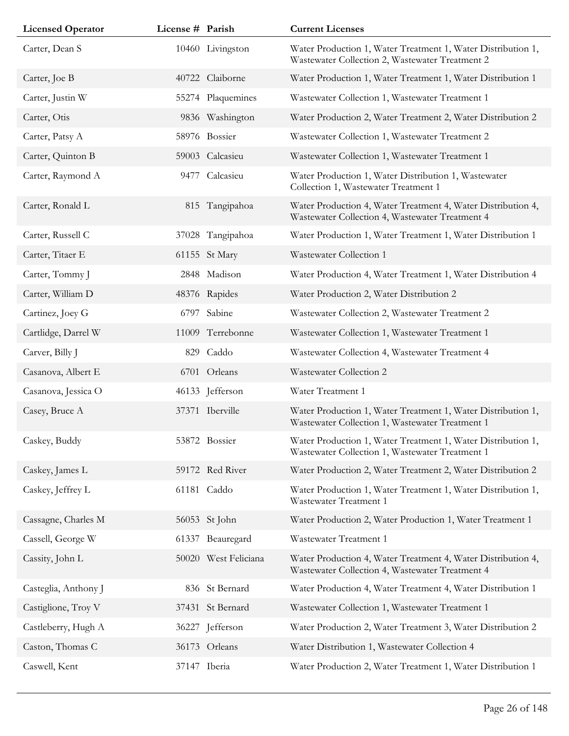| Licensed Operator | License # | Parish | Current Licenses |
|---|---|---|---|
| Carter, Dean S | 10460 | Livingston | Water Production 1, Water Treatment 1, Water Distribution 1, Wastewater Collection 2, Wastewater Treatment 2 |
| Carter, Joe B | 40722 | Claiborne | Water Production 1, Water Treatment 1, Water Distribution 1 |
| Carter, Justin W | 55274 | Plaquemines | Wastewater Collection 1, Wastewater Treatment 1 |
| Carter, Otis | 9836 | Washington | Water Production 2, Water Treatment 2, Water Distribution 2 |
| Carter, Patsy A | 58976 | Bossier | Wastewater Collection 1, Wastewater Treatment 2 |
| Carter, Quinton B | 59003 | Calcasieu | Wastewater Collection 1, Wastewater Treatment 1 |
| Carter, Raymond A | 9477 | Calcasieu | Water Production 1, Water Distribution 1, Wastewater Collection 1, Wastewater Treatment 1 |
| Carter, Ronald L | 815 | Tangipahoa | Water Production 4, Water Treatment 4, Water Distribution 4, Wastewater Collection 4, Wastewater Treatment 4 |
| Carter, Russell C | 37028 | Tangipahoa | Water Production 1, Water Treatment 1, Water Distribution 1 |
| Carter, Titaer E | 61155 | St Mary | Wastewater Collection 1 |
| Carter, Tommy J | 2848 | Madison | Water Production 4, Water Treatment 1, Water Distribution 4 |
| Carter, William D | 48376 | Rapides | Water Production 2, Water Distribution 2 |
| Cartinez, Joey G | 6797 | Sabine | Wastewater Collection 2, Wastewater Treatment 2 |
| Cartlidge, Darrel W | 11009 | Terrebonne | Wastewater Collection 1, Wastewater Treatment 1 |
| Carver, Billy J | 829 | Caddo | Wastewater Collection 4, Wastewater Treatment 4 |
| Casanova, Albert E | 6701 | Orleans | Wastewater Collection 2 |
| Casanova, Jessica O | 46133 | Jefferson | Water Treatment 1 |
| Casey, Bruce A | 37371 | Iberville | Water Production 1, Water Treatment 1, Water Distribution 1, Wastewater Collection 1, Wastewater Treatment 1 |
| Caskey, Buddy | 53872 | Bossier | Water Production 1, Water Treatment 1, Water Distribution 1, Wastewater Collection 1, Wastewater Treatment 1 |
| Caskey, James L | 59172 | Red River | Water Production 2, Water Treatment 2, Water Distribution 2 |
| Caskey, Jeffrey L | 61181 | Caddo | Water Production 1, Water Treatment 1, Water Distribution 1, Wastewater Treatment 1 |
| Cassagne, Charles M | 56053 | St John | Water Production 2, Water Production 1, Water Treatment 1 |
| Cassell, George W | 61337 | Beauregard | Wastewater Treatment 1 |
| Cassity, John L | 50020 | West Feliciana | Water Production 4, Water Treatment 4, Water Distribution 4, Wastewater Collection 4, Wastewater Treatment 4 |
| Casteglia, Anthony J | 836 | St Bernard | Water Production 4, Water Treatment 4, Water Distribution 1 |
| Castiglione, Troy V | 37431 | St Bernard | Wastewater Collection 1, Wastewater Treatment 1 |
| Castleberry, Hugh A | 36227 | Jefferson | Water Production 2, Water Treatment 3, Water Distribution 2 |
| Caston, Thomas C | 36173 | Orleans | Water Distribution 1, Wastewater Collection 4 |
| Caswell, Kent | 37147 | Iberia | Water Production 2, Water Treatment 1, Water Distribution 1 |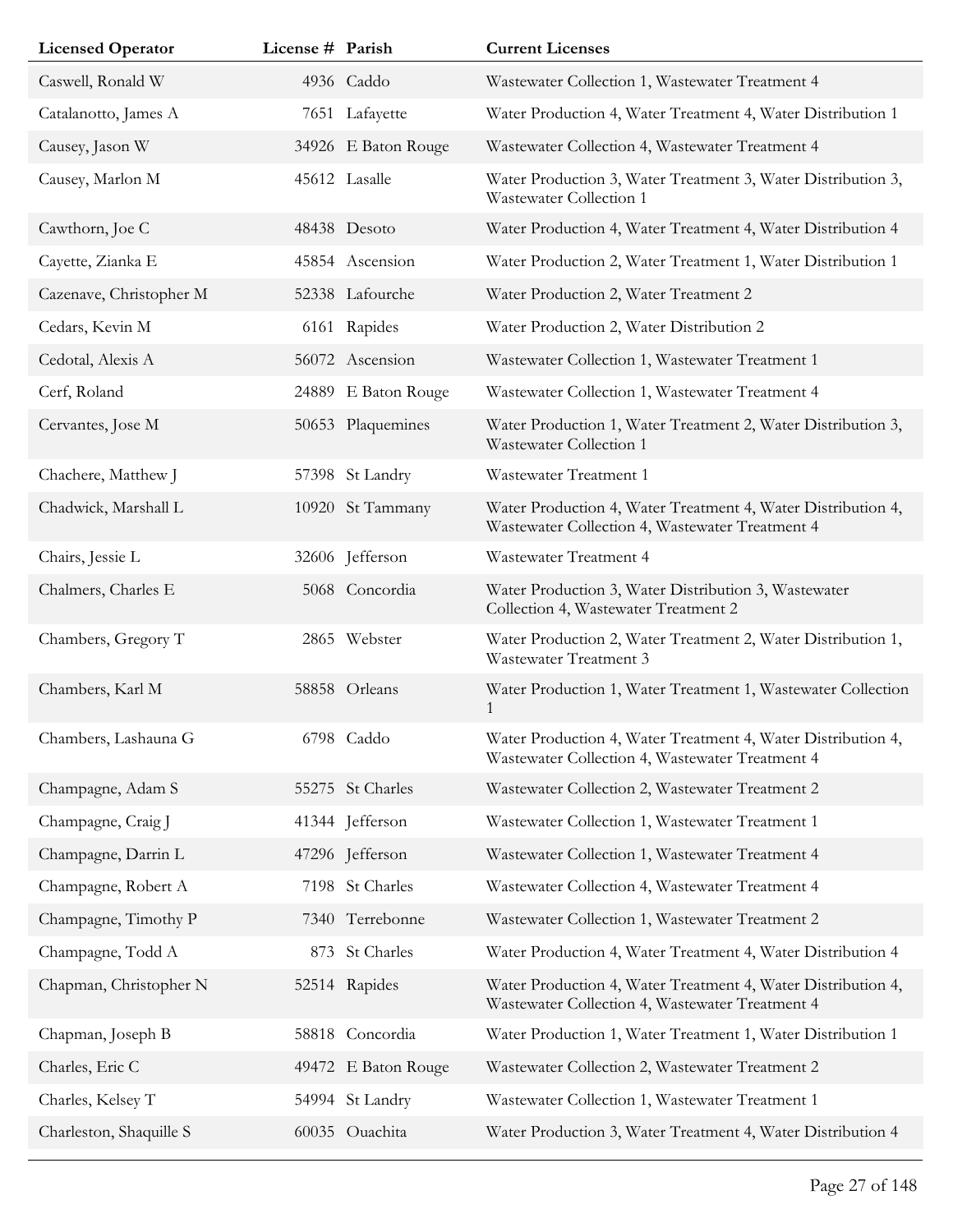| Licensed Operator | License # | Parish | Current Licenses |
|---|---|---|---|
| Caswell, Ronald W | 4936 | Caddo | Wastewater Collection 1, Wastewater Treatment 4 |
| Catalanotto, James A | 7651 | Lafayette | Water Production 4, Water Treatment 4, Water Distribution 1 |
| Causey, Jason W | 34926 | E Baton Rouge | Wastewater Collection 4, Wastewater Treatment 4 |
| Causey, Marlon M | 45612 | Lasalle | Water Production 3, Water Treatment 3, Water Distribution 3, Wastewater Collection 1 |
| Cawthorn, Joe C | 48438 | Desoto | Water Production 4, Water Treatment 4, Water Distribution 4 |
| Cayette, Zianka E | 45854 | Ascension | Water Production 2, Water Treatment 1, Water Distribution 1 |
| Cazenave, Christopher M | 52338 | Lafourche | Water Production 2, Water Treatment 2 |
| Cedars, Kevin M | 6161 | Rapides | Water Production 2, Water Distribution 2 |
| Cedotal, Alexis A | 56072 | Ascension | Wastewater Collection 1, Wastewater Treatment 1 |
| Cerf, Roland | 24889 | E Baton Rouge | Wastewater Collection 1, Wastewater Treatment 4 |
| Cervantes, Jose M | 50653 | Plaquemines | Water Production 1, Water Treatment 2, Water Distribution 3, Wastewater Collection 1 |
| Chachere, Matthew J | 57398 | St Landry | Wastewater Treatment 1 |
| Chadwick, Marshall L | 10920 | St Tammany | Water Production 4, Water Treatment 4, Water Distribution 4, Wastewater Collection 4, Wastewater Treatment 4 |
| Chairs, Jessie L | 32606 | Jefferson | Wastewater Treatment 4 |
| Chalmers, Charles E | 5068 | Concordia | Water Production 3, Water Distribution 3, Wastewater Collection 4, Wastewater Treatment 2 |
| Chambers, Gregory T | 2865 | Webster | Water Production 2, Water Treatment 2, Water Distribution 1, Wastewater Treatment 3 |
| Chambers, Karl M | 58858 | Orleans | Water Production 1, Water Treatment 1, Wastewater Collection 1 |
| Chambers, Lashauna G | 6798 | Caddo | Water Production 4, Water Treatment 4, Water Distribution 4, Wastewater Collection 4, Wastewater Treatment 4 |
| Champagne, Adam S | 55275 | St Charles | Wastewater Collection 2, Wastewater Treatment 2 |
| Champagne, Craig J | 41344 | Jefferson | Wastewater Collection 1, Wastewater Treatment 1 |
| Champagne, Darrin L | 47296 | Jefferson | Wastewater Collection 1, Wastewater Treatment 4 |
| Champagne, Robert A | 7198 | St Charles | Wastewater Collection 4, Wastewater Treatment 4 |
| Champagne, Timothy P | 7340 | Terrebonne | Wastewater Collection 1, Wastewater Treatment 2 |
| Champagne, Todd A | 873 | St Charles | Water Production 4, Water Treatment 4, Water Distribution 4 |
| Chapman, Christopher N | 52514 | Rapides | Water Production 4, Water Treatment 4, Water Distribution 4, Wastewater Collection 4, Wastewater Treatment 4 |
| Chapman, Joseph B | 58818 | Concordia | Water Production 1, Water Treatment 1, Water Distribution 1 |
| Charles, Eric C | 49472 | E Baton Rouge | Wastewater Collection 2, Wastewater Treatment 2 |
| Charles, Kelsey T | 54994 | St Landry | Wastewater Collection 1, Wastewater Treatment 1 |
| Charleston, Shaquille S | 60035 | Ouachita | Water Production 3, Water Treatment 4, Water Distribution 4 |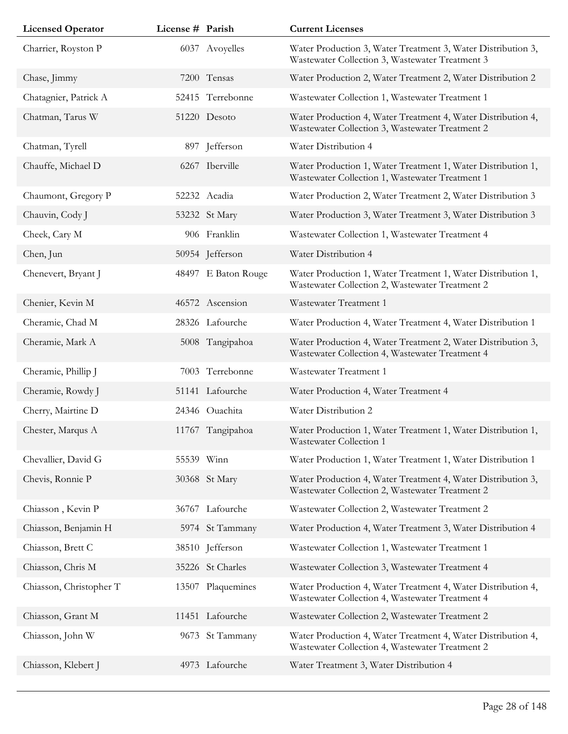| Licensed Operator | License # | Parish | Current Licenses |
|---|---|---|---|
| Charrier, Royston P | 6037 | Avoyelles | Water Production 3, Water Treatment 3, Water Distribution 3, Wastewater Collection 3, Wastewater Treatment 3 |
| Chase, Jimmy | 7200 | Tensas | Water Production 2, Water Treatment 2, Water Distribution 2 |
| Chatagnier, Patrick A | 52415 | Terrebonne | Wastewater Collection 1, Wastewater Treatment 1 |
| Chatman, Tarus W | 51220 | Desoto | Water Production 4, Water Treatment 4, Water Distribution 4, Wastewater Collection 3, Wastewater Treatment 2 |
| Chatman, Tyrell | 897 | Jefferson | Water Distribution 4 |
| Chauffe, Michael D | 6267 | Iberville | Water Production 1, Water Treatment 1, Water Distribution 1, Wastewater Collection 1, Wastewater Treatment 1 |
| Chaumont, Gregory P | 52232 | Acadia | Water Production 2, Water Treatment 2, Water Distribution 3 |
| Chauvin, Cody J | 53232 | St Mary | Water Production 3, Water Treatment 3, Water Distribution 3 |
| Cheek, Cary M | 906 | Franklin | Wastewater Collection 1, Wastewater Treatment 4 |
| Chen, Jun | 50954 | Jefferson | Water Distribution 4 |
| Chenevert, Bryant J | 48497 | E Baton Rouge | Water Production 1, Water Treatment 1, Water Distribution 1, Wastewater Collection 2, Wastewater Treatment 2 |
| Chenier, Kevin M | 46572 | Ascension | Wastewater Treatment 1 |
| Cheramie, Chad M | 28326 | Lafourche | Water Production 4, Water Treatment 4, Water Distribution 1 |
| Cheramie, Mark A | 5008 | Tangipahoa | Water Production 4, Water Treatment 2, Water Distribution 3, Wastewater Collection 4, Wastewater Treatment 4 |
| Cheramie, Phillip J | 7003 | Terrebonne | Wastewater Treatment 1 |
| Cheramie, Rowdy J | 51141 | Lafourche | Water Production 4, Water Treatment 4 |
| Cherry, Mairtine D | 24346 | Ouachita | Water Distribution 2 |
| Chester, Marqus A | 11767 | Tangipahoa | Water Production 1, Water Treatment 1, Water Distribution 1, Wastewater Collection 1 |
| Chevallier, David G | 55539 | Winn | Water Production 1, Water Treatment 1, Water Distribution 1 |
| Chevis, Ronnie P | 30368 | St Mary | Water Production 4, Water Treatment 4, Water Distribution 3, Wastewater Collection 2, Wastewater Treatment 2 |
| Chiasson , Kevin P | 36767 | Lafourche | Wastewater Collection 2, Wastewater Treatment 2 |
| Chiasson, Benjamin H | 5974 | St Tammany | Water Production 4, Water Treatment 3, Water Distribution 4 |
| Chiasson, Brett C | 38510 | Jefferson | Wastewater Collection 1, Wastewater Treatment 1 |
| Chiasson, Chris M | 35226 | St Charles | Wastewater Collection 3, Wastewater Treatment 4 |
| Chiasson, Christopher T | 13507 | Plaquemines | Water Production 4, Water Treatment 4, Water Distribution 4, Wastewater Collection 4, Wastewater Treatment 4 |
| Chiasson, Grant M | 11451 | Lafourche | Wastewater Collection 2, Wastewater Treatment 2 |
| Chiasson, John W | 9673 | St Tammany | Water Production 4, Water Treatment 4, Water Distribution 4, Wastewater Collection 4, Wastewater Treatment 2 |
| Chiasson, Klebert J | 4973 | Lafourche | Water Treatment 3, Water Distribution 4 |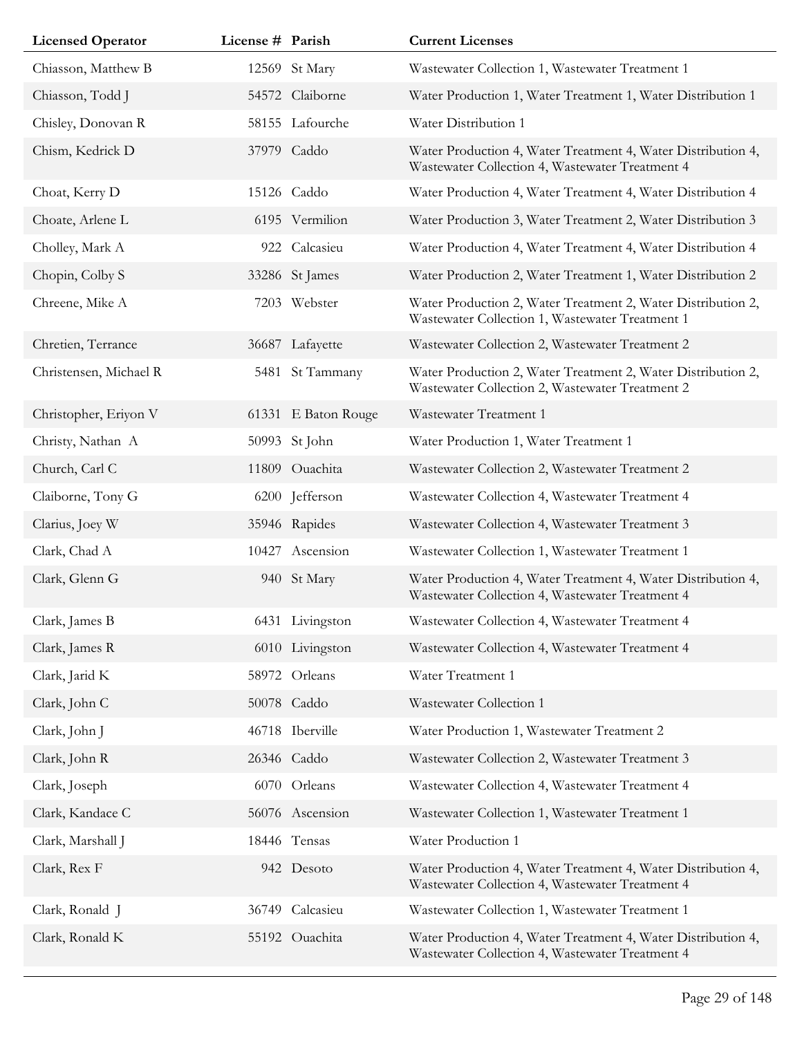| Licensed Operator | License # | Parish | Current Licenses |
|---|---|---|---|
| Chiasson, Matthew B | 12569 | St Mary | Wastewater Collection 1, Wastewater Treatment 1 |
| Chiasson, Todd J | 54572 | Claiborne | Water Production 1, Water Treatment 1, Water Distribution 1 |
| Chisley, Donovan R | 58155 | Lafourche | Water Distribution 1 |
| Chism, Kedrick D | 37979 | Caddo | Water Production 4, Water Treatment 4, Water Distribution 4, Wastewater Collection 4, Wastewater Treatment 4 |
| Choat, Kerry D | 15126 | Caddo | Water Production 4, Water Treatment 4, Water Distribution 4 |
| Choate, Arlene L | 6195 | Vermilion | Water Production 3, Water Treatment 2, Water Distribution 3 |
| Cholley, Mark A | 922 | Calcasieu | Water Production 4, Water Treatment 4, Water Distribution 4 |
| Chopin, Colby S | 33286 | St James | Water Production 2, Water Treatment 1, Water Distribution 2 |
| Chreene, Mike A | 7203 | Webster | Water Production 2, Water Treatment 2, Water Distribution 2, Wastewater Collection 1, Wastewater Treatment 1 |
| Chretien, Terrance | 36687 | Lafayette | Wastewater Collection 2, Wastewater Treatment 2 |
| Christensen, Michael R | 5481 | St Tammany | Water Production 2, Water Treatment 2, Water Distribution 2, Wastewater Collection 2, Wastewater Treatment 2 |
| Christopher, Eriyon V | 61331 | E Baton Rouge | Wastewater Treatment 1 |
| Christy, Nathan A | 50993 | St John | Water Production 1, Water Treatment 1 |
| Church, Carl C | 11809 | Ouachita | Wastewater Collection 2, Wastewater Treatment 2 |
| Claiborne, Tony G | 6200 | Jefferson | Wastewater Collection 4, Wastewater Treatment 4 |
| Clarius, Joey W | 35946 | Rapides | Wastewater Collection 4, Wastewater Treatment 3 |
| Clark, Chad A | 10427 | Ascension | Wastewater Collection 1, Wastewater Treatment 1 |
| Clark, Glenn G | 940 | St Mary | Water Production 4, Water Treatment 4, Water Distribution 4, Wastewater Collection 4, Wastewater Treatment 4 |
| Clark, James B | 6431 | Livingston | Wastewater Collection 4, Wastewater Treatment 4 |
| Clark, James R | 6010 | Livingston | Wastewater Collection 4, Wastewater Treatment 4 |
| Clark, Jarid K | 58972 | Orleans | Water Treatment 1 |
| Clark, John C | 50078 | Caddo | Wastewater Collection 1 |
| Clark, John J | 46718 | Iberville | Water Production 1, Wastewater Treatment 2 |
| Clark, John R | 26346 | Caddo | Wastewater Collection 2, Wastewater Treatment 3 |
| Clark, Joseph | 6070 | Orleans | Wastewater Collection 4, Wastewater Treatment 4 |
| Clark, Kandace C | 56076 | Ascension | Wastewater Collection 1, Wastewater Treatment 1 |
| Clark, Marshall J | 18446 | Tensas | Water Production 1 |
| Clark, Rex F | 942 | Desoto | Water Production 4, Water Treatment 4, Water Distribution 4, Wastewater Collection 4, Wastewater Treatment 4 |
| Clark, Ronald J | 36749 | Calcasieu | Wastewater Collection 1, Wastewater Treatment 1 |
| Clark, Ronald K | 55192 | Ouachita | Water Production 4, Water Treatment 4, Water Distribution 4, Wastewater Collection 4, Wastewater Treatment 4 |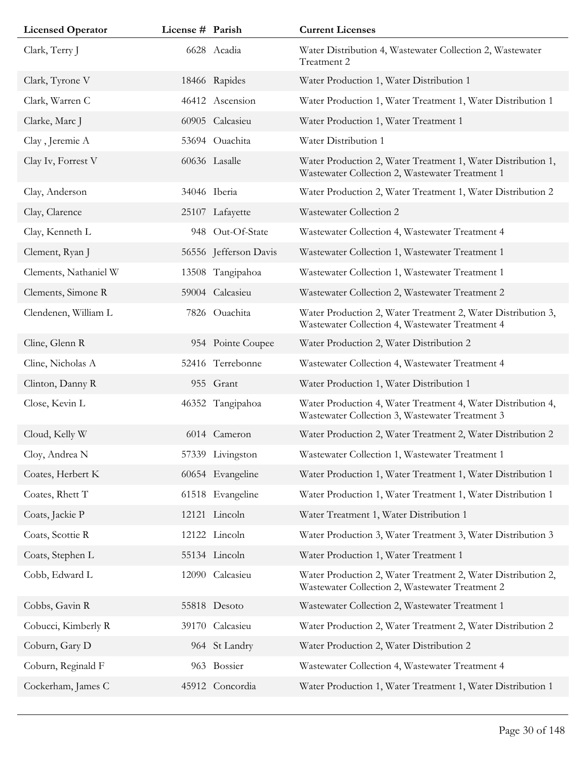| Licensed Operator | License # | Parish | Current Licenses |
|---|---|---|---|
| Clark, Terry J | 6628 | Acadia | Water Distribution 4, Wastewater Collection 2, Wastewater Treatment 2 |
| Clark, Tyrone V | 18466 | Rapides | Water Production 1, Water Distribution 1 |
| Clark, Warren C | 46412 | Ascension | Water Production 1, Water Treatment 1, Water Distribution 1 |
| Clarke, Marc J | 60905 | Calcasieu | Water Production 1, Water Treatment 1 |
| Clay , Jeremie A | 53694 | Ouachita | Water Distribution 1 |
| Clay Iv, Forrest V | 60636 | Lasalle | Water Production 2, Water Treatment 1, Water Distribution 1, Wastewater Collection 2, Wastewater Treatment 1 |
| Clay, Anderson | 34046 | Iberia | Water Production 2, Water Treatment 1, Water Distribution 2 |
| Clay, Clarence | 25107 | Lafayette | Wastewater Collection 2 |
| Clay, Kenneth L | 948 | Out-Of-State | Wastewater Collection 4, Wastewater Treatment 4 |
| Clement, Ryan J | 56556 | Jefferson Davis | Wastewater Collection 1, Wastewater Treatment 1 |
| Clements, Nathaniel W | 13508 | Tangipahoa | Wastewater Collection 1, Wastewater Treatment 1 |
| Clements, Simone R | 59004 | Calcasieu | Wastewater Collection 2, Wastewater Treatment 2 |
| Clendenen, William L | 7826 | Ouachita | Water Production 2, Water Treatment 2, Water Distribution 3, Wastewater Collection 4, Wastewater Treatment 4 |
| Cline, Glenn R | 954 | Pointe Coupee | Water Production 2, Water Distribution 2 |
| Cline, Nicholas A | 52416 | Terrebonne | Wastewater Collection 4, Wastewater Treatment 4 |
| Clinton, Danny R | 955 | Grant | Water Production 1, Water Distribution 1 |
| Close, Kevin L | 46352 | Tangipahoa | Water Production 4, Water Treatment 4, Water Distribution 4, Wastewater Collection 3, Wastewater Treatment 3 |
| Cloud, Kelly W | 6014 | Cameron | Water Production 2, Water Treatment 2, Water Distribution 2 |
| Cloy, Andrea N | 57339 | Livingston | Wastewater Collection 1, Wastewater Treatment 1 |
| Coates, Herbert K | 60654 | Evangeline | Water Production 1, Water Treatment 1, Water Distribution 1 |
| Coates, Rhett T | 61518 | Evangeline | Water Production 1, Water Treatment 1, Water Distribution 1 |
| Coats, Jackie P | 12121 | Lincoln | Water Treatment 1, Water Distribution 1 |
| Coats, Scottie R | 12122 | Lincoln | Water Production 3, Water Treatment 3, Water Distribution 3 |
| Coats, Stephen L | 55134 | Lincoln | Water Production 1, Water Treatment 1 |
| Cobb, Edward L | 12090 | Calcasieu | Water Production 2, Water Treatment 2, Water Distribution 2, Wastewater Collection 2, Wastewater Treatment 2 |
| Cobbs, Gavin R | 55818 | Desoto | Wastewater Collection 2, Wastewater Treatment 1 |
| Cobucci, Kimberly R | 39170 | Calcasieu | Water Production 2, Water Treatment 2, Water Distribution 2 |
| Coburn, Gary D | 964 | St Landry | Water Production 2, Water Distribution 2 |
| Coburn, Reginald F | 963 | Bossier | Wastewater Collection 4, Wastewater Treatment 4 |
| Cockerham, James C | 45912 | Concordia | Water Production 1, Water Treatment 1, Water Distribution 1 |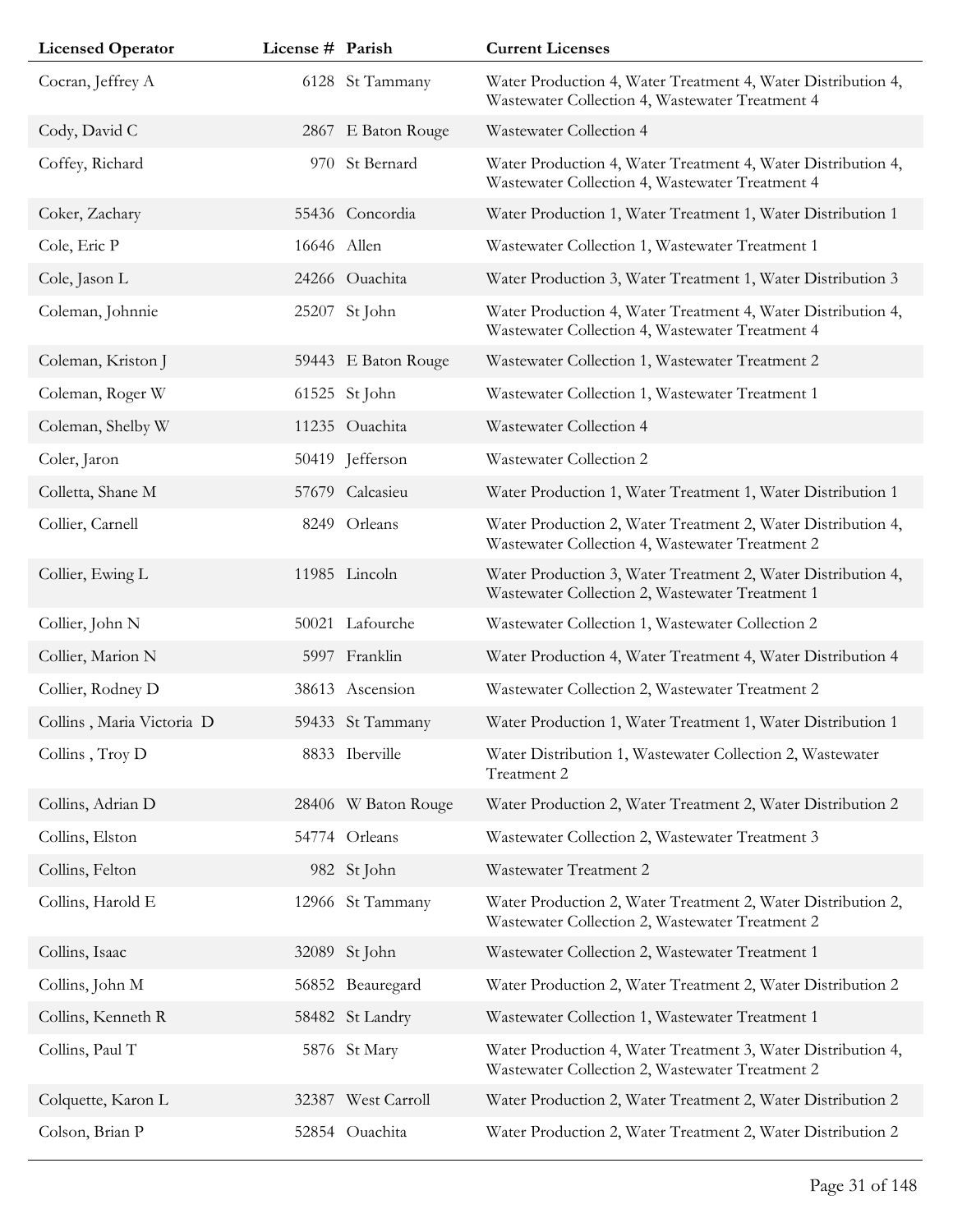| Licensed Operator | License # | Parish | Current Licenses |
|---|---|---|---|
| Cocran, Jeffrey A | 6128 | St Tammany | Water Production 4, Water Treatment 4, Water Distribution 4, Wastewater Collection 4, Wastewater Treatment 4 |
| Cody, David C | 2867 | E Baton Rouge | Wastewater Collection 4 |
| Coffey, Richard | 970 | St Bernard | Water Production 4, Water Treatment 4, Water Distribution 4, Wastewater Collection 4, Wastewater Treatment 4 |
| Coker, Zachary | 55436 | Concordia | Water Production 1, Water Treatment 1, Water Distribution 1 |
| Cole, Eric P | 16646 | Allen | Wastewater Collection 1, Wastewater Treatment 1 |
| Cole, Jason L | 24266 | Ouachita | Water Production 3, Water Treatment 1, Water Distribution 3 |
| Coleman, Johnnie | 25207 | St John | Water Production 4, Water Treatment 4, Water Distribution 4, Wastewater Collection 4, Wastewater Treatment 4 |
| Coleman, Kriston J | 59443 | E Baton Rouge | Wastewater Collection 1, Wastewater Treatment 2 |
| Coleman, Roger W | 61525 | St John | Wastewater Collection 1, Wastewater Treatment 1 |
| Coleman, Shelby W | 11235 | Ouachita | Wastewater Collection 4 |
| Coler, Jaron | 50419 | Jefferson | Wastewater Collection 2 |
| Colletta, Shane M | 57679 | Calcasieu | Water Production 1, Water Treatment 1, Water Distribution 1 |
| Collier, Carnell | 8249 | Orleans | Water Production 2, Water Treatment 2, Water Distribution 4, Wastewater Collection 4, Wastewater Treatment 2 |
| Collier, Ewing L | 11985 | Lincoln | Water Production 3, Water Treatment 2, Water Distribution 4, Wastewater Collection 2, Wastewater Treatment 1 |
| Collier, John N | 50021 | Lafourche | Wastewater Collection 1, Wastewater Collection 2 |
| Collier, Marion N | 5997 | Franklin | Water Production 4, Water Treatment 4, Water Distribution 4 |
| Collier, Rodney D | 38613 | Ascension | Wastewater Collection 2, Wastewater Treatment 2 |
| Collins , Maria Victoria D | 59433 | St Tammany | Water Production 1, Water Treatment 1, Water Distribution 1 |
| Collins , Troy D | 8833 | Iberville | Water Distribution 1, Wastewater Collection 2, Wastewater Treatment 2 |
| Collins, Adrian D | 28406 | W Baton Rouge | Water Production 2, Water Treatment 2, Water Distribution 2 |
| Collins, Elston | 54774 | Orleans | Wastewater Collection 2, Wastewater Treatment 3 |
| Collins, Felton | 982 | St John | Wastewater Treatment 2 |
| Collins, Harold E | 12966 | St Tammany | Water Production 2, Water Treatment 2, Water Distribution 2, Wastewater Collection 2, Wastewater Treatment 2 |
| Collins, Isaac | 32089 | St John | Wastewater Collection 2, Wastewater Treatment 1 |
| Collins, John M | 56852 | Beauregard | Water Production 2, Water Treatment 2, Water Distribution 2 |
| Collins, Kenneth R | 58482 | St Landry | Wastewater Collection 1, Wastewater Treatment 1 |
| Collins, Paul T | 5876 | St Mary | Water Production 4, Water Treatment 3, Water Distribution 4, Wastewater Collection 2, Wastewater Treatment 2 |
| Colquette, Karon L | 32387 | West Carroll | Water Production 2, Water Treatment 2, Water Distribution 2 |
| Colson, Brian P | 52854 | Ouachita | Water Production 2, Water Treatment 2, Water Distribution 2 |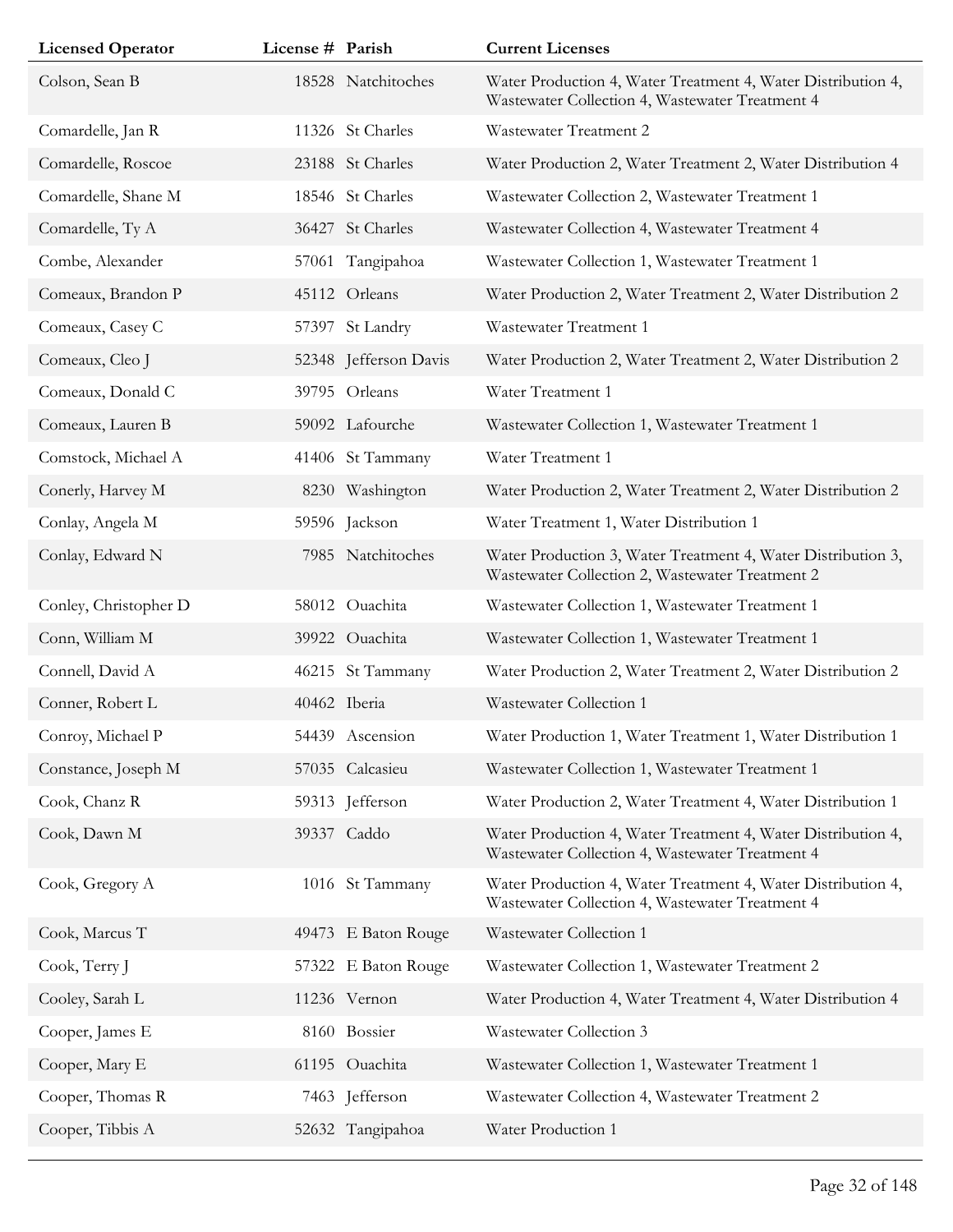| Licensed Operator | License # | Parish | Current Licenses |
|---|---|---|---|
| Colson, Sean B | 18528 | Natchitoches | Water Production 4, Water Treatment 4, Water Distribution 4, Wastewater Collection 4, Wastewater Treatment 4 |
| Comardelle, Jan R | 11326 | St Charles | Wastewater Treatment 2 |
| Comardelle, Roscoe | 23188 | St Charles | Water Production 2, Water Treatment 2, Water Distribution 4 |
| Comardelle, Shane M | 18546 | St Charles | Wastewater Collection 2, Wastewater Treatment 1 |
| Comardelle, Ty A | 36427 | St Charles | Wastewater Collection 4, Wastewater Treatment 4 |
| Combe, Alexander | 57061 | Tangipahoa | Wastewater Collection 1, Wastewater Treatment 1 |
| Comeaux, Brandon P | 45112 | Orleans | Water Production 2, Water Treatment 2, Water Distribution 2 |
| Comeaux, Casey C | 57397 | St Landry | Wastewater Treatment 1 |
| Comeaux, Cleo J | 52348 | Jefferson Davis | Water Production 2, Water Treatment 2, Water Distribution 2 |
| Comeaux, Donald C | 39795 | Orleans | Water Treatment 1 |
| Comeaux, Lauren B | 59092 | Lafourche | Wastewater Collection 1, Wastewater Treatment 1 |
| Comstock, Michael A | 41406 | St Tammany | Water Treatment 1 |
| Conerly, Harvey M | 8230 | Washington | Water Production 2, Water Treatment 2, Water Distribution 2 |
| Conlay, Angela M | 59596 | Jackson | Water Treatment 1, Water Distribution 1 |
| Conlay, Edward N | 7985 | Natchitoches | Water Production 3, Water Treatment 4, Water Distribution 3, Wastewater Collection 2, Wastewater Treatment 2 |
| Conley, Christopher D | 58012 | Ouachita | Wastewater Collection 1, Wastewater Treatment 1 |
| Conn, William M | 39922 | Ouachita | Wastewater Collection 1, Wastewater Treatment 1 |
| Connell, David A | 46215 | St Tammany | Water Production 2, Water Treatment 2, Water Distribution 2 |
| Conner, Robert L | 40462 | Iberia | Wastewater Collection 1 |
| Conroy, Michael P | 54439 | Ascension | Water Production 1, Water Treatment 1, Water Distribution 1 |
| Constance, Joseph M | 57035 | Calcasieu | Wastewater Collection 1, Wastewater Treatment 1 |
| Cook, Chanz R | 59313 | Jefferson | Water Production 2, Water Treatment 4, Water Distribution 1 |
| Cook, Dawn M | 39337 | Caddo | Water Production 4, Water Treatment 4, Water Distribution 4, Wastewater Collection 4, Wastewater Treatment 4 |
| Cook, Gregory A | 1016 | St Tammany | Water Production 4, Water Treatment 4, Water Distribution 4, Wastewater Collection 4, Wastewater Treatment 4 |
| Cook, Marcus T | 49473 | E Baton Rouge | Wastewater Collection 1 |
| Cook, Terry J | 57322 | E Baton Rouge | Wastewater Collection 1, Wastewater Treatment 2 |
| Cooley, Sarah L | 11236 | Vernon | Water Production 4, Water Treatment 4, Water Distribution 4 |
| Cooper, James E | 8160 | Bossier | Wastewater Collection 3 |
| Cooper, Mary E | 61195 | Ouachita | Wastewater Collection 1, Wastewater Treatment 1 |
| Cooper, Thomas R | 7463 | Jefferson | Wastewater Collection 4, Wastewater Treatment 2 |
| Cooper, Tibbis A | 52632 | Tangipahoa | Water Production 1 |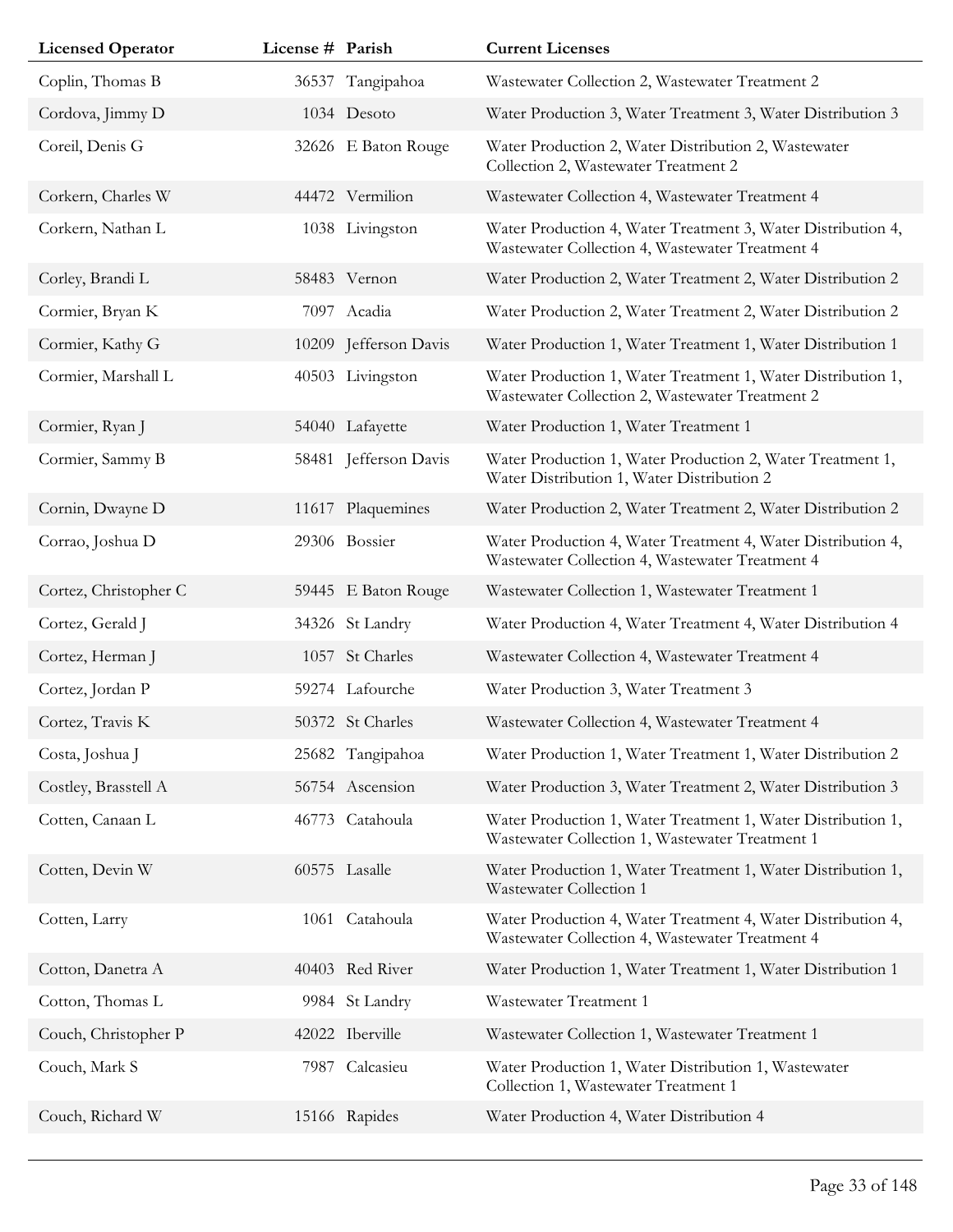| Licensed Operator | License # | Parish | Current Licenses |
|---|---|---|---|
| Coplin, Thomas B | 36537 | Tangipahoa | Wastewater Collection 2, Wastewater Treatment 2 |
| Cordova, Jimmy D | 1034 | Desoto | Water Production 3, Water Treatment 3, Water Distribution 3 |
| Coreil, Denis G | 32626 | E Baton Rouge | Water Production 2, Water Distribution 2, Wastewater Collection 2, Wastewater Treatment 2 |
| Corkern, Charles W | 44472 | Vermilion | Wastewater Collection 4, Wastewater Treatment 4 |
| Corkern, Nathan L | 1038 | Livingston | Water Production 4, Water Treatment 3, Water Distribution 4, Wastewater Collection 4, Wastewater Treatment 4 |
| Corley, Brandi L | 58483 | Vernon | Water Production 2, Water Treatment 2, Water Distribution 2 |
| Cormier, Bryan K | 7097 | Acadia | Water Production 2, Water Treatment 2, Water Distribution 2 |
| Cormier, Kathy G | 10209 | Jefferson Davis | Water Production 1, Water Treatment 1, Water Distribution 1 |
| Cormier, Marshall L | 40503 | Livingston | Water Production 1, Water Treatment 1, Water Distribution 1, Wastewater Collection 2, Wastewater Treatment 2 |
| Cormier, Ryan J | 54040 | Lafayette | Water Production 1, Water Treatment 1 |
| Cormier, Sammy B | 58481 | Jefferson Davis | Water Production 1, Water Production 2, Water Treatment 1, Water Distribution 1, Water Distribution 2 |
| Cornin, Dwayne D | 11617 | Plaquemines | Water Production 2, Water Treatment 2, Water Distribution 2 |
| Corrao, Joshua D | 29306 | Bossier | Water Production 4, Water Treatment 4, Water Distribution 4, Wastewater Collection 4, Wastewater Treatment 4 |
| Cortez, Christopher C | 59445 | E Baton Rouge | Wastewater Collection 1, Wastewater Treatment 1 |
| Cortez, Gerald J | 34326 | St Landry | Water Production 4, Water Treatment 4, Water Distribution 4 |
| Cortez, Herman J | 1057 | St Charles | Wastewater Collection 4, Wastewater Treatment 4 |
| Cortez, Jordan P | 59274 | Lafourche | Water Production 3, Water Treatment 3 |
| Cortez, Travis K | 50372 | St Charles | Wastewater Collection 4, Wastewater Treatment 4 |
| Costa, Joshua J | 25682 | Tangipahoa | Water Production 1, Water Treatment 1, Water Distribution 2 |
| Costley, Brasstell A | 56754 | Ascension | Water Production 3, Water Treatment 2, Water Distribution 3 |
| Cotten, Canaan L | 46773 | Catahoula | Water Production 1, Water Treatment 1, Water Distribution 1, Wastewater Collection 1, Wastewater Treatment 1 |
| Cotten, Devin W | 60575 | Lasalle | Water Production 1, Water Treatment 1, Water Distribution 1, Wastewater Collection 1 |
| Cotten, Larry | 1061 | Catahoula | Water Production 4, Water Treatment 4, Water Distribution 4, Wastewater Collection 4, Wastewater Treatment 4 |
| Cotton, Danetra A | 40403 | Red River | Water Production 1, Water Treatment 1, Water Distribution 1 |
| Cotton, Thomas L | 9984 | St Landry | Wastewater Treatment 1 |
| Couch, Christopher P | 42022 | Iberville | Wastewater Collection 1, Wastewater Treatment 1 |
| Couch, Mark S | 7987 | Calcasieu | Water Production 1, Water Distribution 1, Wastewater Collection 1, Wastewater Treatment 1 |
| Couch, Richard W | 15166 | Rapides | Water Production 4, Water Distribution 4 |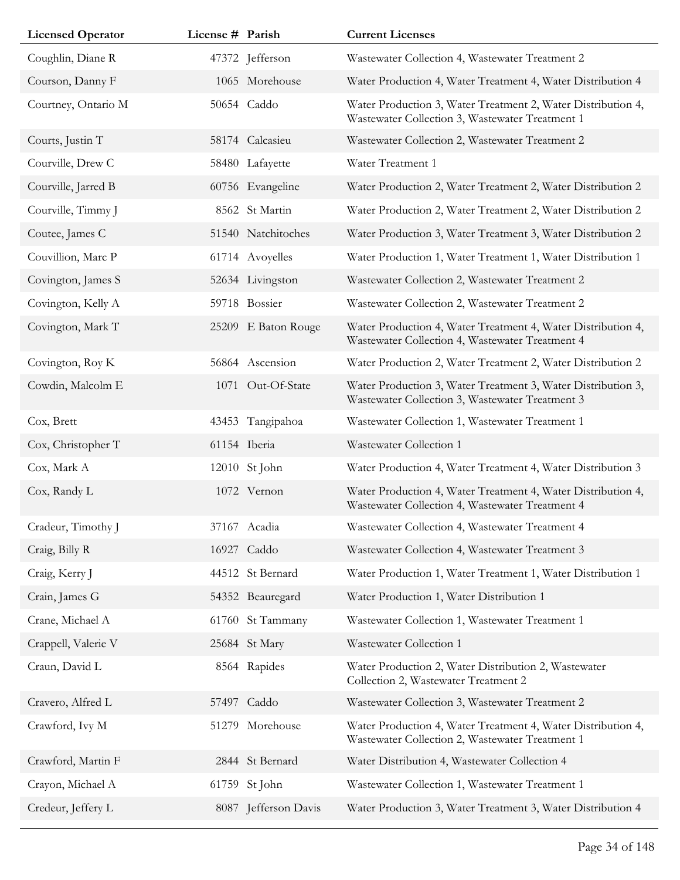| Licensed Operator | License # | Parish | Current Licenses |
|---|---|---|---|
| Coughlin, Diane R | 47372 | Jefferson | Wastewater Collection 4, Wastewater Treatment 2 |
| Courson, Danny F | 1065 | Morehouse | Water Production 4, Water Treatment 4, Water Distribution 4 |
| Courtney, Ontario M | 50654 | Caddo | Water Production 3, Water Treatment 2, Water Distribution 4, Wastewater Collection 3, Wastewater Treatment 1 |
| Courts, Justin T | 58174 | Calcasieu | Wastewater Collection 2, Wastewater Treatment 2 |
| Courville, Drew C | 58480 | Lafayette | Water Treatment 1 |
| Courville, Jarred B | 60756 | Evangeline | Water Production 2, Water Treatment 2, Water Distribution 2 |
| Courville, Timmy J | 8562 | St Martin | Water Production 2, Water Treatment 2, Water Distribution 2 |
| Coutee, James C | 51540 | Natchitoches | Water Production 3, Water Treatment 3, Water Distribution 2 |
| Couvillion, Marc P | 61714 | Avoyelles | Water Production 1, Water Treatment 1, Water Distribution 1 |
| Covington, James S | 52634 | Livingston | Wastewater Collection 2, Wastewater Treatment 2 |
| Covington, Kelly A | 59718 | Bossier | Wastewater Collection 2, Wastewater Treatment 2 |
| Covington, Mark T | 25209 | E Baton Rouge | Water Production 4, Water Treatment 4, Water Distribution 4, Wastewater Collection 4, Wastewater Treatment 4 |
| Covington, Roy K | 56864 | Ascension | Water Production 2, Water Treatment 2, Water Distribution 2 |
| Cowdin, Malcolm E | 1071 | Out-Of-State | Water Production 3, Water Treatment 3, Water Distribution 3, Wastewater Collection 3, Wastewater Treatment 3 |
| Cox, Brett | 43453 | Tangipahoa | Wastewater Collection 1, Wastewater Treatment 1 |
| Cox, Christopher T | 61154 | Iberia | Wastewater Collection 1 |
| Cox, Mark A | 12010 | St John | Water Production 4, Water Treatment 4, Water Distribution 3 |
| Cox, Randy L | 1072 | Vernon | Water Production 4, Water Treatment 4, Water Distribution 4, Wastewater Collection 4, Wastewater Treatment 4 |
| Cradeur, Timothy J | 37167 | Acadia | Wastewater Collection 4, Wastewater Treatment 4 |
| Craig, Billy R | 16927 | Caddo | Wastewater Collection 4, Wastewater Treatment 3 |
| Craig, Kerry J | 44512 | St Bernard | Water Production 1, Water Treatment 1, Water Distribution 1 |
| Crain, James G | 54352 | Beauregard | Water Production 1, Water Distribution 1 |
| Crane, Michael A | 61760 | St Tammany | Wastewater Collection 1, Wastewater Treatment 1 |
| Crappell, Valerie V | 25684 | St Mary | Wastewater Collection 1 |
| Craun, David L | 8564 | Rapides | Water Production 2, Water Distribution 2, Wastewater Collection 2, Wastewater Treatment 2 |
| Cravero, Alfred L | 57497 | Caddo | Wastewater Collection 3, Wastewater Treatment 2 |
| Crawford, Ivy M | 51279 | Morehouse | Water Production 4, Water Treatment 4, Water Distribution 4, Wastewater Collection 2, Wastewater Treatment 1 |
| Crawford, Martin F | 2844 | St Bernard | Water Distribution 4, Wastewater Collection 4 |
| Crayon, Michael A | 61759 | St John | Wastewater Collection 1, Wastewater Treatment 1 |
| Credeur, Jeffery L | 8087 | Jefferson Davis | Water Production 3, Water Treatment 3, Water Distribution 4 |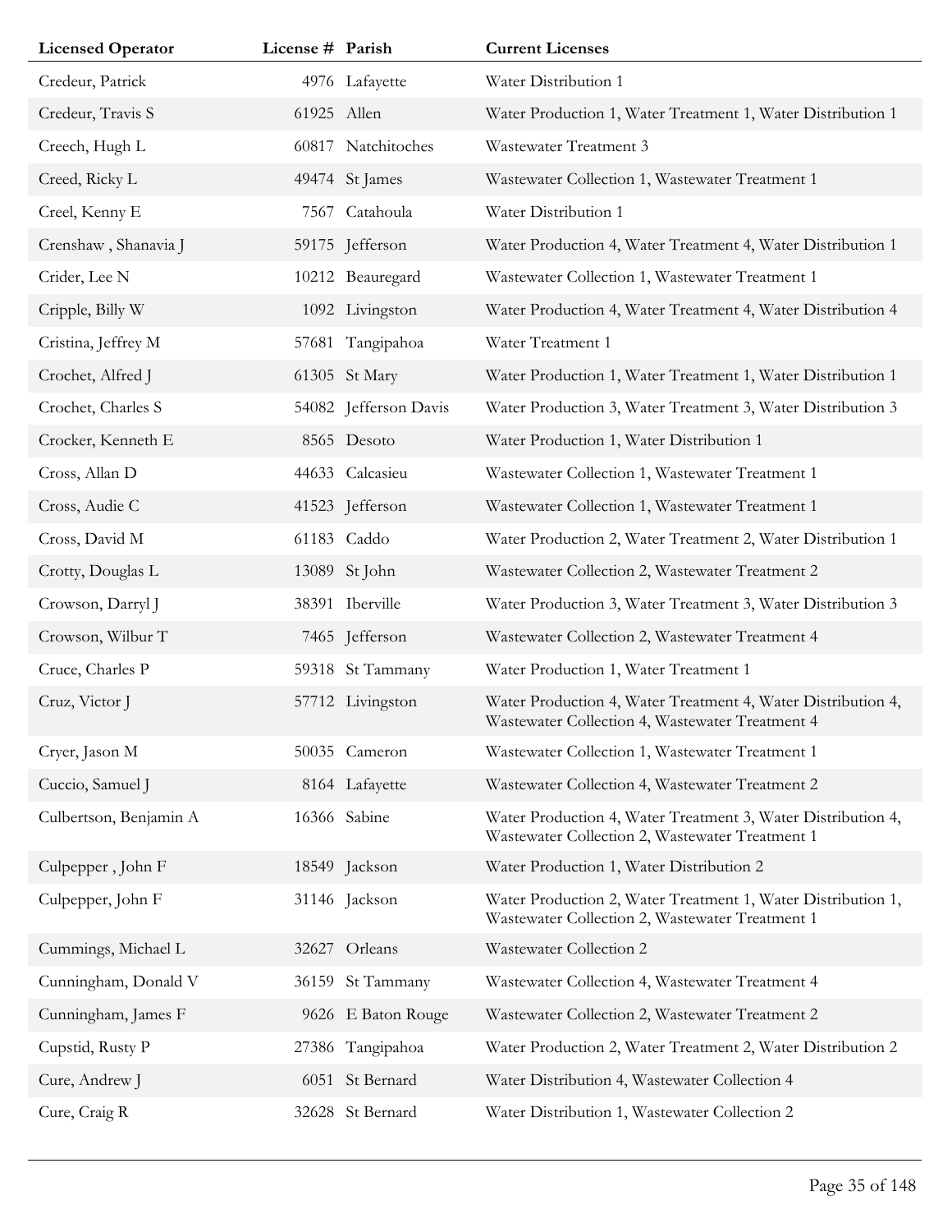| Licensed Operator | License # | Parish | Current Licenses |
| --- | --- | --- | --- |
| Credeur, Patrick | 4976 | Lafayette | Water Distribution 1 |
| Credeur, Travis S | 61925 | Allen | Water Production 1, Water Treatment 1, Water Distribution 1 |
| Creech, Hugh L | 60817 | Natchitoches | Wastewater Treatment 3 |
| Creed, Ricky L | 49474 | St James | Wastewater Collection 1, Wastewater Treatment 1 |
| Creel, Kenny E | 7567 | Catahoula | Water Distribution 1 |
| Crenshaw , Shanavia J | 59175 | Jefferson | Water Production 4, Water Treatment 4, Water Distribution 1 |
| Crider, Lee N | 10212 | Beauregard | Wastewater Collection 1, Wastewater Treatment 1 |
| Cripple, Billy W | 1092 | Livingston | Water Production 4, Water Treatment 4, Water Distribution 4 |
| Cristina, Jeffrey M | 57681 | Tangipahoa | Water Treatment 1 |
| Crochet, Alfred J | 61305 | St Mary | Water Production 1, Water Treatment 1, Water Distribution 1 |
| Crochet, Charles S | 54082 | Jefferson Davis | Water Production 3, Water Treatment 3, Water Distribution 3 |
| Crocker, Kenneth E | 8565 | Desoto | Water Production 1, Water Distribution 1 |
| Cross, Allan D | 44633 | Calcasieu | Wastewater Collection 1, Wastewater Treatment 1 |
| Cross, Audie C | 41523 | Jefferson | Wastewater Collection 1, Wastewater Treatment 1 |
| Cross, David M | 61183 | Caddo | Water Production 2, Water Treatment 2, Water Distribution 1 |
| Crotty, Douglas L | 13089 | St John | Wastewater Collection 2, Wastewater Treatment 2 |
| Crowson, Darryl J | 38391 | Iberville | Water Production 3, Water Treatment 3, Water Distribution 3 |
| Crowson, Wilbur T | 7465 | Jefferson | Wastewater Collection 2, Wastewater Treatment 4 |
| Cruce, Charles P | 59318 | St Tammany | Water Production 1, Water Treatment 1 |
| Cruz, Victor J | 57712 | Livingston | Water Production 4, Water Treatment 4, Water Distribution 4, Wastewater Collection 4, Wastewater Treatment 4 |
| Cryer, Jason M | 50035 | Cameron | Wastewater Collection 1, Wastewater Treatment 1 |
| Cuccio, Samuel J | 8164 | Lafayette | Wastewater Collection 4, Wastewater Treatment 2 |
| Culbertson, Benjamin A | 16366 | Sabine | Water Production 4, Water Treatment 3, Water Distribution 4, Wastewater Collection 2, Wastewater Treatment 1 |
| Culpepper , John F | 18549 | Jackson | Water Production 1, Water Distribution 2 |
| Culpepper, John F | 31146 | Jackson | Water Production 2, Water Treatment 1, Water Distribution 1, Wastewater Collection 2, Wastewater Treatment 1 |
| Cummings, Michael L | 32627 | Orleans | Wastewater Collection 2 |
| Cunningham, Donald V | 36159 | St Tammany | Wastewater Collection 4, Wastewater Treatment 4 |
| Cunningham, James F | 9626 | E Baton Rouge | Wastewater Collection 2, Wastewater Treatment 2 |
| Cupstid, Rusty P | 27386 | Tangipahoa | Water Production 2, Water Treatment 2, Water Distribution 2 |
| Cure, Andrew J | 6051 | St Bernard | Water Distribution 4, Wastewater Collection 4 |
| Cure, Craig R | 32628 | St Bernard | Water Distribution 1, Wastewater Collection 2 |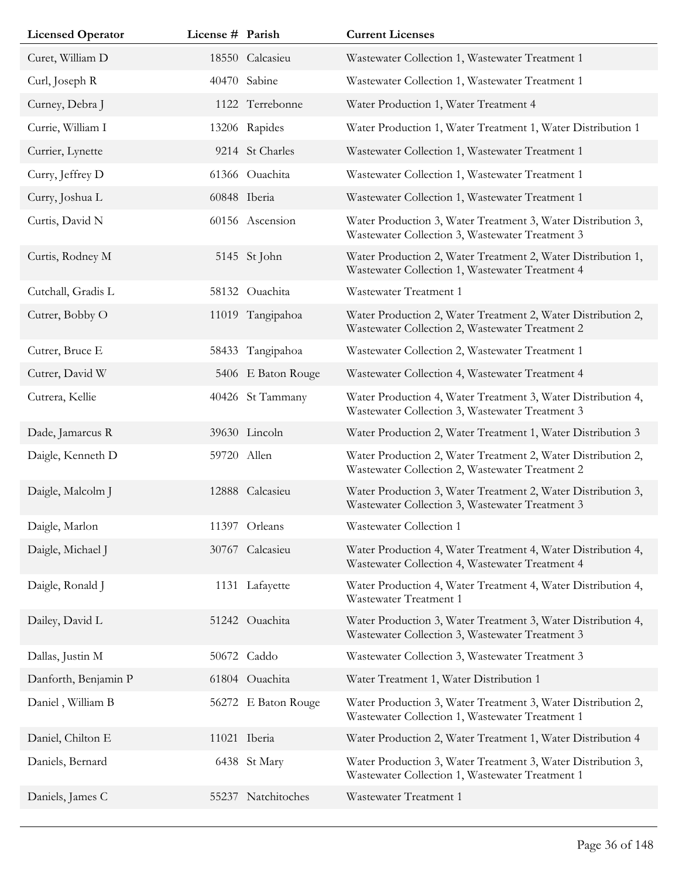| Licensed Operator | License # | Parish | Current Licenses |
| --- | --- | --- | --- |
| Curet, William D | 18550 | Calcasieu | Wastewater Collection 1, Wastewater Treatment 1 |
| Curl, Joseph R | 40470 | Sabine | Wastewater Collection 1, Wastewater Treatment 1 |
| Curney, Debra J | 1122 | Terrebonne | Water Production 1, Water Treatment 4 |
| Currie, William I | 13206 | Rapides | Water Production 1, Water Treatment 1, Water Distribution 1 |
| Currier, Lynette | 9214 | St Charles | Wastewater Collection 1, Wastewater Treatment 1 |
| Curry, Jeffrey D | 61366 | Ouachita | Wastewater Collection 1, Wastewater Treatment 1 |
| Curry, Joshua L | 60848 | Iberia | Wastewater Collection 1, Wastewater Treatment 1 |
| Curtis, David N | 60156 | Ascension | Water Production 3, Water Treatment 3, Water Distribution 3, Wastewater Collection 3, Wastewater Treatment 3 |
| Curtis, Rodney M | 5145 | St John | Water Production 2, Water Treatment 2, Water Distribution 1, Wastewater Collection 1, Wastewater Treatment 4 |
| Cutchall, Gradis L | 58132 | Ouachita | Wastewater Treatment 1 |
| Cutrer, Bobby O | 11019 | Tangipahoa | Water Production 2, Water Treatment 2, Water Distribution 2, Wastewater Collection 2, Wastewater Treatment 2 |
| Cutrer, Bruce E | 58433 | Tangipahoa | Wastewater Collection 2, Wastewater Treatment 1 |
| Cutrer, David W | 5406 | E Baton Rouge | Wastewater Collection 4, Wastewater Treatment 4 |
| Cutrera, Kellie | 40426 | St Tammany | Water Production 4, Water Treatment 3, Water Distribution 4, Wastewater Collection 3, Wastewater Treatment 3 |
| Dade, Jamarcus R | 39630 | Lincoln | Water Production 2, Water Treatment 1, Water Distribution 3 |
| Daigle, Kenneth D | 59720 | Allen | Water Production 2, Water Treatment 2, Water Distribution 2, Wastewater Collection 2, Wastewater Treatment 2 |
| Daigle, Malcolm J | 12888 | Calcasieu | Water Production 3, Water Treatment 2, Water Distribution 3, Wastewater Collection 3, Wastewater Treatment 3 |
| Daigle, Marlon | 11397 | Orleans | Wastewater Collection 1 |
| Daigle, Michael J | 30767 | Calcasieu | Water Production 4, Water Treatment 4, Water Distribution 4, Wastewater Collection 4, Wastewater Treatment 4 |
| Daigle, Ronald J | 1131 | Lafayette | Water Production 4, Water Treatment 4, Water Distribution 4, Wastewater Treatment 1 |
| Dailey, David L | 51242 | Ouachita | Water Production 3, Water Treatment 3, Water Distribution 4, Wastewater Collection 3, Wastewater Treatment 3 |
| Dallas, Justin M | 50672 | Caddo | Wastewater Collection 3, Wastewater Treatment 3 |
| Danforth, Benjamin P | 61804 | Ouachita | Water Treatment 1, Water Distribution 1 |
| Daniel , William B | 56272 | E Baton Rouge | Water Production 3, Water Treatment 3, Water Distribution 2, Wastewater Collection 1, Wastewater Treatment 1 |
| Daniel, Chilton E | 11021 | Iberia | Water Production 2, Water Treatment 1, Water Distribution 4 |
| Daniels, Bernard | 6438 | St Mary | Water Production 3, Water Treatment 3, Water Distribution 3, Wastewater Collection 1, Wastewater Treatment 1 |
| Daniels, James C | 55237 | Natchitoches | Wastewater Treatment 1 |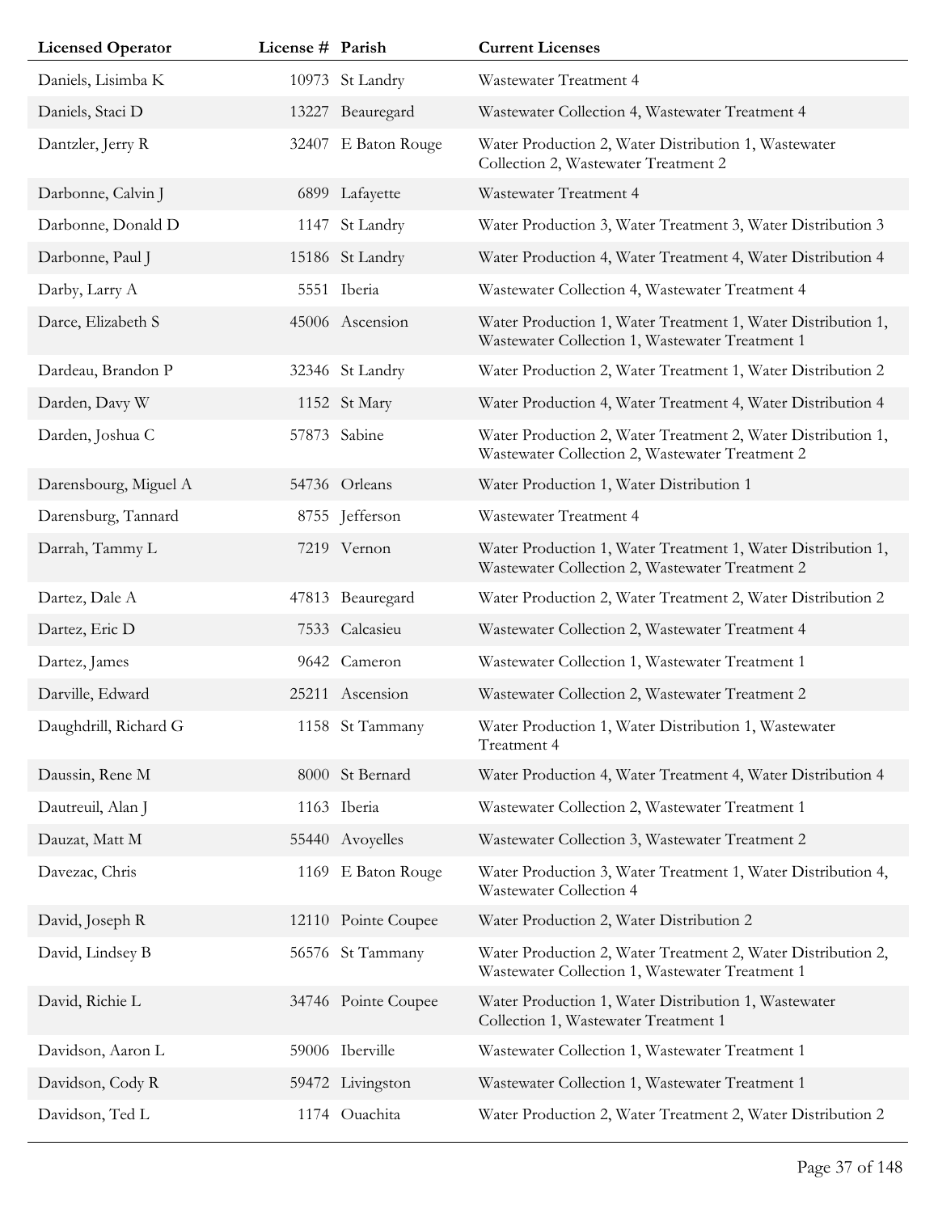| Licensed Operator | License # | Parish | Current Licenses |
|---|---|---|---|
| Daniels, Lisimba K | 10973 | St Landry | Wastewater Treatment 4 |
| Daniels, Staci D | 13227 | Beauregard | Wastewater Collection 4, Wastewater Treatment 4 |
| Dantzler, Jerry R | 32407 | E Baton Rouge | Water Production 2, Water Distribution 1, Wastewater Collection 2, Wastewater Treatment 2 |
| Darbonne, Calvin J | 6899 | Lafayette | Wastewater Treatment 4 |
| Darbonne, Donald D | 1147 | St Landry | Water Production 3, Water Treatment 3, Water Distribution 3 |
| Darbonne, Paul J | 15186 | St Landry | Water Production 4, Water Treatment 4, Water Distribution 4 |
| Darby, Larry A | 5551 | Iberia | Wastewater Collection 4, Wastewater Treatment 4 |
| Darce, Elizabeth S | 45006 | Ascension | Water Production 1, Water Treatment 1, Water Distribution 1, Wastewater Collection 1, Wastewater Treatment 1 |
| Dardeau, Brandon P | 32346 | St Landry | Water Production 2, Water Treatment 1, Water Distribution 2 |
| Darden, Davy W | 1152 | St Mary | Water Production 4, Water Treatment 4, Water Distribution 4 |
| Darden, Joshua C | 57873 | Sabine | Water Production 2, Water Treatment 2, Water Distribution 1, Wastewater Collection 2, Wastewater Treatment 2 |
| Darensbourg, Miguel A | 54736 | Orleans | Water Production 1, Water Distribution 1 |
| Darensburg, Tannard | 8755 | Jefferson | Wastewater Treatment 4 |
| Darrah, Tammy L | 7219 | Vernon | Water Production 1, Water Treatment 1, Water Distribution 1, Wastewater Collection 2, Wastewater Treatment 2 |
| Dartez, Dale A | 47813 | Beauregard | Water Production 2, Water Treatment 2, Water Distribution 2 |
| Dartez, Eric D | 7533 | Calcasieu | Wastewater Collection 2, Wastewater Treatment 4 |
| Dartez, James | 9642 | Cameron | Wastewater Collection 1, Wastewater Treatment 1 |
| Darville, Edward | 25211 | Ascension | Wastewater Collection 2, Wastewater Treatment 2 |
| Daughdrill, Richard G | 1158 | St Tammany | Water Production 1, Water Distribution 1, Wastewater Treatment 4 |
| Daussin, Rene M | 8000 | St Bernard | Water Production 4, Water Treatment 4, Water Distribution 4 |
| Dautreuil, Alan J | 1163 | Iberia | Wastewater Collection 2, Wastewater Treatment 1 |
| Dauzat, Matt M | 55440 | Avoyelles | Wastewater Collection 3, Wastewater Treatment 2 |
| Davezac, Chris | 1169 | E Baton Rouge | Water Production 3, Water Treatment 1, Water Distribution 4, Wastewater Collection 4 |
| David, Joseph R | 12110 | Pointe Coupee | Water Production 2, Water Distribution 2 |
| David, Lindsey B | 56576 | St Tammany | Water Production 2, Water Treatment 2, Water Distribution 2, Wastewater Collection 1, Wastewater Treatment 1 |
| David, Richie L | 34746 | Pointe Coupee | Water Production 1, Water Distribution 1, Wastewater Collection 1, Wastewater Treatment 1 |
| Davidson, Aaron L | 59006 | Iberville | Wastewater Collection 1, Wastewater Treatment 1 |
| Davidson, Cody R | 59472 | Livingston | Wastewater Collection 1, Wastewater Treatment 1 |
| Davidson, Ted L | 1174 | Ouachita | Water Production 2, Water Treatment 2, Water Distribution 2 |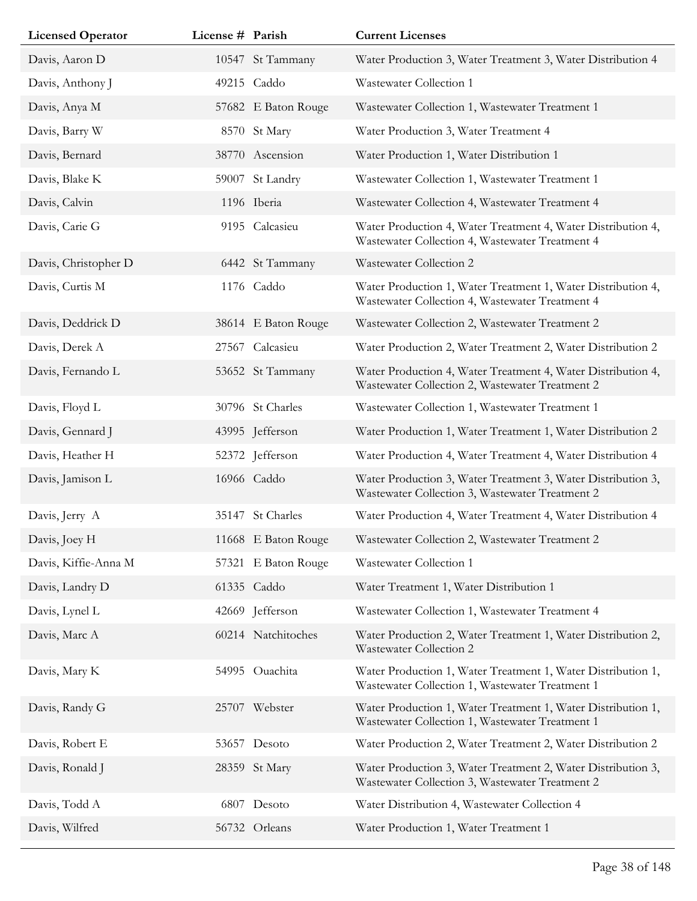| Licensed Operator | License # | Parish | Current Licenses |
|---|---|---|---|
| Davis, Aaron D | 10547 | St Tammany | Water Production 3, Water Treatment 3, Water Distribution 4 |
| Davis, Anthony J | 49215 | Caddo | Wastewater Collection 1 |
| Davis, Anya M | 57682 | E Baton Rouge | Wastewater Collection 1, Wastewater Treatment 1 |
| Davis, Barry W | 8570 | St Mary | Water Production 3, Water Treatment 4 |
| Davis, Bernard | 38770 | Ascension | Water Production 1, Water Distribution 1 |
| Davis, Blake K | 59007 | St Landry | Wastewater Collection 1, Wastewater Treatment 1 |
| Davis, Calvin | 1196 | Iberia | Wastewater Collection 4, Wastewater Treatment 4 |
| Davis, Carie G | 9195 | Calcasieu | Water Production 4, Water Treatment 4, Water Distribution 4, Wastewater Collection 4, Wastewater Treatment 4 |
| Davis, Christopher D | 6442 | St Tammany | Wastewater Collection 2 |
| Davis, Curtis M | 1176 | Caddo | Water Production 1, Water Treatment 1, Water Distribution 4, Wastewater Collection 4, Wastewater Treatment 4 |
| Davis, Deddrick D | 38614 | E Baton Rouge | Wastewater Collection 2, Wastewater Treatment 2 |
| Davis, Derek A | 27567 | Calcasieu | Water Production 2, Water Treatment 2, Water Distribution 2 |
| Davis, Fernando L | 53652 | St Tammany | Water Production 4, Water Treatment 4, Water Distribution 4, Wastewater Collection 2, Wastewater Treatment 2 |
| Davis, Floyd L | 30796 | St Charles | Wastewater Collection 1, Wastewater Treatment 1 |
| Davis, Gennard J | 43995 | Jefferson | Water Production 1, Water Treatment 1, Water Distribution 2 |
| Davis, Heather H | 52372 | Jefferson | Water Production 4, Water Treatment 4, Water Distribution 4 |
| Davis, Jamison L | 16966 | Caddo | Water Production 3, Water Treatment 3, Water Distribution 3, Wastewater Collection 3, Wastewater Treatment 2 |
| Davis, Jerry A | 35147 | St Charles | Water Production 4, Water Treatment 4, Water Distribution 4 |
| Davis, Joey H | 11668 | E Baton Rouge | Wastewater Collection 2, Wastewater Treatment 2 |
| Davis, Kiffie-Anna M | 57321 | E Baton Rouge | Wastewater Collection 1 |
| Davis, Landry D | 61335 | Caddo | Water Treatment 1, Water Distribution 1 |
| Davis, Lynel L | 42669 | Jefferson | Wastewater Collection 1, Wastewater Treatment 4 |
| Davis, Marc A | 60214 | Natchitoches | Water Production 2, Water Treatment 1, Water Distribution 2, Wastewater Collection 2 |
| Davis, Mary K | 54995 | Ouachita | Water Production 1, Water Treatment 1, Water Distribution 1, Wastewater Collection 1, Wastewater Treatment 1 |
| Davis, Randy G | 25707 | Webster | Water Production 1, Water Treatment 1, Water Distribution 1, Wastewater Collection 1, Wastewater Treatment 1 |
| Davis, Robert E | 53657 | Desoto | Water Production 2, Water Treatment 2, Water Distribution 2 |
| Davis, Ronald J | 28359 | St Mary | Water Production 3, Water Treatment 2, Water Distribution 3, Wastewater Collection 3, Wastewater Treatment 2 |
| Davis, Todd A | 6807 | Desoto | Water Distribution 4, Wastewater Collection 4 |
| Davis, Wilfred | 56732 | Orleans | Water Production 1, Water Treatment 1 |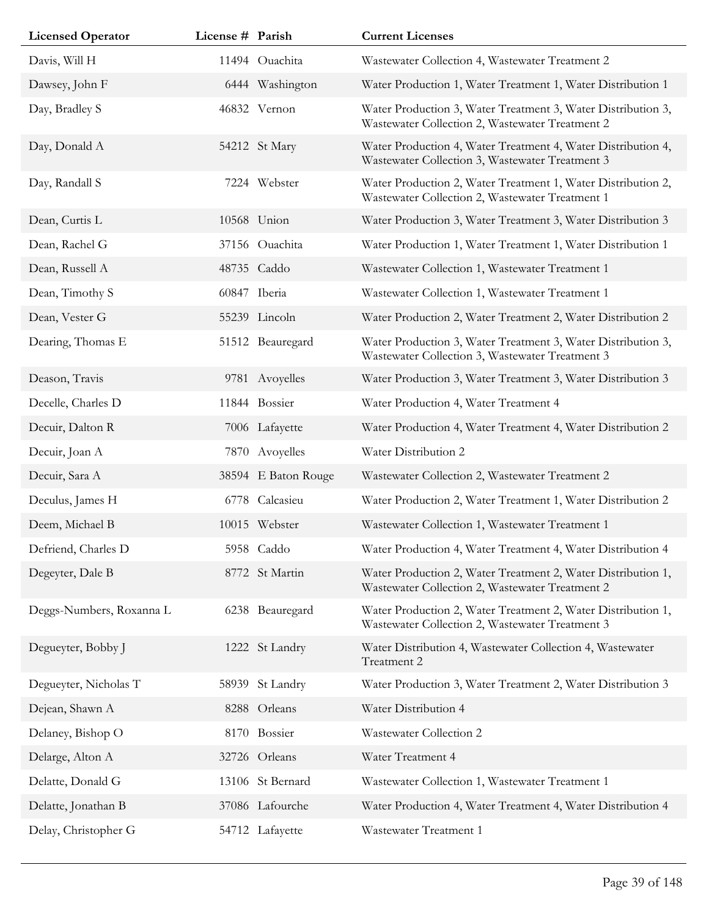| Licensed Operator | License # | Parish | Current Licenses |
|---|---|---|---|
| Davis, Will H | 11494 | Ouachita | Wastewater Collection 4, Wastewater Treatment 2 |
| Dawsey, John F | 6444 | Washington | Water Production 1, Water Treatment 1, Water Distribution 1 |
| Day, Bradley S | 46832 | Vernon | Water Production 3, Water Treatment 3, Water Distribution 3, Wastewater Collection 2, Wastewater Treatment 2 |
| Day, Donald A | 54212 | St Mary | Water Production 4, Water Treatment 4, Water Distribution 4, Wastewater Collection 3, Wastewater Treatment 3 |
| Day, Randall S | 7224 | Webster | Water Production 2, Water Treatment 1, Water Distribution 2, Wastewater Collection 2, Wastewater Treatment 1 |
| Dean, Curtis L | 10568 | Union | Water Production 3, Water Treatment 3, Water Distribution 3 |
| Dean, Rachel G | 37156 | Ouachita | Water Production 1, Water Treatment 1, Water Distribution 1 |
| Dean, Russell A | 48735 | Caddo | Wastewater Collection 1, Wastewater Treatment 1 |
| Dean, Timothy S | 60847 | Iberia | Wastewater Collection 1, Wastewater Treatment 1 |
| Dean, Vester G | 55239 | Lincoln | Water Production 2, Water Treatment 2, Water Distribution 2 |
| Dearing, Thomas E | 51512 | Beauregard | Water Production 3, Water Treatment 3, Water Distribution 3, Wastewater Collection 3, Wastewater Treatment 3 |
| Deason, Travis | 9781 | Avoyelles | Water Production 3, Water Treatment 3, Water Distribution 3 |
| Decelle, Charles D | 11844 | Bossier | Water Production 4, Water Treatment 4 |
| Decuir, Dalton R | 7006 | Lafayette | Water Production 4, Water Treatment 4, Water Distribution 2 |
| Decuir, Joan A | 7870 | Avoyelles | Water Distribution 2 |
| Decuir, Sara A | 38594 | E Baton Rouge | Wastewater Collection 2, Wastewater Treatment 2 |
| Deculus, James H | 6778 | Calcasieu | Water Production 2, Water Treatment 1, Water Distribution 2 |
| Deem, Michael B | 10015 | Webster | Wastewater Collection 1, Wastewater Treatment 1 |
| Defriend, Charles D | 5958 | Caddo | Water Production 4, Water Treatment 4, Water Distribution 4 |
| Degeyter, Dale B | 8772 | St Martin | Water Production 2, Water Treatment 2, Water Distribution 1, Wastewater Collection 2, Wastewater Treatment 2 |
| Deggs-Numbers, Roxanna L | 6238 | Beauregard | Water Production 2, Water Treatment 2, Water Distribution 1, Wastewater Collection 2, Wastewater Treatment 3 |
| Degueyter, Bobby J | 1222 | St Landry | Water Distribution 4, Wastewater Collection 4, Wastewater Treatment 2 |
| Degueyter, Nicholas T | 58939 | St Landry | Water Production 3, Water Treatment 2, Water Distribution 3 |
| Dejean, Shawn A | 8288 | Orleans | Water Distribution 4 |
| Delaney, Bishop O | 8170 | Bossier | Wastewater Collection 2 |
| Delarge, Alton A | 32726 | Orleans | Water Treatment 4 |
| Delatte, Donald G | 13106 | St Bernard | Wastewater Collection 1, Wastewater Treatment 1 |
| Delatte, Jonathan B | 37086 | Lafourche | Water Production 4, Water Treatment 4, Water Distribution 4 |
| Delay, Christopher G | 54712 | Lafayette | Wastewater Treatment 1 |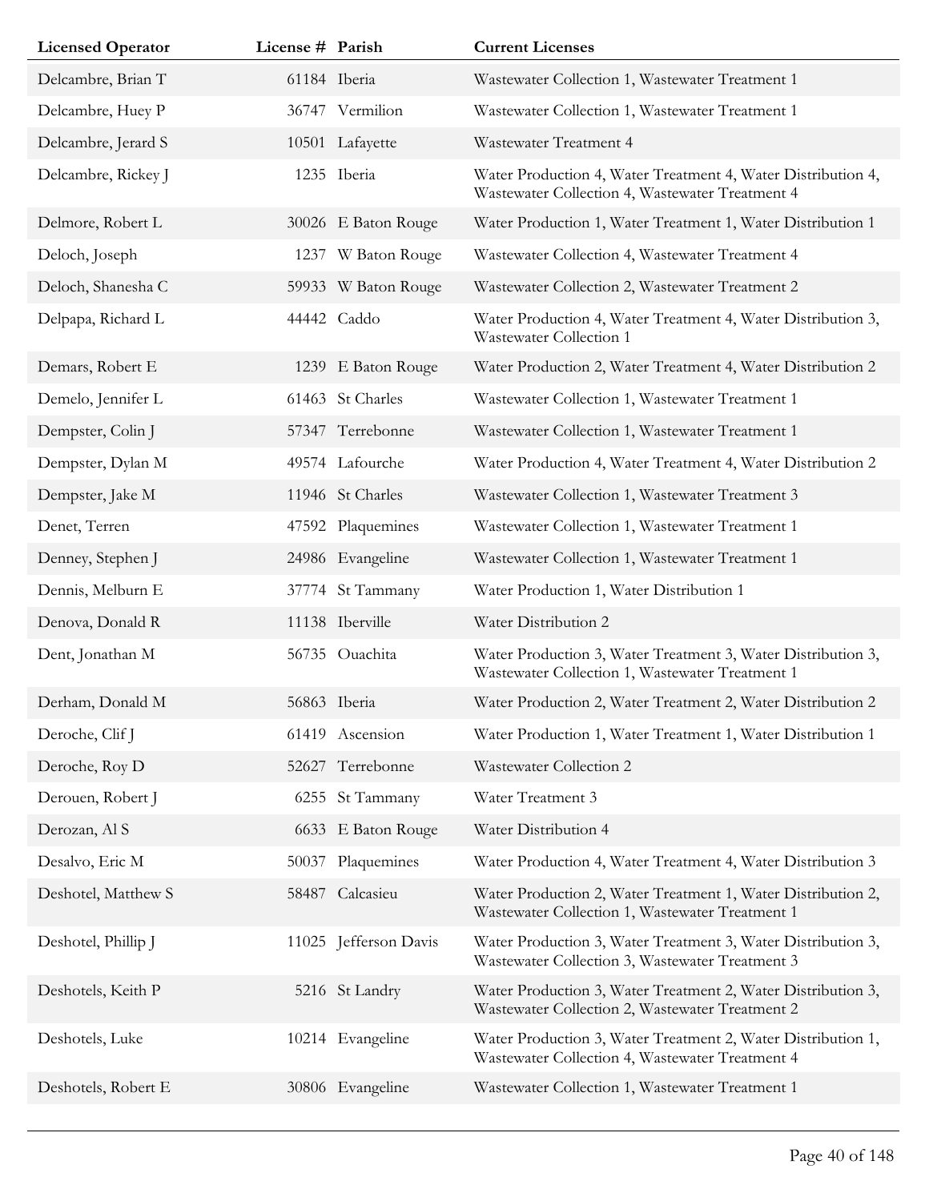| Licensed Operator | License # | Parish | Current Licenses |
| --- | --- | --- | --- |
| Delcambre, Brian T | 61184 | Iberia | Wastewater Collection 1, Wastewater Treatment 1 |
| Delcambre, Huey P | 36747 | Vermilion | Wastewater Collection 1, Wastewater Treatment 1 |
| Delcambre, Jerard S | 10501 | Lafayette | Wastewater Treatment 4 |
| Delcambre, Rickey J | 1235 | Iberia | Water Production 4, Water Treatment 4, Water Distribution 4, Wastewater Collection 4, Wastewater Treatment 4 |
| Delmore, Robert L | 30026 | E Baton Rouge | Water Production 1, Water Treatment 1, Water Distribution 1 |
| Deloch, Joseph | 1237 | W Baton Rouge | Wastewater Collection 4, Wastewater Treatment 4 |
| Deloch, Shanesha C | 59933 | W Baton Rouge | Wastewater Collection 2, Wastewater Treatment 2 |
| Delpapa, Richard L | 44442 | Caddo | Water Production 4, Water Treatment 4, Water Distribution 3, Wastewater Collection 1 |
| Demars, Robert E | 1239 | E Baton Rouge | Water Production 2, Water Treatment 4, Water Distribution 2 |
| Demelo, Jennifer L | 61463 | St Charles | Wastewater Collection 1, Wastewater Treatment 1 |
| Dempster, Colin J | 57347 | Terrebonne | Wastewater Collection 1, Wastewater Treatment 1 |
| Dempster, Dylan M | 49574 | Lafourche | Water Production 4, Water Treatment 4, Water Distribution 2 |
| Dempster, Jake M | 11946 | St Charles | Wastewater Collection 1, Wastewater Treatment 3 |
| Denet, Terren | 47592 | Plaquemines | Wastewater Collection 1, Wastewater Treatment 1 |
| Denney, Stephen J | 24986 | Evangeline | Wastewater Collection 1, Wastewater Treatment 1 |
| Dennis, Melburn E | 37774 | St Tammany | Water Production 1, Water Distribution 1 |
| Denova, Donald R | 11138 | Iberville | Water Distribution 2 |
| Dent, Jonathan M | 56735 | Ouachita | Water Production 3, Water Treatment 3, Water Distribution 3, Wastewater Collection 1, Wastewater Treatment 1 |
| Derham, Donald M | 56863 | Iberia | Water Production 2, Water Treatment 2, Water Distribution 2 |
| Deroche, Clif J | 61419 | Ascension | Water Production 1, Water Treatment 1, Water Distribution 1 |
| Deroche, Roy D | 52627 | Terrebonne | Wastewater Collection 2 |
| Derouen, Robert J | 6255 | St Tammany | Water Treatment 3 |
| Derozan, Al S | 6633 | E Baton Rouge | Water Distribution 4 |
| Desalvo, Eric M | 50037 | Plaquemines | Water Production 4, Water Treatment 4, Water Distribution 3 |
| Deshotel, Matthew S | 58487 | Calcasieu | Water Production 2, Water Treatment 1, Water Distribution 2, Wastewater Collection 1, Wastewater Treatment 1 |
| Deshotel, Phillip J | 11025 | Jefferson Davis | Water Production 3, Water Treatment 3, Water Distribution 3, Wastewater Collection 3, Wastewater Treatment 3 |
| Deshotels, Keith P | 5216 | St Landry | Water Production 3, Water Treatment 2, Water Distribution 3, Wastewater Collection 2, Wastewater Treatment 2 |
| Deshotels, Luke | 10214 | Evangeline | Water Production 3, Water Treatment 2, Water Distribution 1, Wastewater Collection 4, Wastewater Treatment 4 |
| Deshotels, Robert E | 30806 | Evangeline | Wastewater Collection 1, Wastewater Treatment 1 |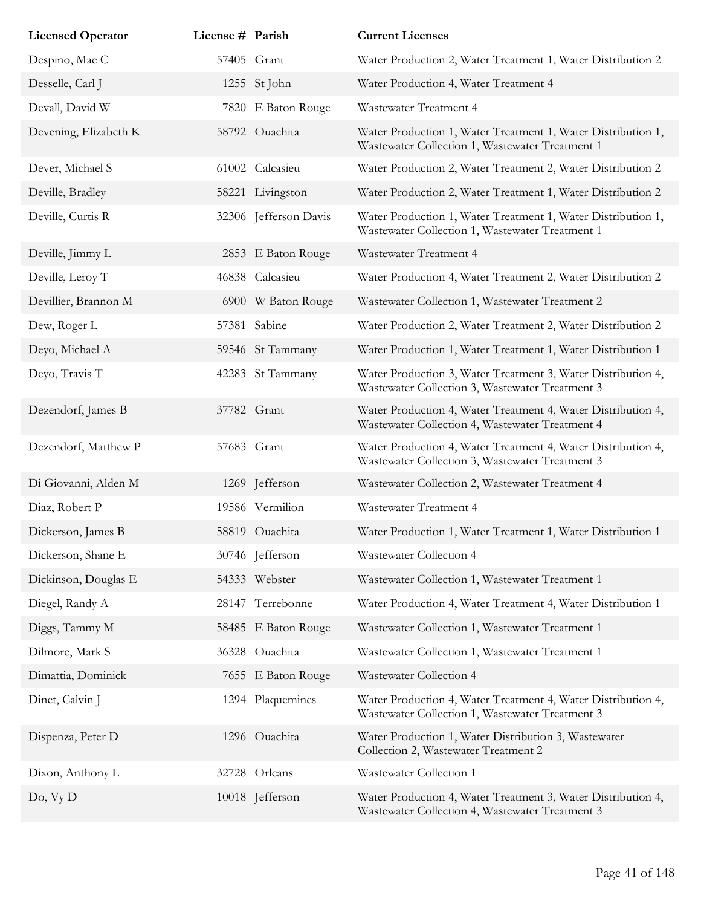| Licensed Operator | License # | Parish | Current Licenses |
|---|---|---|---|
| Despino, Mae C | 57405 | Grant | Water Production 2, Water Treatment 1, Water Distribution 2 |
| Desselle, Carl J | 1255 | St John | Water Production 4, Water Treatment 4 |
| Devall, David W | 7820 | E Baton Rouge | Wastewater Treatment 4 |
| Devening, Elizabeth K | 58792 | Ouachita | Water Production 1, Water Treatment 1, Water Distribution 1, Wastewater Collection 1, Wastewater Treatment 1 |
| Dever, Michael S | 61002 | Calcasieu | Water Production 2, Water Treatment 2, Water Distribution 2 |
| Deville, Bradley | 58221 | Livingston | Water Production 2, Water Treatment 1, Water Distribution 2 |
| Deville, Curtis R | 32306 | Jefferson Davis | Water Production 1, Water Treatment 1, Water Distribution 1, Wastewater Collection 1, Wastewater Treatment 1 |
| Deville, Jimmy L | 2853 | E Baton Rouge | Wastewater Treatment 4 |
| Deville, Leroy T | 46838 | Calcasieu | Water Production 4, Water Treatment 2, Water Distribution 2 |
| Devillier, Brannon M | 6900 | W Baton Rouge | Wastewater Collection 1, Wastewater Treatment 2 |
| Dew, Roger L | 57381 | Sabine | Water Production 2, Water Treatment 2, Water Distribution 2 |
| Deyo, Michael A | 59546 | St Tammany | Water Production 1, Water Treatment 1, Water Distribution 1 |
| Deyo, Travis T | 42283 | St Tammany | Water Production 3, Water Treatment 3, Water Distribution 4, Wastewater Collection 3, Wastewater Treatment 3 |
| Dezendorf, James B | 37782 | Grant | Water Production 4, Water Treatment 4, Water Distribution 4, Wastewater Collection 4, Wastewater Treatment 4 |
| Dezendorf, Matthew P | 57683 | Grant | Water Production 4, Water Treatment 4, Water Distribution 4, Wastewater Collection 3, Wastewater Treatment 3 |
| Di Giovanni, Alden M | 1269 | Jefferson | Wastewater Collection 2, Wastewater Treatment 4 |
| Diaz, Robert P | 19586 | Vermilion | Wastewater Treatment 4 |
| Dickerson, James B | 58819 | Ouachita | Water Production 1, Water Treatment 1, Water Distribution 1 |
| Dickerson, Shane E | 30746 | Jefferson | Wastewater Collection 4 |
| Dickinson, Douglas E | 54333 | Webster | Wastewater Collection 1, Wastewater Treatment 1 |
| Diegel, Randy A | 28147 | Terrebonne | Water Production 4, Water Treatment 4, Water Distribution 1 |
| Diggs, Tammy M | 58485 | E Baton Rouge | Wastewater Collection 1, Wastewater Treatment 1 |
| Dilmore, Mark S | 36328 | Ouachita | Wastewater Collection 1, Wastewater Treatment 1 |
| Dimattia, Dominick | 7655 | E Baton Rouge | Wastewater Collection 4 |
| Dinet, Calvin J | 1294 | Plaquemines | Water Production 4, Water Treatment 4, Water Distribution 4, Wastewater Collection 1, Wastewater Treatment 3 |
| Dispenza, Peter D | 1296 | Ouachita | Water Production 1, Water Distribution 3, Wastewater Collection 2, Wastewater Treatment 2 |
| Dixon, Anthony L | 32728 | Orleans | Wastewater Collection 1 |
| Do, Vy D | 10018 | Jefferson | Water Production 4, Water Treatment 3, Water Distribution 4, Wastewater Collection 4, Wastewater Treatment 3 |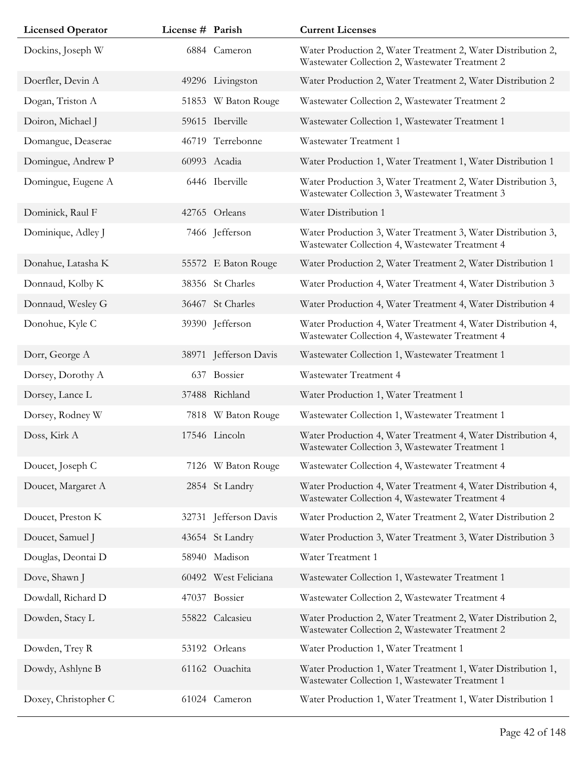| Licensed Operator | License # | Parish | Current Licenses |
| --- | --- | --- | --- |
| Dockins, Joseph W | 6884 | Cameron | Water Production 2, Water Treatment 2, Water Distribution 2, Wastewater Collection 2, Wastewater Treatment 2 |
| Doerfler, Devin A | 49296 | Livingston | Water Production 2, Water Treatment 2, Water Distribution 2 |
| Dogan, Triston A | 51853 | W Baton Rouge | Wastewater Collection 2, Wastewater Treatment 2 |
| Doiron, Michael J | 59615 | Iberville | Wastewater Collection 1, Wastewater Treatment 1 |
| Domangue, Deaserae | 46719 | Terrebonne | Wastewater Treatment 1 |
| Domingue, Andrew P | 60993 | Acadia | Water Production 1, Water Treatment 1, Water Distribution 1 |
| Domingue, Eugene A | 6446 | Iberville | Water Production 3, Water Treatment 2, Water Distribution 3, Wastewater Collection 3, Wastewater Treatment 3 |
| Dominick, Raul F | 42765 | Orleans | Water Distribution 1 |
| Dominique, Adley J | 7466 | Jefferson | Water Production 3, Water Treatment 3, Water Distribution 3, Wastewater Collection 4, Wastewater Treatment 4 |
| Donahue, Latasha K | 55572 | E Baton Rouge | Water Production 2, Water Treatment 2, Water Distribution 1 |
| Donnaud, Kolby K | 38356 | St Charles | Water Production 4, Water Treatment 4, Water Distribution 3 |
| Donnaud, Wesley G | 36467 | St Charles | Water Production 4, Water Treatment 4, Water Distribution 4 |
| Donohue, Kyle C | 39390 | Jefferson | Water Production 4, Water Treatment 4, Water Distribution 4, Wastewater Collection 4, Wastewater Treatment 4 |
| Dorr, George A | 38971 | Jefferson Davis | Wastewater Collection 1, Wastewater Treatment 1 |
| Dorsey, Dorothy A | 637 | Bossier | Wastewater Treatment 4 |
| Dorsey, Lance L | 37488 | Richland | Water Production 1, Water Treatment 1 |
| Dorsey, Rodney W | 7818 | W Baton Rouge | Wastewater Collection 1, Wastewater Treatment 1 |
| Doss, Kirk A | 17546 | Lincoln | Water Production 4, Water Treatment 4, Water Distribution 4, Wastewater Collection 3, Wastewater Treatment 1 |
| Doucet, Joseph C | 7126 | W Baton Rouge | Wastewater Collection 4, Wastewater Treatment 4 |
| Doucet, Margaret A | 2854 | St Landry | Water Production 4, Water Treatment 4, Water Distribution 4, Wastewater Collection 4, Wastewater Treatment 4 |
| Doucet, Preston K | 32731 | Jefferson Davis | Water Production 2, Water Treatment 2, Water Distribution 2 |
| Doucet, Samuel J | 43654 | St Landry | Water Production 3, Water Treatment 3, Water Distribution 3 |
| Douglas, Deontai D | 58940 | Madison | Water Treatment 1 |
| Dove, Shawn J | 60492 | West Feliciana | Wastewater Collection 1, Wastewater Treatment 1 |
| Dowdall, Richard D | 47037 | Bossier | Wastewater Collection 2, Wastewater Treatment 4 |
| Dowden, Stacy L | 55822 | Calcasieu | Water Production 2, Water Treatment 2, Water Distribution 2, Wastewater Collection 2, Wastewater Treatment 2 |
| Dowden, Trey R | 53192 | Orleans | Water Production 1, Water Treatment 1 |
| Dowdy, Ashlyne B | 61162 | Ouachita | Water Production 1, Water Treatment 1, Water Distribution 1, Wastewater Collection 1, Wastewater Treatment 1 |
| Doxey, Christopher C | 61024 | Cameron | Water Production 1, Water Treatment 1, Water Distribution 1 |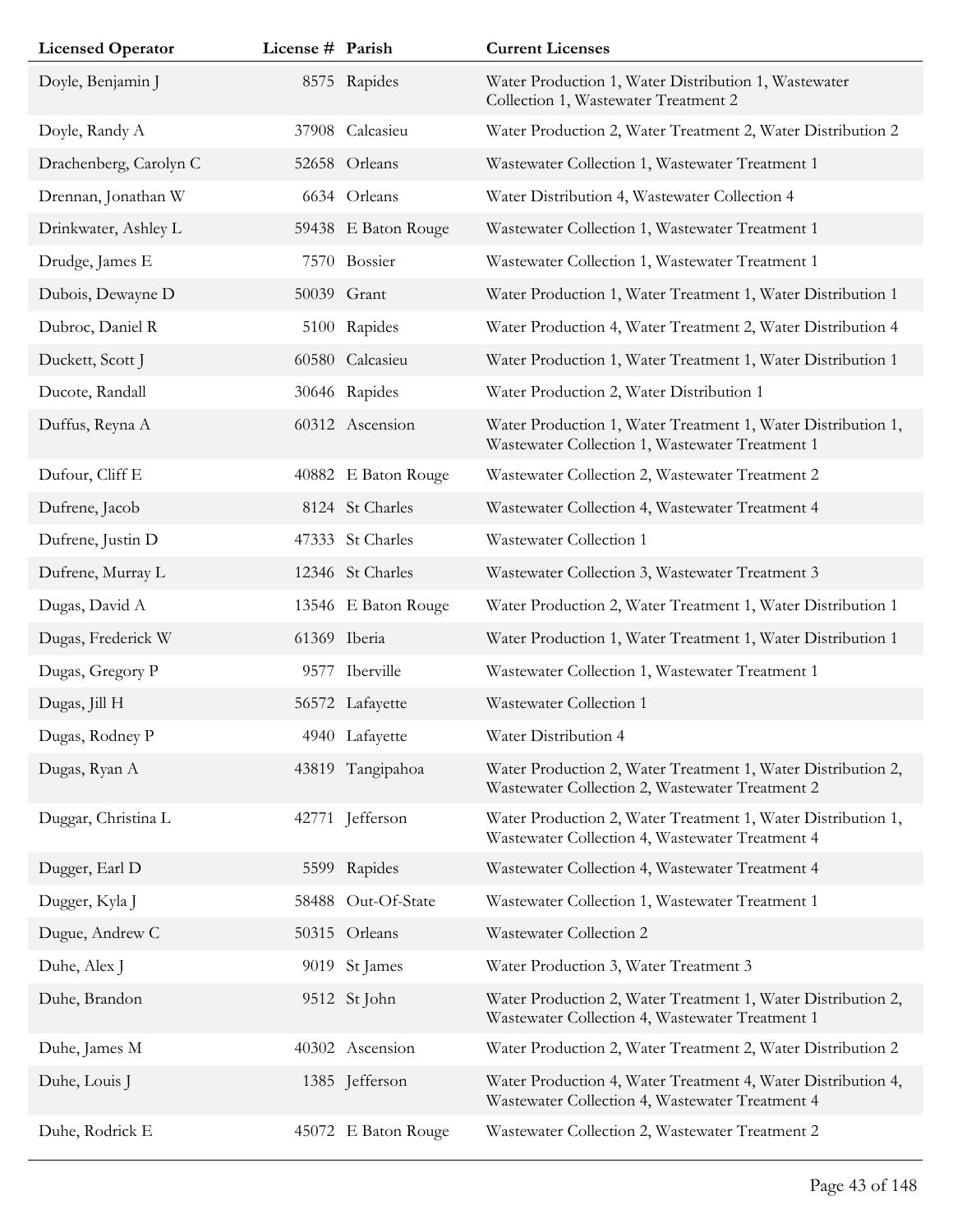| Licensed Operator | License # | Parish | Current Licenses |
| --- | --- | --- | --- |
| Doyle, Benjamin J | 8575 | Rapides | Water Production 1, Water Distribution 1, Wastewater Collection 1, Wastewater Treatment 2 |
| Doyle, Randy A | 37908 | Calcasieu | Water Production 2, Water Treatment 2, Water Distribution 2 |
| Drachenberg, Carolyn C | 52658 | Orleans | Wastewater Collection 1, Wastewater Treatment 1 |
| Drennan, Jonathan W | 6634 | Orleans | Water Distribution 4, Wastewater Collection 4 |
| Drinkwater, Ashley L | 59438 | E Baton Rouge | Wastewater Collection 1, Wastewater Treatment 1 |
| Drudge, James E | 7570 | Bossier | Wastewater Collection 1, Wastewater Treatment 1 |
| Dubois, Dewayne D | 50039 | Grant | Water Production 1, Water Treatment 1, Water Distribution 1 |
| Dubroc, Daniel R | 5100 | Rapides | Water Production 4, Water Treatment 2, Water Distribution 4 |
| Duckett, Scott J | 60580 | Calcasieu | Water Production 1, Water Treatment 1, Water Distribution 1 |
| Ducote, Randall | 30646 | Rapides | Water Production 2, Water Distribution 1 |
| Duffus, Reyna A | 60312 | Ascension | Water Production 1, Water Treatment 1, Water Distribution 1, Wastewater Collection 1, Wastewater Treatment 1 |
| Dufour, Cliff E | 40882 | E Baton Rouge | Wastewater Collection 2, Wastewater Treatment 2 |
| Dufrene, Jacob | 8124 | St Charles | Wastewater Collection 4, Wastewater Treatment 4 |
| Dufrene, Justin D | 47333 | St Charles | Wastewater Collection 1 |
| Dufrene, Murray L | 12346 | St Charles | Wastewater Collection 3, Wastewater Treatment 3 |
| Dugas, David A | 13546 | E Baton Rouge | Water Production 2, Water Treatment 1, Water Distribution 1 |
| Dugas, Frederick W | 61369 | Iberia | Water Production 1, Water Treatment 1, Water Distribution 1 |
| Dugas, Gregory P | 9577 | Iberville | Wastewater Collection 1, Wastewater Treatment 1 |
| Dugas, Jill H | 56572 | Lafayette | Wastewater Collection 1 |
| Dugas, Rodney P | 4940 | Lafayette | Water Distribution 4 |
| Dugas, Ryan A | 43819 | Tangipahoa | Water Production 2, Water Treatment 1, Water Distribution 2, Wastewater Collection 2, Wastewater Treatment 2 |
| Duggar, Christina L | 42771 | Jefferson | Water Production 2, Water Treatment 1, Water Distribution 1, Wastewater Collection 4, Wastewater Treatment 4 |
| Dugger, Earl D | 5599 | Rapides | Wastewater Collection 4, Wastewater Treatment 4 |
| Dugger, Kyla J | 58488 | Out-Of-State | Wastewater Collection 1, Wastewater Treatment 1 |
| Dugue, Andrew C | 50315 | Orleans | Wastewater Collection 2 |
| Duhe, Alex J | 9019 | St James | Water Production 3, Water Treatment 3 |
| Duhe, Brandon | 9512 | St John | Water Production 2, Water Treatment 1, Water Distribution 2, Wastewater Collection 4, Wastewater Treatment 1 |
| Duhe, James M | 40302 | Ascension | Water Production 2, Water Treatment 2, Water Distribution 2 |
| Duhe, Louis J | 1385 | Jefferson | Water Production 4, Water Treatment 4, Water Distribution 4, Wastewater Collection 4, Wastewater Treatment 4 |
| Duhe, Rodrick E | 45072 | E Baton Rouge | Wastewater Collection 2, Wastewater Treatment 2 |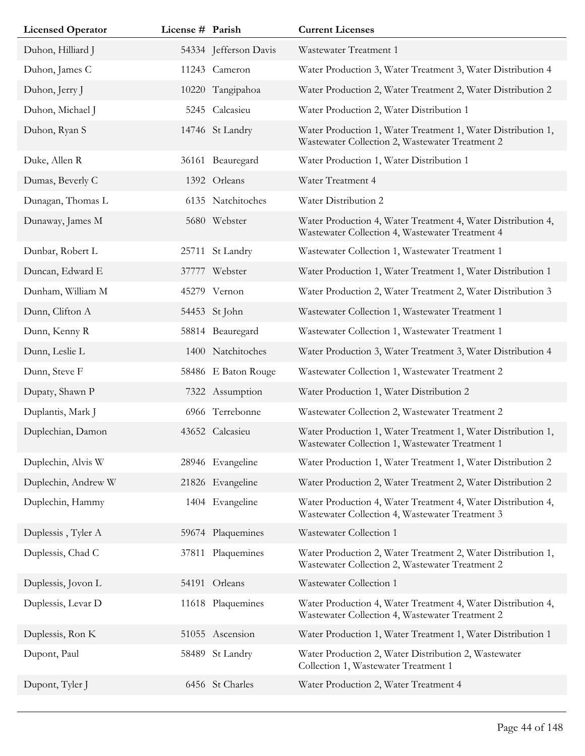| Licensed Operator | License # | Parish | Current Licenses |
|---|---|---|---|
| Duhon, Hilliard J | 54334 | Jefferson Davis | Wastewater Treatment 1 |
| Duhon, James C | 11243 | Cameron | Water Production 3, Water Treatment 3, Water Distribution 4 |
| Duhon, Jerry J | 10220 | Tangipahoa | Water Production 2, Water Treatment 2, Water Distribution 2 |
| Duhon, Michael J | 5245 | Calcasieu | Water Production 2, Water Distribution 1 |
| Duhon, Ryan S | 14746 | St Landry | Water Production 1, Water Treatment 1, Water Distribution 1, Wastewater Collection 2, Wastewater Treatment 2 |
| Duke, Allen R | 36161 | Beauregard | Water Production 1, Water Distribution 1 |
| Dumas, Beverly C | 1392 | Orleans | Water Treatment 4 |
| Dunagan, Thomas L | 6135 | Natchitoches | Water Distribution 2 |
| Dunaway, James M | 5680 | Webster | Water Production 4, Water Treatment 4, Water Distribution 4, Wastewater Collection 4, Wastewater Treatment 4 |
| Dunbar, Robert L | 25711 | St Landry | Wastewater Collection 1, Wastewater Treatment 1 |
| Duncan, Edward E | 37777 | Webster | Water Production 1, Water Treatment 1, Water Distribution 1 |
| Dunham, William M | 45279 | Vernon | Water Production 2, Water Treatment 2, Water Distribution 3 |
| Dunn, Clifton A | 54453 | St John | Wastewater Collection 1, Wastewater Treatment 1 |
| Dunn, Kenny R | 58814 | Beauregard | Wastewater Collection 1, Wastewater Treatment 1 |
| Dunn, Leslie L | 1400 | Natchitoches | Water Production 3, Water Treatment 3, Water Distribution 4 |
| Dunn, Steve F | 58486 | E Baton Rouge | Wastewater Collection 1, Wastewater Treatment 2 |
| Dupaty, Shawn P | 7322 | Assumption | Water Production 1, Water Distribution 2 |
| Duplantis, Mark J | 6966 | Terrebonne | Wastewater Collection 2, Wastewater Treatment 2 |
| Duplechian, Damon | 43652 | Calcasieu | Water Production 1, Water Treatment 1, Water Distribution 1, Wastewater Collection 1, Wastewater Treatment 1 |
| Duplechin, Alvis W | 28946 | Evangeline | Water Production 1, Water Treatment 1, Water Distribution 2 |
| Duplechin, Andrew W | 21826 | Evangeline | Water Production 2, Water Treatment 2, Water Distribution 2 |
| Duplechin, Hammy | 1404 | Evangeline | Water Production 4, Water Treatment 4, Water Distribution 4, Wastewater Collection 4, Wastewater Treatment 3 |
| Duplessis , Tyler A | 59674 | Plaquemines | Wastewater Collection 1 |
| Duplessis, Chad C | 37811 | Plaquemines | Water Production 2, Water Treatment 2, Water Distribution 1, Wastewater Collection 2, Wastewater Treatment 2 |
| Duplessis, Jovon L | 54191 | Orleans | Wastewater Collection 1 |
| Duplessis, Levar D | 11618 | Plaquemines | Water Production 4, Water Treatment 4, Water Distribution 4, Wastewater Collection 4, Wastewater Treatment 2 |
| Duplessis, Ron K | 51055 | Ascension | Water Production 1, Water Treatment 1, Water Distribution 1 |
| Dupont, Paul | 58489 | St Landry | Water Production 2, Water Distribution 2, Wastewater Collection 1, Wastewater Treatment 1 |
| Dupont, Tyler J | 6456 | St Charles | Water Production 2, Water Treatment 4 |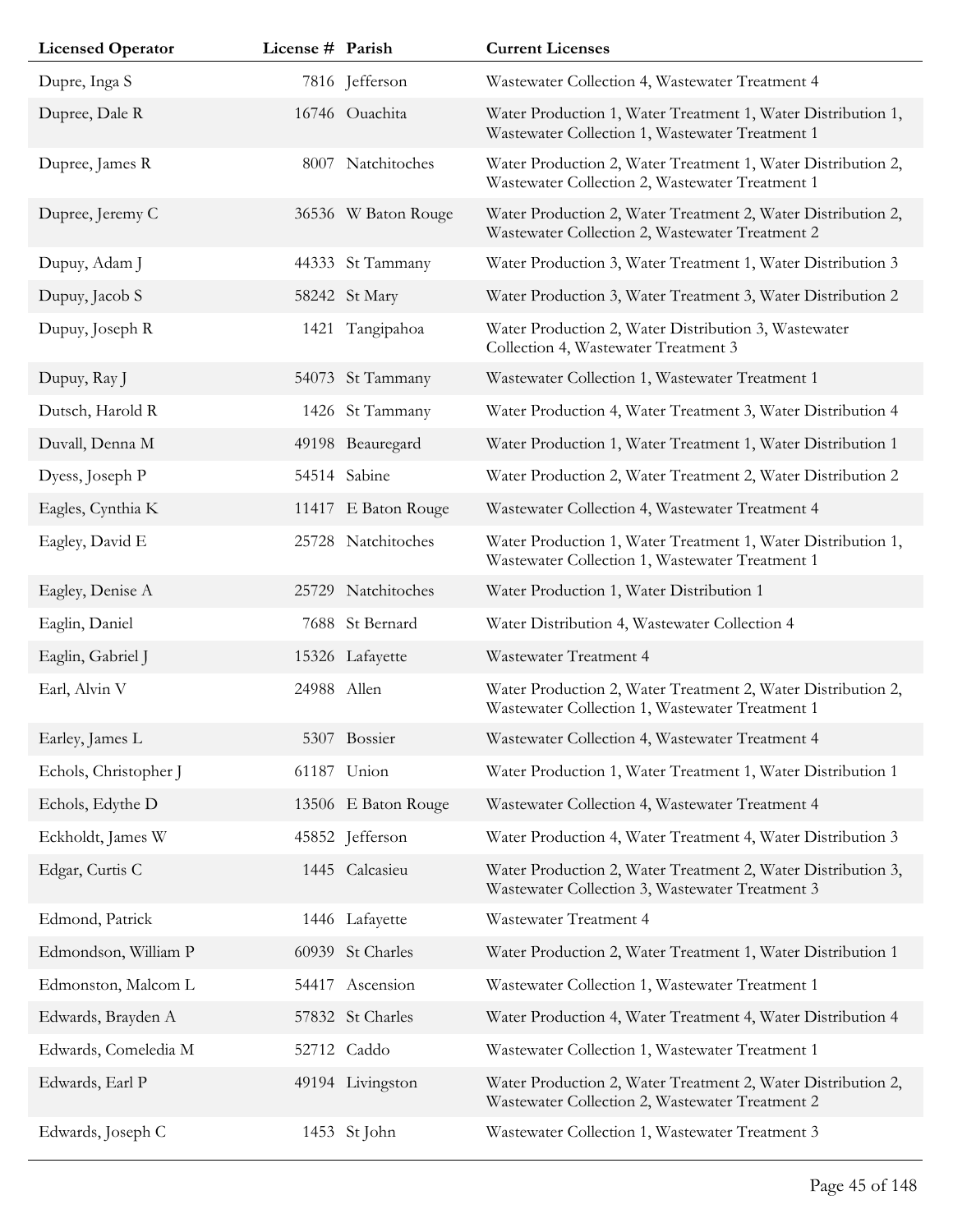| Licensed Operator | License # | Parish | Current Licenses |
|---|---|---|---|
| Dupre, Inga S | 7816 | Jefferson | Wastewater Collection 4, Wastewater Treatment 4 |
| Dupree, Dale R | 16746 | Ouachita | Water Production 1, Water Treatment 1, Water Distribution 1, Wastewater Collection 1, Wastewater Treatment 1 |
| Dupree, James R | 8007 | Natchitoches | Water Production 2, Water Treatment 1, Water Distribution 2, Wastewater Collection 2, Wastewater Treatment 1 |
| Dupree, Jeremy C | 36536 | W Baton Rouge | Water Production 2, Water Treatment 2, Water Distribution 2, Wastewater Collection 2, Wastewater Treatment 2 |
| Dupuy, Adam J | 44333 | St Tammany | Water Production 3, Water Treatment 1, Water Distribution 3 |
| Dupuy, Jacob S | 58242 | St Mary | Water Production 3, Water Treatment 3, Water Distribution 2 |
| Dupuy, Joseph R | 1421 | Tangipahoa | Water Production 2, Water Distribution 3, Wastewater Collection 4, Wastewater Treatment 3 |
| Dupuy, Ray J | 54073 | St Tammany | Wastewater Collection 1, Wastewater Treatment 1 |
| Dutsch, Harold R | 1426 | St Tammany | Water Production 4, Water Treatment 3, Water Distribution 4 |
| Duvall, Denna M | 49198 | Beauregard | Water Production 1, Water Treatment 1, Water Distribution 1 |
| Dyess, Joseph P | 54514 | Sabine | Water Production 2, Water Treatment 2, Water Distribution 2 |
| Eagles, Cynthia K | 11417 | E Baton Rouge | Wastewater Collection 4, Wastewater Treatment 4 |
| Eagley, David E | 25728 | Natchitoches | Water Production 1, Water Treatment 1, Water Distribution 1, Wastewater Collection 1, Wastewater Treatment 1 |
| Eagley, Denise A | 25729 | Natchitoches | Water Production 1, Water Distribution 1 |
| Eaglin, Daniel | 7688 | St Bernard | Water Distribution 4, Wastewater Collection 4 |
| Eaglin, Gabriel J | 15326 | Lafayette | Wastewater Treatment 4 |
| Earl, Alvin V | 24988 | Allen | Water Production 2, Water Treatment 2, Water Distribution 2, Wastewater Collection 1, Wastewater Treatment 1 |
| Earley, James L | 5307 | Bossier | Wastewater Collection 4, Wastewater Treatment 4 |
| Echols, Christopher J | 61187 | Union | Water Production 1, Water Treatment 1, Water Distribution 1 |
| Echols, Edythe D | 13506 | E Baton Rouge | Wastewater Collection 4, Wastewater Treatment 4 |
| Eckholdt, James W | 45852 | Jefferson | Water Production 4, Water Treatment 4, Water Distribution 3 |
| Edgar, Curtis C | 1445 | Calcasieu | Water Production 2, Water Treatment 2, Water Distribution 3, Wastewater Collection 3, Wastewater Treatment 3 |
| Edmond, Patrick | 1446 | Lafayette | Wastewater Treatment 4 |
| Edmondson, William P | 60939 | St Charles | Water Production 2, Water Treatment 1, Water Distribution 1 |
| Edmonston, Malcom L | 54417 | Ascension | Wastewater Collection 1, Wastewater Treatment 1 |
| Edwards, Brayden A | 57832 | St Charles | Water Production 4, Water Treatment 4, Water Distribution 4 |
| Edwards, Comeledia M | 52712 | Caddo | Wastewater Collection 1, Wastewater Treatment 1 |
| Edwards, Earl P | 49194 | Livingston | Water Production 2, Water Treatment 2, Water Distribution 2, Wastewater Collection 2, Wastewater Treatment 2 |
| Edwards, Joseph C | 1453 | St John | Wastewater Collection 1, Wastewater Treatment 3 |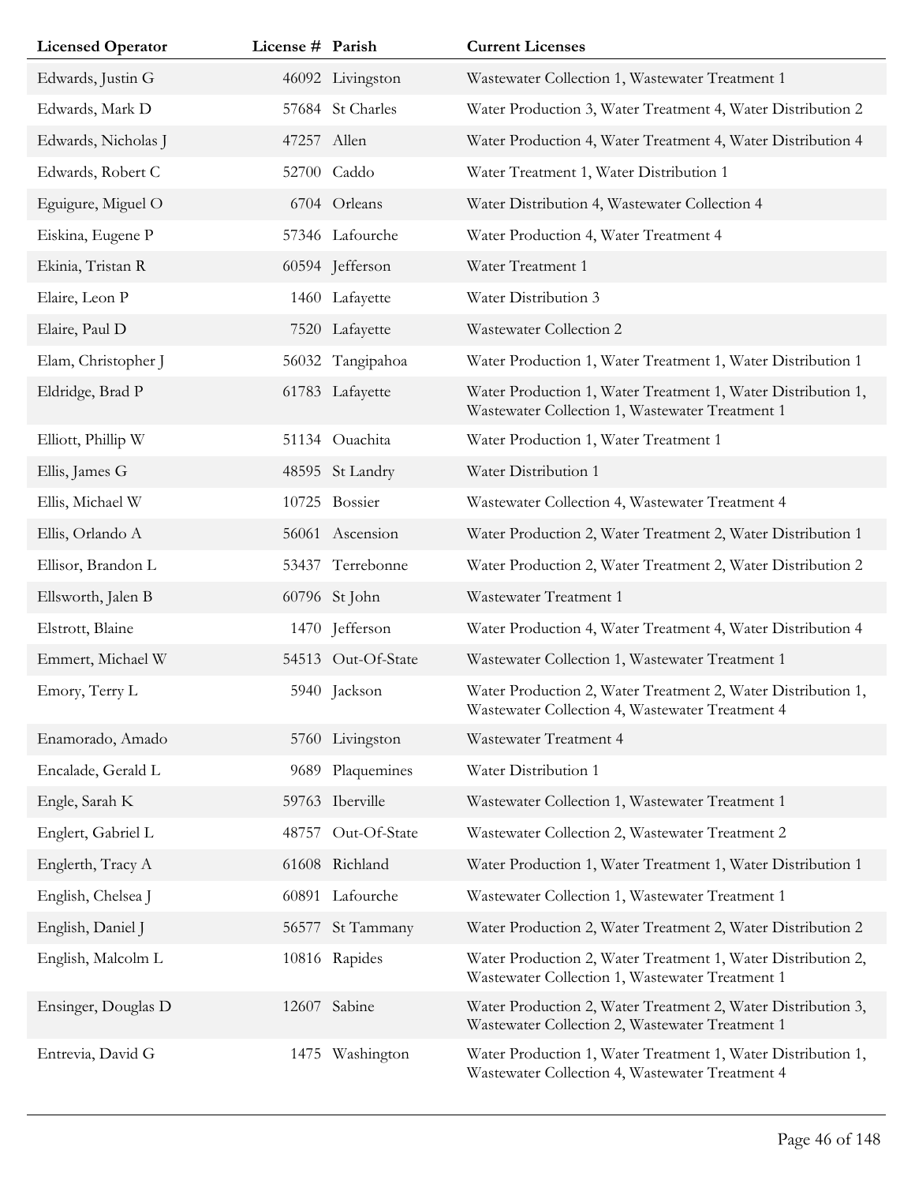| Licensed Operator | License # | Parish | Current Licenses |
| --- | --- | --- | --- |
| Edwards, Justin G | 46092 | Livingston | Wastewater Collection 1, Wastewater Treatment 1 |
| Edwards, Mark D | 57684 | St Charles | Water Production 3, Water Treatment 4, Water Distribution 2 |
| Edwards, Nicholas J | 47257 | Allen | Water Production 4, Water Treatment 4, Water Distribution 4 |
| Edwards, Robert C | 52700 | Caddo | Water Treatment 1, Water Distribution 1 |
| Eguigure, Miguel O | 6704 | Orleans | Water Distribution 4, Wastewater Collection 4 |
| Eiskina, Eugene P | 57346 | Lafourche | Water Production 4, Water Treatment 4 |
| Ekinia, Tristan R | 60594 | Jefferson | Water Treatment 1 |
| Elaire, Leon P | 1460 | Lafayette | Water Distribution 3 |
| Elaire, Paul D | 7520 | Lafayette | Wastewater Collection 2 |
| Elam, Christopher J | 56032 | Tangipahoa | Water Production 1, Water Treatment 1, Water Distribution 1 |
| Eldridge, Brad P | 61783 | Lafayette | Water Production 1, Water Treatment 1, Water Distribution 1, Wastewater Collection 1, Wastewater Treatment 1 |
| Elliott, Phillip W | 51134 | Ouachita | Water Production 1, Water Treatment 1 |
| Ellis, James G | 48595 | St Landry | Water Distribution 1 |
| Ellis, Michael W | 10725 | Bossier | Wastewater Collection 4, Wastewater Treatment 4 |
| Ellis, Orlando A | 56061 | Ascension | Water Production 2, Water Treatment 2, Water Distribution 1 |
| Ellisor, Brandon L | 53437 | Terrebonne | Water Production 2, Water Treatment 2, Water Distribution 2 |
| Ellsworth, Jalen B | 60796 | St John | Wastewater Treatment 1 |
| Elstrott, Blaine | 1470 | Jefferson | Water Production 4, Water Treatment 4, Water Distribution 4 |
| Emmert, Michael W | 54513 | Out-Of-State | Wastewater Collection 1, Wastewater Treatment 1 |
| Emory, Terry L | 5940 | Jackson | Water Production 2, Water Treatment 2, Water Distribution 1, Wastewater Collection 4, Wastewater Treatment 4 |
| Enamorado, Amado | 5760 | Livingston | Wastewater Treatment 4 |
| Encalade, Gerald L | 9689 | Plaquemines | Water Distribution 1 |
| Engle, Sarah K | 59763 | Iberville | Wastewater Collection 1, Wastewater Treatment 1 |
| Englert, Gabriel L | 48757 | Out-Of-State | Wastewater Collection 2, Wastewater Treatment 2 |
| Englerth, Tracy A | 61608 | Richland | Water Production 1, Water Treatment 1, Water Distribution 1 |
| English, Chelsea J | 60891 | Lafourche | Wastewater Collection 1, Wastewater Treatment 1 |
| English, Daniel J | 56577 | St Tammany | Water Production 2, Water Treatment 2, Water Distribution 2 |
| English, Malcolm L | 10816 | Rapides | Water Production 2, Water Treatment 1, Water Distribution 2, Wastewater Collection 1, Wastewater Treatment 1 |
| Ensinger, Douglas D | 12607 | Sabine | Water Production 2, Water Treatment 2, Water Distribution 3, Wastewater Collection 2, Wastewater Treatment 1 |
| Entrevia, David G | 1475 | Washington | Water Production 1, Water Treatment 1, Water Distribution 1, Wastewater Collection 4, Wastewater Treatment 4 |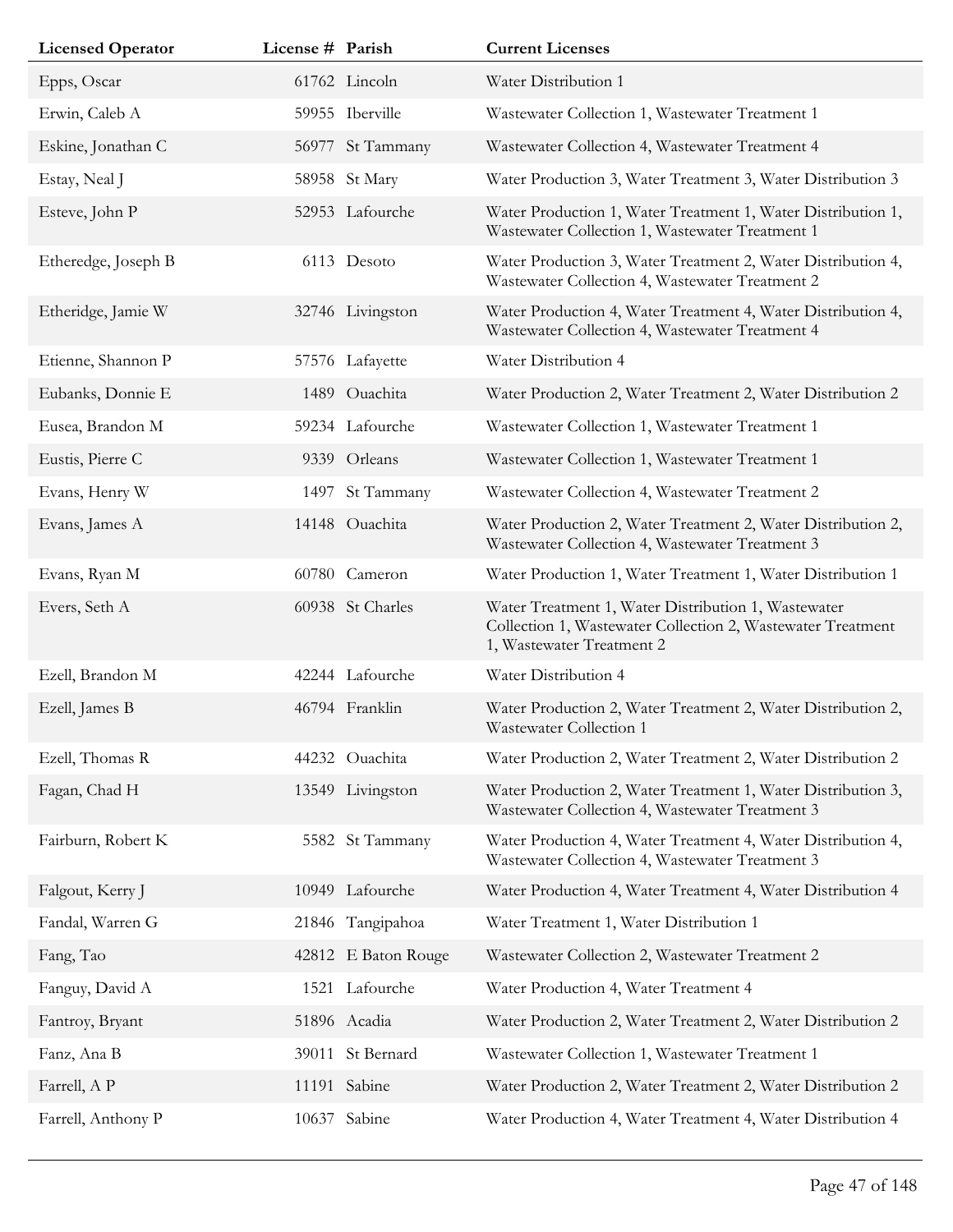| Licensed Operator | License # | Parish | Current Licenses |
|---|---|---|---|
| Epps, Oscar | 61762 | Lincoln | Water Distribution 1 |
| Erwin, Caleb A | 59955 | Iberville | Wastewater Collection 1, Wastewater Treatment 1 |
| Eskine, Jonathan C | 56977 | St Tammany | Wastewater Collection 4, Wastewater Treatment 4 |
| Estay, Neal J | 58958 | St Mary | Water Production 3, Water Treatment 3, Water Distribution 3 |
| Esteve, John P | 52953 | Lafourche | Water Production 1, Water Treatment 1, Water Distribution 1, Wastewater Collection 1, Wastewater Treatment 1 |
| Etheredge, Joseph B | 6113 | Desoto | Water Production 3, Water Treatment 2, Water Distribution 4, Wastewater Collection 4, Wastewater Treatment 2 |
| Etheridge, Jamie W | 32746 | Livingston | Water Production 4, Water Treatment 4, Water Distribution 4, Wastewater Collection 4, Wastewater Treatment 4 |
| Etienne, Shannon P | 57576 | Lafayette | Water Distribution 4 |
| Eubanks, Donnie E | 1489 | Ouachita | Water Production 2, Water Treatment 2, Water Distribution 2 |
| Eusea, Brandon M | 59234 | Lafourche | Wastewater Collection 1, Wastewater Treatment 1 |
| Eustis, Pierre C | 9339 | Orleans | Wastewater Collection 1, Wastewater Treatment 1 |
| Evans, Henry W | 1497 | St Tammany | Wastewater Collection 4, Wastewater Treatment 2 |
| Evans, James A | 14148 | Ouachita | Water Production 2, Water Treatment 2, Water Distribution 2, Wastewater Collection 4, Wastewater Treatment 3 |
| Evans, Ryan M | 60780 | Cameron | Water Production 1, Water Treatment 1, Water Distribution 1 |
| Evers, Seth A | 60938 | St Charles | Water Treatment 1, Water Distribution 1, Wastewater Collection 1, Wastewater Collection 2, Wastewater Treatment 1, Wastewater Treatment 2 |
| Ezell, Brandon M | 42244 | Lafourche | Water Distribution 4 |
| Ezell, James B | 46794 | Franklin | Water Production 2, Water Treatment 2, Water Distribution 2, Wastewater Collection 1 |
| Ezell, Thomas R | 44232 | Ouachita | Water Production 2, Water Treatment 2, Water Distribution 2 |
| Fagan, Chad H | 13549 | Livingston | Water Production 2, Water Treatment 1, Water Distribution 3, Wastewater Collection 4, Wastewater Treatment 3 |
| Fairburn, Robert K | 5582 | St Tammany | Water Production 4, Water Treatment 4, Water Distribution 4, Wastewater Collection 4, Wastewater Treatment 3 |
| Falgout, Kerry J | 10949 | Lafourche | Water Production 4, Water Treatment 4, Water Distribution 4 |
| Fandal, Warren G | 21846 | Tangipahoa | Water Treatment 1, Water Distribution 1 |
| Fang, Tao | 42812 | E Baton Rouge | Wastewater Collection 2, Wastewater Treatment 2 |
| Fanguy, David A | 1521 | Lafourche | Water Production 4, Water Treatment 4 |
| Fantroy, Bryant | 51896 | Acadia | Water Production 2, Water Treatment 2, Water Distribution 2 |
| Fanz, Ana B | 39011 | St Bernard | Wastewater Collection 1, Wastewater Treatment 1 |
| Farrell, A P | 11191 | Sabine | Water Production 2, Water Treatment 2, Water Distribution 2 |
| Farrell, Anthony P | 10637 | Sabine | Water Production 4, Water Treatment 4, Water Distribution 4 |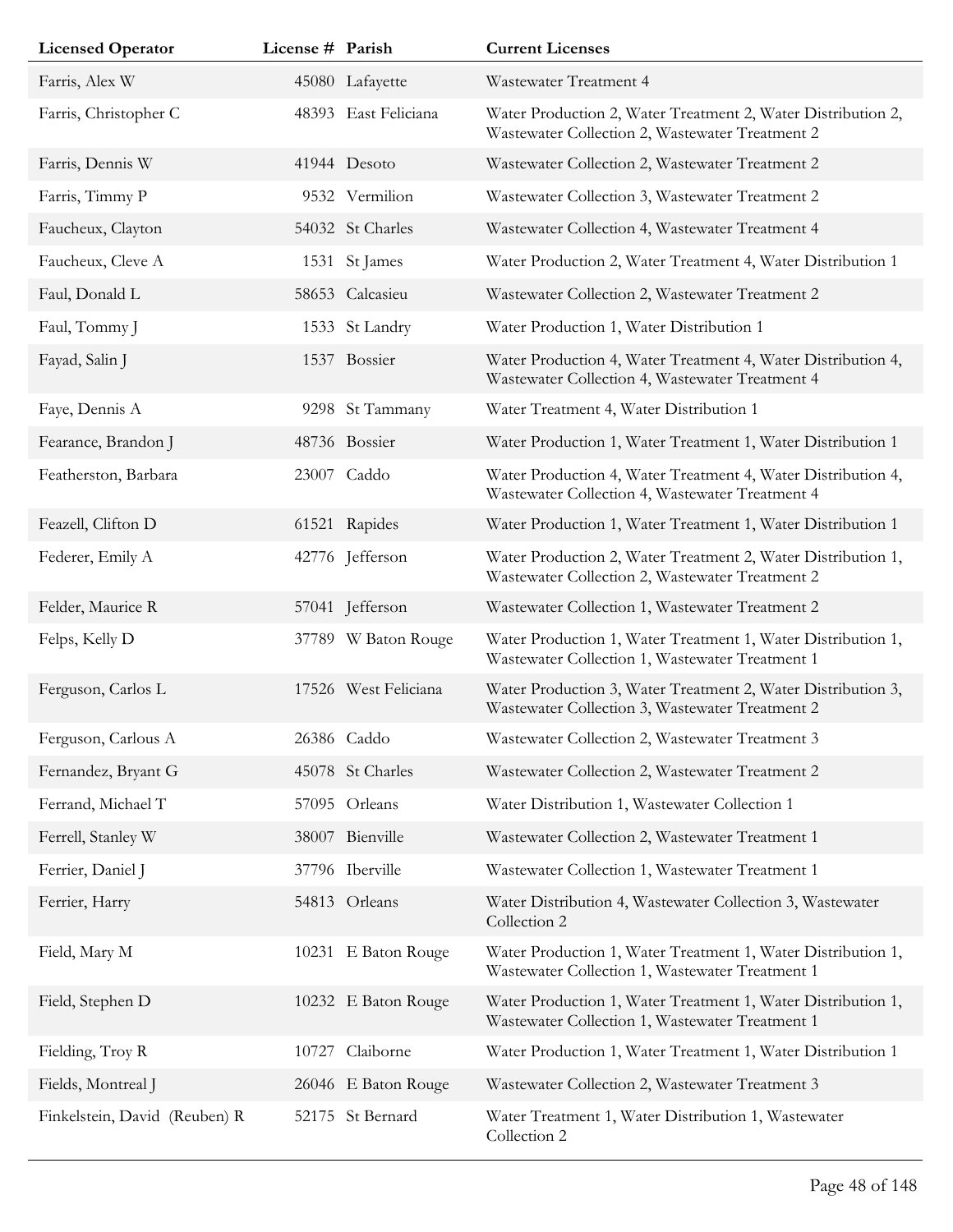| Licensed Operator | License # | Parish | Current Licenses |
| --- | --- | --- | --- |
| Farris, Alex W | 45080 | Lafayette | Wastewater Treatment 4 |
| Farris, Christopher C | 48393 | East Feliciana | Water Production 2, Water Treatment 2, Water Distribution 2, Wastewater Collection 2, Wastewater Treatment 2 |
| Farris, Dennis W | 41944 | Desoto | Wastewater Collection 2, Wastewater Treatment 2 |
| Farris, Timmy P | 9532 | Vermilion | Wastewater Collection 3, Wastewater Treatment 2 |
| Faucheux, Clayton | 54032 | St Charles | Wastewater Collection 4, Wastewater Treatment 4 |
| Faucheux, Cleve A | 1531 | St James | Water Production 2, Water Treatment 4, Water Distribution 1 |
| Faul, Donald L | 58653 | Calcasieu | Wastewater Collection 2, Wastewater Treatment 2 |
| Faul, Tommy J | 1533 | St Landry | Water Production 1, Water Distribution 1 |
| Fayad, Salin J | 1537 | Bossier | Water Production 4, Water Treatment 4, Water Distribution 4, Wastewater Collection 4, Wastewater Treatment 4 |
| Faye, Dennis A | 9298 | St Tammany | Water Treatment 4, Water Distribution 1 |
| Fearance, Brandon J | 48736 | Bossier | Water Production 1, Water Treatment 1, Water Distribution 1 |
| Featherston, Barbara | 23007 | Caddo | Water Production 4, Water Treatment 4, Water Distribution 4, Wastewater Collection 4, Wastewater Treatment 4 |
| Feazell, Clifton D | 61521 | Rapides | Water Production 1, Water Treatment 1, Water Distribution 1 |
| Federer, Emily A | 42776 | Jefferson | Water Production 2, Water Treatment 2, Water Distribution 1, Wastewater Collection 2, Wastewater Treatment 2 |
| Felder, Maurice R | 57041 | Jefferson | Wastewater Collection 1, Wastewater Treatment 2 |
| Felps, Kelly D | 37789 | W Baton Rouge | Water Production 1, Water Treatment 1, Water Distribution 1, Wastewater Collection 1, Wastewater Treatment 1 |
| Ferguson, Carlos L | 17526 | West Feliciana | Water Production 3, Water Treatment 2, Water Distribution 3, Wastewater Collection 3, Wastewater Treatment 2 |
| Ferguson, Carlous A | 26386 | Caddo | Wastewater Collection 2, Wastewater Treatment 3 |
| Fernandez, Bryant G | 45078 | St Charles | Wastewater Collection 2, Wastewater Treatment 2 |
| Ferrand, Michael T | 57095 | Orleans | Water Distribution 1, Wastewater Collection 1 |
| Ferrell, Stanley W | 38007 | Bienville | Wastewater Collection 2, Wastewater Treatment 1 |
| Ferrier, Daniel J | 37796 | Iberville | Wastewater Collection 1, Wastewater Treatment 1 |
| Ferrier, Harry | 54813 | Orleans | Water Distribution 4, Wastewater Collection 3, Wastewater Collection 2 |
| Field, Mary M | 10231 | E Baton Rouge | Water Production 1, Water Treatment 1, Water Distribution 1, Wastewater Collection 1, Wastewater Treatment 1 |
| Field, Stephen D | 10232 | E Baton Rouge | Water Production 1, Water Treatment 1, Water Distribution 1, Wastewater Collection 1, Wastewater Treatment 1 |
| Fielding, Troy R | 10727 | Claiborne | Water Production 1, Water Treatment 1, Water Distribution 1 |
| Fields, Montreal J | 26046 | E Baton Rouge | Wastewater Collection 2, Wastewater Treatment 3 |
| Finkelstein, David (Reuben) R | 52175 | St Bernard | Water Treatment 1, Water Distribution 1, Wastewater Collection 2 |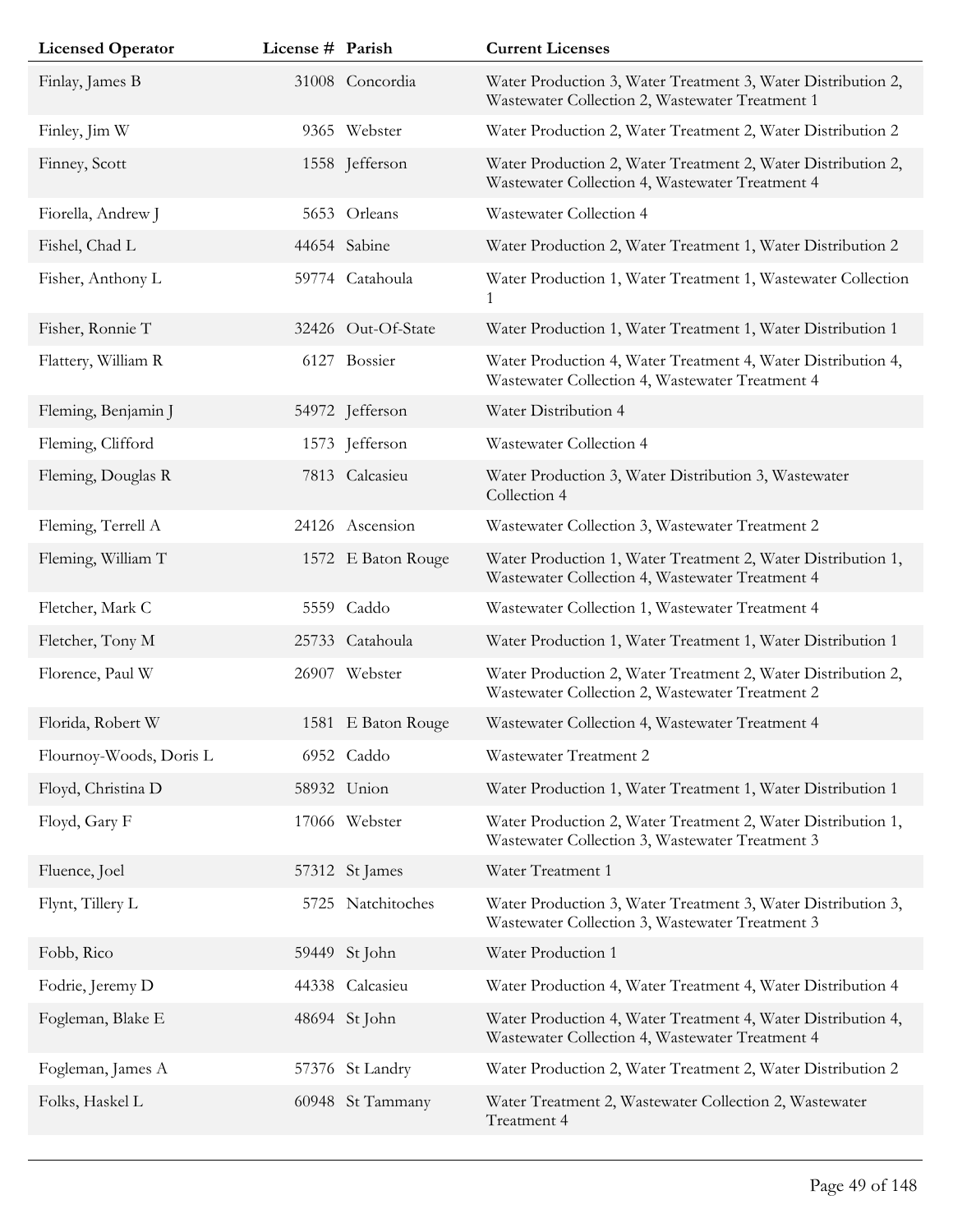| Licensed Operator | License # | Parish | Current Licenses |
|---|---|---|---|
| Finlay, James B | 31008 | Concordia | Water Production 3, Water Treatment 3, Water Distribution 2, Wastewater Collection 2, Wastewater Treatment 1 |
| Finley, Jim W | 9365 | Webster | Water Production 2, Water Treatment 2, Water Distribution 2 |
| Finney, Scott | 1558 | Jefferson | Water Production 2, Water Treatment 2, Water Distribution 2, Wastewater Collection 4, Wastewater Treatment 4 |
| Fiorella, Andrew J | 5653 | Orleans | Wastewater Collection 4 |
| Fishel, Chad L | 44654 | Sabine | Water Production 2, Water Treatment 1, Water Distribution 2 |
| Fisher, Anthony L | 59774 | Catahoula | Water Production 1, Water Treatment 1, Wastewater Collection 1 |
| Fisher, Ronnie T | 32426 | Out-Of-State | Water Production 1, Water Treatment 1, Water Distribution 1 |
| Flattery, William R | 6127 | Bossier | Water Production 4, Water Treatment 4, Water Distribution 4, Wastewater Collection 4, Wastewater Treatment 4 |
| Fleming, Benjamin J | 54972 | Jefferson | Water Distribution 4 |
| Fleming, Clifford | 1573 | Jefferson | Wastewater Collection 4 |
| Fleming, Douglas R | 7813 | Calcasieu | Water Production 3, Water Distribution 3, Wastewater Collection 4 |
| Fleming, Terrell A | 24126 | Ascension | Wastewater Collection 3, Wastewater Treatment 2 |
| Fleming, William T | 1572 | E Baton Rouge | Water Production 1, Water Treatment 2, Water Distribution 1, Wastewater Collection 4, Wastewater Treatment 4 |
| Fletcher, Mark C | 5559 | Caddo | Wastewater Collection 1, Wastewater Treatment 4 |
| Fletcher, Tony M | 25733 | Catahoula | Water Production 1, Water Treatment 1, Water Distribution 1 |
| Florence, Paul W | 26907 | Webster | Water Production 2, Water Treatment 2, Water Distribution 2, Wastewater Collection 2, Wastewater Treatment 2 |
| Florida, Robert W | 1581 | E Baton Rouge | Wastewater Collection 4, Wastewater Treatment 4 |
| Flournoy-Woods, Doris L | 6952 | Caddo | Wastewater Treatment 2 |
| Floyd, Christina D | 58932 | Union | Water Production 1, Water Treatment 1, Water Distribution 1 |
| Floyd, Gary F | 17066 | Webster | Water Production 2, Water Treatment 2, Water Distribution 1, Wastewater Collection 3, Wastewater Treatment 3 |
| Fluence, Joel | 57312 | St James | Water Treatment 1 |
| Flynt, Tillery L | 5725 | Natchitoches | Water Production 3, Water Treatment 3, Water Distribution 3, Wastewater Collection 3, Wastewater Treatment 3 |
| Fobb, Rico | 59449 | St John | Water Production 1 |
| Fodrie, Jeremy D | 44338 | Calcasieu | Water Production 4, Water Treatment 4, Water Distribution 4 |
| Fogleman, Blake E | 48694 | St John | Water Production 4, Water Treatment 4, Water Distribution 4, Wastewater Collection 4, Wastewater Treatment 4 |
| Fogleman, James A | 57376 | St Landry | Water Production 2, Water Treatment 2, Water Distribution 2 |
| Folks, Haskel L | 60948 | St Tammany | Water Treatment 2, Wastewater Collection 2, Wastewater Treatment 4 |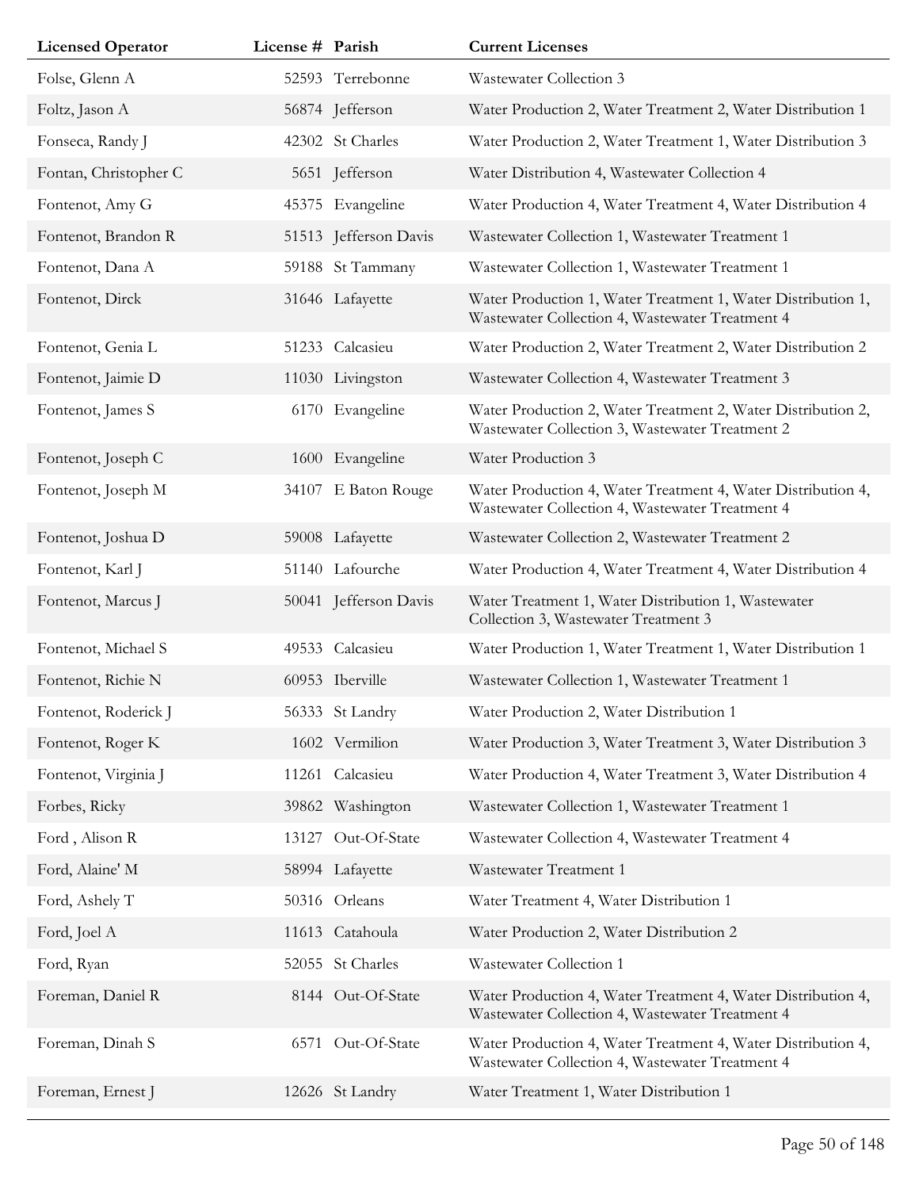| Licensed Operator | License # | Parish | Current Licenses |
| --- | --- | --- | --- |
| Folse, Glenn A | 52593 | Terrebonne | Wastewater Collection 3 |
| Foltz, Jason A | 56874 | Jefferson | Water Production 2, Water Treatment 2, Water Distribution 1 |
| Fonseca, Randy J | 42302 | St Charles | Water Production 2, Water Treatment 1, Water Distribution 3 |
| Fontan, Christopher C | 5651 | Jefferson | Water Distribution 4, Wastewater Collection 4 |
| Fontenot, Amy G | 45375 | Evangeline | Water Production 4, Water Treatment 4, Water Distribution 4 |
| Fontenot, Brandon R | 51513 | Jefferson Davis | Wastewater Collection 1, Wastewater Treatment 1 |
| Fontenot, Dana A | 59188 | St Tammany | Wastewater Collection 1, Wastewater Treatment 1 |
| Fontenot, Dirck | 31646 | Lafayette | Water Production 1, Water Treatment 1, Water Distribution 1, Wastewater Collection 4, Wastewater Treatment 4 |
| Fontenot, Genia L | 51233 | Calcasieu | Water Production 2, Water Treatment 2, Water Distribution 2 |
| Fontenot, Jaimie D | 11030 | Livingston | Wastewater Collection 4, Wastewater Treatment 3 |
| Fontenot, James S | 6170 | Evangeline | Water Production 2, Water Treatment 2, Water Distribution 2, Wastewater Collection 3, Wastewater Treatment 2 |
| Fontenot, Joseph C | 1600 | Evangeline | Water Production 3 |
| Fontenot, Joseph M | 34107 | E Baton Rouge | Water Production 4, Water Treatment 4, Water Distribution 4, Wastewater Collection 4, Wastewater Treatment 4 |
| Fontenot, Joshua D | 59008 | Lafayette | Wastewater Collection 2, Wastewater Treatment 2 |
| Fontenot, Karl J | 51140 | Lafourche | Water Production 4, Water Treatment 4, Water Distribution 4 |
| Fontenot, Marcus J | 50041 | Jefferson Davis | Water Treatment 1, Water Distribution 1, Wastewater Collection 3, Wastewater Treatment 3 |
| Fontenot, Michael S | 49533 | Calcasieu | Water Production 1, Water Treatment 1, Water Distribution 1 |
| Fontenot, Richie N | 60953 | Iberville | Wastewater Collection 1, Wastewater Treatment 1 |
| Fontenot, Roderick J | 56333 | St Landry | Water Production 2, Water Distribution 1 |
| Fontenot, Roger K | 1602 | Vermilion | Water Production 3, Water Treatment 3, Water Distribution 3 |
| Fontenot, Virginia J | 11261 | Calcasieu | Water Production 4, Water Treatment 3, Water Distribution 4 |
| Forbes, Ricky | 39862 | Washington | Wastewater Collection 1, Wastewater Treatment 1 |
| Ford , Alison R | 13127 | Out-Of-State | Wastewater Collection 4, Wastewater Treatment 4 |
| Ford, Alaine' M | 58994 | Lafayette | Wastewater Treatment 1 |
| Ford, Ashely T | 50316 | Orleans | Water Treatment 4, Water Distribution 1 |
| Ford, Joel A | 11613 | Catahoula | Water Production 2, Water Distribution 2 |
| Ford, Ryan | 52055 | St Charles | Wastewater Collection 1 |
| Foreman, Daniel R | 8144 | Out-Of-State | Water Production 4, Water Treatment 4, Water Distribution 4, Wastewater Collection 4, Wastewater Treatment 4 |
| Foreman, Dinah S | 6571 | Out-Of-State | Water Production 4, Water Treatment 4, Water Distribution 4, Wastewater Collection 4, Wastewater Treatment 4 |
| Foreman, Ernest J | 12626 | St Landry | Water Treatment 1, Water Distribution 1 |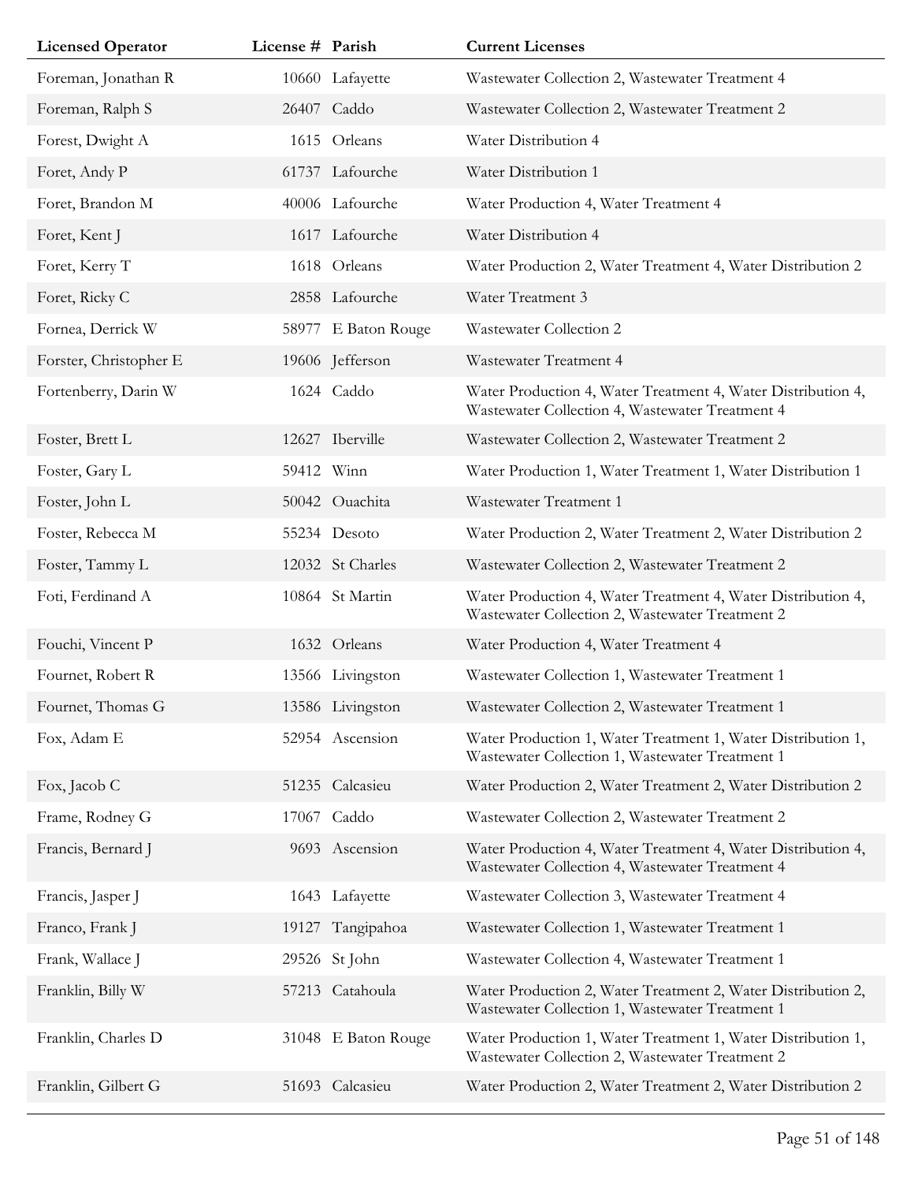| Licensed Operator | License # | Parish | Current Licenses |
| --- | --- | --- | --- |
| Foreman, Jonathan R | 10660 | Lafayette | Wastewater Collection 2, Wastewater Treatment 4 |
| Foreman, Ralph S | 26407 | Caddo | Wastewater Collection 2, Wastewater Treatment 2 |
| Forest, Dwight A | 1615 | Orleans | Water Distribution 4 |
| Foret, Andy P | 61737 | Lafourche | Water Distribution 1 |
| Foret, Brandon M | 40006 | Lafourche | Water Production 4, Water Treatment 4 |
| Foret, Kent J | 1617 | Lafourche | Water Distribution 4 |
| Foret, Kerry T | 1618 | Orleans | Water Production 2, Water Treatment 4, Water Distribution 2 |
| Foret, Ricky C | 2858 | Lafourche | Water Treatment 3 |
| Fornea, Derrick W | 58977 | E Baton Rouge | Wastewater Collection 2 |
| Forster, Christopher E | 19606 | Jefferson | Wastewater Treatment 4 |
| Fortenberry, Darin W | 1624 | Caddo | Water Production 4, Water Treatment 4, Water Distribution 4, Wastewater Collection 4, Wastewater Treatment 4 |
| Foster, Brett L | 12627 | Iberville | Wastewater Collection 2, Wastewater Treatment 2 |
| Foster, Gary L | 59412 | Winn | Water Production 1, Water Treatment 1, Water Distribution 1 |
| Foster, John L | 50042 | Ouachita | Wastewater Treatment 1 |
| Foster, Rebecca M | 55234 | Desoto | Water Production 2, Water Treatment 2, Water Distribution 2 |
| Foster, Tammy L | 12032 | St Charles | Wastewater Collection 2, Wastewater Treatment 2 |
| Foti, Ferdinand A | 10864 | St Martin | Water Production 4, Water Treatment 4, Water Distribution 4, Wastewater Collection 2, Wastewater Treatment 2 |
| Fouchi, Vincent P | 1632 | Orleans | Water Production 4, Water Treatment 4 |
| Fournet, Robert R | 13566 | Livingston | Wastewater Collection 1, Wastewater Treatment 1 |
| Fournet, Thomas G | 13586 | Livingston | Wastewater Collection 2, Wastewater Treatment 1 |
| Fox, Adam E | 52954 | Ascension | Water Production 1, Water Treatment 1, Water Distribution 1, Wastewater Collection 1, Wastewater Treatment 1 |
| Fox, Jacob C | 51235 | Calcasieu | Water Production 2, Water Treatment 2, Water Distribution 2 |
| Frame, Rodney G | 17067 | Caddo | Wastewater Collection 2, Wastewater Treatment 2 |
| Francis, Bernard J | 9693 | Ascension | Water Production 4, Water Treatment 4, Water Distribution 4, Wastewater Collection 4, Wastewater Treatment 4 |
| Francis, Jasper J | 1643 | Lafayette | Wastewater Collection 3, Wastewater Treatment 4 |
| Franco, Frank J | 19127 | Tangipahoa | Wastewater Collection 1, Wastewater Treatment 1 |
| Frank, Wallace J | 29526 | St John | Wastewater Collection 4, Wastewater Treatment 1 |
| Franklin, Billy W | 57213 | Catahoula | Water Production 2, Water Treatment 2, Water Distribution 2, Wastewater Collection 1, Wastewater Treatment 1 |
| Franklin, Charles D | 31048 | E Baton Rouge | Water Production 1, Water Treatment 1, Water Distribution 1, Wastewater Collection 2, Wastewater Treatment 2 |
| Franklin, Gilbert G | 51693 | Calcasieu | Water Production 2, Water Treatment 2, Water Distribution 2 |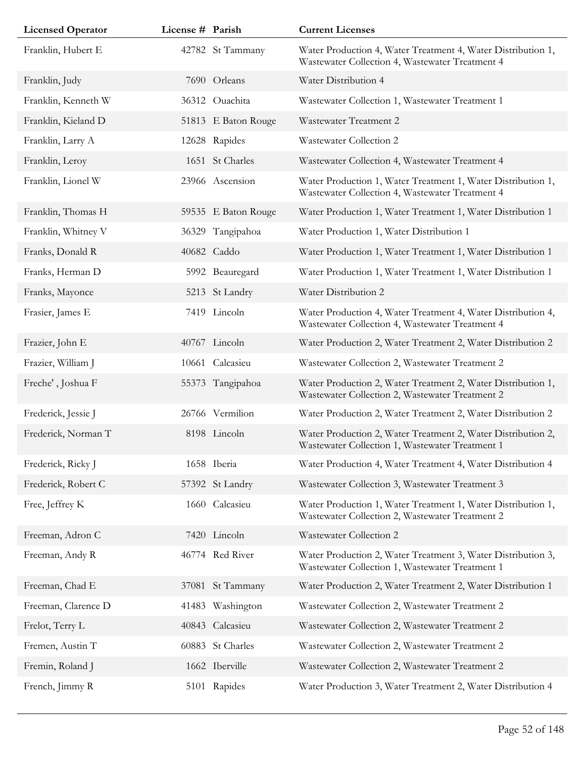| Licensed Operator | License # | Parish | Current Licenses |
|---|---|---|---|
| Franklin, Hubert E | 42782 | St Tammany | Water Production 4, Water Treatment 4, Water Distribution 1, Wastewater Collection 4, Wastewater Treatment 4 |
| Franklin, Judy | 7690 | Orleans | Water Distribution 4 |
| Franklin, Kenneth W | 36312 | Ouachita | Wastewater Collection 1, Wastewater Treatment 1 |
| Franklin, Kieland D | 51813 | E Baton Rouge | Wastewater Treatment 2 |
| Franklin, Larry A | 12628 | Rapides | Wastewater Collection 2 |
| Franklin, Leroy | 1651 | St Charles | Wastewater Collection 4, Wastewater Treatment 4 |
| Franklin, Lionel W | 23966 | Ascension | Water Production 1, Water Treatment 1, Water Distribution 1, Wastewater Collection 4, Wastewater Treatment 4 |
| Franklin, Thomas H | 59535 | E Baton Rouge | Water Production 1, Water Treatment 1, Water Distribution 1 |
| Franklin, Whitney V | 36329 | Tangipahoa | Water Production 1, Water Distribution 1 |
| Franks, Donald R | 40682 | Caddo | Water Production 1, Water Treatment 1, Water Distribution 1 |
| Franks, Herman D | 5992 | Beauregard | Water Production 1, Water Treatment 1, Water Distribution 1 |
| Franks, Mayonce | 5213 | St Landry | Water Distribution 2 |
| Frasier, James E | 7419 | Lincoln | Water Production 4, Water Treatment 4, Water Distribution 4, Wastewater Collection 4, Wastewater Treatment 4 |
| Frazier, John E | 40767 | Lincoln | Water Production 2, Water Treatment 2, Water Distribution 2 |
| Frazier, William J | 10661 | Calcasieu | Wastewater Collection 2, Wastewater Treatment 2 |
| Freche' , Joshua F | 55373 | Tangipahoa | Water Production 2, Water Treatment 2, Water Distribution 1, Wastewater Collection 2, Wastewater Treatment 2 |
| Frederick, Jessie J | 26766 | Vermilion | Water Production 2, Water Treatment 2, Water Distribution 2 |
| Frederick, Norman T | 8198 | Lincoln | Water Production 2, Water Treatment 2, Water Distribution 2, Wastewater Collection 1, Wastewater Treatment 1 |
| Frederick, Ricky J | 1658 | Iberia | Water Production 4, Water Treatment 4, Water Distribution 4 |
| Frederick, Robert C | 57392 | St Landry | Wastewater Collection 3, Wastewater Treatment 3 |
| Free, Jeffrey K | 1660 | Calcasieu | Water Production 1, Water Treatment 1, Water Distribution 1, Wastewater Collection 2, Wastewater Treatment 2 |
| Freeman, Adron C | 7420 | Lincoln | Wastewater Collection 2 |
| Freeman, Andy R | 46774 | Red River | Water Production 2, Water Treatment 3, Water Distribution 3, Wastewater Collection 1, Wastewater Treatment 1 |
| Freeman, Chad E | 37081 | St Tammany | Water Production 2, Water Treatment 2, Water Distribution 1 |
| Freeman, Clarence D | 41483 | Washington | Wastewater Collection 2, Wastewater Treatment 2 |
| Frelot, Terry L | 40843 | Calcasieu | Wastewater Collection 2, Wastewater Treatment 2 |
| Fremen, Austin T | 60883 | St Charles | Wastewater Collection 2, Wastewater Treatment 2 |
| Fremin, Roland J | 1662 | Iberville | Wastewater Collection 2, Wastewater Treatment 2 |
| French, Jimmy R | 5101 | Rapides | Water Production 3, Water Treatment 2, Water Distribution 4 |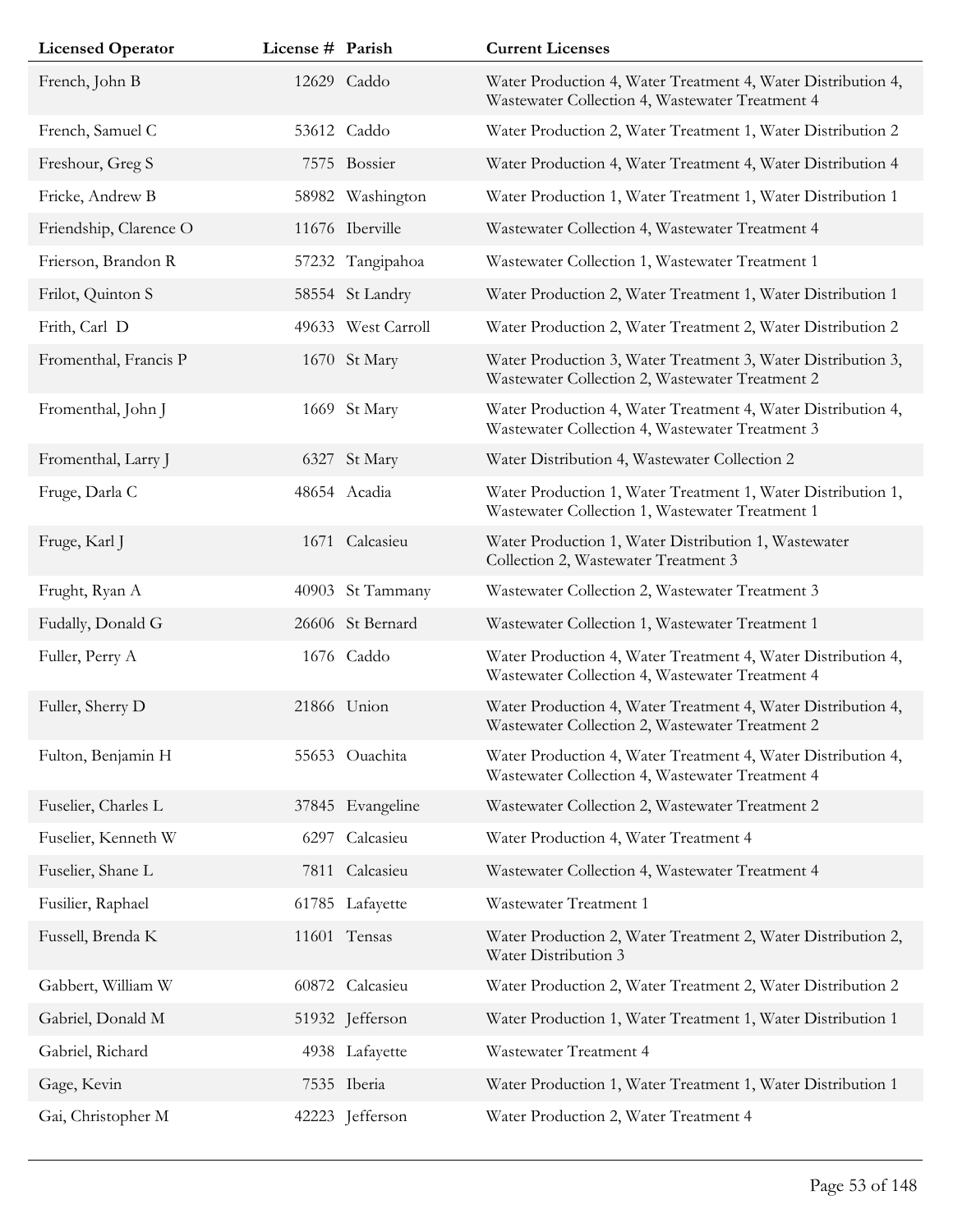| Licensed Operator | License # | Parish | Current Licenses |
|---|---|---|---|
| French, John B | 12629 | Caddo | Water Production 4, Water Treatment 4, Water Distribution 4, Wastewater Collection 4, Wastewater Treatment 4 |
| French, Samuel C | 53612 | Caddo | Water Production 2, Water Treatment 1, Water Distribution 2 |
| Freshour, Greg S | 7575 | Bossier | Water Production 4, Water Treatment 4, Water Distribution 4 |
| Fricke, Andrew B | 58982 | Washington | Water Production 1, Water Treatment 1, Water Distribution 1 |
| Friendship, Clarence O | 11676 | Iberville | Wastewater Collection 4, Wastewater Treatment 4 |
| Frierson, Brandon R | 57232 | Tangipahoa | Wastewater Collection 1, Wastewater Treatment 1 |
| Frilot, Quinton S | 58554 | St Landry | Water Production 2, Water Treatment 1, Water Distribution 1 |
| Frith, Carl D | 49633 | West Carroll | Water Production 2, Water Treatment 2, Water Distribution 2 |
| Fromenthal, Francis P | 1670 | St Mary | Water Production 3, Water Treatment 3, Water Distribution 3, Wastewater Collection 2, Wastewater Treatment 2 |
| Fromenthal, John J | 1669 | St Mary | Water Production 4, Water Treatment 4, Water Distribution 4, Wastewater Collection 4, Wastewater Treatment 3 |
| Fromenthal, Larry J | 6327 | St Mary | Water Distribution 4, Wastewater Collection 2 |
| Fruge, Darla C | 48654 | Acadia | Water Production 1, Water Treatment 1, Water Distribution 1, Wastewater Collection 1, Wastewater Treatment 1 |
| Fruge, Karl J | 1671 | Calcasieu | Water Production 1, Water Distribution 1, Wastewater Collection 2, Wastewater Treatment 3 |
| Frught, Ryan A | 40903 | St Tammany | Wastewater Collection 2, Wastewater Treatment 3 |
| Fudally, Donald G | 26606 | St Bernard | Wastewater Collection 1, Wastewater Treatment 1 |
| Fuller, Perry A | 1676 | Caddo | Water Production 4, Water Treatment 4, Water Distribution 4, Wastewater Collection 4, Wastewater Treatment 4 |
| Fuller, Sherry D | 21866 | Union | Water Production 4, Water Treatment 4, Water Distribution 4, Wastewater Collection 2, Wastewater Treatment 2 |
| Fulton, Benjamin H | 55653 | Ouachita | Water Production 4, Water Treatment 4, Water Distribution 4, Wastewater Collection 4, Wastewater Treatment 4 |
| Fuselier, Charles L | 37845 | Evangeline | Wastewater Collection 2, Wastewater Treatment 2 |
| Fuselier, Kenneth W | 6297 | Calcasieu | Water Production 4, Water Treatment 4 |
| Fuselier, Shane L | 7811 | Calcasieu | Wastewater Collection 4, Wastewater Treatment 4 |
| Fusilier, Raphael | 61785 | Lafayette | Wastewater Treatment 1 |
| Fussell, Brenda K | 11601 | Tensas | Water Production 2, Water Treatment 2, Water Distribution 2, Water Distribution 3 |
| Gabbert, William W | 60872 | Calcasieu | Water Production 2, Water Treatment 2, Water Distribution 2 |
| Gabriel, Donald M | 51932 | Jefferson | Water Production 1, Water Treatment 1, Water Distribution 1 |
| Gabriel, Richard | 4938 | Lafayette | Wastewater Treatment 4 |
| Gage, Kevin | 7535 | Iberia | Water Production 1, Water Treatment 1, Water Distribution 1 |
| Gai, Christopher M | 42223 | Jefferson | Water Production 2, Water Treatment 4 |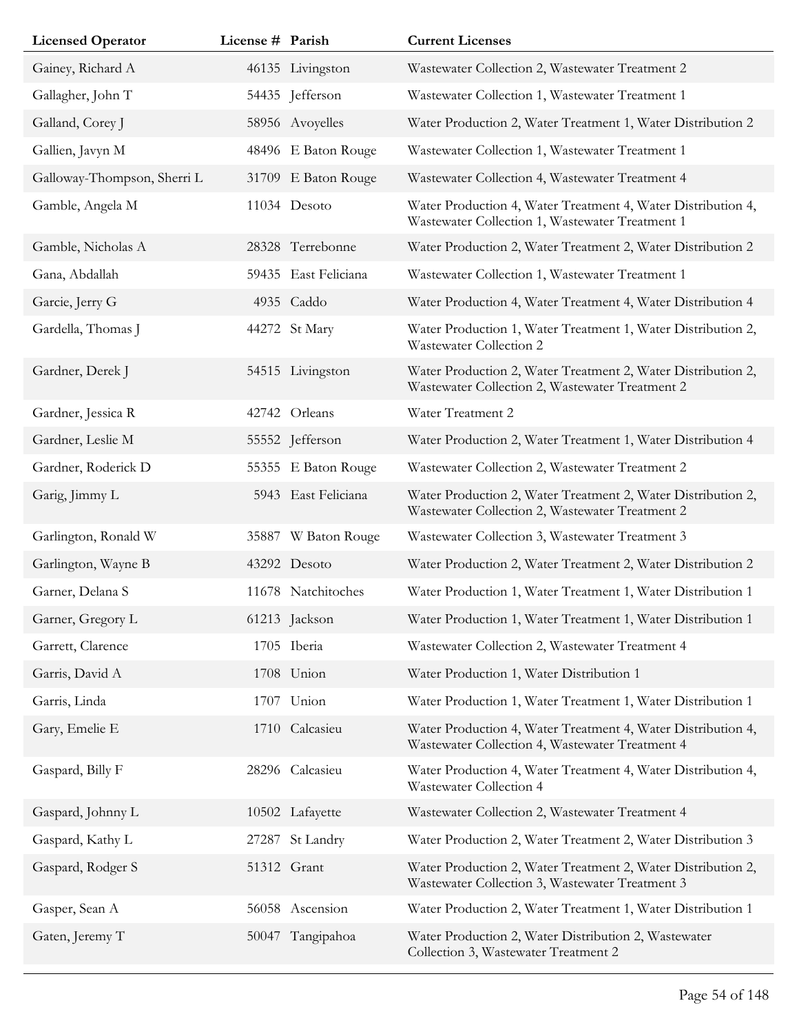| Licensed Operator | License # | Parish | Current Licenses |
| --- | --- | --- | --- |
| Gainey, Richard A | 46135 | Livingston | Wastewater Collection 2, Wastewater Treatment 2 |
| Gallagher, John T | 54435 | Jefferson | Wastewater Collection 1, Wastewater Treatment 1 |
| Galland, Corey J | 58956 | Avoyelles | Water Production 2, Water Treatment 1, Water Distribution 2 |
| Gallien, Javyn M | 48496 | E Baton Rouge | Wastewater Collection 1, Wastewater Treatment 1 |
| Galloway-Thompson, Sherri L | 31709 | E Baton Rouge | Wastewater Collection 4, Wastewater Treatment 4 |
| Gamble, Angela M | 11034 | Desoto | Water Production 4, Water Treatment 4, Water Distribution 4, Wastewater Collection 1, Wastewater Treatment 1 |
| Gamble, Nicholas A | 28328 | Terrebonne | Water Production 2, Water Treatment 2, Water Distribution 2 |
| Gana, Abdallah | 59435 | East Feliciana | Wastewater Collection 1, Wastewater Treatment 1 |
| Garcie, Jerry G | 4935 | Caddo | Water Production 4, Water Treatment 4, Water Distribution 4 |
| Gardella, Thomas J | 44272 | St Mary | Water Production 1, Water Treatment 1, Water Distribution 2, Wastewater Collection 2 |
| Gardner, Derek J | 54515 | Livingston | Water Production 2, Water Treatment 2, Water Distribution 2, Wastewater Collection 2, Wastewater Treatment 2 |
| Gardner, Jessica R | 42742 | Orleans | Water Treatment 2 |
| Gardner, Leslie M | 55552 | Jefferson | Water Production 2, Water Treatment 1, Water Distribution 4 |
| Gardner, Roderick D | 55355 | E Baton Rouge | Wastewater Collection 2, Wastewater Treatment 2 |
| Garig, Jimmy L | 5943 | East Feliciana | Water Production 2, Water Treatment 2, Water Distribution 2, Wastewater Collection 2, Wastewater Treatment 2 |
| Garlington, Ronald W | 35887 | W Baton Rouge | Wastewater Collection 3, Wastewater Treatment 3 |
| Garlington, Wayne B | 43292 | Desoto | Water Production 2, Water Treatment 2, Water Distribution 2 |
| Garner, Delana S | 11678 | Natchitoches | Water Production 1, Water Treatment 1, Water Distribution 1 |
| Garner, Gregory L | 61213 | Jackson | Water Production 1, Water Treatment 1, Water Distribution 1 |
| Garrett, Clarence | 1705 | Iberia | Wastewater Collection 2, Wastewater Treatment 4 |
| Garris, David A | 1708 | Union | Water Production 1, Water Distribution 1 |
| Garris, Linda | 1707 | Union | Water Production 1, Water Treatment 1, Water Distribution 1 |
| Gary, Emelie E | 1710 | Calcasieu | Water Production 4, Water Treatment 4, Water Distribution 4, Wastewater Collection 4, Wastewater Treatment 4 |
| Gaspard, Billy F | 28296 | Calcasieu | Water Production 4, Water Treatment 4, Water Distribution 4, Wastewater Collection 4 |
| Gaspard, Johnny L | 10502 | Lafayette | Wastewater Collection 2, Wastewater Treatment 4 |
| Gaspard, Kathy L | 27287 | St Landry | Water Production 2, Water Treatment 2, Water Distribution 3 |
| Gaspard, Rodger S | 51312 | Grant | Water Production 2, Water Treatment 2, Water Distribution 2, Wastewater Collection 3, Wastewater Treatment 3 |
| Gasper, Sean A | 56058 | Ascension | Water Production 2, Water Treatment 1, Water Distribution 1 |
| Gaten, Jeremy T | 50047 | Tangipahoa | Water Production 2, Water Distribution 2, Wastewater Collection 3, Wastewater Treatment 2 |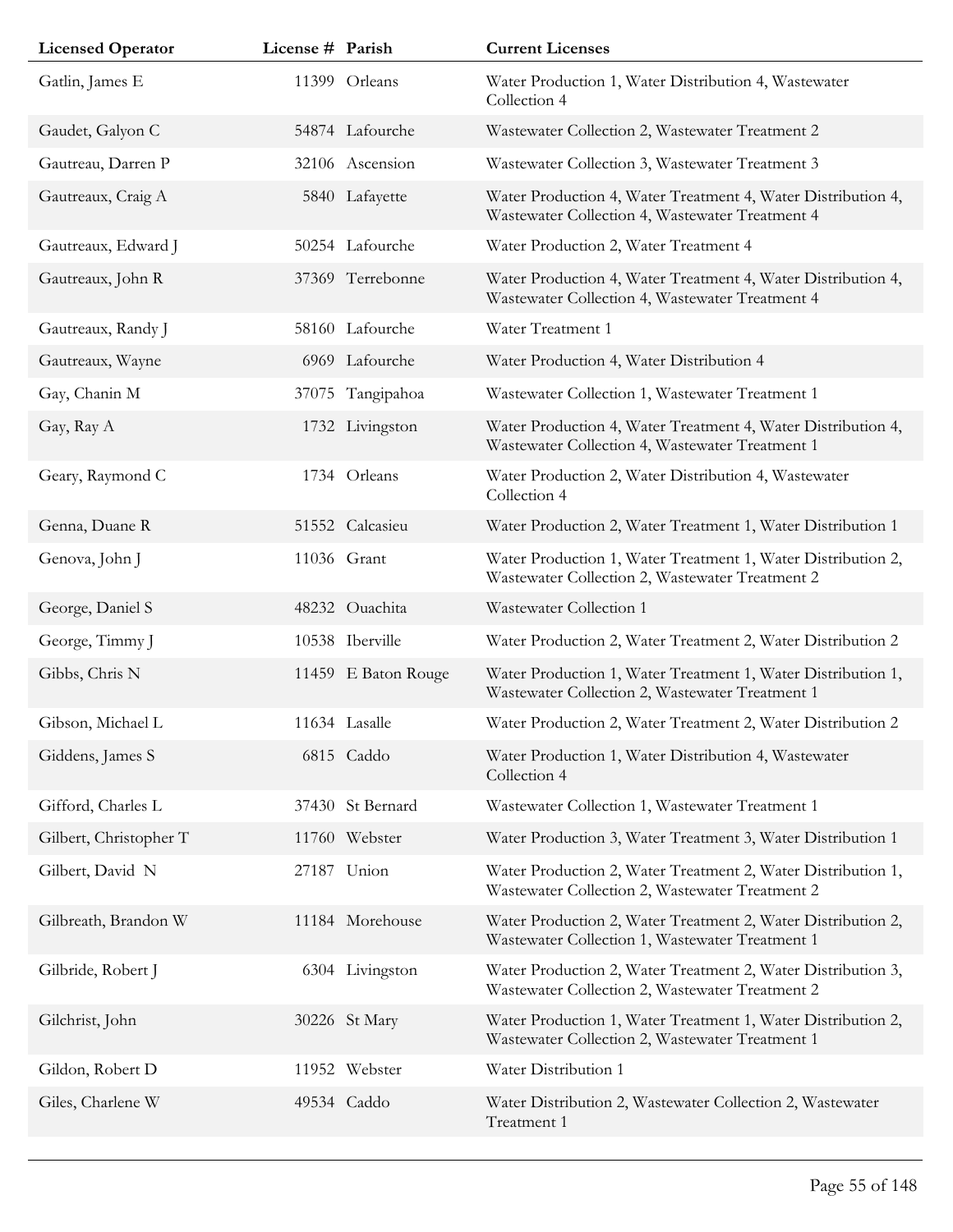| Licensed Operator | License # | Parish | Current Licenses |
|---|---|---|---|
| Gatlin, James E | 11399 | Orleans | Water Production 1, Water Distribution 4, Wastewater Collection 4 |
| Gaudet, Galyon C | 54874 | Lafourche | Wastewater Collection 2, Wastewater Treatment 2 |
| Gautreau, Darren P | 32106 | Ascension | Wastewater Collection 3, Wastewater Treatment 3 |
| Gautreaux, Craig A | 5840 | Lafayette | Water Production 4, Water Treatment 4, Water Distribution 4, Wastewater Collection 4, Wastewater Treatment 4 |
| Gautreaux, Edward J | 50254 | Lafourche | Water Production 2, Water Treatment 4 |
| Gautreaux, John R | 37369 | Terrebonne | Water Production 4, Water Treatment 4, Water Distribution 4, Wastewater Collection 4, Wastewater Treatment 4 |
| Gautreaux, Randy J | 58160 | Lafourche | Water Treatment 1 |
| Gautreaux, Wayne | 6969 | Lafourche | Water Production 4, Water Distribution 4 |
| Gay, Chanin M | 37075 | Tangipahoa | Wastewater Collection 1, Wastewater Treatment 1 |
| Gay, Ray A | 1732 | Livingston | Water Production 4, Water Treatment 4, Water Distribution 4, Wastewater Collection 4, Wastewater Treatment 1 |
| Geary, Raymond C | 1734 | Orleans | Water Production 2, Water Distribution 4, Wastewater Collection 4 |
| Genna, Duane R | 51552 | Calcasieu | Water Production 2, Water Treatment 1, Water Distribution 1 |
| Genova, John J | 11036 | Grant | Water Production 1, Water Treatment 1, Water Distribution 2, Wastewater Collection 2, Wastewater Treatment 2 |
| George, Daniel S | 48232 | Ouachita | Wastewater Collection 1 |
| George, Timmy J | 10538 | Iberville | Water Production 2, Water Treatment 2, Water Distribution 2 |
| Gibbs, Chris N | 11459 | E Baton Rouge | Water Production 1, Water Treatment 1, Water Distribution 1, Wastewater Collection 2, Wastewater Treatment 1 |
| Gibson, Michael L | 11634 | Lasalle | Water Production 2, Water Treatment 2, Water Distribution 2 |
| Giddens, James S | 6815 | Caddo | Water Production 1, Water Distribution 4, Wastewater Collection 4 |
| Gifford, Charles L | 37430 | St Bernard | Wastewater Collection 1, Wastewater Treatment 1 |
| Gilbert, Christopher T | 11760 | Webster | Water Production 3, Water Treatment 3, Water Distribution 1 |
| Gilbert, David N | 27187 | Union | Water Production 2, Water Treatment 2, Water Distribution 1, Wastewater Collection 2, Wastewater Treatment 2 |
| Gilbreath, Brandon W | 11184 | Morehouse | Water Production 2, Water Treatment 2, Water Distribution 2, Wastewater Collection 1, Wastewater Treatment 1 |
| Gilbride, Robert J | 6304 | Livingston | Water Production 2, Water Treatment 2, Water Distribution 3, Wastewater Collection 2, Wastewater Treatment 2 |
| Gilchrist, John | 30226 | St Mary | Water Production 1, Water Treatment 1, Water Distribution 2, Wastewater Collection 2, Wastewater Treatment 1 |
| Gildon, Robert D | 11952 | Webster | Water Distribution 1 |
| Giles, Charlene W | 49534 | Caddo | Water Distribution 2, Wastewater Collection 2, Wastewater Treatment 1 |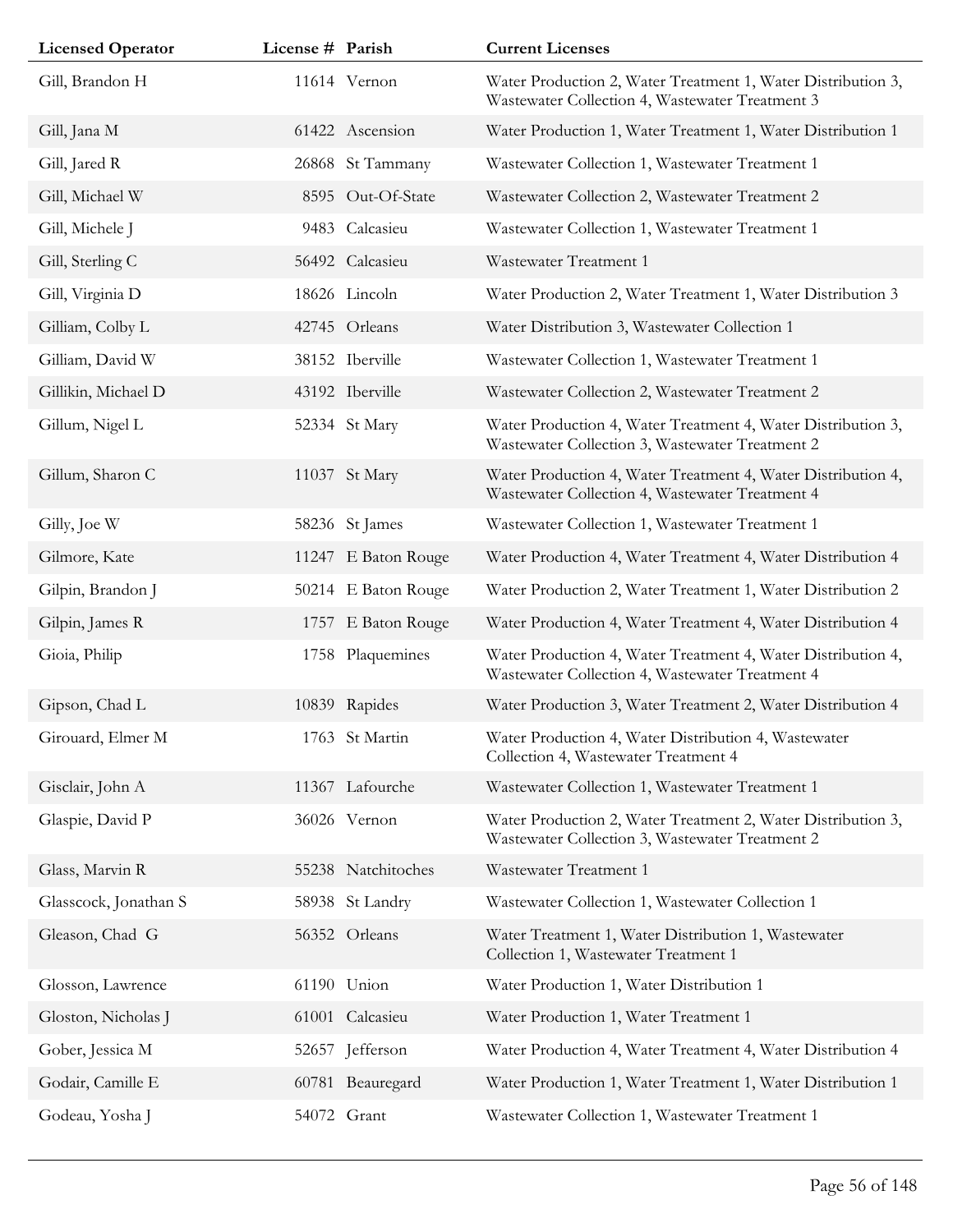| Licensed Operator | License # | Parish | Current Licenses |
|---|---|---|---|
| Gill, Brandon H | 11614 | Vernon | Water Production 2, Water Treatment 1, Water Distribution 3, Wastewater Collection 4, Wastewater Treatment 3 |
| Gill, Jana M | 61422 | Ascension | Water Production 1, Water Treatment 1, Water Distribution 1 |
| Gill, Jared R | 26868 | St Tammany | Wastewater Collection 1, Wastewater Treatment 1 |
| Gill, Michael W | 8595 | Out-Of-State | Wastewater Collection 2, Wastewater Treatment 2 |
| Gill, Michele J | 9483 | Calcasieu | Wastewater Collection 1, Wastewater Treatment 1 |
| Gill, Sterling C | 56492 | Calcasieu | Wastewater Treatment 1 |
| Gill, Virginia D | 18626 | Lincoln | Water Production 2, Water Treatment 1, Water Distribution 3 |
| Gilliam, Colby L | 42745 | Orleans | Water Distribution 3, Wastewater Collection 1 |
| Gilliam, David W | 38152 | Iberville | Wastewater Collection 1, Wastewater Treatment 1 |
| Gillikin, Michael D | 43192 | Iberville | Wastewater Collection 2, Wastewater Treatment 2 |
| Gillum, Nigel L | 52334 | St Mary | Water Production 4, Water Treatment 4, Water Distribution 3, Wastewater Collection 3, Wastewater Treatment 2 |
| Gillum, Sharon C | 11037 | St Mary | Water Production 4, Water Treatment 4, Water Distribution 4, Wastewater Collection 4, Wastewater Treatment 4 |
| Gilly, Joe W | 58236 | St James | Wastewater Collection 1, Wastewater Treatment 1 |
| Gilmore, Kate | 11247 | E Baton Rouge | Water Production 4, Water Treatment 4, Water Distribution 4 |
| Gilpin, Brandon J | 50214 | E Baton Rouge | Water Production 2, Water Treatment 1, Water Distribution 2 |
| Gilpin, James R | 1757 | E Baton Rouge | Water Production 4, Water Treatment 4, Water Distribution 4 |
| Gioia, Philip | 1758 | Plaquemines | Water Production 4, Water Treatment 4, Water Distribution 4, Wastewater Collection 4, Wastewater Treatment 4 |
| Gipson, Chad L | 10839 | Rapides | Water Production 3, Water Treatment 2, Water Distribution 4 |
| Girouard, Elmer M | 1763 | St Martin | Water Production 4, Water Distribution 4, Wastewater Collection 4, Wastewater Treatment 4 |
| Gisclair, John A | 11367 | Lafourche | Wastewater Collection 1, Wastewater Treatment 1 |
| Glaspie, David P | 36026 | Vernon | Water Production 2, Water Treatment 2, Water Distribution 3, Wastewater Collection 3, Wastewater Treatment 2 |
| Glass, Marvin R | 55238 | Natchitoches | Wastewater Treatment 1 |
| Glasscock, Jonathan S | 58938 | St Landry | Wastewater Collection 1, Wastewater Collection 1 |
| Gleason, Chad G | 56352 | Orleans | Water Treatment 1, Water Distribution 1, Wastewater Collection 1, Wastewater Treatment 1 |
| Glosson, Lawrence | 61190 | Union | Water Production 1, Water Distribution 1 |
| Gloston, Nicholas J | 61001 | Calcasieu | Water Production 1, Water Treatment 1 |
| Gober, Jessica M | 52657 | Jefferson | Water Production 4, Water Treatment 4, Water Distribution 4 |
| Godair, Camille E | 60781 | Beauregard | Water Production 1, Water Treatment 1, Water Distribution 1 |
| Godeau, Yosha J | 54072 | Grant | Wastewater Collection 1, Wastewater Treatment 1 |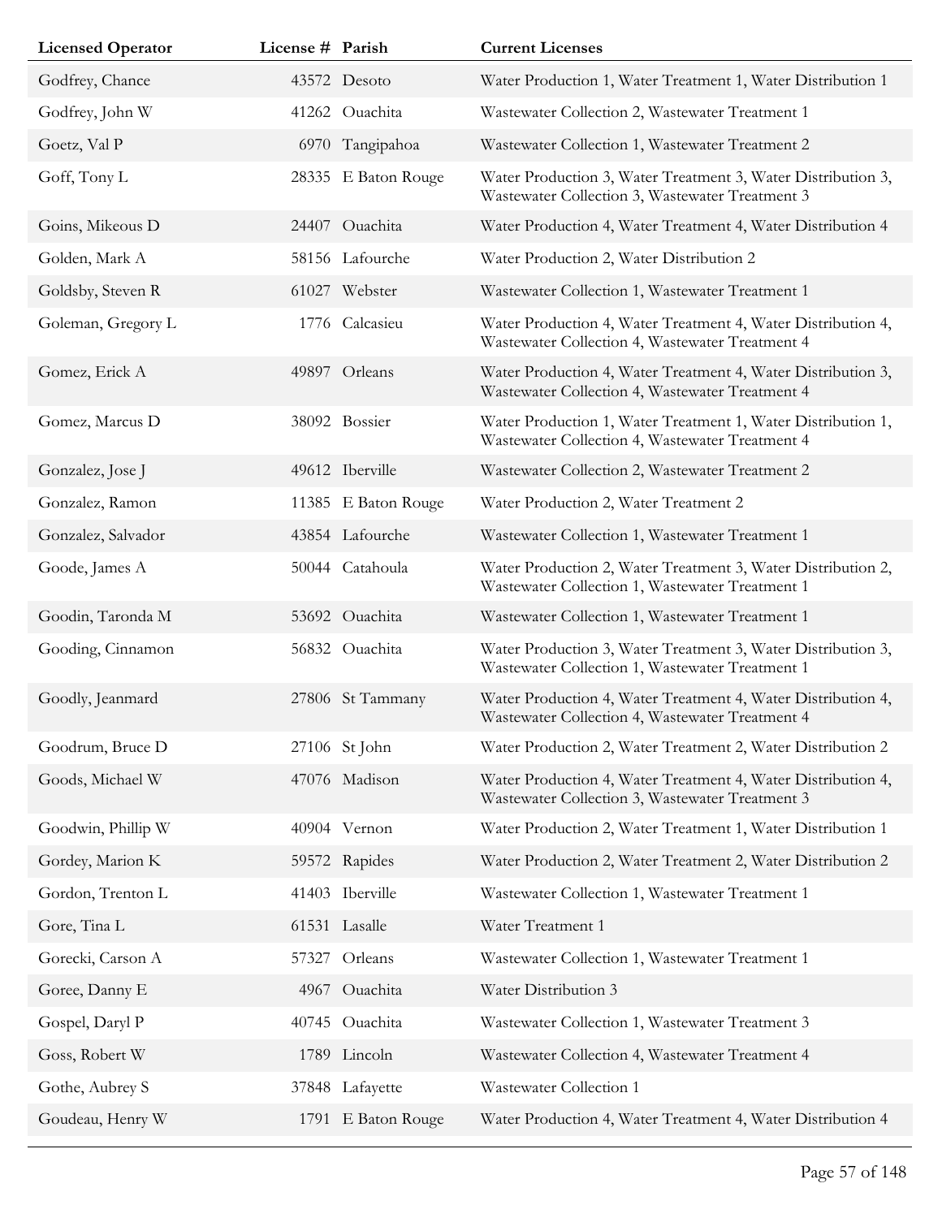| Licensed Operator | License # | Parish | Current Licenses |
|---|---|---|---|
| Godfrey, Chance | 43572 | Desoto | Water Production 1, Water Treatment 1, Water Distribution 1 |
| Godfrey, John W | 41262 | Ouachita | Wastewater Collection 2, Wastewater Treatment 1 |
| Goetz, Val P | 6970 | Tangipahoa | Wastewater Collection 1, Wastewater Treatment 2 |
| Goff, Tony L | 28335 | E Baton Rouge | Water Production 3, Water Treatment 3, Water Distribution 3, Wastewater Collection 3, Wastewater Treatment 3 |
| Goins, Mikeous D | 24407 | Ouachita | Water Production 4, Water Treatment 4, Water Distribution 4 |
| Golden, Mark A | 58156 | Lafourche | Water Production 2, Water Distribution 2 |
| Goldsby, Steven R | 61027 | Webster | Wastewater Collection 1, Wastewater Treatment 1 |
| Goleman, Gregory L | 1776 | Calcasieu | Water Production 4, Water Treatment 4, Water Distribution 4, Wastewater Collection 4, Wastewater Treatment 4 |
| Gomez, Erick A | 49897 | Orleans | Water Production 4, Water Treatment 4, Water Distribution 3, Wastewater Collection 4, Wastewater Treatment 4 |
| Gomez, Marcus D | 38092 | Bossier | Water Production 1, Water Treatment 1, Water Distribution 1, Wastewater Collection 4, Wastewater Treatment 4 |
| Gonzalez, Jose J | 49612 | Iberville | Wastewater Collection 2, Wastewater Treatment 2 |
| Gonzalez, Ramon | 11385 | E Baton Rouge | Water Production 2, Water Treatment 2 |
| Gonzalez, Salvador | 43854 | Lafourche | Wastewater Collection 1, Wastewater Treatment 1 |
| Goode, James A | 50044 | Catahoula | Water Production 2, Water Treatment 3, Water Distribution 2, Wastewater Collection 1, Wastewater Treatment 1 |
| Goodin, Taronda M | 53692 | Ouachita | Wastewater Collection 1, Wastewater Treatment 1 |
| Gooding, Cinnamon | 56832 | Ouachita | Water Production 3, Water Treatment 3, Water Distribution 3, Wastewater Collection 1, Wastewater Treatment 1 |
| Goodly, Jeanmard | 27806 | St Tammany | Water Production 4, Water Treatment 4, Water Distribution 4, Wastewater Collection 4, Wastewater Treatment 4 |
| Goodrum, Bruce D | 27106 | St John | Water Production 2, Water Treatment 2, Water Distribution 2 |
| Goods, Michael W | 47076 | Madison | Water Production 4, Water Treatment 4, Water Distribution 4, Wastewater Collection 3, Wastewater Treatment 3 |
| Goodwin, Phillip W | 40904 | Vernon | Water Production 2, Water Treatment 1, Water Distribution 1 |
| Gordey, Marion K | 59572 | Rapides | Water Production 2, Water Treatment 2, Water Distribution 2 |
| Gordon, Trenton L | 41403 | Iberville | Wastewater Collection 1, Wastewater Treatment 1 |
| Gore, Tina L | 61531 | Lasalle | Water Treatment 1 |
| Gorecki, Carson A | 57327 | Orleans | Wastewater Collection 1, Wastewater Treatment 1 |
| Goree, Danny E | 4967 | Ouachita | Water Distribution 3 |
| Gospel, Daryl P | 40745 | Ouachita | Wastewater Collection 1, Wastewater Treatment 3 |
| Goss, Robert W | 1789 | Lincoln | Wastewater Collection 4, Wastewater Treatment 4 |
| Gothe, Aubrey S | 37848 | Lafayette | Wastewater Collection 1 |
| Goudeau, Henry W | 1791 | E Baton Rouge | Water Production 4, Water Treatment 4, Water Distribution 4 |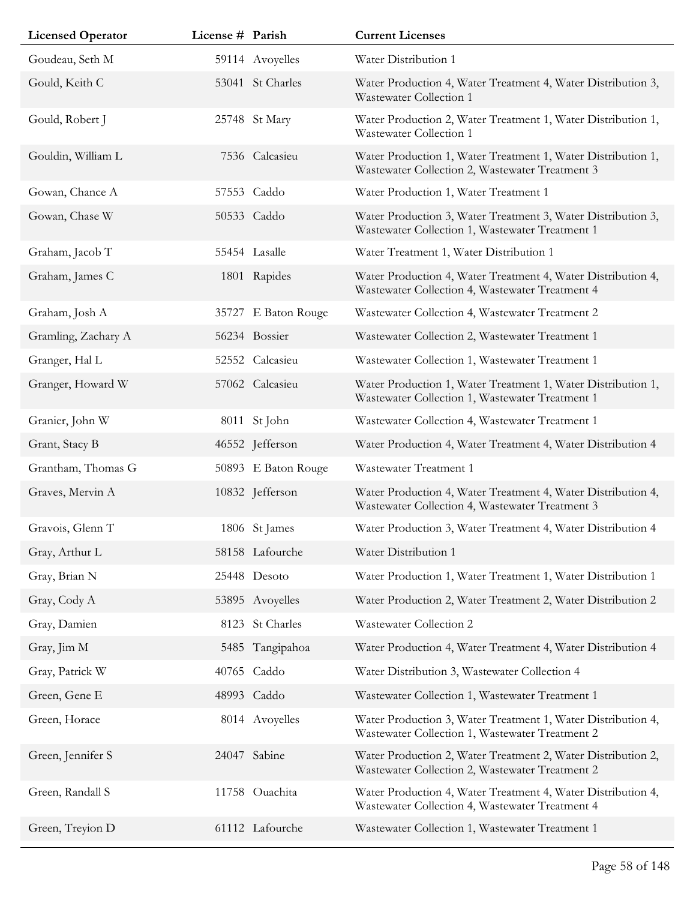| Licensed Operator | License # | Parish | Current Licenses |
|---|---|---|---|
| Goudeau, Seth M | 59114 | Avoyelles | Water Distribution 1 |
| Gould, Keith C | 53041 | St Charles | Water Production 4, Water Treatment 4, Water Distribution 3, Wastewater Collection 1 |
| Gould, Robert J | 25748 | St Mary | Water Production 2, Water Treatment 1, Water Distribution 1, Wastewater Collection 1 |
| Gouldin, William L | 7536 | Calcasieu | Water Production 1, Water Treatment 1, Water Distribution 1, Wastewater Collection 2, Wastewater Treatment 3 |
| Gowan, Chance A | 57553 | Caddo | Water Production 1, Water Treatment 1 |
| Gowan, Chase W | 50533 | Caddo | Water Production 3, Water Treatment 3, Water Distribution 3, Wastewater Collection 1, Wastewater Treatment 1 |
| Graham, Jacob T | 55454 | Lasalle | Water Treatment 1, Water Distribution 1 |
| Graham, James C | 1801 | Rapides | Water Production 4, Water Treatment 4, Water Distribution 4, Wastewater Collection 4, Wastewater Treatment 4 |
| Graham, Josh A | 35727 | E Baton Rouge | Wastewater Collection 4, Wastewater Treatment 2 |
| Gramling, Zachary A | 56234 | Bossier | Wastewater Collection 2, Wastewater Treatment 1 |
| Granger, Hal L | 52552 | Calcasieu | Wastewater Collection 1, Wastewater Treatment 1 |
| Granger, Howard W | 57062 | Calcasieu | Water Production 1, Water Treatment 1, Water Distribution 1, Wastewater Collection 1, Wastewater Treatment 1 |
| Granier, John W | 8011 | St John | Wastewater Collection 4, Wastewater Treatment 1 |
| Grant, Stacy B | 46552 | Jefferson | Water Production 4, Water Treatment 4, Water Distribution 4 |
| Grantham, Thomas G | 50893 | E Baton Rouge | Wastewater Treatment 1 |
| Graves, Mervin A | 10832 | Jefferson | Water Production 4, Water Treatment 4, Water Distribution 4, Wastewater Collection 4, Wastewater Treatment 3 |
| Gravois, Glenn T | 1806 | St James | Water Production 3, Water Treatment 4, Water Distribution 4 |
| Gray, Arthur L | 58158 | Lafourche | Water Distribution 1 |
| Gray, Brian N | 25448 | Desoto | Water Production 1, Water Treatment 1, Water Distribution 1 |
| Gray, Cody A | 53895 | Avoyelles | Water Production 2, Water Treatment 2, Water Distribution 2 |
| Gray, Damien | 8123 | St Charles | Wastewater Collection 2 |
| Gray, Jim M | 5485 | Tangipahoa | Water Production 4, Water Treatment 4, Water Distribution 4 |
| Gray, Patrick W | 40765 | Caddo | Water Distribution 3, Wastewater Collection 4 |
| Green, Gene E | 48993 | Caddo | Wastewater Collection 1, Wastewater Treatment 1 |
| Green, Horace | 8014 | Avoyelles | Water Production 3, Water Treatment 1, Water Distribution 4, Wastewater Collection 1, Wastewater Treatment 2 |
| Green, Jennifer S | 24047 | Sabine | Water Production 2, Water Treatment 2, Water Distribution 2, Wastewater Collection 2, Wastewater Treatment 2 |
| Green, Randall S | 11758 | Ouachita | Water Production 4, Water Treatment 4, Water Distribution 4, Wastewater Collection 4, Wastewater Treatment 4 |
| Green, Treyion D | 61112 | Lafourche | Wastewater Collection 1, Wastewater Treatment 1 |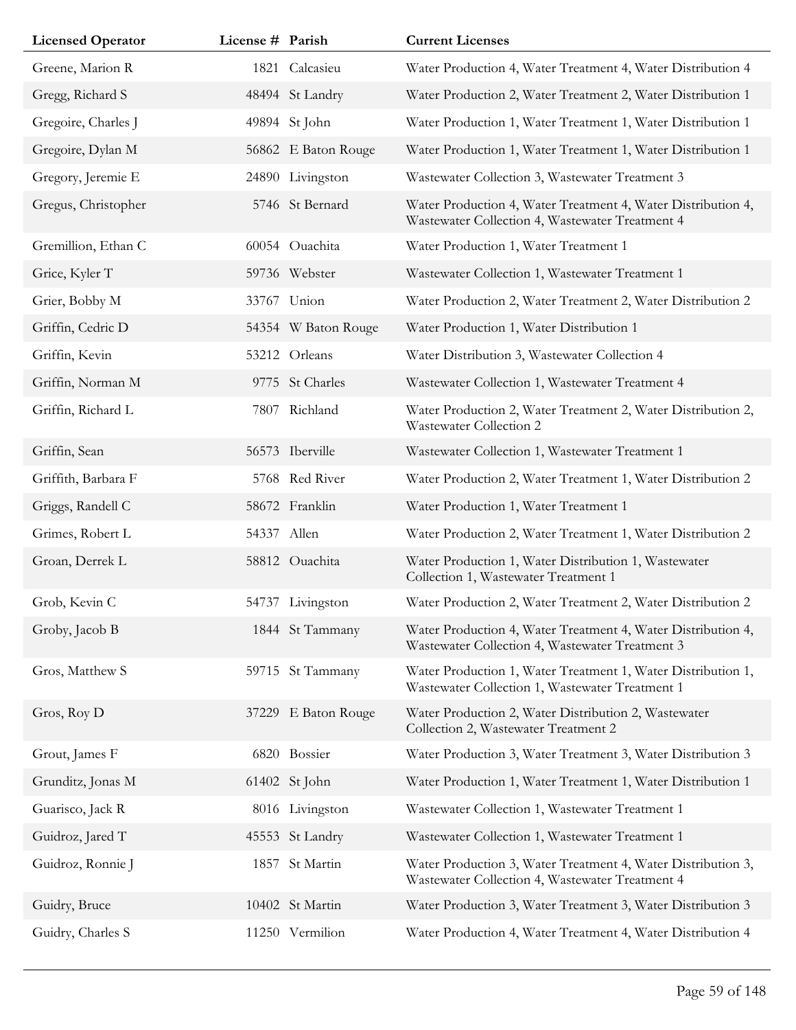| Licensed Operator | License # | Parish | Current Licenses |
|---|---|---|---|
| Greene, Marion R | 1821 | Calcasieu | Water Production 4, Water Treatment 4, Water Distribution 4 |
| Gregg, Richard S | 48494 | St Landry | Water Production 2, Water Treatment 2, Water Distribution 1 |
| Gregoire, Charles J | 49894 | St John | Water Production 1, Water Treatment 1, Water Distribution 1 |
| Gregoire, Dylan M | 56862 | E Baton Rouge | Water Production 1, Water Treatment 1, Water Distribution 1 |
| Gregory, Jeremie E | 24890 | Livingston | Wastewater Collection 3, Wastewater Treatment 3 |
| Gregus, Christopher | 5746 | St Bernard | Water Production 4, Water Treatment 4, Water Distribution 4, Wastewater Collection 4, Wastewater Treatment 4 |
| Gremillion, Ethan C | 60054 | Ouachita | Water Production 1, Water Treatment 1 |
| Grice, Kyler T | 59736 | Webster | Wastewater Collection 1, Wastewater Treatment 1 |
| Grier, Bobby M | 33767 | Union | Water Production 2, Water Treatment 2, Water Distribution 2 |
| Griffin, Cedric D | 54354 | W Baton Rouge | Water Production 1, Water Distribution 1 |
| Griffin, Kevin | 53212 | Orleans | Water Distribution 3, Wastewater Collection 4 |
| Griffin, Norman M | 9775 | St Charles | Wastewater Collection 1, Wastewater Treatment 4 |
| Griffin, Richard L | 7807 | Richland | Water Production 2, Water Treatment 2, Water Distribution 2, Wastewater Collection 2 |
| Griffin, Sean | 56573 | Iberville | Wastewater Collection 1, Wastewater Treatment 1 |
| Griffith, Barbara F | 5768 | Red River | Water Production 2, Water Treatment 1, Water Distribution 2 |
| Griggs, Randell C | 58672 | Franklin | Water Production 1, Water Treatment 1 |
| Grimes, Robert L | 54337 | Allen | Water Production 2, Water Treatment 1, Water Distribution 2 |
| Groan, Derrek L | 58812 | Ouachita | Water Production 1, Water Distribution 1, Wastewater Collection 1, Wastewater Treatment 1 |
| Grob, Kevin C | 54737 | Livingston | Water Production 2, Water Treatment 2, Water Distribution 2 |
| Groby, Jacob B | 1844 | St Tammany | Water Production 4, Water Treatment 4, Water Distribution 4, Wastewater Collection 4, Wastewater Treatment 3 |
| Gros, Matthew S | 59715 | St Tammany | Water Production 1, Water Treatment 1, Water Distribution 1, Wastewater Collection 1, Wastewater Treatment 1 |
| Gros, Roy D | 37229 | E Baton Rouge | Water Production 2, Water Distribution 2, Wastewater Collection 2, Wastewater Treatment 2 |
| Grout, James F | 6820 | Bossier | Water Production 3, Water Treatment 3, Water Distribution 3 |
| Grunditz, Jonas M | 61402 | St John | Water Production 1, Water Treatment 1, Water Distribution 1 |
| Guarisco, Jack R | 8016 | Livingston | Wastewater Collection 1, Wastewater Treatment 1 |
| Guidroz, Jared T | 45553 | St Landry | Wastewater Collection 1, Wastewater Treatment 1 |
| Guidroz, Ronnie J | 1857 | St Martin | Water Production 3, Water Treatment 4, Water Distribution 3, Wastewater Collection 4, Wastewater Treatment 4 |
| Guidry, Bruce | 10402 | St Martin | Water Production 3, Water Treatment 3, Water Distribution 3 |
| Guidry, Charles S | 11250 | Vermilion | Water Production 4, Water Treatment 4, Water Distribution 4 |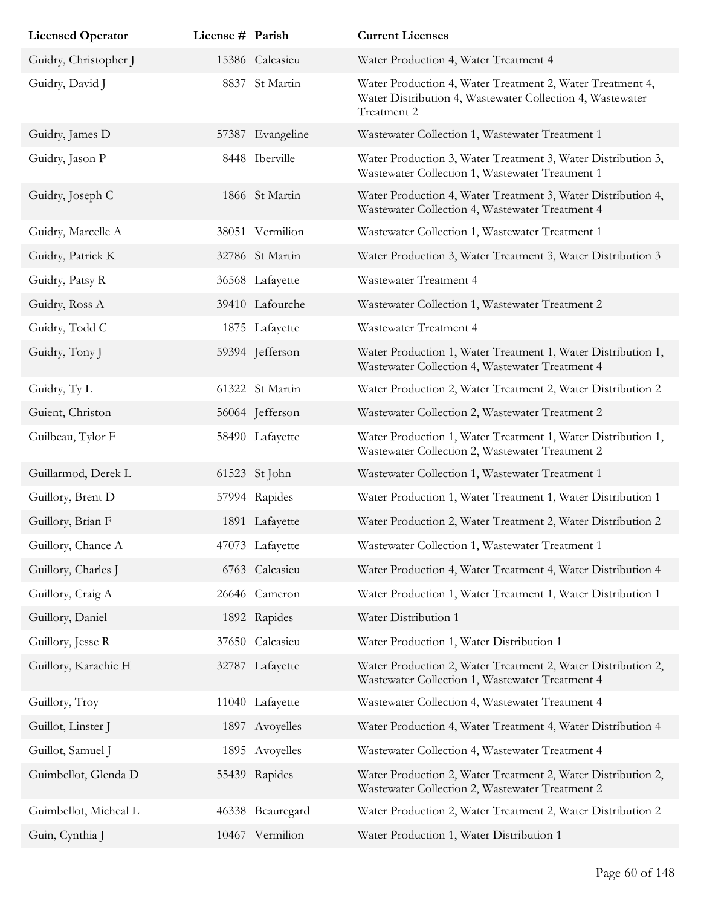| Licensed Operator | License # | Parish | Current Licenses |
|---|---|---|---|
| Guidry, Christopher J | 15386 | Calcasieu | Water Production 4, Water Treatment 4 |
| Guidry, David J | 8837 | St Martin | Water Production 4, Water Treatment 2, Water Treatment 4, Water Distribution 4, Wastewater Collection 4, Wastewater Treatment 2 |
| Guidry, James D | 57387 | Evangeline | Wastewater Collection 1, Wastewater Treatment 1 |
| Guidry, Jason P | 8448 | Iberville | Water Production 3, Water Treatment 3, Water Distribution 3, Wastewater Collection 1, Wastewater Treatment 1 |
| Guidry, Joseph C | 1866 | St Martin | Water Production 4, Water Treatment 3, Water Distribution 4, Wastewater Collection 4, Wastewater Treatment 4 |
| Guidry, Marcelle A | 38051 | Vermilion | Wastewater Collection 1, Wastewater Treatment 1 |
| Guidry, Patrick K | 32786 | St Martin | Water Production 3, Water Treatment 3, Water Distribution 3 |
| Guidry, Patsy R | 36568 | Lafayette | Wastewater Treatment 4 |
| Guidry, Ross A | 39410 | Lafourche | Wastewater Collection 1, Wastewater Treatment 2 |
| Guidry, Todd C | 1875 | Lafayette | Wastewater Treatment 4 |
| Guidry, Tony J | 59394 | Jefferson | Water Production 1, Water Treatment 1, Water Distribution 1, Wastewater Collection 4, Wastewater Treatment 4 |
| Guidry, Ty L | 61322 | St Martin | Water Production 2, Water Treatment 2, Water Distribution 2 |
| Guient, Christon | 56064 | Jefferson | Wastewater Collection 2, Wastewater Treatment 2 |
| Guilbeau, Tylor F | 58490 | Lafayette | Water Production 1, Water Treatment 1, Water Distribution 1, Wastewater Collection 2, Wastewater Treatment 2 |
| Guillarmod, Derek L | 61523 | St John | Wastewater Collection 1, Wastewater Treatment 1 |
| Guillory, Brent D | 57994 | Rapides | Water Production 1, Water Treatment 1, Water Distribution 1 |
| Guillory, Brian F | 1891 | Lafayette | Water Production 2, Water Treatment 2, Water Distribution 2 |
| Guillory, Chance A | 47073 | Lafayette | Wastewater Collection 1, Wastewater Treatment 1 |
| Guillory, Charles J | 6763 | Calcasieu | Water Production 4, Water Treatment 4, Water Distribution 4 |
| Guillory, Craig A | 26646 | Cameron | Water Production 1, Water Treatment 1, Water Distribution 1 |
| Guillory, Daniel | 1892 | Rapides | Water Distribution 1 |
| Guillory, Jesse R | 37650 | Calcasieu | Water Production 1, Water Distribution 1 |
| Guillory, Karachie H | 32787 | Lafayette | Water Production 2, Water Treatment 2, Water Distribution 2, Wastewater Collection 1, Wastewater Treatment 4 |
| Guillory, Troy | 11040 | Lafayette | Wastewater Collection 4, Wastewater Treatment 4 |
| Guillot, Linster J | 1897 | Avoyelles | Water Production 4, Water Treatment 4, Water Distribution 4 |
| Guillot, Samuel J | 1895 | Avoyelles | Wastewater Collection 4, Wastewater Treatment 4 |
| Guimbellot, Glenda D | 55439 | Rapides | Water Production 2, Water Treatment 2, Water Distribution 2, Wastewater Collection 2, Wastewater Treatment 2 |
| Guimbellot, Micheal L | 46338 | Beauregard | Water Production 2, Water Treatment 2, Water Distribution 2 |
| Guin, Cynthia J | 10467 | Vermilion | Water Production 1, Water Distribution 1 |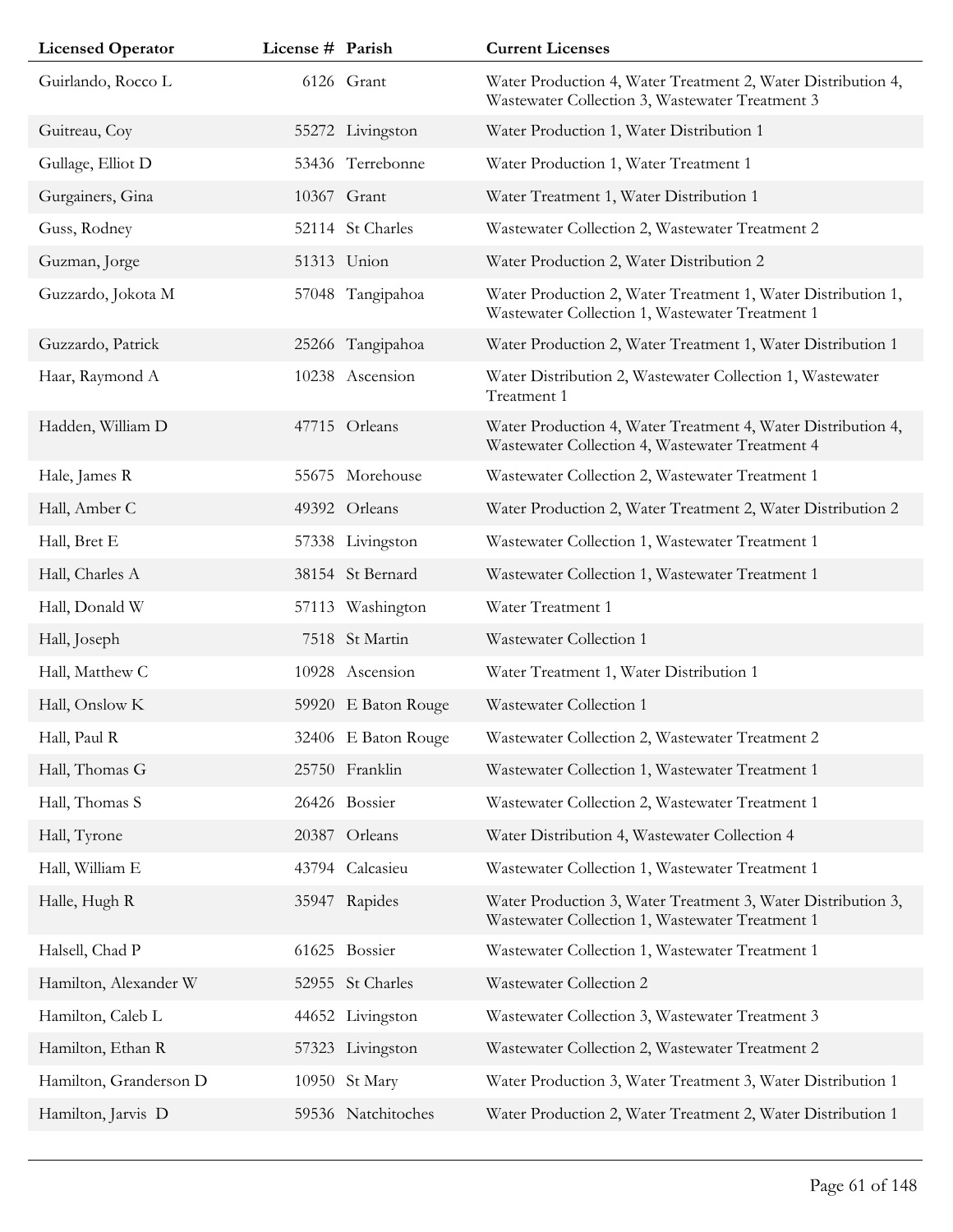| Licensed Operator | License # | Parish | Current Licenses |
|---|---|---|---|
| Guirlando, Rocco L | 6126 | Grant | Water Production 4, Water Treatment 2, Water Distribution 4, Wastewater Collection 3, Wastewater Treatment 3 |
| Guitreau, Coy | 55272 | Livingston | Water Production 1, Water Distribution 1 |
| Gullage, Elliot D | 53436 | Terrebonne | Water Production 1, Water Treatment 1 |
| Gurgainers, Gina | 10367 | Grant | Water Treatment 1, Water Distribution 1 |
| Guss, Rodney | 52114 | St Charles | Wastewater Collection 2, Wastewater Treatment 2 |
| Guzman, Jorge | 51313 | Union | Water Production 2, Water Distribution 2 |
| Guzzardo, Jokota M | 57048 | Tangipahoa | Water Production 2, Water Treatment 1, Water Distribution 1, Wastewater Collection 1, Wastewater Treatment 1 |
| Guzzardo, Patrick | 25266 | Tangipahoa | Water Production 2, Water Treatment 1, Water Distribution 1 |
| Haar, Raymond A | 10238 | Ascension | Water Distribution 2, Wastewater Collection 1, Wastewater Treatment 1 |
| Hadden, William D | 47715 | Orleans | Water Production 4, Water Treatment 4, Water Distribution 4, Wastewater Collection 4, Wastewater Treatment 4 |
| Hale, James R | 55675 | Morehouse | Wastewater Collection 2, Wastewater Treatment 1 |
| Hall, Amber C | 49392 | Orleans | Water Production 2, Water Treatment 2, Water Distribution 2 |
| Hall, Bret E | 57338 | Livingston | Wastewater Collection 1, Wastewater Treatment 1 |
| Hall, Charles A | 38154 | St Bernard | Wastewater Collection 1, Wastewater Treatment 1 |
| Hall, Donald W | 57113 | Washington | Water Treatment 1 |
| Hall, Joseph | 7518 | St Martin | Wastewater Collection 1 |
| Hall, Matthew C | 10928 | Ascension | Water Treatment 1, Water Distribution 1 |
| Hall, Onslow K | 59920 | E Baton Rouge | Wastewater Collection 1 |
| Hall, Paul R | 32406 | E Baton Rouge | Wastewater Collection 2, Wastewater Treatment 2 |
| Hall, Thomas G | 25750 | Franklin | Wastewater Collection 1, Wastewater Treatment 1 |
| Hall, Thomas S | 26426 | Bossier | Wastewater Collection 2, Wastewater Treatment 1 |
| Hall, Tyrone | 20387 | Orleans | Water Distribution 4, Wastewater Collection 4 |
| Hall, William E | 43794 | Calcasieu | Wastewater Collection 1, Wastewater Treatment 1 |
| Halle, Hugh R | 35947 | Rapides | Water Production 3, Water Treatment 3, Water Distribution 3, Wastewater Collection 1, Wastewater Treatment 1 |
| Halsell, Chad P | 61625 | Bossier | Wastewater Collection 1, Wastewater Treatment 1 |
| Hamilton, Alexander W | 52955 | St Charles | Wastewater Collection 2 |
| Hamilton, Caleb L | 44652 | Livingston | Wastewater Collection 3, Wastewater Treatment 3 |
| Hamilton, Ethan R | 57323 | Livingston | Wastewater Collection 2, Wastewater Treatment 2 |
| Hamilton, Granderson D | 10950 | St Mary | Water Production 3, Water Treatment 3, Water Distribution 1 |
| Hamilton, Jarvis D | 59536 | Natchitoches | Water Production 2, Water Treatment 2, Water Distribution 1 |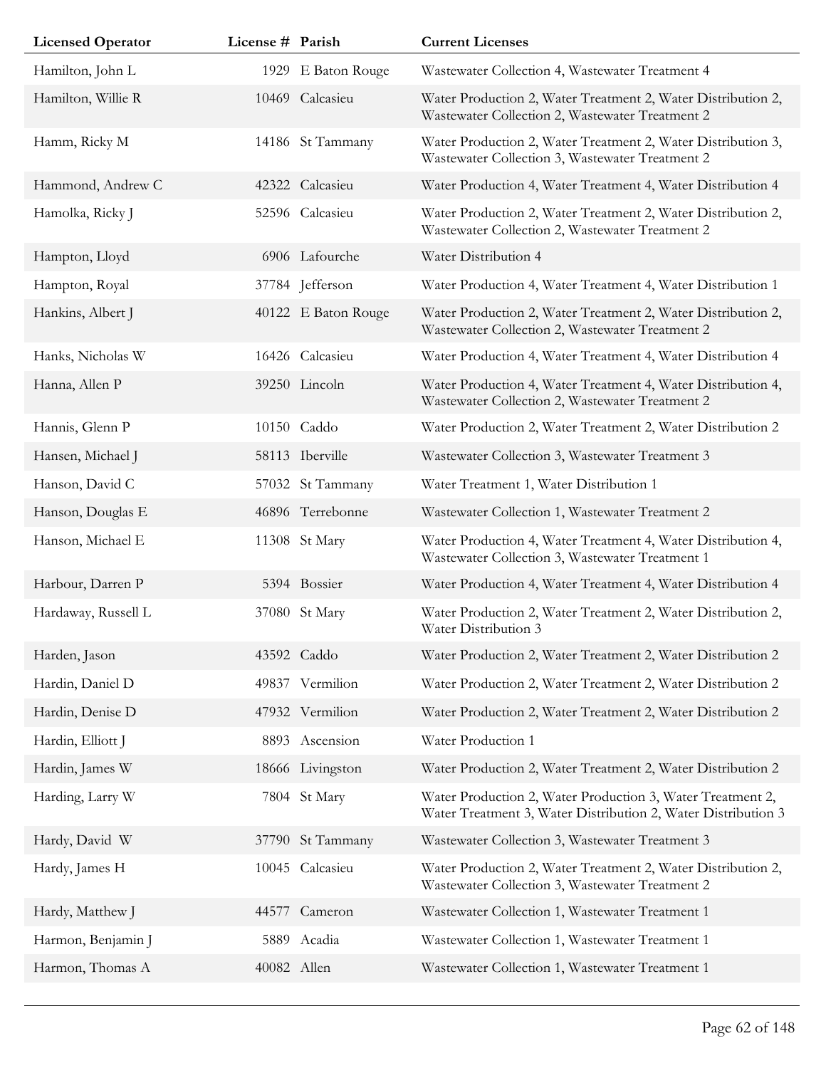| Licensed Operator | License # | Parish | Current Licenses |
|---|---|---|---|
| Hamilton, John L | 1929 | E Baton Rouge | Wastewater Collection 4, Wastewater Treatment 4 |
| Hamilton, Willie R | 10469 | Calcasieu | Water Production 2, Water Treatment 2, Water Distribution 2, Wastewater Collection 2, Wastewater Treatment 2 |
| Hamm, Ricky M | 14186 | St Tammany | Water Production 2, Water Treatment 2, Water Distribution 3, Wastewater Collection 3, Wastewater Treatment 2 |
| Hammond, Andrew C | 42322 | Calcasieu | Water Production 4, Water Treatment 4, Water Distribution 4 |
| Hamolka, Ricky J | 52596 | Calcasieu | Water Production 2, Water Treatment 2, Water Distribution 2, Wastewater Collection 2, Wastewater Treatment 2 |
| Hampton, Lloyd | 6906 | Lafourche | Water Distribution 4 |
| Hampton, Royal | 37784 | Jefferson | Water Production 4, Water Treatment 4, Water Distribution 1 |
| Hankins, Albert J | 40122 | E Baton Rouge | Water Production 2, Water Treatment 2, Water Distribution 2, Wastewater Collection 2, Wastewater Treatment 2 |
| Hanks, Nicholas W | 16426 | Calcasieu | Water Production 4, Water Treatment 4, Water Distribution 4 |
| Hanna, Allen P | 39250 | Lincoln | Water Production 4, Water Treatment 4, Water Distribution 4, Wastewater Collection 2, Wastewater Treatment 2 |
| Hannis, Glenn P | 10150 | Caddo | Water Production 2, Water Treatment 2, Water Distribution 2 |
| Hansen, Michael J | 58113 | Iberville | Wastewater Collection 3, Wastewater Treatment 3 |
| Hanson, David C | 57032 | St Tammany | Water Treatment 1, Water Distribution 1 |
| Hanson, Douglas E | 46896 | Terrebonne | Wastewater Collection 1, Wastewater Treatment 2 |
| Hanson, Michael E | 11308 | St Mary | Water Production 4, Water Treatment 4, Water Distribution 4, Wastewater Collection 3, Wastewater Treatment 1 |
| Harbour, Darren P | 5394 | Bossier | Water Production 4, Water Treatment 4, Water Distribution 4 |
| Hardaway, Russell L | 37080 | St Mary | Water Production 2, Water Treatment 2, Water Distribution 2, Water Distribution 3 |
| Harden, Jason | 43592 | Caddo | Water Production 2, Water Treatment 2, Water Distribution 2 |
| Hardin, Daniel D | 49837 | Vermilion | Water Production 2, Water Treatment 2, Water Distribution 2 |
| Hardin, Denise D | 47932 | Vermilion | Water Production 2, Water Treatment 2, Water Distribution 2 |
| Hardin, Elliott J | 8893 | Ascension | Water Production 1 |
| Hardin, James W | 18666 | Livingston | Water Production 2, Water Treatment 2, Water Distribution 2 |
| Harding, Larry W | 7804 | St Mary | Water Production 2, Water Production 3, Water Treatment 2, Water Treatment 3, Water Distribution 2, Water Distribution 3 |
| Hardy, David W | 37790 | St Tammany | Wastewater Collection 3, Wastewater Treatment 3 |
| Hardy, James H | 10045 | Calcasieu | Water Production 2, Water Treatment 2, Water Distribution 2, Wastewater Collection 3, Wastewater Treatment 2 |
| Hardy, Matthew J | 44577 | Cameron | Wastewater Collection 1, Wastewater Treatment 1 |
| Harmon, Benjamin J | 5889 | Acadia | Wastewater Collection 1, Wastewater Treatment 1 |
| Harmon, Thomas A | 40082 | Allen | Wastewater Collection 1, Wastewater Treatment 1 |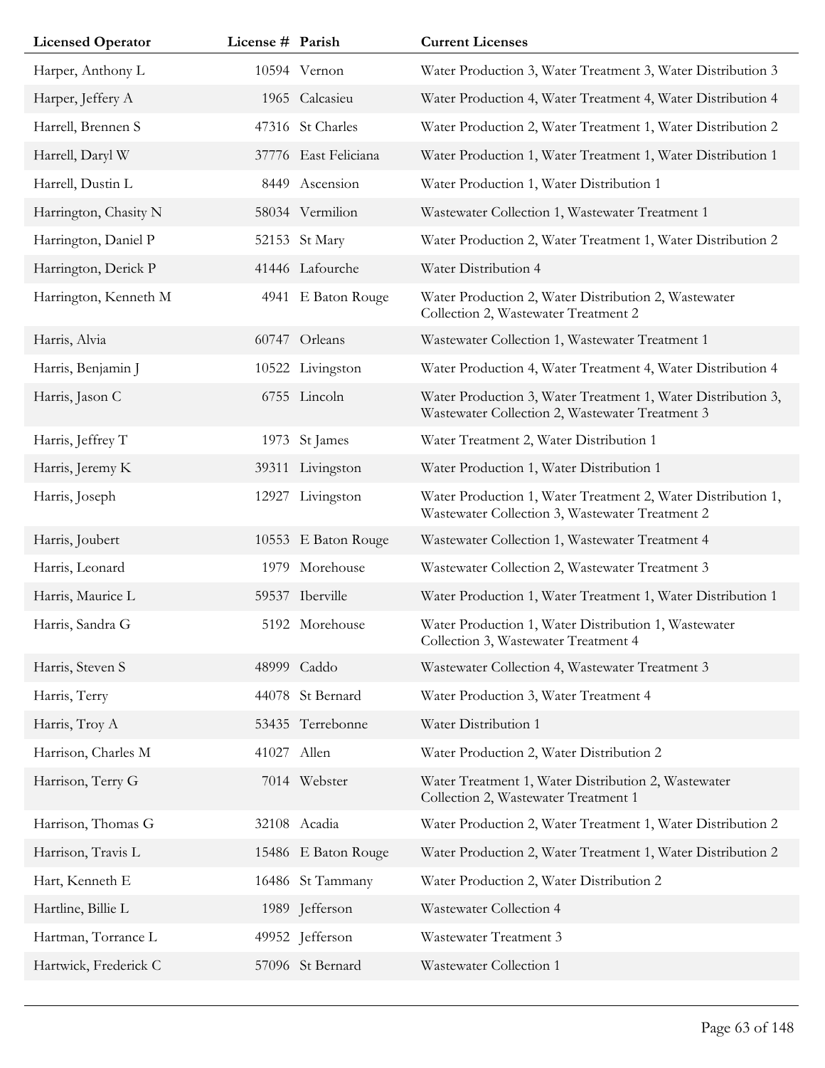| Licensed Operator | License # | Parish | Current Licenses |
|---|---|---|---|
| Harper, Anthony L | 10594 | Vernon | Water Production 3, Water Treatment 3, Water Distribution 3 |
| Harper, Jeffery A | 1965 | Calcasieu | Water Production 4, Water Treatment 4, Water Distribution 4 |
| Harrell, Brennen S | 47316 | St Charles | Water Production 2, Water Treatment 1, Water Distribution 2 |
| Harrell, Daryl W | 37776 | East Feliciana | Water Production 1, Water Treatment 1, Water Distribution 1 |
| Harrell, Dustin L | 8449 | Ascension | Water Production 1, Water Distribution 1 |
| Harrington, Chasity N | 58034 | Vermilion | Wastewater Collection 1, Wastewater Treatment 1 |
| Harrington, Daniel P | 52153 | St Mary | Water Production 2, Water Treatment 1, Water Distribution 2 |
| Harrington, Derick P | 41446 | Lafourche | Water Distribution 4 |
| Harrington, Kenneth M | 4941 | E Baton Rouge | Water Production 2, Water Distribution 2, Wastewater Collection 2, Wastewater Treatment 2 |
| Harris, Alvia | 60747 | Orleans | Wastewater Collection 1, Wastewater Treatment 1 |
| Harris, Benjamin J | 10522 | Livingston | Water Production 4, Water Treatment 4, Water Distribution 4 |
| Harris, Jason C | 6755 | Lincoln | Water Production 3, Water Treatment 1, Water Distribution 3, Wastewater Collection 2, Wastewater Treatment 3 |
| Harris, Jeffrey T | 1973 | St James | Water Treatment 2, Water Distribution 1 |
| Harris, Jeremy K | 39311 | Livingston | Water Production 1, Water Distribution 1 |
| Harris, Joseph | 12927 | Livingston | Water Production 1, Water Treatment 2, Water Distribution 1, Wastewater Collection 3, Wastewater Treatment 2 |
| Harris, Joubert | 10553 | E Baton Rouge | Wastewater Collection 1, Wastewater Treatment 4 |
| Harris, Leonard | 1979 | Morehouse | Wastewater Collection 2, Wastewater Treatment 3 |
| Harris, Maurice L | 59537 | Iberville | Water Production 1, Water Treatment 1, Water Distribution 1 |
| Harris, Sandra G | 5192 | Morehouse | Water Production 1, Water Distribution 1, Wastewater Collection 3, Wastewater Treatment 4 |
| Harris, Steven S | 48999 | Caddo | Wastewater Collection 4, Wastewater Treatment 3 |
| Harris, Terry | 44078 | St Bernard | Water Production 3, Water Treatment 4 |
| Harris, Troy A | 53435 | Terrebonne | Water Distribution 1 |
| Harrison, Charles M | 41027 | Allen | Water Production 2, Water Distribution 2 |
| Harrison, Terry G | 7014 | Webster | Water Treatment 1, Water Distribution 2, Wastewater Collection 2, Wastewater Treatment 1 |
| Harrison, Thomas G | 32108 | Acadia | Water Production 2, Water Treatment 1, Water Distribution 2 |
| Harrison, Travis L | 15486 | E Baton Rouge | Water Production 2, Water Treatment 1, Water Distribution 2 |
| Hart, Kenneth E | 16486 | St Tammany | Water Production 2, Water Distribution 2 |
| Hartline, Billie L | 1989 | Jefferson | Wastewater Collection 4 |
| Hartman, Torrance L | 49952 | Jefferson | Wastewater Treatment 3 |
| Hartwick, Frederick C | 57096 | St Bernard | Wastewater Collection 1 |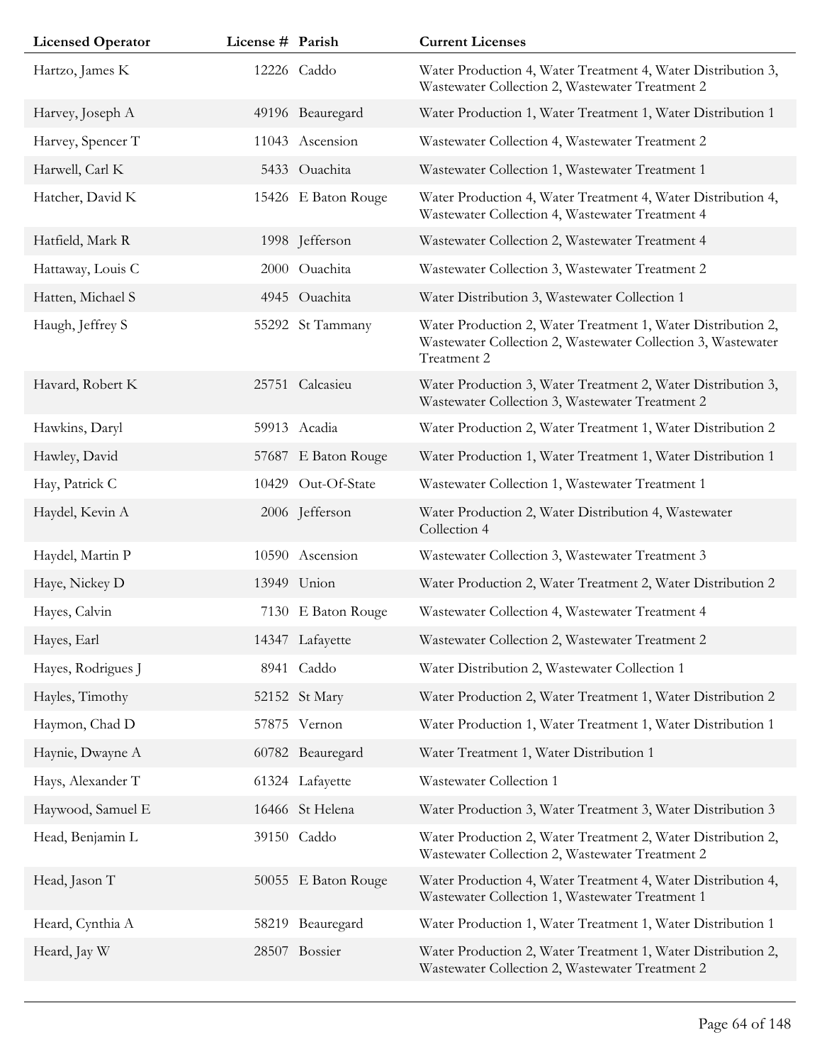| Licensed Operator | License # | Parish | Current Licenses |
|---|---|---|---|
| Hartzo, James K | 12226 | Caddo | Water Production 4, Water Treatment 4, Water Distribution 3, Wastewater Collection 2, Wastewater Treatment 2 |
| Harvey, Joseph A | 49196 | Beauregard | Water Production 1, Water Treatment 1, Water Distribution 1 |
| Harvey, Spencer T | 11043 | Ascension | Wastewater Collection 4, Wastewater Treatment 2 |
| Harwell, Carl K | 5433 | Ouachita | Wastewater Collection 1, Wastewater Treatment 1 |
| Hatcher, David K | 15426 | E Baton Rouge | Water Production 4, Water Treatment 4, Water Distribution 4, Wastewater Collection 4, Wastewater Treatment 4 |
| Hatfield, Mark R | 1998 | Jefferson | Wastewater Collection 2, Wastewater Treatment 4 |
| Hattaway, Louis C | 2000 | Ouachita | Wastewater Collection 3, Wastewater Treatment 2 |
| Hatten, Michael S | 4945 | Ouachita | Water Distribution 3, Wastewater Collection 1 |
| Haugh, Jeffrey S | 55292 | St Tammany | Water Production 2, Water Treatment 1, Water Distribution 2, Wastewater Collection 2, Wastewater Collection 3, Wastewater Treatment 2 |
| Havard, Robert K | 25751 | Calcasieu | Water Production 3, Water Treatment 2, Water Distribution 3, Wastewater Collection 3, Wastewater Treatment 2 |
| Hawkins, Daryl | 59913 | Acadia | Water Production 2, Water Treatment 1, Water Distribution 2 |
| Hawley, David | 57687 | E Baton Rouge | Water Production 1, Water Treatment 1, Water Distribution 1 |
| Hay, Patrick C | 10429 | Out-Of-State | Wastewater Collection 1, Wastewater Treatment 1 |
| Haydel, Kevin A | 2006 | Jefferson | Water Production 2, Water Distribution 4, Wastewater Collection 4 |
| Haydel, Martin P | 10590 | Ascension | Wastewater Collection 3, Wastewater Treatment 3 |
| Haye, Nickey D | 13949 | Union | Water Production 2, Water Treatment 2, Water Distribution 2 |
| Hayes, Calvin | 7130 | E Baton Rouge | Wastewater Collection 4, Wastewater Treatment 4 |
| Hayes, Earl | 14347 | Lafayette | Wastewater Collection 2, Wastewater Treatment 2 |
| Hayes, Rodrigues J | 8941 | Caddo | Water Distribution 2, Wastewater Collection 1 |
| Hayles, Timothy | 52152 | St Mary | Water Production 2, Water Treatment 1, Water Distribution 2 |
| Haymon, Chad D | 57875 | Vernon | Water Production 1, Water Treatment 1, Water Distribution 1 |
| Haynie, Dwayne A | 60782 | Beauregard | Water Treatment 1, Water Distribution 1 |
| Hays, Alexander T | 61324 | Lafayette | Wastewater Collection 1 |
| Haywood, Samuel E | 16466 | St Helena | Water Production 3, Water Treatment 3, Water Distribution 3 |
| Head, Benjamin L | 39150 | Caddo | Water Production 2, Water Treatment 2, Water Distribution 2, Wastewater Collection 2, Wastewater Treatment 2 |
| Head, Jason T | 50055 | E Baton Rouge | Water Production 4, Water Treatment 4, Water Distribution 4, Wastewater Collection 1, Wastewater Treatment 1 |
| Heard, Cynthia A | 58219 | Beauregard | Water Production 1, Water Treatment 1, Water Distribution 1 |
| Heard, Jay W | 28507 | Bossier | Water Production 2, Water Treatment 1, Water Distribution 2, Wastewater Collection 2, Wastewater Treatment 2 |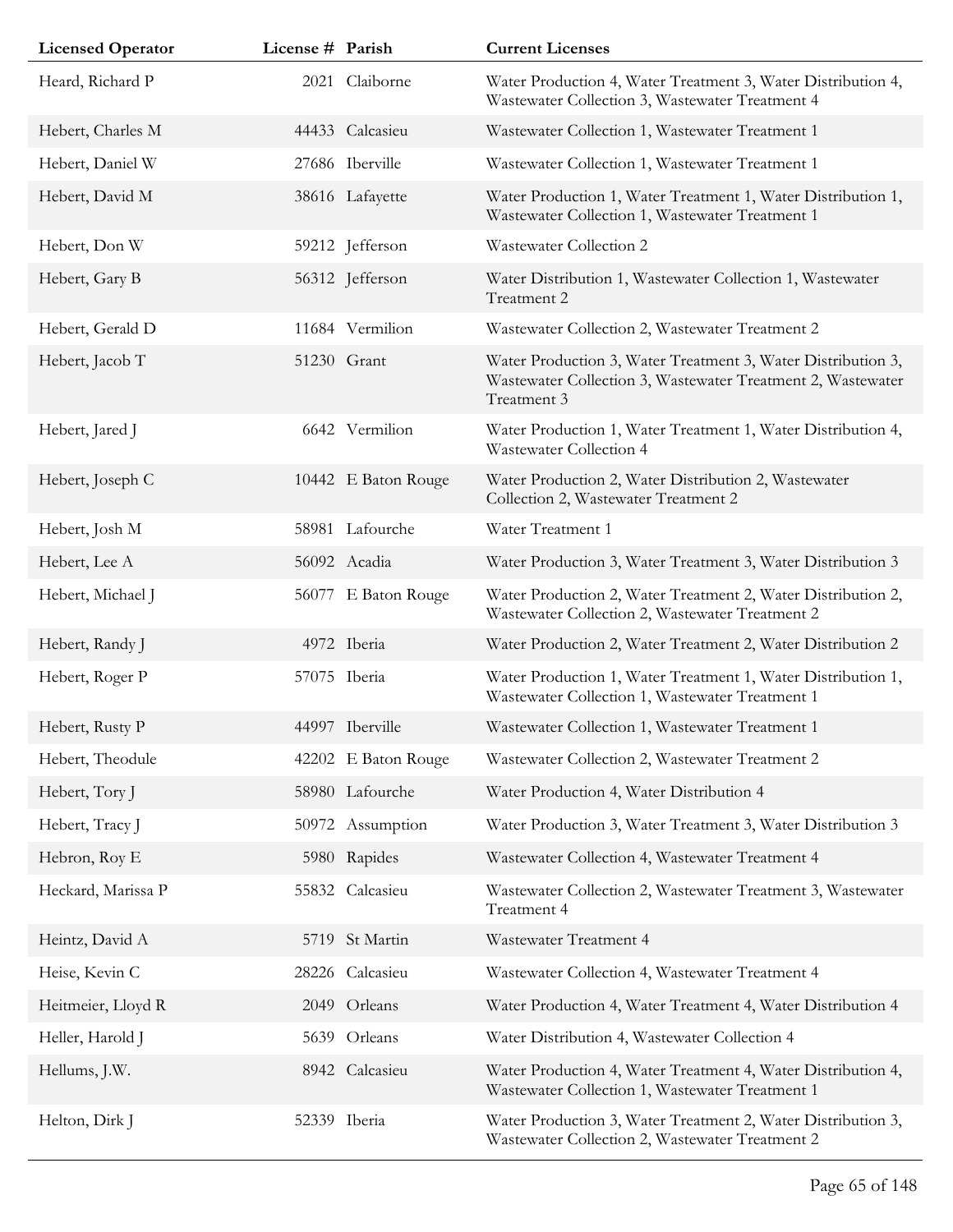| Licensed Operator | License # | Parish | Current Licenses |
|---|---|---|---|
| Heard, Richard P | 2021 | Claiborne | Water Production 4, Water Treatment 3, Water Distribution 4, Wastewater Collection 3, Wastewater Treatment 4 |
| Hebert, Charles M | 44433 | Calcasieu | Wastewater Collection 1, Wastewater Treatment 1 |
| Hebert, Daniel W | 27686 | Iberville | Wastewater Collection 1, Wastewater Treatment 1 |
| Hebert, David M | 38616 | Lafayette | Water Production 1, Water Treatment 1, Water Distribution 1, Wastewater Collection 1, Wastewater Treatment 1 |
| Hebert, Don W | 59212 | Jefferson | Wastewater Collection 2 |
| Hebert, Gary B | 56312 | Jefferson | Water Distribution 1, Wastewater Collection 1, Wastewater Treatment 2 |
| Hebert, Gerald D | 11684 | Vermilion | Wastewater Collection 2, Wastewater Treatment 2 |
| Hebert, Jacob T | 51230 | Grant | Water Production 3, Water Treatment 3, Water Distribution 3, Wastewater Collection 3, Wastewater Treatment 2, Wastewater Treatment 3 |
| Hebert, Jared J | 6642 | Vermilion | Water Production 1, Water Treatment 1, Water Distribution 4, Wastewater Collection 4 |
| Hebert, Joseph C | 10442 | E Baton Rouge | Water Production 2, Water Distribution 2, Wastewater Collection 2, Wastewater Treatment 2 |
| Hebert, Josh M | 58981 | Lafourche | Water Treatment 1 |
| Hebert, Lee A | 56092 | Acadia | Water Production 3, Water Treatment 3, Water Distribution 3 |
| Hebert, Michael J | 56077 | E Baton Rouge | Water Production 2, Water Treatment 2, Water Distribution 2, Wastewater Collection 2, Wastewater Treatment 2 |
| Hebert, Randy J | 4972 | Iberia | Water Production 2, Water Treatment 2, Water Distribution 2 |
| Hebert, Roger P | 57075 | Iberia | Water Production 1, Water Treatment 1, Water Distribution 1, Wastewater Collection 1, Wastewater Treatment 1 |
| Hebert, Rusty P | 44997 | Iberville | Wastewater Collection 1, Wastewater Treatment 1 |
| Hebert, Theodule | 42202 | E Baton Rouge | Wastewater Collection 2, Wastewater Treatment 2 |
| Hebert, Tory J | 58980 | Lafourche | Water Production 4, Water Distribution 4 |
| Hebert, Tracy J | 50972 | Assumption | Water Production 3, Water Treatment 3, Water Distribution 3 |
| Hebron, Roy E | 5980 | Rapides | Wastewater Collection 4, Wastewater Treatment 4 |
| Heckard, Marissa P | 55832 | Calcasieu | Wastewater Collection 2, Wastewater Treatment 3, Wastewater Treatment 4 |
| Heintz, David A | 5719 | St Martin | Wastewater Treatment 4 |
| Heise, Kevin C | 28226 | Calcasieu | Wastewater Collection 4, Wastewater Treatment 4 |
| Heitmeier, Lloyd R | 2049 | Orleans | Water Production 4, Water Treatment 4, Water Distribution 4 |
| Heller, Harold J | 5639 | Orleans | Water Distribution 4, Wastewater Collection 4 |
| Hellums, J.W. | 8942 | Calcasieu | Water Production 4, Water Treatment 4, Water Distribution 4, Wastewater Collection 1, Wastewater Treatment 1 |
| Helton, Dirk J | 52339 | Iberia | Water Production 3, Water Treatment 2, Water Distribution 3, Wastewater Collection 2, Wastewater Treatment 2 |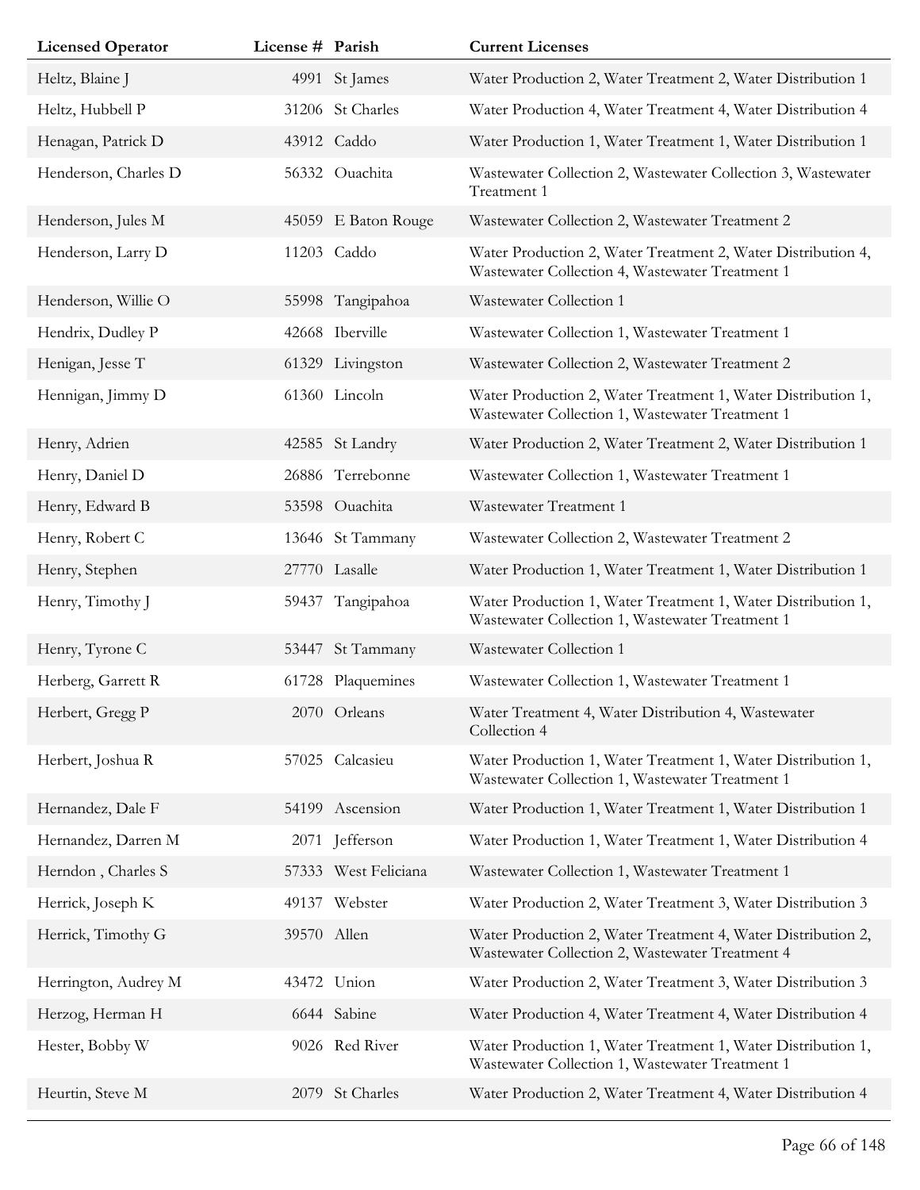| Licensed Operator | License # | Parish | Current Licenses |
|---|---|---|---|
| Heltz, Blaine J | 4991 | St James | Water Production 2, Water Treatment 2, Water Distribution 1 |
| Heltz, Hubbell P | 31206 | St Charles | Water Production 4, Water Treatment 4, Water Distribution 4 |
| Henagan, Patrick D | 43912 | Caddo | Water Production 1, Water Treatment 1, Water Distribution 1 |
| Henderson, Charles D | 56332 | Ouachita | Wastewater Collection 2, Wastewater Collection 3, Wastewater Treatment 1 |
| Henderson, Jules M | 45059 | E Baton Rouge | Wastewater Collection 2, Wastewater Treatment 2 |
| Henderson, Larry D | 11203 | Caddo | Water Production 2, Water Treatment 2, Water Distribution 4, Wastewater Collection 4, Wastewater Treatment 1 |
| Henderson, Willie O | 55998 | Tangipahoa | Wastewater Collection 1 |
| Hendrix, Dudley P | 42668 | Iberville | Wastewater Collection 1, Wastewater Treatment 1 |
| Henigan, Jesse T | 61329 | Livingston | Wastewater Collection 2, Wastewater Treatment 2 |
| Hennigan, Jimmy D | 61360 | Lincoln | Water Production 2, Water Treatment 1, Water Distribution 1, Wastewater Collection 1, Wastewater Treatment 1 |
| Henry, Adrien | 42585 | St Landry | Water Production 2, Water Treatment 2, Water Distribution 1 |
| Henry, Daniel D | 26886 | Terrebonne | Wastewater Collection 1, Wastewater Treatment 1 |
| Henry, Edward B | 53598 | Ouachita | Wastewater Treatment 1 |
| Henry, Robert C | 13646 | St Tammany | Wastewater Collection 2, Wastewater Treatment 2 |
| Henry, Stephen | 27770 | Lasalle | Water Production 1, Water Treatment 1, Water Distribution 1 |
| Henry, Timothy J | 59437 | Tangipahoa | Water Production 1, Water Treatment 1, Water Distribution 1, Wastewater Collection 1, Wastewater Treatment 1 |
| Henry, Tyrone C | 53447 | St Tammany | Wastewater Collection 1 |
| Herberg, Garrett R | 61728 | Plaquemines | Wastewater Collection 1, Wastewater Treatment 1 |
| Herbert, Gregg P | 2070 | Orleans | Water Treatment 4, Water Distribution 4, Wastewater Collection 4 |
| Herbert, Joshua R | 57025 | Calcasieu | Water Production 1, Water Treatment 1, Water Distribution 1, Wastewater Collection 1, Wastewater Treatment 1 |
| Hernandez, Dale F | 54199 | Ascension | Water Production 1, Water Treatment 1, Water Distribution 1 |
| Hernandez, Darren M | 2071 | Jefferson | Water Production 1, Water Treatment 1, Water Distribution 4 |
| Herndon , Charles S | 57333 | West Feliciana | Wastewater Collection 1, Wastewater Treatment 1 |
| Herrick, Joseph K | 49137 | Webster | Water Production 2, Water Treatment 3, Water Distribution 3 |
| Herrick, Timothy G | 39570 | Allen | Water Production 2, Water Treatment 4, Water Distribution 2, Wastewater Collection 2, Wastewater Treatment 4 |
| Herrington, Audrey M | 43472 | Union | Water Production 2, Water Treatment 3, Water Distribution 3 |
| Herzog, Herman H | 6644 | Sabine | Water Production 4, Water Treatment 4, Water Distribution 4 |
| Hester, Bobby W | 9026 | Red River | Water Production 1, Water Treatment 1, Water Distribution 1, Wastewater Collection 1, Wastewater Treatment 1 |
| Heurtin, Steve M | 2079 | St Charles | Water Production 2, Water Treatment 4, Water Distribution 4 |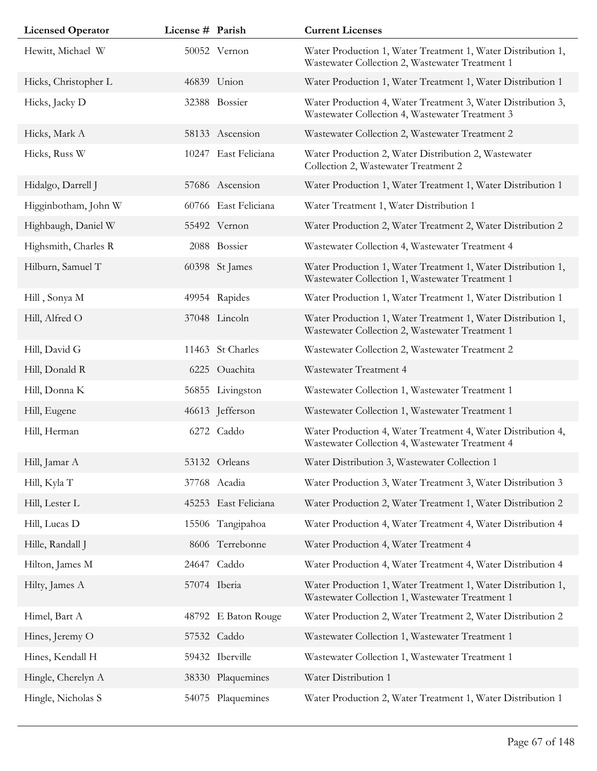| Licensed Operator | License # | Parish | Current Licenses |
|---|---|---|---|
| Hewitt, Michael W | 50052 | Vernon | Water Production 1, Water Treatment 1, Water Distribution 1, Wastewater Collection 2, Wastewater Treatment 1 |
| Hicks, Christopher L | 46839 | Union | Water Production 1, Water Treatment 1, Water Distribution 1 |
| Hicks, Jacky D | 32388 | Bossier | Water Production 4, Water Treatment 3, Water Distribution 3, Wastewater Collection 4, Wastewater Treatment 3 |
| Hicks, Mark A | 58133 | Ascension | Wastewater Collection 2, Wastewater Treatment 2 |
| Hicks, Russ W | 10247 | East Feliciana | Water Production 2, Water Distribution 2, Wastewater Collection 2, Wastewater Treatment 2 |
| Hidalgo, Darrell J | 57686 | Ascension | Water Production 1, Water Treatment 1, Water Distribution 1 |
| Higginbotham, John W | 60766 | East Feliciana | Water Treatment 1, Water Distribution 1 |
| Highbaugh, Daniel W | 55492 | Vernon | Water Production 2, Water Treatment 2, Water Distribution 2 |
| Highsmith, Charles R | 2088 | Bossier | Wastewater Collection 4, Wastewater Treatment 4 |
| Hilburn, Samuel T | 60398 | St James | Water Production 1, Water Treatment 1, Water Distribution 1, Wastewater Collection 1, Wastewater Treatment 1 |
| Hill , Sonya M | 49954 | Rapides | Water Production 1, Water Treatment 1, Water Distribution 1 |
| Hill, Alfred O | 37048 | Lincoln | Water Production 1, Water Treatment 1, Water Distribution 1, Wastewater Collection 2, Wastewater Treatment 1 |
| Hill, David G | 11463 | St Charles | Wastewater Collection 2, Wastewater Treatment 2 |
| Hill, Donald R | 6225 | Ouachita | Wastewater Treatment 4 |
| Hill, Donna K | 56855 | Livingston | Wastewater Collection 1, Wastewater Treatment 1 |
| Hill, Eugene | 46613 | Jefferson | Wastewater Collection 1, Wastewater Treatment 1 |
| Hill, Herman | 6272 | Caddo | Water Production 4, Water Treatment 4, Water Distribution 4, Wastewater Collection 4, Wastewater Treatment 4 |
| Hill, Jamar A | 53132 | Orleans | Water Distribution 3, Wastewater Collection 1 |
| Hill, Kyla T | 37768 | Acadia | Water Production 3, Water Treatment 3, Water Distribution 3 |
| Hill, Lester L | 45253 | East Feliciana | Water Production 2, Water Treatment 1, Water Distribution 2 |
| Hill, Lucas D | 15506 | Tangipahoa | Water Production 4, Water Treatment 4, Water Distribution 4 |
| Hille, Randall J | 8606 | Terrebonne | Water Production 4, Water Treatment 4 |
| Hilton, James M | 24647 | Caddo | Water Production 4, Water Treatment 4, Water Distribution 4 |
| Hilty, James A | 57074 | Iberia | Water Production 1, Water Treatment 1, Water Distribution 1, Wastewater Collection 1, Wastewater Treatment 1 |
| Himel, Bart A | 48792 | E Baton Rouge | Water Production 2, Water Treatment 2, Water Distribution 2 |
| Hines, Jeremy O | 57532 | Caddo | Wastewater Collection 1, Wastewater Treatment 1 |
| Hines, Kendall H | 59432 | Iberville | Wastewater Collection 1, Wastewater Treatment 1 |
| Hingle, Cherelyn A | 38330 | Plaquemines | Water Distribution 1 |
| Hingle, Nicholas S | 54075 | Plaquemines | Water Production 2, Water Treatment 1, Water Distribution 1 |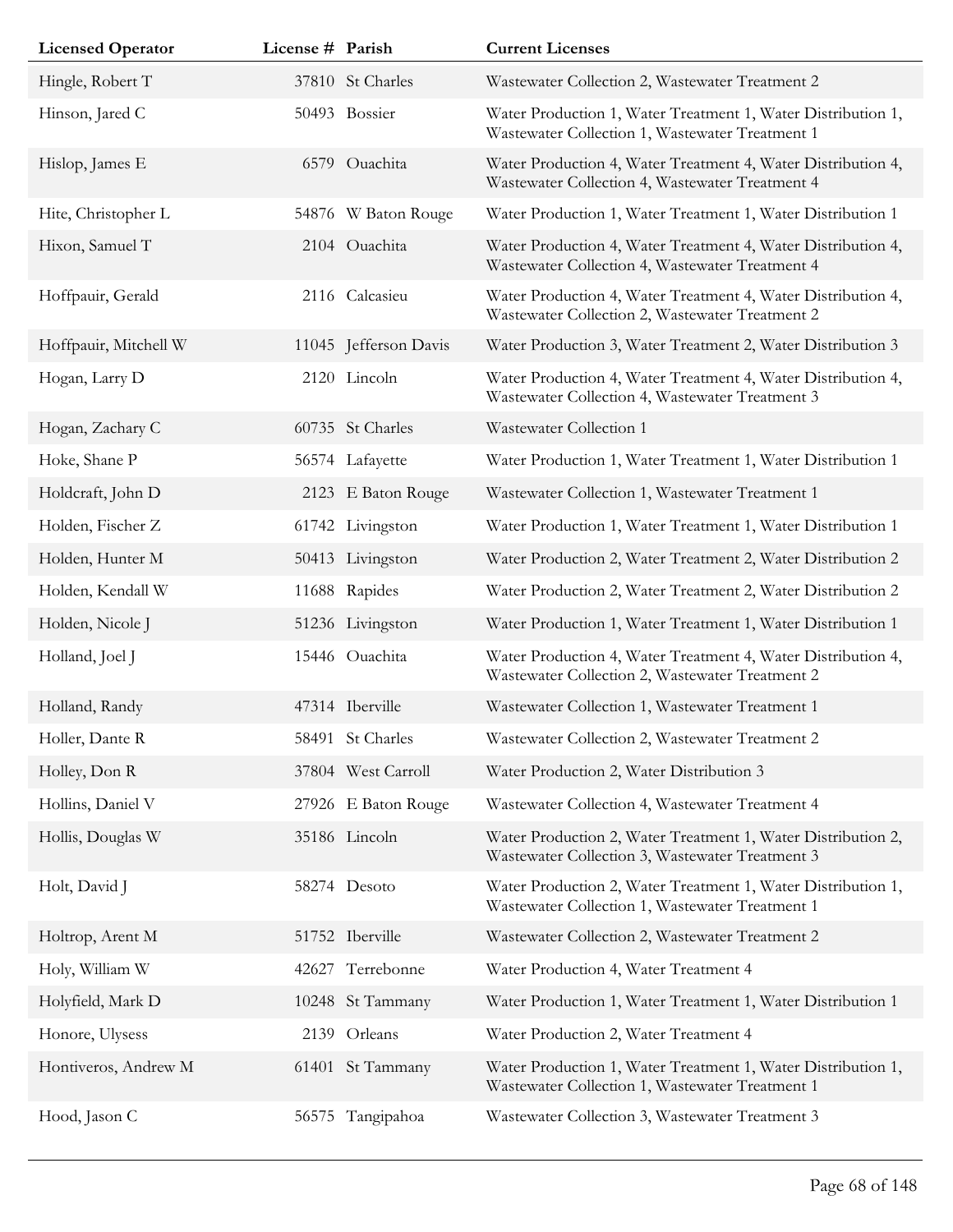| Licensed Operator | License # | Parish | Current Licenses |
|---|---|---|---|
| Hingle, Robert T | 37810 | St Charles | Wastewater Collection 2, Wastewater Treatment 2 |
| Hinson, Jared C | 50493 | Bossier | Water Production 1, Water Treatment 1, Water Distribution 1, Wastewater Collection 1, Wastewater Treatment 1 |
| Hislop, James E | 6579 | Ouachita | Water Production 4, Water Treatment 4, Water Distribution 4, Wastewater Collection 4, Wastewater Treatment 4 |
| Hite, Christopher L | 54876 | W Baton Rouge | Water Production 1, Water Treatment 1, Water Distribution 1 |
| Hixon, Samuel T | 2104 | Ouachita | Water Production 4, Water Treatment 4, Water Distribution 4, Wastewater Collection 4, Wastewater Treatment 4 |
| Hoffpauir, Gerald | 2116 | Calcasieu | Water Production 4, Water Treatment 4, Water Distribution 4, Wastewater Collection 2, Wastewater Treatment 2 |
| Hoffpauir, Mitchell W | 11045 | Jefferson Davis | Water Production 3, Water Treatment 2, Water Distribution 3 |
| Hogan, Larry D | 2120 | Lincoln | Water Production 4, Water Treatment 4, Water Distribution 4, Wastewater Collection 4, Wastewater Treatment 3 |
| Hogan, Zachary C | 60735 | St Charles | Wastewater Collection 1 |
| Hoke, Shane P | 56574 | Lafayette | Water Production 1, Water Treatment 1, Water Distribution 1 |
| Holdcraft, John D | 2123 | E Baton Rouge | Wastewater Collection 1, Wastewater Treatment 1 |
| Holden, Fischer Z | 61742 | Livingston | Water Production 1, Water Treatment 1, Water Distribution 1 |
| Holden, Hunter M | 50413 | Livingston | Water Production 2, Water Treatment 2, Water Distribution 2 |
| Holden, Kendall W | 11688 | Rapides | Water Production 2, Water Treatment 2, Water Distribution 2 |
| Holden, Nicole J | 51236 | Livingston | Water Production 1, Water Treatment 1, Water Distribution 1 |
| Holland, Joel J | 15446 | Ouachita | Water Production 4, Water Treatment 4, Water Distribution 4, Wastewater Collection 2, Wastewater Treatment 2 |
| Holland, Randy | 47314 | Iberville | Wastewater Collection 1, Wastewater Treatment 1 |
| Holler, Dante R | 58491 | St Charles | Wastewater Collection 2, Wastewater Treatment 2 |
| Holley, Don R | 37804 | West Carroll | Water Production 2, Water Distribution 3 |
| Hollins, Daniel V | 27926 | E Baton Rouge | Wastewater Collection 4, Wastewater Treatment 4 |
| Hollis, Douglas W | 35186 | Lincoln | Water Production 2, Water Treatment 1, Water Distribution 2, Wastewater Collection 3, Wastewater Treatment 3 |
| Holt, David J | 58274 | Desoto | Water Production 2, Water Treatment 1, Water Distribution 1, Wastewater Collection 1, Wastewater Treatment 1 |
| Holtrop, Arent M | 51752 | Iberville | Wastewater Collection 2, Wastewater Treatment 2 |
| Holy, William W | 42627 | Terrebonne | Water Production 4, Water Treatment 4 |
| Holyfield, Mark D | 10248 | St Tammany | Water Production 1, Water Treatment 1, Water Distribution 1 |
| Honore, Ulysess | 2139 | Orleans | Water Production 2, Water Treatment 4 |
| Hontiveros, Andrew M | 61401 | St Tammany | Water Production 1, Water Treatment 1, Water Distribution 1, Wastewater Collection 1, Wastewater Treatment 1 |
| Hood, Jason C | 56575 | Tangipahoa | Wastewater Collection 3, Wastewater Treatment 3 |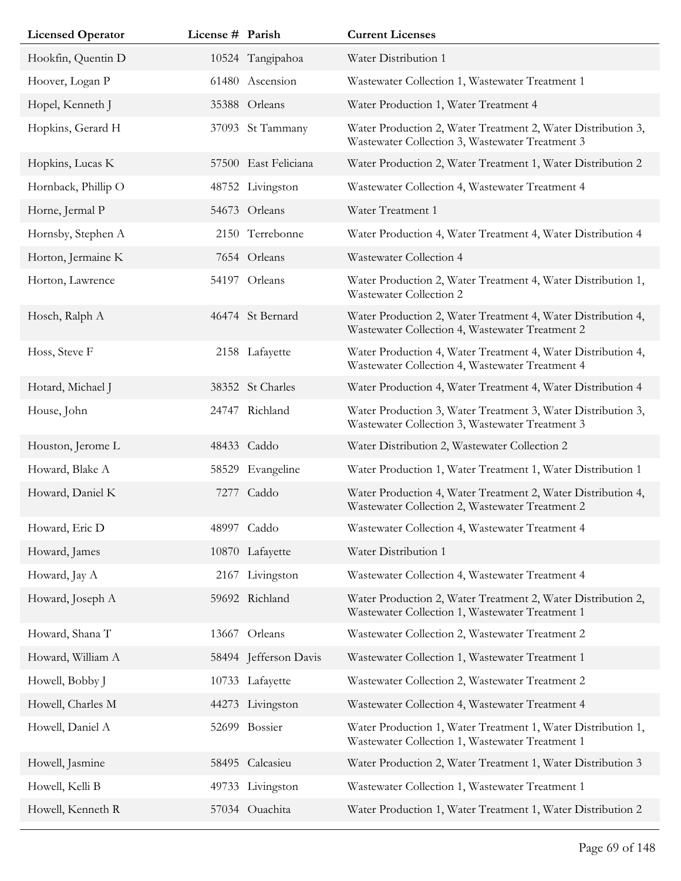| Licensed Operator | License # | Parish | Current Licenses |
|---|---|---|---|
| Hookfin, Quentin D | 10524 | Tangipahoa | Water Distribution 1 |
| Hoover, Logan P | 61480 | Ascension | Wastewater Collection 1, Wastewater Treatment 1 |
| Hopel, Kenneth J | 35388 | Orleans | Water Production 1, Water Treatment 4 |
| Hopkins, Gerard H | 37093 | St Tammany | Water Production 2, Water Treatment 2, Water Distribution 3, Wastewater Collection 3, Wastewater Treatment 3 |
| Hopkins, Lucas K | 57500 | East Feliciana | Water Production 2, Water Treatment 1, Water Distribution 2 |
| Hornback, Phillip O | 48752 | Livingston | Wastewater Collection 4, Wastewater Treatment 4 |
| Horne, Jermal P | 54673 | Orleans | Water Treatment 1 |
| Hornsby, Stephen A | 2150 | Terrebonne | Water Production 4, Water Treatment 4, Water Distribution 4 |
| Horton, Jermaine K | 7654 | Orleans | Wastewater Collection 4 |
| Horton, Lawrence | 54197 | Orleans | Water Production 2, Water Treatment 4, Water Distribution 1, Wastewater Collection 2 |
| Hosch, Ralph A | 46474 | St Bernard | Water Production 2, Water Treatment 4, Water Distribution 4, Wastewater Collection 4, Wastewater Treatment 2 |
| Hoss, Steve F | 2158 | Lafayette | Water Production 4, Water Treatment 4, Water Distribution 4, Wastewater Collection 4, Wastewater Treatment 4 |
| Hotard, Michael J | 38352 | St Charles | Water Production 4, Water Treatment 4, Water Distribution 4 |
| House, John | 24747 | Richland | Water Production 3, Water Treatment 3, Water Distribution 3, Wastewater Collection 3, Wastewater Treatment 3 |
| Houston, Jerome L | 48433 | Caddo | Water Distribution 2, Wastewater Collection 2 |
| Howard, Blake A | 58529 | Evangeline | Water Production 1, Water Treatment 1, Water Distribution 1 |
| Howard, Daniel K | 7277 | Caddo | Water Production 4, Water Treatment 2, Water Distribution 4, Wastewater Collection 2, Wastewater Treatment 2 |
| Howard, Eric D | 48997 | Caddo | Wastewater Collection 4, Wastewater Treatment 4 |
| Howard, James | 10870 | Lafayette | Water Distribution 1 |
| Howard, Jay A | 2167 | Livingston | Wastewater Collection 4, Wastewater Treatment 4 |
| Howard, Joseph A | 59692 | Richland | Water Production 2, Water Treatment 2, Water Distribution 2, Wastewater Collection 1, Wastewater Treatment 1 |
| Howard, Shana T | 13667 | Orleans | Wastewater Collection 2, Wastewater Treatment 2 |
| Howard, William A | 58494 | Jefferson Davis | Wastewater Collection 1, Wastewater Treatment 1 |
| Howell, Bobby J | 10733 | Lafayette | Wastewater Collection 2, Wastewater Treatment 2 |
| Howell, Charles M | 44273 | Livingston | Wastewater Collection 4, Wastewater Treatment 4 |
| Howell, Daniel A | 52699 | Bossier | Water Production 1, Water Treatment 1, Water Distribution 1, Wastewater Collection 1, Wastewater Treatment 1 |
| Howell, Jasmine | 58495 | Calcasieu | Water Production 2, Water Treatment 1, Water Distribution 3 |
| Howell, Kelli B | 49733 | Livingston | Wastewater Collection 1, Wastewater Treatment 1 |
| Howell, Kenneth R | 57034 | Ouachita | Water Production 1, Water Treatment 1, Water Distribution 2 |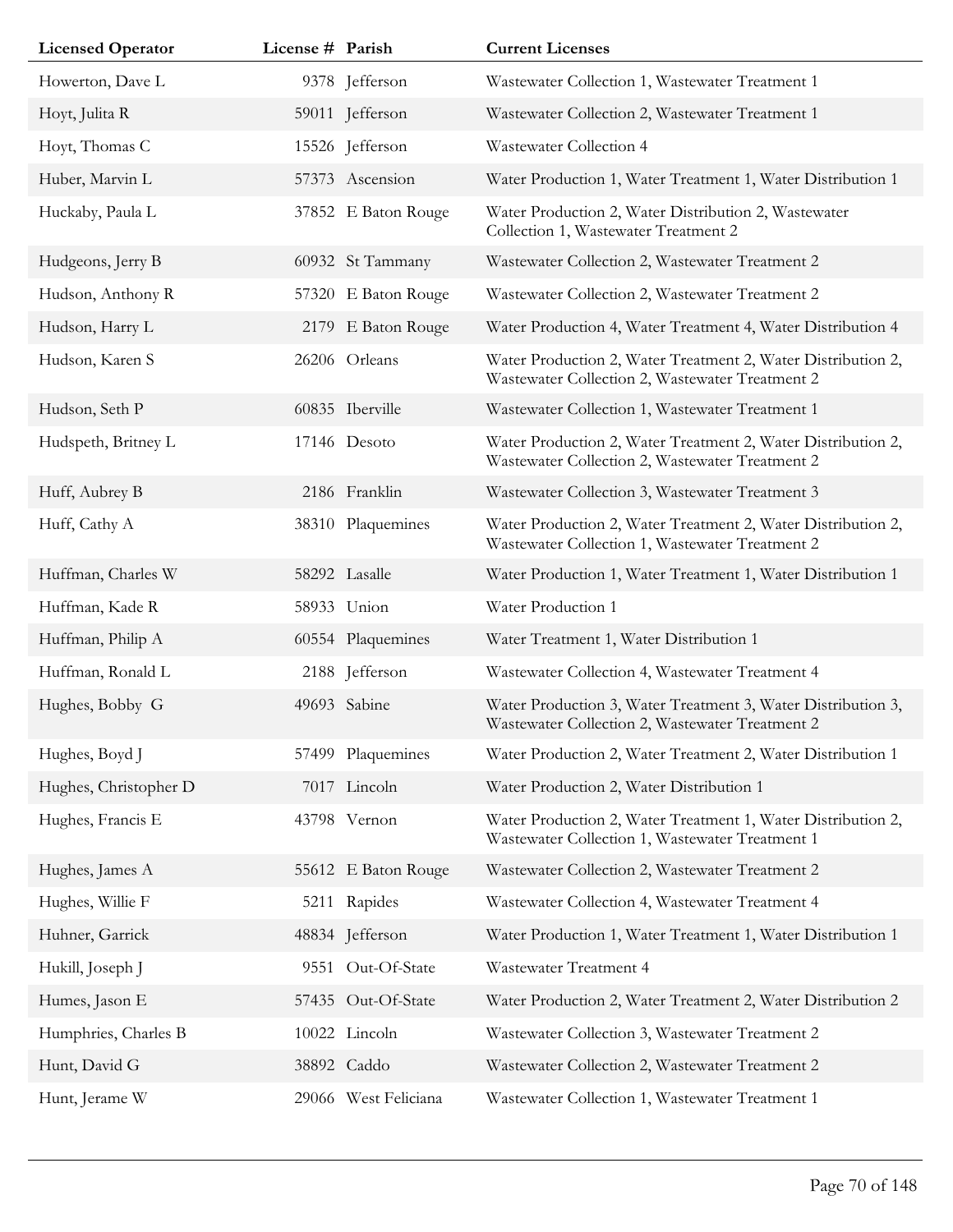| Licensed Operator | License # | Parish | Current Licenses |
|---|---|---|---|
| Howerton, Dave L | 9378 | Jefferson | Wastewater Collection 1, Wastewater Treatment 1 |
| Hoyt, Julita R | 59011 | Jefferson | Wastewater Collection 2, Wastewater Treatment 1 |
| Hoyt, Thomas C | 15526 | Jefferson | Wastewater Collection 4 |
| Huber, Marvin L | 57373 | Ascension | Water Production 1, Water Treatment 1, Water Distribution 1 |
| Huckaby, Paula L | 37852 | E Baton Rouge | Water Production 2, Water Distribution 2, Wastewater Collection 1, Wastewater Treatment 2 |
| Hudgeons, Jerry B | 60932 | St Tammany | Wastewater Collection 2, Wastewater Treatment 2 |
| Hudson, Anthony R | 57320 | E Baton Rouge | Wastewater Collection 2, Wastewater Treatment 2 |
| Hudson, Harry L | 2179 | E Baton Rouge | Water Production 4, Water Treatment 4, Water Distribution 4 |
| Hudson, Karen S | 26206 | Orleans | Water Production 2, Water Treatment 2, Water Distribution 2, Wastewater Collection 2, Wastewater Treatment 2 |
| Hudson, Seth P | 60835 | Iberville | Wastewater Collection 1, Wastewater Treatment 1 |
| Hudspeth, Britney L | 17146 | Desoto | Water Production 2, Water Treatment 2, Water Distribution 2, Wastewater Collection 2, Wastewater Treatment 2 |
| Huff, Aubrey B | 2186 | Franklin | Wastewater Collection 3, Wastewater Treatment 3 |
| Huff, Cathy A | 38310 | Plaquemines | Water Production 2, Water Treatment 2, Water Distribution 2, Wastewater Collection 1, Wastewater Treatment 2 |
| Huffman, Charles W | 58292 | Lasalle | Water Production 1, Water Treatment 1, Water Distribution 1 |
| Huffman, Kade R | 58933 | Union | Water Production 1 |
| Huffman, Philip A | 60554 | Plaquemines | Water Treatment 1, Water Distribution 1 |
| Huffman, Ronald L | 2188 | Jefferson | Wastewater Collection 4, Wastewater Treatment 4 |
| Hughes, Bobby G | 49693 | Sabine | Water Production 3, Water Treatment 3, Water Distribution 3, Wastewater Collection 2, Wastewater Treatment 2 |
| Hughes, Boyd J | 57499 | Plaquemines | Water Production 2, Water Treatment 2, Water Distribution 1 |
| Hughes, Christopher D | 7017 | Lincoln | Water Production 2, Water Distribution 1 |
| Hughes, Francis E | 43798 | Vernon | Water Production 2, Water Treatment 1, Water Distribution 2, Wastewater Collection 1, Wastewater Treatment 1 |
| Hughes, James A | 55612 | E Baton Rouge | Wastewater Collection 2, Wastewater Treatment 2 |
| Hughes, Willie F | 5211 | Rapides | Wastewater Collection 4, Wastewater Treatment 4 |
| Huhner, Garrick | 48834 | Jefferson | Water Production 1, Water Treatment 1, Water Distribution 1 |
| Hukill, Joseph J | 9551 | Out-Of-State | Wastewater Treatment 4 |
| Humes, Jason E | 57435 | Out-Of-State | Water Production 2, Water Treatment 2, Water Distribution 2 |
| Humphries, Charles B | 10022 | Lincoln | Wastewater Collection 3, Wastewater Treatment 2 |
| Hunt, David G | 38892 | Caddo | Wastewater Collection 2, Wastewater Treatment 2 |
| Hunt, Jerame W | 29066 | West Feliciana | Wastewater Collection 1, Wastewater Treatment 1 |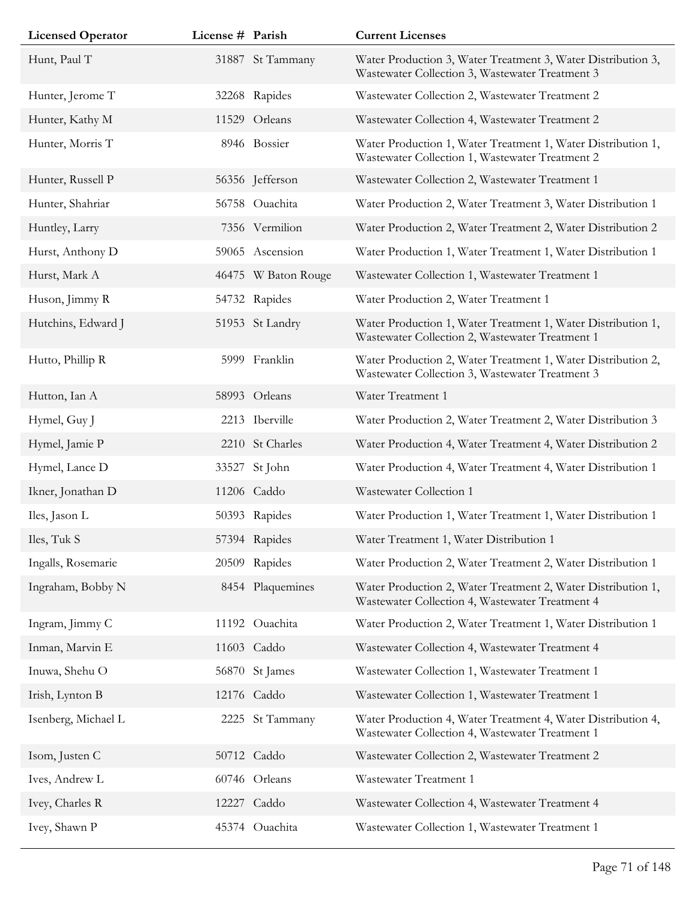| Licensed Operator | License # | Parish | Current Licenses |
|---|---|---|---|
| Hunt, Paul T | 31887 | St Tammany | Water Production 3, Water Treatment 3, Water Distribution 3, Wastewater Collection 3, Wastewater Treatment 3 |
| Hunter, Jerome T | 32268 | Rapides | Wastewater Collection 2, Wastewater Treatment 2 |
| Hunter, Kathy M | 11529 | Orleans | Wastewater Collection 4, Wastewater Treatment 2 |
| Hunter, Morris T | 8946 | Bossier | Water Production 1, Water Treatment 1, Water Distribution 1, Wastewater Collection 1, Wastewater Treatment 2 |
| Hunter, Russell P | 56356 | Jefferson | Wastewater Collection 2, Wastewater Treatment 1 |
| Hunter, Shahriar | 56758 | Ouachita | Water Production 2, Water Treatment 3, Water Distribution 1 |
| Huntley, Larry | 7356 | Vermilion | Water Production 2, Water Treatment 2, Water Distribution 2 |
| Hurst, Anthony D | 59065 | Ascension | Water Production 1, Water Treatment 1, Water Distribution 1 |
| Hurst, Mark A | 46475 | W Baton Rouge | Wastewater Collection 1, Wastewater Treatment 1 |
| Huson, Jimmy R | 54732 | Rapides | Water Production 2, Water Treatment 1 |
| Hutchins, Edward J | 51953 | St Landry | Water Production 1, Water Treatment 1, Water Distribution 1, Wastewater Collection 2, Wastewater Treatment 1 |
| Hutto, Phillip R | 5999 | Franklin | Water Production 2, Water Treatment 1, Water Distribution 2, Wastewater Collection 3, Wastewater Treatment 3 |
| Hutton, Ian A | 58993 | Orleans | Water Treatment 1 |
| Hymel, Guy J | 2213 | Iberville | Water Production 2, Water Treatment 2, Water Distribution 3 |
| Hymel, Jamie P | 2210 | St Charles | Water Production 4, Water Treatment 4, Water Distribution 2 |
| Hymel, Lance D | 33527 | St John | Water Production 4, Water Treatment 4, Water Distribution 1 |
| Ikner, Jonathan D | 11206 | Caddo | Wastewater Collection 1 |
| Iles, Jason L | 50393 | Rapides | Water Production 1, Water Treatment 1, Water Distribution 1 |
| Iles, Tuk S | 57394 | Rapides | Water Treatment 1, Water Distribution 1 |
| Ingalls, Rosemarie | 20509 | Rapides | Water Production 2, Water Treatment 2, Water Distribution 1 |
| Ingraham, Bobby N | 8454 | Plaquemines | Water Production 2, Water Treatment 2, Water Distribution 1, Wastewater Collection 4, Wastewater Treatment 4 |
| Ingram, Jimmy C | 11192 | Ouachita | Water Production 2, Water Treatment 1, Water Distribution 1 |
| Inman, Marvin E | 11603 | Caddo | Wastewater Collection 4, Wastewater Treatment 4 |
| Inuwa, Shehu O | 56870 | St James | Wastewater Collection 1, Wastewater Treatment 1 |
| Irish, Lynton B | 12176 | Caddo | Wastewater Collection 1, Wastewater Treatment 1 |
| Isenberg, Michael L | 2225 | St Tammany | Water Production 4, Water Treatment 4, Water Distribution 4, Wastewater Collection 4, Wastewater Treatment 1 |
| Isom, Justen C | 50712 | Caddo | Wastewater Collection 2, Wastewater Treatment 2 |
| Ives, Andrew L | 60746 | Orleans | Wastewater Treatment 1 |
| Ivey, Charles R | 12227 | Caddo | Wastewater Collection 4, Wastewater Treatment 4 |
| Ivey, Shawn P | 45374 | Ouachita | Wastewater Collection 1, Wastewater Treatment 1 |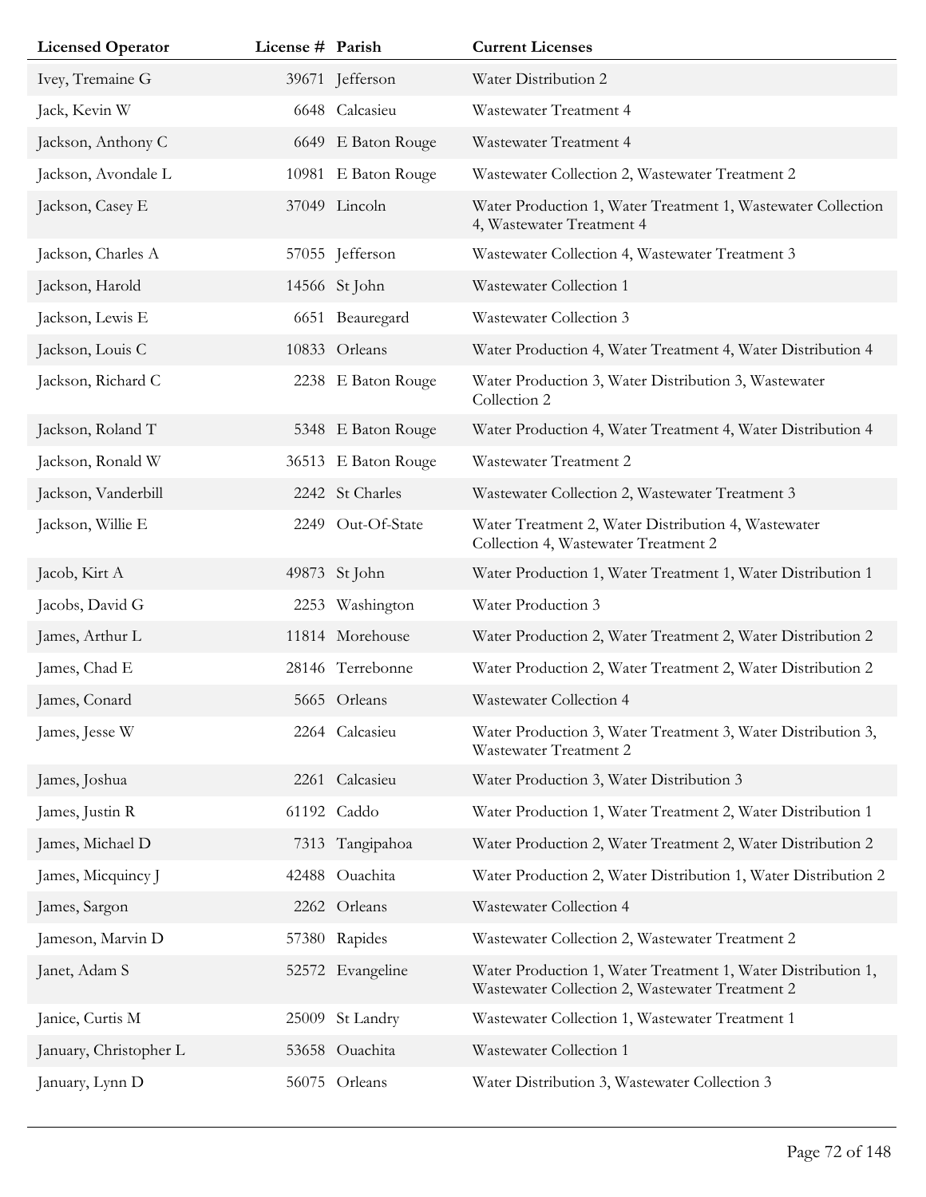| Licensed Operator | License # | Parish | Current Licenses |
|---|---|---|---|
| Ivey, Tremaine G | 39671 | Jefferson | Water Distribution 2 |
| Jack, Kevin W | 6648 | Calcasieu | Wastewater Treatment 4 |
| Jackson, Anthony C | 6649 | E Baton Rouge | Wastewater Treatment 4 |
| Jackson, Avondale L | 10981 | E Baton Rouge | Wastewater Collection 2, Wastewater Treatment 2 |
| Jackson, Casey E | 37049 | Lincoln | Water Production 1, Water Treatment 1, Wastewater Collection 4, Wastewater Treatment 4 |
| Jackson, Charles A | 57055 | Jefferson | Wastewater Collection 4, Wastewater Treatment 3 |
| Jackson, Harold | 14566 | St John | Wastewater Collection 1 |
| Jackson, Lewis E | 6651 | Beauregard | Wastewater Collection 3 |
| Jackson, Louis C | 10833 | Orleans | Water Production 4, Water Treatment 4, Water Distribution 4 |
| Jackson, Richard C | 2238 | E Baton Rouge | Water Production 3, Water Distribution 3, Wastewater Collection 2 |
| Jackson, Roland T | 5348 | E Baton Rouge | Water Production 4, Water Treatment 4, Water Distribution 4 |
| Jackson, Ronald W | 36513 | E Baton Rouge | Wastewater Treatment 2 |
| Jackson, Vanderbill | 2242 | St Charles | Wastewater Collection 2, Wastewater Treatment 3 |
| Jackson, Willie E | 2249 | Out-Of-State | Water Treatment 2, Water Distribution 4, Wastewater Collection 4, Wastewater Treatment 2 |
| Jacob, Kirt A | 49873 | St John | Water Production 1, Water Treatment 1, Water Distribution 1 |
| Jacobs, David G | 2253 | Washington | Water Production 3 |
| James, Arthur L | 11814 | Morehouse | Water Production 2, Water Treatment 2, Water Distribution 2 |
| James, Chad E | 28146 | Terrebonne | Water Production 2, Water Treatment 2, Water Distribution 2 |
| James, Conard | 5665 | Orleans | Wastewater Collection 4 |
| James, Jesse W | 2264 | Calcasieu | Water Production 3, Water Treatment 3, Water Distribution 3, Wastewater Treatment 2 |
| James, Joshua | 2261 | Calcasieu | Water Production 3, Water Distribution 3 |
| James, Justin R | 61192 | Caddo | Water Production 1, Water Treatment 2, Water Distribution 1 |
| James, Michael D | 7313 | Tangipahoa | Water Production 2, Water Treatment 2, Water Distribution 2 |
| James, Micquincy J | 42488 | Ouachita | Water Production 2, Water Distribution 1, Water Distribution 2 |
| James, Sargon | 2262 | Orleans | Wastewater Collection 4 |
| Jameson, Marvin D | 57380 | Rapides | Wastewater Collection 2, Wastewater Treatment 2 |
| Janet, Adam S | 52572 | Evangeline | Water Production 1, Water Treatment 1, Water Distribution 1, Wastewater Collection 2, Wastewater Treatment 2 |
| Janice, Curtis M | 25009 | St Landry | Wastewater Collection 1, Wastewater Treatment 1 |
| January, Christopher L | 53658 | Ouachita | Wastewater Collection 1 |
| January, Lynn D | 56075 | Orleans | Water Distribution 3, Wastewater Collection 3 |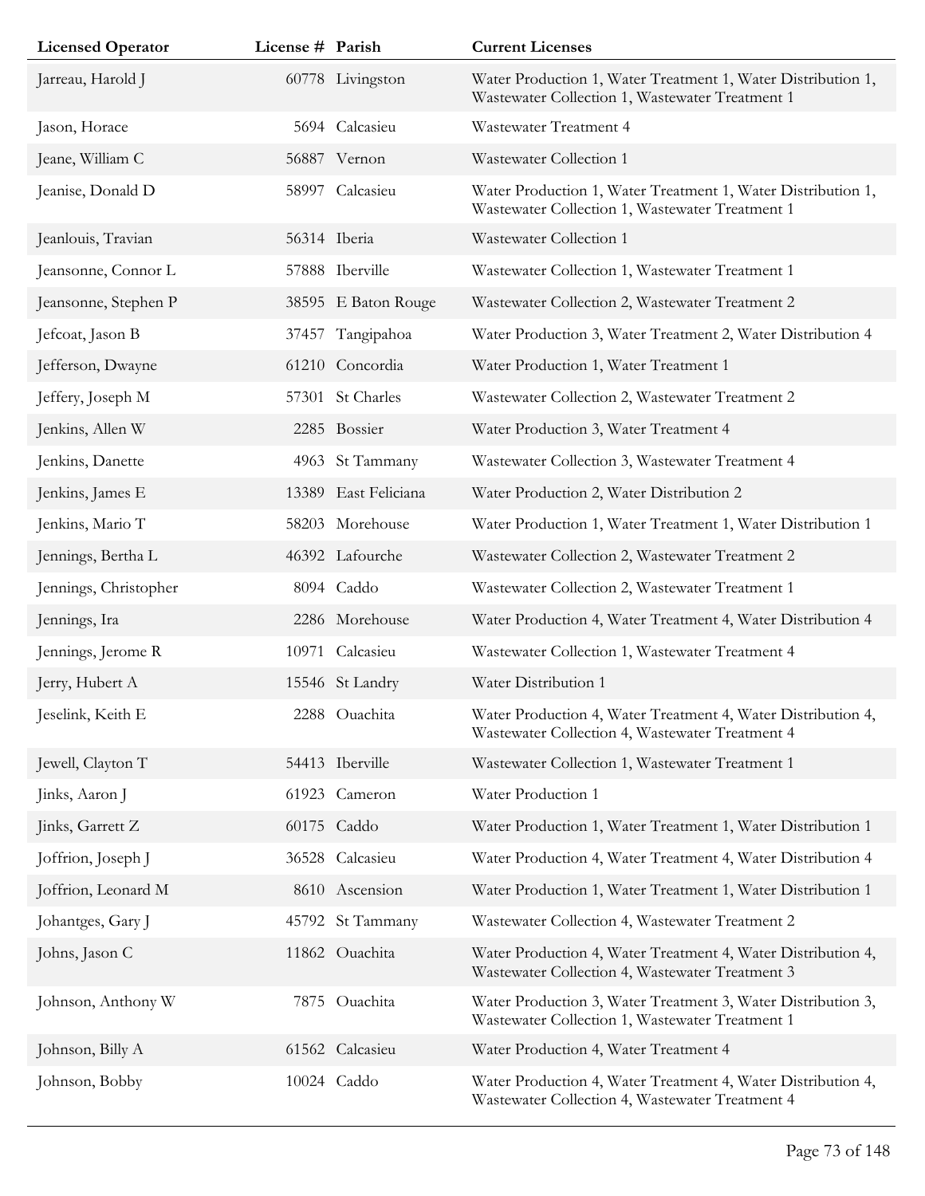| Licensed Operator | License # | Parish | Current Licenses |
|---|---|---|---|
| Jarreau, Harold J | 60778 | Livingston | Water Production 1, Water Treatment 1, Water Distribution 1, Wastewater Collection 1, Wastewater Treatment 1 |
| Jason, Horace | 5694 | Calcasieu | Wastewater Treatment 4 |
| Jeane, William C | 56887 | Vernon | Wastewater Collection 1 |
| Jeanise, Donald D | 58997 | Calcasieu | Water Production 1, Water Treatment 1, Water Distribution 1, Wastewater Collection 1, Wastewater Treatment 1 |
| Jeanlouis, Travian | 56314 | Iberia | Wastewater Collection 1 |
| Jeansonne, Connor L | 57888 | Iberville | Wastewater Collection 1, Wastewater Treatment 1 |
| Jeansonne, Stephen P | 38595 | E Baton Rouge | Wastewater Collection 2, Wastewater Treatment 2 |
| Jefcoat, Jason B | 37457 | Tangipahoa | Water Production 3, Water Treatment 2, Water Distribution 4 |
| Jefferson, Dwayne | 61210 | Concordia | Water Production 1, Water Treatment 1 |
| Jeffery, Joseph M | 57301 | St Charles | Wastewater Collection 2, Wastewater Treatment 2 |
| Jenkins, Allen W | 2285 | Bossier | Water Production 3, Water Treatment 4 |
| Jenkins, Danette | 4963 | St Tammany | Wastewater Collection 3, Wastewater Treatment 4 |
| Jenkins, James E | 13389 | East Feliciana | Water Production 2, Water Distribution 2 |
| Jenkins, Mario T | 58203 | Morehouse | Water Production 1, Water Treatment 1, Water Distribution 1 |
| Jennings, Bertha L | 46392 | Lafourche | Wastewater Collection 2, Wastewater Treatment 2 |
| Jennings, Christopher | 8094 | Caddo | Wastewater Collection 2, Wastewater Treatment 1 |
| Jennings, Ira | 2286 | Morehouse | Water Production 4, Water Treatment 4, Water Distribution 4 |
| Jennings, Jerome R | 10971 | Calcasieu | Wastewater Collection 1, Wastewater Treatment 4 |
| Jerry, Hubert A | 15546 | St Landry | Water Distribution 1 |
| Jeselink, Keith E | 2288 | Ouachita | Water Production 4, Water Treatment 4, Water Distribution 4, Wastewater Collection 4, Wastewater Treatment 4 |
| Jewell, Clayton T | 54413 | Iberville | Wastewater Collection 1, Wastewater Treatment 1 |
| Jinks, Aaron J | 61923 | Cameron | Water Production 1 |
| Jinks, Garrett Z | 60175 | Caddo | Water Production 1, Water Treatment 1, Water Distribution 1 |
| Joffrion, Joseph J | 36528 | Calcasieu | Water Production 4, Water Treatment 4, Water Distribution 4 |
| Joffrion, Leonard M | 8610 | Ascension | Water Production 1, Water Treatment 1, Water Distribution 1 |
| Johantges, Gary J | 45792 | St Tammany | Wastewater Collection 4, Wastewater Treatment 2 |
| Johns, Jason C | 11862 | Ouachita | Water Production 4, Water Treatment 4, Water Distribution 4, Wastewater Collection 4, Wastewater Treatment 3 |
| Johnson, Anthony W | 7875 | Ouachita | Water Production 3, Water Treatment 3, Water Distribution 3, Wastewater Collection 1, Wastewater Treatment 1 |
| Johnson, Billy A | 61562 | Calcasieu | Water Production 4, Water Treatment 4 |
| Johnson, Bobby | 10024 | Caddo | Water Production 4, Water Treatment 4, Water Distribution 4, Wastewater Collection 4, Wastewater Treatment 4 |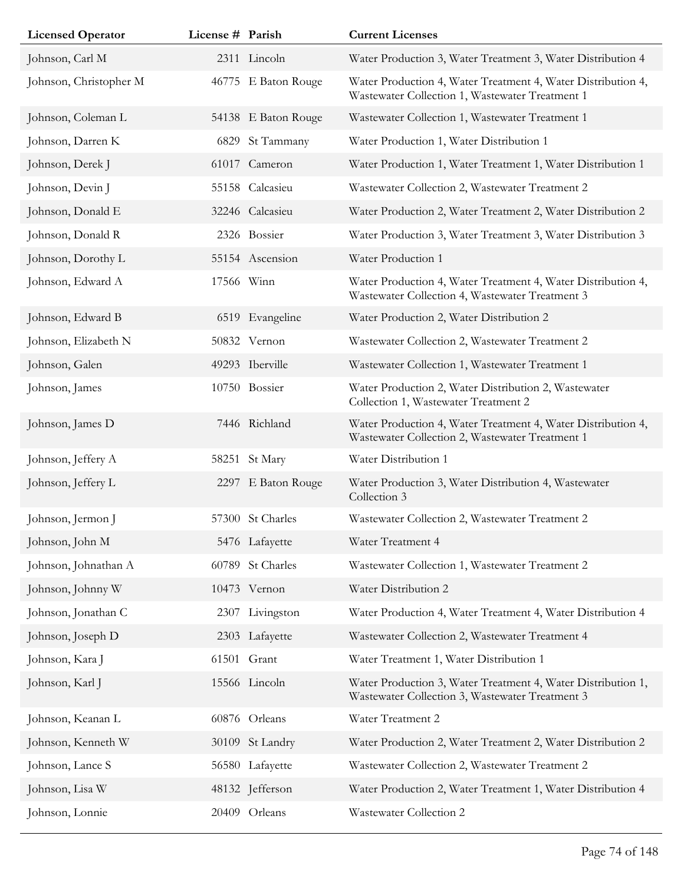| Licensed Operator | License # | Parish | Current Licenses |
|---|---|---|---|
| Johnson, Carl M | 2311 | Lincoln | Water Production 3, Water Treatment 3, Water Distribution 4 |
| Johnson, Christopher M | 46775 | E Baton Rouge | Water Production 4, Water Treatment 4, Water Distribution 4, Wastewater Collection 1, Wastewater Treatment 1 |
| Johnson, Coleman L | 54138 | E Baton Rouge | Wastewater Collection 1, Wastewater Treatment 1 |
| Johnson, Darren K | 6829 | St Tammany | Water Production 1, Water Distribution 1 |
| Johnson, Derek J | 61017 | Cameron | Water Production 1, Water Treatment 1, Water Distribution 1 |
| Johnson, Devin J | 55158 | Calcasieu | Wastewater Collection 2, Wastewater Treatment 2 |
| Johnson, Donald E | 32246 | Calcasieu | Water Production 2, Water Treatment 2, Water Distribution 2 |
| Johnson, Donald R | 2326 | Bossier | Water Production 3, Water Treatment 3, Water Distribution 3 |
| Johnson, Dorothy L | 55154 | Ascension | Water Production 1 |
| Johnson, Edward A | 17566 | Winn | Water Production 4, Water Treatment 4, Water Distribution 4, Wastewater Collection 4, Wastewater Treatment 3 |
| Johnson, Edward B | 6519 | Evangeline | Water Production 2, Water Distribution 2 |
| Johnson, Elizabeth N | 50832 | Vernon | Wastewater Collection 2, Wastewater Treatment 2 |
| Johnson, Galen | 49293 | Iberville | Wastewater Collection 1, Wastewater Treatment 1 |
| Johnson, James | 10750 | Bossier | Water Production 2, Water Distribution 2, Wastewater Collection 1, Wastewater Treatment 2 |
| Johnson, James D | 7446 | Richland | Water Production 4, Water Treatment 4, Water Distribution 4, Wastewater Collection 2, Wastewater Treatment 1 |
| Johnson, Jeffery A | 58251 | St Mary | Water Distribution 1 |
| Johnson, Jeffery L | 2297 | E Baton Rouge | Water Production 3, Water Distribution 4, Wastewater Collection 3 |
| Johnson, Jermon J | 57300 | St Charles | Wastewater Collection 2, Wastewater Treatment 2 |
| Johnson, John M | 5476 | Lafayette | Water Treatment 4 |
| Johnson, Johnathan A | 60789 | St Charles | Wastewater Collection 1, Wastewater Treatment 2 |
| Johnson, Johnny W | 10473 | Vernon | Water Distribution 2 |
| Johnson, Jonathan C | 2307 | Livingston | Water Production 4, Water Treatment 4, Water Distribution 4 |
| Johnson, Joseph D | 2303 | Lafayette | Wastewater Collection 2, Wastewater Treatment 4 |
| Johnson, Kara J | 61501 | Grant | Water Treatment 1, Water Distribution 1 |
| Johnson, Karl J | 15566 | Lincoln | Water Production 3, Water Treatment 4, Water Distribution 1, Wastewater Collection 3, Wastewater Treatment 3 |
| Johnson, Keanan L | 60876 | Orleans | Water Treatment 2 |
| Johnson, Kenneth W | 30109 | St Landry | Water Production 2, Water Treatment 2, Water Distribution 2 |
| Johnson, Lance S | 56580 | Lafayette | Wastewater Collection 2, Wastewater Treatment 2 |
| Johnson, Lisa W | 48132 | Jefferson | Water Production 2, Water Treatment 1, Water Distribution 4 |
| Johnson, Lonnie | 20409 | Orleans | Wastewater Collection 2 |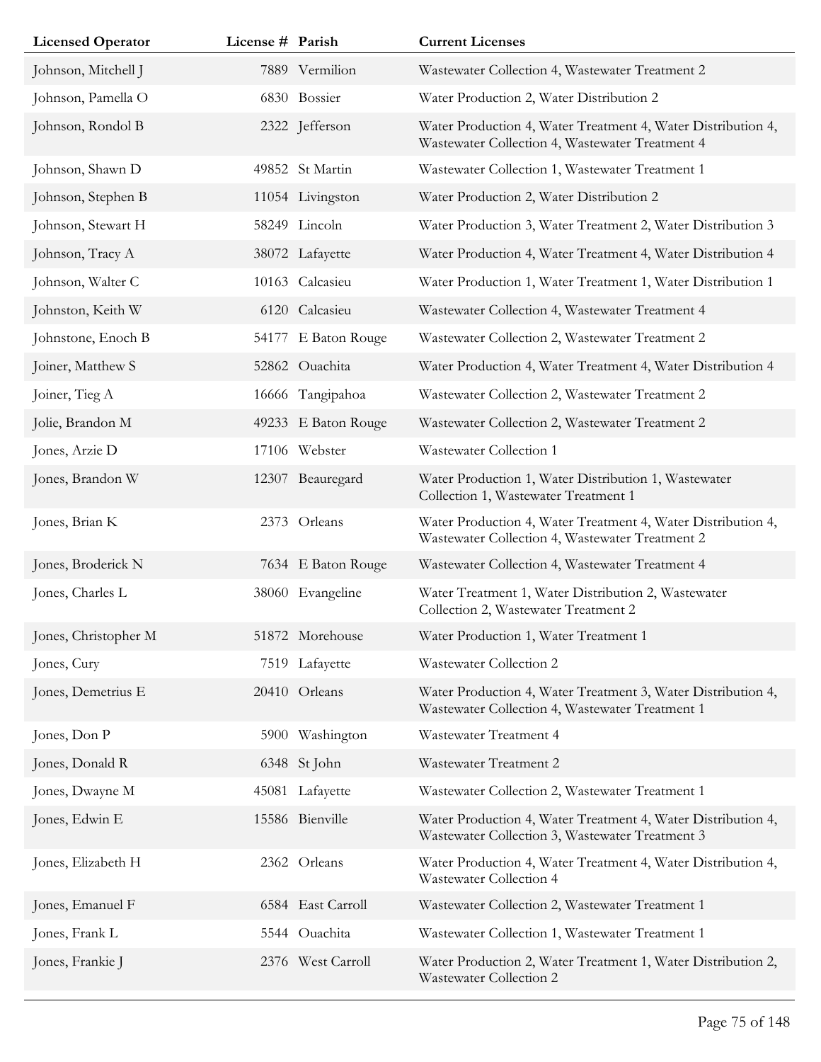| Licensed Operator | License # | Parish | Current Licenses |
|---|---|---|---|
| Johnson, Mitchell J | 7889 | Vermilion | Wastewater Collection 4, Wastewater Treatment 2 |
| Johnson, Pamella O | 6830 | Bossier | Water Production 2, Water Distribution 2 |
| Johnson, Rondol B | 2322 | Jefferson | Water Production 4, Water Treatment 4, Water Distribution 4, Wastewater Collection 4, Wastewater Treatment 4 |
| Johnson, Shawn D | 49852 | St Martin | Wastewater Collection 1, Wastewater Treatment 1 |
| Johnson, Stephen B | 11054 | Livingston | Water Production 2, Water Distribution 2 |
| Johnson, Stewart H | 58249 | Lincoln | Water Production 3, Water Treatment 2, Water Distribution 3 |
| Johnson, Tracy A | 38072 | Lafayette | Water Production 4, Water Treatment 4, Water Distribution 4 |
| Johnson, Walter C | 10163 | Calcasieu | Water Production 1, Water Treatment 1, Water Distribution 1 |
| Johnston, Keith W | 6120 | Calcasieu | Wastewater Collection 4, Wastewater Treatment 4 |
| Johnstone, Enoch B | 54177 | E Baton Rouge | Wastewater Collection 2, Wastewater Treatment 2 |
| Joiner, Matthew S | 52862 | Ouachita | Water Production 4, Water Treatment 4, Water Distribution 4 |
| Joiner, Tieg A | 16666 | Tangipahoa | Wastewater Collection 2, Wastewater Treatment 2 |
| Jolie, Brandon M | 49233 | E Baton Rouge | Wastewater Collection 2, Wastewater Treatment 2 |
| Jones, Arzie D | 17106 | Webster | Wastewater Collection 1 |
| Jones, Brandon W | 12307 | Beauregard | Water Production 1, Water Distribution 1, Wastewater Collection 1, Wastewater Treatment 1 |
| Jones, Brian K | 2373 | Orleans | Water Production 4, Water Treatment 4, Water Distribution 4, Wastewater Collection 4, Wastewater Treatment 2 |
| Jones, Broderick N | 7634 | E Baton Rouge | Wastewater Collection 4, Wastewater Treatment 4 |
| Jones, Charles L | 38060 | Evangeline | Water Treatment 1, Water Distribution 2, Wastewater Collection 2, Wastewater Treatment 2 |
| Jones, Christopher M | 51872 | Morehouse | Water Production 1, Water Treatment 1 |
| Jones, Cury | 7519 | Lafayette | Wastewater Collection 2 |
| Jones, Demetrius E | 20410 | Orleans | Water Production 4, Water Treatment 3, Water Distribution 4, Wastewater Collection 4, Wastewater Treatment 1 |
| Jones, Don P | 5900 | Washington | Wastewater Treatment 4 |
| Jones, Donald R | 6348 | St John | Wastewater Treatment 2 |
| Jones, Dwayne M | 45081 | Lafayette | Wastewater Collection 2, Wastewater Treatment 1 |
| Jones, Edwin E | 15586 | Bienville | Water Production 4, Water Treatment 4, Water Distribution 4, Wastewater Collection 3, Wastewater Treatment 3 |
| Jones, Elizabeth H | 2362 | Orleans | Water Production 4, Water Treatment 4, Water Distribution 4, Wastewater Collection 4 |
| Jones, Emanuel F | 6584 | East Carroll | Wastewater Collection 2, Wastewater Treatment 1 |
| Jones, Frank L | 5544 | Ouachita | Wastewater Collection 1, Wastewater Treatment 1 |
| Jones, Frankie J | 2376 | West Carroll | Water Production 2, Water Treatment 1, Water Distribution 2, Wastewater Collection 2 |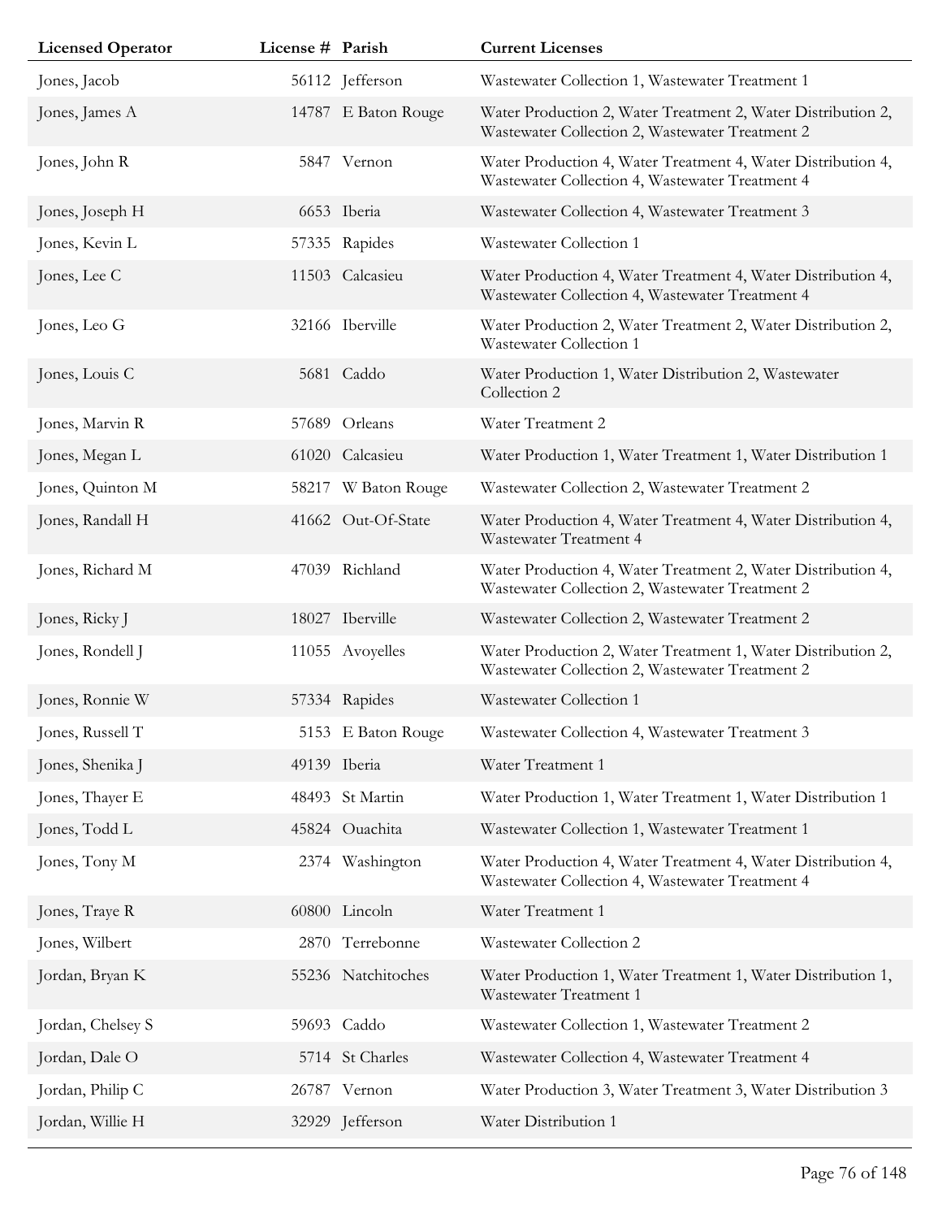| Licensed Operator | License # | Parish | Current Licenses |
| --- | --- | --- | --- |
| Jones, Jacob | 56112 | Jefferson | Wastewater Collection 1, Wastewater Treatment 1 |
| Jones, James A | 14787 | E Baton Rouge | Water Production 2, Water Treatment 2, Water Distribution 2, Wastewater Collection 2, Wastewater Treatment 2 |
| Jones, John R | 5847 | Vernon | Water Production 4, Water Treatment 4, Water Distribution 4, Wastewater Collection 4, Wastewater Treatment 4 |
| Jones, Joseph H | 6653 | Iberia | Wastewater Collection 4, Wastewater Treatment 3 |
| Jones, Kevin L | 57335 | Rapides | Wastewater Collection 1 |
| Jones, Lee C | 11503 | Calcasieu | Water Production 4, Water Treatment 4, Water Distribution 4, Wastewater Collection 4, Wastewater Treatment 4 |
| Jones, Leo G | 32166 | Iberville | Water Production 2, Water Treatment 2, Water Distribution 2, Wastewater Collection 1 |
| Jones, Louis C | 5681 | Caddo | Water Production 1, Water Distribution 2, Wastewater Collection 2 |
| Jones, Marvin R | 57689 | Orleans | Water Treatment 2 |
| Jones, Megan L | 61020 | Calcasieu | Water Production 1, Water Treatment 1, Water Distribution 1 |
| Jones, Quinton M | 58217 | W Baton Rouge | Wastewater Collection 2, Wastewater Treatment 2 |
| Jones, Randall H | 41662 | Out-Of-State | Water Production 4, Water Treatment 4, Water Distribution 4, Wastewater Treatment 4 |
| Jones, Richard M | 47039 | Richland | Water Production 4, Water Treatment 2, Water Distribution 4, Wastewater Collection 2, Wastewater Treatment 2 |
| Jones, Ricky J | 18027 | Iberville | Wastewater Collection 2, Wastewater Treatment 2 |
| Jones, Rondell J | 11055 | Avoyelles | Water Production 2, Water Treatment 1, Water Distribution 2, Wastewater Collection 2, Wastewater Treatment 2 |
| Jones, Ronnie W | 57334 | Rapides | Wastewater Collection 1 |
| Jones, Russell T | 5153 | E Baton Rouge | Wastewater Collection 4, Wastewater Treatment 3 |
| Jones, Shenika J | 49139 | Iberia | Water Treatment 1 |
| Jones, Thayer E | 48493 | St Martin | Water Production 1, Water Treatment 1, Water Distribution 1 |
| Jones, Todd L | 45824 | Ouachita | Wastewater Collection 1, Wastewater Treatment 1 |
| Jones, Tony M | 2374 | Washington | Water Production 4, Water Treatment 4, Water Distribution 4, Wastewater Collection 4, Wastewater Treatment 4 |
| Jones, Traye R | 60800 | Lincoln | Water Treatment 1 |
| Jones, Wilbert | 2870 | Terrebonne | Wastewater Collection 2 |
| Jordan, Bryan K | 55236 | Natchitoches | Water Production 1, Water Treatment 1, Water Distribution 1, Wastewater Treatment 1 |
| Jordan, Chelsey S | 59693 | Caddo | Wastewater Collection 1, Wastewater Treatment 2 |
| Jordan, Dale O | 5714 | St Charles | Wastewater Collection 4, Wastewater Treatment 4 |
| Jordan, Philip C | 26787 | Vernon | Water Production 3, Water Treatment 3, Water Distribution 3 |
| Jordan, Willie H | 32929 | Jefferson | Water Distribution 1 |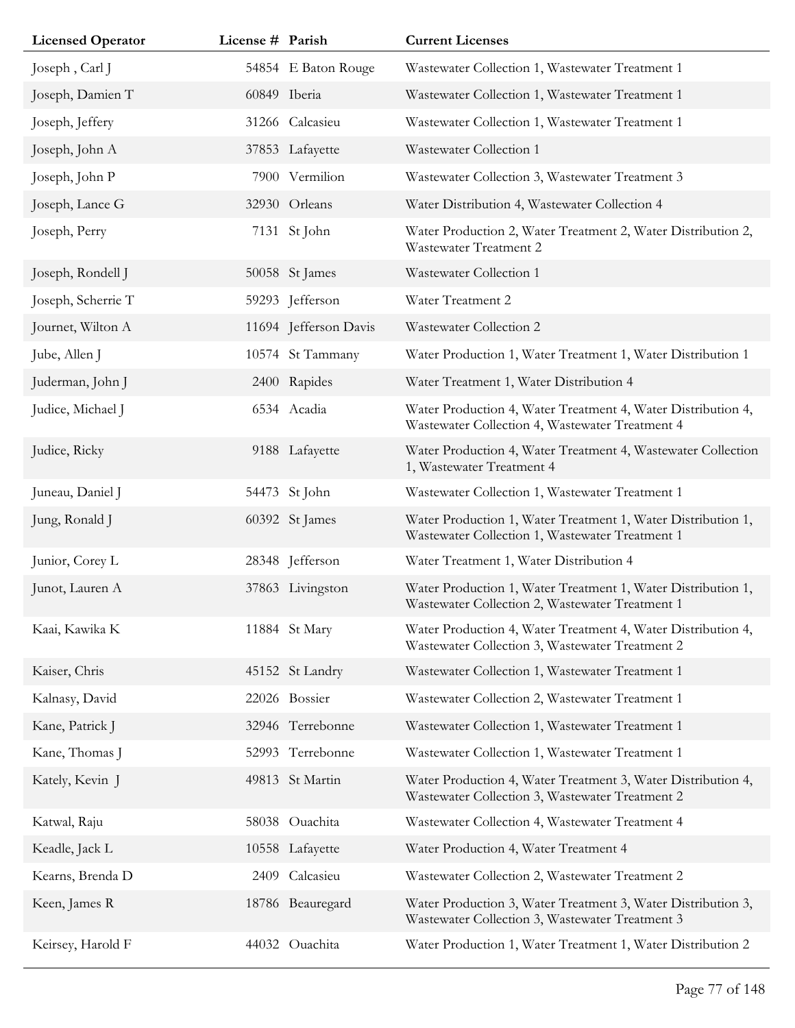| Licensed Operator | License # | Parish | Current Licenses |
|---|---|---|---|
| Joseph , Carl J | 54854 | E Baton Rouge | Wastewater Collection 1, Wastewater Treatment 1 |
| Joseph, Damien T | 60849 | Iberia | Wastewater Collection 1, Wastewater Treatment 1 |
| Joseph, Jeffery | 31266 | Calcasieu | Wastewater Collection 1, Wastewater Treatment 1 |
| Joseph, John A | 37853 | Lafayette | Wastewater Collection 1 |
| Joseph, John P | 7900 | Vermilion | Wastewater Collection 3, Wastewater Treatment 3 |
| Joseph, Lance G | 32930 | Orleans | Water Distribution 4, Wastewater Collection 4 |
| Joseph, Perry | 7131 | St John | Water Production 2, Water Treatment 2, Water Distribution 2, Wastewater Treatment 2 |
| Joseph, Rondell J | 50058 | St James | Wastewater Collection 1 |
| Joseph, Scherrie T | 59293 | Jefferson | Water Treatment 2 |
| Journet, Wilton A | 11694 | Jefferson Davis | Wastewater Collection 2 |
| Jube, Allen J | 10574 | St Tammany | Water Production 1, Water Treatment 1, Water Distribution 1 |
| Juderman, John J | 2400 | Rapides | Water Treatment 1, Water Distribution 4 |
| Judice, Michael J | 6534 | Acadia | Water Production 4, Water Treatment 4, Water Distribution 4, Wastewater Collection 4, Wastewater Treatment 4 |
| Judice, Ricky | 9188 | Lafayette | Water Production 4, Water Treatment 4, Wastewater Collection 1, Wastewater Treatment 4 |
| Juneau, Daniel J | 54473 | St John | Wastewater Collection 1, Wastewater Treatment 1 |
| Jung, Ronald J | 60392 | St James | Water Production 1, Water Treatment 1, Water Distribution 1, Wastewater Collection 1, Wastewater Treatment 1 |
| Junior, Corey L | 28348 | Jefferson | Water Treatment 1, Water Distribution 4 |
| Junot, Lauren A | 37863 | Livingston | Water Production 1, Water Treatment 1, Water Distribution 1, Wastewater Collection 2, Wastewater Treatment 1 |
| Kaai, Kawika K | 11884 | St Mary | Water Production 4, Water Treatment 4, Water Distribution 4, Wastewater Collection 3, Wastewater Treatment 2 |
| Kaiser, Chris | 45152 | St Landry | Wastewater Collection 1, Wastewater Treatment 1 |
| Kalnasy, David | 22026 | Bossier | Wastewater Collection 2, Wastewater Treatment 1 |
| Kane, Patrick J | 32946 | Terrebonne | Wastewater Collection 1, Wastewater Treatment 1 |
| Kane, Thomas J | 52993 | Terrebonne | Wastewater Collection 1, Wastewater Treatment 1 |
| Kately, Kevin J | 49813 | St Martin | Water Production 4, Water Treatment 3, Water Distribution 4, Wastewater Collection 3, Wastewater Treatment 2 |
| Katwal, Raju | 58038 | Ouachita | Wastewater Collection 4, Wastewater Treatment 4 |
| Keadle, Jack L | 10558 | Lafayette | Water Production 4, Water Treatment 4 |
| Kearns, Brenda D | 2409 | Calcasieu | Wastewater Collection 2, Wastewater Treatment 2 |
| Keen, James R | 18786 | Beauregard | Water Production 3, Water Treatment 3, Water Distribution 3, Wastewater Collection 3, Wastewater Treatment 3 |
| Keirsey, Harold F | 44032 | Ouachita | Water Production 1, Water Treatment 1, Water Distribution 2 |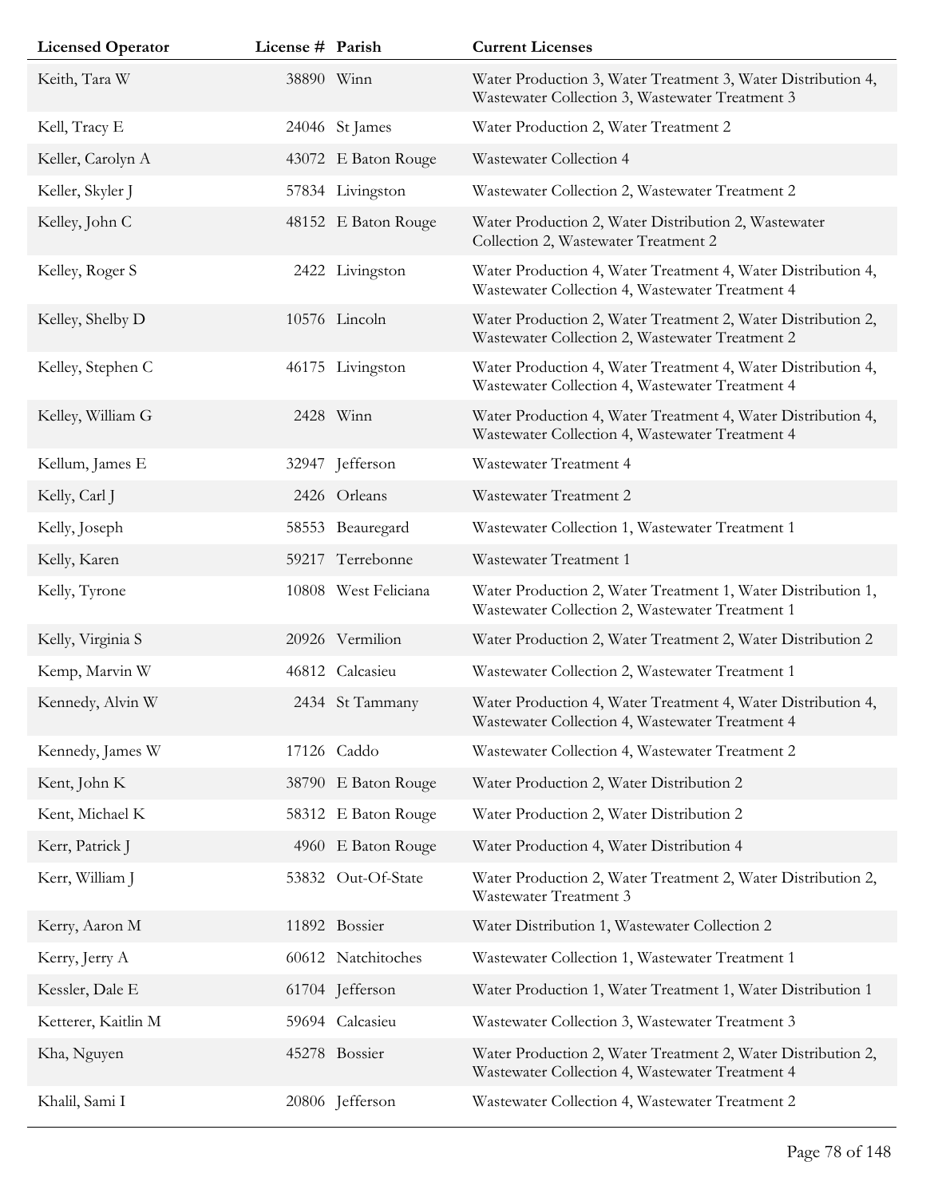| Licensed Operator | License # | Parish | Current Licenses |
|---|---|---|---|
| Keith, Tara W | 38890 | Winn | Water Production 3, Water Treatment 3, Water Distribution 4, Wastewater Collection 3, Wastewater Treatment 3 |
| Kell, Tracy E | 24046 | St James | Water Production 2, Water Treatment 2 |
| Keller, Carolyn A | 43072 | E Baton Rouge | Wastewater Collection 4 |
| Keller, Skyler J | 57834 | Livingston | Wastewater Collection 2, Wastewater Treatment 2 |
| Kelley, John C | 48152 | E Baton Rouge | Water Production 2, Water Distribution 2, Wastewater Collection 2, Wastewater Treatment 2 |
| Kelley, Roger S | 2422 | Livingston | Water Production 4, Water Treatment 4, Water Distribution 4, Wastewater Collection 4, Wastewater Treatment 4 |
| Kelley, Shelby D | 10576 | Lincoln | Water Production 2, Water Treatment 2, Water Distribution 2, Wastewater Collection 2, Wastewater Treatment 2 |
| Kelley, Stephen C | 46175 | Livingston | Water Production 4, Water Treatment 4, Water Distribution 4, Wastewater Collection 4, Wastewater Treatment 4 |
| Kelley, William G | 2428 | Winn | Water Production 4, Water Treatment 4, Water Distribution 4, Wastewater Collection 4, Wastewater Treatment 4 |
| Kellum, James E | 32947 | Jefferson | Wastewater Treatment 4 |
| Kelly, Carl J | 2426 | Orleans | Wastewater Treatment 2 |
| Kelly, Joseph | 58553 | Beauregard | Wastewater Collection 1, Wastewater Treatment 1 |
| Kelly, Karen | 59217 | Terrebonne | Wastewater Treatment 1 |
| Kelly, Tyrone | 10808 | West Feliciana | Water Production 2, Water Treatment 1, Water Distribution 1, Wastewater Collection 2, Wastewater Treatment 1 |
| Kelly, Virginia S | 20926 | Vermilion | Water Production 2, Water Treatment 2, Water Distribution 2 |
| Kemp, Marvin W | 46812 | Calcasieu | Wastewater Collection 2, Wastewater Treatment 1 |
| Kennedy, Alvin W | 2434 | St Tammany | Water Production 4, Water Treatment 4, Water Distribution 4, Wastewater Collection 4, Wastewater Treatment 4 |
| Kennedy, James W | 17126 | Caddo | Wastewater Collection 4, Wastewater Treatment 2 |
| Kent, John K | 38790 | E Baton Rouge | Water Production 2, Water Distribution 2 |
| Kent, Michael K | 58312 | E Baton Rouge | Water Production 2, Water Distribution 2 |
| Kerr, Patrick J | 4960 | E Baton Rouge | Water Production 4, Water Distribution 4 |
| Kerr, William J | 53832 | Out-Of-State | Water Production 2, Water Treatment 2, Water Distribution 2, Wastewater Treatment 3 |
| Kerry, Aaron M | 11892 | Bossier | Water Distribution 1, Wastewater Collection 2 |
| Kerry, Jerry A | 60612 | Natchitoches | Wastewater Collection 1, Wastewater Treatment 1 |
| Kessler, Dale E | 61704 | Jefferson | Water Production 1, Water Treatment 1, Water Distribution 1 |
| Ketterer, Kaitlin M | 59694 | Calcasieu | Wastewater Collection 3, Wastewater Treatment 3 |
| Kha, Nguyen | 45278 | Bossier | Water Production 2, Water Treatment 2, Water Distribution 2, Wastewater Collection 4, Wastewater Treatment 4 |
| Khalil, Sami I | 20806 | Jefferson | Wastewater Collection 4, Wastewater Treatment 2 |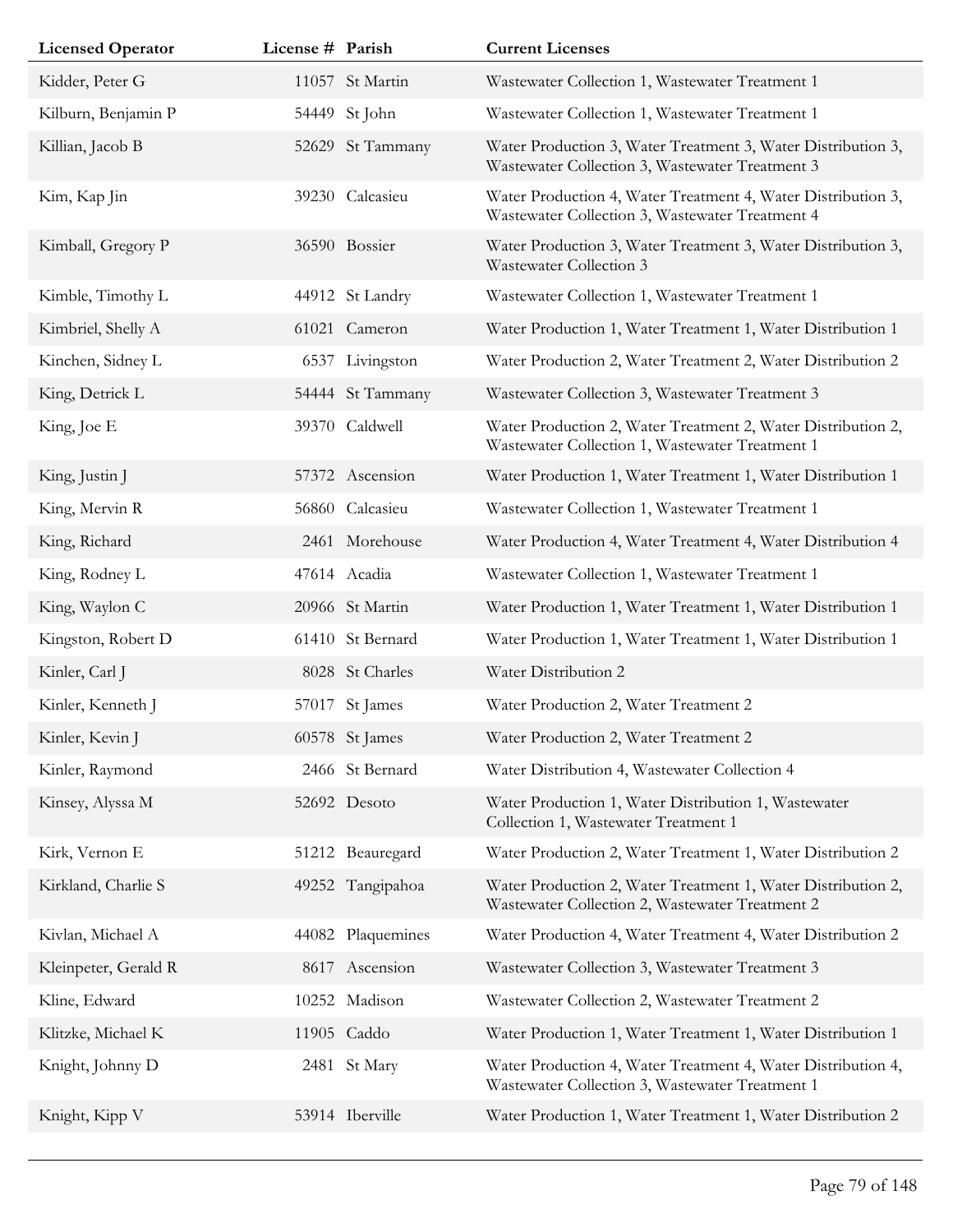| Licensed Operator | License # | Parish | Current Licenses |
|---|---|---|---|
| Kidder, Peter G | 11057 | St Martin | Wastewater Collection 1, Wastewater Treatment 1 |
| Kilburn, Benjamin P | 54449 | St John | Wastewater Collection 1, Wastewater Treatment 1 |
| Killian, Jacob B | 52629 | St Tammany | Water Production 3, Water Treatment 3, Water Distribution 3, Wastewater Collection 3, Wastewater Treatment 3 |
| Kim, Kap Jin | 39230 | Calcasieu | Water Production 4, Water Treatment 4, Water Distribution 3, Wastewater Collection 3, Wastewater Treatment 4 |
| Kimball, Gregory P | 36590 | Bossier | Water Production 3, Water Treatment 3, Water Distribution 3, Wastewater Collection 3 |
| Kimble, Timothy L | 44912 | St Landry | Wastewater Collection 1, Wastewater Treatment 1 |
| Kimbriel, Shelly A | 61021 | Cameron | Water Production 1, Water Treatment 1, Water Distribution 1 |
| Kinchen, Sidney L | 6537 | Livingston | Water Production 2, Water Treatment 2, Water Distribution 2 |
| King, Detrick L | 54444 | St Tammany | Wastewater Collection 3, Wastewater Treatment 3 |
| King, Joe E | 39370 | Caldwell | Water Production 2, Water Treatment 2, Water Distribution 2, Wastewater Collection 1, Wastewater Treatment 1 |
| King, Justin J | 57372 | Ascension | Water Production 1, Water Treatment 1, Water Distribution 1 |
| King, Mervin R | 56860 | Calcasieu | Wastewater Collection 1, Wastewater Treatment 1 |
| King, Richard | 2461 | Morehouse | Water Production 4, Water Treatment 4, Water Distribution 4 |
| King, Rodney L | 47614 | Acadia | Wastewater Collection 1, Wastewater Treatment 1 |
| King, Waylon C | 20966 | St Martin | Water Production 1, Water Treatment 1, Water Distribution 1 |
| Kingston, Robert D | 61410 | St Bernard | Water Production 1, Water Treatment 1, Water Distribution 1 |
| Kinler, Carl J | 8028 | St Charles | Water Distribution 2 |
| Kinler, Kenneth J | 57017 | St James | Water Production 2, Water Treatment 2 |
| Kinler, Kevin J | 60578 | St James | Water Production 2, Water Treatment 2 |
| Kinler, Raymond | 2466 | St Bernard | Water Distribution 4, Wastewater Collection 4 |
| Kinsey, Alyssa M | 52692 | Desoto | Water Production 1, Water Distribution 1, Wastewater Collection 1, Wastewater Treatment 1 |
| Kirk, Vernon E | 51212 | Beauregard | Water Production 2, Water Treatment 1, Water Distribution 2 |
| Kirkland, Charlie S | 49252 | Tangipahoa | Water Production 2, Water Treatment 1, Water Distribution 2, Wastewater Collection 2, Wastewater Treatment 2 |
| Kivlan, Michael A | 44082 | Plaquemines | Water Production 4, Water Treatment 4, Water Distribution 2 |
| Kleinpeter, Gerald R | 8617 | Ascension | Wastewater Collection 3, Wastewater Treatment 3 |
| Kline, Edward | 10252 | Madison | Wastewater Collection 2, Wastewater Treatment 2 |
| Klitzke, Michael K | 11905 | Caddo | Water Production 1, Water Treatment 1, Water Distribution 1 |
| Knight, Johnny D | 2481 | St Mary | Water Production 4, Water Treatment 4, Water Distribution 4, Wastewater Collection 3, Wastewater Treatment 1 |
| Knight, Kipp V | 53914 | Iberville | Water Production 1, Water Treatment 1, Water Distribution 2 |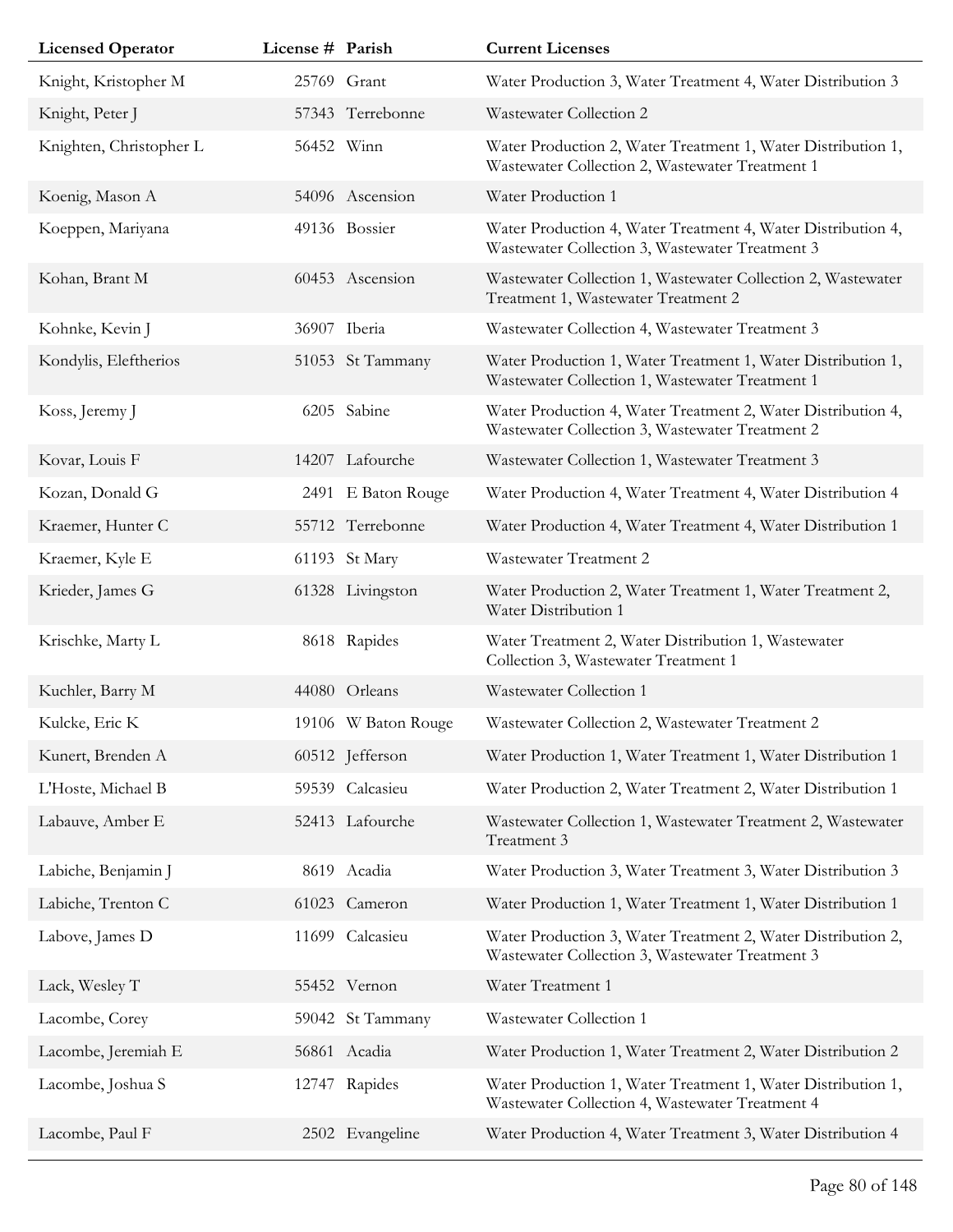| Licensed Operator | License # | Parish | Current Licenses |
| --- | --- | --- | --- |
| Knight, Kristopher M | 25769 | Grant | Water Production 3, Water Treatment 4, Water Distribution 3 |
| Knight, Peter J | 57343 | Terrebonne | Wastewater Collection 2 |
| Knighten, Christopher L | 56452 | Winn | Water Production 2, Water Treatment 1, Water Distribution 1, Wastewater Collection 2, Wastewater Treatment 1 |
| Koenig, Mason A | 54096 | Ascension | Water Production 1 |
| Koeppen, Mariyana | 49136 | Bossier | Water Production 4, Water Treatment 4, Water Distribution 4, Wastewater Collection 3, Wastewater Treatment 3 |
| Kohan, Brant M | 60453 | Ascension | Wastewater Collection 1, Wastewater Collection 2, Wastewater Treatment 1, Wastewater Treatment 2 |
| Kohnke, Kevin J | 36907 | Iberia | Wastewater Collection 4, Wastewater Treatment 3 |
| Kondylis, Eleftherios | 51053 | St Tammany | Water Production 1, Water Treatment 1, Water Distribution 1, Wastewater Collection 1, Wastewater Treatment 1 |
| Koss, Jeremy J | 6205 | Sabine | Water Production 4, Water Treatment 2, Water Distribution 4, Wastewater Collection 3, Wastewater Treatment 2 |
| Kovar, Louis F | 14207 | Lafourche | Wastewater Collection 1, Wastewater Treatment 3 |
| Kozan, Donald G | 2491 | E Baton Rouge | Water Production 4, Water Treatment 4, Water Distribution 4 |
| Kraemer, Hunter C | 55712 | Terrebonne | Water Production 4, Water Treatment 4, Water Distribution 1 |
| Kraemer, Kyle E | 61193 | St Mary | Wastewater Treatment 2 |
| Krieder, James G | 61328 | Livingston | Water Production 2, Water Treatment 1, Water Treatment 2, Water Distribution 1 |
| Krischke, Marty L | 8618 | Rapides | Water Treatment 2, Water Distribution 1, Wastewater Collection 3, Wastewater Treatment 1 |
| Kuchler, Barry M | 44080 | Orleans | Wastewater Collection 1 |
| Kulcke, Eric K | 19106 | W Baton Rouge | Wastewater Collection 2, Wastewater Treatment 2 |
| Kunert, Brenden A | 60512 | Jefferson | Water Production 1, Water Treatment 1, Water Distribution 1 |
| L'Hoste, Michael B | 59539 | Calcasieu | Water Production 2, Water Treatment 2, Water Distribution 1 |
| Labauve, Amber E | 52413 | Lafourche | Wastewater Collection 1, Wastewater Treatment 2, Wastewater Treatment 3 |
| Labiche, Benjamin J | 8619 | Acadia | Water Production 3, Water Treatment 3, Water Distribution 3 |
| Labiche, Trenton C | 61023 | Cameron | Water Production 1, Water Treatment 1, Water Distribution 1 |
| Labove, James D | 11699 | Calcasieu | Water Production 3, Water Treatment 2, Water Distribution 2, Wastewater Collection 3, Wastewater Treatment 3 |
| Lack, Wesley T | 55452 | Vernon | Water Treatment 1 |
| Lacombe, Corey | 59042 | St Tammany | Wastewater Collection 1 |
| Lacombe, Jeremiah E | 56861 | Acadia | Water Production 1, Water Treatment 2, Water Distribution 2 |
| Lacombe, Joshua S | 12747 | Rapides | Water Production 1, Water Treatment 1, Water Distribution 1, Wastewater Collection 4, Wastewater Treatment 4 |
| Lacombe, Paul F | 2502 | Evangeline | Water Production 4, Water Treatment 3, Water Distribution 4 |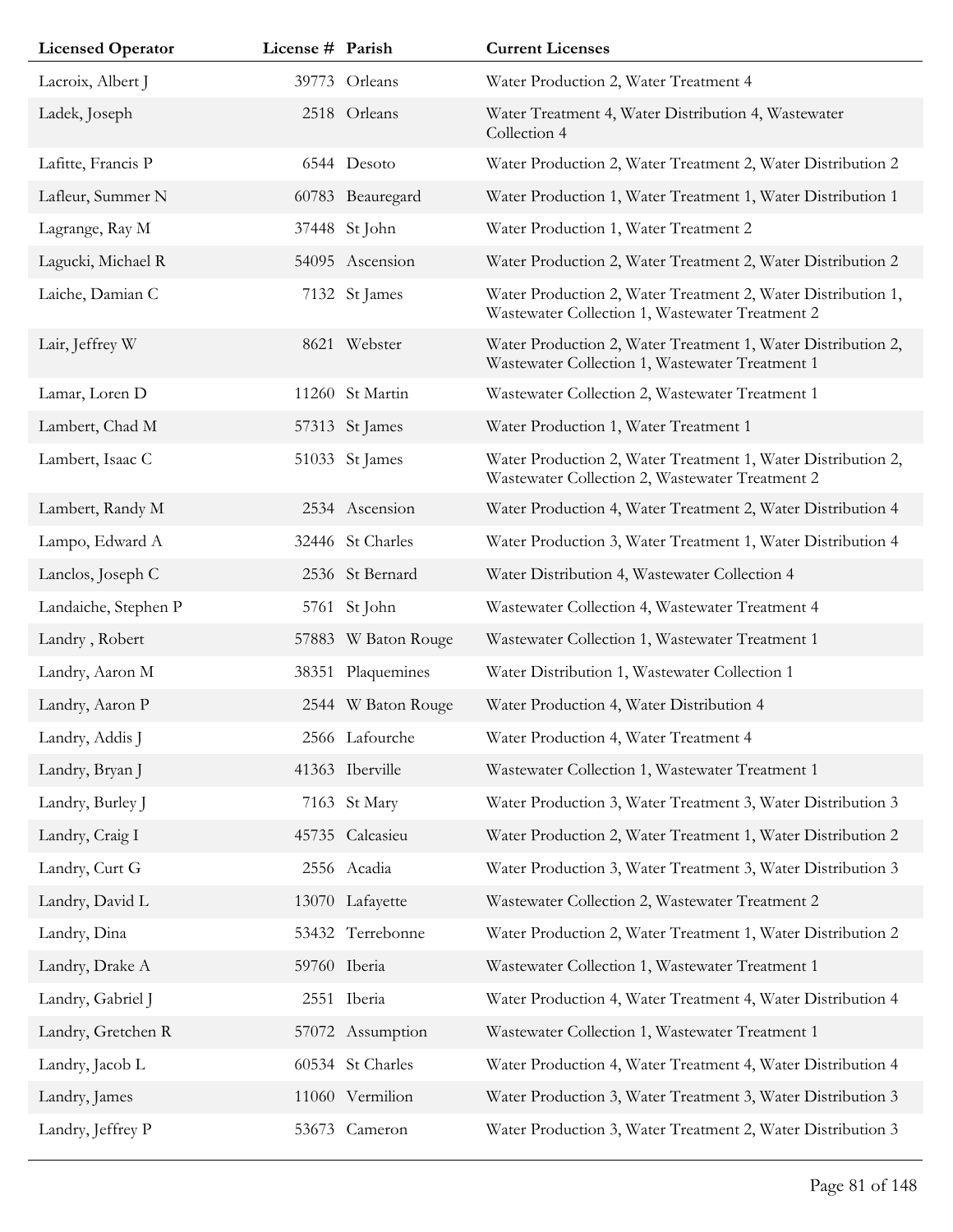| Licensed Operator | License # | Parish | Current Licenses |
|---|---|---|---|
| Lacroix, Albert J | 39773 | Orleans | Water Production 2, Water Treatment 4 |
| Ladek, Joseph | 2518 | Orleans | Water Treatment 4, Water Distribution 4, Wastewater Collection 4 |
| Lafitte, Francis P | 6544 | Desoto | Water Production 2, Water Treatment 2, Water Distribution 2 |
| Lafleur, Summer N | 60783 | Beauregard | Water Production 1, Water Treatment 1, Water Distribution 1 |
| Lagrange, Ray M | 37448 | St John | Water Production 1, Water Treatment 2 |
| Lagucki, Michael R | 54095 | Ascension | Water Production 2, Water Treatment 2, Water Distribution 2 |
| Laiche, Damian C | 7132 | St James | Water Production 2, Water Treatment 2, Water Distribution 1, Wastewater Collection 1, Wastewater Treatment 2 |
| Lair, Jeffrey W | 8621 | Webster | Water Production 2, Water Treatment 1, Water Distribution 2, Wastewater Collection 1, Wastewater Treatment 1 |
| Lamar, Loren D | 11260 | St Martin | Wastewater Collection 2, Wastewater Treatment 1 |
| Lambert, Chad M | 57313 | St James | Water Production 1, Water Treatment 1 |
| Lambert, Isaac C | 51033 | St James | Water Production 2, Water Treatment 1, Water Distribution 2, Wastewater Collection 2, Wastewater Treatment 2 |
| Lambert, Randy M | 2534 | Ascension | Water Production 4, Water Treatment 2, Water Distribution 4 |
| Lampo, Edward A | 32446 | St Charles | Water Production 3, Water Treatment 1, Water Distribution 4 |
| Lanclos, Joseph C | 2536 | St Bernard | Water Distribution 4, Wastewater Collection 4 |
| Landaiche, Stephen P | 5761 | St John | Wastewater Collection 4, Wastewater Treatment 4 |
| Landry , Robert | 57883 | W Baton Rouge | Wastewater Collection 1, Wastewater Treatment 1 |
| Landry, Aaron M | 38351 | Plaquemines | Water Distribution 1, Wastewater Collection 1 |
| Landry, Aaron P | 2544 | W Baton Rouge | Water Production 4, Water Distribution 4 |
| Landry, Addis J | 2566 | Lafourche | Water Production 4, Water Treatment 4 |
| Landry, Bryan J | 41363 | Iberville | Wastewater Collection 1, Wastewater Treatment 1 |
| Landry, Burley J | 7163 | St Mary | Water Production 3, Water Treatment 3, Water Distribution 3 |
| Landry, Craig I | 45735 | Calcasieu | Water Production 2, Water Treatment 1, Water Distribution 2 |
| Landry, Curt G | 2556 | Acadia | Water Production 3, Water Treatment 3, Water Distribution 3 |
| Landry, David L | 13070 | Lafayette | Wastewater Collection 2, Wastewater Treatment 2 |
| Landry, Dina | 53432 | Terrebonne | Water Production 2, Water Treatment 1, Water Distribution 2 |
| Landry, Drake A | 59760 | Iberia | Wastewater Collection 1, Wastewater Treatment 1 |
| Landry, Gabriel J | 2551 | Iberia | Water Production 4, Water Treatment 4, Water Distribution 4 |
| Landry, Gretchen R | 57072 | Assumption | Wastewater Collection 1, Wastewater Treatment 1 |
| Landry, Jacob L | 60534 | St Charles | Water Production 4, Water Treatment 4, Water Distribution 4 |
| Landry, James | 11060 | Vermilion | Water Production 3, Water Treatment 3, Water Distribution 3 |
| Landry, Jeffrey P | 53673 | Cameron | Water Production 3, Water Treatment 2, Water Distribution 3 |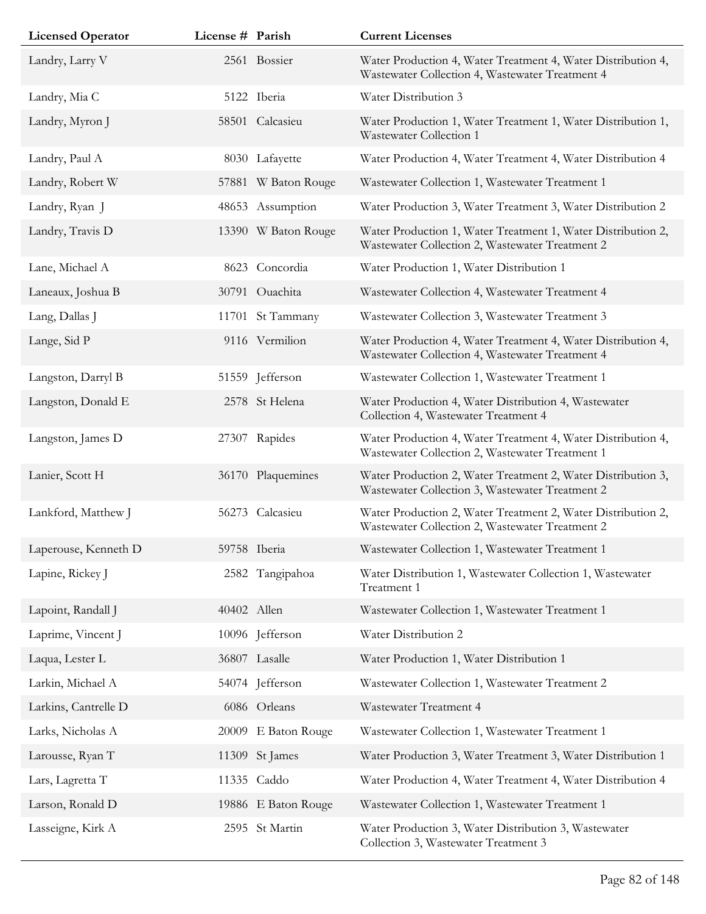| Licensed Operator | License # | Parish | Current Licenses |
| --- | --- | --- | --- |
| Landry, Larry V | 2561 | Bossier | Water Production 4, Water Treatment 4, Water Distribution 4, Wastewater Collection 4, Wastewater Treatment 4 |
| Landry, Mia C | 5122 | Iberia | Water Distribution 3 |
| Landry, Myron J | 58501 | Calcasieu | Water Production 1, Water Treatment 1, Water Distribution 1, Wastewater Collection 1 |
| Landry, Paul A | 8030 | Lafayette | Water Production 4, Water Treatment 4, Water Distribution 4 |
| Landry, Robert W | 57881 | W Baton Rouge | Wastewater Collection 1, Wastewater Treatment 1 |
| Landry, Ryan J | 48653 | Assumption | Water Production 3, Water Treatment 3, Water Distribution 2 |
| Landry, Travis D | 13390 | W Baton Rouge | Water Production 1, Water Treatment 1, Water Distribution 2, Wastewater Collection 2, Wastewater Treatment 2 |
| Lane, Michael A | 8623 | Concordia | Water Production 1, Water Distribution 1 |
| Laneaux, Joshua B | 30791 | Ouachita | Wastewater Collection 4, Wastewater Treatment 4 |
| Lang, Dallas J | 11701 | St Tammany | Wastewater Collection 3, Wastewater Treatment 3 |
| Lange, Sid P | 9116 | Vermilion | Water Production 4, Water Treatment 4, Water Distribution 4, Wastewater Collection 4, Wastewater Treatment 4 |
| Langston, Darryl B | 51559 | Jefferson | Wastewater Collection 1, Wastewater Treatment 1 |
| Langston, Donald E | 2578 | St Helena | Water Production 4, Water Distribution 4, Wastewater Collection 4, Wastewater Treatment 4 |
| Langston, James D | 27307 | Rapides | Water Production 4, Water Treatment 4, Water Distribution 4, Wastewater Collection 2, Wastewater Treatment 1 |
| Lanier, Scott H | 36170 | Plaquemines | Water Production 2, Water Treatment 2, Water Distribution 3, Wastewater Collection 3, Wastewater Treatment 2 |
| Lankford, Matthew J | 56273 | Calcasieu | Water Production 2, Water Treatment 2, Water Distribution 2, Wastewater Collection 2, Wastewater Treatment 2 |
| Laperouse, Kenneth D | 59758 | Iberia | Wastewater Collection 1, Wastewater Treatment 1 |
| Lapine, Rickey J | 2582 | Tangipahoa | Water Distribution 1, Wastewater Collection 1, Wastewater Treatment 1 |
| Lapoint, Randall J | 40402 | Allen | Wastewater Collection 1, Wastewater Treatment 1 |
| Laprime, Vincent J | 10096 | Jefferson | Water Distribution 2 |
| Laqua, Lester L | 36807 | Lasalle | Water Production 1, Water Distribution 1 |
| Larkin, Michael A | 54074 | Jefferson | Wastewater Collection 1, Wastewater Treatment 2 |
| Larkins, Cantrelle D | 6086 | Orleans | Wastewater Treatment 4 |
| Larks, Nicholas A | 20009 | E Baton Rouge | Wastewater Collection 1, Wastewater Treatment 1 |
| Larousse, Ryan T | 11309 | St James | Water Production 3, Water Treatment 3, Water Distribution 1 |
| Lars, Lagretta T | 11335 | Caddo | Water Production 4, Water Treatment 4, Water Distribution 4 |
| Larson, Ronald D | 19886 | E Baton Rouge | Wastewater Collection 1, Wastewater Treatment 1 |
| Lasseigne, Kirk A | 2595 | St Martin | Water Production 3, Water Distribution 3, Wastewater Collection 3, Wastewater Treatment 3 |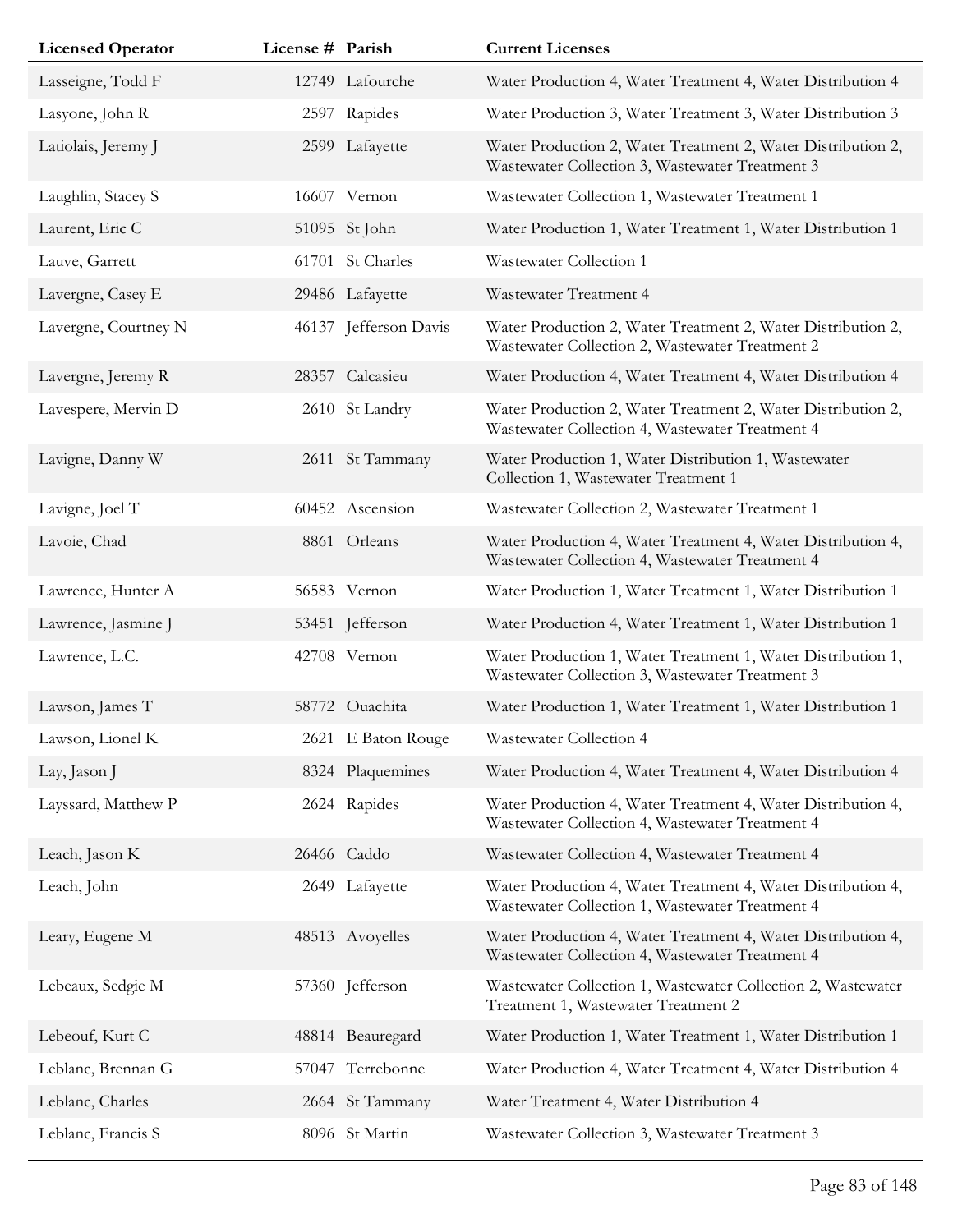| Licensed Operator | License # | Parish | Current Licenses |
| --- | --- | --- | --- |
| Lasseigne, Todd F | 12749 | Lafourche | Water Production 4, Water Treatment 4, Water Distribution 4 |
| Lasyone, John R | 2597 | Rapides | Water Production 3, Water Treatment 3, Water Distribution 3 |
| Latiolais, Jeremy J | 2599 | Lafayette | Water Production 2, Water Treatment 2, Water Distribution 2, Wastewater Collection 3, Wastewater Treatment 3 |
| Laughlin, Stacey S | 16607 | Vernon | Wastewater Collection 1, Wastewater Treatment 1 |
| Laurent, Eric C | 51095 | St John | Water Production 1, Water Treatment 1, Water Distribution 1 |
| Lauve, Garrett | 61701 | St Charles | Wastewater Collection 1 |
| Lavergne, Casey E | 29486 | Lafayette | Wastewater Treatment 4 |
| Lavergne, Courtney N | 46137 | Jefferson Davis | Water Production 2, Water Treatment 2, Water Distribution 2, Wastewater Collection 2, Wastewater Treatment 2 |
| Lavergne, Jeremy R | 28357 | Calcasieu | Water Production 4, Water Treatment 4, Water Distribution 4 |
| Lavespere, Mervin D | 2610 | St Landry | Water Production 2, Water Treatment 2, Water Distribution 2, Wastewater Collection 4, Wastewater Treatment 4 |
| Lavigne, Danny W | 2611 | St Tammany | Water Production 1, Water Distribution 1, Wastewater Collection 1, Wastewater Treatment 1 |
| Lavigne, Joel T | 60452 | Ascension | Wastewater Collection 2, Wastewater Treatment 1 |
| Lavoie, Chad | 8861 | Orleans | Water Production 4, Water Treatment 4, Water Distribution 4, Wastewater Collection 4, Wastewater Treatment 4 |
| Lawrence, Hunter A | 56583 | Vernon | Water Production 1, Water Treatment 1, Water Distribution 1 |
| Lawrence, Jasmine J | 53451 | Jefferson | Water Production 4, Water Treatment 1, Water Distribution 1 |
| Lawrence, L.C. | 42708 | Vernon | Water Production 1, Water Treatment 1, Water Distribution 1, Wastewater Collection 3, Wastewater Treatment 3 |
| Lawson, James T | 58772 | Ouachita | Water Production 1, Water Treatment 1, Water Distribution 1 |
| Lawson, Lionel K | 2621 | E Baton Rouge | Wastewater Collection 4 |
| Lay, Jason J | 8324 | Plaquemines | Water Production 4, Water Treatment 4, Water Distribution 4 |
| Layssard, Matthew P | 2624 | Rapides | Water Production 4, Water Treatment 4, Water Distribution 4, Wastewater Collection 4, Wastewater Treatment 4 |
| Leach, Jason K | 26466 | Caddo | Wastewater Collection 4, Wastewater Treatment 4 |
| Leach, John | 2649 | Lafayette | Water Production 4, Water Treatment 4, Water Distribution 4, Wastewater Collection 1, Wastewater Treatment 4 |
| Leary, Eugene M | 48513 | Avoyelles | Water Production 4, Water Treatment 4, Water Distribution 4, Wastewater Collection 4, Wastewater Treatment 4 |
| Lebeaux, Sedgie M | 57360 | Jefferson | Wastewater Collection 1, Wastewater Collection 2, Wastewater Treatment 1, Wastewater Treatment 2 |
| Lebeouf, Kurt C | 48814 | Beauregard | Water Production 1, Water Treatment 1, Water Distribution 1 |
| Leblanc, Brennan G | 57047 | Terrebonne | Water Production 4, Water Treatment 4, Water Distribution 4 |
| Leblanc, Charles | 2664 | St Tammany | Water Treatment 4, Water Distribution 4 |
| Leblanc, Francis S | 8096 | St Martin | Wastewater Collection 3, Wastewater Treatment 3 |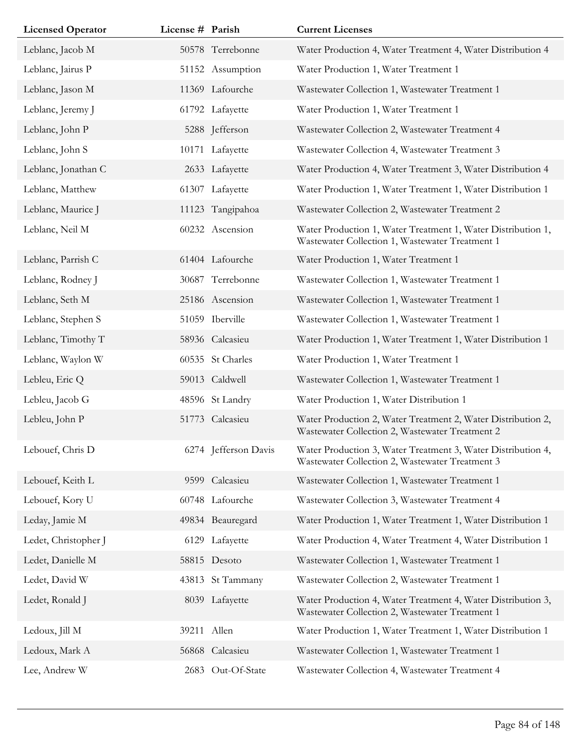| Licensed Operator | License # | Parish | Current Licenses |
| --- | --- | --- | --- |
| Leblanc, Jacob M | 50578 | Terrebonne | Water Production 4, Water Treatment 4, Water Distribution 4 |
| Leblanc, Jairus P | 51152 | Assumption | Water Production 1, Water Treatment 1 |
| Leblanc, Jason M | 11369 | Lafourche | Wastewater Collection 1, Wastewater Treatment 1 |
| Leblanc, Jeremy J | 61792 | Lafayette | Water Production 1, Water Treatment 1 |
| Leblanc, John P | 5288 | Jefferson | Wastewater Collection 2, Wastewater Treatment 4 |
| Leblanc, John S | 10171 | Lafayette | Wastewater Collection 4, Wastewater Treatment 3 |
| Leblanc, Jonathan C | 2633 | Lafayette | Water Production 4, Water Treatment 3, Water Distribution 4 |
| Leblanc, Matthew | 61307 | Lafayette | Water Production 1, Water Treatment 1, Water Distribution 1 |
| Leblanc, Maurice J | 11123 | Tangipahoa | Wastewater Collection 2, Wastewater Treatment 2 |
| Leblanc, Neil M | 60232 | Ascension | Water Production 1, Water Treatment 1, Water Distribution 1, Wastewater Collection 1, Wastewater Treatment 1 |
| Leblanc, Parrish C | 61404 | Lafourche | Water Production 1, Water Treatment 1 |
| Leblanc, Rodney J | 30687 | Terrebonne | Wastewater Collection 1, Wastewater Treatment 1 |
| Leblanc, Seth M | 25186 | Ascension | Wastewater Collection 1, Wastewater Treatment 1 |
| Leblanc, Stephen S | 51059 | Iberville | Wastewater Collection 1, Wastewater Treatment 1 |
| Leblanc, Timothy T | 58936 | Calcasieu | Water Production 1, Water Treatment 1, Water Distribution 1 |
| Leblanc, Waylon W | 60535 | St Charles | Water Production 1, Water Treatment 1 |
| Lebleu, Eric Q | 59013 | Caldwell | Wastewater Collection 1, Wastewater Treatment 1 |
| Lebleu, Jacob G | 48596 | St Landry | Water Production 1, Water Distribution 1 |
| Lebleu, John P | 51773 | Calcasieu | Water Production 2, Water Treatment 2, Water Distribution 2, Wastewater Collection 2, Wastewater Treatment 2 |
| Lebouef, Chris D | 6274 | Jefferson Davis | Water Production 3, Water Treatment 3, Water Distribution 4, Wastewater Collection 2, Wastewater Treatment 3 |
| Lebouef, Keith L | 9599 | Calcasieu | Wastewater Collection 1, Wastewater Treatment 1 |
| Lebouef, Kory U | 60748 | Lafourche | Wastewater Collection 3, Wastewater Treatment 4 |
| Leday, Jamie M | 49834 | Beauregard | Water Production 1, Water Treatment 1, Water Distribution 1 |
| Ledet, Christopher J | 6129 | Lafayette | Water Production 4, Water Treatment 4, Water Distribution 1 |
| Ledet, Danielle M | 58815 | Desoto | Wastewater Collection 1, Wastewater Treatment 1 |
| Ledet, David W | 43813 | St Tammany | Wastewater Collection 2, Wastewater Treatment 1 |
| Ledet, Ronald J | 8039 | Lafayette | Water Production 4, Water Treatment 4, Water Distribution 3, Wastewater Collection 2, Wastewater Treatment 1 |
| Ledoux, Jill M | 39211 | Allen | Water Production 1, Water Treatment 1, Water Distribution 1 |
| Ledoux, Mark A | 56868 | Calcasieu | Wastewater Collection 1, Wastewater Treatment 1 |
| Lee, Andrew W | 2683 | Out-Of-State | Wastewater Collection 4, Wastewater Treatment 4 |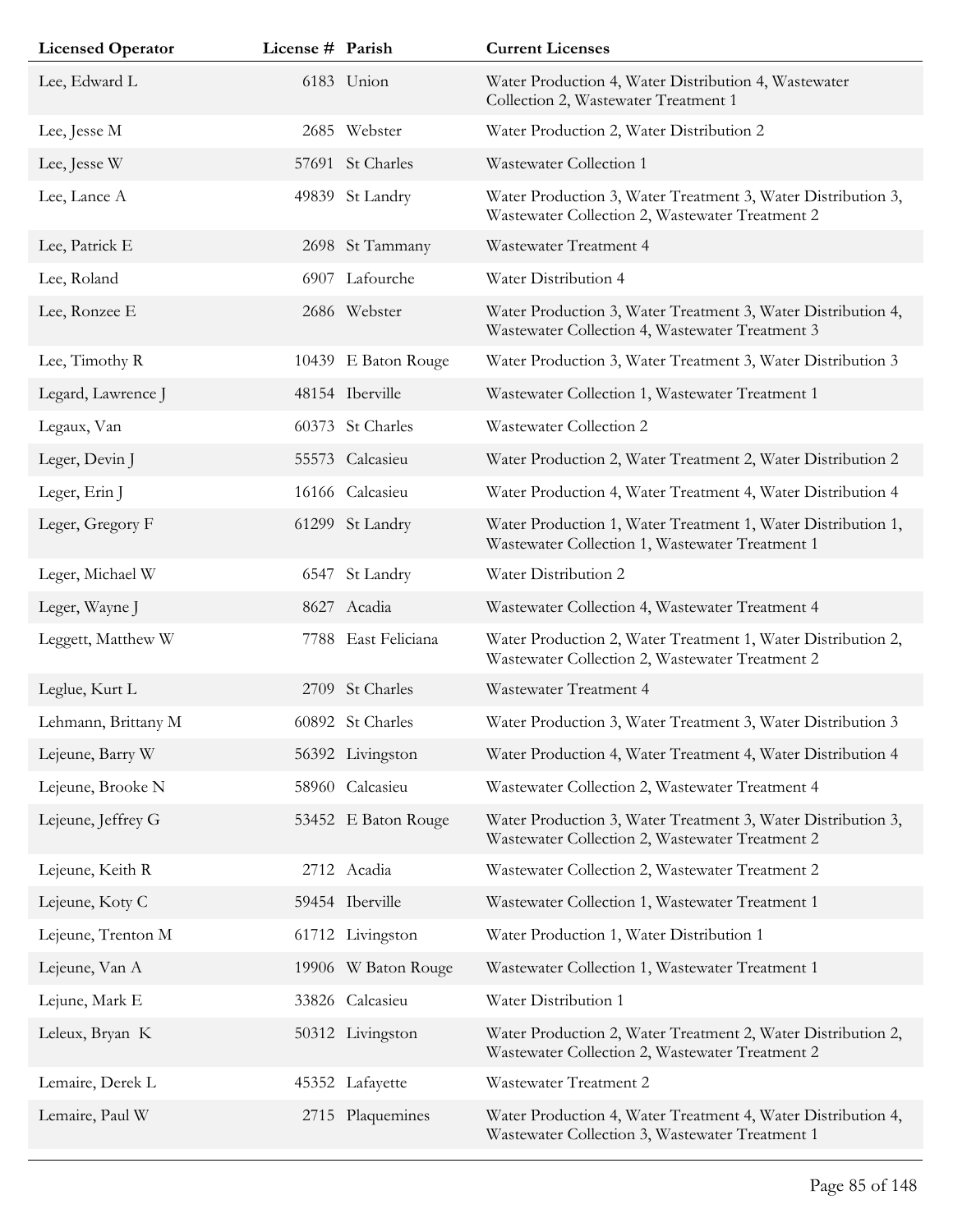| Licensed Operator | License # | Parish | Current Licenses |
|---|---|---|---|
| Lee, Edward L | 6183 | Union | Water Production 4, Water Distribution 4, Wastewater Collection 2, Wastewater Treatment 1 |
| Lee, Jesse M | 2685 | Webster | Water Production 2, Water Distribution 2 |
| Lee, Jesse W | 57691 | St Charles | Wastewater Collection 1 |
| Lee, Lance A | 49839 | St Landry | Water Production 3, Water Treatment 3, Water Distribution 3, Wastewater Collection 2, Wastewater Treatment 2 |
| Lee, Patrick E | 2698 | St Tammany | Wastewater Treatment 4 |
| Lee, Roland | 6907 | Lafourche | Water Distribution 4 |
| Lee, Ronzee E | 2686 | Webster | Water Production 3, Water Treatment 3, Water Distribution 4, Wastewater Collection 4, Wastewater Treatment 3 |
| Lee, Timothy R | 10439 | E Baton Rouge | Water Production 3, Water Treatment 3, Water Distribution 3 |
| Legard, Lawrence J | 48154 | Iberville | Wastewater Collection 1, Wastewater Treatment 1 |
| Legaux, Van | 60373 | St Charles | Wastewater Collection 2 |
| Leger, Devin J | 55573 | Calcasieu | Water Production 2, Water Treatment 2, Water Distribution 2 |
| Leger, Erin J | 16166 | Calcasieu | Water Production 4, Water Treatment 4, Water Distribution 4 |
| Leger, Gregory F | 61299 | St Landry | Water Production 1, Water Treatment 1, Water Distribution 1, Wastewater Collection 1, Wastewater Treatment 1 |
| Leger, Michael W | 6547 | St Landry | Water Distribution 2 |
| Leger, Wayne J | 8627 | Acadia | Wastewater Collection 4, Wastewater Treatment 4 |
| Leggett, Matthew W | 7788 | East Feliciana | Water Production 2, Water Treatment 1, Water Distribution 2, Wastewater Collection 2, Wastewater Treatment 2 |
| Leglue, Kurt L | 2709 | St Charles | Wastewater Treatment 4 |
| Lehmann, Brittany M | 60892 | St Charles | Water Production 3, Water Treatment 3, Water Distribution 3 |
| Lejeune, Barry W | 56392 | Livingston | Water Production 4, Water Treatment 4, Water Distribution 4 |
| Lejeune, Brooke N | 58960 | Calcasieu | Wastewater Collection 2, Wastewater Treatment 4 |
| Lejeune, Jeffrey G | 53452 | E Baton Rouge | Water Production 3, Water Treatment 3, Water Distribution 3, Wastewater Collection 2, Wastewater Treatment 2 |
| Lejeune, Keith R | 2712 | Acadia | Wastewater Collection 2, Wastewater Treatment 2 |
| Lejeune, Koty C | 59454 | Iberville | Wastewater Collection 1, Wastewater Treatment 1 |
| Lejeune, Trenton M | 61712 | Livingston | Water Production 1, Water Distribution 1 |
| Lejeune, Van A | 19906 | W Baton Rouge | Wastewater Collection 1, Wastewater Treatment 1 |
| Lejune, Mark E | 33826 | Calcasieu | Water Distribution 1 |
| Leleux, Bryan K | 50312 | Livingston | Water Production 2, Water Treatment 2, Water Distribution 2, Wastewater Collection 2, Wastewater Treatment 2 |
| Lemaire, Derek L | 45352 | Lafayette | Wastewater Treatment 2 |
| Lemaire, Paul W | 2715 | Plaquemines | Water Production 4, Water Treatment 4, Water Distribution 4, Wastewater Collection 3, Wastewater Treatment 1 |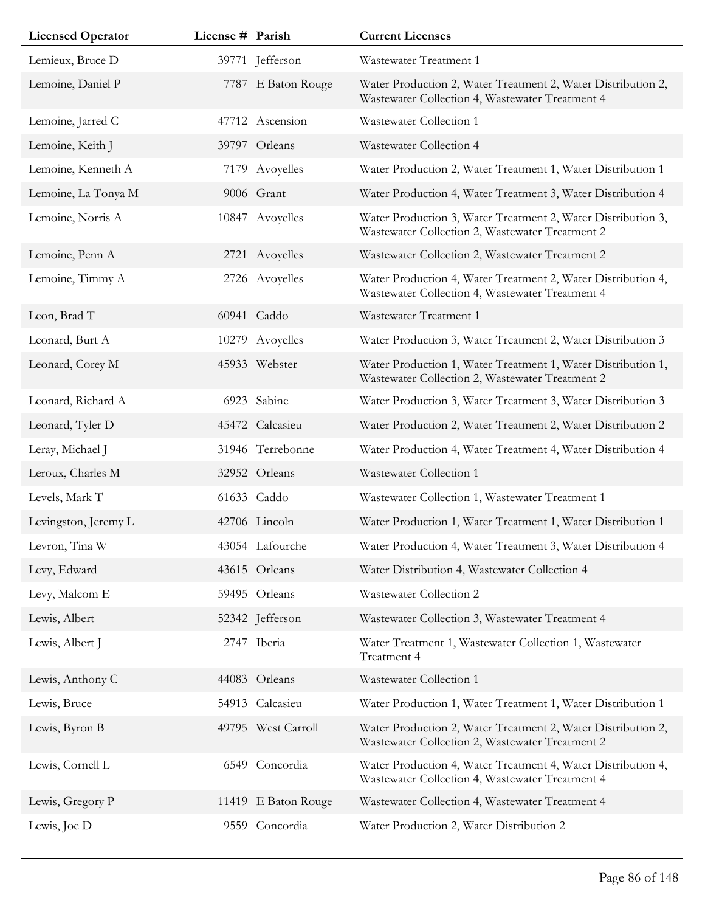| Licensed Operator | License # | Parish | Current Licenses |
|---|---|---|---|
| Lemieux, Bruce D | 39771 | Jefferson | Wastewater Treatment 1 |
| Lemoine, Daniel P | 7787 | E Baton Rouge | Water Production 2, Water Treatment 2, Water Distribution 2, Wastewater Collection 4, Wastewater Treatment 4 |
| Lemoine, Jarred C | 47712 | Ascension | Wastewater Collection 1 |
| Lemoine, Keith J | 39797 | Orleans | Wastewater Collection 4 |
| Lemoine, Kenneth A | 7179 | Avoyelles | Water Production 2, Water Treatment 1, Water Distribution 1 |
| Lemoine, La Tonya M | 9006 | Grant | Water Production 4, Water Treatment 3, Water Distribution 4 |
| Lemoine, Norris A | 10847 | Avoyelles | Water Production 3, Water Treatment 2, Water Distribution 3, Wastewater Collection 2, Wastewater Treatment 2 |
| Lemoine, Penn A | 2721 | Avoyelles | Wastewater Collection 2, Wastewater Treatment 2 |
| Lemoine, Timmy A | 2726 | Avoyelles | Water Production 4, Water Treatment 2, Water Distribution 4, Wastewater Collection 4, Wastewater Treatment 4 |
| Leon, Brad T | 60941 | Caddo | Wastewater Treatment 1 |
| Leonard, Burt A | 10279 | Avoyelles | Water Production 3, Water Treatment 2, Water Distribution 3 |
| Leonard, Corey M | 45933 | Webster | Water Production 1, Water Treatment 1, Water Distribution 1, Wastewater Collection 2, Wastewater Treatment 2 |
| Leonard, Richard A | 6923 | Sabine | Water Production 3, Water Treatment 3, Water Distribution 3 |
| Leonard, Tyler D | 45472 | Calcasieu | Water Production 2, Water Treatment 2, Water Distribution 2 |
| Leray, Michael J | 31946 | Terrebonne | Water Production 4, Water Treatment 4, Water Distribution 4 |
| Leroux, Charles M | 32952 | Orleans | Wastewater Collection 1 |
| Levels, Mark T | 61633 | Caddo | Wastewater Collection 1, Wastewater Treatment 1 |
| Levingston, Jeremy L | 42706 | Lincoln | Water Production 1, Water Treatment 1, Water Distribution 1 |
| Levron, Tina W | 43054 | Lafourche | Water Production 4, Water Treatment 3, Water Distribution 4 |
| Levy, Edward | 43615 | Orleans | Water Distribution 4, Wastewater Collection 4 |
| Levy, Malcom E | 59495 | Orleans | Wastewater Collection 2 |
| Lewis, Albert | 52342 | Jefferson | Wastewater Collection 3, Wastewater Treatment 4 |
| Lewis, Albert J | 2747 | Iberia | Water Treatment 1, Wastewater Collection 1, Wastewater Treatment 4 |
| Lewis, Anthony C | 44083 | Orleans | Wastewater Collection 1 |
| Lewis, Bruce | 54913 | Calcasieu | Water Production 1, Water Treatment 1, Water Distribution 1 |
| Lewis, Byron B | 49795 | West Carroll | Water Production 2, Water Treatment 2, Water Distribution 2, Wastewater Collection 2, Wastewater Treatment 2 |
| Lewis, Cornell L | 6549 | Concordia | Water Production 4, Water Treatment 4, Water Distribution 4, Wastewater Collection 4, Wastewater Treatment 4 |
| Lewis, Gregory P | 11419 | E Baton Rouge | Wastewater Collection 4, Wastewater Treatment 4 |
| Lewis, Joe D | 9559 | Concordia | Water Production 2, Water Distribution 2 |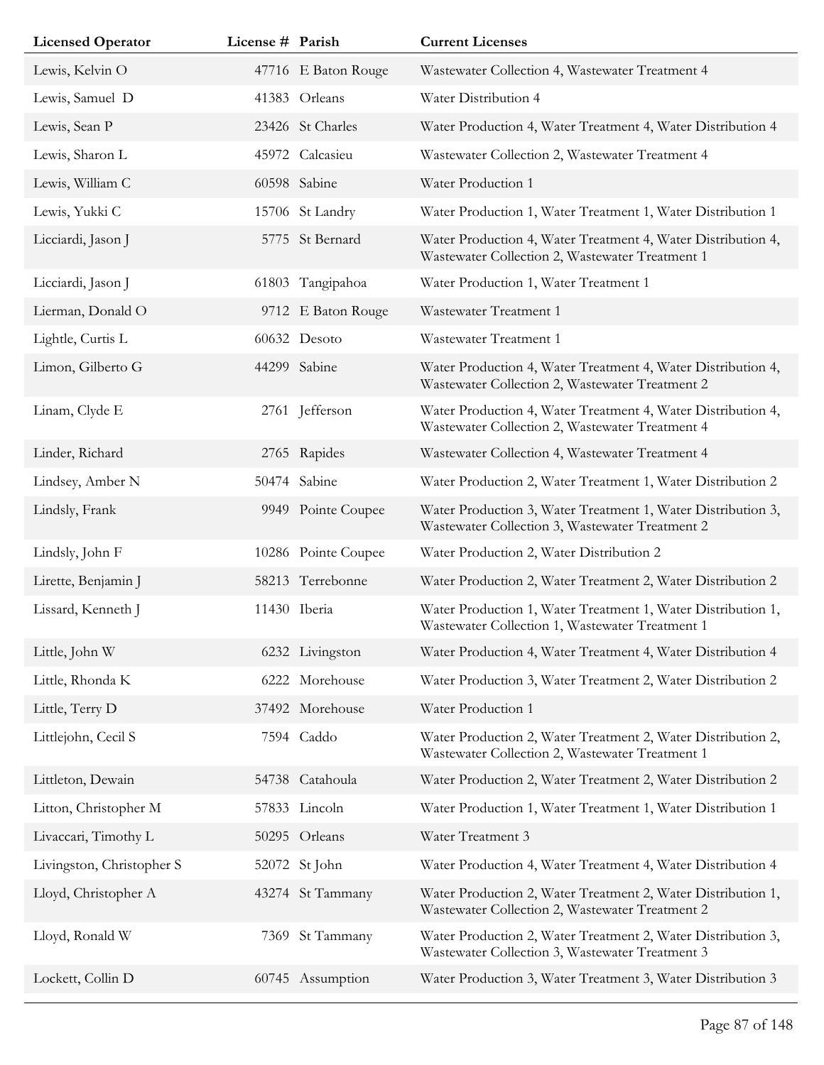| Licensed Operator | License # | Parish | Current Licenses |
|---|---|---|---|
| Lewis, Kelvin O | 47716 | E Baton Rouge | Wastewater Collection 4, Wastewater Treatment 4 |
| Lewis, Samuel D | 41383 | Orleans | Water Distribution 4 |
| Lewis, Sean P | 23426 | St Charles | Water Production 4, Water Treatment 4, Water Distribution 4 |
| Lewis, Sharon L | 45972 | Calcasieu | Wastewater Collection 2, Wastewater Treatment 4 |
| Lewis, William C | 60598 | Sabine | Water Production 1 |
| Lewis, Yukki C | 15706 | St Landry | Water Production 1, Water Treatment 1, Water Distribution 1 |
| Licciardi, Jason J | 5775 | St Bernard | Water Production 4, Water Treatment 4, Water Distribution 4, Wastewater Collection 2, Wastewater Treatment 1 |
| Licciardi, Jason J | 61803 | Tangipahoa | Water Production 1, Water Treatment 1 |
| Lierman, Donald O | 9712 | E Baton Rouge | Wastewater Treatment 1 |
| Lightle, Curtis L | 60632 | Desoto | Wastewater Treatment 1 |
| Limon, Gilberto G | 44299 | Sabine | Water Production 4, Water Treatment 4, Water Distribution 4, Wastewater Collection 2, Wastewater Treatment 2 |
| Linam, Clyde E | 2761 | Jefferson | Water Production 4, Water Treatment 4, Water Distribution 4, Wastewater Collection 2, Wastewater Treatment 4 |
| Linder, Richard | 2765 | Rapides | Wastewater Collection 4, Wastewater Treatment 4 |
| Lindsey, Amber N | 50474 | Sabine | Water Production 2, Water Treatment 1, Water Distribution 2 |
| Lindsly, Frank | 9949 | Pointe Coupee | Water Production 3, Water Treatment 1, Water Distribution 3, Wastewater Collection 3, Wastewater Treatment 2 |
| Lindsly, John F | 10286 | Pointe Coupee | Water Production 2, Water Distribution 2 |
| Lirette, Benjamin J | 58213 | Terrebonne | Water Production 2, Water Treatment 2, Water Distribution 2 |
| Lissard, Kenneth J | 11430 | Iberia | Water Production 1, Water Treatment 1, Water Distribution 1, Wastewater Collection 1, Wastewater Treatment 1 |
| Little, John W | 6232 | Livingston | Water Production 4, Water Treatment 4, Water Distribution 4 |
| Little, Rhonda K | 6222 | Morehouse | Water Production 3, Water Treatment 2, Water Distribution 2 |
| Little, Terry D | 37492 | Morehouse | Water Production 1 |
| Littlejohn, Cecil S | 7594 | Caddo | Water Production 2, Water Treatment 2, Water Distribution 2, Wastewater Collection 2, Wastewater Treatment 1 |
| Littleton, Dewain | 54738 | Catahoula | Water Production 2, Water Treatment 2, Water Distribution 2 |
| Litton, Christopher M | 57833 | Lincoln | Water Production 1, Water Treatment 1, Water Distribution 1 |
| Livaccari, Timothy L | 50295 | Orleans | Water Treatment 3 |
| Livingston, Christopher S | 52072 | St John | Water Production 4, Water Treatment 4, Water Distribution 4 |
| Lloyd, Christopher A | 43274 | St Tammany | Water Production 2, Water Treatment 2, Water Distribution 1, Wastewater Collection 2, Wastewater Treatment 2 |
| Lloyd, Ronald W | 7369 | St Tammany | Water Production 2, Water Treatment 2, Water Distribution 3, Wastewater Collection 3, Wastewater Treatment 3 |
| Lockett, Collin D | 60745 | Assumption | Water Production 3, Water Treatment 3, Water Distribution 3 |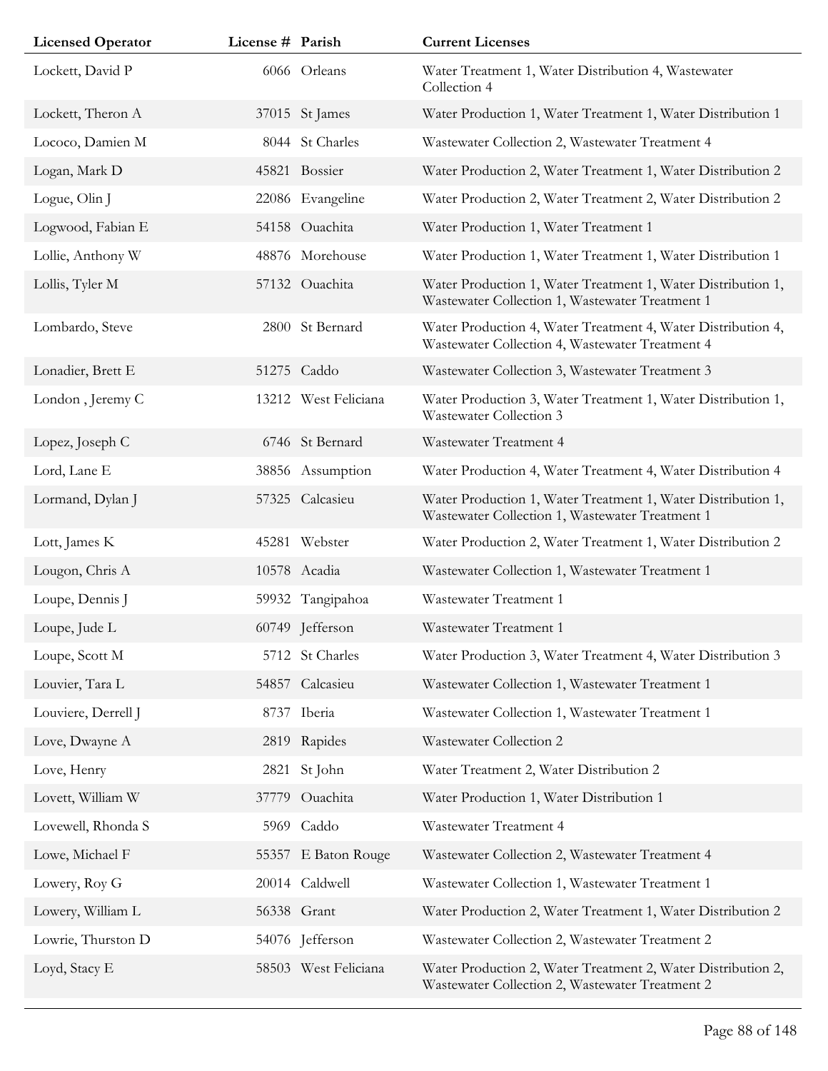| Licensed Operator | License # | Parish | Current Licenses |
|---|---|---|---|
| Lockett, David P | 6066 | Orleans | Water Treatment 1, Water Distribution 4, Wastewater Collection 4 |
| Lockett, Theron A | 37015 | St James | Water Production 1, Water Treatment 1, Water Distribution 1 |
| Lococo, Damien M | 8044 | St Charles | Wastewater Collection 2, Wastewater Treatment 4 |
| Logan, Mark D | 45821 | Bossier | Water Production 2, Water Treatment 1, Water Distribution 2 |
| Logue, Olin J | 22086 | Evangeline | Water Production 2, Water Treatment 2, Water Distribution 2 |
| Logwood, Fabian E | 54158 | Ouachita | Water Production 1, Water Treatment 1 |
| Lollie, Anthony W | 48876 | Morehouse | Water Production 1, Water Treatment 1, Water Distribution 1 |
| Lollis, Tyler M | 57132 | Ouachita | Water Production 1, Water Treatment 1, Water Distribution 1, Wastewater Collection 1, Wastewater Treatment 1 |
| Lombardo, Steve | 2800 | St Bernard | Water Production 4, Water Treatment 4, Water Distribution 4, Wastewater Collection 4, Wastewater Treatment 4 |
| Lonadier, Brett E | 51275 | Caddo | Wastewater Collection 3, Wastewater Treatment 3 |
| London , Jeremy C | 13212 | West Feliciana | Water Production 3, Water Treatment 1, Water Distribution 1, Wastewater Collection 3 |
| Lopez, Joseph C | 6746 | St Bernard | Wastewater Treatment 4 |
| Lord, Lane E | 38856 | Assumption | Water Production 4, Water Treatment 4, Water Distribution 4 |
| Lormand, Dylan J | 57325 | Calcasieu | Water Production 1, Water Treatment 1, Water Distribution 1, Wastewater Collection 1, Wastewater Treatment 1 |
| Lott, James K | 45281 | Webster | Water Production 2, Water Treatment 1, Water Distribution 2 |
| Lougon, Chris A | 10578 | Acadia | Wastewater Collection 1, Wastewater Treatment 1 |
| Loupe, Dennis J | 59932 | Tangipahoa | Wastewater Treatment 1 |
| Loupe, Jude L | 60749 | Jefferson | Wastewater Treatment 1 |
| Loupe, Scott M | 5712 | St Charles | Water Production 3, Water Treatment 4, Water Distribution 3 |
| Louvier, Tara L | 54857 | Calcasieu | Wastewater Collection 1, Wastewater Treatment 1 |
| Louviere, Derrell J | 8737 | Iberia | Wastewater Collection 1, Wastewater Treatment 1 |
| Love, Dwayne A | 2819 | Rapides | Wastewater Collection 2 |
| Love, Henry | 2821 | St John | Water Treatment 2, Water Distribution 2 |
| Lovett, William W | 37779 | Ouachita | Water Production 1, Water Distribution 1 |
| Lovewell, Rhonda S | 5969 | Caddo | Wastewater Treatment 4 |
| Lowe, Michael F | 55357 | E Baton Rouge | Wastewater Collection 2, Wastewater Treatment 4 |
| Lowery, Roy G | 20014 | Caldwell | Wastewater Collection 1, Wastewater Treatment 1 |
| Lowery, William L | 56338 | Grant | Water Production 2, Water Treatment 1, Water Distribution 2 |
| Lowrie, Thurston D | 54076 | Jefferson | Wastewater Collection 2, Wastewater Treatment 2 |
| Loyd, Stacy E | 58503 | West Feliciana | Water Production 2, Water Treatment 2, Water Distribution 2, Wastewater Collection 2, Wastewater Treatment 2 |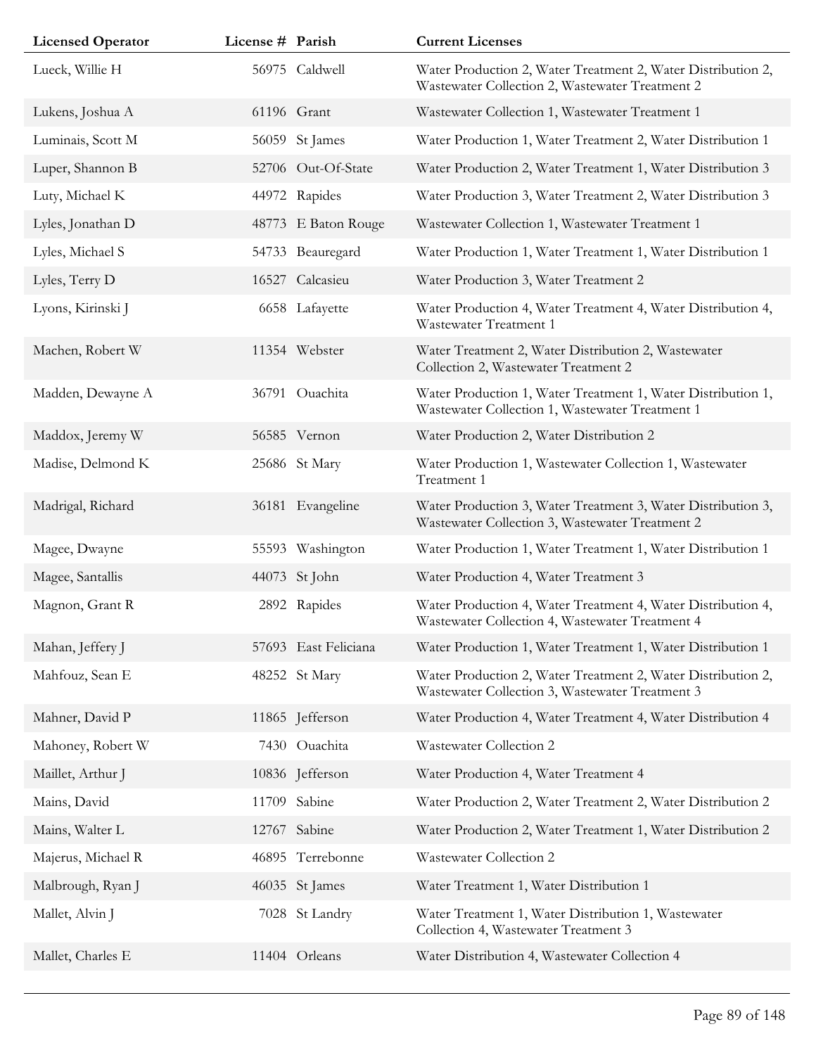| Licensed Operator | License # | Parish | Current Licenses |
|---|---|---|---|
| Lueck, Willie H | 56975 | Caldwell | Water Production 2, Water Treatment 2, Water Distribution 2, Wastewater Collection 2, Wastewater Treatment 2 |
| Lukens, Joshua A | 61196 | Grant | Wastewater Collection 1, Wastewater Treatment 1 |
| Luminais, Scott M | 56059 | St James | Water Production 1, Water Treatment 2, Water Distribution 1 |
| Luper, Shannon B | 52706 | Out-Of-State | Water Production 2, Water Treatment 1, Water Distribution 3 |
| Luty, Michael K | 44972 | Rapides | Water Production 3, Water Treatment 2, Water Distribution 3 |
| Lyles, Jonathan D | 48773 | E Baton Rouge | Wastewater Collection 1, Wastewater Treatment 1 |
| Lyles, Michael S | 54733 | Beauregard | Water Production 1, Water Treatment 1, Water Distribution 1 |
| Lyles, Terry D | 16527 | Calcasieu | Water Production 3, Water Treatment 2 |
| Lyons, Kirinski J | 6658 | Lafayette | Water Production 4, Water Treatment 4, Water Distribution 4, Wastewater Treatment 1 |
| Machen, Robert W | 11354 | Webster | Water Treatment 2, Water Distribution 2, Wastewater Collection 2, Wastewater Treatment 2 |
| Madden, Dewayne A | 36791 | Ouachita | Water Production 1, Water Treatment 1, Water Distribution 1, Wastewater Collection 1, Wastewater Treatment 1 |
| Maddox, Jeremy W | 56585 | Vernon | Water Production 2, Water Distribution 2 |
| Madise, Delmond K | 25686 | St Mary | Water Production 1, Wastewater Collection 1, Wastewater Treatment 1 |
| Madrigal, Richard | 36181 | Evangeline | Water Production 3, Water Treatment 3, Water Distribution 3, Wastewater Collection 3, Wastewater Treatment 2 |
| Magee, Dwayne | 55593 | Washington | Water Production 1, Water Treatment 1, Water Distribution 1 |
| Magee, Santallis | 44073 | St John | Water Production 4, Water Treatment 3 |
| Magnon, Grant R | 2892 | Rapides | Water Production 4, Water Treatment 4, Water Distribution 4, Wastewater Collection 4, Wastewater Treatment 4 |
| Mahan, Jeffery J | 57693 | East Feliciana | Water Production 1, Water Treatment 1, Water Distribution 1 |
| Mahfouz, Sean E | 48252 | St Mary | Water Production 2, Water Treatment 2, Water Distribution 2, Wastewater Collection 3, Wastewater Treatment 3 |
| Mahner, David P | 11865 | Jefferson | Water Production 4, Water Treatment 4, Water Distribution 4 |
| Mahoney, Robert W | 7430 | Ouachita | Wastewater Collection 2 |
| Maillet, Arthur J | 10836 | Jefferson | Water Production 4, Water Treatment 4 |
| Mains, David | 11709 | Sabine | Water Production 2, Water Treatment 2, Water Distribution 2 |
| Mains, Walter L | 12767 | Sabine | Water Production 2, Water Treatment 1, Water Distribution 2 |
| Majerus, Michael R | 46895 | Terrebonne | Wastewater Collection 2 |
| Malbrough, Ryan J | 46035 | St James | Water Treatment 1, Water Distribution 1 |
| Mallet, Alvin J | 7028 | St Landry | Water Treatment 1, Water Distribution 1, Wastewater Collection 4, Wastewater Treatment 3 |
| Mallet, Charles E | 11404 | Orleans | Water Distribution 4, Wastewater Collection 4 |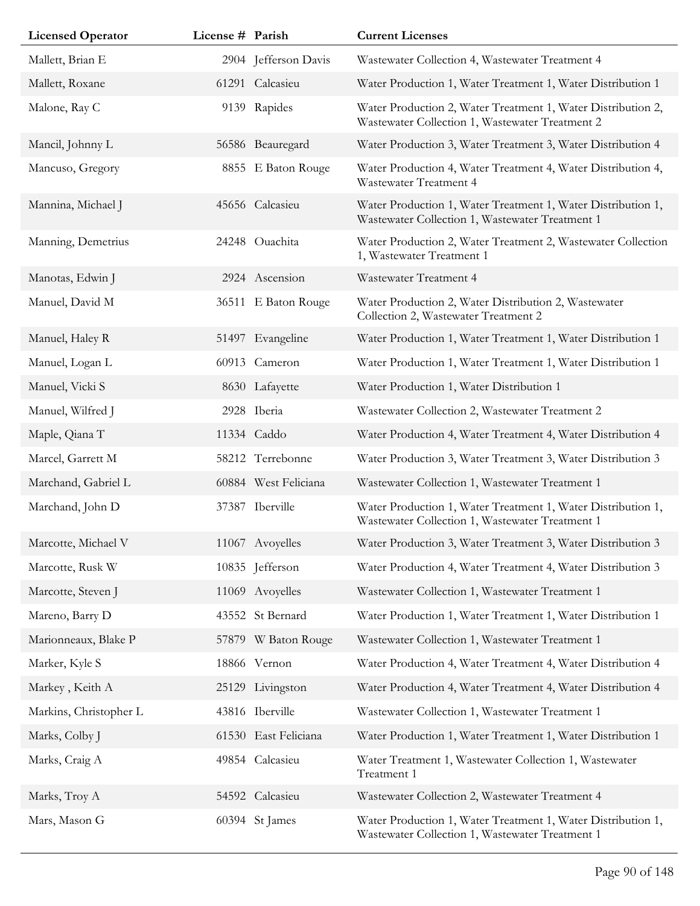| Licensed Operator | License # | Parish | Current Licenses |
|---|---|---|---|
| Mallett, Brian E | 2904 | Jefferson Davis | Wastewater Collection 4, Wastewater Treatment 4 |
| Mallett, Roxane | 61291 | Calcasieu | Water Production 1, Water Treatment 1, Water Distribution 1 |
| Malone, Ray C | 9139 | Rapides | Water Production 2, Water Treatment 1, Water Distribution 2, Wastewater Collection 1, Wastewater Treatment 2 |
| Mancil, Johnny L | 56586 | Beauregard | Water Production 3, Water Treatment 3, Water Distribution 4 |
| Mancuso, Gregory | 8855 | E Baton Rouge | Water Production 4, Water Treatment 4, Water Distribution 4, Wastewater Treatment 4 |
| Mannina, Michael J | 45656 | Calcasieu | Water Production 1, Water Treatment 1, Water Distribution 1, Wastewater Collection 1, Wastewater Treatment 1 |
| Manning, Demetrius | 24248 | Ouachita | Water Production 2, Water Treatment 2, Wastewater Collection 1, Wastewater Treatment 1 |
| Manotas, Edwin J | 2924 | Ascension | Wastewater Treatment 4 |
| Manuel, David M | 36511 | E Baton Rouge | Water Production 2, Water Distribution 2, Wastewater Collection 2, Wastewater Treatment 2 |
| Manuel, Haley R | 51497 | Evangeline | Water Production 1, Water Treatment 1, Water Distribution 1 |
| Manuel, Logan L | 60913 | Cameron | Water Production 1, Water Treatment 1, Water Distribution 1 |
| Manuel, Vicki S | 8630 | Lafayette | Water Production 1, Water Distribution 1 |
| Manuel, Wilfred J | 2928 | Iberia | Wastewater Collection 2, Wastewater Treatment 2 |
| Maple, Qiana T | 11334 | Caddo | Water Production 4, Water Treatment 4, Water Distribution 4 |
| Marcel, Garrett M | 58212 | Terrebonne | Water Production 3, Water Treatment 3, Water Distribution 3 |
| Marchand, Gabriel L | 60884 | West Feliciana | Wastewater Collection 1, Wastewater Treatment 1 |
| Marchand, John D | 37387 | Iberville | Water Production 1, Water Treatment 1, Water Distribution 1, Wastewater Collection 1, Wastewater Treatment 1 |
| Marcotte, Michael V | 11067 | Avoyelles | Water Production 3, Water Treatment 3, Water Distribution 3 |
| Marcotte, Rusk W | 10835 | Jefferson | Water Production 4, Water Treatment 4, Water Distribution 3 |
| Marcotte, Steven J | 11069 | Avoyelles | Wastewater Collection 1, Wastewater Treatment 1 |
| Mareno, Barry D | 43552 | St Bernard | Water Production 1, Water Treatment 1, Water Distribution 1 |
| Marionneaux, Blake P | 57879 | W Baton Rouge | Wastewater Collection 1, Wastewater Treatment 1 |
| Marker, Kyle S | 18866 | Vernon | Water Production 4, Water Treatment 4, Water Distribution 4 |
| Markey , Keith A | 25129 | Livingston | Water Production 4, Water Treatment 4, Water Distribution 4 |
| Markins, Christopher L | 43816 | Iberville | Wastewater Collection 1, Wastewater Treatment 1 |
| Marks, Colby J | 61530 | East Feliciana | Water Production 1, Water Treatment 1, Water Distribution 1 |
| Marks, Craig A | 49854 | Calcasieu | Water Treatment 1, Wastewater Collection 1, Wastewater Treatment 1 |
| Marks, Troy A | 54592 | Calcasieu | Wastewater Collection 2, Wastewater Treatment 4 |
| Mars, Mason G | 60394 | St James | Water Production 1, Water Treatment 1, Water Distribution 1, Wastewater Collection 1, Wastewater Treatment 1 |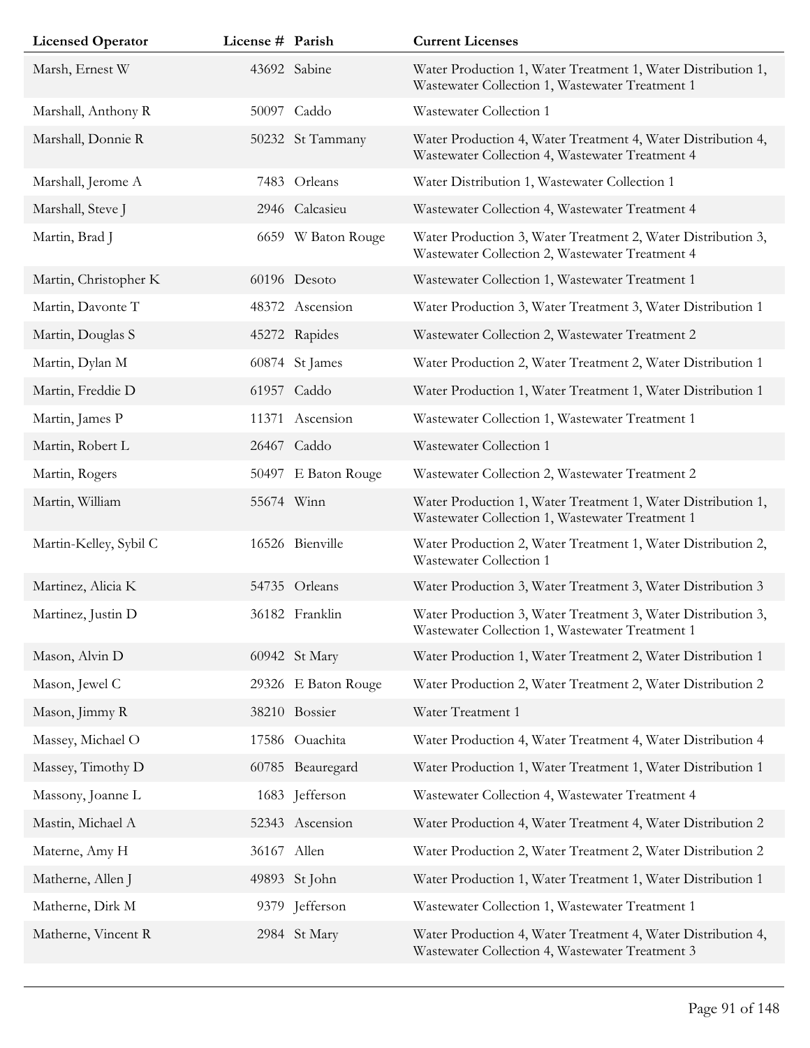| Licensed Operator | License # | Parish | Current Licenses |
|---|---|---|---|
| Marsh, Ernest W | 43692 | Sabine | Water Production 1, Water Treatment 1, Water Distribution 1, Wastewater Collection 1, Wastewater Treatment 1 |
| Marshall, Anthony R | 50097 | Caddo | Wastewater Collection 1 |
| Marshall, Donnie R | 50232 | St Tammany | Water Production 4, Water Treatment 4, Water Distribution 4, Wastewater Collection 4, Wastewater Treatment 4 |
| Marshall, Jerome A | 7483 | Orleans | Water Distribution 1, Wastewater Collection 1 |
| Marshall, Steve J | 2946 | Calcasieu | Wastewater Collection 4, Wastewater Treatment 4 |
| Martin, Brad J | 6659 | W Baton Rouge | Water Production 3, Water Treatment 2, Water Distribution 3, Wastewater Collection 2, Wastewater Treatment 4 |
| Martin, Christopher K | 60196 | Desoto | Wastewater Collection 1, Wastewater Treatment 1 |
| Martin, Davonte T | 48372 | Ascension | Water Production 3, Water Treatment 3, Water Distribution 1 |
| Martin, Douglas S | 45272 | Rapides | Wastewater Collection 2, Wastewater Treatment 2 |
| Martin, Dylan M | 60874 | St James | Water Production 2, Water Treatment 2, Water Distribution 1 |
| Martin, Freddie D | 61957 | Caddo | Water Production 1, Water Treatment 1, Water Distribution 1 |
| Martin, James P | 11371 | Ascension | Wastewater Collection 1, Wastewater Treatment 1 |
| Martin, Robert L | 26467 | Caddo | Wastewater Collection 1 |
| Martin, Rogers | 50497 | E Baton Rouge | Wastewater Collection 2, Wastewater Treatment 2 |
| Martin, William | 55674 | Winn | Water Production 1, Water Treatment 1, Water Distribution 1, Wastewater Collection 1, Wastewater Treatment 1 |
| Martin-Kelley, Sybil C | 16526 | Bienville | Water Production 2, Water Treatment 1, Water Distribution 2, Wastewater Collection 1 |
| Martinez, Alicia K | 54735 | Orleans | Water Production 3, Water Treatment 3, Water Distribution 3 |
| Martinez, Justin D | 36182 | Franklin | Water Production 3, Water Treatment 3, Water Distribution 3, Wastewater Collection 1, Wastewater Treatment 1 |
| Mason, Alvin D | 60942 | St Mary | Water Production 1, Water Treatment 2, Water Distribution 1 |
| Mason, Jewel C | 29326 | E Baton Rouge | Water Production 2, Water Treatment 2, Water Distribution 2 |
| Mason, Jimmy R | 38210 | Bossier | Water Treatment 1 |
| Massey, Michael O | 17586 | Ouachita | Water Production 4, Water Treatment 4, Water Distribution 4 |
| Massey, Timothy D | 60785 | Beauregard | Water Production 1, Water Treatment 1, Water Distribution 1 |
| Massony, Joanne L | 1683 | Jefferson | Wastewater Collection 4, Wastewater Treatment 4 |
| Mastin, Michael A | 52343 | Ascension | Water Production 4, Water Treatment 4, Water Distribution 2 |
| Materne, Amy H | 36167 | Allen | Water Production 2, Water Treatment 2, Water Distribution 2 |
| Matherne, Allen J | 49893 | St John | Water Production 1, Water Treatment 1, Water Distribution 1 |
| Matherne, Dirk M | 9379 | Jefferson | Wastewater Collection 1, Wastewater Treatment 1 |
| Matherne, Vincent R | 2984 | St Mary | Water Production 4, Water Treatment 4, Water Distribution 4, Wastewater Collection 4, Wastewater Treatment 3 |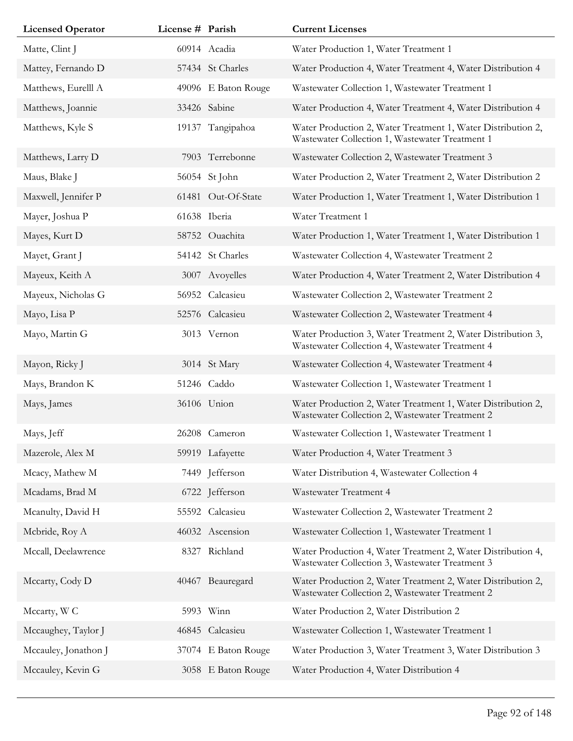| Licensed Operator | License # | Parish | Current Licenses |
|---|---|---|---|
| Matte, Clint J | 60914 | Acadia | Water Production 1, Water Treatment 1 |
| Mattey, Fernando D | 57434 | St Charles | Water Production 4, Water Treatment 4, Water Distribution 4 |
| Matthews, Eurelll A | 49096 | E Baton Rouge | Wastewater Collection 1, Wastewater Treatment 1 |
| Matthews, Joannie | 33426 | Sabine | Water Production 4, Water Treatment 4, Water Distribution 4 |
| Matthews, Kyle S | 19137 | Tangipahoa | Water Production 2, Water Treatment 1, Water Distribution 2, Wastewater Collection 1, Wastewater Treatment 1 |
| Matthews, Larry D | 7903 | Terrebonne | Wastewater Collection 2, Wastewater Treatment 3 |
| Maus, Blake J | 56054 | St John | Water Production 2, Water Treatment 2, Water Distribution 2 |
| Maxwell, Jennifer P | 61481 | Out-Of-State | Water Production 1, Water Treatment 1, Water Distribution 1 |
| Mayer, Joshua P | 61638 | Iberia | Water Treatment 1 |
| Mayes, Kurt D | 58752 | Ouachita | Water Production 1, Water Treatment 1, Water Distribution 1 |
| Mayet, Grant J | 54142 | St Charles | Wastewater Collection 4, Wastewater Treatment 2 |
| Mayeux, Keith A | 3007 | Avoyelles | Water Production 4, Water Treatment 2, Water Distribution 4 |
| Mayeux, Nicholas G | 56952 | Calcasieu | Wastewater Collection 2, Wastewater Treatment 2 |
| Mayo, Lisa P | 52576 | Calcasieu | Wastewater Collection 2, Wastewater Treatment 4 |
| Mayo, Martin G | 3013 | Vernon | Water Production 3, Water Treatment 2, Water Distribution 3, Wastewater Collection 4, Wastewater Treatment 4 |
| Mayon, Ricky J | 3014 | St Mary | Wastewater Collection 4, Wastewater Treatment 4 |
| Mays, Brandon K | 51246 | Caddo | Wastewater Collection 1, Wastewater Treatment 1 |
| Mays, James | 36106 | Union | Water Production 2, Water Treatment 1, Water Distribution 2, Wastewater Collection 2, Wastewater Treatment 2 |
| Mays, Jeff | 26208 | Cameron | Wastewater Collection 1, Wastewater Treatment 1 |
| Mazerole, Alex M | 59919 | Lafayette | Water Production 4, Water Treatment 3 |
| Mcacy, Mathew M | 7449 | Jefferson | Water Distribution 4, Wastewater Collection 4 |
| Mcadams, Brad M | 6722 | Jefferson | Wastewater Treatment 4 |
| Mcanulty, David H | 55592 | Calcasieu | Wastewater Collection 2, Wastewater Treatment 2 |
| Mcbride, Roy A | 46032 | Ascension | Wastewater Collection 1, Wastewater Treatment 1 |
| Mccall, Deelawrence | 8327 | Richland | Water Production 4, Water Treatment 2, Water Distribution 4, Wastewater Collection 3, Wastewater Treatment 3 |
| Mccarty, Cody D | 40467 | Beauregard | Water Production 2, Water Treatment 2, Water Distribution 2, Wastewater Collection 2, Wastewater Treatment 2 |
| Mccarty, W C | 5993 | Winn | Water Production 2, Water Distribution 2 |
| Mccaughey, Taylor J | 46845 | Calcasieu | Wastewater Collection 1, Wastewater Treatment 1 |
| Mccauley, Jonathon J | 37074 | E Baton Rouge | Water Production 3, Water Treatment 3, Water Distribution 3 |
| Mccauley, Kevin G | 3058 | E Baton Rouge | Water Production 4, Water Distribution 4 |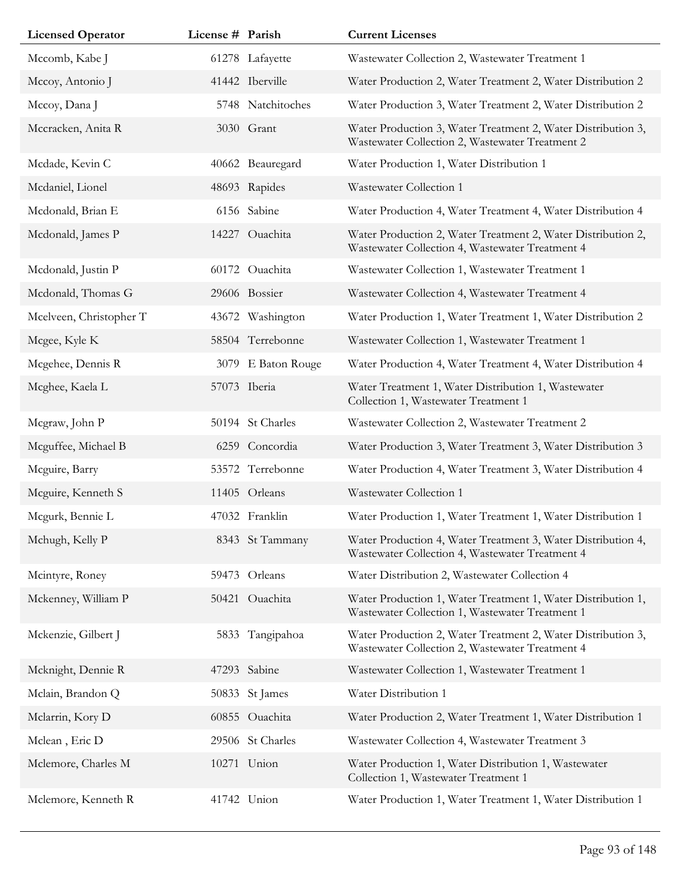| Licensed Operator | License # | Parish | Current Licenses |
|---|---|---|---|
| Mccomb, Kabe J | 61278 | Lafayette | Wastewater Collection 2, Wastewater Treatment 1 |
| Mccoy, Antonio J | 41442 | Iberville | Water Production 2, Water Treatment 2, Water Distribution 2 |
| Mccoy, Dana J | 5748 | Natchitoches | Water Production 3, Water Treatment 2, Water Distribution 2 |
| Mccracken, Anita R | 3030 | Grant | Water Production 3, Water Treatment 2, Water Distribution 3, Wastewater Collection 2, Wastewater Treatment 2 |
| Mcdade, Kevin C | 40662 | Beauregard | Water Production 1, Water Distribution 1 |
| Mcdaniel, Lionel | 48693 | Rapides | Wastewater Collection 1 |
| Mcdonald, Brian E | 6156 | Sabine | Water Production 4, Water Treatment 4, Water Distribution 4 |
| Mcdonald, James P | 14227 | Ouachita | Water Production 2, Water Treatment 2, Water Distribution 2, Wastewater Collection 4, Wastewater Treatment 4 |
| Mcdonald, Justin P | 60172 | Ouachita | Wastewater Collection 1, Wastewater Treatment 1 |
| Mcdonald, Thomas G | 29606 | Bossier | Wastewater Collection 4, Wastewater Treatment 4 |
| Mcelveen, Christopher T | 43672 | Washington | Water Production 1, Water Treatment 1, Water Distribution 2 |
| Mcgee, Kyle K | 58504 | Terrebonne | Wastewater Collection 1, Wastewater Treatment 1 |
| Mcgehee, Dennis R | 3079 | E Baton Rouge | Water Production 4, Water Treatment 4, Water Distribution 4 |
| Mcghee, Kaela L | 57073 | Iberia | Water Treatment 1, Water Distribution 1, Wastewater Collection 1, Wastewater Treatment 1 |
| Mcgraw, John P | 50194 | St Charles | Wastewater Collection 2, Wastewater Treatment 2 |
| Mcguffee, Michael B | 6259 | Concordia | Water Production 3, Water Treatment 3, Water Distribution 3 |
| Mcguire, Barry | 53572 | Terrebonne | Water Production 4, Water Treatment 3, Water Distribution 4 |
| Mcguire, Kenneth S | 11405 | Orleans | Wastewater Collection 1 |
| Mcgurk, Bennie L | 47032 | Franklin | Water Production 1, Water Treatment 1, Water Distribution 1 |
| Mchugh, Kelly P | 8343 | St Tammany | Water Production 4, Water Treatment 3, Water Distribution 4, Wastewater Collection 4, Wastewater Treatment 4 |
| Mcintyre, Roney | 59473 | Orleans | Water Distribution 2, Wastewater Collection 4 |
| Mckenney, William P | 50421 | Ouachita | Water Production 1, Water Treatment 1, Water Distribution 1, Wastewater Collection 1, Wastewater Treatment 1 |
| Mckenzie, Gilbert J | 5833 | Tangipahoa | Water Production 2, Water Treatment 2, Water Distribution 3, Wastewater Collection 2, Wastewater Treatment 4 |
| Mcknight, Dennie R | 47293 | Sabine | Wastewater Collection 1, Wastewater Treatment 1 |
| Mclain, Brandon Q | 50833 | St James | Water Distribution 1 |
| Mclarrin, Kory D | 60855 | Ouachita | Water Production 2, Water Treatment 1, Water Distribution 1 |
| Mclean , Eric D | 29506 | St Charles | Wastewater Collection 4, Wastewater Treatment 3 |
| Mclemore, Charles M | 10271 | Union | Water Production 1, Water Distribution 1, Wastewater Collection 1, Wastewater Treatment 1 |
| Mclemore, Kenneth R | 41742 | Union | Water Production 1, Water Treatment 1, Water Distribution 1 |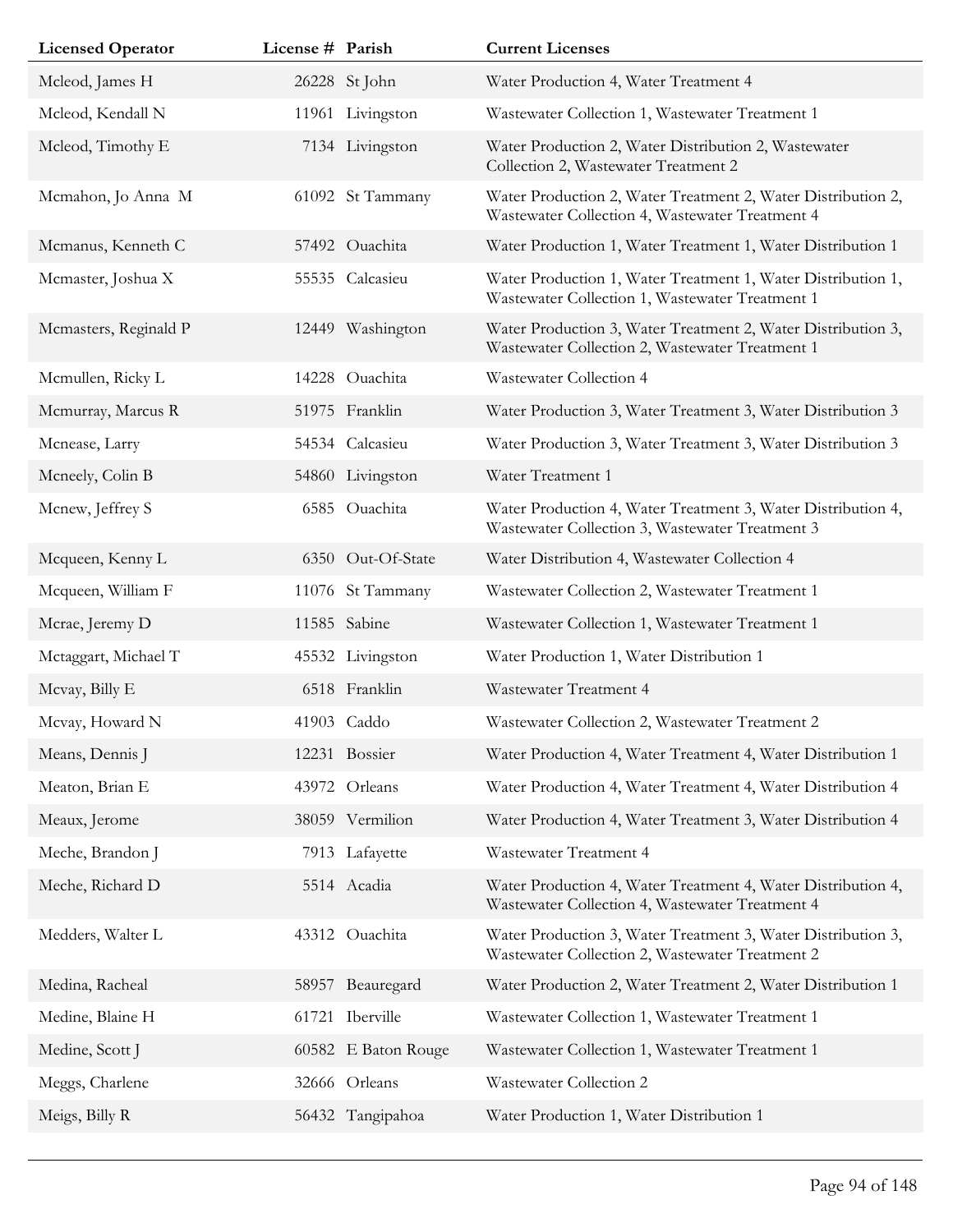| Licensed Operator | License # | Parish | Current Licenses |
|---|---|---|---|
| Mcleod, James H | 26228 | St John | Water Production 4, Water Treatment 4 |
| Mcleod, Kendall N | 11961 | Livingston | Wastewater Collection 1, Wastewater Treatment 1 |
| Mcleod, Timothy E | 7134 | Livingston | Water Production 2, Water Distribution 2, Wastewater Collection 2, Wastewater Treatment 2 |
| Mcmahon, Jo Anna M | 61092 | St Tammany | Water Production 2, Water Treatment 2, Water Distribution 2, Wastewater Collection 4, Wastewater Treatment 4 |
| Mcmanus, Kenneth C | 57492 | Ouachita | Water Production 1, Water Treatment 1, Water Distribution 1 |
| Mcmaster, Joshua X | 55535 | Calcasieu | Water Production 1, Water Treatment 1, Water Distribution 1, Wastewater Collection 1, Wastewater Treatment 1 |
| Mcmasters, Reginald P | 12449 | Washington | Water Production 3, Water Treatment 2, Water Distribution 3, Wastewater Collection 2, Wastewater Treatment 1 |
| Mcmullen, Ricky L | 14228 | Ouachita | Wastewater Collection 4 |
| Mcmurray, Marcus R | 51975 | Franklin | Water Production 3, Water Treatment 3, Water Distribution 3 |
| Mcnease, Larry | 54534 | Calcasieu | Water Production 3, Water Treatment 3, Water Distribution 3 |
| Mcneely, Colin B | 54860 | Livingston | Water Treatment 1 |
| Mcnew, Jeffrey S | 6585 | Ouachita | Water Production 4, Water Treatment 3, Water Distribution 4, Wastewater Collection 3, Wastewater Treatment 3 |
| Mcqueen, Kenny L | 6350 | Out-Of-State | Water Distribution 4, Wastewater Collection 4 |
| Mcqueen, William F | 11076 | St Tammany | Wastewater Collection 2, Wastewater Treatment 1 |
| Mcrae, Jeremy D | 11585 | Sabine | Wastewater Collection 1, Wastewater Treatment 1 |
| Mctaggart, Michael T | 45532 | Livingston | Water Production 1, Water Distribution 1 |
| Mcvay, Billy E | 6518 | Franklin | Wastewater Treatment 4 |
| Mcvay, Howard N | 41903 | Caddo | Wastewater Collection 2, Wastewater Treatment 2 |
| Means, Dennis J | 12231 | Bossier | Water Production 4, Water Treatment 4, Water Distribution 1 |
| Meaton, Brian E | 43972 | Orleans | Water Production 4, Water Treatment 4, Water Distribution 4 |
| Meaux, Jerome | 38059 | Vermilion | Water Production 4, Water Treatment 3, Water Distribution 4 |
| Meche, Brandon J | 7913 | Lafayette | Wastewater Treatment 4 |
| Meche, Richard D | 5514 | Acadia | Water Production 4, Water Treatment 4, Water Distribution 4, Wastewater Collection 4, Wastewater Treatment 4 |
| Medders, Walter L | 43312 | Ouachita | Water Production 3, Water Treatment 3, Water Distribution 3, Wastewater Collection 2, Wastewater Treatment 2 |
| Medina, Racheal | 58957 | Beauregard | Water Production 2, Water Treatment 2, Water Distribution 1 |
| Medine, Blaine H | 61721 | Iberville | Wastewater Collection 1, Wastewater Treatment 1 |
| Medine, Scott J | 60582 | E Baton Rouge | Wastewater Collection 1, Wastewater Treatment 1 |
| Meggs, Charlene | 32666 | Orleans | Wastewater Collection 2 |
| Meigs, Billy R | 56432 | Tangipahoa | Water Production 1, Water Distribution 1 |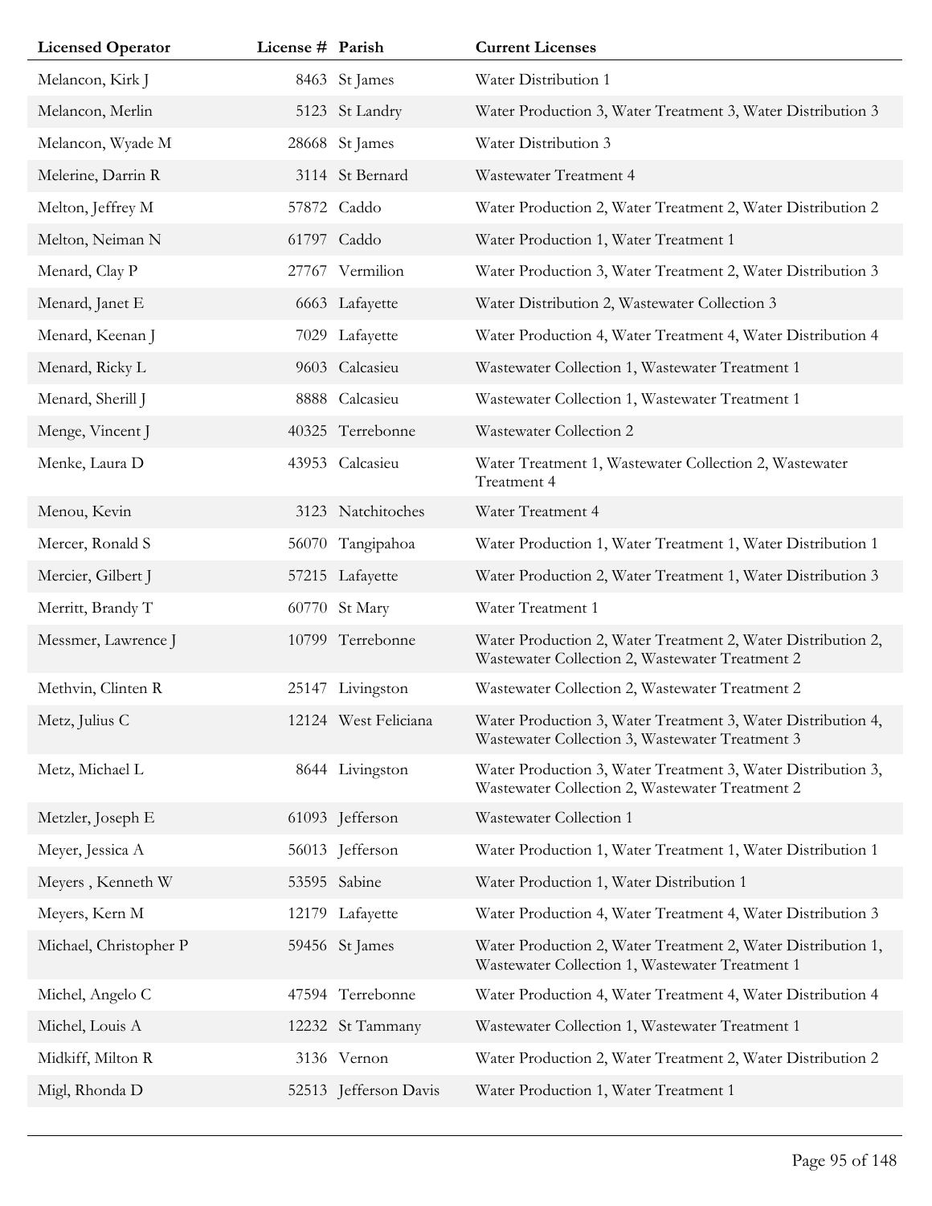| Licensed Operator | License # | Parish | Current Licenses |
| --- | --- | --- | --- |
| Melancon, Kirk J | 8463 | St James | Water Distribution 1 |
| Melancon, Merlin | 5123 | St Landry | Water Production 3, Water Treatment 3, Water Distribution 3 |
| Melancon, Wyade M | 28668 | St James | Water Distribution 3 |
| Melerine, Darrin R | 3114 | St Bernard | Wastewater Treatment 4 |
| Melton, Jeffrey M | 57872 | Caddo | Water Production 2, Water Treatment 2, Water Distribution 2 |
| Melton, Neiman N | 61797 | Caddo | Water Production 1, Water Treatment 1 |
| Menard, Clay P | 27767 | Vermilion | Water Production 3, Water Treatment 2, Water Distribution 3 |
| Menard, Janet E | 6663 | Lafayette | Water Distribution 2, Wastewater Collection 3 |
| Menard, Keenan J | 7029 | Lafayette | Water Production 4, Water Treatment 4, Water Distribution 4 |
| Menard, Ricky L | 9603 | Calcasieu | Wastewater Collection 1, Wastewater Treatment 1 |
| Menard, Sherill J | 8888 | Calcasieu | Wastewater Collection 1, Wastewater Treatment 1 |
| Menge, Vincent J | 40325 | Terrebonne | Wastewater Collection 2 |
| Menke, Laura D | 43953 | Calcasieu | Water Treatment 1, Wastewater Collection 2, Wastewater Treatment 4 |
| Menou, Kevin | 3123 | Natchitoches | Water Treatment 4 |
| Mercer, Ronald S | 56070 | Tangipahoa | Water Production 1, Water Treatment 1, Water Distribution 1 |
| Mercier, Gilbert J | 57215 | Lafayette | Water Production 2, Water Treatment 1, Water Distribution 3 |
| Merritt, Brandy T | 60770 | St Mary | Water Treatment 1 |
| Messmer, Lawrence J | 10799 | Terrebonne | Water Production 2, Water Treatment 2, Water Distribution 2, Wastewater Collection 2, Wastewater Treatment 2 |
| Methvin, Clinten R | 25147 | Livingston | Wastewater Collection 2, Wastewater Treatment 2 |
| Metz, Julius C | 12124 | West Feliciana | Water Production 3, Water Treatment 3, Water Distribution 4, Wastewater Collection 3, Wastewater Treatment 3 |
| Metz, Michael L | 8644 | Livingston | Water Production 3, Water Treatment 3, Water Distribution 3, Wastewater Collection 2, Wastewater Treatment 2 |
| Metzler, Joseph E | 61093 | Jefferson | Wastewater Collection 1 |
| Meyer, Jessica A | 56013 | Jefferson | Water Production 1, Water Treatment 1, Water Distribution 1 |
| Meyers , Kenneth W | 53595 | Sabine | Water Production 1, Water Distribution 1 |
| Meyers, Kern M | 12179 | Lafayette | Water Production 4, Water Treatment 4, Water Distribution 3 |
| Michael, Christopher P | 59456 | St James | Water Production 2, Water Treatment 2, Water Distribution 1, Wastewater Collection 1, Wastewater Treatment 1 |
| Michel, Angelo C | 47594 | Terrebonne | Water Production 4, Water Treatment 4, Water Distribution 4 |
| Michel, Louis A | 12232 | St Tammany | Wastewater Collection 1, Wastewater Treatment 1 |
| Midkiff, Milton R | 3136 | Vernon | Water Production 2, Water Treatment 2, Water Distribution 2 |
| Migl, Rhonda D | 52513 | Jefferson Davis | Water Production 1, Water Treatment 1 |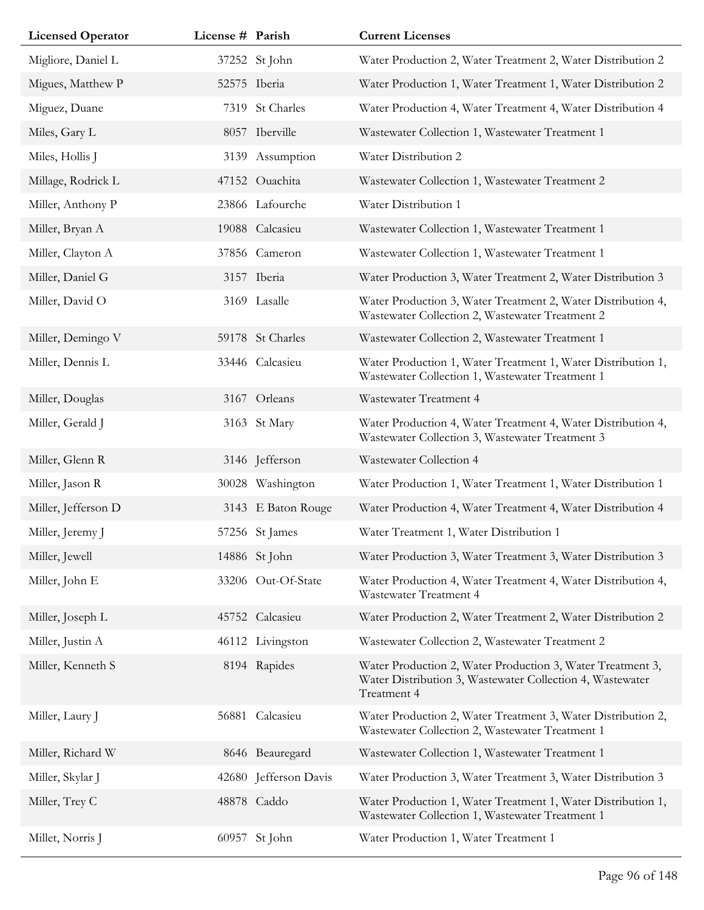| Licensed Operator | License # | Parish | Current Licenses |
|---|---|---|---|
| Migliore, Daniel L | 37252 | St John | Water Production 2, Water Treatment 2, Water Distribution 2 |
| Migues, Matthew P | 52575 | Iberia | Water Production 1, Water Treatment 1, Water Distribution 2 |
| Miguez, Duane | 7319 | St Charles | Water Production 4, Water Treatment 4, Water Distribution 4 |
| Miles, Gary L | 8057 | Iberville | Wastewater Collection 1, Wastewater Treatment 1 |
| Miles, Hollis J | 3139 | Assumption | Water Distribution 2 |
| Millage, Rodrick L | 47152 | Ouachita | Wastewater Collection 1, Wastewater Treatment 2 |
| Miller, Anthony P | 23866 | Lafourche | Water Distribution 1 |
| Miller, Bryan A | 19088 | Calcasieu | Wastewater Collection 1, Wastewater Treatment 1 |
| Miller, Clayton A | 37856 | Cameron | Wastewater Collection 1, Wastewater Treatment 1 |
| Miller, Daniel G | 3157 | Iberia | Water Production 3, Water Treatment 2, Water Distribution 3 |
| Miller, David O | 3169 | Lasalle | Water Production 3, Water Treatment 2, Water Distribution 4, Wastewater Collection 2, Wastewater Treatment 2 |
| Miller, Demingo V | 59178 | St Charles | Wastewater Collection 2, Wastewater Treatment 1 |
| Miller, Dennis L | 33446 | Calcasieu | Water Production 1, Water Treatment 1, Water Distribution 1, Wastewater Collection 1, Wastewater Treatment 1 |
| Miller, Douglas | 3167 | Orleans | Wastewater Treatment 4 |
| Miller, Gerald J | 3163 | St Mary | Water Production 4, Water Treatment 4, Water Distribution 4, Wastewater Collection 3, Wastewater Treatment 3 |
| Miller, Glenn R | 3146 | Jefferson | Wastewater Collection 4 |
| Miller, Jason R | 30028 | Washington | Water Production 1, Water Treatment 1, Water Distribution 1 |
| Miller, Jefferson D | 3143 | E Baton Rouge | Water Production 4, Water Treatment 4, Water Distribution 4 |
| Miller, Jeremy J | 57256 | St James | Water Treatment 1, Water Distribution 1 |
| Miller, Jewell | 14886 | St John | Water Production 3, Water Treatment 3, Water Distribution 3 |
| Miller, John E | 33206 | Out-Of-State | Water Production 4, Water Treatment 4, Water Distribution 4, Wastewater Treatment 4 |
| Miller, Joseph L | 45752 | Calcasieu | Water Production 2, Water Treatment 2, Water Distribution 2 |
| Miller, Justin A | 46112 | Livingston | Wastewater Collection 2, Wastewater Treatment 2 |
| Miller, Kenneth S | 8194 | Rapides | Water Production 2, Water Production 3, Water Treatment 3, Water Distribution 3, Wastewater Collection 4, Wastewater Treatment 4 |
| Miller, Laury J | 56881 | Calcasieu | Water Production 2, Water Treatment 3, Water Distribution 2, Wastewater Collection 2, Wastewater Treatment 1 |
| Miller, Richard W | 8646 | Beauregard | Wastewater Collection 1, Wastewater Treatment 1 |
| Miller, Skylar J | 42680 | Jefferson Davis | Water Production 3, Water Treatment 3, Water Distribution 3 |
| Miller, Trey C | 48878 | Caddo | Water Production 1, Water Treatment 1, Water Distribution 1, Wastewater Collection 1, Wastewater Treatment 1 |
| Millet, Norris J | 60957 | St John | Water Production 1, Water Treatment 1 |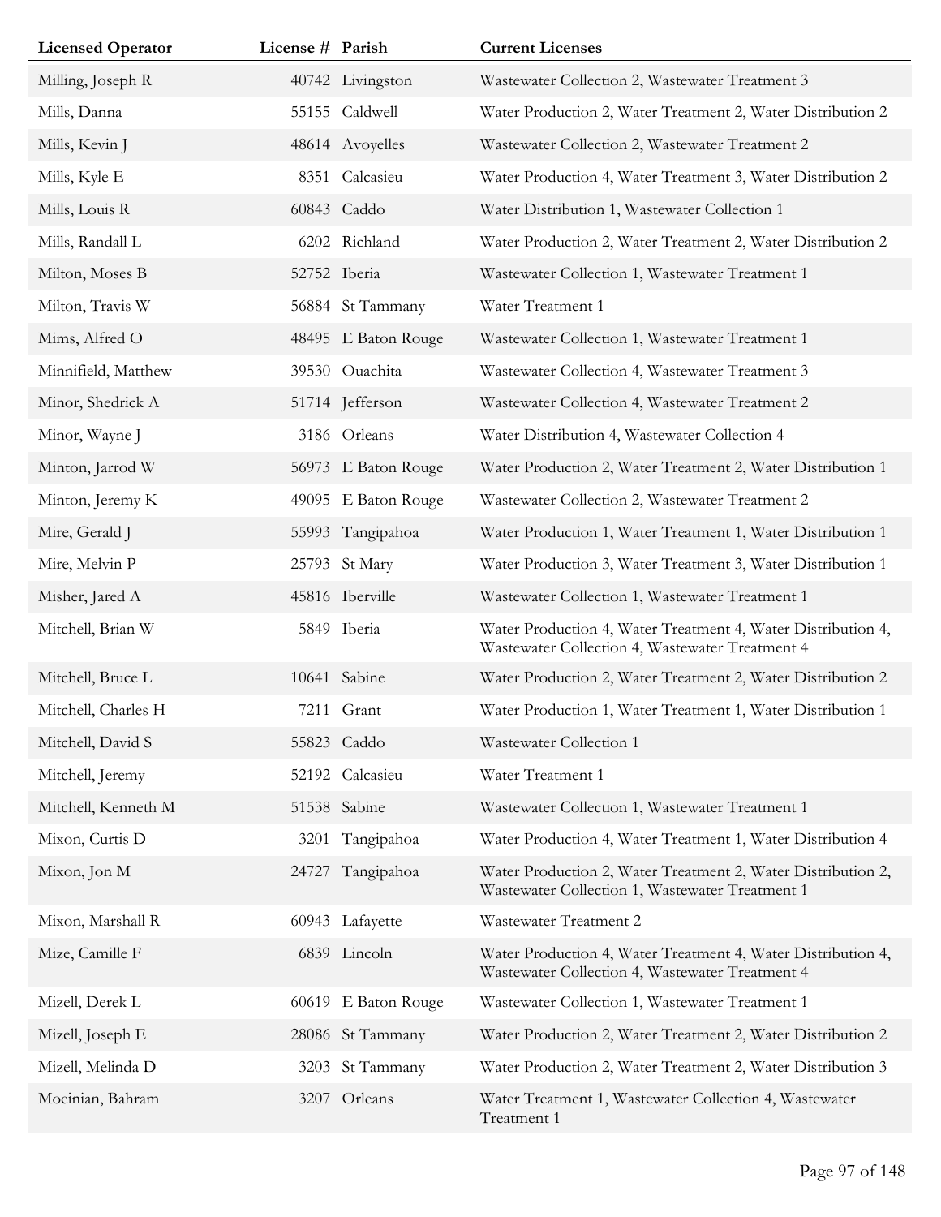| Licensed Operator | License # | Parish | Current Licenses |
|---|---|---|---|
| Milling, Joseph R | 40742 | Livingston | Wastewater Collection 2, Wastewater Treatment 3 |
| Mills, Danna | 55155 | Caldwell | Water Production 2, Water Treatment 2, Water Distribution 2 |
| Mills, Kevin J | 48614 | Avoyelles | Wastewater Collection 2, Wastewater Treatment 2 |
| Mills, Kyle E | 8351 | Calcasieu | Water Production 4, Water Treatment 3, Water Distribution 2 |
| Mills, Louis R | 60843 | Caddo | Water Distribution 1, Wastewater Collection 1 |
| Mills, Randall L | 6202 | Richland | Water Production 2, Water Treatment 2, Water Distribution 2 |
| Milton, Moses B | 52752 | Iberia | Wastewater Collection 1, Wastewater Treatment 1 |
| Milton, Travis W | 56884 | St Tammany | Water Treatment 1 |
| Mims, Alfred O | 48495 | E Baton Rouge | Wastewater Collection 1, Wastewater Treatment 1 |
| Minnifield, Matthew | 39530 | Ouachita | Wastewater Collection 4, Wastewater Treatment 3 |
| Minor, Shedrick A | 51714 | Jefferson | Wastewater Collection 4, Wastewater Treatment 2 |
| Minor, Wayne J | 3186 | Orleans | Water Distribution 4, Wastewater Collection 4 |
| Minton, Jarrod W | 56973 | E Baton Rouge | Water Production 2, Water Treatment 2, Water Distribution 1 |
| Minton, Jeremy K | 49095 | E Baton Rouge | Wastewater Collection 2, Wastewater Treatment 2 |
| Mire, Gerald J | 55993 | Tangipahoa | Water Production 1, Water Treatment 1, Water Distribution 1 |
| Mire, Melvin P | 25793 | St Mary | Water Production 3, Water Treatment 3, Water Distribution 1 |
| Misher, Jared A | 45816 | Iberville | Wastewater Collection 1, Wastewater Treatment 1 |
| Mitchell, Brian W | 5849 | Iberia | Water Production 4, Water Treatment 4, Water Distribution 4, Wastewater Collection 4, Wastewater Treatment 4 |
| Mitchell, Bruce L | 10641 | Sabine | Water Production 2, Water Treatment 2, Water Distribution 2 |
| Mitchell, Charles H | 7211 | Grant | Water Production 1, Water Treatment 1, Water Distribution 1 |
| Mitchell, David S | 55823 | Caddo | Wastewater Collection 1 |
| Mitchell, Jeremy | 52192 | Calcasieu | Water Treatment 1 |
| Mitchell, Kenneth M | 51538 | Sabine | Wastewater Collection 1, Wastewater Treatment 1 |
| Mixon, Curtis D | 3201 | Tangipahoa | Water Production 4, Water Treatment 1, Water Distribution 4 |
| Mixon, Jon M | 24727 | Tangipahoa | Water Production 2, Water Treatment 2, Water Distribution 2, Wastewater Collection 1, Wastewater Treatment 1 |
| Mixon, Marshall R | 60943 | Lafayette | Wastewater Treatment 2 |
| Mize, Camille F | 6839 | Lincoln | Water Production 4, Water Treatment 4, Water Distribution 4, Wastewater Collection 4, Wastewater Treatment 4 |
| Mizell, Derek L | 60619 | E Baton Rouge | Wastewater Collection 1, Wastewater Treatment 1 |
| Mizell, Joseph E | 28086 | St Tammany | Water Production 2, Water Treatment 2, Water Distribution 2 |
| Mizell, Melinda D | 3203 | St Tammany | Water Production 2, Water Treatment 2, Water Distribution 3 |
| Moeinian, Bahram | 3207 | Orleans | Water Treatment 1, Wastewater Collection 4, Wastewater Treatment 1 |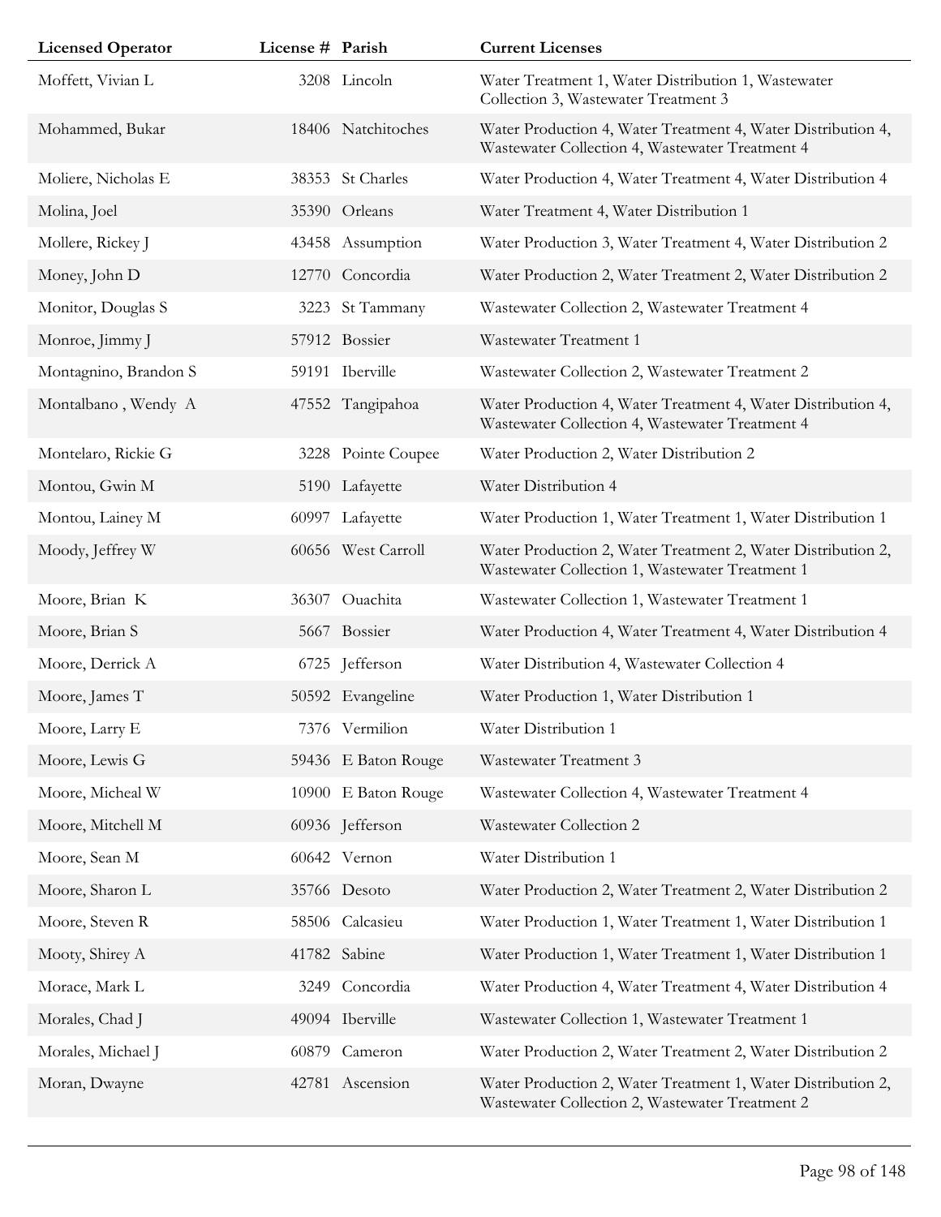| Licensed Operator | License # | Parish | Current Licenses |
|---|---|---|---|
| Moffett, Vivian L | 3208 | Lincoln | Water Treatment 1, Water Distribution 1, Wastewater Collection 3, Wastewater Treatment 3 |
| Mohammed, Bukar | 18406 | Natchitoches | Water Production 4, Water Treatment 4, Water Distribution 4, Wastewater Collection 4, Wastewater Treatment 4 |
| Moliere, Nicholas E | 38353 | St Charles | Water Production 4, Water Treatment 4, Water Distribution 4 |
| Molina, Joel | 35390 | Orleans | Water Treatment 4, Water Distribution 1 |
| Mollere, Rickey J | 43458 | Assumption | Water Production 3, Water Treatment 4, Water Distribution 2 |
| Money, John D | 12770 | Concordia | Water Production 2, Water Treatment 2, Water Distribution 2 |
| Monitor, Douglas S | 3223 | St Tammany | Wastewater Collection 2, Wastewater Treatment 4 |
| Monroe, Jimmy J | 57912 | Bossier | Wastewater Treatment 1 |
| Montagnino, Brandon S | 59191 | Iberville | Wastewater Collection 2, Wastewater Treatment 2 |
| Montalbano , Wendy A | 47552 | Tangipahoa | Water Production 4, Water Treatment 4, Water Distribution 4, Wastewater Collection 4, Wastewater Treatment 4 |
| Montelaro, Rickie G | 3228 | Pointe Coupee | Water Production 2, Water Distribution 2 |
| Montou, Gwin M | 5190 | Lafayette | Water Distribution 4 |
| Montou, Lainey M | 60997 | Lafayette | Water Production 1, Water Treatment 1, Water Distribution 1 |
| Moody, Jeffrey W | 60656 | West Carroll | Water Production 2, Water Treatment 2, Water Distribution 2, Wastewater Collection 1, Wastewater Treatment 1 |
| Moore, Brian K | 36307 | Ouachita | Wastewater Collection 1, Wastewater Treatment 1 |
| Moore, Brian S | 5667 | Bossier | Water Production 4, Water Treatment 4, Water Distribution 4 |
| Moore, Derrick A | 6725 | Jefferson | Water Distribution 4, Wastewater Collection 4 |
| Moore, James T | 50592 | Evangeline | Water Production 1, Water Distribution 1 |
| Moore, Larry E | 7376 | Vermilion | Water Distribution 1 |
| Moore, Lewis G | 59436 | E Baton Rouge | Wastewater Treatment 3 |
| Moore, Micheal W | 10900 | E Baton Rouge | Wastewater Collection 4, Wastewater Treatment 4 |
| Moore, Mitchell M | 60936 | Jefferson | Wastewater Collection 2 |
| Moore, Sean M | 60642 | Vernon | Water Distribution 1 |
| Moore, Sharon L | 35766 | Desoto | Water Production 2, Water Treatment 2, Water Distribution 2 |
| Moore, Steven R | 58506 | Calcasieu | Water Production 1, Water Treatment 1, Water Distribution 1 |
| Mooty, Shirey A | 41782 | Sabine | Water Production 1, Water Treatment 1, Water Distribution 1 |
| Morace, Mark L | 3249 | Concordia | Water Production 4, Water Treatment 4, Water Distribution 4 |
| Morales, Chad J | 49094 | Iberville | Wastewater Collection 1, Wastewater Treatment 1 |
| Morales, Michael J | 60879 | Cameron | Water Production 2, Water Treatment 2, Water Distribution 2 |
| Moran, Dwayne | 42781 | Ascension | Water Production 2, Water Treatment 1, Water Distribution 2, Wastewater Collection 2, Wastewater Treatment 2 |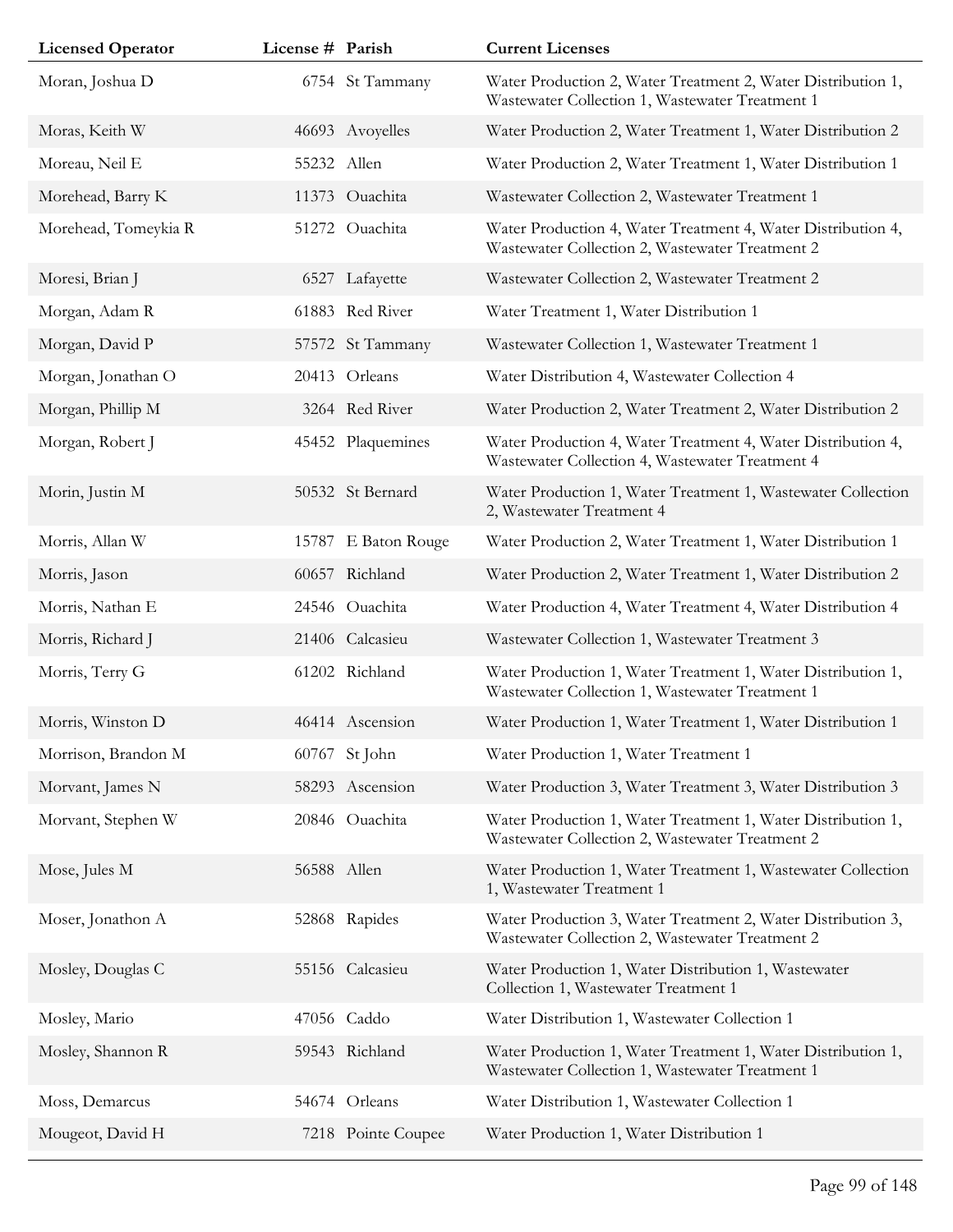| Licensed Operator | License # | Parish | Current Licenses |
|---|---|---|---|
| Moran, Joshua D | 6754 | St Tammany | Water Production 2, Water Treatment 2, Water Distribution 1, Wastewater Collection 1, Wastewater Treatment 1 |
| Moras, Keith W | 46693 | Avoyelles | Water Production 2, Water Treatment 1, Water Distribution 2 |
| Moreau, Neil E | 55232 | Allen | Water Production 2, Water Treatment 1, Water Distribution 1 |
| Morehead, Barry K | 11373 | Ouachita | Wastewater Collection 2, Wastewater Treatment 1 |
| Morehead, Tomeykia R | 51272 | Ouachita | Water Production 4, Water Treatment 4, Water Distribution 4, Wastewater Collection 2, Wastewater Treatment 2 |
| Moresi, Brian J | 6527 | Lafayette | Wastewater Collection 2, Wastewater Treatment 2 |
| Morgan, Adam R | 61883 | Red River | Water Treatment 1, Water Distribution 1 |
| Morgan, David P | 57572 | St Tammany | Wastewater Collection 1, Wastewater Treatment 1 |
| Morgan, Jonathan O | 20413 | Orleans | Water Distribution 4, Wastewater Collection 4 |
| Morgan, Phillip M | 3264 | Red River | Water Production 2, Water Treatment 2, Water Distribution 2 |
| Morgan, Robert J | 45452 | Plaquemines | Water Production 4, Water Treatment 4, Water Distribution 4, Wastewater Collection 4, Wastewater Treatment 4 |
| Morin, Justin M | 50532 | St Bernard | Water Production 1, Water Treatment 1, Wastewater Collection 2, Wastewater Treatment 4 |
| Morris, Allan W | 15787 | E Baton Rouge | Water Production 2, Water Treatment 1, Water Distribution 1 |
| Morris, Jason | 60657 | Richland | Water Production 2, Water Treatment 1, Water Distribution 2 |
| Morris, Nathan E | 24546 | Ouachita | Water Production 4, Water Treatment 4, Water Distribution 4 |
| Morris, Richard J | 21406 | Calcasieu | Wastewater Collection 1, Wastewater Treatment 3 |
| Morris, Terry G | 61202 | Richland | Water Production 1, Water Treatment 1, Water Distribution 1, Wastewater Collection 1, Wastewater Treatment 1 |
| Morris, Winston D | 46414 | Ascension | Water Production 1, Water Treatment 1, Water Distribution 1 |
| Morrison, Brandon M | 60767 | St John | Water Production 1, Water Treatment 1 |
| Morvant, James N | 58293 | Ascension | Water Production 3, Water Treatment 3, Water Distribution 3 |
| Morvant, Stephen W | 20846 | Ouachita | Water Production 1, Water Treatment 1, Water Distribution 1, Wastewater Collection 2, Wastewater Treatment 2 |
| Mose, Jules M | 56588 | Allen | Water Production 1, Water Treatment 1, Wastewater Collection 1, Wastewater Treatment 1 |
| Moser, Jonathon A | 52868 | Rapides | Water Production 3, Water Treatment 2, Water Distribution 3, Wastewater Collection 2, Wastewater Treatment 2 |
| Mosley, Douglas C | 55156 | Calcasieu | Water Production 1, Water Distribution 1, Wastewater Collection 1, Wastewater Treatment 1 |
| Mosley, Mario | 47056 | Caddo | Water Distribution 1, Wastewater Collection 1 |
| Mosley, Shannon R | 59543 | Richland | Water Production 1, Water Treatment 1, Water Distribution 1, Wastewater Collection 1, Wastewater Treatment 1 |
| Moss, Demarcus | 54674 | Orleans | Water Distribution 1, Wastewater Collection 1 |
| Mougeot, David H | 7218 | Pointe Coupee | Water Production 1, Water Distribution 1 |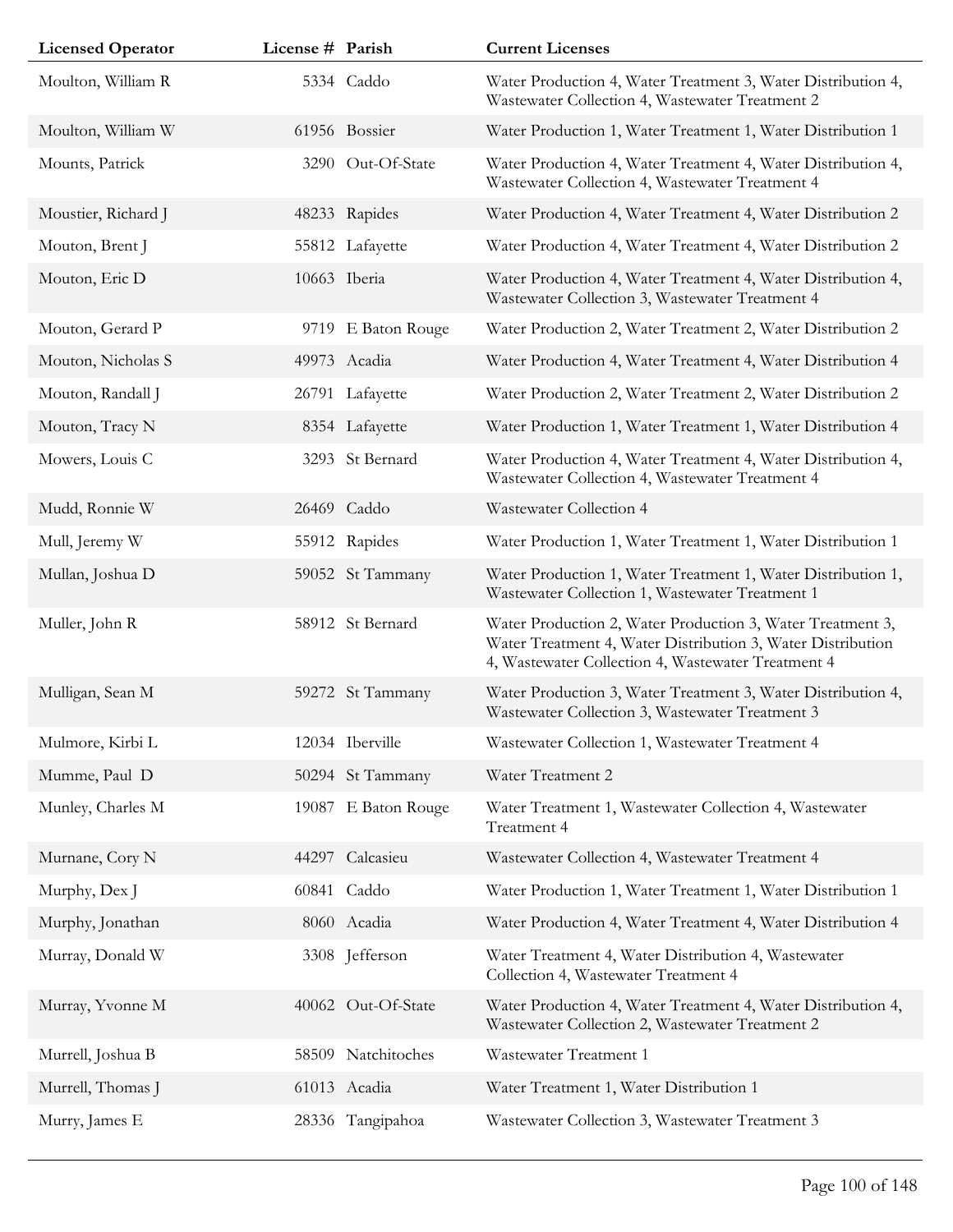| Licensed Operator | License # | Parish | Current Licenses |
|---|---|---|---|
| Moulton, William R | 5334 | Caddo | Water Production 4, Water Treatment 3, Water Distribution 4, Wastewater Collection 4, Wastewater Treatment 2 |
| Moulton, William W | 61956 | Bossier | Water Production 1, Water Treatment 1, Water Distribution 1 |
| Mounts, Patrick | 3290 | Out-Of-State | Water Production 4, Water Treatment 4, Water Distribution 4, Wastewater Collection 4, Wastewater Treatment 4 |
| Moustier, Richard J | 48233 | Rapides | Water Production 4, Water Treatment 4, Water Distribution 2 |
| Mouton, Brent J | 55812 | Lafayette | Water Production 4, Water Treatment 4, Water Distribution 2 |
| Mouton, Eric D | 10663 | Iberia | Water Production 4, Water Treatment 4, Water Distribution 4, Wastewater Collection 3, Wastewater Treatment 4 |
| Mouton, Gerard P | 9719 | E Baton Rouge | Water Production 2, Water Treatment 2, Water Distribution 2 |
| Mouton, Nicholas S | 49973 | Acadia | Water Production 4, Water Treatment 4, Water Distribution 4 |
| Mouton, Randall J | 26791 | Lafayette | Water Production 2, Water Treatment 2, Water Distribution 2 |
| Mouton, Tracy N | 8354 | Lafayette | Water Production 1, Water Treatment 1, Water Distribution 4 |
| Mowers, Louis C | 3293 | St Bernard | Water Production 4, Water Treatment 4, Water Distribution 4, Wastewater Collection 4, Wastewater Treatment 4 |
| Mudd, Ronnie W | 26469 | Caddo | Wastewater Collection 4 |
| Mull, Jeremy W | 55912 | Rapides | Water Production 1, Water Treatment 1, Water Distribution 1 |
| Mullan, Joshua D | 59052 | St Tammany | Water Production 1, Water Treatment 1, Water Distribution 1, Wastewater Collection 1, Wastewater Treatment 1 |
| Muller, John R | 58912 | St Bernard | Water Production 2, Water Production 3, Water Treatment 3, Water Treatment 4, Water Distribution 3, Water Distribution 4, Wastewater Collection 4, Wastewater Treatment 4 |
| Mulligan, Sean M | 59272 | St Tammany | Water Production 3, Water Treatment 3, Water Distribution 4, Wastewater Collection 3, Wastewater Treatment 3 |
| Mulmore, Kirbi L | 12034 | Iberville | Wastewater Collection 1, Wastewater Treatment 4 |
| Mumme, Paul D | 50294 | St Tammany | Water Treatment 2 |
| Munley, Charles M | 19087 | E Baton Rouge | Water Treatment 1, Wastewater Collection 4, Wastewater Treatment 4 |
| Murnane, Cory N | 44297 | Calcasieu | Wastewater Collection 4, Wastewater Treatment 4 |
| Murphy, Dex J | 60841 | Caddo | Water Production 1, Water Treatment 1, Water Distribution 1 |
| Murphy, Jonathan | 8060 | Acadia | Water Production 4, Water Treatment 4, Water Distribution 4 |
| Murray, Donald W | 3308 | Jefferson | Water Treatment 4, Water Distribution 4, Wastewater Collection 4, Wastewater Treatment 4 |
| Murray, Yvonne M | 40062 | Out-Of-State | Water Production 4, Water Treatment 4, Water Distribution 4, Wastewater Collection 2, Wastewater Treatment 2 |
| Murrell, Joshua B | 58509 | Natchitoches | Wastewater Treatment 1 |
| Murrell, Thomas J | 61013 | Acadia | Water Treatment 1, Water Distribution 1 |
| Murry, James E | 28336 | Tangipahoa | Wastewater Collection 3, Wastewater Treatment 3 |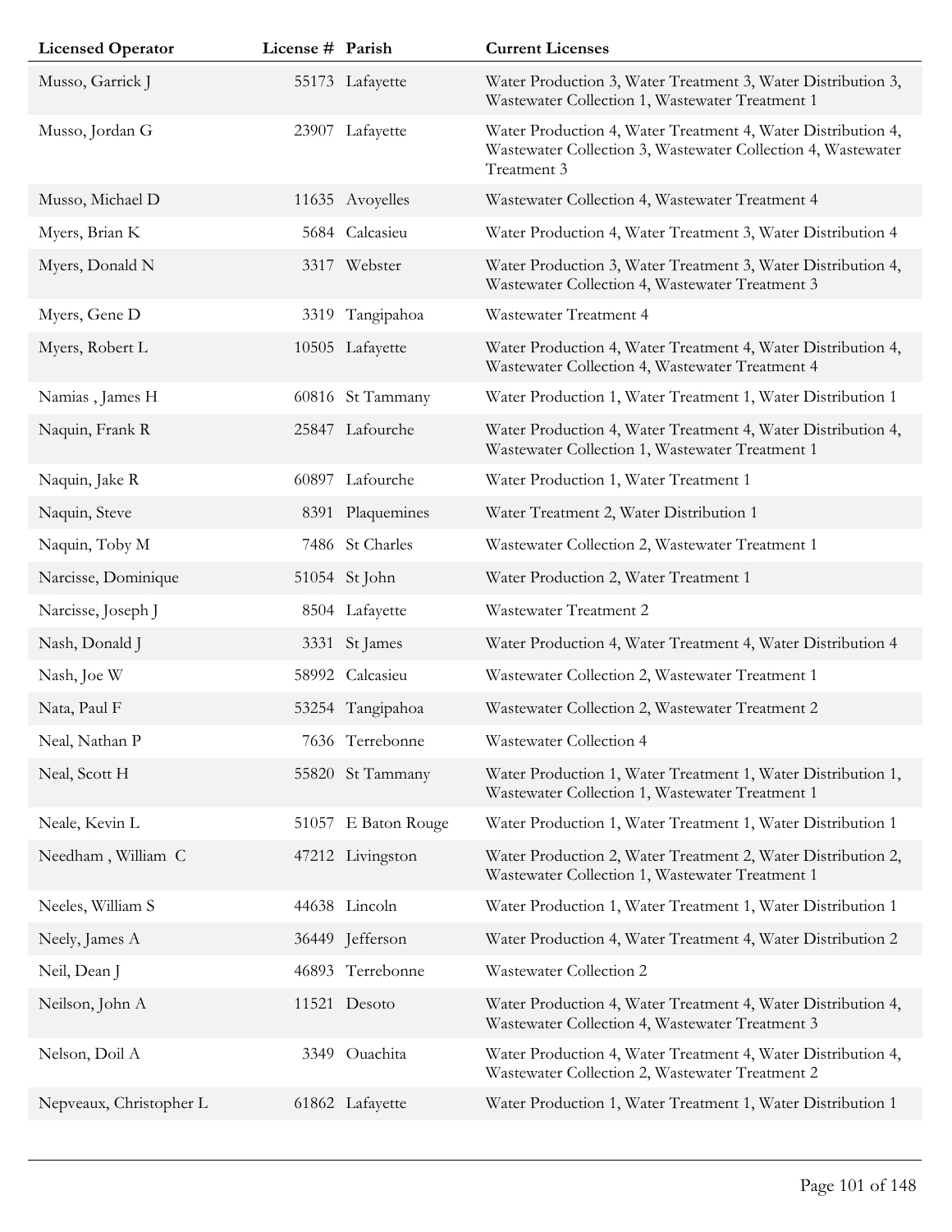| Licensed Operator | License # | Parish | Current Licenses |
|---|---|---|---|
| Musso, Garrick J | 55173 | Lafayette | Water Production 3, Water Treatment 3, Water Distribution 3, Wastewater Collection 1, Wastewater Treatment 1 |
| Musso, Jordan G | 23907 | Lafayette | Water Production 4, Water Treatment 4, Water Distribution 4, Wastewater Collection 3, Wastewater Collection 4, Wastewater Treatment 3 |
| Musso, Michael D | 11635 | Avoyelles | Wastewater Collection 4, Wastewater Treatment 4 |
| Myers, Brian K | 5684 | Calcasieu | Water Production 4, Water Treatment 3, Water Distribution 4 |
| Myers, Donald N | 3317 | Webster | Water Production 3, Water Treatment 3, Water Distribution 4, Wastewater Collection 4, Wastewater Treatment 3 |
| Myers, Gene D | 3319 | Tangipahoa | Wastewater Treatment 4 |
| Myers, Robert L | 10505 | Lafayette | Water Production 4, Water Treatment 4, Water Distribution 4, Wastewater Collection 4, Wastewater Treatment 4 |
| Namias , James H | 60816 | St Tammany | Water Production 1, Water Treatment 1, Water Distribution 1 |
| Naquin, Frank R | 25847 | Lafourche | Water Production 4, Water Treatment 4, Water Distribution 4, Wastewater Collection 1, Wastewater Treatment 1 |
| Naquin, Jake R | 60897 | Lafourche | Water Production 1, Water Treatment 1 |
| Naquin, Steve | 8391 | Plaquemines | Water Treatment 2, Water Distribution 1 |
| Naquin, Toby M | 7486 | St Charles | Wastewater Collection 2, Wastewater Treatment 1 |
| Narcisse, Dominique | 51054 | St John | Water Production 2, Water Treatment 1 |
| Narcisse, Joseph J | 8504 | Lafayette | Wastewater Treatment 2 |
| Nash, Donald J | 3331 | St James | Water Production 4, Water Treatment 4, Water Distribution 4 |
| Nash, Joe W | 58992 | Calcasieu | Wastewater Collection 2, Wastewater Treatment 1 |
| Nata, Paul F | 53254 | Tangipahoa | Wastewater Collection 2, Wastewater Treatment 2 |
| Neal, Nathan P | 7636 | Terrebonne | Wastewater Collection 4 |
| Neal, Scott H | 55820 | St Tammany | Water Production 1, Water Treatment 1, Water Distribution 1, Wastewater Collection 1, Wastewater Treatment 1 |
| Neale, Kevin L | 51057 | E Baton Rouge | Water Production 1, Water Treatment 1, Water Distribution 1 |
| Needham , William C | 47212 | Livingston | Water Production 2, Water Treatment 2, Water Distribution 2, Wastewater Collection 1, Wastewater Treatment 1 |
| Neeles, William S | 44638 | Lincoln | Water Production 1, Water Treatment 1, Water Distribution 1 |
| Neely, James A | 36449 | Jefferson | Water Production 4, Water Treatment 4, Water Distribution 2 |
| Neil, Dean J | 46893 | Terrebonne | Wastewater Collection 2 |
| Neilson, John A | 11521 | Desoto | Water Production 4, Water Treatment 4, Water Distribution 4, Wastewater Collection 4, Wastewater Treatment 3 |
| Nelson, Doil A | 3349 | Ouachita | Water Production 4, Water Treatment 4, Water Distribution 4, Wastewater Collection 2, Wastewater Treatment 2 |
| Nepveaux, Christopher L | 61862 | Lafayette | Water Production 1, Water Treatment 1, Water Distribution 1 |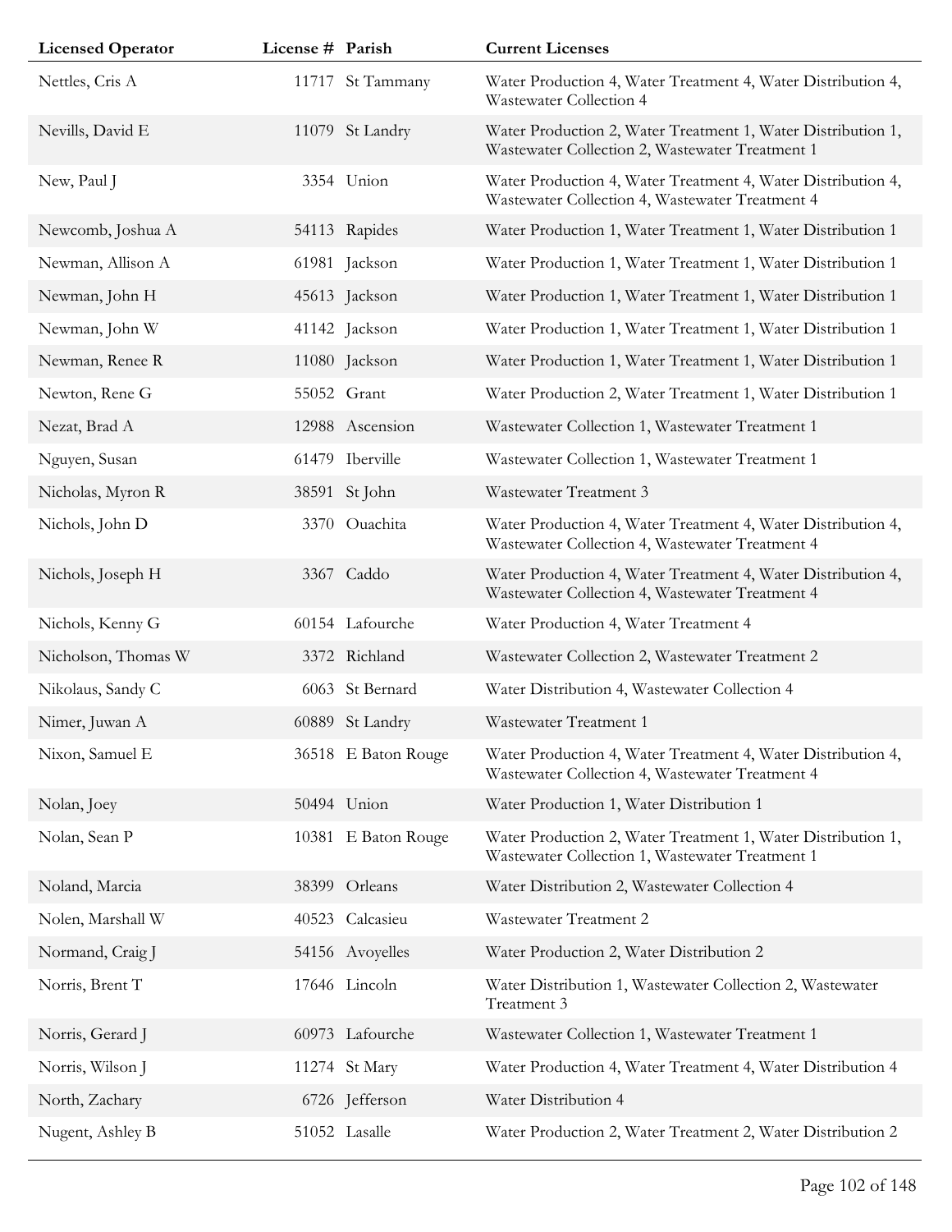| Licensed Operator | License # | Parish | Current Licenses |
|---|---|---|---|
| Nettles, Cris A | 11717 | St Tammany | Water Production 4, Water Treatment 4, Water Distribution 4, Wastewater Collection 4 |
| Nevills, David E | 11079 | St Landry | Water Production 2, Water Treatment 1, Water Distribution 1, Wastewater Collection 2, Wastewater Treatment 1 |
| New, Paul J | 3354 | Union | Water Production 4, Water Treatment 4, Water Distribution 4, Wastewater Collection 4, Wastewater Treatment 4 |
| Newcomb, Joshua A | 54113 | Rapides | Water Production 1, Water Treatment 1, Water Distribution 1 |
| Newman, Allison A | 61981 | Jackson | Water Production 1, Water Treatment 1, Water Distribution 1 |
| Newman, John H | 45613 | Jackson | Water Production 1, Water Treatment 1, Water Distribution 1 |
| Newman, John W | 41142 | Jackson | Water Production 1, Water Treatment 1, Water Distribution 1 |
| Newman, Renee R | 11080 | Jackson | Water Production 1, Water Treatment 1, Water Distribution 1 |
| Newton, Rene G | 55052 | Grant | Water Production 2, Water Treatment 1, Water Distribution 1 |
| Nezat, Brad A | 12988 | Ascension | Wastewater Collection 1, Wastewater Treatment 1 |
| Nguyen, Susan | 61479 | Iberville | Wastewater Collection 1, Wastewater Treatment 1 |
| Nicholas, Myron R | 38591 | St John | Wastewater Treatment 3 |
| Nichols, John D | 3370 | Ouachita | Water Production 4, Water Treatment 4, Water Distribution 4, Wastewater Collection 4, Wastewater Treatment 4 |
| Nichols, Joseph H | 3367 | Caddo | Water Production 4, Water Treatment 4, Water Distribution 4, Wastewater Collection 4, Wastewater Treatment 4 |
| Nichols, Kenny G | 60154 | Lafourche | Water Production 4, Water Treatment 4 |
| Nicholson, Thomas W | 3372 | Richland | Wastewater Collection 2, Wastewater Treatment 2 |
| Nikolaus, Sandy C | 6063 | St Bernard | Water Distribution 4, Wastewater Collection 4 |
| Nimer, Juwan A | 60889 | St Landry | Wastewater Treatment 1 |
| Nixon, Samuel E | 36518 | E Baton Rouge | Water Production 4, Water Treatment 4, Water Distribution 4, Wastewater Collection 4, Wastewater Treatment 4 |
| Nolan, Joey | 50494 | Union | Water Production 1, Water Distribution 1 |
| Nolan, Sean P | 10381 | E Baton Rouge | Water Production 2, Water Treatment 1, Water Distribution 1, Wastewater Collection 1, Wastewater Treatment 1 |
| Noland, Marcia | 38399 | Orleans | Water Distribution 2, Wastewater Collection 4 |
| Nolen, Marshall W | 40523 | Calcasieu | Wastewater Treatment 2 |
| Normand, Craig J | 54156 | Avoyelles | Water Production 2, Water Distribution 2 |
| Norris, Brent T | 17646 | Lincoln | Water Distribution 1, Wastewater Collection 2, Wastewater Treatment 3 |
| Norris, Gerard J | 60973 | Lafourche | Wastewater Collection 1, Wastewater Treatment 1 |
| Norris, Wilson J | 11274 | St Mary | Water Production 4, Water Treatment 4, Water Distribution 4 |
| North, Zachary | 6726 | Jefferson | Water Distribution 4 |
| Nugent, Ashley B | 51052 | Lasalle | Water Production 2, Water Treatment 2, Water Distribution 2 |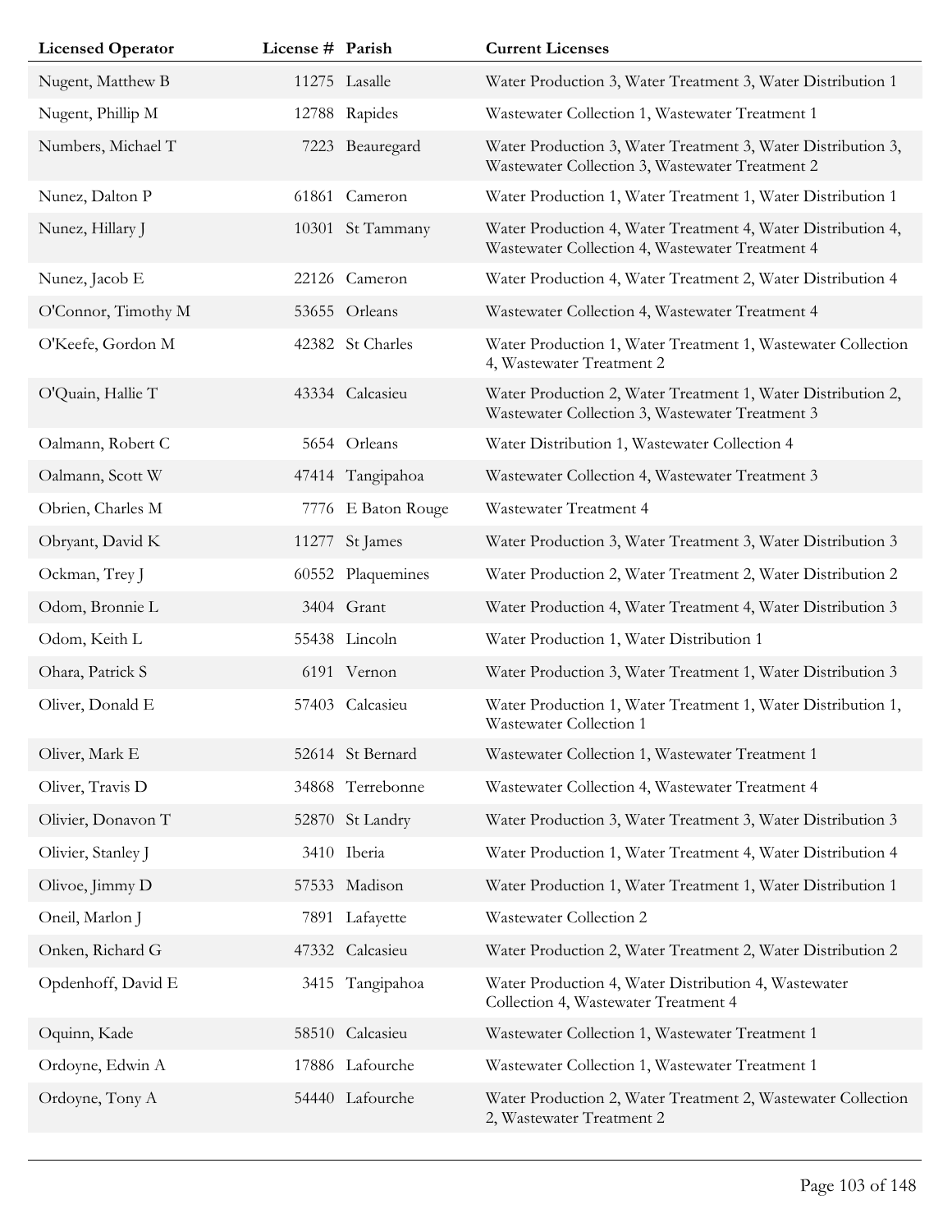| Licensed Operator | License # | Parish | Current Licenses |
|---|---|---|---|
| Nugent, Matthew B | 11275 | Lasalle | Water Production 3, Water Treatment 3, Water Distribution 1 |
| Nugent, Phillip M | 12788 | Rapides | Wastewater Collection 1, Wastewater Treatment 1 |
| Numbers, Michael T | 7223 | Beauregard | Water Production 3, Water Treatment 3, Water Distribution 3, Wastewater Collection 3, Wastewater Treatment 2 |
| Nunez, Dalton P | 61861 | Cameron | Water Production 1, Water Treatment 1, Water Distribution 1 |
| Nunez, Hillary J | 10301 | St Tammany | Water Production 4, Water Treatment 4, Water Distribution 4, Wastewater Collection 4, Wastewater Treatment 4 |
| Nunez, Jacob E | 22126 | Cameron | Water Production 4, Water Treatment 2, Water Distribution 4 |
| O'Connor, Timothy M | 53655 | Orleans | Wastewater Collection 4, Wastewater Treatment 4 |
| O'Keefe, Gordon M | 42382 | St Charles | Water Production 1, Water Treatment 1, Wastewater Collection 4, Wastewater Treatment 2 |
| O'Quain, Hallie T | 43334 | Calcasieu | Water Production 2, Water Treatment 1, Water Distribution 2, Wastewater Collection 3, Wastewater Treatment 3 |
| Oalmann, Robert C | 5654 | Orleans | Water Distribution 1, Wastewater Collection 4 |
| Oalmann, Scott W | 47414 | Tangipahoa | Wastewater Collection 4, Wastewater Treatment 3 |
| Obrien, Charles M | 7776 | E Baton Rouge | Wastewater Treatment 4 |
| Obryant, David K | 11277 | St James | Water Production 3, Water Treatment 3, Water Distribution 3 |
| Ockman, Trey J | 60552 | Plaquemines | Water Production 2, Water Treatment 2, Water Distribution 2 |
| Odom, Bronnie L | 3404 | Grant | Water Production 4, Water Treatment 4, Water Distribution 3 |
| Odom, Keith L | 55438 | Lincoln | Water Production 1, Water Distribution 1 |
| Ohara, Patrick S | 6191 | Vernon | Water Production 3, Water Treatment 1, Water Distribution 3 |
| Oliver, Donald E | 57403 | Calcasieu | Water Production 1, Water Treatment 1, Water Distribution 1, Wastewater Collection 1 |
| Oliver, Mark E | 52614 | St Bernard | Wastewater Collection 1, Wastewater Treatment 1 |
| Oliver, Travis D | 34868 | Terrebonne | Wastewater Collection 4, Wastewater Treatment 4 |
| Olivier, Donavon T | 52870 | St Landry | Water Production 3, Water Treatment 3, Water Distribution 3 |
| Olivier, Stanley J | 3410 | Iberia | Water Production 1, Water Treatment 4, Water Distribution 4 |
| Olivoe, Jimmy D | 57533 | Madison | Water Production 1, Water Treatment 1, Water Distribution 1 |
| Oneil, Marlon J | 7891 | Lafayette | Wastewater Collection 2 |
| Onken, Richard G | 47332 | Calcasieu | Water Production 2, Water Treatment 2, Water Distribution 2 |
| Opdenhoff, David E | 3415 | Tangipahoa | Water Production 4, Water Distribution 4, Wastewater Collection 4, Wastewater Treatment 4 |
| Oquinn, Kade | 58510 | Calcasieu | Wastewater Collection 1, Wastewater Treatment 1 |
| Ordoyne, Edwin A | 17886 | Lafourche | Wastewater Collection 1, Wastewater Treatment 1 |
| Ordoyne, Tony A | 54440 | Lafourche | Water Production 2, Water Treatment 2, Wastewater Collection 2, Wastewater Treatment 2 |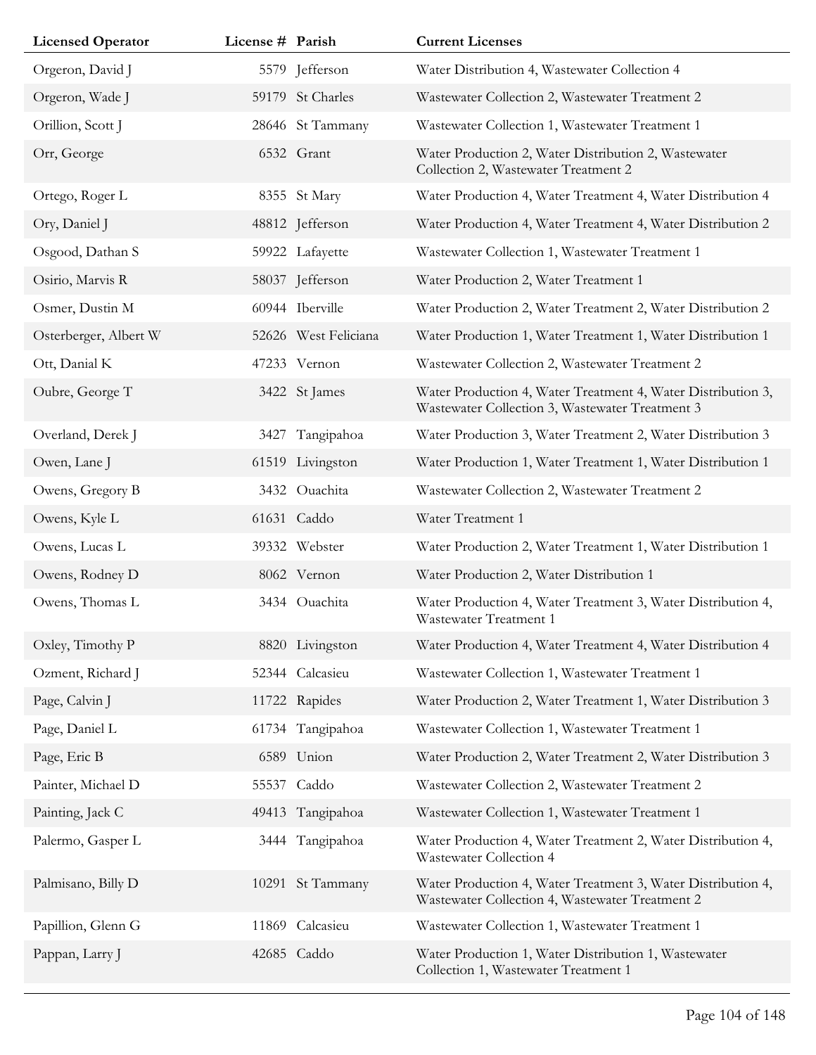| Licensed Operator | License # | Parish | Current Licenses |
|---|---|---|---|
| Orgeron, David J | 5579 | Jefferson | Water Distribution 4, Wastewater Collection 4 |
| Orgeron, Wade J | 59179 | St Charles | Wastewater Collection 2, Wastewater Treatment 2 |
| Orillion, Scott J | 28646 | St Tammany | Wastewater Collection 1, Wastewater Treatment 1 |
| Orr, George | 6532 | Grant | Water Production 2, Water Distribution 2, Wastewater Collection 2, Wastewater Treatment 2 |
| Ortego, Roger L | 8355 | St Mary | Water Production 4, Water Treatment 4, Water Distribution 4 |
| Ory, Daniel J | 48812 | Jefferson | Water Production 4, Water Treatment 4, Water Distribution 2 |
| Osgood, Dathan S | 59922 | Lafayette | Wastewater Collection 1, Wastewater Treatment 1 |
| Osirio, Marvis R | 58037 | Jefferson | Water Production 2, Water Treatment 1 |
| Osmer, Dustin M | 60944 | Iberville | Water Production 2, Water Treatment 2, Water Distribution 2 |
| Osterberger, Albert W | 52626 | West Feliciana | Water Production 1, Water Treatment 1, Water Distribution 1 |
| Ott, Danial K | 47233 | Vernon | Wastewater Collection 2, Wastewater Treatment 2 |
| Oubre, George T | 3422 | St James | Water Production 4, Water Treatment 4, Water Distribution 3, Wastewater Collection 3, Wastewater Treatment 3 |
| Overland, Derek J | 3427 | Tangipahoa | Water Production 3, Water Treatment 2, Water Distribution 3 |
| Owen, Lane J | 61519 | Livingston | Water Production 1, Water Treatment 1, Water Distribution 1 |
| Owens, Gregory B | 3432 | Ouachita | Wastewater Collection 2, Wastewater Treatment 2 |
| Owens, Kyle L | 61631 | Caddo | Water Treatment 1 |
| Owens, Lucas L | 39332 | Webster | Water Production 2, Water Treatment 1, Water Distribution 1 |
| Owens, Rodney D | 8062 | Vernon | Water Production 2, Water Distribution 1 |
| Owens, Thomas L | 3434 | Ouachita | Water Production 4, Water Treatment 3, Water Distribution 4, Wastewater Treatment 1 |
| Oxley, Timothy P | 8820 | Livingston | Water Production 4, Water Treatment 4, Water Distribution 4 |
| Ozment, Richard J | 52344 | Calcasieu | Wastewater Collection 1, Wastewater Treatment 1 |
| Page, Calvin J | 11722 | Rapides | Water Production 2, Water Treatment 1, Water Distribution 3 |
| Page, Daniel L | 61734 | Tangipahoa | Wastewater Collection 1, Wastewater Treatment 1 |
| Page, Eric B | 6589 | Union | Water Production 2, Water Treatment 2, Water Distribution 3 |
| Painter, Michael D | 55537 | Caddo | Wastewater Collection 2, Wastewater Treatment 2 |
| Painting, Jack C | 49413 | Tangipahoa | Wastewater Collection 1, Wastewater Treatment 1 |
| Palermo, Gasper L | 3444 | Tangipahoa | Water Production 4, Water Treatment 2, Water Distribution 4, Wastewater Collection 4 |
| Palmisano, Billy D | 10291 | St Tammany | Water Production 4, Water Treatment 3, Water Distribution 4, Wastewater Collection 4, Wastewater Treatment 2 |
| Papillion, Glenn G | 11869 | Calcasieu | Wastewater Collection 1, Wastewater Treatment 1 |
| Pappan, Larry J | 42685 | Caddo | Water Production 1, Water Distribution 1, Wastewater Collection 1, Wastewater Treatment 1 |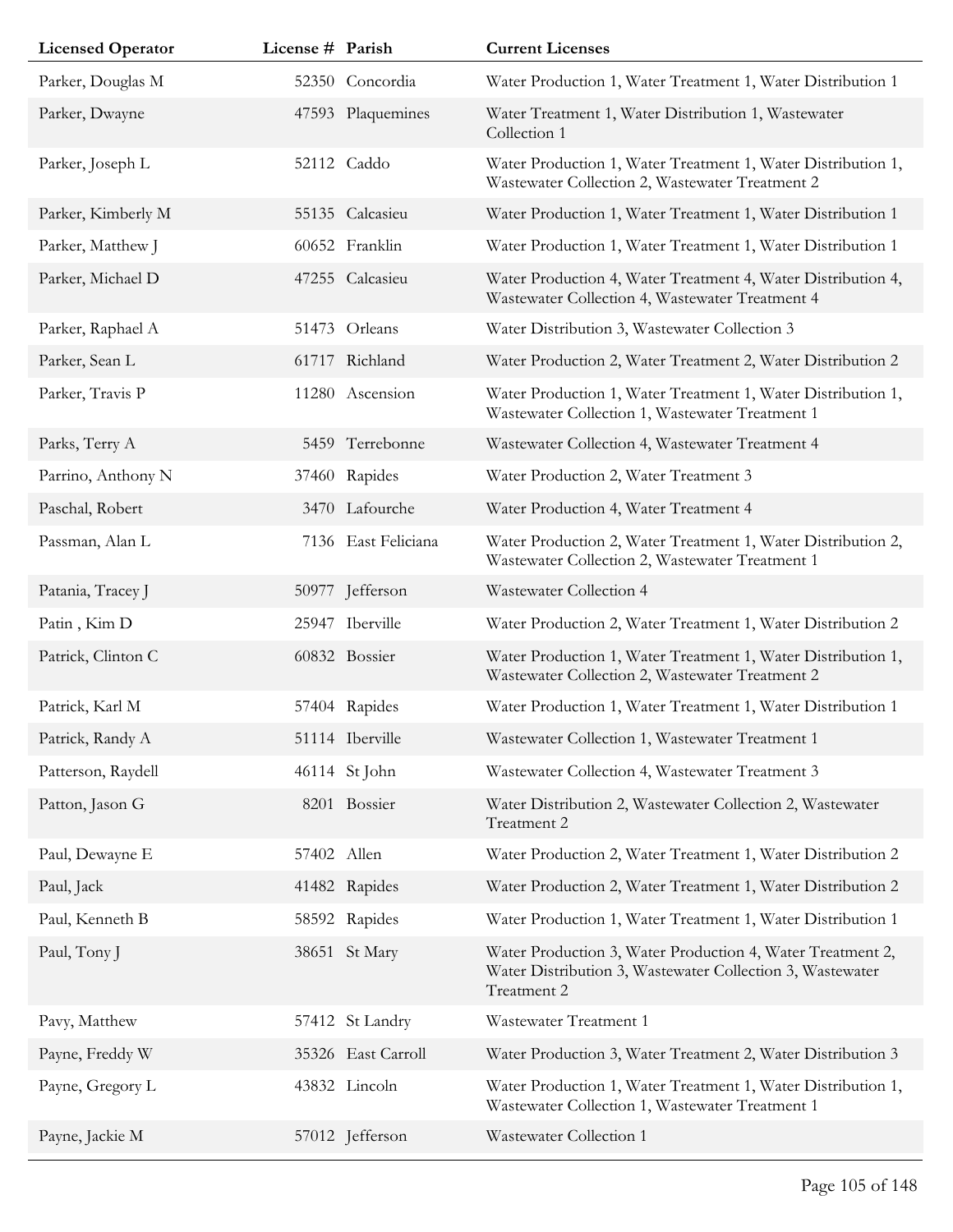| Licensed Operator | License # | Parish | Current Licenses |
|---|---|---|---|
| Parker, Douglas M | 52350 | Concordia | Water Production 1, Water Treatment 1, Water Distribution 1 |
| Parker, Dwayne | 47593 | Plaquemines | Water Treatment 1, Water Distribution 1, Wastewater Collection 1 |
| Parker, Joseph L | 52112 | Caddo | Water Production 1, Water Treatment 1, Water Distribution 1, Wastewater Collection 2, Wastewater Treatment 2 |
| Parker, Kimberly M | 55135 | Calcasieu | Water Production 1, Water Treatment 1, Water Distribution 1 |
| Parker, Matthew J | 60652 | Franklin | Water Production 1, Water Treatment 1, Water Distribution 1 |
| Parker, Michael D | 47255 | Calcasieu | Water Production 4, Water Treatment 4, Water Distribution 4, Wastewater Collection 4, Wastewater Treatment 4 |
| Parker, Raphael A | 51473 | Orleans | Water Distribution 3, Wastewater Collection 3 |
| Parker, Sean L | 61717 | Richland | Water Production 2, Water Treatment 2, Water Distribution 2 |
| Parker, Travis P | 11280 | Ascension | Water Production 1, Water Treatment 1, Water Distribution 1, Wastewater Collection 1, Wastewater Treatment 1 |
| Parks, Terry A | 5459 | Terrebonne | Wastewater Collection 4, Wastewater Treatment 4 |
| Parrino, Anthony N | 37460 | Rapides | Water Production 2, Water Treatment 3 |
| Paschal, Robert | 3470 | Lafourche | Water Production 4, Water Treatment 4 |
| Passman, Alan L | 7136 | East Feliciana | Water Production 2, Water Treatment 1, Water Distribution 2, Wastewater Collection 2, Wastewater Treatment 1 |
| Patania, Tracey J | 50977 | Jefferson | Wastewater Collection 4 |
| Patin , Kim D | 25947 | Iberville | Water Production 2, Water Treatment 1, Water Distribution 2 |
| Patrick, Clinton C | 60832 | Bossier | Water Production 1, Water Treatment 1, Water Distribution 1, Wastewater Collection 2, Wastewater Treatment 2 |
| Patrick, Karl M | 57404 | Rapides | Water Production 1, Water Treatment 1, Water Distribution 1 |
| Patrick, Randy A | 51114 | Iberville | Wastewater Collection 1, Wastewater Treatment 1 |
| Patterson, Raydell | 46114 | St John | Wastewater Collection 4, Wastewater Treatment 3 |
| Patton, Jason G | 8201 | Bossier | Water Distribution 2, Wastewater Collection 2, Wastewater Treatment 2 |
| Paul, Dewayne E | 57402 | Allen | Water Production 2, Water Treatment 1, Water Distribution 2 |
| Paul, Jack | 41482 | Rapides | Water Production 2, Water Treatment 1, Water Distribution 2 |
| Paul, Kenneth B | 58592 | Rapides | Water Production 1, Water Treatment 1, Water Distribution 1 |
| Paul, Tony J | 38651 | St Mary | Water Production 3, Water Production 4, Water Treatment 2, Water Distribution 3, Wastewater Collection 3, Wastewater Treatment 2 |
| Pavy, Matthew | 57412 | St Landry | Wastewater Treatment 1 |
| Payne, Freddy W | 35326 | East Carroll | Water Production 3, Water Treatment 2, Water Distribution 3 |
| Payne, Gregory L | 43832 | Lincoln | Water Production 1, Water Treatment 1, Water Distribution 1, Wastewater Collection 1, Wastewater Treatment 1 |
| Payne, Jackie M | 57012 | Jefferson | Wastewater Collection 1 |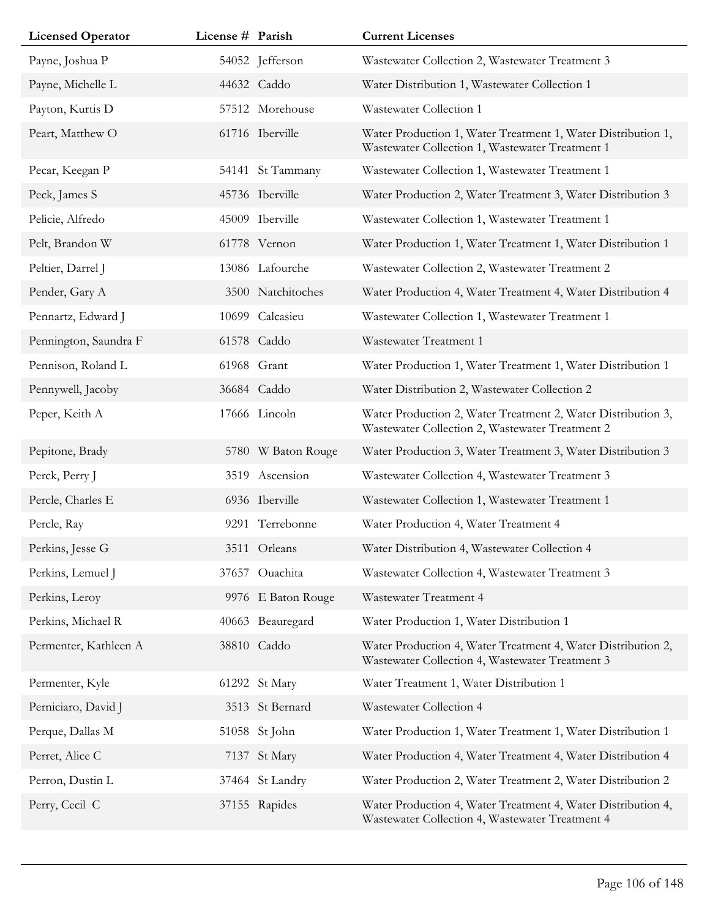| Licensed Operator | License # | Parish | Current Licenses |
| --- | --- | --- | --- |
| Payne, Joshua P | 54052 | Jefferson | Wastewater Collection 2, Wastewater Treatment 3 |
| Payne, Michelle L | 44632 | Caddo | Water Distribution 1, Wastewater Collection 1 |
| Payton, Kurtis D | 57512 | Morehouse | Wastewater Collection 1 |
| Peart, Matthew O | 61716 | Iberville | Water Production 1, Water Treatment 1, Water Distribution 1, Wastewater Collection 1, Wastewater Treatment 1 |
| Pecar, Keegan P | 54141 | St Tammany | Wastewater Collection 1, Wastewater Treatment 1 |
| Peck, James S | 45736 | Iberville | Water Production 2, Water Treatment 3, Water Distribution 3 |
| Pelicie, Alfredo | 45009 | Iberville | Wastewater Collection 1, Wastewater Treatment 1 |
| Pelt, Brandon W | 61778 | Vernon | Water Production 1, Water Treatment 1, Water Distribution 1 |
| Peltier, Darrel J | 13086 | Lafourche | Wastewater Collection 2, Wastewater Treatment 2 |
| Pender, Gary A | 3500 | Natchitoches | Water Production 4, Water Treatment 4, Water Distribution 4 |
| Pennartz, Edward J | 10699 | Calcasieu | Wastewater Collection 1, Wastewater Treatment 1 |
| Pennington, Saundra F | 61578 | Caddo | Wastewater Treatment 1 |
| Pennison, Roland L | 61968 | Grant | Water Production 1, Water Treatment 1, Water Distribution 1 |
| Pennywell, Jacoby | 36684 | Caddo | Water Distribution 2, Wastewater Collection 2 |
| Peper, Keith A | 17666 | Lincoln | Water Production 2, Water Treatment 2, Water Distribution 3, Wastewater Collection 2, Wastewater Treatment 2 |
| Pepitone, Brady | 5780 | W Baton Rouge | Water Production 3, Water Treatment 3, Water Distribution 3 |
| Perck, Perry J | 3519 | Ascension | Wastewater Collection 4, Wastewater Treatment 3 |
| Percle, Charles E | 6936 | Iberville | Wastewater Collection 1, Wastewater Treatment 1 |
| Percle, Ray | 9291 | Terrebonne | Water Production 4, Water Treatment 4 |
| Perkins, Jesse G | 3511 | Orleans | Water Distribution 4, Wastewater Collection 4 |
| Perkins, Lemuel J | 37657 | Ouachita | Wastewater Collection 4, Wastewater Treatment 3 |
| Perkins, Leroy | 9976 | E Baton Rouge | Wastewater Treatment 4 |
| Perkins, Michael R | 40663 | Beauregard | Water Production 1, Water Distribution 1 |
| Permenter, Kathleen A | 38810 | Caddo | Water Production 4, Water Treatment 4, Water Distribution 2, Wastewater Collection 4, Wastewater Treatment 3 |
| Permenter, Kyle | 61292 | St Mary | Water Treatment 1, Water Distribution 1 |
| Perniciaro, David J | 3513 | St Bernard | Wastewater Collection 4 |
| Perque, Dallas M | 51058 | St John | Water Production 1, Water Treatment 1, Water Distribution 1 |
| Perret, Alice C | 7137 | St Mary | Water Production 4, Water Treatment 4, Water Distribution 4 |
| Perron, Dustin L | 37464 | St Landry | Water Production 2, Water Treatment 2, Water Distribution 2 |
| Perry, Cecil C | 37155 | Rapides | Water Production 4, Water Treatment 4, Water Distribution 4, Wastewater Collection 4, Wastewater Treatment 4 |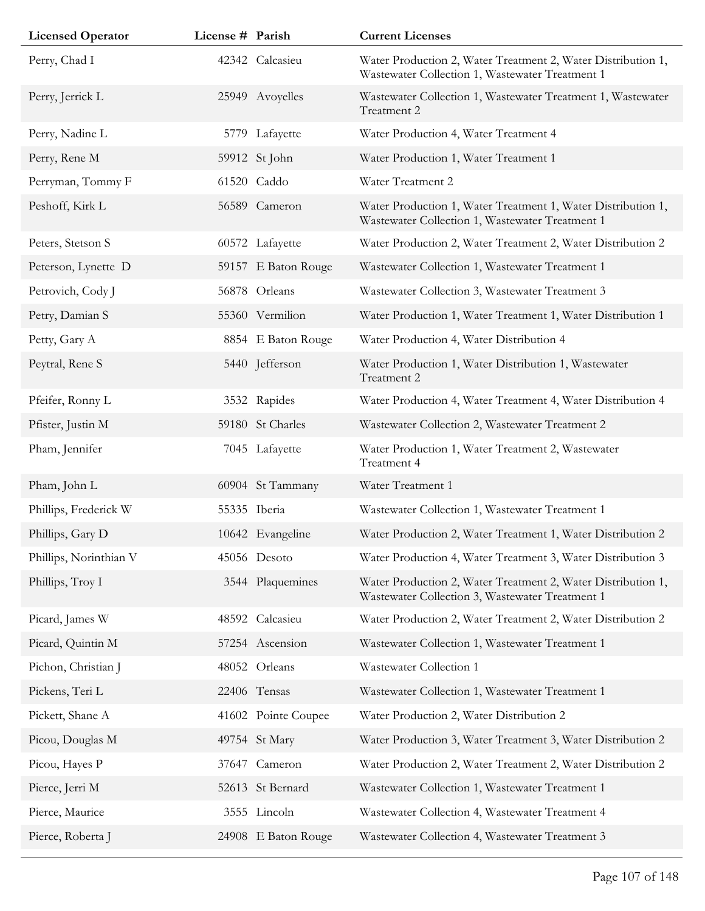| Licensed Operator | License # | Parish | Current Licenses |
| --- | --- | --- | --- |
| Perry, Chad I | 42342 | Calcasieu | Water Production 2, Water Treatment 2, Water Distribution 1, Wastewater Collection 1, Wastewater Treatment 1 |
| Perry, Jerrick L | 25949 | Avoyelles | Wastewater Collection 1, Wastewater Treatment 1, Wastewater Treatment 2 |
| Perry, Nadine L | 5779 | Lafayette | Water Production 4, Water Treatment 4 |
| Perry, Rene M | 59912 | St John | Water Production 1, Water Treatment 1 |
| Perryman, Tommy F | 61520 | Caddo | Water Treatment 2 |
| Peshoff, Kirk L | 56589 | Cameron | Water Production 1, Water Treatment 1, Water Distribution 1, Wastewater Collection 1, Wastewater Treatment 1 |
| Peters, Stetson S | 60572 | Lafayette | Water Production 2, Water Treatment 2, Water Distribution 2 |
| Peterson, Lynette D | 59157 | E Baton Rouge | Wastewater Collection 1, Wastewater Treatment 1 |
| Petrovich, Cody J | 56878 | Orleans | Wastewater Collection 3, Wastewater Treatment 3 |
| Petry, Damian S | 55360 | Vermilion | Water Production 1, Water Treatment 1, Water Distribution 1 |
| Petty, Gary A | 8854 | E Baton Rouge | Water Production 4, Water Distribution 4 |
| Peytral, Rene S | 5440 | Jefferson | Water Production 1, Water Distribution 1, Wastewater Treatment 2 |
| Pfeifer, Ronny L | 3532 | Rapides | Water Production 4, Water Treatment 4, Water Distribution 4 |
| Pfister, Justin M | 59180 | St Charles | Wastewater Collection 2, Wastewater Treatment 2 |
| Pham, Jennifer | 7045 | Lafayette | Water Production 1, Water Treatment 2, Wastewater Treatment 4 |
| Pham, John L | 60904 | St Tammany | Water Treatment 1 |
| Phillips, Frederick W | 55335 | Iberia | Wastewater Collection 1, Wastewater Treatment 1 |
| Phillips, Gary D | 10642 | Evangeline | Water Production 2, Water Treatment 1, Water Distribution 2 |
| Phillips, Norinthian V | 45056 | Desoto | Water Production 4, Water Treatment 3, Water Distribution 3 |
| Phillips, Troy I | 3544 | Plaquemines | Water Production 2, Water Treatment 2, Water Distribution 1, Wastewater Collection 3, Wastewater Treatment 1 |
| Picard, James W | 48592 | Calcasieu | Water Production 2, Water Treatment 2, Water Distribution 2 |
| Picard, Quintin M | 57254 | Ascension | Wastewater Collection 1, Wastewater Treatment 1 |
| Pichon, Christian J | 48052 | Orleans | Wastewater Collection 1 |
| Pickens, Teri L | 22406 | Tensas | Wastewater Collection 1, Wastewater Treatment 1 |
| Pickett, Shane A | 41602 | Pointe Coupee | Water Production 2, Water Distribution 2 |
| Picou, Douglas M | 49754 | St Mary | Water Production 3, Water Treatment 3, Water Distribution 2 |
| Picou, Hayes P | 37647 | Cameron | Water Production 2, Water Treatment 2, Water Distribution 2 |
| Pierce, Jerri M | 52613 | St Bernard | Wastewater Collection 1, Wastewater Treatment 1 |
| Pierce, Maurice | 3555 | Lincoln | Wastewater Collection 4, Wastewater Treatment 4 |
| Pierce, Roberta J | 24908 | E Baton Rouge | Wastewater Collection 4, Wastewater Treatment 3 |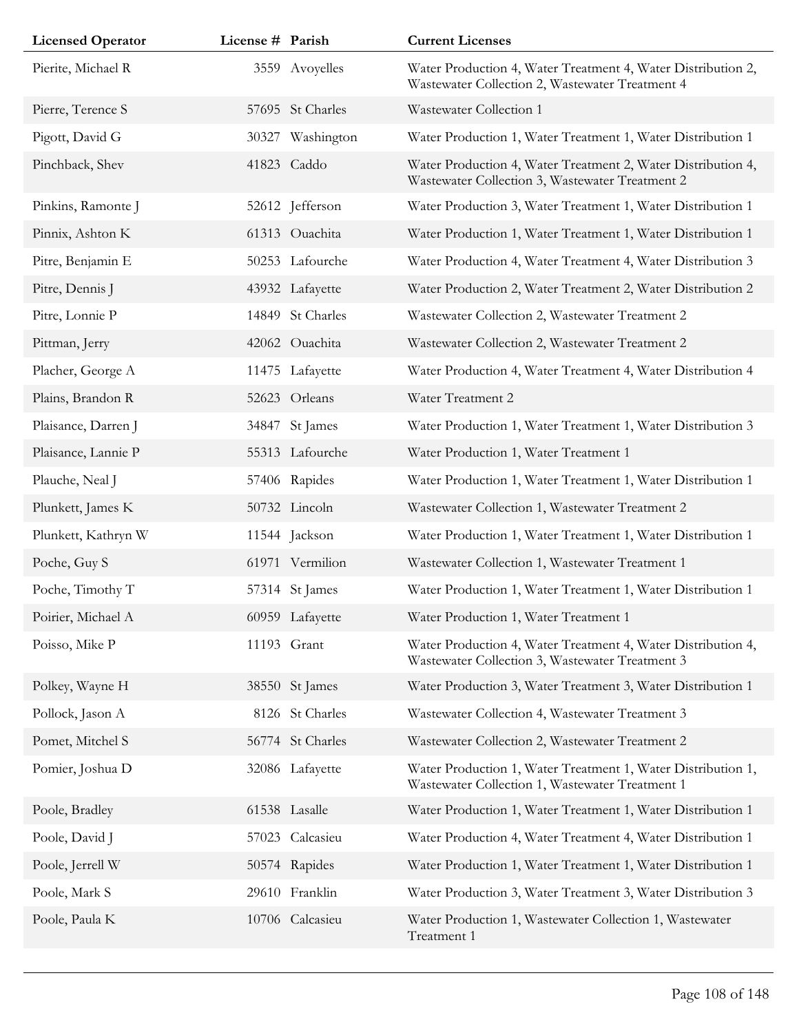| Licensed Operator | License # | Parish | Current Licenses |
|---|---|---|---|
| Pierite, Michael R | 3559 | Avoyelles | Water Production 4, Water Treatment 4, Water Distribution 2, Wastewater Collection 2, Wastewater Treatment 4 |
| Pierre, Terence S | 57695 | St Charles | Wastewater Collection 1 |
| Pigott, David G | 30327 | Washington | Water Production 1, Water Treatment 1, Water Distribution 1 |
| Pinchback, Shev | 41823 | Caddo | Water Production 4, Water Treatment 2, Water Distribution 4, Wastewater Collection 3, Wastewater Treatment 2 |
| Pinkins, Ramonte J | 52612 | Jefferson | Water Production 3, Water Treatment 1, Water Distribution 1 |
| Pinnix, Ashton K | 61313 | Ouachita | Water Production 1, Water Treatment 1, Water Distribution 1 |
| Pitre, Benjamin E | 50253 | Lafourche | Water Production 4, Water Treatment 4, Water Distribution 3 |
| Pitre, Dennis J | 43932 | Lafayette | Water Production 2, Water Treatment 2, Water Distribution 2 |
| Pitre, Lonnie P | 14849 | St Charles | Wastewater Collection 2, Wastewater Treatment 2 |
| Pittman, Jerry | 42062 | Ouachita | Wastewater Collection 2, Wastewater Treatment 2 |
| Placher, George A | 11475 | Lafayette | Water Production 4, Water Treatment 4, Water Distribution 4 |
| Plains, Brandon R | 52623 | Orleans | Water Treatment 2 |
| Plaisance, Darren J | 34847 | St James | Water Production 1, Water Treatment 1, Water Distribution 3 |
| Plaisance, Lannie P | 55313 | Lafourche | Water Production 1, Water Treatment 1 |
| Plauche, Neal J | 57406 | Rapides | Water Production 1, Water Treatment 1, Water Distribution 1 |
| Plunkett, James K | 50732 | Lincoln | Wastewater Collection 1, Wastewater Treatment 2 |
| Plunkett, Kathryn W | 11544 | Jackson | Water Production 1, Water Treatment 1, Water Distribution 1 |
| Poche, Guy S | 61971 | Vermilion | Wastewater Collection 1, Wastewater Treatment 1 |
| Poche, Timothy T | 57314 | St James | Water Production 1, Water Treatment 1, Water Distribution 1 |
| Poirier, Michael A | 60959 | Lafayette | Water Production 1, Water Treatment 1 |
| Poisso, Mike P | 11193 | Grant | Water Production 4, Water Treatment 4, Water Distribution 4, Wastewater Collection 3, Wastewater Treatment 3 |
| Polkey, Wayne H | 38550 | St James | Water Production 3, Water Treatment 3, Water Distribution 1 |
| Pollock, Jason A | 8126 | St Charles | Wastewater Collection 4, Wastewater Treatment 3 |
| Pomet, Mitchel S | 56774 | St Charles | Wastewater Collection 2, Wastewater Treatment 2 |
| Pomier, Joshua D | 32086 | Lafayette | Water Production 1, Water Treatment 1, Water Distribution 1, Wastewater Collection 1, Wastewater Treatment 1 |
| Poole, Bradley | 61538 | Lasalle | Water Production 1, Water Treatment 1, Water Distribution 1 |
| Poole, David J | 57023 | Calcasieu | Water Production 4, Water Treatment 4, Water Distribution 1 |
| Poole, Jerrell W | 50574 | Rapides | Water Production 1, Water Treatment 1, Water Distribution 1 |
| Poole, Mark S | 29610 | Franklin | Water Production 3, Water Treatment 3, Water Distribution 3 |
| Poole, Paula K | 10706 | Calcasieu | Water Production 1, Wastewater Collection 1, Wastewater Treatment 1 |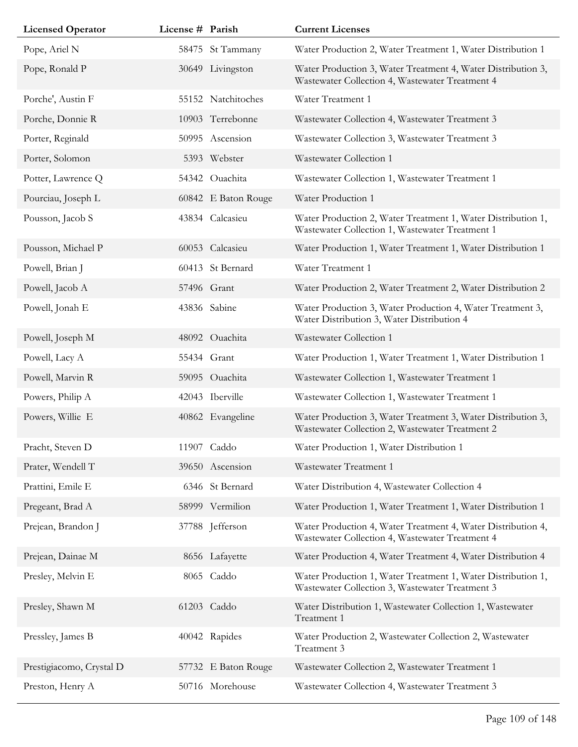| Licensed Operator | License # | Parish | Current Licenses |
| --- | --- | --- | --- |
| Pope, Ariel N | 58475 | St Tammany | Water Production 2, Water Treatment 1, Water Distribution 1 |
| Pope, Ronald P | 30649 | Livingston | Water Production 3, Water Treatment 4, Water Distribution 3, Wastewater Collection 4, Wastewater Treatment 4 |
| Porche', Austin F | 55152 | Natchitoches | Water Treatment 1 |
| Porche, Donnie R | 10903 | Terrebonne | Wastewater Collection 4, Wastewater Treatment 3 |
| Porter, Reginald | 50995 | Ascension | Wastewater Collection 3, Wastewater Treatment 3 |
| Porter, Solomon | 5393 | Webster | Wastewater Collection 1 |
| Potter, Lawrence Q | 54342 | Ouachita | Wastewater Collection 1, Wastewater Treatment 1 |
| Pourciau, Joseph L | 60842 | E Baton Rouge | Water Production 1 |
| Pousson, Jacob S | 43834 | Calcasieu | Water Production 2, Water Treatment 1, Water Distribution 1, Wastewater Collection 1, Wastewater Treatment 1 |
| Pousson, Michael P | 60053 | Calcasieu | Water Production 1, Water Treatment 1, Water Distribution 1 |
| Powell, Brian J | 60413 | St Bernard | Water Treatment 1 |
| Powell, Jacob A | 57496 | Grant | Water Production 2, Water Treatment 2, Water Distribution 2 |
| Powell, Jonah E | 43836 | Sabine | Water Production 3, Water Production 4, Water Treatment 3, Water Distribution 3, Water Distribution 4 |
| Powell, Joseph M | 48092 | Ouachita | Wastewater Collection 1 |
| Powell, Lacy A | 55434 | Grant | Water Production 1, Water Treatment 1, Water Distribution 1 |
| Powell, Marvin R | 59095 | Ouachita | Wastewater Collection 1, Wastewater Treatment 1 |
| Powers, Philip A | 42043 | Iberville | Wastewater Collection 1, Wastewater Treatment 1 |
| Powers, Willie E | 40862 | Evangeline | Water Production 3, Water Treatment 3, Water Distribution 3, Wastewater Collection 2, Wastewater Treatment 2 |
| Pracht, Steven D | 11907 | Caddo | Water Production 1, Water Distribution 1 |
| Prater, Wendell T | 39650 | Ascension | Wastewater Treatment 1 |
| Prattini, Emile E | 6346 | St Bernard | Water Distribution 4, Wastewater Collection 4 |
| Pregeant, Brad A | 58999 | Vermilion | Water Production 1, Water Treatment 1, Water Distribution 1 |
| Prejean, Brandon J | 37788 | Jefferson | Water Production 4, Water Treatment 4, Water Distribution 4, Wastewater Collection 4, Wastewater Treatment 4 |
| Prejean, Dainae M | 8656 | Lafayette | Water Production 4, Water Treatment 4, Water Distribution 4 |
| Presley, Melvin E | 8065 | Caddo | Water Production 1, Water Treatment 1, Water Distribution 1, Wastewater Collection 3, Wastewater Treatment 3 |
| Presley, Shawn M | 61203 | Caddo | Water Distribution 1, Wastewater Collection 1, Wastewater Treatment 1 |
| Pressley, James B | 40042 | Rapides | Water Production 2, Wastewater Collection 2, Wastewater Treatment 3 |
| Prestigiacomo, Crystal D | 57732 | E Baton Rouge | Wastewater Collection 2, Wastewater Treatment 1 |
| Preston, Henry A | 50716 | Morehouse | Wastewater Collection 4, Wastewater Treatment 3 |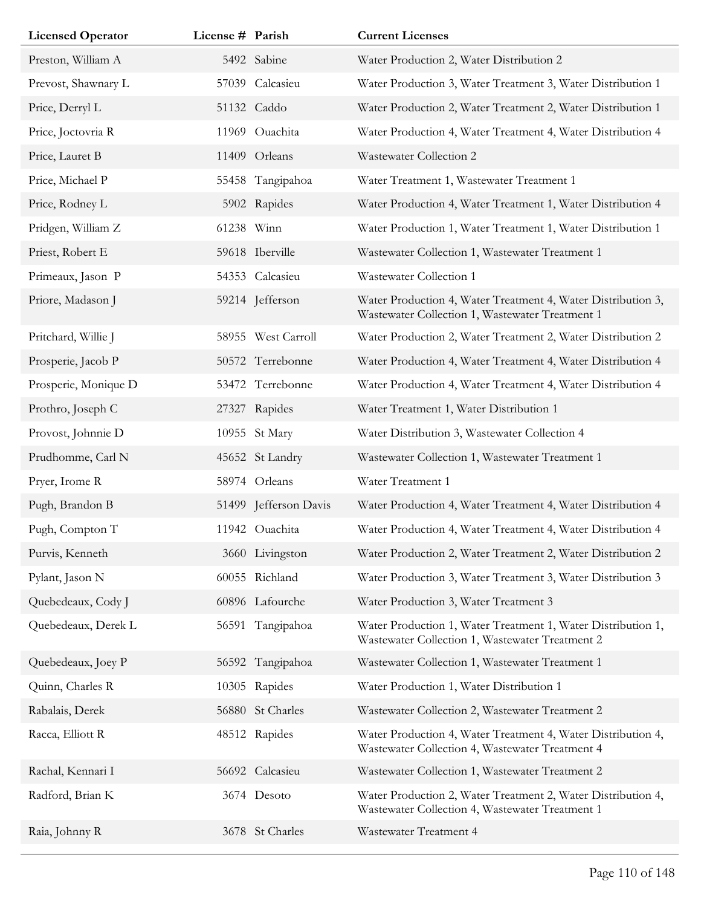| Licensed Operator | License # | Parish | Current Licenses |
|---|---|---|---|
| Preston, William A | 5492 | Sabine | Water Production 2, Water Distribution 2 |
| Prevost, Shawnary L | 57039 | Calcasieu | Water Production 3, Water Treatment 3, Water Distribution 1 |
| Price, Derryl L | 51132 | Caddo | Water Production 2, Water Treatment 2, Water Distribution 1 |
| Price, Joctovria R | 11969 | Ouachita | Water Production 4, Water Treatment 4, Water Distribution 4 |
| Price, Lauret B | 11409 | Orleans | Wastewater Collection 2 |
| Price, Michael P | 55458 | Tangipahoa | Water Treatment 1, Wastewater Treatment 1 |
| Price, Rodney L | 5902 | Rapides | Water Production 4, Water Treatment 1, Water Distribution 4 |
| Pridgen, William Z | 61238 | Winn | Water Production 1, Water Treatment 1, Water Distribution 1 |
| Priest, Robert E | 59618 | Iberville | Wastewater Collection 1, Wastewater Treatment 1 |
| Primeaux, Jason P | 54353 | Calcasieu | Wastewater Collection 1 |
| Priore, Madason J | 59214 | Jefferson | Water Production 4, Water Treatment 4, Water Distribution 3, Wastewater Collection 1, Wastewater Treatment 1 |
| Pritchard, Willie J | 58955 | West Carroll | Water Production 2, Water Treatment 2, Water Distribution 2 |
| Prosperie, Jacob P | 50572 | Terrebonne | Water Production 4, Water Treatment 4, Water Distribution 4 |
| Prosperie, Monique D | 53472 | Terrebonne | Water Production 4, Water Treatment 4, Water Distribution 4 |
| Prothro, Joseph C | 27327 | Rapides | Water Treatment 1, Water Distribution 1 |
| Provost, Johnnie D | 10955 | St Mary | Water Distribution 3, Wastewater Collection 4 |
| Prudhomme, Carl N | 45652 | St Landry | Wastewater Collection 1, Wastewater Treatment 1 |
| Pryer, Irome R | 58974 | Orleans | Water Treatment 1 |
| Pugh, Brandon B | 51499 | Jefferson Davis | Water Production 4, Water Treatment 4, Water Distribution 4 |
| Pugh, Compton T | 11942 | Ouachita | Water Production 4, Water Treatment 4, Water Distribution 4 |
| Purvis, Kenneth | 3660 | Livingston | Water Production 2, Water Treatment 2, Water Distribution 2 |
| Pylant, Jason N | 60055 | Richland | Water Production 3, Water Treatment 3, Water Distribution 3 |
| Quebedeaux, Cody J | 60896 | Lafourche | Water Production 3, Water Treatment 3 |
| Quebedeaux, Derek L | 56591 | Tangipahoa | Water Production 1, Water Treatment 1, Water Distribution 1, Wastewater Collection 1, Wastewater Treatment 2 |
| Quebedeaux, Joey P | 56592 | Tangipahoa | Wastewater Collection 1, Wastewater Treatment 1 |
| Quinn, Charles R | 10305 | Rapides | Water Production 1, Water Distribution 1 |
| Rabalais, Derek | 56880 | St Charles | Wastewater Collection 2, Wastewater Treatment 2 |
| Racca, Elliott R | 48512 | Rapides | Water Production 4, Water Treatment 4, Water Distribution 4, Wastewater Collection 4, Wastewater Treatment 4 |
| Rachal, Kennari I | 56692 | Calcasieu | Wastewater Collection 1, Wastewater Treatment 2 |
| Radford, Brian K | 3674 | Desoto | Water Production 2, Water Treatment 2, Water Distribution 4, Wastewater Collection 4, Wastewater Treatment 1 |
| Raia, Johnny R | 3678 | St Charles | Wastewater Treatment 4 |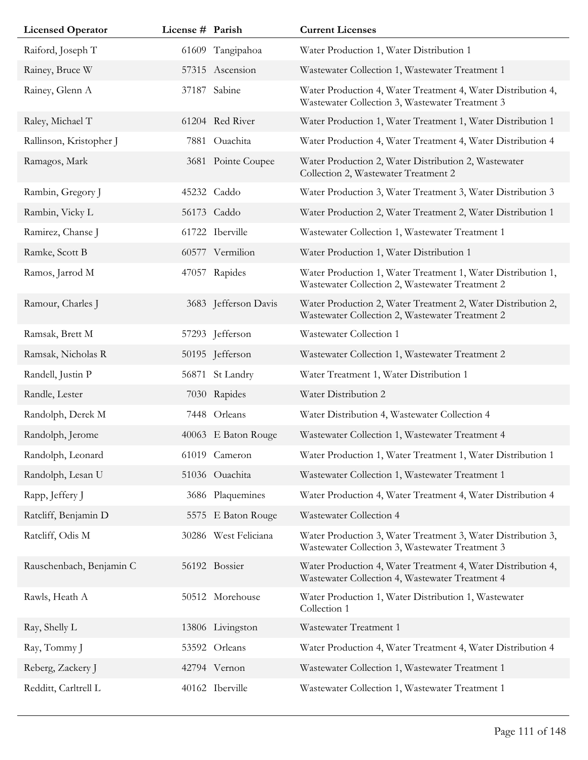| Licensed Operator | License # | Parish | Current Licenses |
| --- | --- | --- | --- |
| Raiford, Joseph T | 61609 | Tangipahoa | Water Production 1, Water Distribution 1 |
| Rainey, Bruce W | 57315 | Ascension | Wastewater Collection 1, Wastewater Treatment 1 |
| Rainey, Glenn A | 37187 | Sabine | Water Production 4, Water Treatment 4, Water Distribution 4, Wastewater Collection 3, Wastewater Treatment 3 |
| Raley, Michael T | 61204 | Red River | Water Production 1, Water Treatment 1, Water Distribution 1 |
| Rallinson, Kristopher J | 7881 | Ouachita | Water Production 4, Water Treatment 4, Water Distribution 4 |
| Ramagos, Mark | 3681 | Pointe Coupee | Water Production 2, Water Distribution 2, Wastewater Collection 2, Wastewater Treatment 2 |
| Rambin, Gregory J | 45232 | Caddo | Water Production 3, Water Treatment 3, Water Distribution 3 |
| Rambin, Vicky L | 56173 | Caddo | Water Production 2, Water Treatment 2, Water Distribution 1 |
| Ramirez, Chanse J | 61722 | Iberville | Wastewater Collection 1, Wastewater Treatment 1 |
| Ramke, Scott B | 60577 | Vermilion | Water Production 1, Water Distribution 1 |
| Ramos, Jarrod M | 47057 | Rapides | Water Production 1, Water Treatment 1, Water Distribution 1, Wastewater Collection 2, Wastewater Treatment 2 |
| Ramour, Charles J | 3683 | Jefferson Davis | Water Production 2, Water Treatment 2, Water Distribution 2, Wastewater Collection 2, Wastewater Treatment 2 |
| Ramsak, Brett M | 57293 | Jefferson | Wastewater Collection 1 |
| Ramsak, Nicholas R | 50195 | Jefferson | Wastewater Collection 1, Wastewater Treatment 2 |
| Randell, Justin P | 56871 | St Landry | Water Treatment 1, Water Distribution 1 |
| Randle, Lester | 7030 | Rapides | Water Distribution 2 |
| Randolph, Derek M | 7448 | Orleans | Water Distribution 4, Wastewater Collection 4 |
| Randolph, Jerome | 40063 | E Baton Rouge | Wastewater Collection 1, Wastewater Treatment 4 |
| Randolph, Leonard | 61019 | Cameron | Water Production 1, Water Treatment 1, Water Distribution 1 |
| Randolph, Lesan U | 51036 | Ouachita | Wastewater Collection 1, Wastewater Treatment 1 |
| Rapp, Jeffery J | 3686 | Plaquemines | Water Production 4, Water Treatment 4, Water Distribution 4 |
| Ratcliff, Benjamin D | 5575 | E Baton Rouge | Wastewater Collection 4 |
| Ratcliff, Odis M | 30286 | West Feliciana | Water Production 3, Water Treatment 3, Water Distribution 3, Wastewater Collection 3, Wastewater Treatment 3 |
| Rauschenbach, Benjamin C | 56192 | Bossier | Water Production 4, Water Treatment 4, Water Distribution 4, Wastewater Collection 4, Wastewater Treatment 4 |
| Rawls, Heath A | 50512 | Morehouse | Water Production 1, Water Distribution 1, Wastewater Collection 1 |
| Ray, Shelly L | 13806 | Livingston | Wastewater Treatment 1 |
| Ray, Tommy J | 53592 | Orleans | Water Production 4, Water Treatment 4, Water Distribution 4 |
| Reberg, Zackery J | 42794 | Vernon | Wastewater Collection 1, Wastewater Treatment 1 |
| Redditt, Carltrell L | 40162 | Iberville | Wastewater Collection 1, Wastewater Treatment 1 |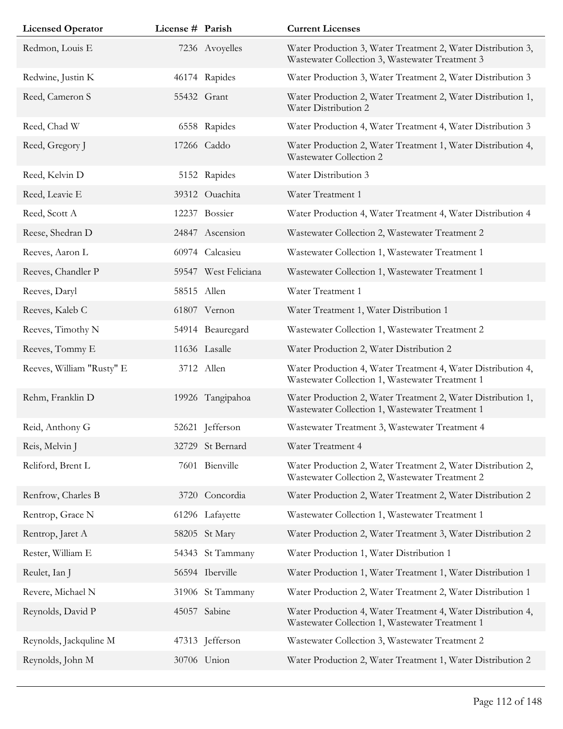| Licensed Operator | License # | Parish | Current Licenses |
|---|---|---|---|
| Redmon, Louis E | 7236 | Avoyelles | Water Production 3, Water Treatment 2, Water Distribution 3, Wastewater Collection 3, Wastewater Treatment 3 |
| Redwine, Justin K | 46174 | Rapides | Water Production 3, Water Treatment 2, Water Distribution 3 |
| Reed, Cameron S | 55432 | Grant | Water Production 2, Water Treatment 2, Water Distribution 1, Water Distribution 2 |
| Reed, Chad W | 6558 | Rapides | Water Production 4, Water Treatment 4, Water Distribution 3 |
| Reed, Gregory J | 17266 | Caddo | Water Production 2, Water Treatment 1, Water Distribution 4, Wastewater Collection 2 |
| Reed, Kelvin D | 5152 | Rapides | Water Distribution 3 |
| Reed, Leavie E | 39312 | Ouachita | Water Treatment 1 |
| Reed, Scott A | 12237 | Bossier | Water Production 4, Water Treatment 4, Water Distribution 4 |
| Reese, Shedran D | 24847 | Ascension | Wastewater Collection 2, Wastewater Treatment 2 |
| Reeves, Aaron L | 60974 | Calcasieu | Wastewater Collection 1, Wastewater Treatment 1 |
| Reeves, Chandler P | 59547 | West Feliciana | Wastewater Collection 1, Wastewater Treatment 1 |
| Reeves, Daryl | 58515 | Allen | Water Treatment 1 |
| Reeves, Kaleb C | 61807 | Vernon | Water Treatment 1, Water Distribution 1 |
| Reeves, Timothy N | 54914 | Beauregard | Wastewater Collection 1, Wastewater Treatment 2 |
| Reeves, Tommy E | 11636 | Lasalle | Water Production 2, Water Distribution 2 |
| Reeves, William "Rusty" E | 3712 | Allen | Water Production 4, Water Treatment 4, Water Distribution 4, Wastewater Collection 1, Wastewater Treatment 1 |
| Rehm, Franklin D | 19926 | Tangipahoa | Water Production 2, Water Treatment 2, Water Distribution 1, Wastewater Collection 1, Wastewater Treatment 1 |
| Reid, Anthony G | 52621 | Jefferson | Wastewater Treatment 3, Wastewater Treatment 4 |
| Reis, Melvin J | 32729 | St Bernard | Water Treatment 4 |
| Reliford, Brent L | 7601 | Bienville | Water Production 2, Water Treatment 2, Water Distribution 2, Wastewater Collection 2, Wastewater Treatment 2 |
| Renfrow, Charles B | 3720 | Concordia | Water Production 2, Water Treatment 2, Water Distribution 2 |
| Rentrop, Grace N | 61296 | Lafayette | Wastewater Collection 1, Wastewater Treatment 1 |
| Rentrop, Jaret A | 58205 | St Mary | Water Production 2, Water Treatment 3, Water Distribution 2 |
| Rester, William E | 54343 | St Tammany | Water Production 1, Water Distribution 1 |
| Reulet, Ian J | 56594 | Iberville | Water Production 1, Water Treatment 1, Water Distribution 1 |
| Revere, Michael N | 31906 | St Tammany | Water Production 2, Water Treatment 2, Water Distribution 1 |
| Reynolds, David P | 45057 | Sabine | Water Production 4, Water Treatment 4, Water Distribution 4, Wastewater Collection 1, Wastewater Treatment 1 |
| Reynolds, Jackquline M | 47313 | Jefferson | Wastewater Collection 3, Wastewater Treatment 2 |
| Reynolds, John M | 30706 | Union | Water Production 2, Water Treatment 1, Water Distribution 2 |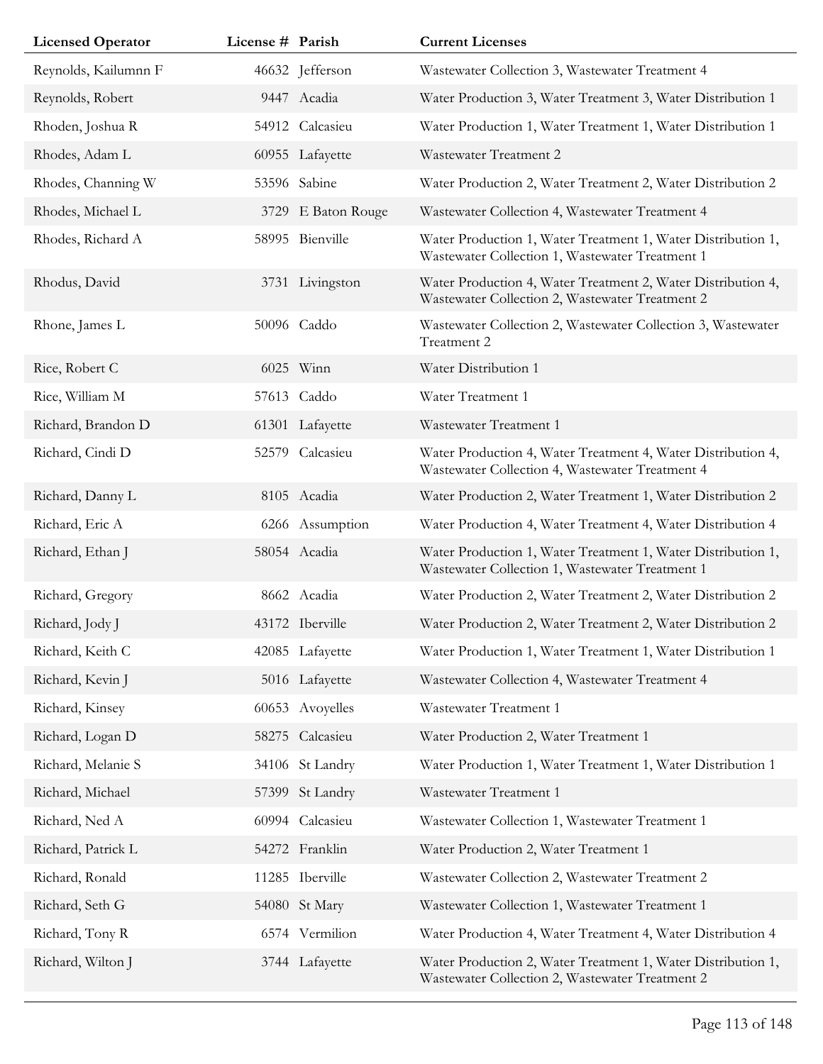| Licensed Operator | License # | Parish | Current Licenses |
|---|---|---|---|
| Reynolds, Kailumnn F | 46632 | Jefferson | Wastewater Collection 3, Wastewater Treatment 4 |
| Reynolds, Robert | 9447 | Acadia | Water Production 3, Water Treatment 3, Water Distribution 1 |
| Rhoden, Joshua R | 54912 | Calcasieu | Water Production 1, Water Treatment 1, Water Distribution 1 |
| Rhodes, Adam L | 60955 | Lafayette | Wastewater Treatment 2 |
| Rhodes, Channing W | 53596 | Sabine | Water Production 2, Water Treatment 2, Water Distribution 2 |
| Rhodes, Michael L | 3729 | E Baton Rouge | Wastewater Collection 4, Wastewater Treatment 4 |
| Rhodes, Richard A | 58995 | Bienville | Water Production 1, Water Treatment 1, Water Distribution 1, Wastewater Collection 1, Wastewater Treatment 1 |
| Rhodus, David | 3731 | Livingston | Water Production 4, Water Treatment 2, Water Distribution 4, Wastewater Collection 2, Wastewater Treatment 2 |
| Rhone, James L | 50096 | Caddo | Wastewater Collection 2, Wastewater Collection 3, Wastewater Treatment 2 |
| Rice, Robert C | 6025 | Winn | Water Distribution 1 |
| Rice, William M | 57613 | Caddo | Water Treatment 1 |
| Richard, Brandon D | 61301 | Lafayette | Wastewater Treatment 1 |
| Richard, Cindi D | 52579 | Calcasieu | Water Production 4, Water Treatment 4, Water Distribution 4, Wastewater Collection 4, Wastewater Treatment 4 |
| Richard, Danny L | 8105 | Acadia | Water Production 2, Water Treatment 1, Water Distribution 2 |
| Richard, Eric A | 6266 | Assumption | Water Production 4, Water Treatment 4, Water Distribution 4 |
| Richard, Ethan J | 58054 | Acadia | Water Production 1, Water Treatment 1, Water Distribution 1, Wastewater Collection 1, Wastewater Treatment 1 |
| Richard, Gregory | 8662 | Acadia | Water Production 2, Water Treatment 2, Water Distribution 2 |
| Richard, Jody J | 43172 | Iberville | Water Production 2, Water Treatment 2, Water Distribution 2 |
| Richard, Keith C | 42085 | Lafayette | Water Production 1, Water Treatment 1, Water Distribution 1 |
| Richard, Kevin J | 5016 | Lafayette | Wastewater Collection 4, Wastewater Treatment 4 |
| Richard, Kinsey | 60653 | Avoyelles | Wastewater Treatment 1 |
| Richard, Logan D | 58275 | Calcasieu | Water Production 2, Water Treatment 1 |
| Richard, Melanie S | 34106 | St Landry | Water Production 1, Water Treatment 1, Water Distribution 1 |
| Richard, Michael | 57399 | St Landry | Wastewater Treatment 1 |
| Richard, Ned A | 60994 | Calcasieu | Wastewater Collection 1, Wastewater Treatment 1 |
| Richard, Patrick L | 54272 | Franklin | Water Production 2, Water Treatment 1 |
| Richard, Ronald | 11285 | Iberville | Wastewater Collection 2, Wastewater Treatment 2 |
| Richard, Seth G | 54080 | St Mary | Wastewater Collection 1, Wastewater Treatment 1 |
| Richard, Tony R | 6574 | Vermilion | Water Production 4, Water Treatment 4, Water Distribution 4 |
| Richard, Wilton J | 3744 | Lafayette | Water Production 2, Water Treatment 1, Water Distribution 1, Wastewater Collection 2, Wastewater Treatment 2 |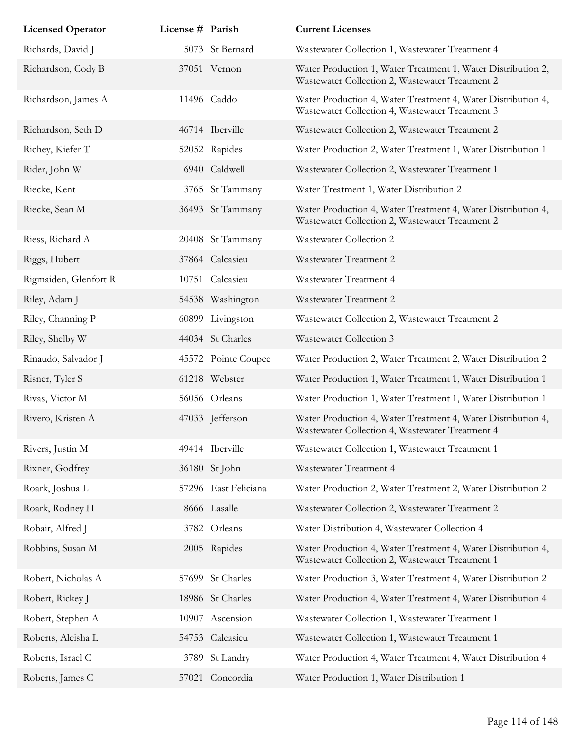| Licensed Operator | License # | Parish | Current Licenses |
|---|---|---|---|
| Richards, David J | 5073 | St Bernard | Wastewater Collection 1, Wastewater Treatment 4 |
| Richardson, Cody B | 37051 | Vernon | Water Production 1, Water Treatment 1, Water Distribution 2, Wastewater Collection 2, Wastewater Treatment 2 |
| Richardson, James A | 11496 | Caddo | Water Production 4, Water Treatment 4, Water Distribution 4, Wastewater Collection 4, Wastewater Treatment 3 |
| Richardson, Seth D | 46714 | Iberville | Wastewater Collection 2, Wastewater Treatment 2 |
| Richey, Kiefer T | 52052 | Rapides | Water Production 2, Water Treatment 1, Water Distribution 1 |
| Rider, John W | 6940 | Caldwell | Wastewater Collection 2, Wastewater Treatment 1 |
| Riecke, Kent | 3765 | St Tammany | Water Treatment 1, Water Distribution 2 |
| Riecke, Sean M | 36493 | St Tammany | Water Production 4, Water Treatment 4, Water Distribution 4, Wastewater Collection 2, Wastewater Treatment 2 |
| Riess, Richard A | 20408 | St Tammany | Wastewater Collection 2 |
| Riggs, Hubert | 37864 | Calcasieu | Wastewater Treatment 2 |
| Rigmaiden, Glenfort R | 10751 | Calcasieu | Wastewater Treatment 4 |
| Riley, Adam J | 54538 | Washington | Wastewater Treatment 2 |
| Riley, Channing P | 60899 | Livingston | Wastewater Collection 2, Wastewater Treatment 2 |
| Riley, Shelby W | 44034 | St Charles | Wastewater Collection 3 |
| Rinaudo, Salvador J | 45572 | Pointe Coupee | Water Production 2, Water Treatment 2, Water Distribution 2 |
| Risner, Tyler S | 61218 | Webster | Water Production 1, Water Treatment 1, Water Distribution 1 |
| Rivas, Victor M | 56056 | Orleans | Water Production 1, Water Treatment 1, Water Distribution 1 |
| Rivero, Kristen A | 47033 | Jefferson | Water Production 4, Water Treatment 4, Water Distribution 4, Wastewater Collection 4, Wastewater Treatment 4 |
| Rivers, Justin M | 49414 | Iberville | Wastewater Collection 1, Wastewater Treatment 1 |
| Rixner, Godfrey | 36180 | St John | Wastewater Treatment 4 |
| Roark, Joshua L | 57296 | East Feliciana | Water Production 2, Water Treatment 2, Water Distribution 2 |
| Roark, Rodney H | 8666 | Lasalle | Wastewater Collection 2, Wastewater Treatment 2 |
| Robair, Alfred J | 3782 | Orleans | Water Distribution 4, Wastewater Collection 4 |
| Robbins, Susan M | 2005 | Rapides | Water Production 4, Water Treatment 4, Water Distribution 4, Wastewater Collection 2, Wastewater Treatment 1 |
| Robert, Nicholas A | 57699 | St Charles | Water Production 3, Water Treatment 4, Water Distribution 2 |
| Robert, Rickey J | 18986 | St Charles | Water Production 4, Water Treatment 4, Water Distribution 4 |
| Robert, Stephen A | 10907 | Ascension | Wastewater Collection 1, Wastewater Treatment 1 |
| Roberts, Aleisha L | 54753 | Calcasieu | Wastewater Collection 1, Wastewater Treatment 1 |
| Roberts, Israel C | 3789 | St Landry | Water Production 4, Water Treatment 4, Water Distribution 4 |
| Roberts, James C | 57021 | Concordia | Water Production 1, Water Distribution 1 |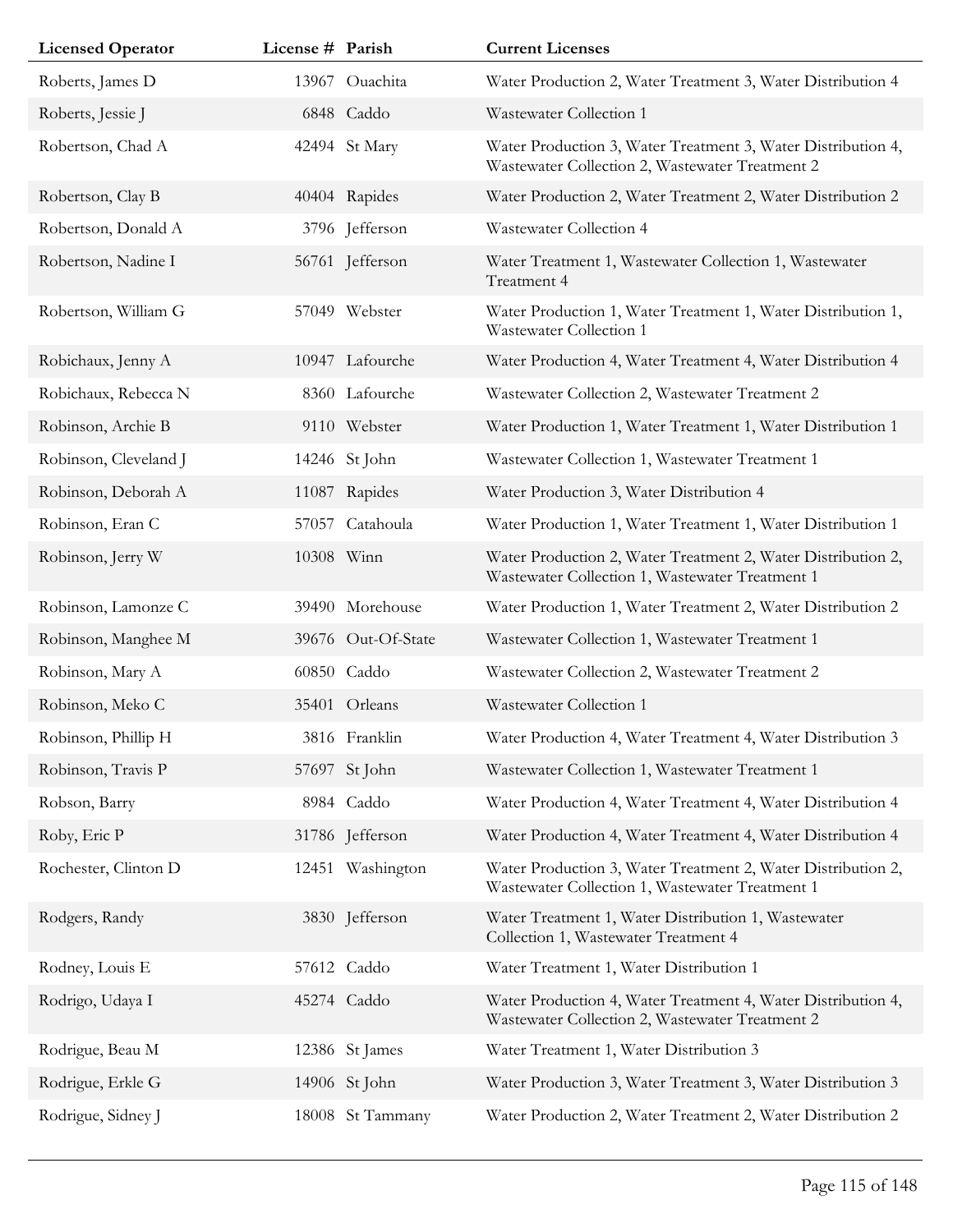| Licensed Operator | License # | Parish | Current Licenses |
|---|---|---|---|
| Roberts, James D | 13967 | Ouachita | Water Production 2, Water Treatment 3, Water Distribution 4 |
| Roberts, Jessie J | 6848 | Caddo | Wastewater Collection 1 |
| Robertson, Chad A | 42494 | St Mary | Water Production 3, Water Treatment 3, Water Distribution 4, Wastewater Collection 2, Wastewater Treatment 2 |
| Robertson, Clay B | 40404 | Rapides | Water Production 2, Water Treatment 2, Water Distribution 2 |
| Robertson, Donald A | 3796 | Jefferson | Wastewater Collection 4 |
| Robertson, Nadine I | 56761 | Jefferson | Water Treatment 1, Wastewater Collection 1, Wastewater Treatment 4 |
| Robertson, William G | 57049 | Webster | Water Production 1, Water Treatment 1, Water Distribution 1, Wastewater Collection 1 |
| Robichaux, Jenny A | 10947 | Lafourche | Water Production 4, Water Treatment 4, Water Distribution 4 |
| Robichaux, Rebecca N | 8360 | Lafourche | Wastewater Collection 2, Wastewater Treatment 2 |
| Robinson, Archie B | 9110 | Webster | Water Production 1, Water Treatment 1, Water Distribution 1 |
| Robinson, Cleveland J | 14246 | St John | Wastewater Collection 1, Wastewater Treatment 1 |
| Robinson, Deborah A | 11087 | Rapides | Water Production 3, Water Distribution 4 |
| Robinson, Eran C | 57057 | Catahoula | Water Production 1, Water Treatment 1, Water Distribution 1 |
| Robinson, Jerry W | 10308 | Winn | Water Production 2, Water Treatment 2, Water Distribution 2, Wastewater Collection 1, Wastewater Treatment 1 |
| Robinson, Lamonze C | 39490 | Morehouse | Water Production 1, Water Treatment 2, Water Distribution 2 |
| Robinson, Manghee M | 39676 | Out-Of-State | Wastewater Collection 1, Wastewater Treatment 1 |
| Robinson, Mary A | 60850 | Caddo | Wastewater Collection 2, Wastewater Treatment 2 |
| Robinson, Meko C | 35401 | Orleans | Wastewater Collection 1 |
| Robinson, Phillip H | 3816 | Franklin | Water Production 4, Water Treatment 4, Water Distribution 3 |
| Robinson, Travis P | 57697 | St John | Wastewater Collection 1, Wastewater Treatment 1 |
| Robson, Barry | 8984 | Caddo | Water Production 4, Water Treatment 4, Water Distribution 4 |
| Roby, Eric P | 31786 | Jefferson | Water Production 4, Water Treatment 4, Water Distribution 4 |
| Rochester, Clinton D | 12451 | Washington | Water Production 3, Water Treatment 2, Water Distribution 2, Wastewater Collection 1, Wastewater Treatment 1 |
| Rodgers, Randy | 3830 | Jefferson | Water Treatment 1, Water Distribution 1, Wastewater Collection 1, Wastewater Treatment 4 |
| Rodney, Louis E | 57612 | Caddo | Water Treatment 1, Water Distribution 1 |
| Rodrigo, Udaya I | 45274 | Caddo | Water Production 4, Water Treatment 4, Water Distribution 4, Wastewater Collection 2, Wastewater Treatment 2 |
| Rodrigue, Beau M | 12386 | St James | Water Treatment 1, Water Distribution 3 |
| Rodrigue, Erkle G | 14906 | St John | Water Production 3, Water Treatment 3, Water Distribution 3 |
| Rodrigue, Sidney J | 18008 | St Tammany | Water Production 2, Water Treatment 2, Water Distribution 2 |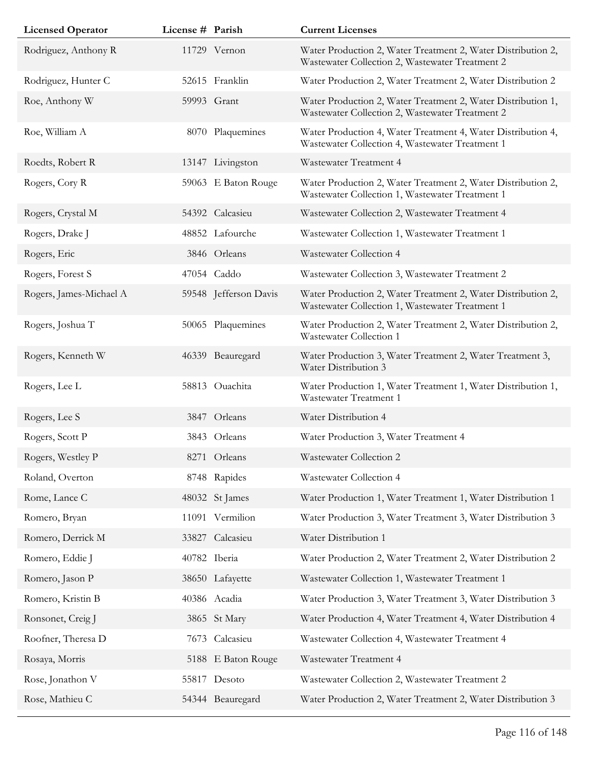| Licensed Operator | License # | Parish | Current Licenses |
|---|---|---|---|
| Rodriguez, Anthony R | 11729 | Vernon | Water Production 2, Water Treatment 2, Water Distribution 2, Wastewater Collection 2, Wastewater Treatment 2 |
| Rodriguez, Hunter C | 52615 | Franklin | Water Production 2, Water Treatment 2, Water Distribution 2 |
| Roe, Anthony W | 59993 | Grant | Water Production 2, Water Treatment 2, Water Distribution 1, Wastewater Collection 2, Wastewater Treatment 2 |
| Roe, William A | 8070 | Plaquemines | Water Production 4, Water Treatment 4, Water Distribution 4, Wastewater Collection 4, Wastewater Treatment 1 |
| Roedts, Robert R | 13147 | Livingston | Wastewater Treatment 4 |
| Rogers, Cory R | 59063 | E Baton Rouge | Water Production 2, Water Treatment 2, Water Distribution 2, Wastewater Collection 1, Wastewater Treatment 1 |
| Rogers, Crystal M | 54392 | Calcasieu | Wastewater Collection 2, Wastewater Treatment 4 |
| Rogers, Drake J | 48852 | Lafourche | Wastewater Collection 1, Wastewater Treatment 1 |
| Rogers, Eric | 3846 | Orleans | Wastewater Collection 4 |
| Rogers, Forest S | 47054 | Caddo | Wastewater Collection 3, Wastewater Treatment 2 |
| Rogers, James-Michael A | 59548 | Jefferson Davis | Water Production 2, Water Treatment 2, Water Distribution 2, Wastewater Collection 1, Wastewater Treatment 1 |
| Rogers, Joshua T | 50065 | Plaquemines | Water Production 2, Water Treatment 2, Water Distribution 2, Wastewater Collection 1 |
| Rogers, Kenneth W | 46339 | Beauregard | Water Production 3, Water Treatment 2, Water Treatment 3, Water Distribution 3 |
| Rogers, Lee L | 58813 | Ouachita | Water Production 1, Water Treatment 1, Water Distribution 1, Wastewater Treatment 1 |
| Rogers, Lee S | 3847 | Orleans | Water Distribution 4 |
| Rogers, Scott P | 3843 | Orleans | Water Production 3, Water Treatment 4 |
| Rogers, Westley P | 8271 | Orleans | Wastewater Collection 2 |
| Roland, Overton | 8748 | Rapides | Wastewater Collection 4 |
| Rome, Lance C | 48032 | St James | Water Production 1, Water Treatment 1, Water Distribution 1 |
| Romero, Bryan | 11091 | Vermilion | Water Production 3, Water Treatment 3, Water Distribution 3 |
| Romero, Derrick M | 33827 | Calcasieu | Water Distribution 1 |
| Romero, Eddie J | 40782 | Iberia | Water Production 2, Water Treatment 2, Water Distribution 2 |
| Romero, Jason P | 38650 | Lafayette | Wastewater Collection 1, Wastewater Treatment 1 |
| Romero, Kristin B | 40386 | Acadia | Water Production 3, Water Treatment 3, Water Distribution 3 |
| Ronsonet, Creig J | 3865 | St Mary | Water Production 4, Water Treatment 4, Water Distribution 4 |
| Roofner, Theresa D | 7673 | Calcasieu | Wastewater Collection 4, Wastewater Treatment 4 |
| Rosaya, Morris | 5188 | E Baton Rouge | Wastewater Treatment 4 |
| Rose, Jonathon V | 55817 | Desoto | Wastewater Collection 2, Wastewater Treatment 2 |
| Rose, Mathieu C | 54344 | Beauregard | Water Production 2, Water Treatment 2, Water Distribution 3 |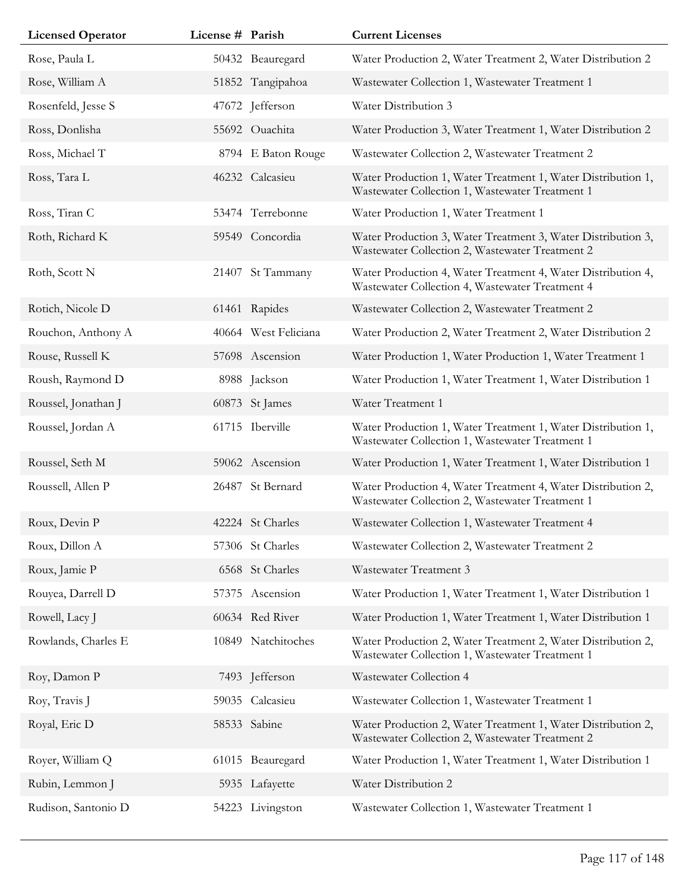| Licensed Operator | License # | Parish | Current Licenses |
|---|---|---|---|
| Rose, Paula L | 50432 | Beauregard | Water Production 2, Water Treatment 2, Water Distribution 2 |
| Rose, William A | 51852 | Tangipahoa | Wastewater Collection 1, Wastewater Treatment 1 |
| Rosenfeld, Jesse S | 47672 | Jefferson | Water Distribution 3 |
| Ross, Donlisha | 55692 | Ouachita | Water Production 3, Water Treatment 1, Water Distribution 2 |
| Ross, Michael T | 8794 | E Baton Rouge | Wastewater Collection 2, Wastewater Treatment 2 |
| Ross, Tara L | 46232 | Calcasieu | Water Production 1, Water Treatment 1, Water Distribution 1, Wastewater Collection 1, Wastewater Treatment 1 |
| Ross, Tiran C | 53474 | Terrebonne | Water Production 1, Water Treatment 1 |
| Roth, Richard K | 59549 | Concordia | Water Production 3, Water Treatment 3, Water Distribution 3, Wastewater Collection 2, Wastewater Treatment 2 |
| Roth, Scott N | 21407 | St Tammany | Water Production 4, Water Treatment 4, Water Distribution 4, Wastewater Collection 4, Wastewater Treatment 4 |
| Rotich, Nicole D | 61461 | Rapides | Wastewater Collection 2, Wastewater Treatment 2 |
| Rouchon, Anthony A | 40664 | West Feliciana | Water Production 2, Water Treatment 2, Water Distribution 2 |
| Rouse, Russell K | 57698 | Ascension | Water Production 1, Water Production 1, Water Treatment 1 |
| Roush, Raymond D | 8988 | Jackson | Water Production 1, Water Treatment 1, Water Distribution 1 |
| Roussel, Jonathan J | 60873 | St James | Water Treatment 1 |
| Roussel, Jordan A | 61715 | Iberville | Water Production 1, Water Treatment 1, Water Distribution 1, Wastewater Collection 1, Wastewater Treatment 1 |
| Roussel, Seth M | 59062 | Ascension | Water Production 1, Water Treatment 1, Water Distribution 1 |
| Roussell, Allen P | 26487 | St Bernard | Water Production 4, Water Treatment 4, Water Distribution 2, Wastewater Collection 2, Wastewater Treatment 1 |
| Roux, Devin P | 42224 | St Charles | Wastewater Collection 1, Wastewater Treatment 4 |
| Roux, Dillon A | 57306 | St Charles | Wastewater Collection 2, Wastewater Treatment 2 |
| Roux, Jamie P | 6568 | St Charles | Wastewater Treatment 3 |
| Rouyea, Darrell D | 57375 | Ascension | Water Production 1, Water Treatment 1, Water Distribution 1 |
| Rowell, Lacy J | 60634 | Red River | Water Production 1, Water Treatment 1, Water Distribution 1 |
| Rowlands, Charles E | 10849 | Natchitoches | Water Production 2, Water Treatment 2, Water Distribution 2, Wastewater Collection 1, Wastewater Treatment 1 |
| Roy, Damon P | 7493 | Jefferson | Wastewater Collection 4 |
| Roy, Travis J | 59035 | Calcasieu | Wastewater Collection 1, Wastewater Treatment 1 |
| Royal, Eric D | 58533 | Sabine | Water Production 2, Water Treatment 1, Water Distribution 2, Wastewater Collection 2, Wastewater Treatment 2 |
| Royer, William Q | 61015 | Beauregard | Water Production 1, Water Treatment 1, Water Distribution 1 |
| Rubin, Lemmon J | 5935 | Lafayette | Water Distribution 2 |
| Rudison, Santonio D | 54223 | Livingston | Wastewater Collection 1, Wastewater Treatment 1 |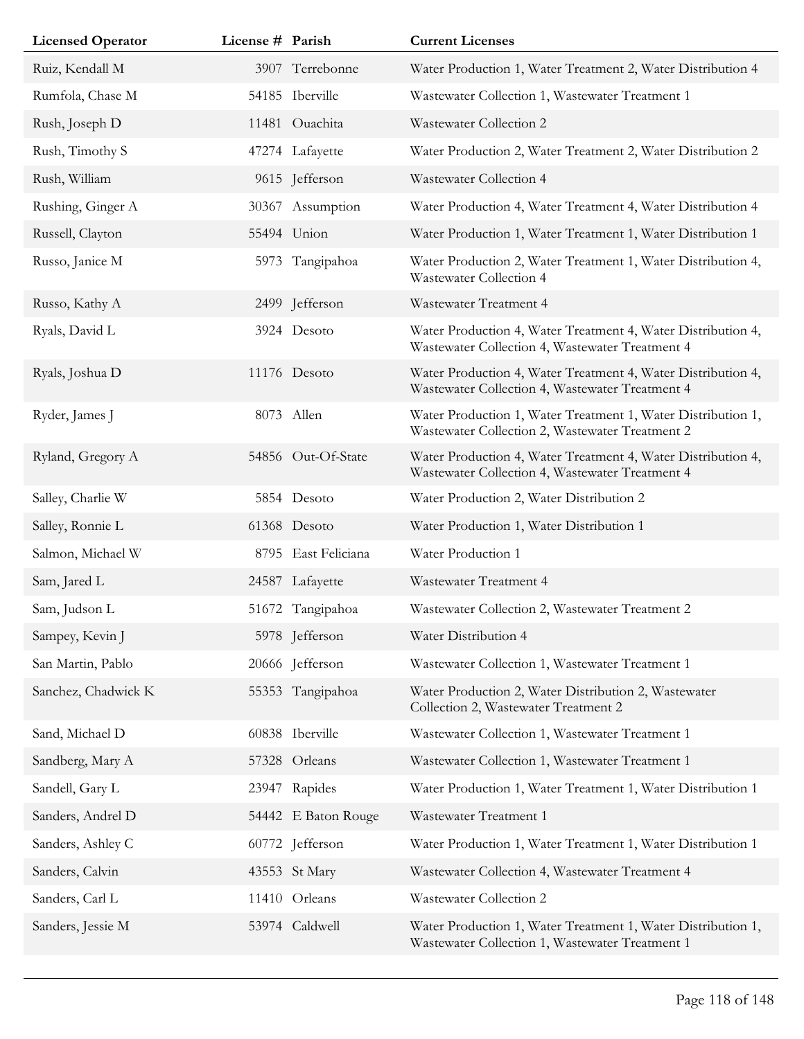| Licensed Operator | License # | Parish | Current Licenses |
|---|---|---|---|
| Ruiz, Kendall M | 3907 | Terrebonne | Water Production 1, Water Treatment 2, Water Distribution 4 |
| Rumfola, Chase M | 54185 | Iberville | Wastewater Collection 1, Wastewater Treatment 1 |
| Rush, Joseph D | 11481 | Ouachita | Wastewater Collection 2 |
| Rush, Timothy S | 47274 | Lafayette | Water Production 2, Water Treatment 2, Water Distribution 2 |
| Rush, William | 9615 | Jefferson | Wastewater Collection 4 |
| Rushing, Ginger A | 30367 | Assumption | Water Production 4, Water Treatment 4, Water Distribution 4 |
| Russell, Clayton | 55494 | Union | Water Production 1, Water Treatment 1, Water Distribution 1 |
| Russo, Janice M | 5973 | Tangipahoa | Water Production 2, Water Treatment 1, Water Distribution 4, Wastewater Collection 4 |
| Russo, Kathy A | 2499 | Jefferson | Wastewater Treatment 4 |
| Ryals, David L | 3924 | Desoto | Water Production 4, Water Treatment 4, Water Distribution 4, Wastewater Collection 4, Wastewater Treatment 4 |
| Ryals, Joshua D | 11176 | Desoto | Water Production 4, Water Treatment 4, Water Distribution 4, Wastewater Collection 4, Wastewater Treatment 4 |
| Ryder, James J | 8073 | Allen | Water Production 1, Water Treatment 1, Water Distribution 1, Wastewater Collection 2, Wastewater Treatment 2 |
| Ryland, Gregory A | 54856 | Out-Of-State | Water Production 4, Water Treatment 4, Water Distribution 4, Wastewater Collection 4, Wastewater Treatment 4 |
| Salley, Charlie W | 5854 | Desoto | Water Production 2, Water Distribution 2 |
| Salley, Ronnie L | 61368 | Desoto | Water Production 1, Water Distribution 1 |
| Salmon, Michael W | 8795 | East Feliciana | Water Production 1 |
| Sam, Jared L | 24587 | Lafayette | Wastewater Treatment 4 |
| Sam, Judson L | 51672 | Tangipahoa | Wastewater Collection 2, Wastewater Treatment 2 |
| Sampey, Kevin J | 5978 | Jefferson | Water Distribution 4 |
| San Martin, Pablo | 20666 | Jefferson | Wastewater Collection 1, Wastewater Treatment 1 |
| Sanchez, Chadwick K | 55353 | Tangipahoa | Water Production 2, Water Distribution 2, Wastewater Collection 2, Wastewater Treatment 2 |
| Sand, Michael D | 60838 | Iberville | Wastewater Collection 1, Wastewater Treatment 1 |
| Sandberg, Mary A | 57328 | Orleans | Wastewater Collection 1, Wastewater Treatment 1 |
| Sandell, Gary L | 23947 | Rapides | Water Production 1, Water Treatment 1, Water Distribution 1 |
| Sanders, Andrel D | 54442 | E Baton Rouge | Wastewater Treatment 1 |
| Sanders, Ashley C | 60772 | Jefferson | Water Production 1, Water Treatment 1, Water Distribution 1 |
| Sanders, Calvin | 43553 | St Mary | Wastewater Collection 4, Wastewater Treatment 4 |
| Sanders, Carl L | 11410 | Orleans | Wastewater Collection 2 |
| Sanders, Jessie M | 53974 | Caldwell | Water Production 1, Water Treatment 1, Water Distribution 1, Wastewater Collection 1, Wastewater Treatment 1 |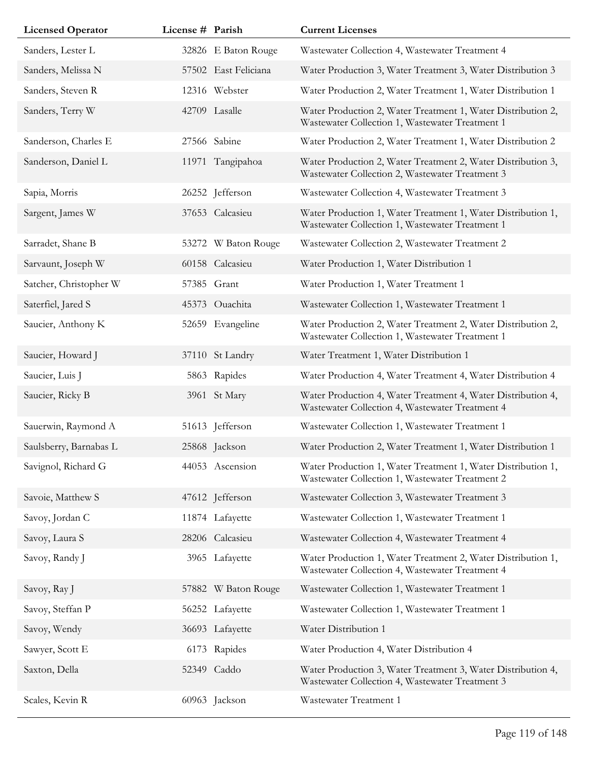| Licensed Operator | License # | Parish | Current Licenses |
|---|---|---|---|
| Sanders, Lester L | 32826 | E Baton Rouge | Wastewater Collection 4, Wastewater Treatment 4 |
| Sanders, Melissa N | 57502 | East Feliciana | Water Production 3, Water Treatment 3, Water Distribution 3 |
| Sanders, Steven R | 12316 | Webster | Water Production 2, Water Treatment 1, Water Distribution 1 |
| Sanders, Terry W | 42709 | Lasalle | Water Production 2, Water Treatment 1, Water Distribution 2, Wastewater Collection 1, Wastewater Treatment 1 |
| Sanderson, Charles E | 27566 | Sabine | Water Production 2, Water Treatment 1, Water Distribution 2 |
| Sanderson, Daniel L | 11971 | Tangipahoa | Water Production 2, Water Treatment 2, Water Distribution 3, Wastewater Collection 2, Wastewater Treatment 3 |
| Sapia, Morris | 26252 | Jefferson | Wastewater Collection 4, Wastewater Treatment 3 |
| Sargent, James W | 37653 | Calcasieu | Water Production 1, Water Treatment 1, Water Distribution 1, Wastewater Collection 1, Wastewater Treatment 1 |
| Sarradet, Shane B | 53272 | W Baton Rouge | Wastewater Collection 2, Wastewater Treatment 2 |
| Sarvaunt, Joseph W | 60158 | Calcasieu | Water Production 1, Water Distribution 1 |
| Satcher, Christopher W | 57385 | Grant | Water Production 1, Water Treatment 1 |
| Saterfiel, Jared S | 45373 | Ouachita | Wastewater Collection 1, Wastewater Treatment 1 |
| Saucier, Anthony K | 52659 | Evangeline | Water Production 2, Water Treatment 2, Water Distribution 2, Wastewater Collection 1, Wastewater Treatment 1 |
| Saucier, Howard J | 37110 | St Landry | Water Treatment 1, Water Distribution 1 |
| Saucier, Luis J | 5863 | Rapides | Water Production 4, Water Treatment 4, Water Distribution 4 |
| Saucier, Ricky B | 3961 | St Mary | Water Production 4, Water Treatment 4, Water Distribution 4, Wastewater Collection 4, Wastewater Treatment 4 |
| Sauerwin, Raymond A | 51613 | Jefferson | Wastewater Collection 1, Wastewater Treatment 1 |
| Saulsberry, Barnabas L | 25868 | Jackson | Water Production 2, Water Treatment 1, Water Distribution 1 |
| Savignol, Richard G | 44053 | Ascension | Water Production 1, Water Treatment 1, Water Distribution 1, Wastewater Collection 1, Wastewater Treatment 2 |
| Savoie, Matthew S | 47612 | Jefferson | Wastewater Collection 3, Wastewater Treatment 3 |
| Savoy, Jordan C | 11874 | Lafayette | Wastewater Collection 1, Wastewater Treatment 1 |
| Savoy, Laura S | 28206 | Calcasieu | Wastewater Collection 4, Wastewater Treatment 4 |
| Savoy, Randy J | 3965 | Lafayette | Water Production 1, Water Treatment 2, Water Distribution 1, Wastewater Collection 4, Wastewater Treatment 4 |
| Savoy, Ray J | 57882 | W Baton Rouge | Wastewater Collection 1, Wastewater Treatment 1 |
| Savoy, Steffan P | 56252 | Lafayette | Wastewater Collection 1, Wastewater Treatment 1 |
| Savoy, Wendy | 36693 | Lafayette | Water Distribution 1 |
| Sawyer, Scott E | 6173 | Rapides | Water Production 4, Water Distribution 4 |
| Saxton, Della | 52349 | Caddo | Water Production 3, Water Treatment 3, Water Distribution 4, Wastewater Collection 4, Wastewater Treatment 3 |
| Scales, Kevin R | 60963 | Jackson | Wastewater Treatment 1 |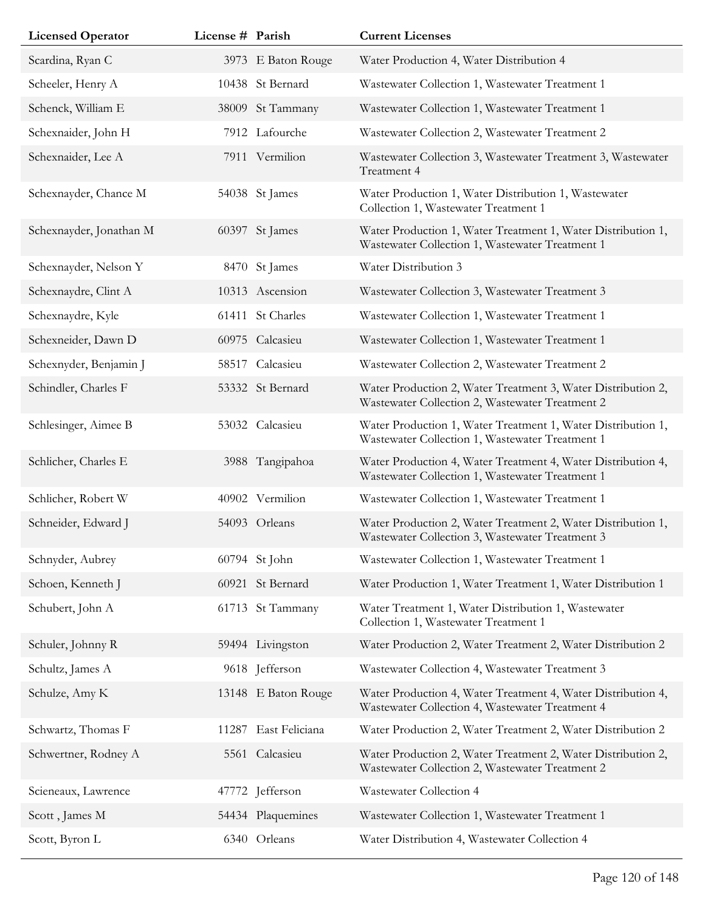| Licensed Operator | License # | Parish | Current Licenses |
|---|---|---|---|
| Scardina, Ryan C | 3973 | E Baton Rouge | Water Production 4, Water Distribution 4 |
| Scheeler, Henry A | 10438 | St Bernard | Wastewater Collection 1, Wastewater Treatment 1 |
| Schenck, William E | 38009 | St Tammany | Wastewater Collection 1, Wastewater Treatment 1 |
| Schexnaider, John H | 7912 | Lafourche | Wastewater Collection 2, Wastewater Treatment 2 |
| Schexnaider, Lee A | 7911 | Vermilion | Wastewater Collection 3, Wastewater Treatment 3, Wastewater Treatment 4 |
| Schexnayder, Chance M | 54038 | St James | Water Production 1, Water Distribution 1, Wastewater Collection 1, Wastewater Treatment 1 |
| Schexnayder, Jonathan M | 60397 | St James | Water Production 1, Water Treatment 1, Water Distribution 1, Wastewater Collection 1, Wastewater Treatment 1 |
| Schexnayder, Nelson Y | 8470 | St James | Water Distribution 3 |
| Schexnaydre, Clint A | 10313 | Ascension | Wastewater Collection 3, Wastewater Treatment 3 |
| Schexnaydre, Kyle | 61411 | St Charles | Wastewater Collection 1, Wastewater Treatment 1 |
| Schexneider, Dawn D | 60975 | Calcasieu | Wastewater Collection 1, Wastewater Treatment 1 |
| Schexnyder, Benjamin J | 58517 | Calcasieu | Wastewater Collection 2, Wastewater Treatment 2 |
| Schindler, Charles F | 53332 | St Bernard | Water Production 2, Water Treatment 3, Water Distribution 2, Wastewater Collection 2, Wastewater Treatment 2 |
| Schlesinger, Aimee B | 53032 | Calcasieu | Water Production 1, Water Treatment 1, Water Distribution 1, Wastewater Collection 1, Wastewater Treatment 1 |
| Schlicher, Charles E | 3988 | Tangipahoa | Water Production 4, Water Treatment 4, Water Distribution 4, Wastewater Collection 1, Wastewater Treatment 1 |
| Schlicher, Robert W | 40902 | Vermilion | Wastewater Collection 1, Wastewater Treatment 1 |
| Schneider, Edward J | 54093 | Orleans | Water Production 2, Water Treatment 2, Water Distribution 1, Wastewater Collection 3, Wastewater Treatment 3 |
| Schnyder, Aubrey | 60794 | St John | Wastewater Collection 1, Wastewater Treatment 1 |
| Schoen, Kenneth J | 60921 | St Bernard | Water Production 1, Water Treatment 1, Water Distribution 1 |
| Schubert, John A | 61713 | St Tammany | Water Treatment 1, Water Distribution 1, Wastewater Collection 1, Wastewater Treatment 1 |
| Schuler, Johnny R | 59494 | Livingston | Water Production 2, Water Treatment 2, Water Distribution 2 |
| Schultz, James A | 9618 | Jefferson | Wastewater Collection 4, Wastewater Treatment 3 |
| Schulze, Amy K | 13148 | E Baton Rouge | Water Production 4, Water Treatment 4, Water Distribution 4, Wastewater Collection 4, Wastewater Treatment 4 |
| Schwartz, Thomas F | 11287 | East Feliciana | Water Production 2, Water Treatment 2, Water Distribution 2 |
| Schwertner, Rodney A | 5561 | Calcasieu | Water Production 2, Water Treatment 2, Water Distribution 2, Wastewater Collection 2, Wastewater Treatment 2 |
| Scieneaux, Lawrence | 47772 | Jefferson | Wastewater Collection 4 |
| Scott , James M | 54434 | Plaquemines | Wastewater Collection 1, Wastewater Treatment 1 |
| Scott, Byron L | 6340 | Orleans | Water Distribution 4, Wastewater Collection 4 |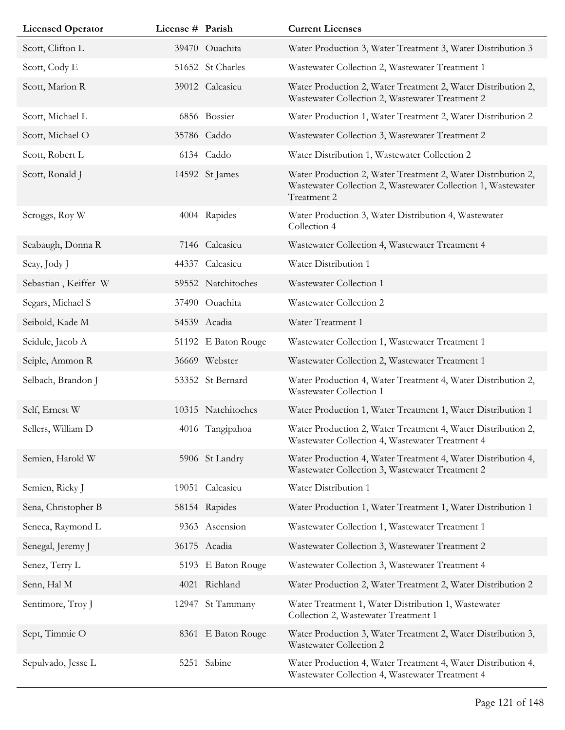| Licensed Operator | License # | Parish | Current Licenses |
| --- | --- | --- | --- |
| Scott, Clifton L | 39470 | Ouachita | Water Production 3, Water Treatment 3, Water Distribution 3 |
| Scott, Cody E | 51652 | St Charles | Wastewater Collection 2, Wastewater Treatment 1 |
| Scott, Marion R | 39012 | Calcasieu | Water Production 2, Water Treatment 2, Water Distribution 2, Wastewater Collection 2, Wastewater Treatment 2 |
| Scott, Michael L | 6856 | Bossier | Water Production 1, Water Treatment 2, Water Distribution 2 |
| Scott, Michael O | 35786 | Caddo | Wastewater Collection 3, Wastewater Treatment 2 |
| Scott, Robert L | 6134 | Caddo | Water Distribution 1, Wastewater Collection 2 |
| Scott, Ronald J | 14592 | St James | Water Production 2, Water Treatment 2, Water Distribution 2, Wastewater Collection 2, Wastewater Collection 1, Wastewater Treatment 2 |
| Scroggs, Roy W | 4004 | Rapides | Water Production 3, Water Distribution 4, Wastewater Collection 4 |
| Seabaugh, Donna R | 7146 | Calcasieu | Wastewater Collection 4, Wastewater Treatment 4 |
| Seay, Jody J | 44337 | Calcasieu | Water Distribution 1 |
| Sebastian , Keiffer W | 59552 | Natchitoches | Wastewater Collection 1 |
| Segars, Michael S | 37490 | Ouachita | Wastewater Collection 2 |
| Seibold, Kade M | 54539 | Acadia | Water Treatment 1 |
| Seidule, Jacob A | 51192 | E Baton Rouge | Wastewater Collection 1, Wastewater Treatment 1 |
| Seiple, Ammon R | 36669 | Webster | Wastewater Collection 2, Wastewater Treatment 1 |
| Selbach, Brandon J | 53352 | St Bernard | Water Production 4, Water Treatment 4, Water Distribution 2, Wastewater Collection 1 |
| Self, Ernest W | 10315 | Natchitoches | Water Production 1, Water Treatment 1, Water Distribution 1 |
| Sellers, William D | 4016 | Tangipahoa | Water Production 2, Water Treatment 4, Water Distribution 2, Wastewater Collection 4, Wastewater Treatment 4 |
| Semien, Harold W | 5906 | St Landry | Water Production 4, Water Treatment 4, Water Distribution 4, Wastewater Collection 3, Wastewater Treatment 2 |
| Semien, Ricky J | 19051 | Calcasieu | Water Distribution 1 |
| Sena, Christopher B | 58154 | Rapides | Water Production 1, Water Treatment 1, Water Distribution 1 |
| Seneca, Raymond L | 9363 | Ascension | Wastewater Collection 1, Wastewater Treatment 1 |
| Senegal, Jeremy J | 36175 | Acadia | Wastewater Collection 3, Wastewater Treatment 2 |
| Senez, Terry L | 5193 | E Baton Rouge | Wastewater Collection 3, Wastewater Treatment 4 |
| Senn, Hal M | 4021 | Richland | Water Production 2, Water Treatment 2, Water Distribution 2 |
| Sentimore, Troy J | 12947 | St Tammany | Water Treatment 1, Water Distribution 1, Wastewater Collection 2, Wastewater Treatment 1 |
| Sept, Timmie O | 8361 | E Baton Rouge | Water Production 3, Water Treatment 2, Water Distribution 3, Wastewater Collection 2 |
| Sepulvado, Jesse L | 5251 | Sabine | Water Production 4, Water Treatment 4, Water Distribution 4, Wastewater Collection 4, Wastewater Treatment 4 |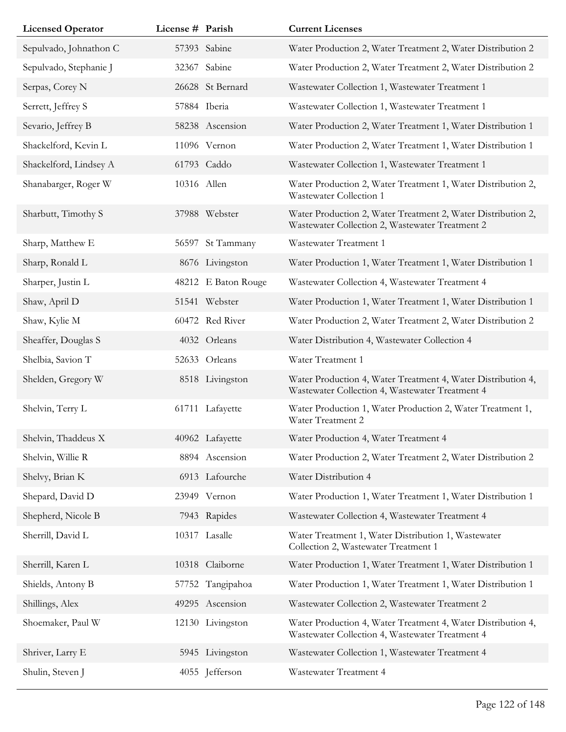| Licensed Operator | License # | Parish | Current Licenses |
|---|---|---|---|
| Sepulvado, Johnathon C | 57393 | Sabine | Water Production 2, Water Treatment 2, Water Distribution 2 |
| Sepulvado, Stephanie J | 32367 | Sabine | Water Production 2, Water Treatment 2, Water Distribution 2 |
| Serpas, Corey N | 26628 | St Bernard | Wastewater Collection 1, Wastewater Treatment 1 |
| Serrett, Jeffrey S | 57884 | Iberia | Wastewater Collection 1, Wastewater Treatment 1 |
| Sevario, Jeffrey B | 58238 | Ascension | Water Production 2, Water Treatment 1, Water Distribution 1 |
| Shackelford, Kevin L | 11096 | Vernon | Water Production 2, Water Treatment 1, Water Distribution 1 |
| Shackelford, Lindsey A | 61793 | Caddo | Wastewater Collection 1, Wastewater Treatment 1 |
| Shanabarger, Roger W | 10316 | Allen | Water Production 2, Water Treatment 1, Water Distribution 2, Wastewater Collection 1 |
| Sharbutt, Timothy S | 37988 | Webster | Water Production 2, Water Treatment 2, Water Distribution 2, Wastewater Collection 2, Wastewater Treatment 2 |
| Sharp, Matthew E | 56597 | St Tammany | Wastewater Treatment 1 |
| Sharp, Ronald L | 8676 | Livingston | Water Production 1, Water Treatment 1, Water Distribution 1 |
| Sharper, Justin L | 48212 | E Baton Rouge | Wastewater Collection 4, Wastewater Treatment 4 |
| Shaw, April D | 51541 | Webster | Water Production 1, Water Treatment 1, Water Distribution 1 |
| Shaw, Kylie M | 60472 | Red River | Water Production 2, Water Treatment 2, Water Distribution 2 |
| Sheaffer, Douglas S | 4032 | Orleans | Water Distribution 4, Wastewater Collection 4 |
| Shelbia, Savion T | 52633 | Orleans | Water Treatment 1 |
| Shelden, Gregory W | 8518 | Livingston | Water Production 4, Water Treatment 4, Water Distribution 4, Wastewater Collection 4, Wastewater Treatment 4 |
| Shelvin, Terry L | 61711 | Lafayette | Water Production 1, Water Production 2, Water Treatment 1, Water Treatment 2 |
| Shelvin, Thaddeus X | 40962 | Lafayette | Water Production 4, Water Treatment 4 |
| Shelvin, Willie R | 8894 | Ascension | Water Production 2, Water Treatment 2, Water Distribution 2 |
| Shelvy, Brian K | 6913 | Lafourche | Water Distribution 4 |
| Shepard, David D | 23949 | Vernon | Water Production 1, Water Treatment 1, Water Distribution 1 |
| Shepherd, Nicole B | 7943 | Rapides | Wastewater Collection 4, Wastewater Treatment 4 |
| Sherrill, David L | 10317 | Lasalle | Water Treatment 1, Water Distribution 1, Wastewater Collection 2, Wastewater Treatment 1 |
| Sherrill, Karen L | 10318 | Claiborne | Water Production 1, Water Treatment 1, Water Distribution 1 |
| Shields, Antony B | 57752 | Tangipahoa | Water Production 1, Water Treatment 1, Water Distribution 1 |
| Shillings, Alex | 49295 | Ascension | Wastewater Collection 2, Wastewater Treatment 2 |
| Shoemaker, Paul W | 12130 | Livingston | Water Production 4, Water Treatment 4, Water Distribution 4, Wastewater Collection 4, Wastewater Treatment 4 |
| Shriver, Larry E | 5945 | Livingston | Wastewater Collection 1, Wastewater Treatment 4 |
| Shulin, Steven J | 4055 | Jefferson | Wastewater Treatment 4 |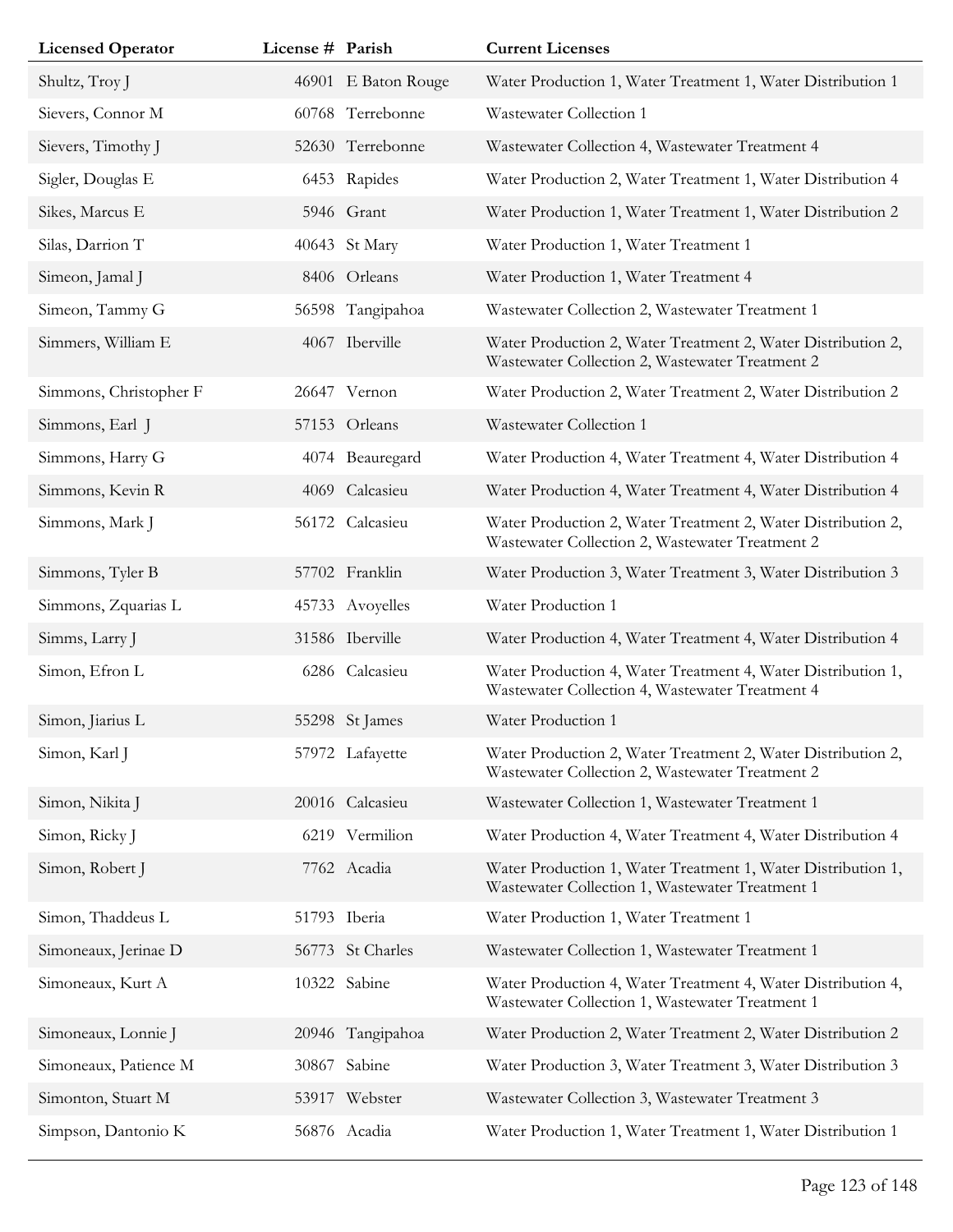| Licensed Operator | License # | Parish | Current Licenses |
|---|---|---|---|
| Shultz, Troy J | 46901 | E Baton Rouge | Water Production 1, Water Treatment 1, Water Distribution 1 |
| Sievers, Connor M | 60768 | Terrebonne | Wastewater Collection 1 |
| Sievers, Timothy J | 52630 | Terrebonne | Wastewater Collection 4, Wastewater Treatment 4 |
| Sigler, Douglas E | 6453 | Rapides | Water Production 2, Water Treatment 1, Water Distribution 4 |
| Sikes, Marcus E | 5946 | Grant | Water Production 1, Water Treatment 1, Water Distribution 2 |
| Silas, Darrion T | 40643 | St Mary | Water Production 1, Water Treatment 1 |
| Simeon, Jamal J | 8406 | Orleans | Water Production 1, Water Treatment 4 |
| Simeon, Tammy G | 56598 | Tangipahoa | Wastewater Collection 2, Wastewater Treatment 1 |
| Simmers, William E | 4067 | Iberville | Water Production 2, Water Treatment 2, Water Distribution 2, Wastewater Collection 2, Wastewater Treatment 2 |
| Simmons, Christopher F | 26647 | Vernon | Water Production 2, Water Treatment 2, Water Distribution 2 |
| Simmons, Earl J | 57153 | Orleans | Wastewater Collection 1 |
| Simmons, Harry G | 4074 | Beauregard | Water Production 4, Water Treatment 4, Water Distribution 4 |
| Simmons, Kevin R | 4069 | Calcasieu | Water Production 4, Water Treatment 4, Water Distribution 4 |
| Simmons, Mark J | 56172 | Calcasieu | Water Production 2, Water Treatment 2, Water Distribution 2, Wastewater Collection 2, Wastewater Treatment 2 |
| Simmons, Tyler B | 57702 | Franklin | Water Production 3, Water Treatment 3, Water Distribution 3 |
| Simmons, Zquarias L | 45733 | Avoyelles | Water Production 1 |
| Simms, Larry J | 31586 | Iberville | Water Production 4, Water Treatment 4, Water Distribution 4 |
| Simon, Efron L | 6286 | Calcasieu | Water Production 4, Water Treatment 4, Water Distribution 1, Wastewater Collection 4, Wastewater Treatment 4 |
| Simon, Jiarius L | 55298 | St James | Water Production 1 |
| Simon, Karl J | 57972 | Lafayette | Water Production 2, Water Treatment 2, Water Distribution 2, Wastewater Collection 2, Wastewater Treatment 2 |
| Simon, Nikita J | 20016 | Calcasieu | Wastewater Collection 1, Wastewater Treatment 1 |
| Simon, Ricky J | 6219 | Vermilion | Water Production 4, Water Treatment 4, Water Distribution 4 |
| Simon, Robert J | 7762 | Acadia | Water Production 1, Water Treatment 1, Water Distribution 1, Wastewater Collection 1, Wastewater Treatment 1 |
| Simon, Thaddeus L | 51793 | Iberia | Water Production 1, Water Treatment 1 |
| Simoneaux, Jerinae D | 56773 | St Charles | Wastewater Collection 1, Wastewater Treatment 1 |
| Simoneaux, Kurt A | 10322 | Sabine | Water Production 4, Water Treatment 4, Water Distribution 4, Wastewater Collection 1, Wastewater Treatment 1 |
| Simoneaux, Lonnie J | 20946 | Tangipahoa | Water Production 2, Water Treatment 2, Water Distribution 2 |
| Simoneaux, Patience M | 30867 | Sabine | Water Production 3, Water Treatment 3, Water Distribution 3 |
| Simonton, Stuart M | 53917 | Webster | Wastewater Collection 3, Wastewater Treatment 3 |
| Simpson, Dantonio K | 56876 | Acadia | Water Production 1, Water Treatment 1, Water Distribution 1 |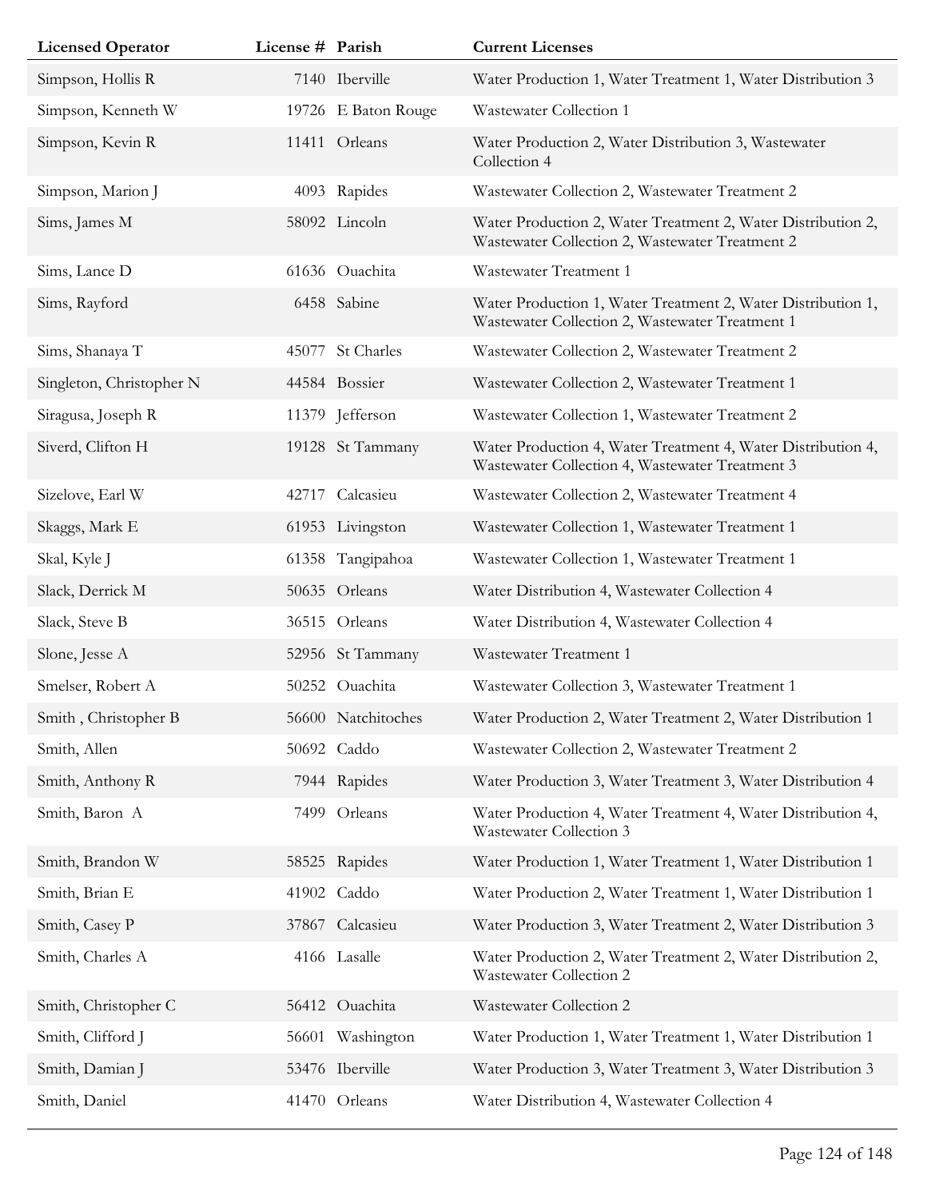| Licensed Operator | License # | Parish | Current Licenses |
|---|---|---|---|
| Simpson, Hollis R | 7140 | Iberville | Water Production 1, Water Treatment 1, Water Distribution 3 |
| Simpson, Kenneth W | 19726 | E Baton Rouge | Wastewater Collection 1 |
| Simpson, Kevin R | 11411 | Orleans | Water Production 2, Water Distribution 3, Wastewater Collection 4 |
| Simpson, Marion J | 4093 | Rapides | Wastewater Collection 2, Wastewater Treatment 2 |
| Sims, James M | 58092 | Lincoln | Water Production 2, Water Treatment 2, Water Distribution 2, Wastewater Collection 2, Wastewater Treatment 2 |
| Sims, Lance D | 61636 | Ouachita | Wastewater Treatment 1 |
| Sims, Rayford | 6458 | Sabine | Water Production 1, Water Treatment 2, Water Distribution 1, Wastewater Collection 2, Wastewater Treatment 1 |
| Sims, Shanaya T | 45077 | St Charles | Wastewater Collection 2, Wastewater Treatment 2 |
| Singleton, Christopher N | 44584 | Bossier | Wastewater Collection 2, Wastewater Treatment 1 |
| Siragusa, Joseph R | 11379 | Jefferson | Wastewater Collection 1, Wastewater Treatment 2 |
| Siverd, Clifton H | 19128 | St Tammany | Water Production 4, Water Treatment 4, Water Distribution 4, Wastewater Collection 4, Wastewater Treatment 3 |
| Sizelove, Earl W | 42717 | Calcasieu | Wastewater Collection 2, Wastewater Treatment 4 |
| Skaggs, Mark E | 61953 | Livingston | Wastewater Collection 1, Wastewater Treatment 1 |
| Skal, Kyle J | 61358 | Tangipahoa | Wastewater Collection 1, Wastewater Treatment 1 |
| Slack, Derrick M | 50635 | Orleans | Water Distribution 4, Wastewater Collection 4 |
| Slack, Steve B | 36515 | Orleans | Water Distribution 4, Wastewater Collection 4 |
| Slone, Jesse A | 52956 | St Tammany | Wastewater Treatment 1 |
| Smelser, Robert A | 50252 | Ouachita | Wastewater Collection 3, Wastewater Treatment 1 |
| Smith , Christopher B | 56600 | Natchitoches | Water Production 2, Water Treatment 2, Water Distribution 1 |
| Smith, Allen | 50692 | Caddo | Wastewater Collection 2, Wastewater Treatment 2 |
| Smith, Anthony R | 7944 | Rapides | Water Production 3, Water Treatment 3, Water Distribution 4 |
| Smith, Baron A | 7499 | Orleans | Water Production 4, Water Treatment 4, Water Distribution 4, Wastewater Collection 3 |
| Smith, Brandon W | 58525 | Rapides | Water Production 1, Water Treatment 1, Water Distribution 1 |
| Smith, Brian E | 41902 | Caddo | Water Production 2, Water Treatment 1, Water Distribution 1 |
| Smith, Casey P | 37867 | Calcasieu | Water Production 3, Water Treatment 2, Water Distribution 3 |
| Smith, Charles A | 4166 | Lasalle | Water Production 2, Water Treatment 2, Water Distribution 2, Wastewater Collection 2 |
| Smith, Christopher C | 56412 | Ouachita | Wastewater Collection 2 |
| Smith, Clifford J | 56601 | Washington | Water Production 1, Water Treatment 1, Water Distribution 1 |
| Smith, Damian J | 53476 | Iberville | Water Production 3, Water Treatment 3, Water Distribution 3 |
| Smith, Daniel | 41470 | Orleans | Water Distribution 4, Wastewater Collection 4 |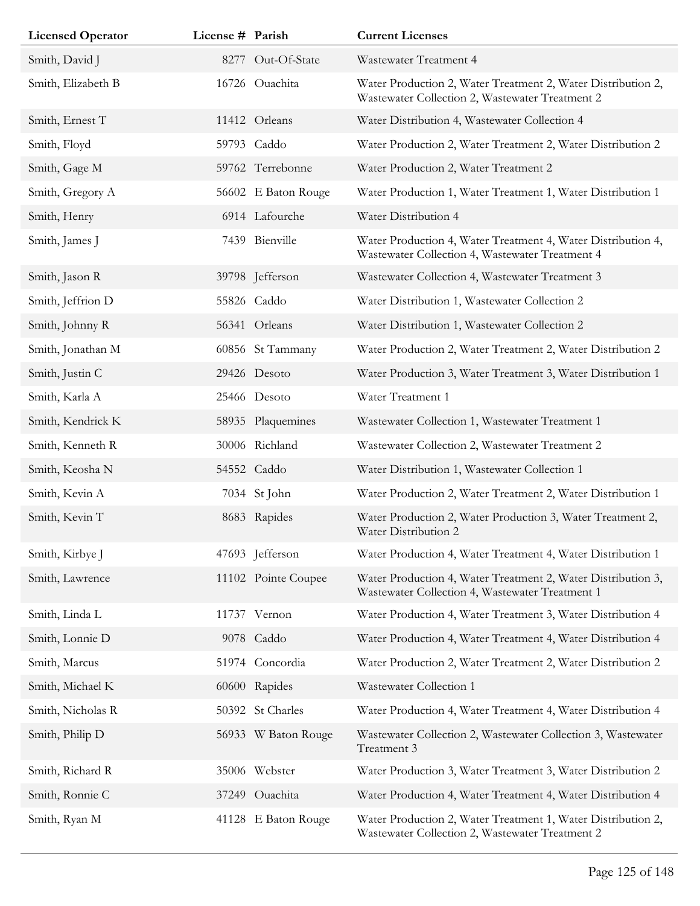| Licensed Operator | License # | Parish | Current Licenses |
|---|---|---|---|
| Smith, David J | 8277 | Out-Of-State | Wastewater Treatment 4 |
| Smith, Elizabeth B | 16726 | Ouachita | Water Production 2, Water Treatment 2, Water Distribution 2, Wastewater Collection 2, Wastewater Treatment 2 |
| Smith, Ernest T | 11412 | Orleans | Water Distribution 4, Wastewater Collection 4 |
| Smith, Floyd | 59793 | Caddo | Water Production 2, Water Treatment 2, Water Distribution 2 |
| Smith, Gage M | 59762 | Terrebonne | Water Production 2, Water Treatment 2 |
| Smith, Gregory A | 56602 | E Baton Rouge | Water Production 1, Water Treatment 1, Water Distribution 1 |
| Smith, Henry | 6914 | Lafourche | Water Distribution 4 |
| Smith, James J | 7439 | Bienville | Water Production 4, Water Treatment 4, Water Distribution 4, Wastewater Collection 4, Wastewater Treatment 4 |
| Smith, Jason R | 39798 | Jefferson | Wastewater Collection 4, Wastewater Treatment 3 |
| Smith, Jeffrion D | 55826 | Caddo | Water Distribution 1, Wastewater Collection 2 |
| Smith, Johnny R | 56341 | Orleans | Water Distribution 1, Wastewater Collection 2 |
| Smith, Jonathan M | 60856 | St Tammany | Water Production 2, Water Treatment 2, Water Distribution 2 |
| Smith, Justin C | 29426 | Desoto | Water Production 3, Water Treatment 3, Water Distribution 1 |
| Smith, Karla A | 25466 | Desoto | Water Treatment 1 |
| Smith, Kendrick K | 58935 | Plaquemines | Wastewater Collection 1, Wastewater Treatment 1 |
| Smith, Kenneth R | 30006 | Richland | Wastewater Collection 2, Wastewater Treatment 2 |
| Smith, Keosha N | 54552 | Caddo | Water Distribution 1, Wastewater Collection 1 |
| Smith, Kevin A | 7034 | St John | Water Production 2, Water Treatment 2, Water Distribution 1 |
| Smith, Kevin T | 8683 | Rapides | Water Production 2, Water Production 3, Water Treatment 2, Water Distribution 2 |
| Smith, Kirbye J | 47693 | Jefferson | Water Production 4, Water Treatment 4, Water Distribution 1 |
| Smith, Lawrence | 11102 | Pointe Coupee | Water Production 4, Water Treatment 2, Water Distribution 3, Wastewater Collection 4, Wastewater Treatment 1 |
| Smith, Linda L | 11737 | Vernon | Water Production 4, Water Treatment 3, Water Distribution 4 |
| Smith, Lonnie D | 9078 | Caddo | Water Production 4, Water Treatment 4, Water Distribution 4 |
| Smith, Marcus | 51974 | Concordia | Water Production 2, Water Treatment 2, Water Distribution 2 |
| Smith, Michael K | 60600 | Rapides | Wastewater Collection 1 |
| Smith, Nicholas R | 50392 | St Charles | Water Production 4, Water Treatment 4, Water Distribution 4 |
| Smith, Philip D | 56933 | W Baton Rouge | Wastewater Collection 2, Wastewater Collection 3, Wastewater Treatment 3 |
| Smith, Richard R | 35006 | Webster | Water Production 3, Water Treatment 3, Water Distribution 2 |
| Smith, Ronnie C | 37249 | Ouachita | Water Production 4, Water Treatment 4, Water Distribution 4 |
| Smith, Ryan M | 41128 | E Baton Rouge | Water Production 2, Water Treatment 1, Water Distribution 2, Wastewater Collection 2, Wastewater Treatment 2 |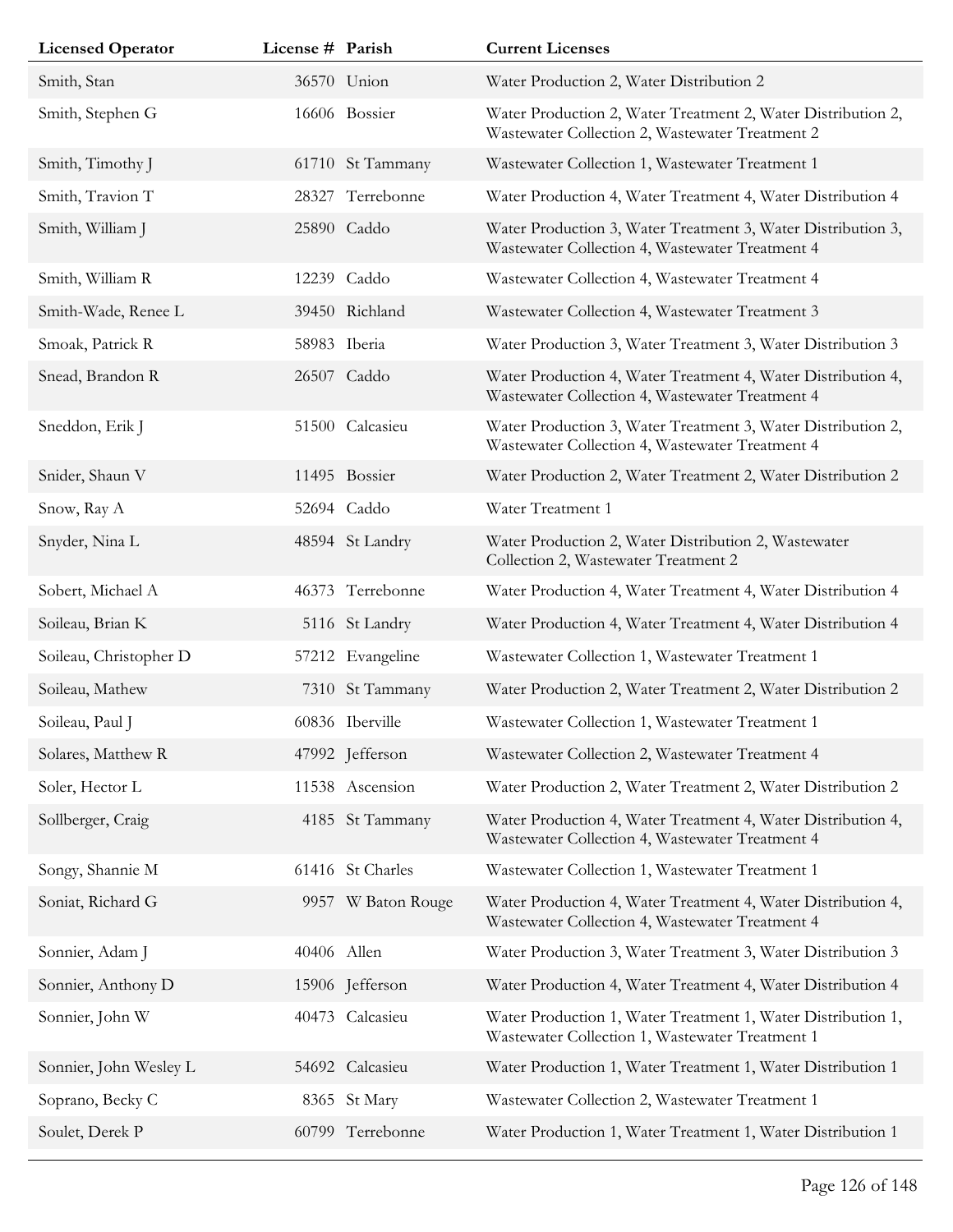| Licensed Operator | License # | Parish | Current Licenses |
|---|---|---|---|
| Smith, Stan | 36570 | Union | Water Production 2, Water Distribution 2 |
| Smith, Stephen G | 16606 | Bossier | Water Production 2, Water Treatment 2, Water Distribution 2, Wastewater Collection 2, Wastewater Treatment 2 |
| Smith, Timothy J | 61710 | St Tammany | Wastewater Collection 1, Wastewater Treatment 1 |
| Smith, Travion T | 28327 | Terrebonne | Water Production 4, Water Treatment 4, Water Distribution 4 |
| Smith, William J | 25890 | Caddo | Water Production 3, Water Treatment 3, Water Distribution 3, Wastewater Collection 4, Wastewater Treatment 4 |
| Smith, William R | 12239 | Caddo | Wastewater Collection 4, Wastewater Treatment 4 |
| Smith-Wade, Renee L | 39450 | Richland | Wastewater Collection 4, Wastewater Treatment 3 |
| Smoak, Patrick R | 58983 | Iberia | Water Production 3, Water Treatment 3, Water Distribution 3 |
| Snead, Brandon R | 26507 | Caddo | Water Production 4, Water Treatment 4, Water Distribution 4, Wastewater Collection 4, Wastewater Treatment 4 |
| Sneddon, Erik J | 51500 | Calcasieu | Water Production 3, Water Treatment 3, Water Distribution 2, Wastewater Collection 4, Wastewater Treatment 4 |
| Snider, Shaun V | 11495 | Bossier | Water Production 2, Water Treatment 2, Water Distribution 2 |
| Snow, Ray A | 52694 | Caddo | Water Treatment 1 |
| Snyder, Nina L | 48594 | St Landry | Water Production 2, Water Distribution 2, Wastewater Collection 2, Wastewater Treatment 2 |
| Sobert, Michael A | 46373 | Terrebonne | Water Production 4, Water Treatment 4, Water Distribution 4 |
| Soileau, Brian K | 5116 | St Landry | Water Production 4, Water Treatment 4, Water Distribution 4 |
| Soileau, Christopher D | 57212 | Evangeline | Wastewater Collection 1, Wastewater Treatment 1 |
| Soileau, Mathew | 7310 | St Tammany | Water Production 2, Water Treatment 2, Water Distribution 2 |
| Soileau, Paul J | 60836 | Iberville | Wastewater Collection 1, Wastewater Treatment 1 |
| Solares, Matthew R | 47992 | Jefferson | Wastewater Collection 2, Wastewater Treatment 4 |
| Soler, Hector L | 11538 | Ascension | Water Production 2, Water Treatment 2, Water Distribution 2 |
| Sollberger, Craig | 4185 | St Tammany | Water Production 4, Water Treatment 4, Water Distribution 4, Wastewater Collection 4, Wastewater Treatment 4 |
| Songy, Shannie M | 61416 | St Charles | Wastewater Collection 1, Wastewater Treatment 1 |
| Soniat, Richard G | 9957 | W Baton Rouge | Water Production 4, Water Treatment 4, Water Distribution 4, Wastewater Collection 4, Wastewater Treatment 4 |
| Sonnier, Adam J | 40406 | Allen | Water Production 3, Water Treatment 3, Water Distribution 3 |
| Sonnier, Anthony D | 15906 | Jefferson | Water Production 4, Water Treatment 4, Water Distribution 4 |
| Sonnier, John W | 40473 | Calcasieu | Water Production 1, Water Treatment 1, Water Distribution 1, Wastewater Collection 1, Wastewater Treatment 1 |
| Sonnier, John Wesley L | 54692 | Calcasieu | Water Production 1, Water Treatment 1, Water Distribution 1 |
| Soprano, Becky C | 8365 | St Mary | Wastewater Collection 2, Wastewater Treatment 1 |
| Soulet, Derek P | 60799 | Terrebonne | Water Production 1, Water Treatment 1, Water Distribution 1 |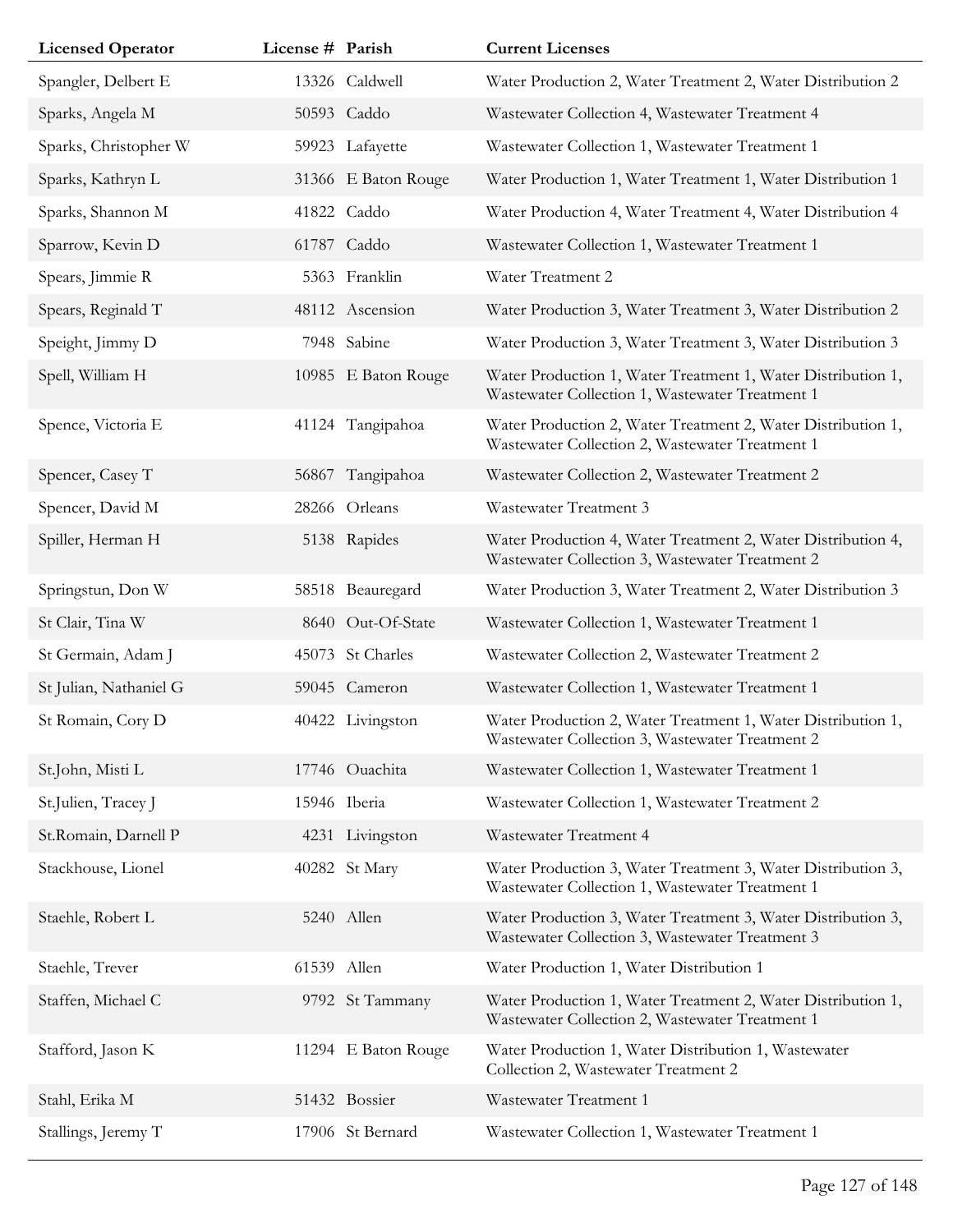| Licensed Operator | License # | Parish | Current Licenses |
|---|---|---|---|
| Spangler, Delbert E | 13326 | Caldwell | Water Production 2, Water Treatment 2, Water Distribution 2 |
| Sparks, Angela M | 50593 | Caddo | Wastewater Collection 4, Wastewater Treatment 4 |
| Sparks, Christopher W | 59923 | Lafayette | Wastewater Collection 1, Wastewater Treatment 1 |
| Sparks, Kathryn L | 31366 | E Baton Rouge | Water Production 1, Water Treatment 1, Water Distribution 1 |
| Sparks, Shannon M | 41822 | Caddo | Water Production 4, Water Treatment 4, Water Distribution 4 |
| Sparrow, Kevin D | 61787 | Caddo | Wastewater Collection 1, Wastewater Treatment 1 |
| Spears, Jimmie R | 5363 | Franklin | Water Treatment 2 |
| Spears, Reginald T | 48112 | Ascension | Water Production 3, Water Treatment 3, Water Distribution 2 |
| Speight, Jimmy D | 7948 | Sabine | Water Production 3, Water Treatment 3, Water Distribution 3 |
| Spell, William H | 10985 | E Baton Rouge | Water Production 1, Water Treatment 1, Water Distribution 1, Wastewater Collection 1, Wastewater Treatment 1 |
| Spence, Victoria E | 41124 | Tangipahoa | Water Production 2, Water Treatment 2, Water Distribution 1, Wastewater Collection 2, Wastewater Treatment 1 |
| Spencer, Casey T | 56867 | Tangipahoa | Wastewater Collection 2, Wastewater Treatment 2 |
| Spencer, David M | 28266 | Orleans | Wastewater Treatment 3 |
| Spiller, Herman H | 5138 | Rapides | Water Production 4, Water Treatment 2, Water Distribution 4, Wastewater Collection 3, Wastewater Treatment 2 |
| Springstun, Don W | 58518 | Beauregard | Water Production 3, Water Treatment 2, Water Distribution 3 |
| St Clair, Tina W | 8640 | Out-Of-State | Wastewater Collection 1, Wastewater Treatment 1 |
| St Germain, Adam J | 45073 | St Charles | Wastewater Collection 2, Wastewater Treatment 2 |
| St Julian, Nathaniel G | 59045 | Cameron | Wastewater Collection 1, Wastewater Treatment 1 |
| St Romain, Cory D | 40422 | Livingston | Water Production 2, Water Treatment 1, Water Distribution 1, Wastewater Collection 3, Wastewater Treatment 2 |
| St.John, Misti L | 17746 | Ouachita | Wastewater Collection 1, Wastewater Treatment 1 |
| St.Julien, Tracey J | 15946 | Iberia | Wastewater Collection 1, Wastewater Treatment 2 |
| St.Romain, Darnell P | 4231 | Livingston | Wastewater Treatment 4 |
| Stackhouse, Lionel | 40282 | St Mary | Water Production 3, Water Treatment 3, Water Distribution 3, Wastewater Collection 1, Wastewater Treatment 1 |
| Staehle, Robert L | 5240 | Allen | Water Production 3, Water Treatment 3, Water Distribution 3, Wastewater Collection 3, Wastewater Treatment 3 |
| Staehle, Trever | 61539 | Allen | Water Production 1, Water Distribution 1 |
| Staffen, Michael C | 9792 | St Tammany | Water Production 1, Water Treatment 2, Water Distribution 1, Wastewater Collection 2, Wastewater Treatment 1 |
| Stafford, Jason K | 11294 | E Baton Rouge | Water Production 1, Water Distribution 1, Wastewater Collection 2, Wastewater Treatment 2 |
| Stahl, Erika M | 51432 | Bossier | Wastewater Treatment 1 |
| Stallings, Jeremy T | 17906 | St Bernard | Wastewater Collection 1, Wastewater Treatment 1 |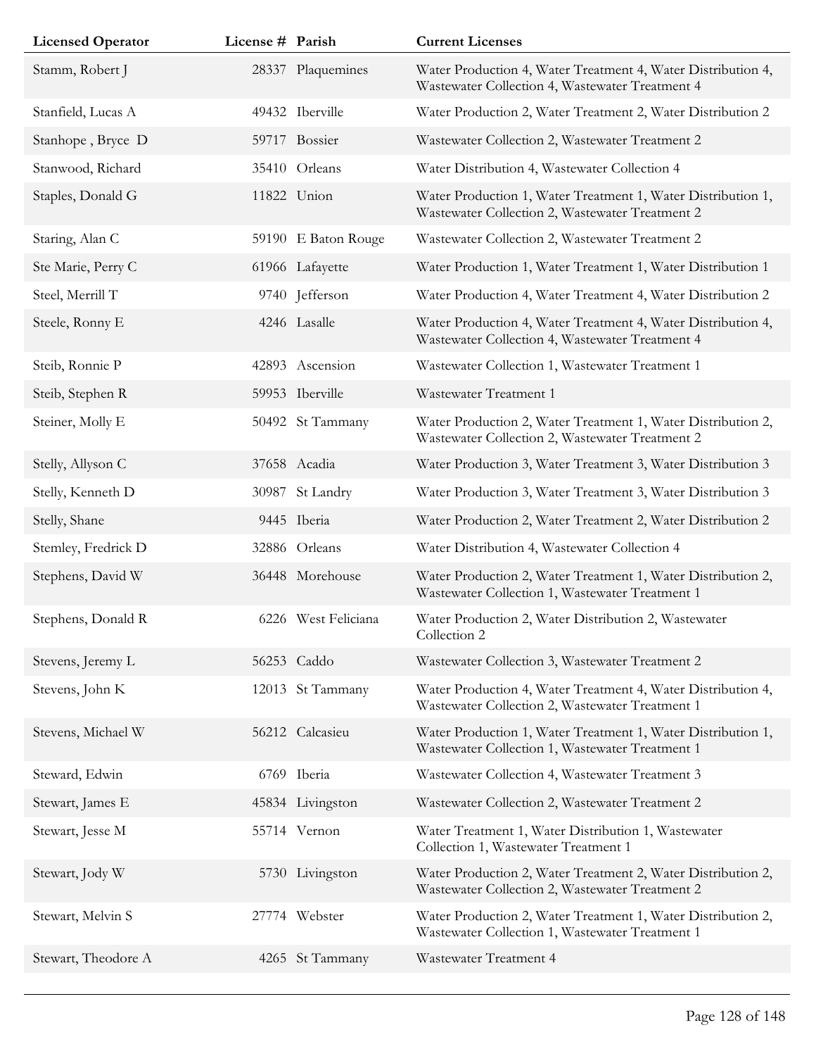| Licensed Operator | License # | Parish | Current Licenses |
| --- | --- | --- | --- |
| Stamm, Robert J | 28337 | Plaquemines | Water Production 4, Water Treatment 4, Water Distribution 4, Wastewater Collection 4, Wastewater Treatment 4 |
| Stanfield, Lucas A | 49432 | Iberville | Water Production 2, Water Treatment 2, Water Distribution 2 |
| Stanhope , Bryce D | 59717 | Bossier | Wastewater Collection 2, Wastewater Treatment 2 |
| Stanwood, Richard | 35410 | Orleans | Water Distribution 4, Wastewater Collection 4 |
| Staples, Donald G | 11822 | Union | Water Production 1, Water Treatment 1, Water Distribution 1, Wastewater Collection 2, Wastewater Treatment 2 |
| Staring, Alan C | 59190 | E Baton Rouge | Wastewater Collection 2, Wastewater Treatment 2 |
| Ste Marie, Perry C | 61966 | Lafayette | Water Production 1, Water Treatment 1, Water Distribution 1 |
| Steel, Merrill T | 9740 | Jefferson | Water Production 4, Water Treatment 4, Water Distribution 2 |
| Steele, Ronny E | 4246 | Lasalle | Water Production 4, Water Treatment 4, Water Distribution 4, Wastewater Collection 4, Wastewater Treatment 4 |
| Steib, Ronnie P | 42893 | Ascension | Wastewater Collection 1, Wastewater Treatment 1 |
| Steib, Stephen R | 59953 | Iberville | Wastewater Treatment 1 |
| Steiner, Molly E | 50492 | St Tammany | Water Production 2, Water Treatment 1, Water Distribution 2, Wastewater Collection 2, Wastewater Treatment 2 |
| Stelly, Allyson C | 37658 | Acadia | Water Production 3, Water Treatment 3, Water Distribution 3 |
| Stelly, Kenneth D | 30987 | St Landry | Water Production 3, Water Treatment 3, Water Distribution 3 |
| Stelly, Shane | 9445 | Iberia | Water Production 2, Water Treatment 2, Water Distribution 2 |
| Stemley, Fredrick D | 32886 | Orleans | Water Distribution 4, Wastewater Collection 4 |
| Stephens, David W | 36448 | Morehouse | Water Production 2, Water Treatment 1, Water Distribution 2, Wastewater Collection 1, Wastewater Treatment 1 |
| Stephens, Donald R | 6226 | West Feliciana | Water Production 2, Water Distribution 2, Wastewater Collection 2 |
| Stevens, Jeremy L | 56253 | Caddo | Wastewater Collection 3, Wastewater Treatment 2 |
| Stevens, John K | 12013 | St Tammany | Water Production 4, Water Treatment 4, Water Distribution 4, Wastewater Collection 2, Wastewater Treatment 1 |
| Stevens, Michael W | 56212 | Calcasieu | Water Production 1, Water Treatment 1, Water Distribution 1, Wastewater Collection 1, Wastewater Treatment 1 |
| Steward, Edwin | 6769 | Iberia | Wastewater Collection 4, Wastewater Treatment 3 |
| Stewart, James E | 45834 | Livingston | Wastewater Collection 2, Wastewater Treatment 2 |
| Stewart, Jesse M | 55714 | Vernon | Water Treatment 1, Water Distribution 1, Wastewater Collection 1, Wastewater Treatment 1 |
| Stewart, Jody W | 5730 | Livingston | Water Production 2, Water Treatment 2, Water Distribution 2, Wastewater Collection 2, Wastewater Treatment 2 |
| Stewart, Melvin S | 27774 | Webster | Water Production 2, Water Treatment 1, Water Distribution 2, Wastewater Collection 1, Wastewater Treatment 1 |
| Stewart, Theodore A | 4265 | St Tammany | Wastewater Treatment 4 |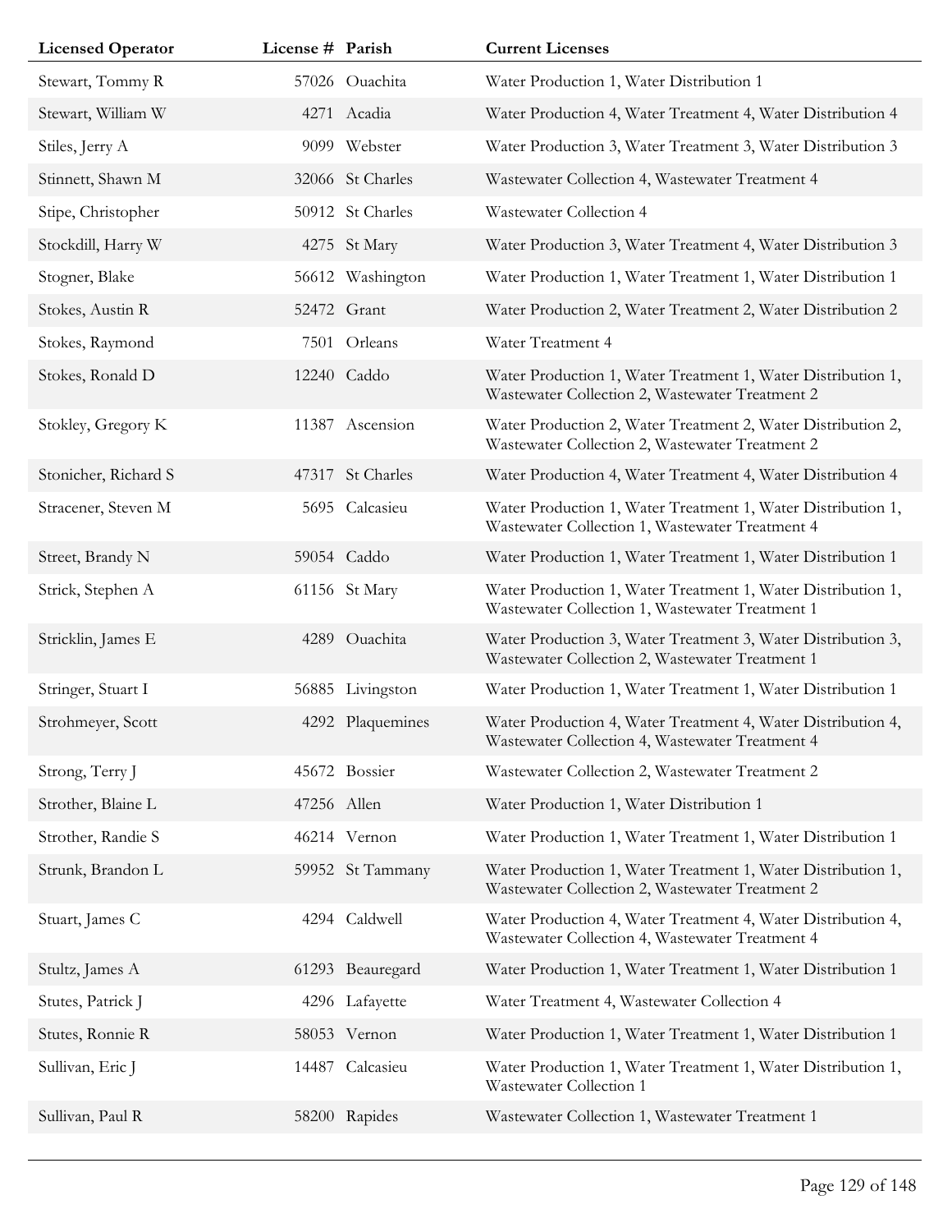| Licensed Operator | License # | Parish | Current Licenses |
| --- | --- | --- | --- |
| Stewart, Tommy R | 57026 | Ouachita | Water Production 1, Water Distribution 1 |
| Stewart, William W | 4271 | Acadia | Water Production 4, Water Treatment 4, Water Distribution 4 |
| Stiles, Jerry A | 9099 | Webster | Water Production 3, Water Treatment 3, Water Distribution 3 |
| Stinnett, Shawn M | 32066 | St Charles | Wastewater Collection 4, Wastewater Treatment 4 |
| Stipe, Christopher | 50912 | St Charles | Wastewater Collection 4 |
| Stockdill, Harry W | 4275 | St Mary | Water Production 3, Water Treatment 4, Water Distribution 3 |
| Stogner, Blake | 56612 | Washington | Water Production 1, Water Treatment 1, Water Distribution 1 |
| Stokes, Austin R | 52472 | Grant | Water Production 2, Water Treatment 2, Water Distribution 2 |
| Stokes, Raymond | 7501 | Orleans | Water Treatment 4 |
| Stokes, Ronald D | 12240 | Caddo | Water Production 1, Water Treatment 1, Water Distribution 1, Wastewater Collection 2, Wastewater Treatment 2 |
| Stokley, Gregory K | 11387 | Ascension | Water Production 2, Water Treatment 2, Water Distribution 2, Wastewater Collection 2, Wastewater Treatment 2 |
| Stonicher, Richard S | 47317 | St Charles | Water Production 4, Water Treatment 4, Water Distribution 4 |
| Stracener, Steven M | 5695 | Calcasieu | Water Production 1, Water Treatment 1, Water Distribution 1, Wastewater Collection 1, Wastewater Treatment 4 |
| Street, Brandy N | 59054 | Caddo | Water Production 1, Water Treatment 1, Water Distribution 1 |
| Strick, Stephen A | 61156 | St Mary | Water Production 1, Water Treatment 1, Water Distribution 1, Wastewater Collection 1, Wastewater Treatment 1 |
| Stricklin, James E | 4289 | Ouachita | Water Production 3, Water Treatment 3, Water Distribution 3, Wastewater Collection 2, Wastewater Treatment 1 |
| Stringer, Stuart I | 56885 | Livingston | Water Production 1, Water Treatment 1, Water Distribution 1 |
| Strohmeyer, Scott | 4292 | Plaquemines | Water Production 4, Water Treatment 4, Water Distribution 4, Wastewater Collection 4, Wastewater Treatment 4 |
| Strong, Terry J | 45672 | Bossier | Wastewater Collection 2, Wastewater Treatment 2 |
| Strother, Blaine L | 47256 | Allen | Water Production 1, Water Distribution 1 |
| Strother, Randie S | 46214 | Vernon | Water Production 1, Water Treatment 1, Water Distribution 1 |
| Strunk, Brandon L | 59952 | St Tammany | Water Production 1, Water Treatment 1, Water Distribution 1, Wastewater Collection 2, Wastewater Treatment 2 |
| Stuart, James C | 4294 | Caldwell | Water Production 4, Water Treatment 4, Water Distribution 4, Wastewater Collection 4, Wastewater Treatment 4 |
| Stultz, James A | 61293 | Beauregard | Water Production 1, Water Treatment 1, Water Distribution 1 |
| Stutes, Patrick J | 4296 | Lafayette | Water Treatment 4, Wastewater Collection 4 |
| Stutes, Ronnie R | 58053 | Vernon | Water Production 1, Water Treatment 1, Water Distribution 1 |
| Sullivan, Eric J | 14487 | Calcasieu | Water Production 1, Water Treatment 1, Water Distribution 1, Wastewater Collection 1 |
| Sullivan, Paul R | 58200 | Rapides | Wastewater Collection 1, Wastewater Treatment 1 |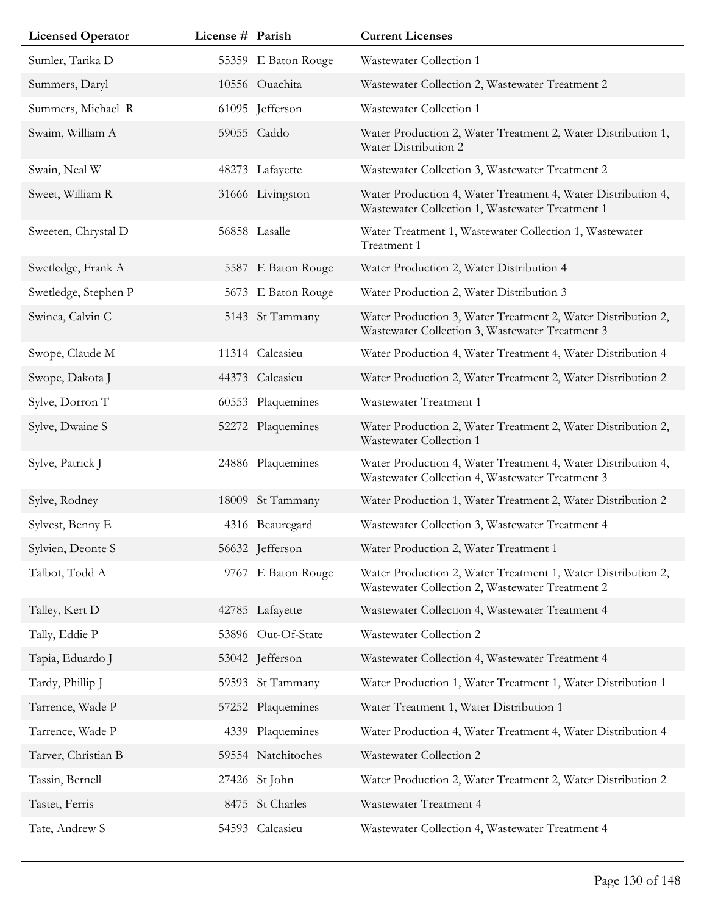| Licensed Operator | License # | Parish | Current Licenses |
|---|---|---|---|
| Sumler, Tarika D | 55359 | E Baton Rouge | Wastewater Collection 1 |
| Summers, Daryl | 10556 | Ouachita | Wastewater Collection 2, Wastewater Treatment 2 |
| Summers, Michael R | 61095 | Jefferson | Wastewater Collection 1 |
| Swaim, William A | 59055 | Caddo | Water Production 2, Water Treatment 2, Water Distribution 1, Water Distribution 2 |
| Swain, Neal W | 48273 | Lafayette | Wastewater Collection 3, Wastewater Treatment 2 |
| Sweet, William R | 31666 | Livingston | Water Production 4, Water Treatment 4, Water Distribution 4, Wastewater Collection 1, Wastewater Treatment 1 |
| Sweeten, Chrystal D | 56858 | Lasalle | Water Treatment 1, Wastewater Collection 1, Wastewater Treatment 1 |
| Swetledge, Frank A | 5587 | E Baton Rouge | Water Production 2, Water Distribution 4 |
| Swetledge, Stephen P | 5673 | E Baton Rouge | Water Production 2, Water Distribution 3 |
| Swinea, Calvin C | 5143 | St Tammany | Water Production 3, Water Treatment 2, Water Distribution 2, Wastewater Collection 3, Wastewater Treatment 3 |
| Swope, Claude M | 11314 | Calcasieu | Water Production 4, Water Treatment 4, Water Distribution 4 |
| Swope, Dakota J | 44373 | Calcasieu | Water Production 2, Water Treatment 2, Water Distribution 2 |
| Sylve, Dorron T | 60553 | Plaquemines | Wastewater Treatment 1 |
| Sylve, Dwaine S | 52272 | Plaquemines | Water Production 2, Water Treatment 2, Water Distribution 2, Wastewater Collection 1 |
| Sylve, Patrick J | 24886 | Plaquemines | Water Production 4, Water Treatment 4, Water Distribution 4, Wastewater Collection 4, Wastewater Treatment 3 |
| Sylve, Rodney | 18009 | St Tammany | Water Production 1, Water Treatment 2, Water Distribution 2 |
| Sylvest, Benny E | 4316 | Beauregard | Wastewater Collection 3, Wastewater Treatment 4 |
| Sylvien, Deonte S | 56632 | Jefferson | Water Production 2, Water Treatment 1 |
| Talbot, Todd A | 9767 | E Baton Rouge | Water Production 2, Water Treatment 1, Water Distribution 2, Wastewater Collection 2, Wastewater Treatment 2 |
| Talley, Kert D | 42785 | Lafayette | Wastewater Collection 4, Wastewater Treatment 4 |
| Tally, Eddie P | 53896 | Out-Of-State | Wastewater Collection 2 |
| Tapia, Eduardo J | 53042 | Jefferson | Wastewater Collection 4, Wastewater Treatment 4 |
| Tardy, Phillip J | 59593 | St Tammany | Water Production 1, Water Treatment 1, Water Distribution 1 |
| Tarrence, Wade P | 57252 | Plaquemines | Water Treatment 1, Water Distribution 1 |
| Tarrence, Wade P | 4339 | Plaquemines | Water Production 4, Water Treatment 4, Water Distribution 4 |
| Tarver, Christian B | 59554 | Natchitoches | Wastewater Collection 2 |
| Tassin, Bernell | 27426 | St John | Water Production 2, Water Treatment 2, Water Distribution 2 |
| Tastet, Ferris | 8475 | St Charles | Wastewater Treatment 4 |
| Tate, Andrew S | 54593 | Calcasieu | Wastewater Collection 4, Wastewater Treatment 4 |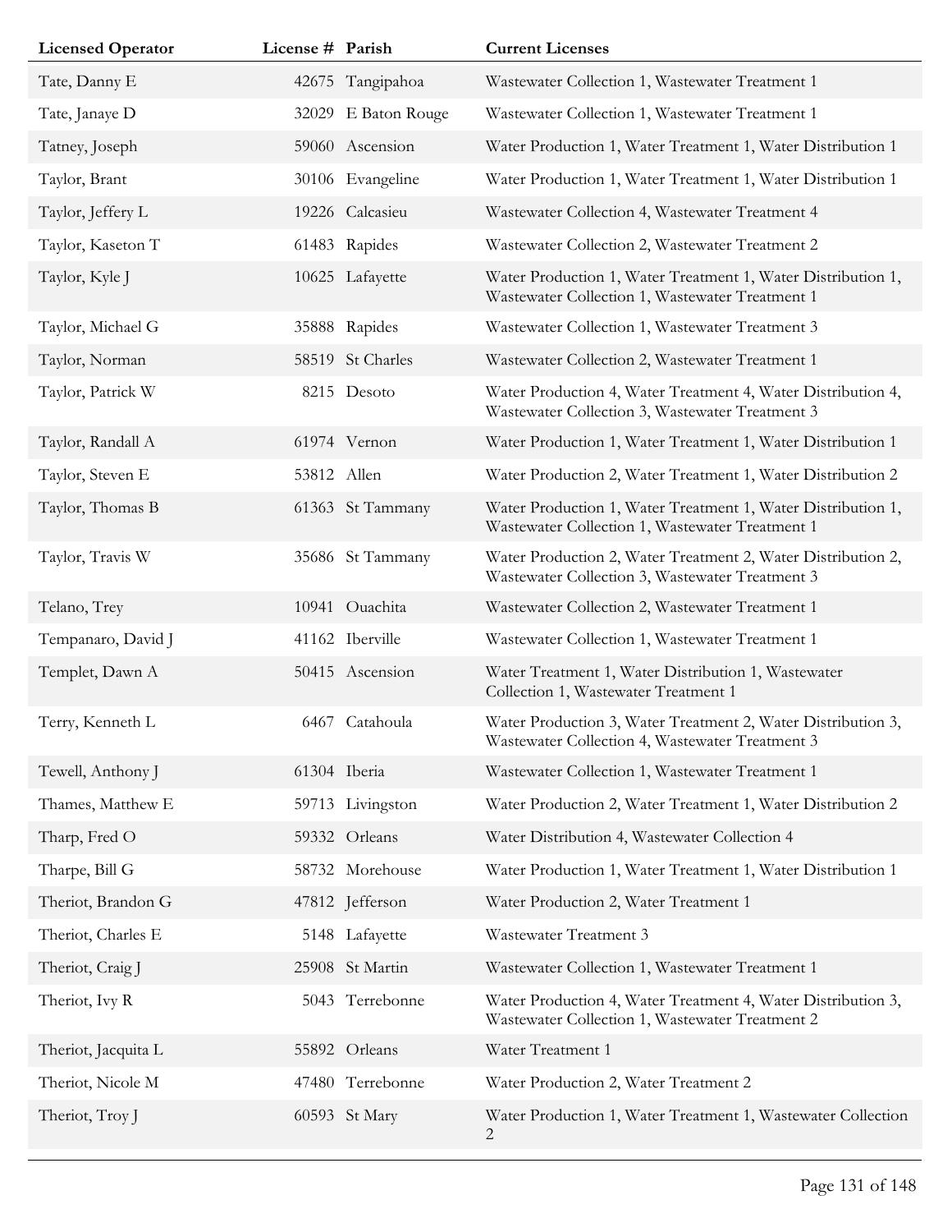| Licensed Operator | License # | Parish | Current Licenses |
|---|---|---|---|
| Tate, Danny E | 42675 | Tangipahoa | Wastewater Collection 1, Wastewater Treatment 1 |
| Tate, Janaye D | 32029 | E Baton Rouge | Wastewater Collection 1, Wastewater Treatment 1 |
| Tatney, Joseph | 59060 | Ascension | Water Production 1, Water Treatment 1, Water Distribution 1 |
| Taylor, Brant | 30106 | Evangeline | Water Production 1, Water Treatment 1, Water Distribution 1 |
| Taylor, Jeffery L | 19226 | Calcasieu | Wastewater Collection 4, Wastewater Treatment 4 |
| Taylor, Kaseton T | 61483 | Rapides | Wastewater Collection 2, Wastewater Treatment 2 |
| Taylor, Kyle J | 10625 | Lafayette | Water Production 1, Water Treatment 1, Water Distribution 1, Wastewater Collection 1, Wastewater Treatment 1 |
| Taylor, Michael G | 35888 | Rapides | Wastewater Collection 1, Wastewater Treatment 3 |
| Taylor, Norman | 58519 | St Charles | Wastewater Collection 2, Wastewater Treatment 1 |
| Taylor, Patrick W | 8215 | Desoto | Water Production 4, Water Treatment 4, Water Distribution 4, Wastewater Collection 3, Wastewater Treatment 3 |
| Taylor, Randall A | 61974 | Vernon | Water Production 1, Water Treatment 1, Water Distribution 1 |
| Taylor, Steven E | 53812 | Allen | Water Production 2, Water Treatment 1, Water Distribution 2 |
| Taylor, Thomas B | 61363 | St Tammany | Water Production 1, Water Treatment 1, Water Distribution 1, Wastewater Collection 1, Wastewater Treatment 1 |
| Taylor, Travis W | 35686 | St Tammany | Water Production 2, Water Treatment 2, Water Distribution 2, Wastewater Collection 3, Wastewater Treatment 3 |
| Telano, Trey | 10941 | Ouachita | Wastewater Collection 2, Wastewater Treatment 1 |
| Tempanaro, David J | 41162 | Iberville | Wastewater Collection 1, Wastewater Treatment 1 |
| Templet, Dawn A | 50415 | Ascension | Water Treatment 1, Water Distribution 1, Wastewater Collection 1, Wastewater Treatment 1 |
| Terry, Kenneth L | 6467 | Catahoula | Water Production 3, Water Treatment 2, Water Distribution 3, Wastewater Collection 4, Wastewater Treatment 3 |
| Tewell, Anthony J | 61304 | Iberia | Wastewater Collection 1, Wastewater Treatment 1 |
| Thames, Matthew E | 59713 | Livingston | Water Production 2, Water Treatment 1, Water Distribution 2 |
| Tharp, Fred O | 59332 | Orleans | Water Distribution 4, Wastewater Collection 4 |
| Tharpe, Bill G | 58732 | Morehouse | Water Production 1, Water Treatment 1, Water Distribution 1 |
| Theriot, Brandon G | 47812 | Jefferson | Water Production 2, Water Treatment 1 |
| Theriot, Charles E | 5148 | Lafayette | Wastewater Treatment 3 |
| Theriot, Craig J | 25908 | St Martin | Wastewater Collection 1, Wastewater Treatment 1 |
| Theriot, Ivy R | 5043 | Terrebonne | Water Production 4, Water Treatment 4, Water Distribution 3, Wastewater Collection 1, Wastewater Treatment 2 |
| Theriot, Jacquita L | 55892 | Orleans | Water Treatment 1 |
| Theriot, Nicole M | 47480 | Terrebonne | Water Production 2, Water Treatment 2 |
| Theriot, Troy J | 60593 | St Mary | Water Production 1, Water Treatment 1, Wastewater Collection 2 |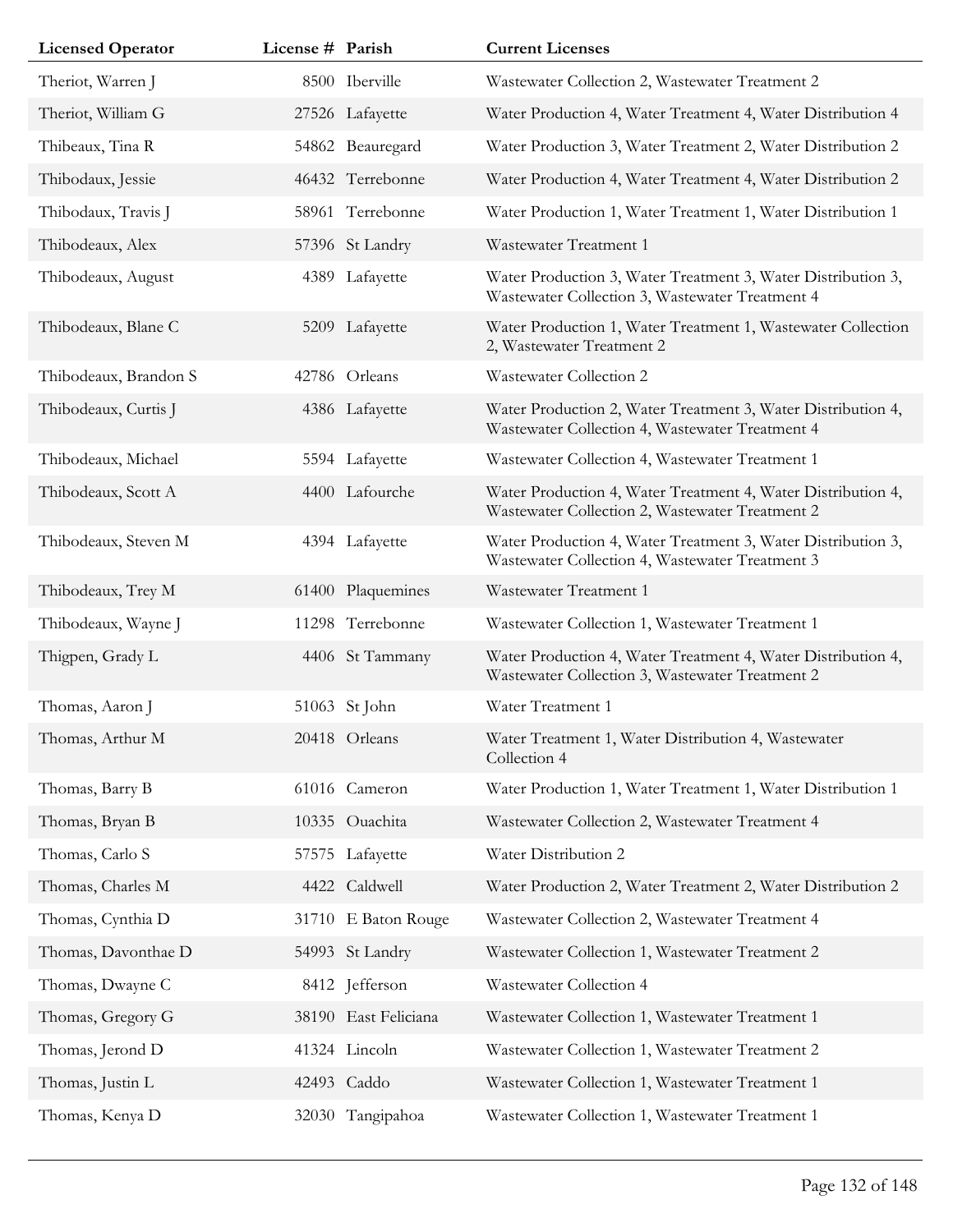| Licensed Operator | License # | Parish | Current Licenses |
|---|---|---|---|
| Theriot, Warren J | 8500 | Iberville | Wastewater Collection 2, Wastewater Treatment 2 |
| Theriot, William G | 27526 | Lafayette | Water Production 4, Water Treatment 4, Water Distribution 4 |
| Thibeaux, Tina R | 54862 | Beauregard | Water Production 3, Water Treatment 2, Water Distribution 2 |
| Thibodaux, Jessie | 46432 | Terrebonne | Water Production 4, Water Treatment 4, Water Distribution 2 |
| Thibodaux, Travis J | 58961 | Terrebonne | Water Production 1, Water Treatment 1, Water Distribution 1 |
| Thibodeaux, Alex | 57396 | St Landry | Wastewater Treatment 1 |
| Thibodeaux, August | 4389 | Lafayette | Water Production 3, Water Treatment 3, Water Distribution 3, Wastewater Collection 3, Wastewater Treatment 4 |
| Thibodeaux, Blane C | 5209 | Lafayette | Water Production 1, Water Treatment 1, Wastewater Collection 2, Wastewater Treatment 2 |
| Thibodeaux, Brandon S | 42786 | Orleans | Wastewater Collection 2 |
| Thibodeaux, Curtis J | 4386 | Lafayette | Water Production 2, Water Treatment 3, Water Distribution 4, Wastewater Collection 4, Wastewater Treatment 4 |
| Thibodeaux, Michael | 5594 | Lafayette | Wastewater Collection 4, Wastewater Treatment 1 |
| Thibodeaux, Scott A | 4400 | Lafourche | Water Production 4, Water Treatment 4, Water Distribution 4, Wastewater Collection 2, Wastewater Treatment 2 |
| Thibodeaux, Steven M | 4394 | Lafayette | Water Production 4, Water Treatment 3, Water Distribution 3, Wastewater Collection 4, Wastewater Treatment 3 |
| Thibodeaux, Trey M | 61400 | Plaquemines | Wastewater Treatment 1 |
| Thibodeaux, Wayne J | 11298 | Terrebonne | Wastewater Collection 1, Wastewater Treatment 1 |
| Thigpen, Grady L | 4406 | St Tammany | Water Production 4, Water Treatment 4, Water Distribution 4, Wastewater Collection 3, Wastewater Treatment 2 |
| Thomas, Aaron J | 51063 | St John | Water Treatment 1 |
| Thomas, Arthur M | 20418 | Orleans | Water Treatment 1, Water Distribution 4, Wastewater Collection 4 |
| Thomas, Barry B | 61016 | Cameron | Water Production 1, Water Treatment 1, Water Distribution 1 |
| Thomas, Bryan B | 10335 | Ouachita | Wastewater Collection 2, Wastewater Treatment 4 |
| Thomas, Carlo S | 57575 | Lafayette | Water Distribution 2 |
| Thomas, Charles M | 4422 | Caldwell | Water Production 2, Water Treatment 2, Water Distribution 2 |
| Thomas, Cynthia D | 31710 | E Baton Rouge | Wastewater Collection 2, Wastewater Treatment 4 |
| Thomas, Davonthae D | 54993 | St Landry | Wastewater Collection 1, Wastewater Treatment 2 |
| Thomas, Dwayne C | 8412 | Jefferson | Wastewater Collection 4 |
| Thomas, Gregory G | 38190 | East Feliciana | Wastewater Collection 1, Wastewater Treatment 1 |
| Thomas, Jerond D | 41324 | Lincoln | Wastewater Collection 1, Wastewater Treatment 2 |
| Thomas, Justin L | 42493 | Caddo | Wastewater Collection 1, Wastewater Treatment 1 |
| Thomas, Kenya D | 32030 | Tangipahoa | Wastewater Collection 1, Wastewater Treatment 1 |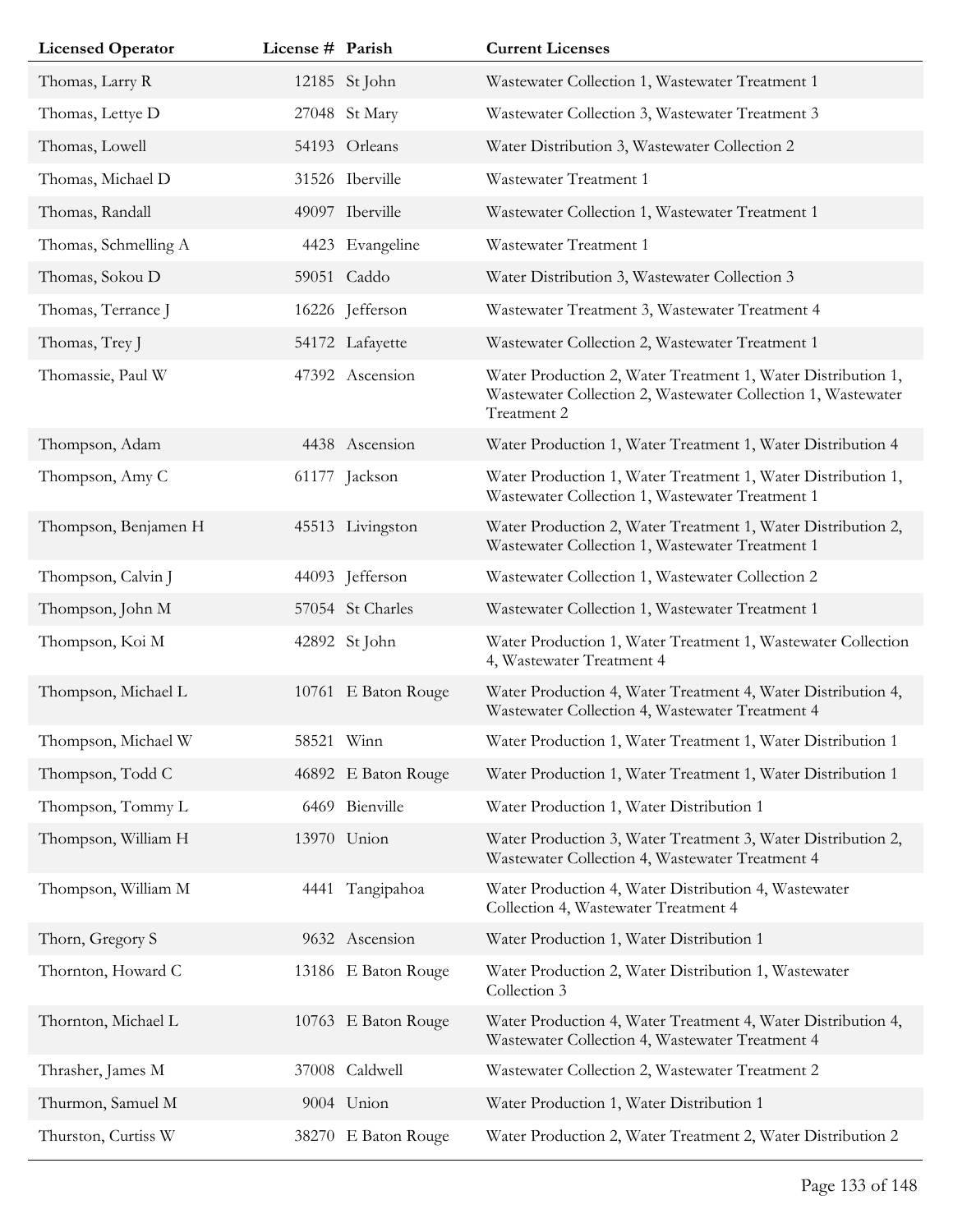| Licensed Operator | License # | Parish | Current Licenses |
|---|---|---|---|
| Thomas, Larry R | 12185 | St John | Wastewater Collection 1, Wastewater Treatment 1 |
| Thomas, Lettye D | 27048 | St Mary | Wastewater Collection 3, Wastewater Treatment 3 |
| Thomas, Lowell | 54193 | Orleans | Water Distribution 3, Wastewater Collection 2 |
| Thomas, Michael D | 31526 | Iberville | Wastewater Treatment 1 |
| Thomas, Randall | 49097 | Iberville | Wastewater Collection 1, Wastewater Treatment 1 |
| Thomas, Schmelling A | 4423 | Evangeline | Wastewater Treatment 1 |
| Thomas, Sokou D | 59051 | Caddo | Water Distribution 3, Wastewater Collection 3 |
| Thomas, Terrance J | 16226 | Jefferson | Wastewater Treatment 3, Wastewater Treatment 4 |
| Thomas, Trey J | 54172 | Lafayette | Wastewater Collection 2, Wastewater Treatment 1 |
| Thomassie, Paul W | 47392 | Ascension | Water Production 2, Water Treatment 1, Water Distribution 1, Wastewater Collection 2, Wastewater Collection 1, Wastewater Treatment 2 |
| Thompson, Adam | 4438 | Ascension | Water Production 1, Water Treatment 1, Water Distribution 4 |
| Thompson, Amy C | 61177 | Jackson | Water Production 1, Water Treatment 1, Water Distribution 1, Wastewater Collection 1, Wastewater Treatment 1 |
| Thompson, Benjamen H | 45513 | Livingston | Water Production 2, Water Treatment 1, Water Distribution 2, Wastewater Collection 1, Wastewater Treatment 1 |
| Thompson, Calvin J | 44093 | Jefferson | Wastewater Collection 1, Wastewater Collection 2 |
| Thompson, John M | 57054 | St Charles | Wastewater Collection 1, Wastewater Treatment 1 |
| Thompson, Koi M | 42892 | St John | Water Production 1, Water Treatment 1, Wastewater Collection 4, Wastewater Treatment 4 |
| Thompson, Michael L | 10761 | E Baton Rouge | Water Production 4, Water Treatment 4, Water Distribution 4, Wastewater Collection 4, Wastewater Treatment 4 |
| Thompson, Michael W | 58521 | Winn | Water Production 1, Water Treatment 1, Water Distribution 1 |
| Thompson, Todd C | 46892 | E Baton Rouge | Water Production 1, Water Treatment 1, Water Distribution 1 |
| Thompson, Tommy L | 6469 | Bienville | Water Production 1, Water Distribution 1 |
| Thompson, William H | 13970 | Union | Water Production 3, Water Treatment 3, Water Distribution 2, Wastewater Collection 4, Wastewater Treatment 4 |
| Thompson, William M | 4441 | Tangipahoa | Water Production 4, Water Distribution 4, Wastewater Collection 4, Wastewater Treatment 4 |
| Thorn, Gregory S | 9632 | Ascension | Water Production 1, Water Distribution 1 |
| Thornton, Howard C | 13186 | E Baton Rouge | Water Production 2, Water Distribution 1, Wastewater Collection 3 |
| Thornton, Michael L | 10763 | E Baton Rouge | Water Production 4, Water Treatment 4, Water Distribution 4, Wastewater Collection 4, Wastewater Treatment 4 |
| Thrasher, James M | 37008 | Caldwell | Wastewater Collection 2, Wastewater Treatment 2 |
| Thurmon, Samuel M | 9004 | Union | Water Production 1, Water Distribution 1 |
| Thurston, Curtiss W | 38270 | E Baton Rouge | Water Production 2, Water Treatment 2, Water Distribution 2 |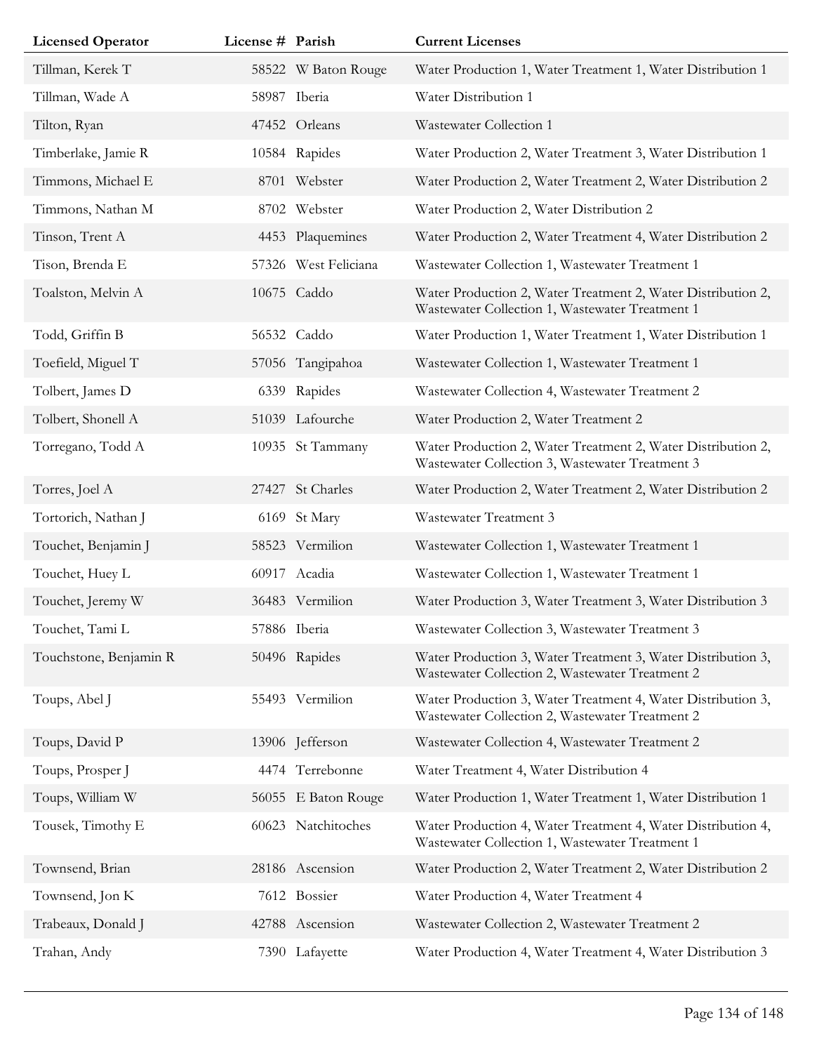| Licensed Operator | License # | Parish | Current Licenses |
|---|---|---|---|
| Tillman, Kerek T | 58522 | W Baton Rouge | Water Production 1, Water Treatment 1, Water Distribution 1 |
| Tillman, Wade A | 58987 | Iberia | Water Distribution 1 |
| Tilton, Ryan | 47452 | Orleans | Wastewater Collection 1 |
| Timberlake, Jamie R | 10584 | Rapides | Water Production 2, Water Treatment 3, Water Distribution 1 |
| Timmons, Michael E | 8701 | Webster | Water Production 2, Water Treatment 2, Water Distribution 2 |
| Timmons, Nathan M | 8702 | Webster | Water Production 2, Water Distribution 2 |
| Tinson, Trent A | 4453 | Plaquemines | Water Production 2, Water Treatment 4, Water Distribution 2 |
| Tison, Brenda E | 57326 | West Feliciana | Wastewater Collection 1, Wastewater Treatment 1 |
| Toalston, Melvin A | 10675 | Caddo | Water Production 2, Water Treatment 2, Water Distribution 2, Wastewater Collection 1, Wastewater Treatment 1 |
| Todd, Griffin B | 56532 | Caddo | Water Production 1, Water Treatment 1, Water Distribution 1 |
| Toefield, Miguel T | 57056 | Tangipahoa | Wastewater Collection 1, Wastewater Treatment 1 |
| Tolbert, James D | 6339 | Rapides | Wastewater Collection 4, Wastewater Treatment 2 |
| Tolbert, Shonell A | 51039 | Lafourche | Water Production 2, Water Treatment 2 |
| Torregano, Todd A | 10935 | St Tammany | Water Production 2, Water Treatment 2, Water Distribution 2, Wastewater Collection 3, Wastewater Treatment 3 |
| Torres, Joel A | 27427 | St Charles | Water Production 2, Water Treatment 2, Water Distribution 2 |
| Tortorich, Nathan J | 6169 | St Mary | Wastewater Treatment 3 |
| Touchet, Benjamin J | 58523 | Vermilion | Wastewater Collection 1, Wastewater Treatment 1 |
| Touchet, Huey L | 60917 | Acadia | Wastewater Collection 1, Wastewater Treatment 1 |
| Touchet, Jeremy W | 36483 | Vermilion | Water Production 3, Water Treatment 3, Water Distribution 3 |
| Touchet, Tami L | 57886 | Iberia | Wastewater Collection 3, Wastewater Treatment 3 |
| Touchstone, Benjamin R | 50496 | Rapides | Water Production 3, Water Treatment 3, Water Distribution 3, Wastewater Collection 2, Wastewater Treatment 2 |
| Toups, Abel J | 55493 | Vermilion | Water Production 3, Water Treatment 4, Water Distribution 3, Wastewater Collection 2, Wastewater Treatment 2 |
| Toups, David P | 13906 | Jefferson | Wastewater Collection 4, Wastewater Treatment 2 |
| Toups, Prosper J | 4474 | Terrebonne | Water Treatment 4, Water Distribution 4 |
| Toups, William W | 56055 | E Baton Rouge | Water Production 1, Water Treatment 1, Water Distribution 1 |
| Tousek, Timothy E | 60623 | Natchitoches | Water Production 4, Water Treatment 4, Water Distribution 4, Wastewater Collection 1, Wastewater Treatment 1 |
| Townsend, Brian | 28186 | Ascension | Water Production 2, Water Treatment 2, Water Distribution 2 |
| Townsend, Jon K | 7612 | Bossier | Water Production 4, Water Treatment 4 |
| Trabeaux, Donald J | 42788 | Ascension | Wastewater Collection 2, Wastewater Treatment 2 |
| Trahan, Andy | 7390 | Lafayette | Water Production 4, Water Treatment 4, Water Distribution 3 |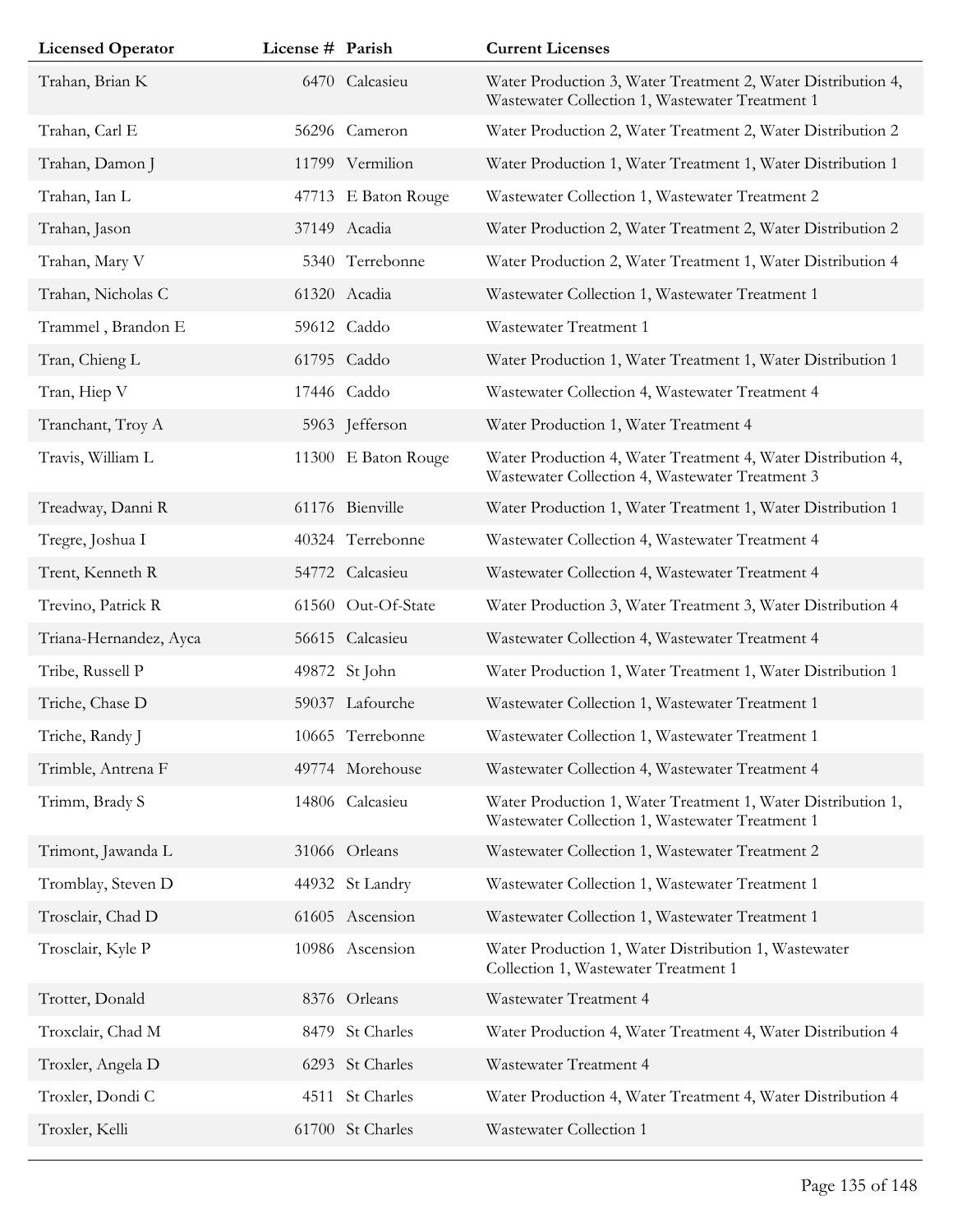| Licensed Operator | License # | Parish | Current Licenses |
|---|---|---|---|
| Trahan, Brian K | 6470 | Calcasieu | Water Production 3, Water Treatment 2, Water Distribution 4, Wastewater Collection 1, Wastewater Treatment 1 |
| Trahan, Carl E | 56296 | Cameron | Water Production 2, Water Treatment 2, Water Distribution 2 |
| Trahan, Damon J | 11799 | Vermilion | Water Production 1, Water Treatment 1, Water Distribution 1 |
| Trahan, Ian L | 47713 | E Baton Rouge | Wastewater Collection 1, Wastewater Treatment 2 |
| Trahan, Jason | 37149 | Acadia | Water Production 2, Water Treatment 2, Water Distribution 2 |
| Trahan, Mary V | 5340 | Terrebonne | Water Production 2, Water Treatment 1, Water Distribution 4 |
| Trahan, Nicholas C | 61320 | Acadia | Wastewater Collection 1, Wastewater Treatment 1 |
| Trammel , Brandon E | 59612 | Caddo | Wastewater Treatment 1 |
| Tran, Chieng L | 61795 | Caddo | Water Production 1, Water Treatment 1, Water Distribution 1 |
| Tran, Hiep V | 17446 | Caddo | Wastewater Collection 4, Wastewater Treatment 4 |
| Tranchant, Troy A | 5963 | Jefferson | Water Production 1, Water Treatment 4 |
| Travis, William L | 11300 | E Baton Rouge | Water Production 4, Water Treatment 4, Water Distribution 4, Wastewater Collection 4, Wastewater Treatment 3 |
| Treadway, Danni R | 61176 | Bienville | Water Production 1, Water Treatment 1, Water Distribution 1 |
| Tregre, Joshua I | 40324 | Terrebonne | Wastewater Collection 4, Wastewater Treatment 4 |
| Trent, Kenneth R | 54772 | Calcasieu | Wastewater Collection 4, Wastewater Treatment 4 |
| Trevino, Patrick R | 61560 | Out-Of-State | Water Production 3, Water Treatment 3, Water Distribution 4 |
| Triana-Hernandez, Ayca | 56615 | Calcasieu | Wastewater Collection 4, Wastewater Treatment 4 |
| Tribe, Russell P | 49872 | St John | Water Production 1, Water Treatment 1, Water Distribution 1 |
| Triche, Chase D | 59037 | Lafourche | Wastewater Collection 1, Wastewater Treatment 1 |
| Triche, Randy J | 10665 | Terrebonne | Wastewater Collection 1, Wastewater Treatment 1 |
| Trimble, Antrena F | 49774 | Morehouse | Wastewater Collection 4, Wastewater Treatment 4 |
| Trimm, Brady S | 14806 | Calcasieu | Water Production 1, Water Treatment 1, Water Distribution 1, Wastewater Collection 1, Wastewater Treatment 1 |
| Trimont, Jawanda L | 31066 | Orleans | Wastewater Collection 1, Wastewater Treatment 2 |
| Tromblay, Steven D | 44932 | St Landry | Wastewater Collection 1, Wastewater Treatment 1 |
| Trosclair, Chad D | 61605 | Ascension | Wastewater Collection 1, Wastewater Treatment 1 |
| Trosclair, Kyle P | 10986 | Ascension | Water Production 1, Water Distribution 1, Wastewater Collection 1, Wastewater Treatment 1 |
| Trotter, Donald | 8376 | Orleans | Wastewater Treatment 4 |
| Troxclair, Chad M | 8479 | St Charles | Water Production 4, Water Treatment 4, Water Distribution 4 |
| Troxler, Angela D | 6293 | St Charles | Wastewater Treatment 4 |
| Troxler, Dondi C | 4511 | St Charles | Water Production 4, Water Treatment 4, Water Distribution 4 |
| Troxler, Kelli | 61700 | St Charles | Wastewater Collection 1 |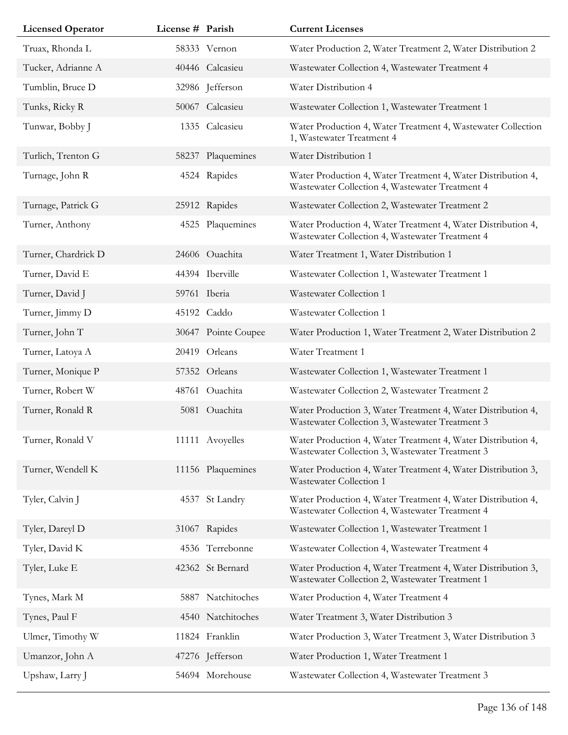| Licensed Operator | License # | Parish | Current Licenses |
| --- | --- | --- | --- |
| Truax, Rhonda L | 58333 | Vernon | Water Production 2, Water Treatment 2, Water Distribution 2 |
| Tucker, Adrianne A | 40446 | Calcasieu | Wastewater Collection 4, Wastewater Treatment 4 |
| Tumblin, Bruce D | 32986 | Jefferson | Water Distribution 4 |
| Tunks, Ricky R | 50067 | Calcasieu | Wastewater Collection 1, Wastewater Treatment 1 |
| Tunwar, Bobby J | 1335 | Calcasieu | Water Production 4, Water Treatment 4, Wastewater Collection 1, Wastewater Treatment 4 |
| Turlich, Trenton G | 58237 | Plaquemines | Water Distribution 1 |
| Turnage, John R | 4524 | Rapides | Water Production 4, Water Treatment 4, Water Distribution 4, Wastewater Collection 4, Wastewater Treatment 4 |
| Turnage, Patrick G | 25912 | Rapides | Wastewater Collection 2, Wastewater Treatment 2 |
| Turner, Anthony | 4525 | Plaquemines | Water Production 4, Water Treatment 4, Water Distribution 4, Wastewater Collection 4, Wastewater Treatment 4 |
| Turner, Chardrick D | 24606 | Ouachita | Water Treatment 1, Water Distribution 1 |
| Turner, David E | 44394 | Iberville | Wastewater Collection 1, Wastewater Treatment 1 |
| Turner, David J | 59761 | Iberia | Wastewater Collection 1 |
| Turner, Jimmy D | 45192 | Caddo | Wastewater Collection 1 |
| Turner, John T | 30647 | Pointe Coupee | Water Production 1, Water Treatment 2, Water Distribution 2 |
| Turner, Latoya A | 20419 | Orleans | Water Treatment 1 |
| Turner, Monique P | 57352 | Orleans | Wastewater Collection 1, Wastewater Treatment 1 |
| Turner, Robert W | 48761 | Ouachita | Wastewater Collection 2, Wastewater Treatment 2 |
| Turner, Ronald R | 5081 | Ouachita | Water Production 3, Water Treatment 4, Water Distribution 4, Wastewater Collection 3, Wastewater Treatment 3 |
| Turner, Ronald V | 11111 | Avoyelles | Water Production 4, Water Treatment 4, Water Distribution 4, Wastewater Collection 3, Wastewater Treatment 3 |
| Turner, Wendell K | 11156 | Plaquemines | Water Production 4, Water Treatment 4, Water Distribution 3, Wastewater Collection 1 |
| Tyler, Calvin J | 4537 | St Landry | Water Production 4, Water Treatment 4, Water Distribution 4, Wastewater Collection 4, Wastewater Treatment 4 |
| Tyler, Dareyl D | 31067 | Rapides | Wastewater Collection 1, Wastewater Treatment 1 |
| Tyler, David K | 4536 | Terrebonne | Wastewater Collection 4, Wastewater Treatment 4 |
| Tyler, Luke E | 42362 | St Bernard | Water Production 4, Water Treatment 4, Water Distribution 3, Wastewater Collection 2, Wastewater Treatment 1 |
| Tynes, Mark M | 5887 | Natchitoches | Water Production 4, Water Treatment 4 |
| Tynes, Paul F | 4540 | Natchitoches | Water Treatment 3, Water Distribution 3 |
| Ulmer, Timothy W | 11824 | Franklin | Water Production 3, Water Treatment 3, Water Distribution 3 |
| Umanzor, John A | 47276 | Jefferson | Water Production 1, Water Treatment 1 |
| Upshaw, Larry J | 54694 | Morehouse | Wastewater Collection 4, Wastewater Treatment 3 |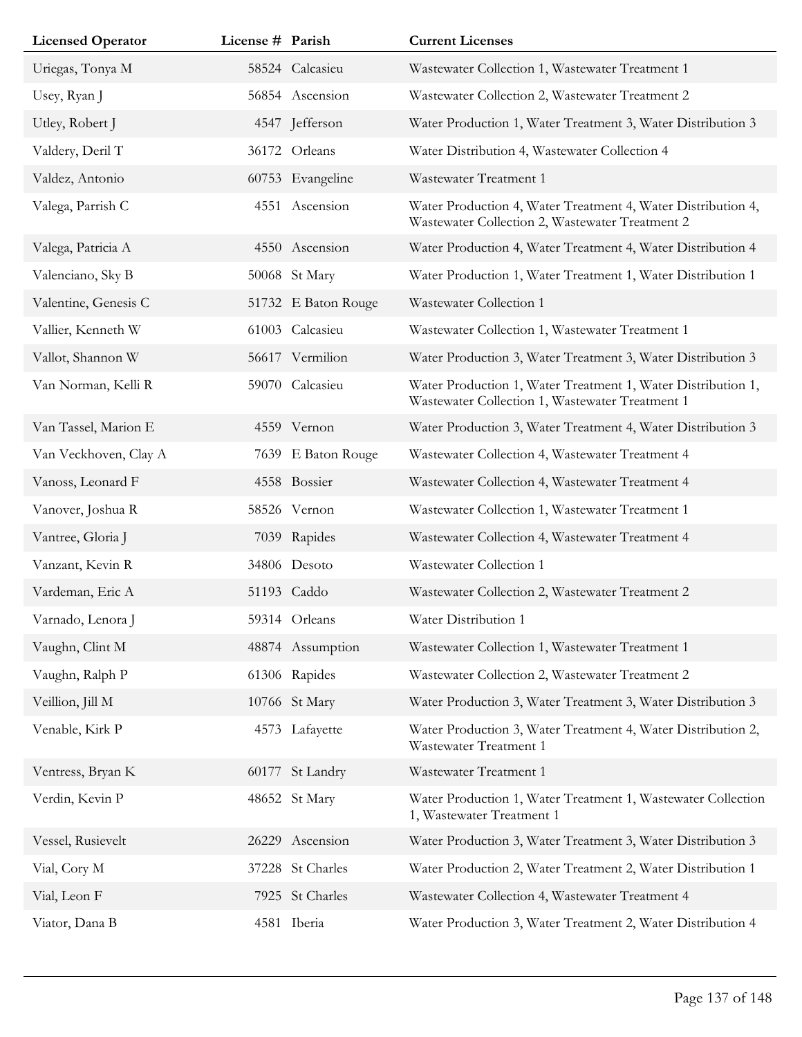| Licensed Operator | License # | Parish | Current Licenses |
| --- | --- | --- | --- |
| Uriegas, Tonya M | 58524 | Calcasieu | Wastewater Collection 1, Wastewater Treatment 1 |
| Usey, Ryan J | 56854 | Ascension | Wastewater Collection 2, Wastewater Treatment 2 |
| Utley, Robert J | 4547 | Jefferson | Water Production 1, Water Treatment 3, Water Distribution 3 |
| Valdery, Deril T | 36172 | Orleans | Water Distribution 4, Wastewater Collection 4 |
| Valdez, Antonio | 60753 | Evangeline | Wastewater Treatment 1 |
| Valega, Parrish C | 4551 | Ascension | Water Production 4, Water Treatment 4, Water Distribution 4, Wastewater Collection 2, Wastewater Treatment 2 |
| Valega, Patricia A | 4550 | Ascension | Water Production 4, Water Treatment 4, Water Distribution 4 |
| Valenciano, Sky B | 50068 | St Mary | Water Production 1, Water Treatment 1, Water Distribution 1 |
| Valentine, Genesis C | 51732 | E Baton Rouge | Wastewater Collection 1 |
| Vallier, Kenneth W | 61003 | Calcasieu | Wastewater Collection 1, Wastewater Treatment 1 |
| Vallot, Shannon W | 56617 | Vermilion | Water Production 3, Water Treatment 3, Water Distribution 3 |
| Van Norman, Kelli R | 59070 | Calcasieu | Water Production 1, Water Treatment 1, Water Distribution 1, Wastewater Collection 1, Wastewater Treatment 1 |
| Van Tassel, Marion E | 4559 | Vernon | Water Production 3, Water Treatment 4, Water Distribution 3 |
| Van Veckhoven, Clay A | 7639 | E Baton Rouge | Wastewater Collection 4, Wastewater Treatment 4 |
| Vanoss, Leonard F | 4558 | Bossier | Wastewater Collection 4, Wastewater Treatment 4 |
| Vanover, Joshua R | 58526 | Vernon | Wastewater Collection 1, Wastewater Treatment 1 |
| Vantree, Gloria J | 7039 | Rapides | Wastewater Collection 4, Wastewater Treatment 4 |
| Vanzant, Kevin R | 34806 | Desoto | Wastewater Collection 1 |
| Vardeman, Eric A | 51193 | Caddo | Wastewater Collection 2, Wastewater Treatment 2 |
| Varnado, Lenora J | 59314 | Orleans | Water Distribution 1 |
| Vaughn, Clint M | 48874 | Assumption | Wastewater Collection 1, Wastewater Treatment 1 |
| Vaughn, Ralph P | 61306 | Rapides | Wastewater Collection 2, Wastewater Treatment 2 |
| Veillion, Jill M | 10766 | St Mary | Water Production 3, Water Treatment 3, Water Distribution 3 |
| Venable, Kirk P | 4573 | Lafayette | Water Production 3, Water Treatment 4, Water Distribution 2, Wastewater Treatment 1 |
| Ventress, Bryan K | 60177 | St Landry | Wastewater Treatment 1 |
| Verdin, Kevin P | 48652 | St Mary | Water Production 1, Water Treatment 1, Wastewater Collection 1, Wastewater Treatment 1 |
| Vessel, Rusievelt | 26229 | Ascension | Water Production 3, Water Treatment 3, Water Distribution 3 |
| Vial, Cory M | 37228 | St Charles | Water Production 2, Water Treatment 2, Water Distribution 1 |
| Vial, Leon F | 7925 | St Charles | Wastewater Collection 4, Wastewater Treatment 4 |
| Viator, Dana B | 4581 | Iberia | Water Production 3, Water Treatment 2, Water Distribution 4 |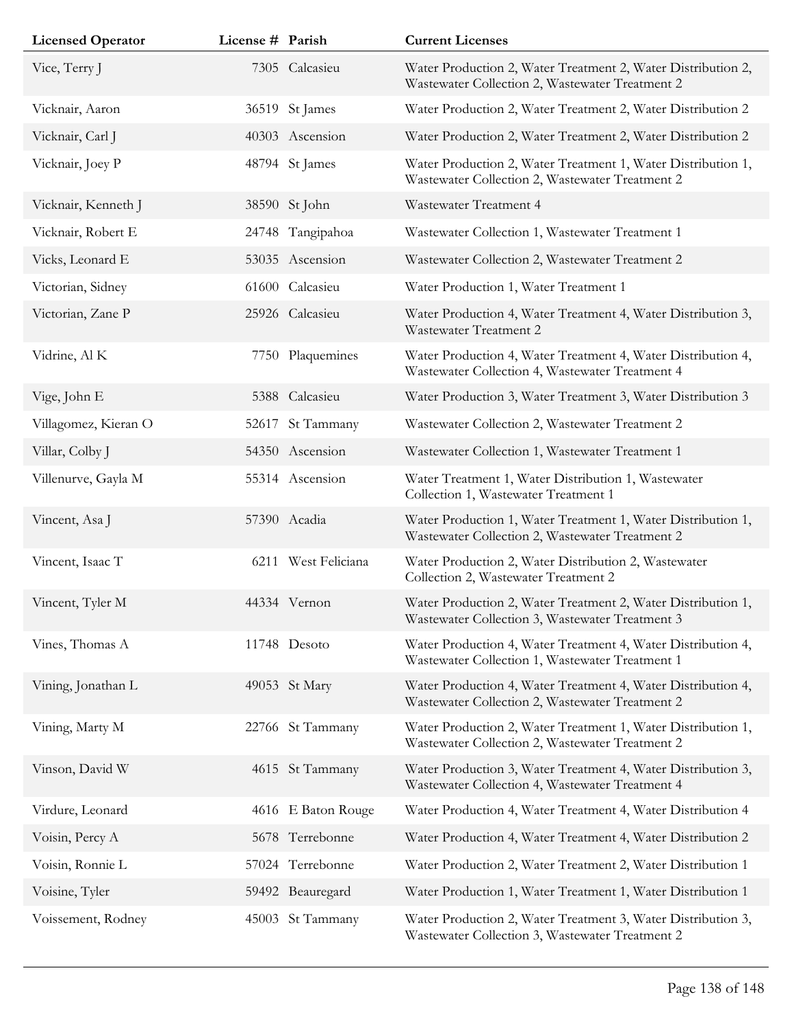| Licensed Operator | License # | Parish | Current Licenses |
|---|---|---|---|
| Vice, Terry J | 7305 | Calcasieu | Water Production 2, Water Treatment 2, Water Distribution 2, Wastewater Collection 2, Wastewater Treatment 2 |
| Vicknair, Aaron | 36519 | St James | Water Production 2, Water Treatment 2, Water Distribution 2 |
| Vicknair, Carl J | 40303 | Ascension | Water Production 2, Water Treatment 2, Water Distribution 2 |
| Vicknair, Joey P | 48794 | St James | Water Production 2, Water Treatment 1, Water Distribution 1, Wastewater Collection 2, Wastewater Treatment 2 |
| Vicknair, Kenneth J | 38590 | St John | Wastewater Treatment 4 |
| Vicknair, Robert E | 24748 | Tangipahoa | Wastewater Collection 1, Wastewater Treatment 1 |
| Vicks, Leonard E | 53035 | Ascension | Wastewater Collection 2, Wastewater Treatment 2 |
| Victorian, Sidney | 61600 | Calcasieu | Water Production 1, Water Treatment 1 |
| Victorian, Zane P | 25926 | Calcasieu | Water Production 4, Water Treatment 4, Water Distribution 3, Wastewater Treatment 2 |
| Vidrine, Al K | 7750 | Plaquemines | Water Production 4, Water Treatment 4, Water Distribution 4, Wastewater Collection 4, Wastewater Treatment 4 |
| Vige, John E | 5388 | Calcasieu | Water Production 3, Water Treatment 3, Water Distribution 3 |
| Villagomez, Kieran O | 52617 | St Tammany | Wastewater Collection 2, Wastewater Treatment 2 |
| Villar, Colby J | 54350 | Ascension | Wastewater Collection 1, Wastewater Treatment 1 |
| Villenurve, Gayla M | 55314 | Ascension | Water Treatment 1, Water Distribution 1, Wastewater Collection 1, Wastewater Treatment 1 |
| Vincent, Asa J | 57390 | Acadia | Water Production 1, Water Treatment 1, Water Distribution 1, Wastewater Collection 2, Wastewater Treatment 2 |
| Vincent, Isaac T | 6211 | West Feliciana | Water Production 2, Water Distribution 2, Wastewater Collection 2, Wastewater Treatment 2 |
| Vincent, Tyler M | 44334 | Vernon | Water Production 2, Water Treatment 2, Water Distribution 1, Wastewater Collection 3, Wastewater Treatment 3 |
| Vines, Thomas A | 11748 | Desoto | Water Production 4, Water Treatment 4, Water Distribution 4, Wastewater Collection 1, Wastewater Treatment 1 |
| Vining, Jonathan L | 49053 | St Mary | Water Production 4, Water Treatment 4, Water Distribution 4, Wastewater Collection 2, Wastewater Treatment 2 |
| Vining, Marty M | 22766 | St Tammany | Water Production 2, Water Treatment 1, Water Distribution 1, Wastewater Collection 2, Wastewater Treatment 2 |
| Vinson, David W | 4615 | St Tammany | Water Production 3, Water Treatment 4, Water Distribution 3, Wastewater Collection 4, Wastewater Treatment 4 |
| Virdure, Leonard | 4616 | E Baton Rouge | Water Production 4, Water Treatment 4, Water Distribution 4 |
| Voisin, Percy A | 5678 | Terrebonne | Water Production 4, Water Treatment 4, Water Distribution 2 |
| Voisin, Ronnie L | 57024 | Terrebonne | Water Production 2, Water Treatment 2, Water Distribution 1 |
| Voisine, Tyler | 59492 | Beauregard | Water Production 1, Water Treatment 1, Water Distribution 1 |
| Voissement, Rodney | 45003 | St Tammany | Water Production 2, Water Treatment 3, Water Distribution 3, Wastewater Collection 3, Wastewater Treatment 2 |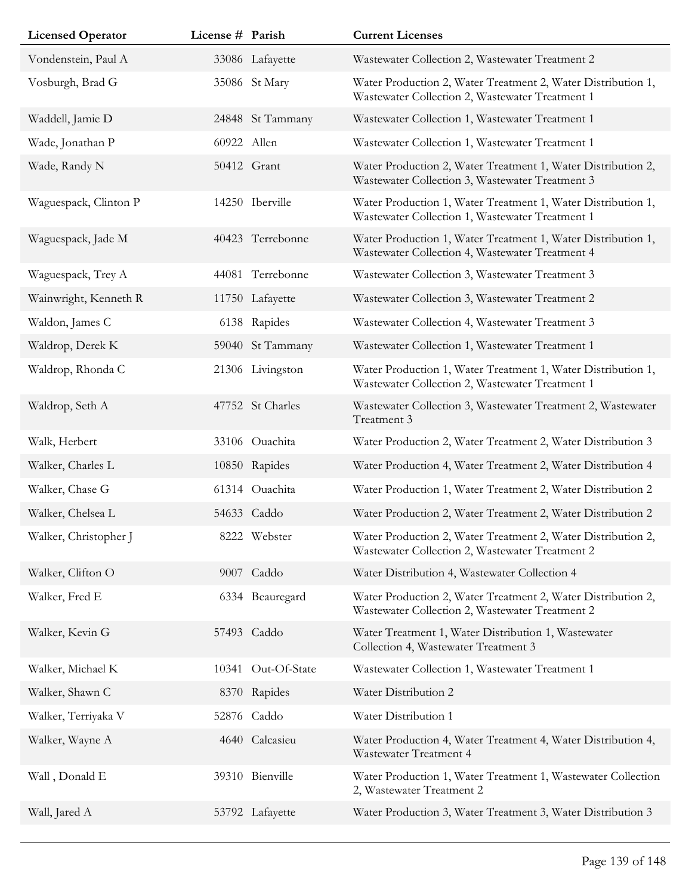| Licensed Operator | License # | Parish | Current Licenses |
| --- | --- | --- | --- |
| Vondenstein, Paul A | 33086 | Lafayette | Wastewater Collection 2, Wastewater Treatment 2 |
| Vosburgh, Brad G | 35086 | St Mary | Water Production 2, Water Treatment 2, Water Distribution 1, Wastewater Collection 2, Wastewater Treatment 1 |
| Waddell, Jamie D | 24848 | St Tammany | Wastewater Collection 1, Wastewater Treatment 1 |
| Wade, Jonathan P | 60922 | Allen | Wastewater Collection 1, Wastewater Treatment 1 |
| Wade, Randy N | 50412 | Grant | Water Production 2, Water Treatment 1, Water Distribution 2, Wastewater Collection 3, Wastewater Treatment 3 |
| Waguespack, Clinton P | 14250 | Iberville | Water Production 1, Water Treatment 1, Water Distribution 1, Wastewater Collection 1, Wastewater Treatment 1 |
| Waguespack, Jade M | 40423 | Terrebonne | Water Production 1, Water Treatment 1, Water Distribution 1, Wastewater Collection 4, Wastewater Treatment 4 |
| Waguespack, Trey A | 44081 | Terrebonne | Wastewater Collection 3, Wastewater Treatment 3 |
| Wainwright, Kenneth R | 11750 | Lafayette | Wastewater Collection 3, Wastewater Treatment 2 |
| Waldon, James C | 6138 | Rapides | Wastewater Collection 4, Wastewater Treatment 3 |
| Waldrop, Derek K | 59040 | St Tammany | Wastewater Collection 1, Wastewater Treatment 1 |
| Waldrop, Rhonda C | 21306 | Livingston | Water Production 1, Water Treatment 1, Water Distribution 1, Wastewater Collection 2, Wastewater Treatment 1 |
| Waldrop, Seth A | 47752 | St Charles | Wastewater Collection 3, Wastewater Treatment 2, Wastewater Treatment 3 |
| Walk, Herbert | 33106 | Ouachita | Water Production 2, Water Treatment 2, Water Distribution 3 |
| Walker, Charles L | 10850 | Rapides | Water Production 4, Water Treatment 2, Water Distribution 4 |
| Walker, Chase G | 61314 | Ouachita | Water Production 1, Water Treatment 2, Water Distribution 2 |
| Walker, Chelsea L | 54633 | Caddo | Water Production 2, Water Treatment 2, Water Distribution 2 |
| Walker, Christopher J | 8222 | Webster | Water Production 2, Water Treatment 2, Water Distribution 2, Wastewater Collection 2, Wastewater Treatment 2 |
| Walker, Clifton O | 9007 | Caddo | Water Distribution 4, Wastewater Collection 4 |
| Walker, Fred E | 6334 | Beauregard | Water Production 2, Water Treatment 2, Water Distribution 2, Wastewater Collection 2, Wastewater Treatment 2 |
| Walker, Kevin G | 57493 | Caddo | Water Treatment 1, Water Distribution 1, Wastewater Collection 4, Wastewater Treatment 3 |
| Walker, Michael K | 10341 | Out-Of-State | Wastewater Collection 1, Wastewater Treatment 1 |
| Walker, Shawn C | 8370 | Rapides | Water Distribution 2 |
| Walker, Terriyaka V | 52876 | Caddo | Water Distribution 1 |
| Walker, Wayne A | 4640 | Calcasieu | Water Production 4, Water Treatment 4, Water Distribution 4, Wastewater Treatment 4 |
| Wall , Donald E | 39310 | Bienville | Water Production 1, Water Treatment 1, Wastewater Collection 2, Wastewater Treatment 2 |
| Wall, Jared A | 53792 | Lafayette | Water Production 3, Water Treatment 3, Water Distribution 3 |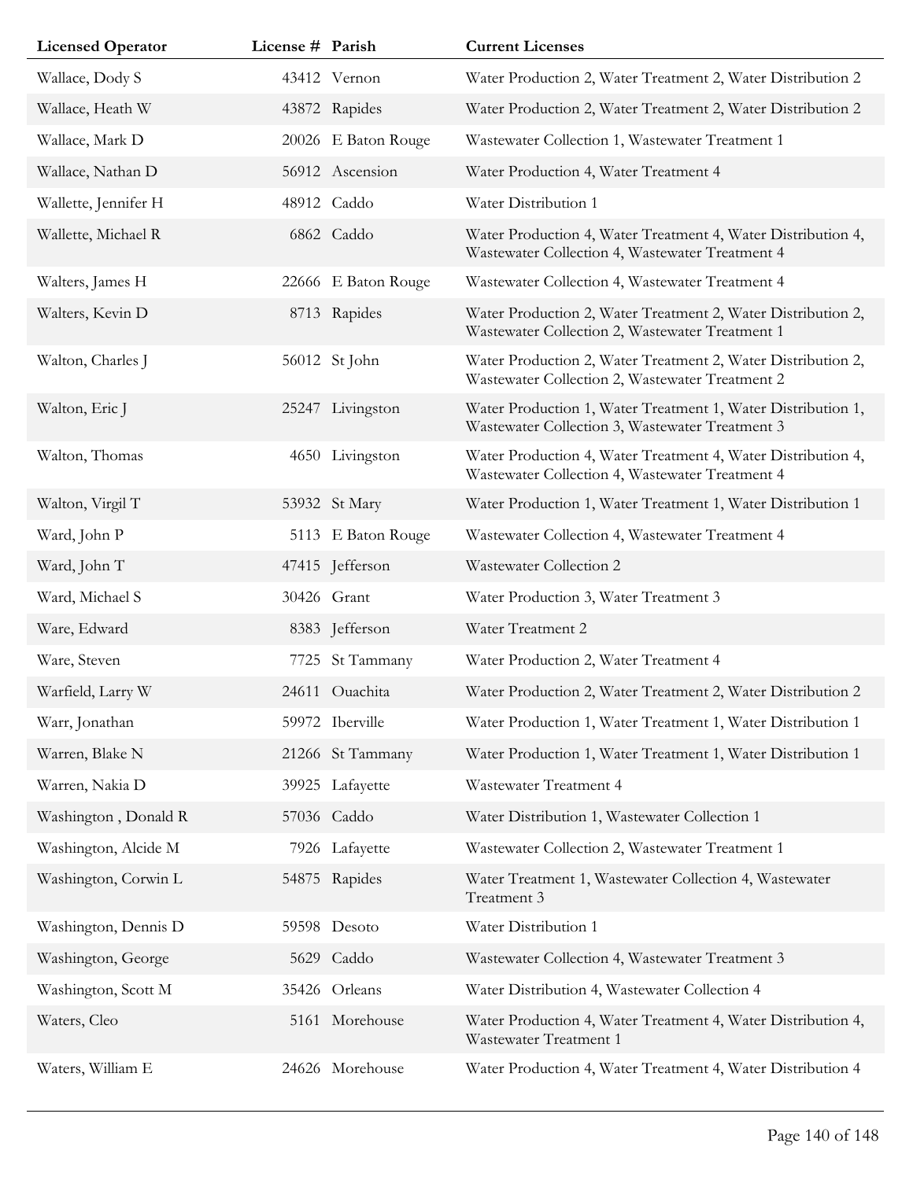| Licensed Operator | License # | Parish | Current Licenses |
|---|---|---|---|
| Wallace, Dody S | 43412 | Vernon | Water Production 2, Water Treatment 2, Water Distribution 2 |
| Wallace, Heath W | 43872 | Rapides | Water Production 2, Water Treatment 2, Water Distribution 2 |
| Wallace, Mark D | 20026 | E Baton Rouge | Wastewater Collection 1, Wastewater Treatment 1 |
| Wallace, Nathan D | 56912 | Ascension | Water Production 4, Water Treatment 4 |
| Wallette, Jennifer H | 48912 | Caddo | Water Distribution 1 |
| Wallette, Michael R | 6862 | Caddo | Water Production 4, Water Treatment 4, Water Distribution 4, Wastewater Collection 4, Wastewater Treatment 4 |
| Walters, James H | 22666 | E Baton Rouge | Wastewater Collection 4, Wastewater Treatment 4 |
| Walters, Kevin D | 8713 | Rapides | Water Production 2, Water Treatment 2, Water Distribution 2, Wastewater Collection 2, Wastewater Treatment 1 |
| Walton, Charles J | 56012 | St John | Water Production 2, Water Treatment 2, Water Distribution 2, Wastewater Collection 2, Wastewater Treatment 2 |
| Walton, Eric J | 25247 | Livingston | Water Production 1, Water Treatment 1, Water Distribution 1, Wastewater Collection 3, Wastewater Treatment 3 |
| Walton, Thomas | 4650 | Livingston | Water Production 4, Water Treatment 4, Water Distribution 4, Wastewater Collection 4, Wastewater Treatment 4 |
| Walton, Virgil T | 53932 | St Mary | Water Production 1, Water Treatment 1, Water Distribution 1 |
| Ward, John P | 5113 | E Baton Rouge | Wastewater Collection 4, Wastewater Treatment 4 |
| Ward, John T | 47415 | Jefferson | Wastewater Collection 2 |
| Ward, Michael S | 30426 | Grant | Water Production 3, Water Treatment 3 |
| Ware, Edward | 8383 | Jefferson | Water Treatment 2 |
| Ware, Steven | 7725 | St Tammany | Water Production 2, Water Treatment 4 |
| Warfield, Larry W | 24611 | Ouachita | Water Production 2, Water Treatment 2, Water Distribution 2 |
| Warr, Jonathan | 59972 | Iberville | Water Production 1, Water Treatment 1, Water Distribution 1 |
| Warren, Blake N | 21266 | St Tammany | Water Production 1, Water Treatment 1, Water Distribution 1 |
| Warren, Nakia D | 39925 | Lafayette | Wastewater Treatment 4 |
| Washington , Donald R | 57036 | Caddo | Water Distribution 1, Wastewater Collection 1 |
| Washington, Alcide M | 7926 | Lafayette | Wastewater Collection 2, Wastewater Treatment 1 |
| Washington, Corwin L | 54875 | Rapides | Water Treatment 1, Wastewater Collection 4, Wastewater Treatment 3 |
| Washington, Dennis D | 59598 | Desoto | Water Distribution 1 |
| Washington, George | 5629 | Caddo | Wastewater Collection 4, Wastewater Treatment 3 |
| Washington, Scott M | 35426 | Orleans | Water Distribution 4, Wastewater Collection 4 |
| Waters, Cleo | 5161 | Morehouse | Water Production 4, Water Treatment 4, Water Distribution 4, Wastewater Treatment 1 |
| Waters, William E | 24626 | Morehouse | Water Production 4, Water Treatment 4, Water Distribution 4 |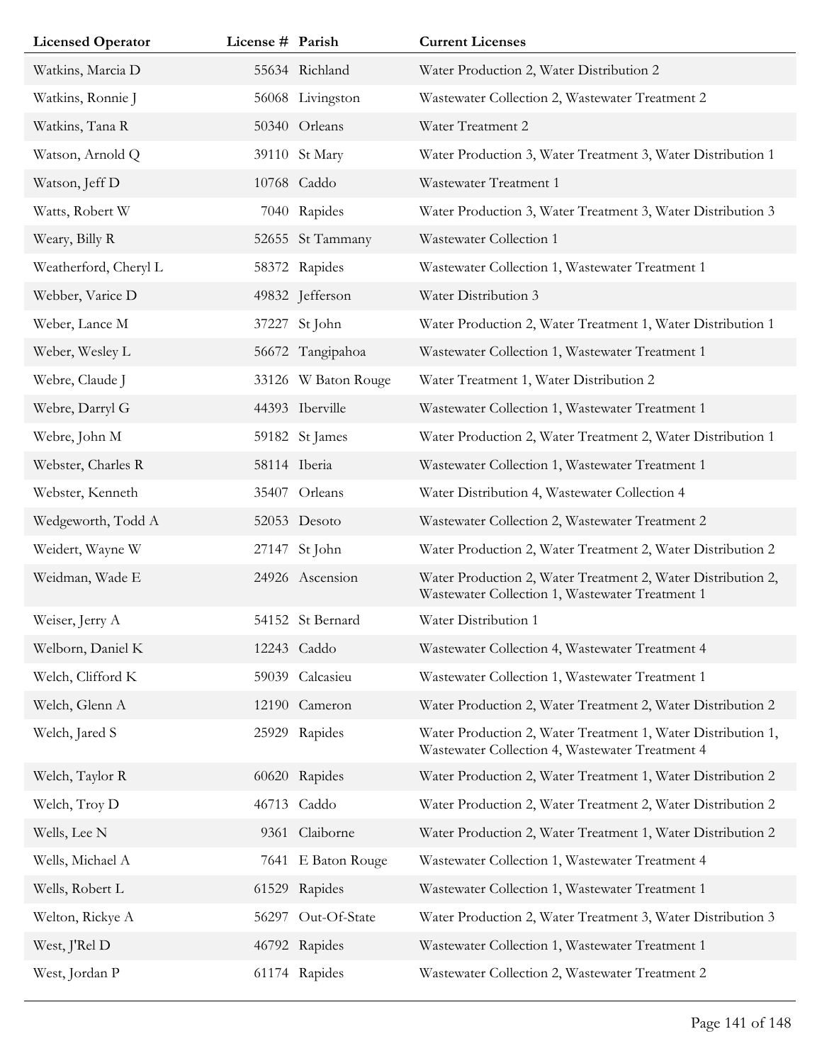| Licensed Operator | License # | Parish | Current Licenses |
|---|---|---|---|
| Watkins, Marcia D | 55634 | Richland | Water Production 2, Water Distribution 2 |
| Watkins, Ronnie J | 56068 | Livingston | Wastewater Collection 2, Wastewater Treatment 2 |
| Watkins, Tana R | 50340 | Orleans | Water Treatment 2 |
| Watson, Arnold Q | 39110 | St Mary | Water Production 3, Water Treatment 3, Water Distribution 1 |
| Watson, Jeff D | 10768 | Caddo | Wastewater Treatment 1 |
| Watts, Robert W | 7040 | Rapides | Water Production 3, Water Treatment 3, Water Distribution 3 |
| Weary, Billy R | 52655 | St Tammany | Wastewater Collection 1 |
| Weatherford, Cheryl L | 58372 | Rapides | Wastewater Collection 1, Wastewater Treatment 1 |
| Webber, Varice D | 49832 | Jefferson | Water Distribution 3 |
| Weber, Lance M | 37227 | St John | Water Production 2, Water Treatment 1, Water Distribution 1 |
| Weber, Wesley L | 56672 | Tangipahoa | Wastewater Collection 1, Wastewater Treatment 1 |
| Webre, Claude J | 33126 | W Baton Rouge | Water Treatment 1, Water Distribution 2 |
| Webre, Darryl G | 44393 | Iberville | Wastewater Collection 1, Wastewater Treatment 1 |
| Webre, John M | 59182 | St James | Water Production 2, Water Treatment 2, Water Distribution 1 |
| Webster, Charles R | 58114 | Iberia | Wastewater Collection 1, Wastewater Treatment 1 |
| Webster, Kenneth | 35407 | Orleans | Water Distribution 4, Wastewater Collection 4 |
| Wedgeworth, Todd A | 52053 | Desoto | Wastewater Collection 2, Wastewater Treatment 2 |
| Weidert, Wayne W | 27147 | St John | Water Production 2, Water Treatment 2, Water Distribution 2 |
| Weidman, Wade E | 24926 | Ascension | Water Production 2, Water Treatment 2, Water Distribution 2, Wastewater Collection 1, Wastewater Treatment 1 |
| Weiser, Jerry A | 54152 | St Bernard | Water Distribution 1 |
| Welborn, Daniel K | 12243 | Caddo | Wastewater Collection 4, Wastewater Treatment 4 |
| Welch, Clifford K | 59039 | Calcasieu | Wastewater Collection 1, Wastewater Treatment 1 |
| Welch, Glenn A | 12190 | Cameron | Water Production 2, Water Treatment 2, Water Distribution 2 |
| Welch, Jared S | 25929 | Rapides | Water Production 2, Water Treatment 1, Water Distribution 1, Wastewater Collection 4, Wastewater Treatment 4 |
| Welch, Taylor R | 60620 | Rapides | Water Production 2, Water Treatment 1, Water Distribution 2 |
| Welch, Troy D | 46713 | Caddo | Water Production 2, Water Treatment 2, Water Distribution 2 |
| Wells, Lee N | 9361 | Claiborne | Water Production 2, Water Treatment 1, Water Distribution 2 |
| Wells, Michael A | 7641 | E Baton Rouge | Wastewater Collection 1, Wastewater Treatment 4 |
| Wells, Robert L | 61529 | Rapides | Wastewater Collection 1, Wastewater Treatment 1 |
| Welton, Rickye A | 56297 | Out-Of-State | Water Production 2, Water Treatment 3, Water Distribution 3 |
| West, J'Rel D | 46792 | Rapides | Wastewater Collection 1, Wastewater Treatment 1 |
| West, Jordan P | 61174 | Rapides | Wastewater Collection 2, Wastewater Treatment 2 |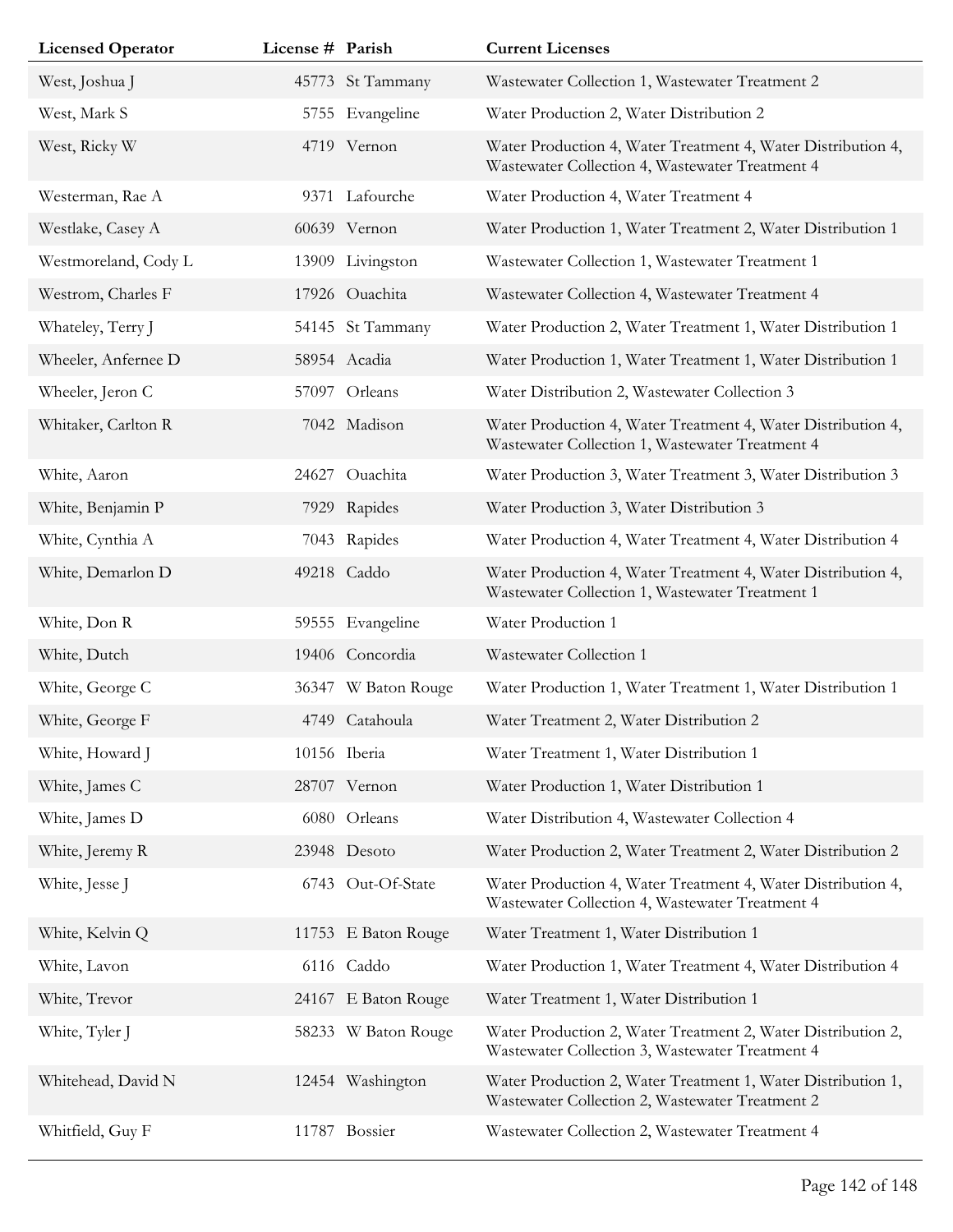| Licensed Operator | License # | Parish | Current Licenses |
|---|---|---|---|
| West, Joshua J | 45773 | St Tammany | Wastewater Collection 1, Wastewater Treatment 2 |
| West, Mark S | 5755 | Evangeline | Water Production 2, Water Distribution 2 |
| West, Ricky W | 4719 | Vernon | Water Production 4, Water Treatment 4, Water Distribution 4, Wastewater Collection 4, Wastewater Treatment 4 |
| Westerman, Rae A | 9371 | Lafourche | Water Production 4, Water Treatment 4 |
| Westlake, Casey A | 60639 | Vernon | Water Production 1, Water Treatment 2, Water Distribution 1 |
| Westmoreland, Cody L | 13909 | Livingston | Wastewater Collection 1, Wastewater Treatment 1 |
| Westrom, Charles F | 17926 | Ouachita | Wastewater Collection 4, Wastewater Treatment 4 |
| Whateley, Terry J | 54145 | St Tammany | Water Production 2, Water Treatment 1, Water Distribution 1 |
| Wheeler, Anfernee D | 58954 | Acadia | Water Production 1, Water Treatment 1, Water Distribution 1 |
| Wheeler, Jeron C | 57097 | Orleans | Water Distribution 2, Wastewater Collection 3 |
| Whitaker, Carlton R | 7042 | Madison | Water Production 4, Water Treatment 4, Water Distribution 4, Wastewater Collection 1, Wastewater Treatment 4 |
| White, Aaron | 24627 | Ouachita | Water Production 3, Water Treatment 3, Water Distribution 3 |
| White, Benjamin P | 7929 | Rapides | Water Production 3, Water Distribution 3 |
| White, Cynthia A | 7043 | Rapides | Water Production 4, Water Treatment 4, Water Distribution 4 |
| White, Demarlon D | 49218 | Caddo | Water Production 4, Water Treatment 4, Water Distribution 4, Wastewater Collection 1, Wastewater Treatment 1 |
| White, Don R | 59555 | Evangeline | Water Production 1 |
| White, Dutch | 19406 | Concordia | Wastewater Collection 1 |
| White, George C | 36347 | W Baton Rouge | Water Production 1, Water Treatment 1, Water Distribution 1 |
| White, George F | 4749 | Catahoula | Water Treatment 2, Water Distribution 2 |
| White, Howard J | 10156 | Iberia | Water Treatment 1, Water Distribution 1 |
| White, James C | 28707 | Vernon | Water Production 1, Water Distribution 1 |
| White, James D | 6080 | Orleans | Water Distribution 4, Wastewater Collection 4 |
| White, Jeremy R | 23948 | Desoto | Water Production 2, Water Treatment 2, Water Distribution 2 |
| White, Jesse J | 6743 | Out-Of-State | Water Production 4, Water Treatment 4, Water Distribution 4, Wastewater Collection 4, Wastewater Treatment 4 |
| White, Kelvin Q | 11753 | E Baton Rouge | Water Treatment 1, Water Distribution 1 |
| White, Lavon | 6116 | Caddo | Water Production 1, Water Treatment 4, Water Distribution 4 |
| White, Trevor | 24167 | E Baton Rouge | Water Treatment 1, Water Distribution 1 |
| White, Tyler J | 58233 | W Baton Rouge | Water Production 2, Water Treatment 2, Water Distribution 2, Wastewater Collection 3, Wastewater Treatment 4 |
| Whitehead, David N | 12454 | Washington | Water Production 2, Water Treatment 1, Water Distribution 1, Wastewater Collection 2, Wastewater Treatment 2 |
| Whitfield, Guy F | 11787 | Bossier | Wastewater Collection 2, Wastewater Treatment 4 |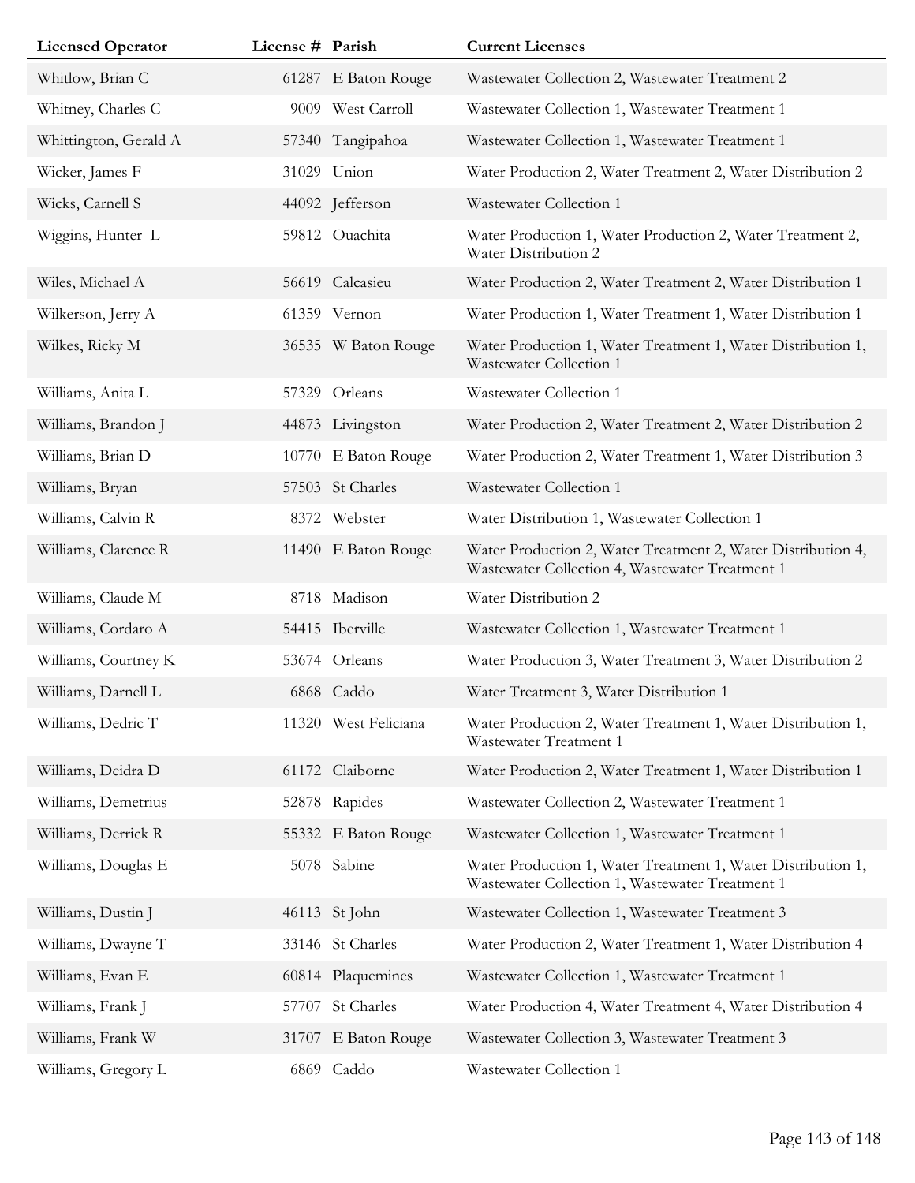| Licensed Operator | License # | Parish | Current Licenses |
|---|---|---|---|
| Whitlow, Brian C | 61287 | E Baton Rouge | Wastewater Collection 2, Wastewater Treatment 2 |
| Whitney, Charles C | 9009 | West Carroll | Wastewater Collection 1, Wastewater Treatment 1 |
| Whittington, Gerald A | 57340 | Tangipahoa | Wastewater Collection 1, Wastewater Treatment 1 |
| Wicker, James F | 31029 | Union | Water Production 2, Water Treatment 2, Water Distribution 2 |
| Wicks, Carnell S | 44092 | Jefferson | Wastewater Collection 1 |
| Wiggins, Hunter L | 59812 | Ouachita | Water Production 1, Water Production 2, Water Treatment 2, Water Distribution 2 |
| Wiles, Michael A | 56619 | Calcasieu | Water Production 2, Water Treatment 2, Water Distribution 1 |
| Wilkerson, Jerry A | 61359 | Vernon | Water Production 1, Water Treatment 1, Water Distribution 1 |
| Wilkes, Ricky M | 36535 | W Baton Rouge | Water Production 1, Water Treatment 1, Water Distribution 1, Wastewater Collection 1 |
| Williams, Anita L | 57329 | Orleans | Wastewater Collection 1 |
| Williams, Brandon J | 44873 | Livingston | Water Production 2, Water Treatment 2, Water Distribution 2 |
| Williams, Brian D | 10770 | E Baton Rouge | Water Production 2, Water Treatment 1, Water Distribution 3 |
| Williams, Bryan | 57503 | St Charles | Wastewater Collection 1 |
| Williams, Calvin R | 8372 | Webster | Water Distribution 1, Wastewater Collection 1 |
| Williams, Clarence R | 11490 | E Baton Rouge | Water Production 2, Water Treatment 2, Water Distribution 4, Wastewater Collection 4, Wastewater Treatment 1 |
| Williams, Claude M | 8718 | Madison | Water Distribution 2 |
| Williams, Cordaro A | 54415 | Iberville | Wastewater Collection 1, Wastewater Treatment 1 |
| Williams, Courtney K | 53674 | Orleans | Water Production 3, Water Treatment 3, Water Distribution 2 |
| Williams, Darnell L | 6868 | Caddo | Water Treatment 3, Water Distribution 1 |
| Williams, Dedric T | 11320 | West Feliciana | Water Production 2, Water Treatment 1, Water Distribution 1, Wastewater Treatment 1 |
| Williams, Deidra D | 61172 | Claiborne | Water Production 2, Water Treatment 1, Water Distribution 1 |
| Williams, Demetrius | 52878 | Rapides | Wastewater Collection 2, Wastewater Treatment 1 |
| Williams, Derrick R | 55332 | E Baton Rouge | Wastewater Collection 1, Wastewater Treatment 1 |
| Williams, Douglas E | 5078 | Sabine | Water Production 1, Water Treatment 1, Water Distribution 1, Wastewater Collection 1, Wastewater Treatment 1 |
| Williams, Dustin J | 46113 | St John | Wastewater Collection 1, Wastewater Treatment 3 |
| Williams, Dwayne T | 33146 | St Charles | Water Production 2, Water Treatment 1, Water Distribution 4 |
| Williams, Evan E | 60814 | Plaquemines | Wastewater Collection 1, Wastewater Treatment 1 |
| Williams, Frank J | 57707 | St Charles | Water Production 4, Water Treatment 4, Water Distribution 4 |
| Williams, Frank W | 31707 | E Baton Rouge | Wastewater Collection 3, Wastewater Treatment 3 |
| Williams, Gregory L | 6869 | Caddo | Wastewater Collection 1 |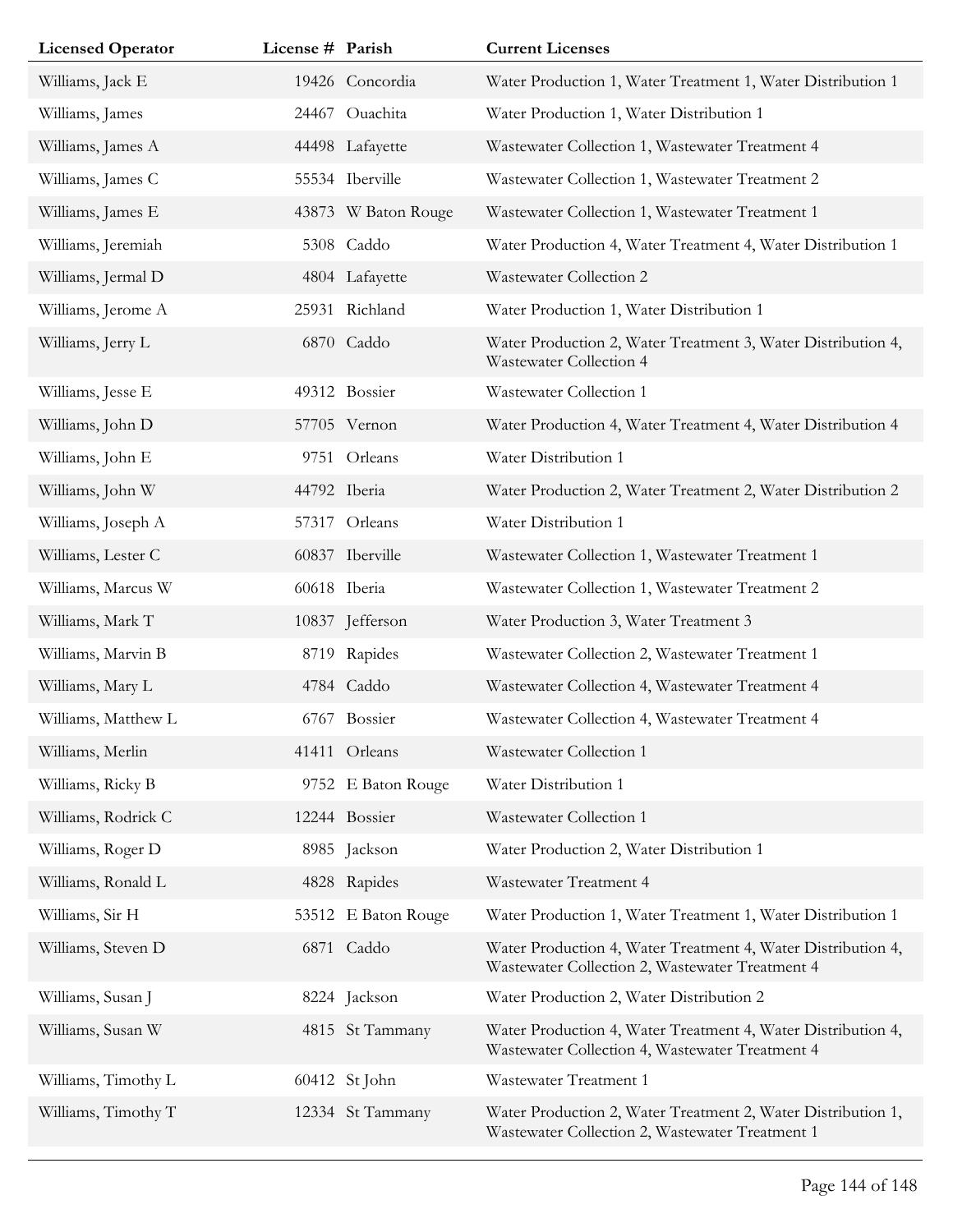| Licensed Operator | License # | Parish | Current Licenses |
|---|---|---|---|
| Williams, Jack E | 19426 | Concordia | Water Production 1, Water Treatment 1, Water Distribution 1 |
| Williams, James | 24467 | Ouachita | Water Production 1, Water Distribution 1 |
| Williams, James A | 44498 | Lafayette | Wastewater Collection 1, Wastewater Treatment 4 |
| Williams, James C | 55534 | Iberville | Wastewater Collection 1, Wastewater Treatment 2 |
| Williams, James E | 43873 | W Baton Rouge | Wastewater Collection 1, Wastewater Treatment 1 |
| Williams, Jeremiah | 5308 | Caddo | Water Production 4, Water Treatment 4, Water Distribution 1 |
| Williams, Jermal D | 4804 | Lafayette | Wastewater Collection 2 |
| Williams, Jerome A | 25931 | Richland | Water Production 1, Water Distribution 1 |
| Williams, Jerry L | 6870 | Caddo | Water Production 2, Water Treatment 3, Water Distribution 4, Wastewater Collection 4 |
| Williams, Jesse E | 49312 | Bossier | Wastewater Collection 1 |
| Williams, John D | 57705 | Vernon | Water Production 4, Water Treatment 4, Water Distribution 4 |
| Williams, John E | 9751 | Orleans | Water Distribution 1 |
| Williams, John W | 44792 | Iberia | Water Production 2, Water Treatment 2, Water Distribution 2 |
| Williams, Joseph A | 57317 | Orleans | Water Distribution 1 |
| Williams, Lester C | 60837 | Iberville | Wastewater Collection 1, Wastewater Treatment 1 |
| Williams, Marcus W | 60618 | Iberia | Wastewater Collection 1, Wastewater Treatment 2 |
| Williams, Mark T | 10837 | Jefferson | Water Production 3, Water Treatment 3 |
| Williams, Marvin B | 8719 | Rapides | Wastewater Collection 2, Wastewater Treatment 1 |
| Williams, Mary L | 4784 | Caddo | Wastewater Collection 4, Wastewater Treatment 4 |
| Williams, Matthew L | 6767 | Bossier | Wastewater Collection 4, Wastewater Treatment 4 |
| Williams, Merlin | 41411 | Orleans | Wastewater Collection 1 |
| Williams, Ricky B | 9752 | E Baton Rouge | Water Distribution 1 |
| Williams, Rodrick C | 12244 | Bossier | Wastewater Collection 1 |
| Williams, Roger D | 8985 | Jackson | Water Production 2, Water Distribution 1 |
| Williams, Ronald L | 4828 | Rapides | Wastewater Treatment 4 |
| Williams, Sir H | 53512 | E Baton Rouge | Water Production 1, Water Treatment 1, Water Distribution 1 |
| Williams, Steven D | 6871 | Caddo | Water Production 4, Water Treatment 4, Water Distribution 4, Wastewater Collection 2, Wastewater Treatment 4 |
| Williams, Susan J | 8224 | Jackson | Water Production 2, Water Distribution 2 |
| Williams, Susan W | 4815 | St Tammany | Water Production 4, Water Treatment 4, Water Distribution 4, Wastewater Collection 4, Wastewater Treatment 4 |
| Williams, Timothy L | 60412 | St John | Wastewater Treatment 1 |
| Williams, Timothy T | 12334 | St Tammany | Water Production 2, Water Treatment 2, Water Distribution 1, Wastewater Collection 2, Wastewater Treatment 1 |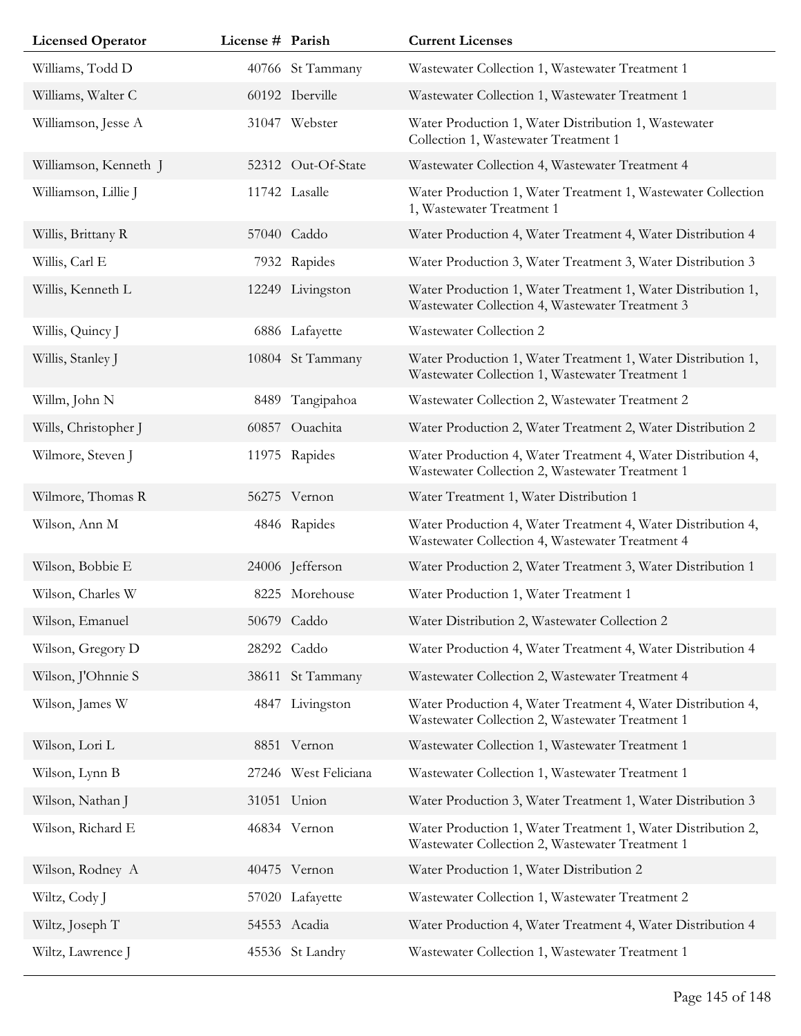| Licensed Operator | License # | Parish | Current Licenses |
|---|---|---|---|
| Williams, Todd D | 40766 | St Tammany | Wastewater Collection 1, Wastewater Treatment 1 |
| Williams, Walter C | 60192 | Iberville | Wastewater Collection 1, Wastewater Treatment 1 |
| Williamson, Jesse A | 31047 | Webster | Water Production 1, Water Distribution 1, Wastewater Collection 1, Wastewater Treatment 1 |
| Williamson, Kenneth J | 52312 | Out-Of-State | Wastewater Collection 4, Wastewater Treatment 4 |
| Williamson, Lillie J | 11742 | Lasalle | Water Production 1, Water Treatment 1, Wastewater Collection 1, Wastewater Treatment 1 |
| Willis, Brittany R | 57040 | Caddo | Water Production 4, Water Treatment 4, Water Distribution 4 |
| Willis, Carl E | 7932 | Rapides | Water Production 3, Water Treatment 3, Water Distribution 3 |
| Willis, Kenneth L | 12249 | Livingston | Water Production 1, Water Treatment 1, Water Distribution 1, Wastewater Collection 4, Wastewater Treatment 3 |
| Willis, Quincy J | 6886 | Lafayette | Wastewater Collection 2 |
| Willis, Stanley J | 10804 | St Tammany | Water Production 1, Water Treatment 1, Water Distribution 1, Wastewater Collection 1, Wastewater Treatment 1 |
| Willm, John N | 8489 | Tangipahoa | Wastewater Collection 2, Wastewater Treatment 2 |
| Wills, Christopher J | 60857 | Ouachita | Water Production 2, Water Treatment 2, Water Distribution 2 |
| Wilmore, Steven J | 11975 | Rapides | Water Production 4, Water Treatment 4, Water Distribution 4, Wastewater Collection 2, Wastewater Treatment 1 |
| Wilmore, Thomas R | 56275 | Vernon | Water Treatment 1, Water Distribution 1 |
| Wilson, Ann M | 4846 | Rapides | Water Production 4, Water Treatment 4, Water Distribution 4, Wastewater Collection 4, Wastewater Treatment 4 |
| Wilson, Bobbie E | 24006 | Jefferson | Water Production 2, Water Treatment 3, Water Distribution 1 |
| Wilson, Charles W | 8225 | Morehouse | Water Production 1, Water Treatment 1 |
| Wilson, Emanuel | 50679 | Caddo | Water Distribution 2, Wastewater Collection 2 |
| Wilson, Gregory D | 28292 | Caddo | Water Production 4, Water Treatment 4, Water Distribution 4 |
| Wilson, J'Ohnnie S | 38611 | St Tammany | Wastewater Collection 2, Wastewater Treatment 4 |
| Wilson, James W | 4847 | Livingston | Water Production 4, Water Treatment 4, Water Distribution 4, Wastewater Collection 2, Wastewater Treatment 1 |
| Wilson, Lori L | 8851 | Vernon | Wastewater Collection 1, Wastewater Treatment 1 |
| Wilson, Lynn B | 27246 | West Feliciana | Wastewater Collection 1, Wastewater Treatment 1 |
| Wilson, Nathan J | 31051 | Union | Water Production 3, Water Treatment 1, Water Distribution 3 |
| Wilson, Richard E | 46834 | Vernon | Water Production 1, Water Treatment 1, Water Distribution 2, Wastewater Collection 2, Wastewater Treatment 1 |
| Wilson, Rodney A | 40475 | Vernon | Water Production 1, Water Distribution 2 |
| Wiltz, Cody J | 57020 | Lafayette | Wastewater Collection 1, Wastewater Treatment 2 |
| Wiltz, Joseph T | 54553 | Acadia | Water Production 4, Water Treatment 4, Water Distribution 4 |
| Wiltz, Lawrence J | 45536 | St Landry | Wastewater Collection 1, Wastewater Treatment 1 |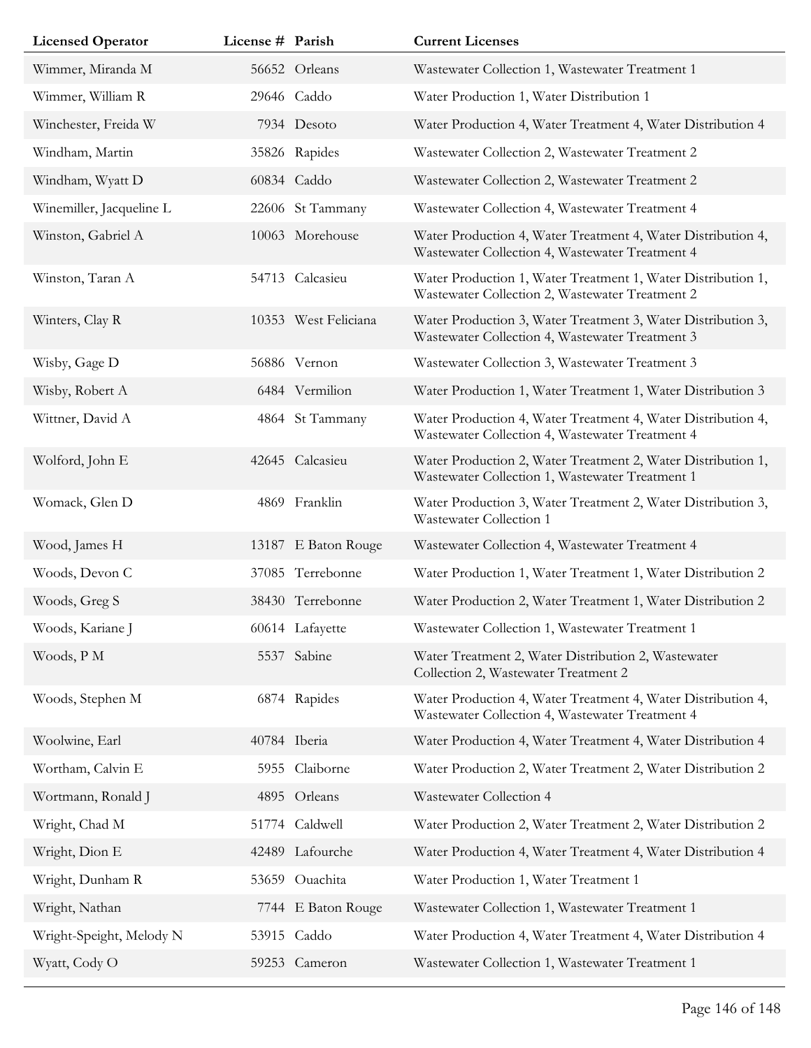| Licensed Operator | License # | Parish | Current Licenses |
|---|---|---|---|
| Wimmer, Miranda M | 56652 | Orleans | Wastewater Collection 1, Wastewater Treatment 1 |
| Wimmer, William R | 29646 | Caddo | Water Production 1, Water Distribution 1 |
| Winchester, Freida W | 7934 | Desoto | Water Production 4, Water Treatment 4, Water Distribution 4 |
| Windham, Martin | 35826 | Rapides | Wastewater Collection 2, Wastewater Treatment 2 |
| Windham, Wyatt D | 60834 | Caddo | Wastewater Collection 2, Wastewater Treatment 2 |
| Winemiller, Jacqueline L | 22606 | St Tammany | Wastewater Collection 4, Wastewater Treatment 4 |
| Winston, Gabriel A | 10063 | Morehouse | Water Production 4, Water Treatment 4, Water Distribution 4, Wastewater Collection 4, Wastewater Treatment 4 |
| Winston, Taran A | 54713 | Calcasieu | Water Production 1, Water Treatment 1, Water Distribution 1, Wastewater Collection 2, Wastewater Treatment 2 |
| Winters, Clay R | 10353 | West Feliciana | Water Production 3, Water Treatment 3, Water Distribution 3, Wastewater Collection 4, Wastewater Treatment 3 |
| Wisby, Gage D | 56886 | Vernon | Wastewater Collection 3, Wastewater Treatment 3 |
| Wisby, Robert A | 6484 | Vermilion | Water Production 1, Water Treatment 1, Water Distribution 3 |
| Wittner, David A | 4864 | St Tammany | Water Production 4, Water Treatment 4, Water Distribution 4, Wastewater Collection 4, Wastewater Treatment 4 |
| Wolford, John E | 42645 | Calcasieu | Water Production 2, Water Treatment 2, Water Distribution 1, Wastewater Collection 1, Wastewater Treatment 1 |
| Womack, Glen D | 4869 | Franklin | Water Production 3, Water Treatment 2, Water Distribution 3, Wastewater Collection 1 |
| Wood, James H | 13187 | E Baton Rouge | Wastewater Collection 4, Wastewater Treatment 4 |
| Woods, Devon C | 37085 | Terrebonne | Water Production 1, Water Treatment 1, Water Distribution 2 |
| Woods, Greg S | 38430 | Terrebonne | Water Production 2, Water Treatment 1, Water Distribution 2 |
| Woods, Kariane J | 60614 | Lafayette | Wastewater Collection 1, Wastewater Treatment 1 |
| Woods, P M | 5537 | Sabine | Water Treatment 2, Water Distribution 2, Wastewater Collection 2, Wastewater Treatment 2 |
| Woods, Stephen M | 6874 | Rapides | Water Production 4, Water Treatment 4, Water Distribution 4, Wastewater Collection 4, Wastewater Treatment 4 |
| Woolwine, Earl | 40784 | Iberia | Water Production 4, Water Treatment 4, Water Distribution 4 |
| Wortham, Calvin E | 5955 | Claiborne | Water Production 2, Water Treatment 2, Water Distribution 2 |
| Wortmann, Ronald J | 4895 | Orleans | Wastewater Collection 4 |
| Wright, Chad M | 51774 | Caldwell | Water Production 2, Water Treatment 2, Water Distribution 2 |
| Wright, Dion E | 42489 | Lafourche | Water Production 4, Water Treatment 4, Water Distribution 4 |
| Wright, Dunham R | 53659 | Ouachita | Water Production 1, Water Treatment 1 |
| Wright, Nathan | 7744 | E Baton Rouge | Wastewater Collection 1, Wastewater Treatment 1 |
| Wright-Speight, Melody N | 53915 | Caddo | Water Production 4, Water Treatment 4, Water Distribution 4 |
| Wyatt, Cody O | 59253 | Cameron | Wastewater Collection 1, Wastewater Treatment 1 |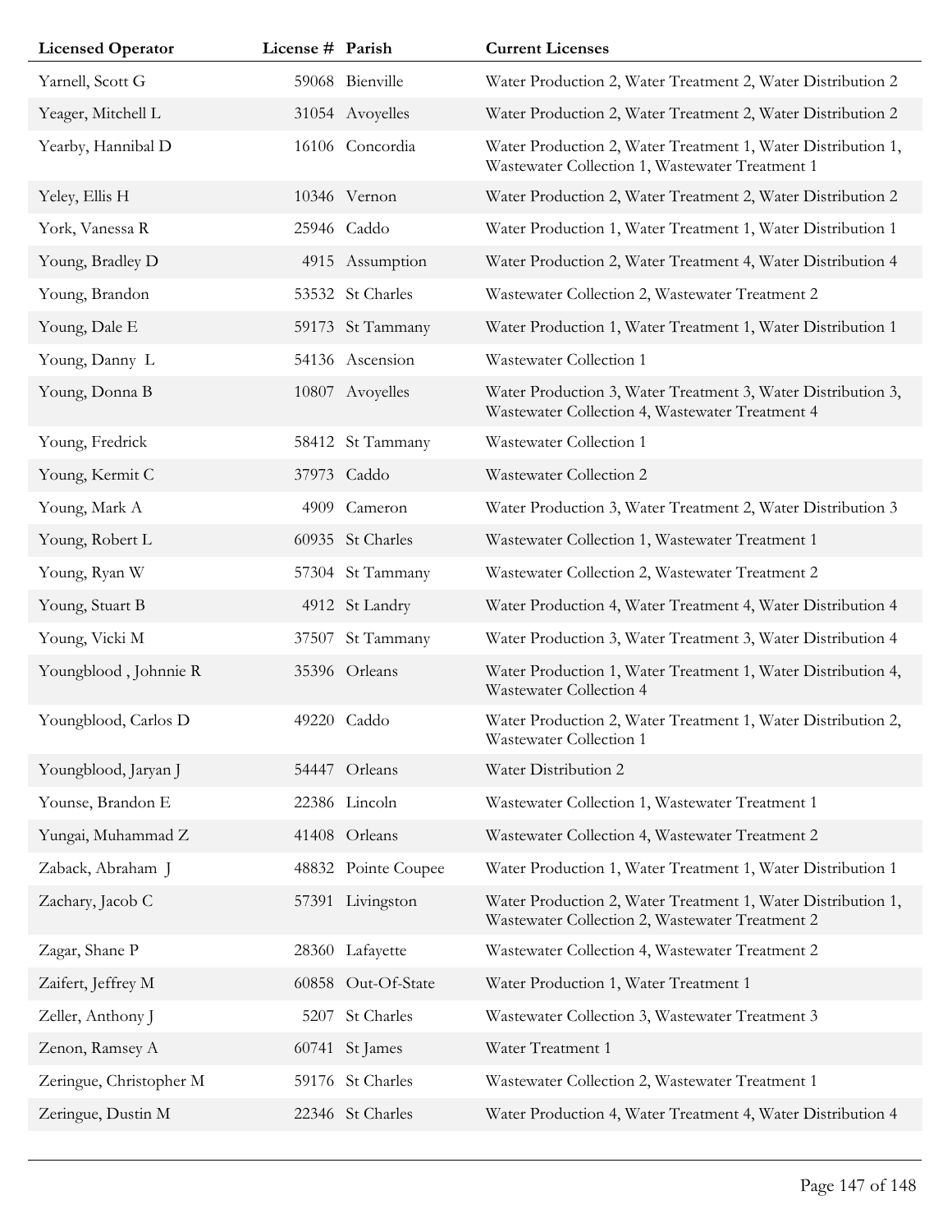| Licensed Operator | License # | Parish | Current Licenses |
|---|---|---|---|
| Yarnell, Scott G | 59068 | Bienville | Water Production 2, Water Treatment 2, Water Distribution 2 |
| Yeager, Mitchell L | 31054 | Avoyelles | Water Production 2, Water Treatment 2, Water Distribution 2 |
| Yearby, Hannibal D | 16106 | Concordia | Water Production 2, Water Treatment 1, Water Distribution 1, Wastewater Collection 1, Wastewater Treatment 1 |
| Yeley, Ellis H | 10346 | Vernon | Water Production 2, Water Treatment 2, Water Distribution 2 |
| York, Vanessa R | 25946 | Caddo | Water Production 1, Water Treatment 1, Water Distribution 1 |
| Young, Bradley D | 4915 | Assumption | Water Production 2, Water Treatment 4, Water Distribution 4 |
| Young, Brandon | 53532 | St Charles | Wastewater Collection 2, Wastewater Treatment 2 |
| Young, Dale E | 59173 | St Tammany | Water Production 1, Water Treatment 1, Water Distribution 1 |
| Young, Danny L | 54136 | Ascension | Wastewater Collection 1 |
| Young, Donna B | 10807 | Avoyelles | Water Production 3, Water Treatment 3, Water Distribution 3, Wastewater Collection 4, Wastewater Treatment 4 |
| Young, Fredrick | 58412 | St Tammany | Wastewater Collection 1 |
| Young, Kermit C | 37973 | Caddo | Wastewater Collection 2 |
| Young, Mark A | 4909 | Cameron | Water Production 3, Water Treatment 2, Water Distribution 3 |
| Young, Robert L | 60935 | St Charles | Wastewater Collection 1, Wastewater Treatment 1 |
| Young, Ryan W | 57304 | St Tammany | Wastewater Collection 2, Wastewater Treatment 2 |
| Young, Stuart B | 4912 | St Landry | Water Production 4, Water Treatment 4, Water Distribution 4 |
| Young, Vicki M | 37507 | St Tammany | Water Production 3, Water Treatment 3, Water Distribution 4 |
| Youngblood , Johnnie R | 35396 | Orleans | Water Production 1, Water Treatment 1, Water Distribution 4, Wastewater Collection 4 |
| Youngblood, Carlos D | 49220 | Caddo | Water Production 2, Water Treatment 1, Water Distribution 2, Wastewater Collection 1 |
| Youngblood, Jaryan J | 54447 | Orleans | Water Distribution 2 |
| Younse, Brandon E | 22386 | Lincoln | Wastewater Collection 1, Wastewater Treatment 1 |
| Yungai, Muhammad Z | 41408 | Orleans | Wastewater Collection 4, Wastewater Treatment 2 |
| Zaback, Abraham J | 48832 | Pointe Coupee | Water Production 1, Water Treatment 1, Water Distribution 1 |
| Zachary, Jacob C | 57391 | Livingston | Water Production 2, Water Treatment 1, Water Distribution 1, Wastewater Collection 2, Wastewater Treatment 2 |
| Zagar, Shane P | 28360 | Lafayette | Wastewater Collection 4, Wastewater Treatment 2 |
| Zaifert, Jeffrey M | 60858 | Out-Of-State | Water Production 1, Water Treatment 1 |
| Zeller, Anthony J | 5207 | St Charles | Wastewater Collection 3, Wastewater Treatment 3 |
| Zenon, Ramsey A | 60741 | St James | Water Treatment 1 |
| Zeringue, Christopher M | 59176 | St Charles | Wastewater Collection 2, Wastewater Treatment 1 |
| Zeringue, Dustin M | 22346 | St Charles | Water Production 4, Water Treatment 4, Water Distribution 4 |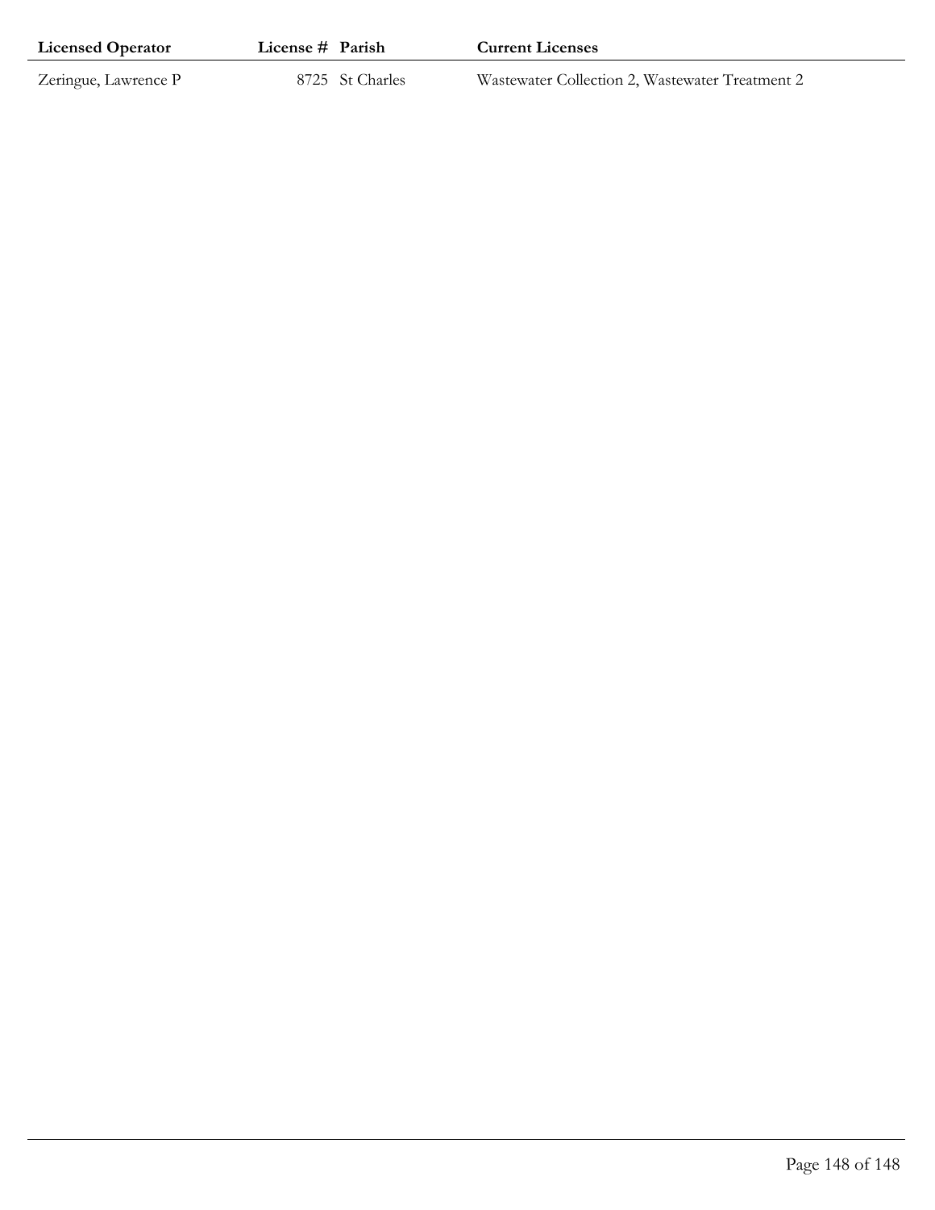| Licensed Operator | License # | Parish | Current Licenses |
|---|---|---|---|
| Zeringue, Lawrence P | 8725 | St Charles | Wastewater Collection 2, Wastewater Treatment 2 |